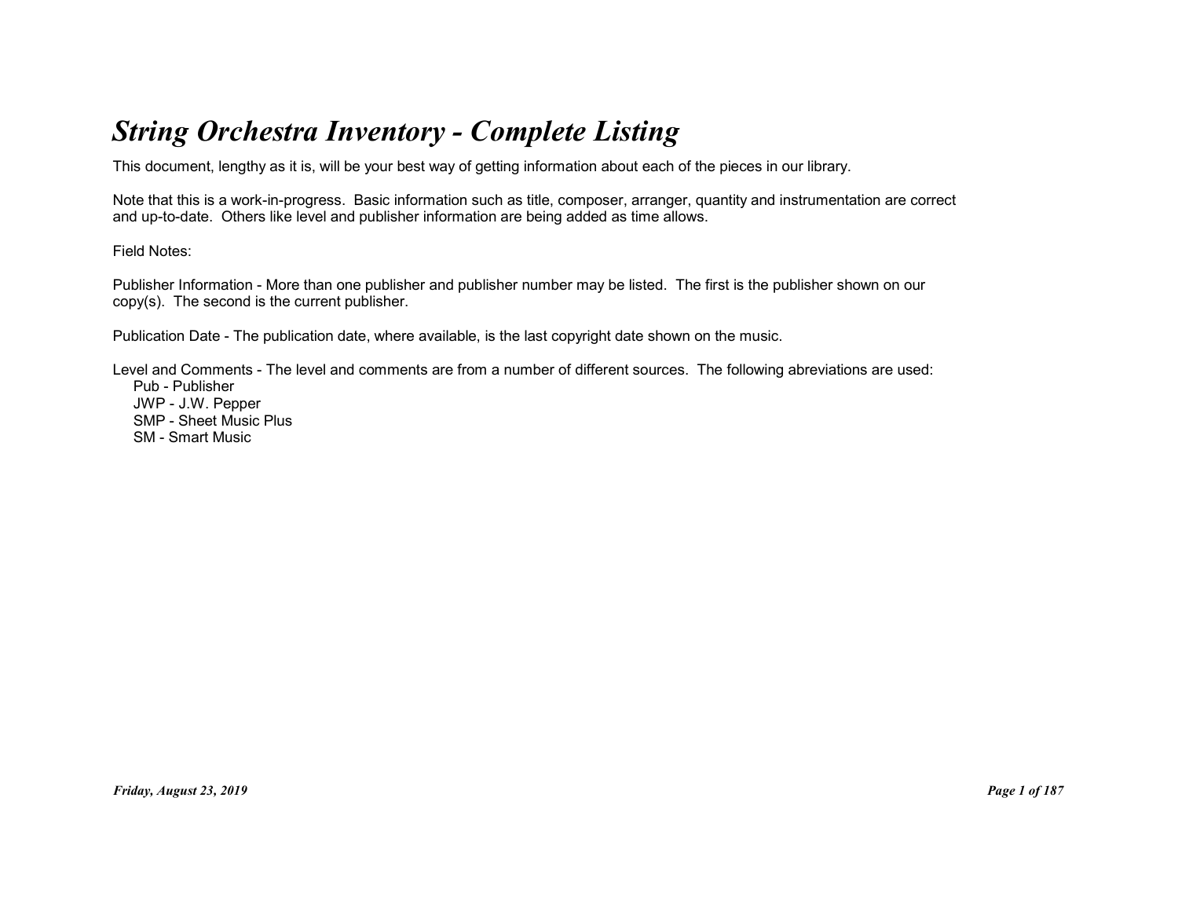# *String Orchestra Inventory - Complete Listing*

This document, lengthy as it is, will be your best way of getting information about each of the pieces in our library.

Note that this is a work-in-progress. Basic information such as title, composer, arranger, quantity and instrumentation are correct and up-to-date. Others like level and publisher information are being added as time allows.

Field Notes:

Publisher Information - More than one publisher and publisher number may be listed. The first is the publisher shown on our copy(s). The second is the current publisher.

Publication Date - The publication date, where available, is the last copyright date shown on the music.

Level and Comments - The level and comments are from a number of different sources. The following abreviations are used:

- Pub - Publisher
- JWP - J.W. Pepper
- SMP - Sheet Music Plus
- SM - Smart Music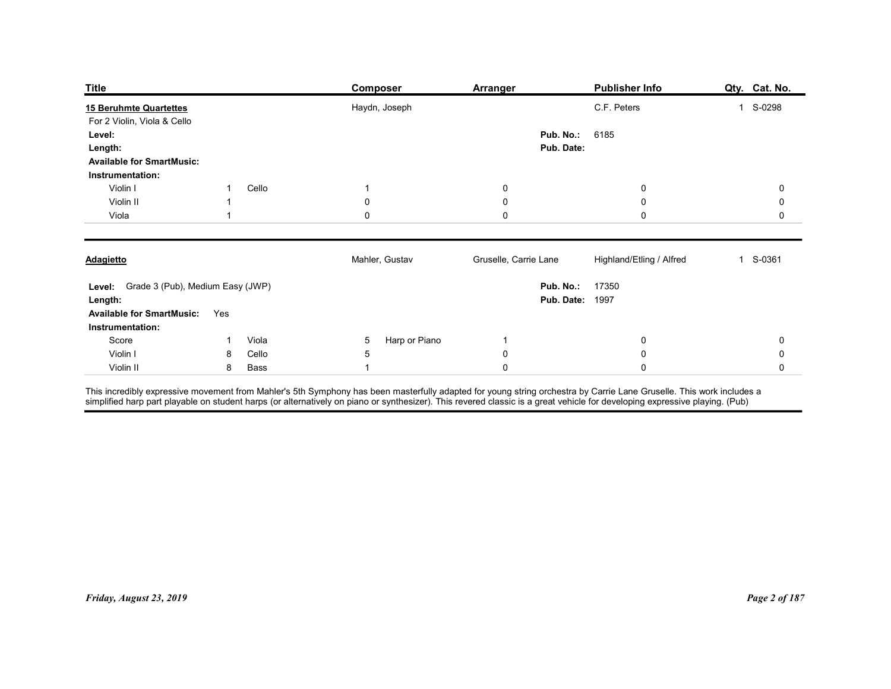| Title | Composer | Arranger | Publisher Info | Qty. | Cat. No. |
|---|---|---|---|---|---|
| **15 Beruhmte Quartettes** | Haydn, Joseph | | C.F. Peters | 1 | S-0298 |

For 2 Violin, Viola & Cello

**Level:**
**Length:**
**Available for SmartMusic:**
**Pub. No.:** 6185
**Pub. Date:**

**Instrumentation:**

| | | | | | | | |
|---|---|---|---|---|---|---|---|
| Violin I | 1 | Cello | 1 | | 0 | 0 | 0 |
| Violin II | 1 | | 0 | | 0 | 0 | 0 |
| Viola | 1 | | 0 | | 0 | 0 | 0 |

---

| Title | Composer | Arranger | Publisher Info | Qty. | Cat. No. |
|---|---|---|---|---|---|
| **Adagietto** | Mahler, Gustav | Gruselle, Carrie Lane | Highland/Etling / Alfred | 1 | S-0361 |

**Level:** Grade 3 (Pub), Medium Easy (JWP)
**Length:**
**Available for SmartMusic:** Yes
**Pub. No.:** 17350
**Pub. Date:** 1997

**Instrumentation:**

| | | | | | | | |
|---|---|---|---|---|---|---|---|
| Score | 1 | Viola | 5 | Harp or Piano | 1 | 0 | 0 |
| Violin I | 8 | Cello | 5 | | 0 | 0 | 0 |
| Violin II | 8 | Bass | 1 | | 0 | 0 | 0 |

This incredibly expressive movement from Mahler's 5th Symphony has been masterfully adapted for young string orchestra by Carrie Lane Gruselle. This work includes a simplified harp part playable on student harps (or alternatively on piano or synthesizer). This revered classic is a great vehicle for developing expressive playing. (Pub)

*Friday, August 23, 2019*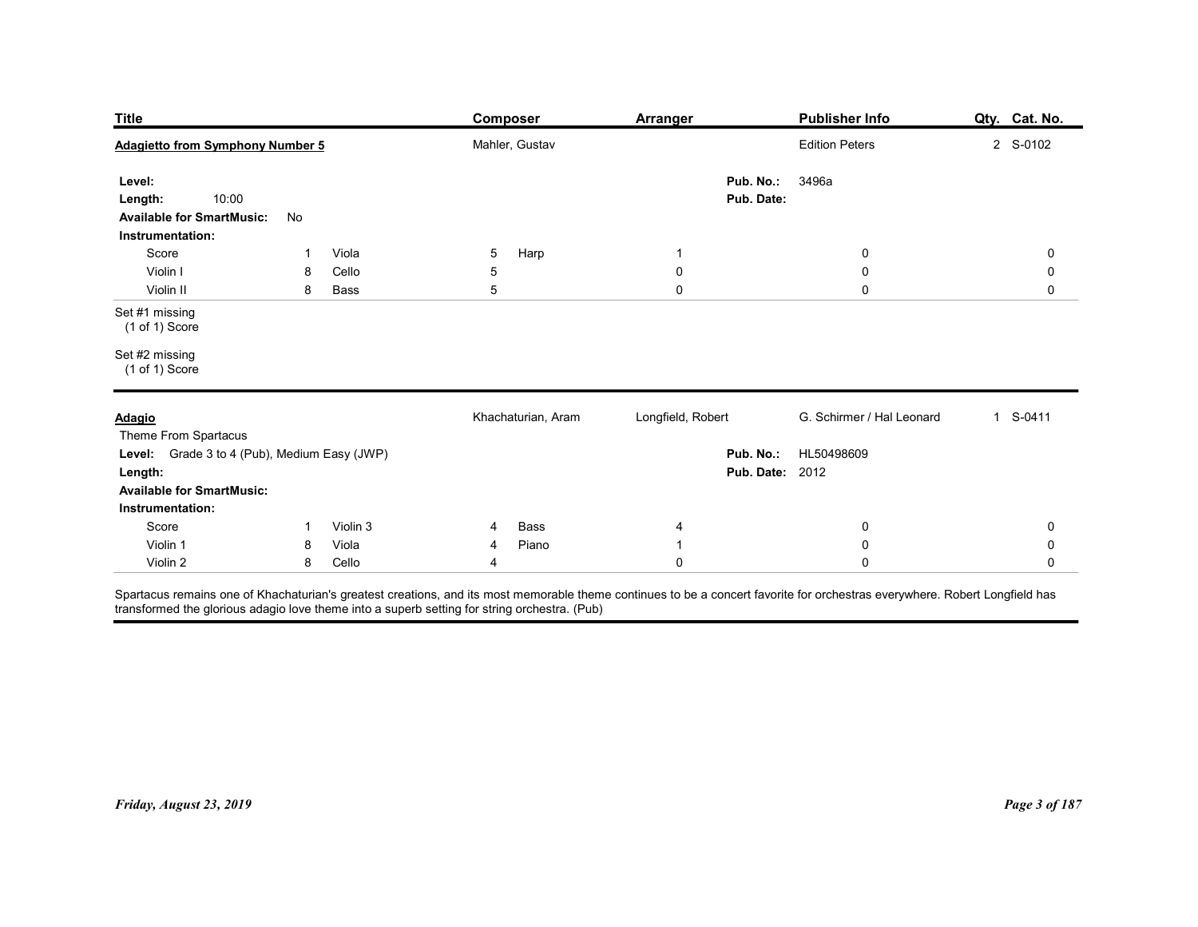| Title | Composer | Arranger | Publisher Info | Qty. | Cat. No. |
|---|---|---|---|---|---|
| **Adagietto from Symphony Number 5** | Mahler, Gustav | | Edition Peters | 2 | S-0102 |

**Level:**
**Length:** 10:00
**Available for SmartMusic:** No
**Pub. No.:** 3496a
**Pub. Date:**

**Instrumentation:**

| | | | | | | | | |
|---|---|---|---|---|---|---|---|---|
| Score | 1 | Viola | 5 | Harp | 1 | 0 | | 0 |
| Violin I | 8 | Cello | 5 | | 0 | 0 | | 0 |
| Violin II | 8 | Bass | 5 | | 0 | 0 | | 0 |

Set #1 missing
(1 of 1) Score

Set #2 missing
(1 of 1) Score

---

| Title | Composer | Arranger | Publisher Info | Qty. | Cat. No. |
|---|---|---|---|---|---|
| **Adagio** | Khachaturian, Aram | Longfield, Robert | G. Schirmer / Hal Leonard | 1 | S-0411 |

Theme From Spartacus
**Level:** Grade 3 to 4 (Pub), Medium Easy (JWP)
**Length:**
**Available for SmartMusic:**
**Pub. No.:** HL50498609
**Pub. Date:** 2012

**Instrumentation:**

| | | | | | | | | |
|---|---|---|---|---|---|---|---|---|
| Score | 1 | Violin 3 | 4 | Bass | 4 | 0 | | 0 |
| Violin 1 | 8 | Viola | 4 | Piano | 1 | 0 | | 0 |
| Violin 2 | 8 | Cello | 4 | | 0 | 0 | | 0 |

Spartacus remains one of Khachaturian's greatest creations, and its most memorable theme continues to be a concert favorite for orchestras everywhere. Robert Longfield has transformed the glorious adagio love theme into a superb setting for string orchestra. (Pub)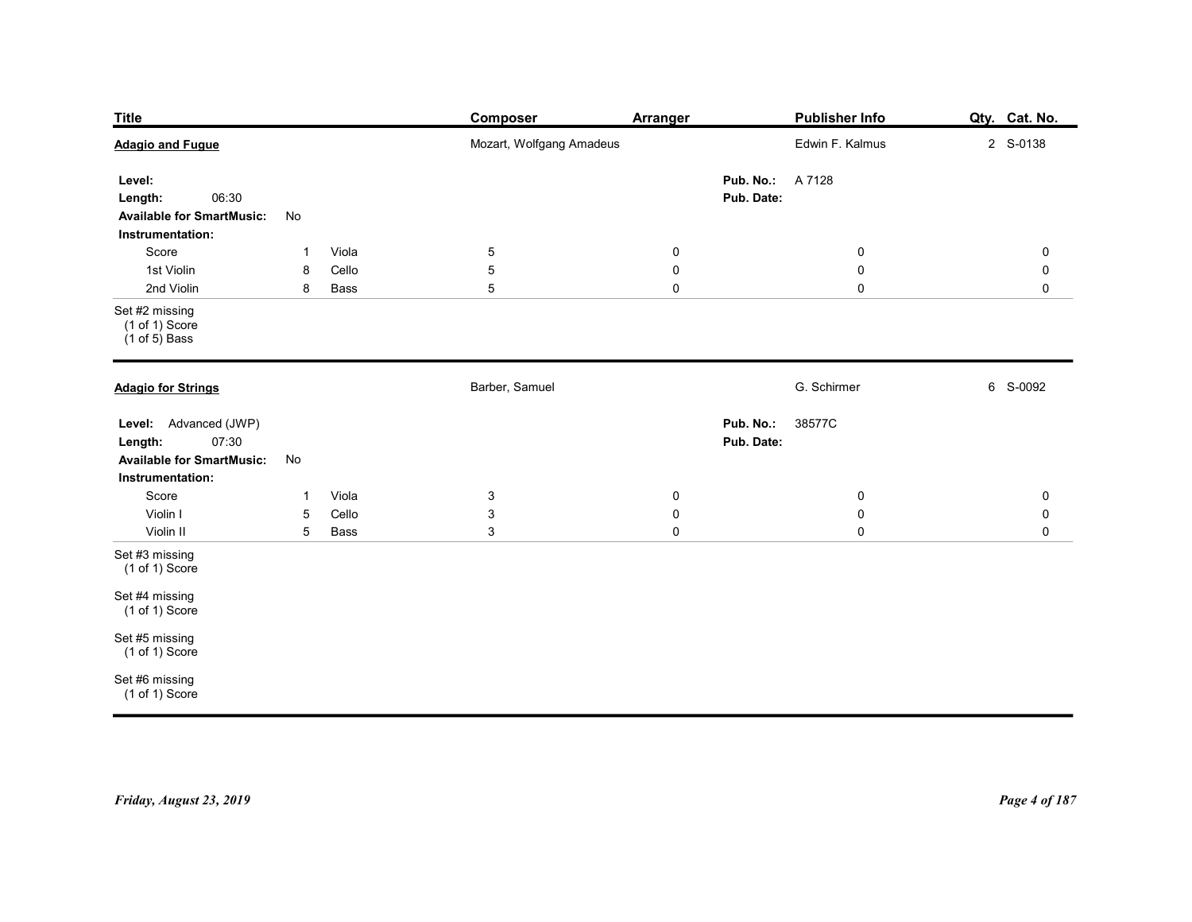| Title | Composer | Arranger | Publisher Info | Qty. | Cat. No. |
|---|---|---|---|---|---|
| **Adagio and Fugue** | Mozart, Wolfgang Amadeus | | Edwin F. Kalmus | 2 | S-0138 |

**Level:**
**Length:** 06:30
**Available for SmartMusic:** No
**Pub. No.:** A 7128
**Pub. Date:**

**Instrumentation:**

| Part | Qty. | Part | Qty. | | | | |
|---|---|---|---|---|---|---|---|
| Score | 1 | Viola | 5 | 0 | 0 | 0 | 0 |
| 1st Violin | 8 | Cello | 5 | 0 | 0 | 0 | 0 |
| 2nd Violin | 8 | Bass | 5 | 0 | 0 | 0 | 0 |

Set #2 missing
(1 of 1) Score
(1 of 5) Bass

---

| Title | Composer | Arranger | Publisher Info | Qty. | Cat. No. |
|---|---|---|---|---|---|
| **Adagio for Strings** | Barber, Samuel | | G. Schirmer | 6 | S-0092 |

**Level:** Advanced (JWP)
**Length:** 07:30
**Available for SmartMusic:** No
**Pub. No.:** 38577C
**Pub. Date:**

**Instrumentation:**

| Part | Qty. | Part | Qty. | | | | |
|---|---|---|---|---|---|---|---|
| Score | 1 | Viola | 3 | 0 | 0 | 0 | 0 |
| Violin I | 5 | Cello | 3 | 0 | 0 | 0 | 0 |
| Violin II | 5 | Bass | 3 | 0 | 0 | 0 | 0 |

Set #3 missing
(1 of 1) Score

Set #4 missing
(1 of 1) Score

Set #5 missing
(1 of 1) Score

Set #6 missing
(1 of 1) Score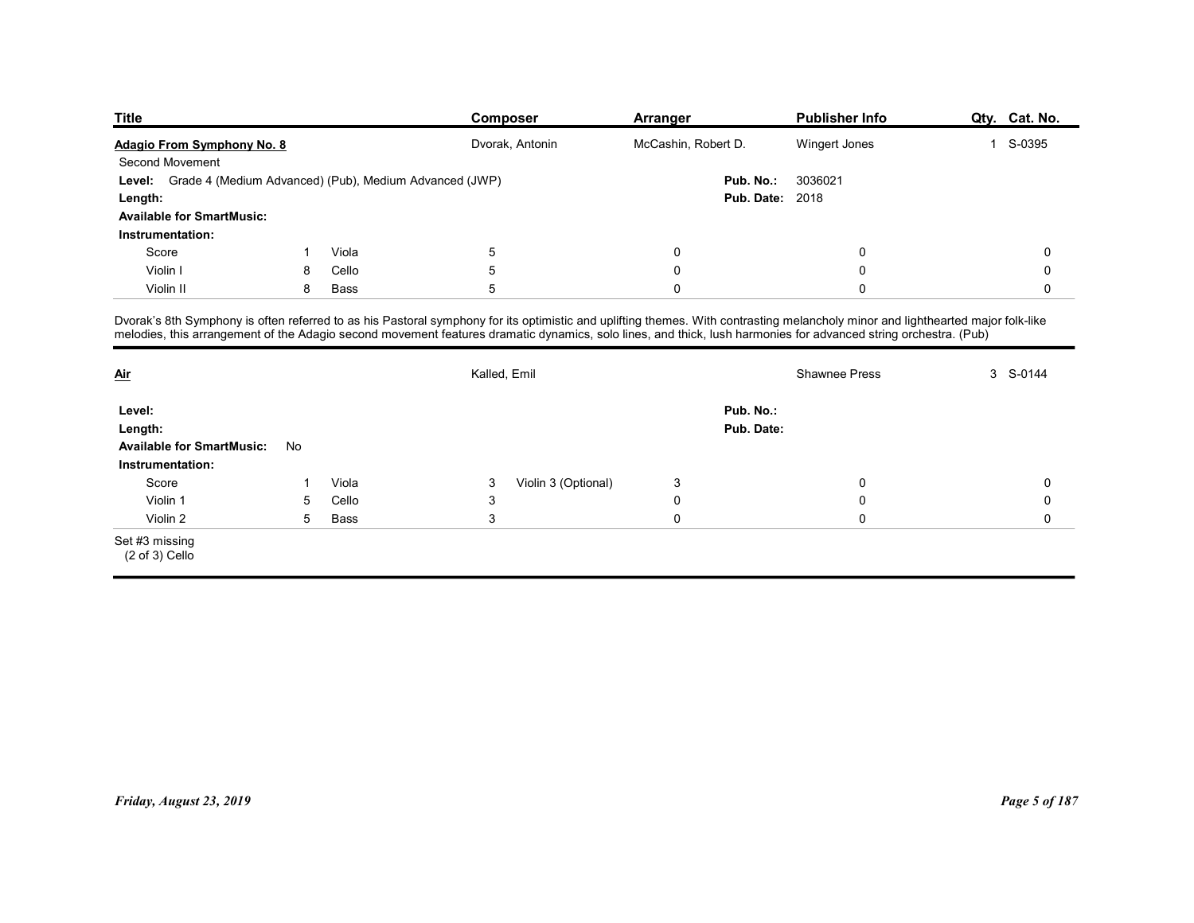| Title | Composer | Arranger | Publisher Info | Qty. | Cat. No. |
|---|---|---|---|---|---|
| **Adagio From Symphony No. 8** | Dvorak, Antonin | McCashin, Robert D. | Wingert Jones | 1 | S-0395 |

Second Movement

**Level:** Grade 4 (Medium Advanced) (Pub), Medium Advanced (JWP)
**Pub. No.:** 3036021
**Length:**
**Pub. Date:** 2018
**Available for SmartMusic:**
**Instrumentation:**

| | | | | | | | |
|---|---|---|---|---|---|---|---|
| Score | 1 | Viola | 5 | 0 | 0 | | 0 |
| Violin I | 8 | Cello | 5 | 0 | 0 | | 0 |
| Violin II | 8 | Bass | 5 | 0 | 0 | | 0 |

Dvorak's 8th Symphony is often referred to as his Pastoral symphony for its optimistic and uplifting themes. With contrasting melancholy minor and lighthearted major folk-like melodies, this arrangement of the Adagio second movement features dramatic dynamics, solo lines, and thick, lush harmonies for advanced string orchestra. (Pub)

---

| Title | Composer | Arranger | Publisher Info | Qty. | Cat. No. |
|---|---|---|---|---|---|
| **Air** | Kalled, Emil | | Shawnee Press | 3 | S-0144 |

**Level:**
**Pub. No.:**
**Length:**
**Pub. Date:**
**Available for SmartMusic:** No
**Instrumentation:**

| | | | | | | | |
|---|---|---|---|---|---|---|---|
| Score | 1 | Viola | 3 | Violin 3 (Optional) | 3 | 0 | 0 |
| Violin 1 | 5 | Cello | 3 | | 0 | 0 | 0 |
| Violin 2 | 5 | Bass | 3 | | 0 | 0 | 0 |

Set #3 missing
(2 of 3) Cello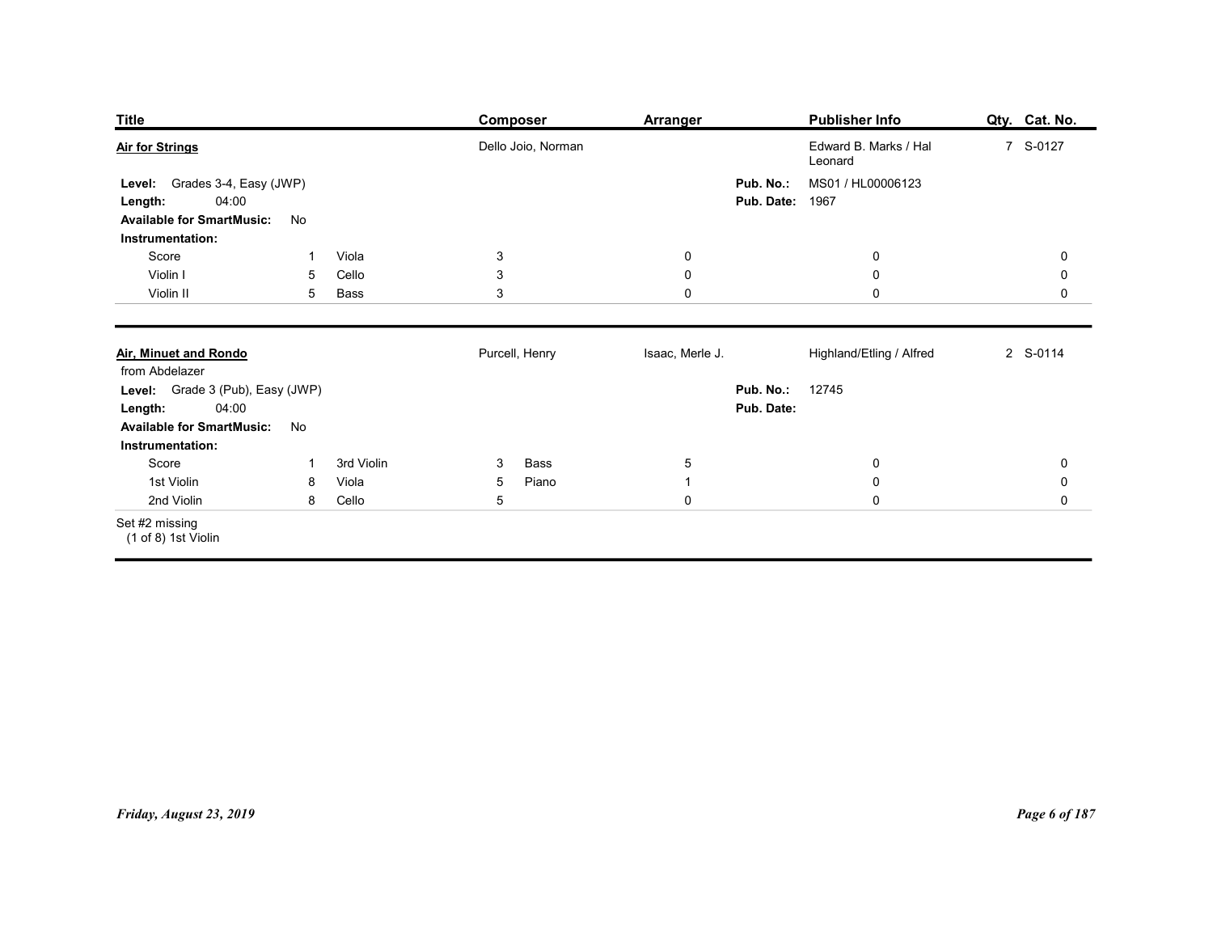| Title | Composer | Arranger | Publisher Info | Qty. | Cat. No. |
|---|---|---|---|---|---|
| **Air for Strings** | Dello Joio, Norman | | Edward B. Marks / Hal Leonard | 7 | S-0127 |

**Level:** Grades 3-4, Easy (JWP)
**Length:** 04:00
**Available for SmartMusic:** No
**Pub. No.:** MS01 / HL00006123
**Pub. Date:** 1967

**Instrumentation:**

| Part | Qty. | Part | Qty. | | | | |
|---|---|---|---|---|---|---|---|
| Score | 1 | Viola | 3 | | 0 | 0 | 0 |
| Violin I | 5 | Cello | 3 | | 0 | 0 | 0 |
| Violin II | 5 | Bass | 3 | | 0 | 0 | 0 |

---

| Title | Composer | Arranger | Publisher Info | Qty. | Cat. No. |
|---|---|---|---|---|---|
| **Air, Minuet and Rondo** | Purcell, Henry | Isaac, Merle J. | Highland/Etling / Alfred | 2 | S-0114 |

from Abdelazer

**Level:** Grade 3 (Pub), Easy (JWP)
**Length:** 04:00
**Available for SmartMusic:** No
**Pub. No.:** 12745
**Pub. Date:**

**Instrumentation:**

| Part | Qty. | Part | Qty. | Part | Qty. | | |
|---|---|---|---|---|---|---|---|
| Score | 1 | 3rd Violin | 3 | Bass | 5 | 0 | 0 |
| 1st Violin | 8 | Viola | 5 | Piano | 1 | 0 | 0 |
| 2nd Violin | 8 | Cello | 5 | | 0 | 0 | 0 |

Set #2 missing
(1 of 8) 1st Violin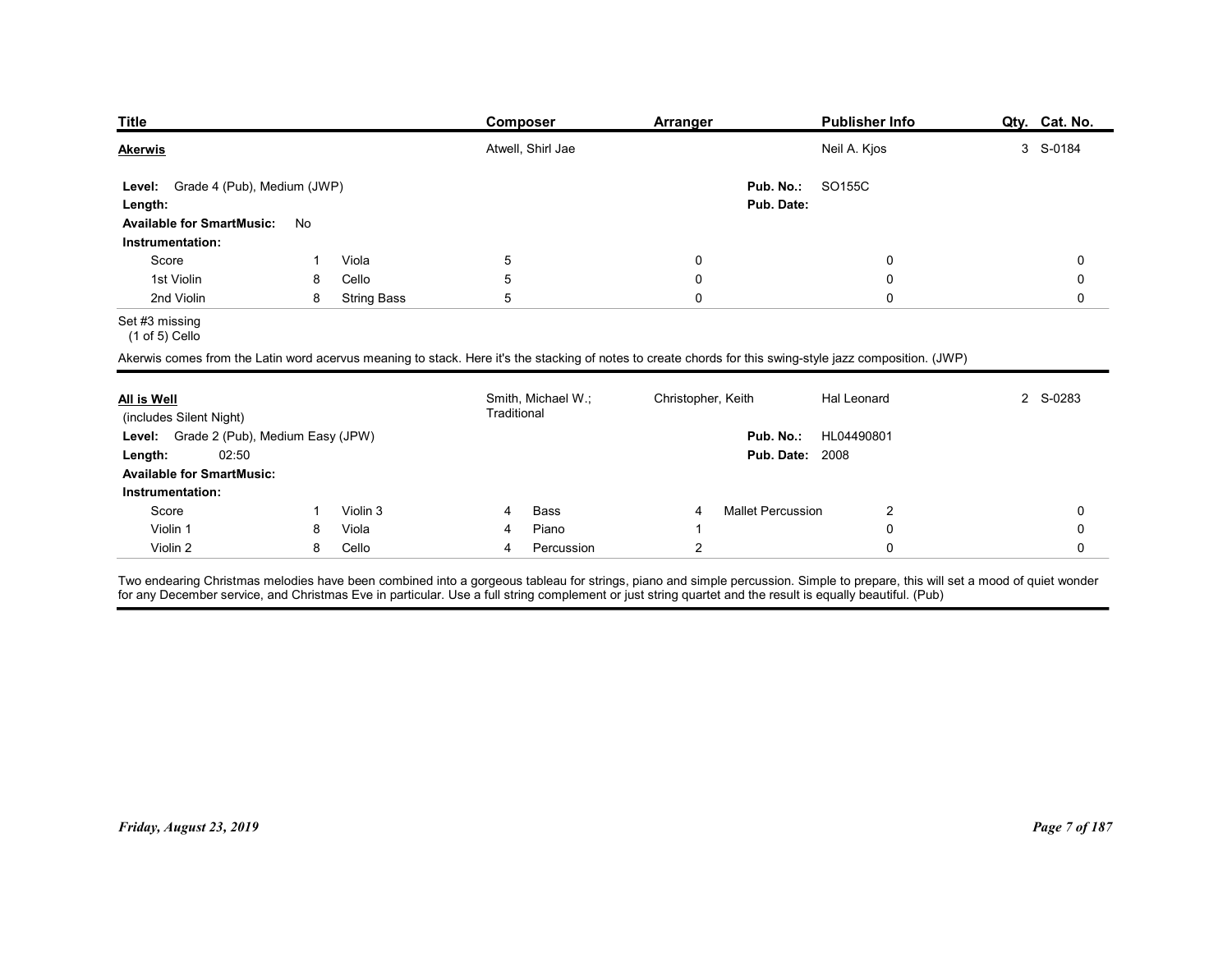| Title | Composer | Arranger | Publisher Info | Qty. | Cat. No. |
|---|---|---|---|---|---|
| **Akerwis** | Atwell, Shirl Jae | | Neil A. Kjos | 3 | S-0184 |

**Level:** Grade 4 (Pub), Medium (JWP)
**Pub. No.:** SO155C
**Length:**
**Pub. Date:**
**Available for SmartMusic:** No
**Instrumentation:**

| | | | | | | | | |
|---|---|---|---|---|---|---|---|---|
| Score | 1 | Viola | 5 | | 0 | | 0 | 0 |
| 1st Violin | 8 | Cello | 5 | | 0 | | 0 | 0 |
| 2nd Violin | 8 | String Bass | 5 | | 0 | | 0 | 0 |

Set #3 missing
(1 of 5) Cello

Akerwis comes from the Latin word acervus meaning to stack. Here it's the stacking of notes to create chords for this swing-style jazz composition. (JWP)

---

| Title | Composer | Arranger | Publisher Info | Qty. | Cat. No. |
|---|---|---|---|---|---|
| **All is Well** (includes Silent Night) | Smith, Michael W.; Traditional | Christopher, Keith | Hal Leonard | 2 | S-0283 |

**Level:** Grade 2 (Pub), Medium Easy (JPW)
**Pub. No.:** HL04490801
**Length:** 02:50
**Pub. Date:** 2008
**Available for SmartMusic:**
**Instrumentation:**

| | | | | | | | | |
|---|---|---|---|---|---|---|---|---|
| Score | 1 | Violin 3 | 4 | Bass | 4 | Mallet Percussion | 2 | 0 |
| Violin 1 | 8 | Viola | 4 | Piano | 1 | | 0 | 0 |
| Violin 2 | 8 | Cello | 4 | Percussion | 2 | | 0 | 0 |

Two endearing Christmas melodies have been combined into a gorgeous tableau for strings, piano and simple percussion. Simple to prepare, this will set a mood of quiet wonder for any December service, and Christmas Eve in particular. Use a full string complement or just string quartet and the result is equally beautiful. (Pub)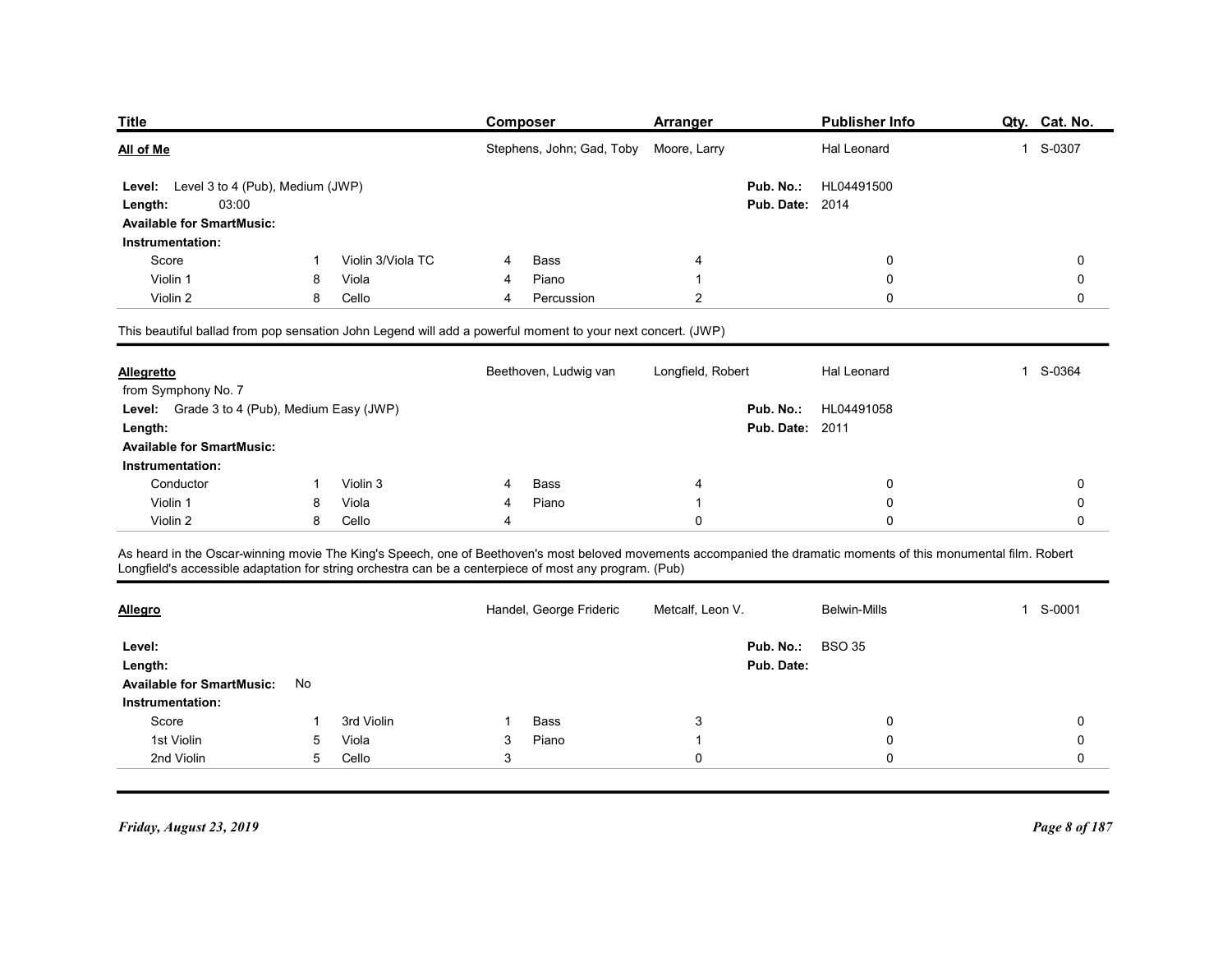| Title | Composer | Arranger | Publisher Info | Qty. | Cat. No. |
|---|---|---|---|---|---|
| **All of Me** | Stephens, John; Gad, Toby | Moore, Larry | Hal Leonard | 1 | S-0307 |

**Level:** Level 3 to 4 (Pub), Medium (JWP)
**Length:** 03:00
**Available for SmartMusic:**
**Pub. No.:** HL04491500
**Pub. Date:** 2014

**Instrumentation:**

| | | | | | | | | | |
|---|---|---|---|---|---|---|---|---|---|
| Score | 1 | Violin 3/Viola TC | 4 | Bass | 4 | | 0 | | 0 |
| Violin 1 | 8 | Viola | 4 | Piano | 1 | | 0 | | 0 |
| Violin 2 | 8 | Cello | 4 | Percussion | 2 | | 0 | | 0 |

This beautiful ballad from pop sensation John Legend will add a powerful moment to your next concert. (JWP)

---

| Title | Composer | Arranger | Publisher Info | Qty. | Cat. No. |
|---|---|---|---|---|---|
| **Allegretto** | Beethoven, Ludwig van | Longfield, Robert | Hal Leonard | 1 | S-0364 |

from Symphony No. 7
**Level:** Grade 3 to 4 (Pub), Medium Easy (JWP)
**Length:**
**Available for SmartMusic:**
**Pub. No.:** HL04491058
**Pub. Date:** 2011

**Instrumentation:**

| | | | | | | | | | |
|---|---|---|---|---|---|---|---|---|---|
| Conductor | 1 | Violin 3 | 4 | Bass | 4 | | 0 | | 0 |
| Violin 1 | 8 | Viola | 4 | Piano | 1 | | 0 | | 0 |
| Violin 2 | 8 | Cello | 4 | | 0 | | 0 | | 0 |

As heard in the Oscar-winning movie The King's Speech, one of Beethoven's most beloved movements accompanied the dramatic moments of this monumental film. Robert Longfield's accessible adaptation for string orchestra can be a centerpiece of most any program. (Pub)

---

| Title | Composer | Arranger | Publisher Info | Qty. | Cat. No. |
|---|---|---|---|---|---|
| **Allegro** | Handel, George Frideric | Metcalf, Leon V. | Belwin-Mills | 1 | S-0001 |

**Level:**
**Length:**
**Available for SmartMusic:** No
**Pub. No.:** BSO 35
**Pub. Date:**

**Instrumentation:**

| | | | | | | | | | |
|---|---|---|---|---|---|---|---|---|---|
| Score | 1 | 3rd Violin | 1 | Bass | 3 | | 0 | | 0 |
| 1st Violin | 5 | Viola | 3 | Piano | 1 | | 0 | | 0 |
| 2nd Violin | 5 | Cello | 3 | | 0 | | 0 | | 0 |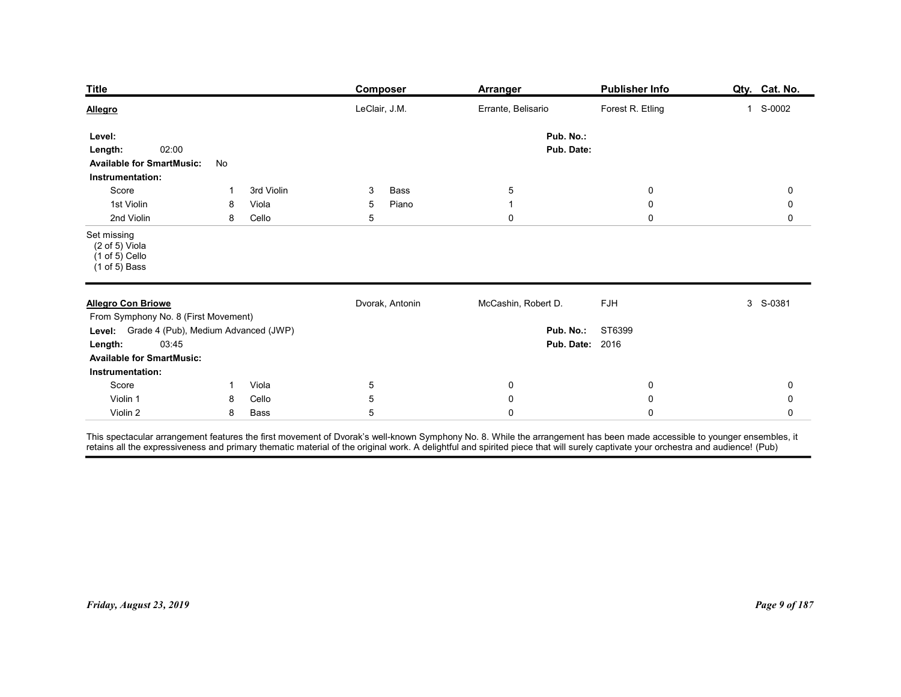| Title | Composer | Arranger | Publisher Info | Qty. | Cat. No. |
|---|---|---|---|---|---|
| **Allegro** | LeClair, J.M. | Errante, Belisario | Forest R. Etling | 1 | S-0002 |

**Level:**
**Length:** 02:00
**Available for SmartMusic:** No
**Pub. No.:**
**Pub. Date:**

**Instrumentation:**

| Part | Qty. | Part | Qty. | Part | Qty. | | | |
|---|---|---|---|---|---|---|---|---|
| Score | 1 | 3rd Violin | 3 | Bass | 5 | 0 | 0 | 0 |
| 1st Violin | 8 | Viola | 5 | Piano | 1 | 0 | 0 | 0 |
| 2nd Violin | 8 | Cello | 5 | | 0 | 0 | 0 | 0 |

Set missing
(2 of 5) Viola
(1 of 5) Cello
(1 of 5) Bass

---

| Title | Composer | Arranger | Publisher Info | Qty. | Cat. No. |
|---|---|---|---|---|---|
| **Allegro Con Briowe** | Dvorak, Antonin | McCashin, Robert D. | FJH | 3 | S-0381 |

From Symphony No. 8 (First Movement)

**Level:** Grade 4 (Pub), Medium Advanced (JWP)
**Length:** 03:45
**Available for SmartMusic:**
**Pub. No.:** ST6399
**Pub. Date:** 2016

**Instrumentation:**

| Part | Qty. | Part | Qty. | | | |
|---|---|---|---|---|---|---|
| Score | 1 | Viola | 5 | 0 | 0 | 0 |
| Violin 1 | 8 | Cello | 5 | 0 | 0 | 0 |
| Violin 2 | 8 | Bass | 5 | 0 | 0 | 0 |

This spectacular arrangement features the first movement of Dvorak's well-known Symphony No. 8. While the arrangement has been made accessible to younger ensembles, it retains all the expressiveness and primary thematic material of the original work. A delightful and spirited piece that will surely captivate your orchestra and audience! (Pub)

*Friday, August 23, 2019*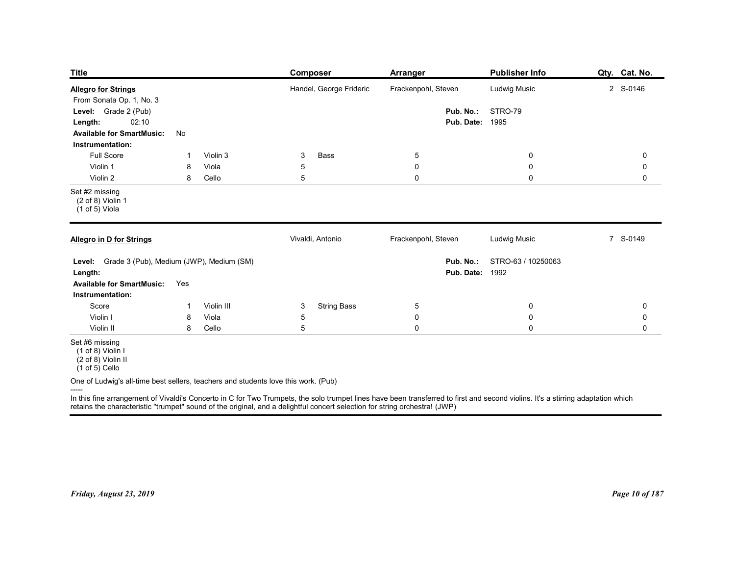| Title | Composer | Arranger | Publisher Info | Qty. | Cat. No. |
|---|---|---|---|---|---|
| **Allegro for Strings** | Handel, George Frideric | Frackenpohl, Steven | Ludwig Music | 2 | S-0146 |

From Sonata Op. 1, No. 3

**Level:** Grade 2 (Pub)

**Length:** 02:10

**Available for SmartMusic:** No

**Pub. No.:** STRO-79

**Pub. Date:** 1995

**Instrumentation:**

| Part | Qty. | Part | Qty. | Part | Qty. | | | |
|---|---|---|---|---|---|---|---|---|
| Full Score | 1 | Violin 3 | 3 | Bass | 5 | 0 | 0 | 0 |
| Violin 1 | 8 | Viola | 5 | | 0 | 0 | 0 | 0 |
| Violin 2 | 8 | Cello | 5 | | 0 | 0 | 0 | 0 |

Set #2 missing
(2 of 8) Violin 1
(1 of 5) Viola

---

| Title | Composer | Arranger | Publisher Info | Qty. | Cat. No. |
|---|---|---|---|---|---|
| **Allegro in D for Strings** | Vivaldi, Antonio | Frackenpohl, Steven | Ludwig Music | 7 | S-0149 |

**Level:** Grade 3 (Pub), Medium (JWP), Medium (SM)

**Length:**

**Available for SmartMusic:** Yes

**Pub. No.:** STRO-63 / 10250063

**Pub. Date:** 1992

**Instrumentation:**

| Part | Qty. | Part | Qty. | Part | Qty. | | | |
|---|---|---|---|---|---|---|---|---|
| Score | 1 | Violin III | 3 | String Bass | 5 | 0 | 0 | 0 |
| Violin I | 8 | Viola | 5 | | 0 | 0 | 0 | 0 |
| Violin II | 8 | Cello | 5 | | 0 | 0 | 0 | 0 |

Set #6 missing
(1 of 8) Violin I
(2 of 8) Violin II
(1 of 5) Cello

One of Ludwig's all-time best sellers, teachers and students love this work. (Pub)

-----

In this fine arrangement of Vivaldi's Concerto in C for Two Trumpets, the solo trumpet lines have been transferred to first and second violins. It's a stirring adaptation which retains the characteristic "trumpet" sound of the original, and a delightful concert selection for string orchestra! (JWP)

*Friday, August 23, 2019*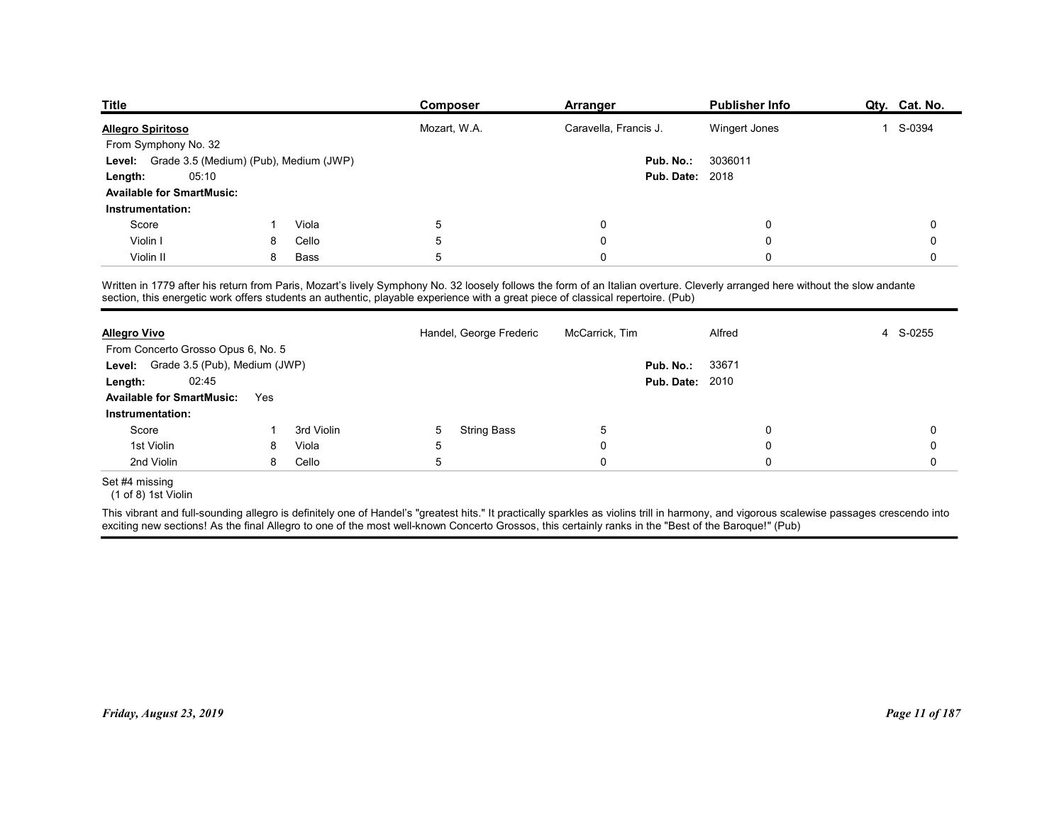| Title | Composer | Arranger | Publisher Info | Qty. | Cat. No. |
|---|---|---|---|---|---|
| **Allegro Spiritoso** | Mozart, W.A. | Caravella, Francis J. | Wingert Jones | 1 | S-0394 |

From Symphony No. 32

**Level:** Grade 3.5 (Medium) (Pub), Medium (JWP)
**Length:** 05:10
**Available for SmartMusic:**
**Pub. No.:** 3036011
**Pub. Date:** 2018

**Instrumentation:**

| | | | | | | | |
|---|---|---|---|---|---|---|---|
| Score | 1 | Viola | 5 | 0 | 0 | 0 | 0 |
| Violin I | 8 | Cello | 5 | 0 | 0 | 0 | 0 |
| Violin II | 8 | Bass | 5 | 0 | 0 | 0 | 0 |

Written in 1779 after his return from Paris, Mozart's lively Symphony No. 32 loosely follows the form of an Italian overture. Cleverly arranged here without the slow andante section, this energetic work offers students an authentic, playable experience with a great piece of classical repertoire. (Pub)

---

| Title | Composer | Arranger | Publisher Info | Qty. | Cat. No. |
|---|---|---|---|---|---|
| **Allegro Vivo** | Handel, George Frederic | McCarrick, Tim | Alfred | 4 | S-0255 |

From Concerto Grosso Opus 6, No. 5

**Level:** Grade 3.5 (Pub), Medium (JWP)
**Length:** 02:45
**Available for SmartMusic:** Yes
**Pub. No.:** 33671
**Pub. Date:** 2010

**Instrumentation:**

| | | | | | | | | |
|---|---|---|---|---|---|---|---|---|
| Score | 1 | 3rd Violin | 5 | String Bass | 5 | 0 | 0 | 0 |
| 1st Violin | 8 | Viola | 5 | | 0 | 0 | 0 | 0 |
| 2nd Violin | 8 | Cello | 5 | | 0 | 0 | 0 | 0 |

Set #4 missing
(1 of 8) 1st Violin

This vibrant and full-sounding allegro is definitely one of Handel's "greatest hits." It practically sparkles as violins trill in harmony, and vigorous scalewise passages crescendo into exciting new sections! As the final Allegro to one of the most well-known Concerto Grossos, this certainly ranks in the "Best of the Baroque!" (Pub)

*Friday, August 23, 2019*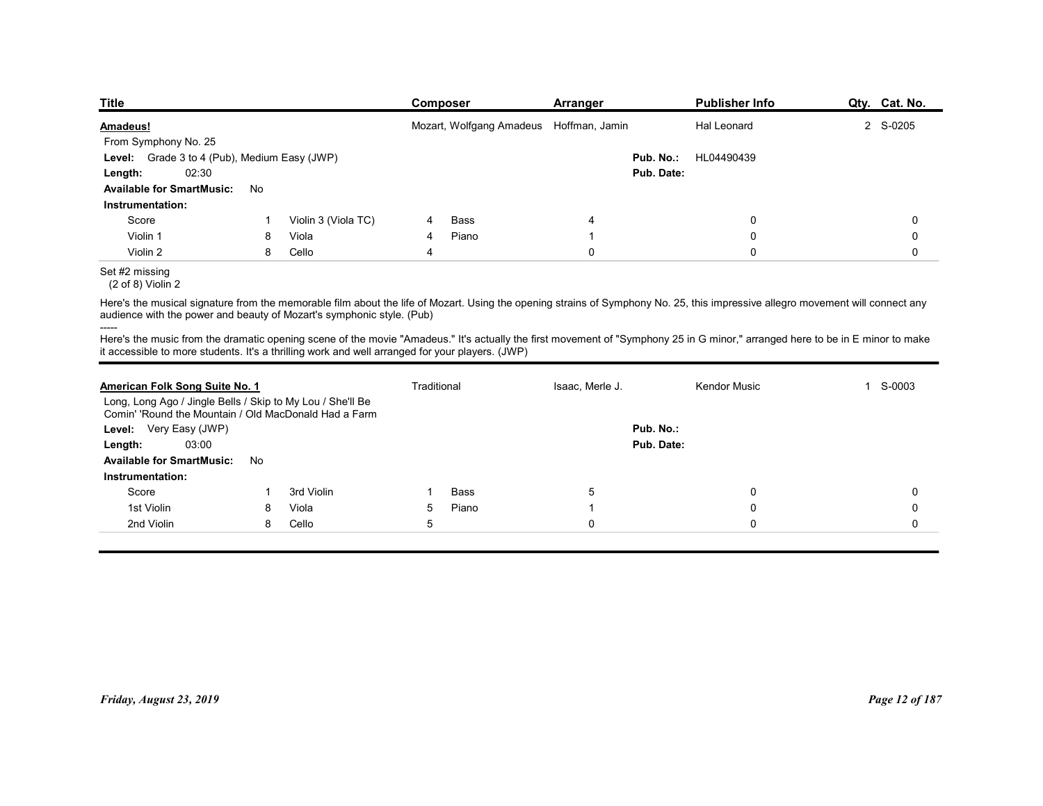| Title | Composer | Arranger | Publisher Info | Qty. | Cat. No. |
|---|---|---|---|---|---|

**Amadeus!**

| | |
|---|---|
| Composer | Mozart, Wolfgang Amadeus |
| Arranger | Hoffman, Jamin |
| Publisher Info | Hal Leonard |
| Qty. | 2 |
| Cat. No. | S-0205 |

From Symphony No. 25

**Level:** Grade 3 to 4 (Pub), Medium Easy (JWP)

**Length:** 02:30

**Available for SmartMusic:** No

**Pub. No.:** HL04490439

**Pub. Date:**

**Instrumentation:**

| Part | Qty | Part | Qty | Part | Qty | | | |
|---|---|---|---|---|---|---|---|---|
| Score | 1 | Violin 3 (Viola TC) | 4 | Bass | 4 | 0 | 0 | |
| Violin 1 | 8 | Viola | 4 | Piano | 1 | 0 | 0 | |
| Violin 2 | 8 | Cello | 4 | | 0 | 0 | 0 | |

Set #2 missing
(2 of 8) Violin 2

Here's the musical signature from the memorable film about the life of Mozart. Using the opening strains of Symphony No. 25, this impressive allegro movement will connect any audience with the power and beauty of Mozart's symphonic style. (Pub)

-----

Here's the music from the dramatic opening scene of the movie "Amadeus." It's actually the first movement of "Symphony 25 in G minor," arranged here to be in E minor to make it accessible to more students. It's a thrilling work and well arranged for your players. (JWP)

---

**American Folk Song Suite No. 1**

| | |
|---|---|
| Composer | Traditional |
| Arranger | Isaac, Merle J. |
| Publisher Info | Kendor Music |
| Qty. | 1 |
| Cat. No. | S-0003 |

Long, Long Ago / Jingle Bells / Skip to My Lou / She'll Be Comin' 'Round the Mountain / Old MacDonald Had a Farm

**Level:** Very Easy (JWP)

**Length:** 03:00

**Available for SmartMusic:** No

**Pub. No.:**

**Pub. Date:**

**Instrumentation:**

| Part | Qty | Part | Qty | Part | Qty | | | |
|---|---|---|---|---|---|---|---|---|
| Score | 1 | 3rd Violin | 1 | Bass | 5 | 0 | 0 | |
| 1st Violin | 8 | Viola | 5 | Piano | 1 | 0 | 0 | |
| 2nd Violin | 8 | Cello | 5 | | 0 | 0 | 0 | |

*Friday, August 23, 2019*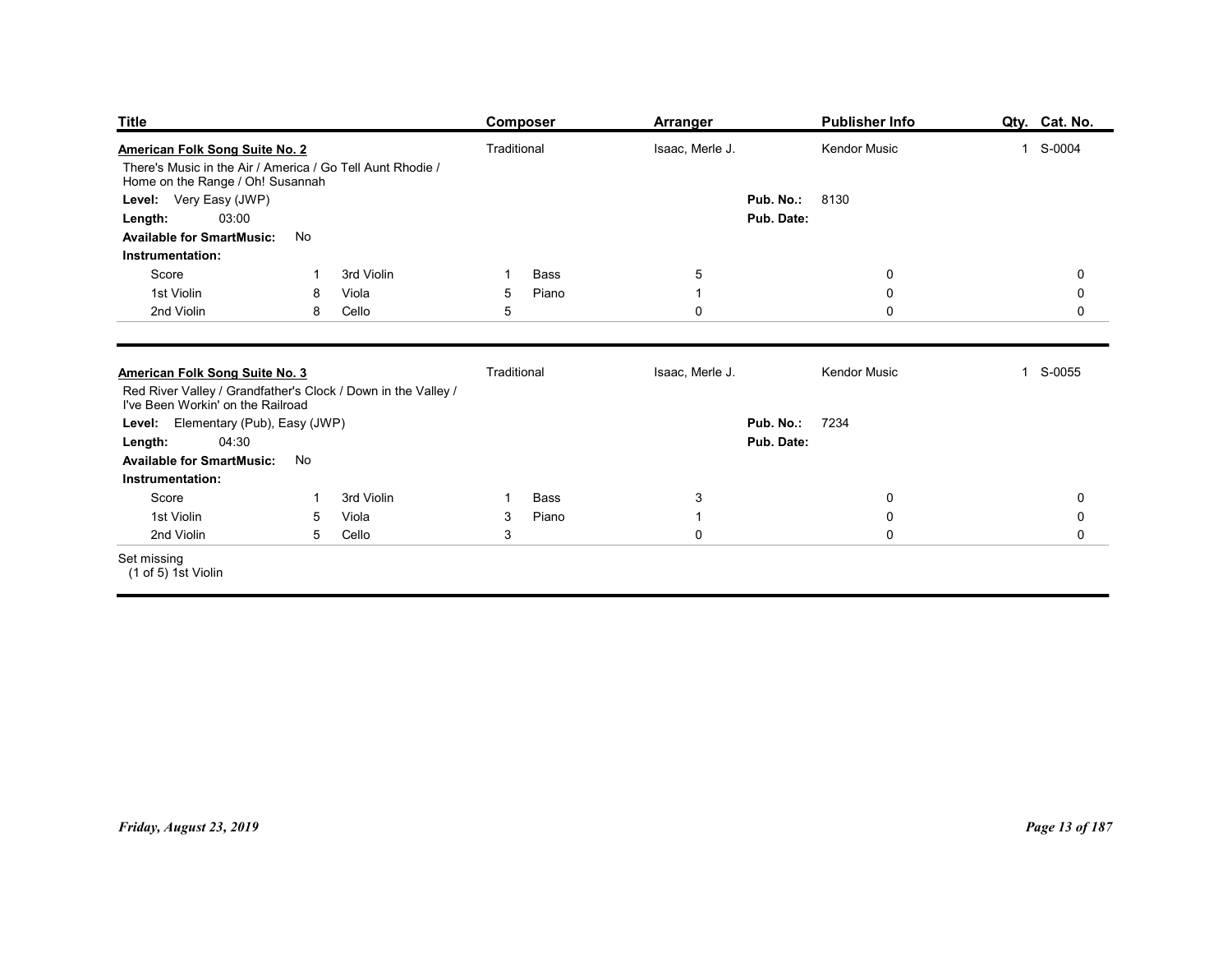| Title | Composer | Arranger | Publisher Info | Qty. | Cat. No. |
|---|---|---|---|---|---|

**American Folk Song Suite No. 2** | Traditional | Isaac, Merle J. | Kendor Music | 1 | S-0004

There's Music in the Air / America / Go Tell Aunt Rhodie / Home on the Range / Oh! Susannah

**Level:** Very Easy (JWP)

**Pub. No.:** 8130

**Length:** 03:00

**Pub. Date:**

**Available for SmartMusic:** No

**Instrumentation:**

| Part | Qty | Part | Qty | Part | Qty | | | | |
|---|---|---|---|---|---|---|---|---|---|
| Score | 1 | 3rd Violin | 1 | Bass | 5 | | 0 | | 0 |
| 1st Violin | 8 | Viola | 5 | Piano | 1 | | 0 | | 0 |
| 2nd Violin | 8 | Cello | 5 | | 0 | | 0 | | 0 |

---

**American Folk Song Suite No. 3** | Traditional | Isaac, Merle J. | Kendor Music | 1 | S-0055

Red River Valley / Grandfather's Clock / Down in the Valley / I've Been Workin' on the Railroad

**Level:** Elementary (Pub), Easy (JWP)

**Pub. No.:** 7234

**Length:** 04:30

**Pub. Date:**

**Available for SmartMusic:** No

**Instrumentation:**

| Part | Qty | Part | Qty | Part | Qty | | | | |
|---|---|---|---|---|---|---|---|---|---|
| Score | 1 | 3rd Violin | 1 | Bass | 3 | | 0 | | 0 |
| 1st Violin | 5 | Viola | 3 | Piano | 1 | | 0 | | 0 |
| 2nd Violin | 5 | Cello | 3 | | 0 | | 0 | | 0 |

Set missing
(1 of 5) 1st Violin

*Friday, August 23, 2019*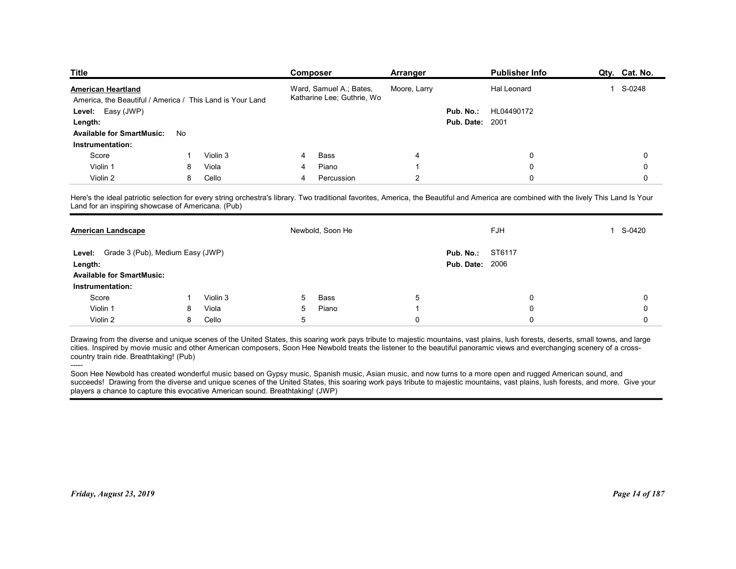| Title | Composer | Arranger | Publisher Info | Qty. | Cat. No. |
|---|---|---|---|---|---|
| **American Heartland** | Ward, Samuel A.; Bates, Katharine Lee; Guthrie, Wo | Moore, Larry | Hal Leonard | 1 | S-0248 |

America, the Beautiful / America / This Land is Your Land

**Level:** Easy (JWP)
**Length:**
**Available for SmartMusic:** No
**Pub. No.:** HL04490172
**Pub. Date:** 2001

**Instrumentation:**

| | | | | | | | | |
|---|---|---|---|---|---|---|---|---|
| Score | 1 | Violin 3 | 4 | Bass | 4 | | 0 | 0 |
| Violin 1 | 8 | Viola | 4 | Piano | 1 | | 0 | 0 |
| Violin 2 | 8 | Cello | 4 | Percussion | 2 | | 0 | 0 |

Here's the ideal patriotic selection for every string orchestra's library. Two traditional favorites, America, the Beautiful and America are combined with the lively This Land Is Your Land for an inspiring showcase of Americana. (Pub)

---

| Title | Composer | Arranger | Publisher Info | Qty. | Cat. No. |
|---|---|---|---|---|---|
| **American Landscape** | Newbold, Soon He | | FJH | 1 | S-0420 |

**Level:** Grade 3 (Pub), Medium Easy (JWP)
**Length:**
**Available for SmartMusic:**
**Pub. No.:** ST6117
**Pub. Date:** 2006

**Instrumentation:**

| | | | | | | | |
|---|---|---|---|---|---|---|---|
| Score | 1 | Violin 3 | 5 | Bass | 5 | 0 | 0 |
| Violin 1 | 8 | Viola | 5 | Piano | 1 | 0 | 0 |
| Violin 2 | 8 | Cello | 5 | | 0 | 0 | 0 |

Drawing from the diverse and unique scenes of the United States, this soaring work pays tribute to majestic mountains, vast plains, lush forests, deserts, small towns, and large cities. Inspired by movie music and other American composers, Soon Hee Newbold treats the listener to the beautiful panoramic views and everchanging scenery of a cross-country train ride. Breathtaking! (Pub)

-----

Soon Hee Newbold has created wonderful music based on Gypsy music, Spanish music, Asian music, and now turns to a more open and rugged American sound, and succeeds! Drawing from the diverse and unique scenes of the United States, this soaring work pays tribute to majestic mountains, vast plains, lush forests, and more. Give your players a chance to capture this evocative American sound. Breathtaking! (JWP)

*Friday, August 23, 2019*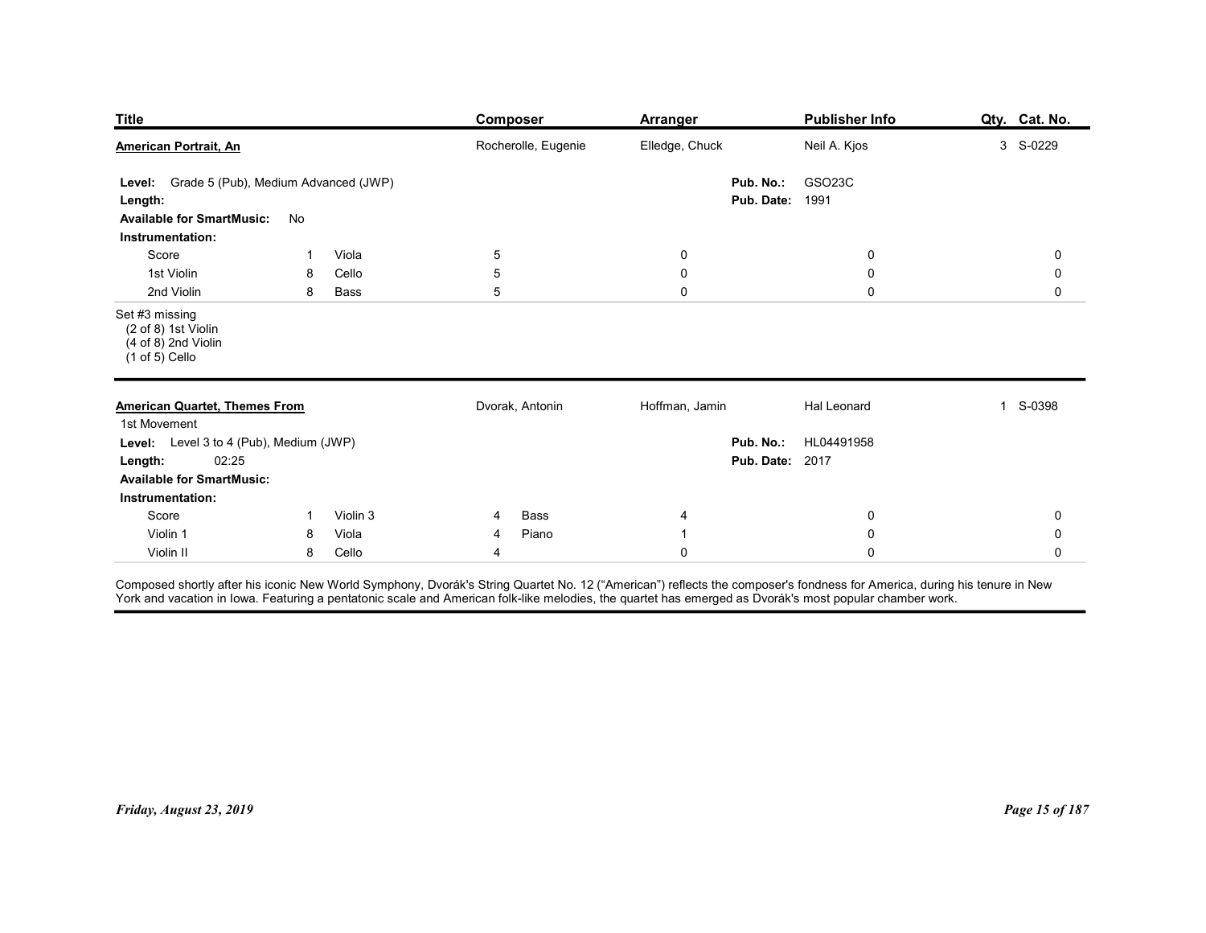| Title | Composer | Arranger | Publisher Info | Qty. | Cat. No. |
|---|---|---|---|---|---|
| **American Portrait, An** | Rocherolle, Eugenie | Elledge, Chuck | Neil A. Kjos | 3 | S-0229 |

**Level:** Grade 5 (Pub), Medium Advanced (JWP)
**Length:**
**Available for SmartMusic:** No
**Pub. No.:** GSO23C
**Pub. Date:** 1991

**Instrumentation:**

| Part | Qty. | Part | Qty. | | | | |
|---|---|---|---|---|---|---|---|
| Score | 1 | Viola | 5 | 0 | 0 | 0 | |
| 1st Violin | 8 | Cello | 5 | 0 | 0 | 0 | |
| 2nd Violin | 8 | Bass | 5 | 0 | 0 | 0 | |

Set #3 missing
(2 of 8) 1st Violin
(4 of 8) 2nd Violin
(1 of 5) Cello

---

| Title | Composer | Arranger | Publisher Info | Qty. | Cat. No. |
|---|---|---|---|---|---|
| **American Quartet, Themes From** | Dvorak, Antonin | Hoffman, Jamin | Hal Leonard | 1 | S-0398 |

1st Movement
**Level:** Level 3 to 4 (Pub), Medium (JWP)
**Length:** 02:25
**Available for SmartMusic:**
**Pub. No.:** HL04491958
**Pub. Date:** 2017

**Instrumentation:**

| Part | Qty. | Part | Qty. | Part | Qty. | | |
|---|---|---|---|---|---|---|---|
| Score | 1 | Violin 3 | 4 | Bass | 4 | 0 | 0 |
| Violin 1 | 8 | Viola | 4 | Piano | 1 | 0 | 0 |
| Violin II | 8 | Cello | 4 | | 0 | 0 | 0 |

Composed shortly after his iconic New World Symphony, Dvorák's String Quartet No. 12 ("American") reflects the composer's fondness for America, during his tenure in New York and vacation in Iowa. Featuring a pentatonic scale and American folk-like melodies, the quartet has emerged as Dvorák's most popular chamber work.

*Friday, August 23, 2019*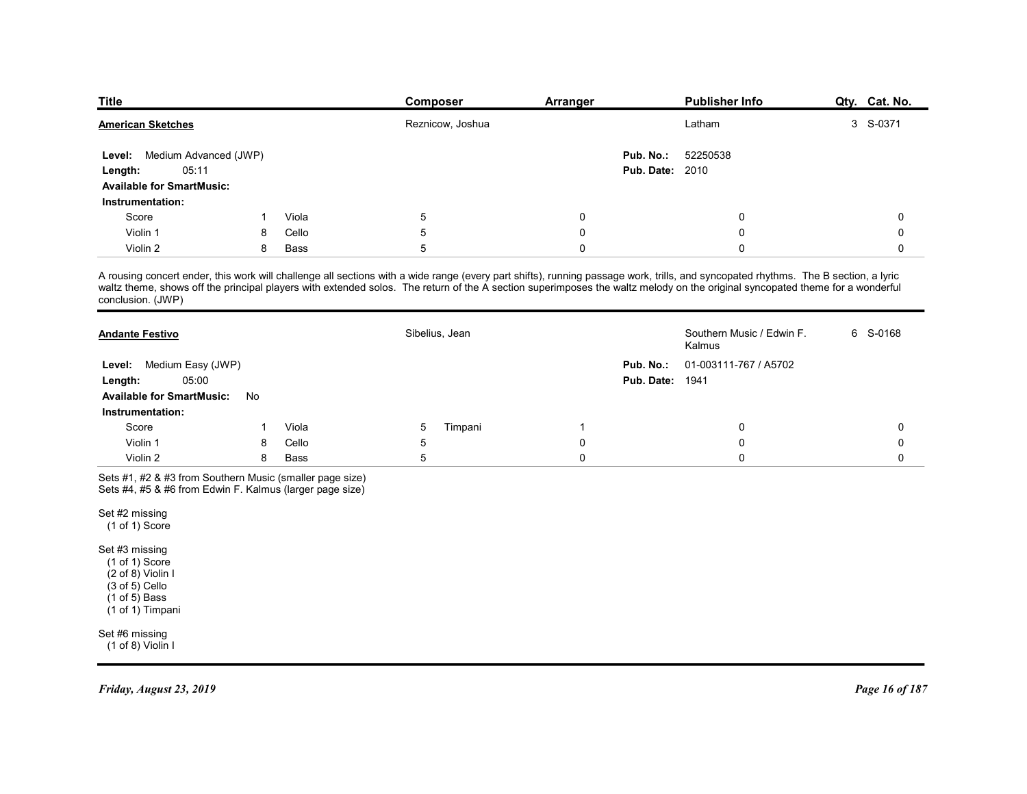| Title | Composer | Arranger | Publisher Info | Qty. | Cat. No. |
|---|---|---|---|---|---|
| **American Sketches** | Reznicow, Joshua | | Latham | 3 | S-0371 |

**Level:** Medium Advanced (JWP)
**Length:** 05:11
**Available for SmartMusic:**
**Pub. No.:** 52250538
**Pub. Date:** 2010

**Instrumentation:**

| | | | | | | | |
|---|---|---|---|---|---|---|---|
| Score | 1 | Viola | 5 | | 0 | 0 | 0 |
| Violin 1 | 8 | Cello | 5 | | 0 | 0 | 0 |
| Violin 2 | 8 | Bass | 5 | | 0 | 0 | 0 |

A rousing concert ender, this work will challenge all sections with a wide range (every part shifts), running passage work, trills, and syncopated rhythms. The B section, a lyric waltz theme, shows off the principal players with extended solos. The return of the A section superimposes the waltz melody on the original syncopated theme for a wonderful conclusion. (JWP)

---

| Title | Composer | Arranger | Publisher Info | Qty. | Cat. No. |
|---|---|---|---|---|---|
| **Andante Festivo** | Sibelius, Jean | | Southern Music / Edwin F. Kalmus | 6 | S-0168 |

**Level:** Medium Easy (JWP)
**Length:** 05:00
**Available for SmartMusic:** No
**Pub. No.:** 01-003111-767 / A5702
**Pub. Date:** 1941

**Instrumentation:**

| | | | | | | | |
|---|---|---|---|---|---|---|---|
| Score | 1 | Viola | 5 | Timpani | 1 | 0 | 0 |
| Violin 1 | 8 | Cello | 5 | | 0 | 0 | 0 |
| Violin 2 | 8 | Bass | 5 | | 0 | 0 | 0 |

Sets #1, #2 & #3 from Southern Music (smaller page size)
Sets #4, #5 & #6 from Edwin F. Kalmus (larger page size)

Set #2 missing
(1 of 1) Score

Set #3 missing
(1 of 1) Score
(2 of 8) Violin I
(3 of 5) Cello
(1 of 5) Bass
(1 of 1) Timpani

Set #6 missing
(1 of 8) Violin I

*Friday, August 23, 2019*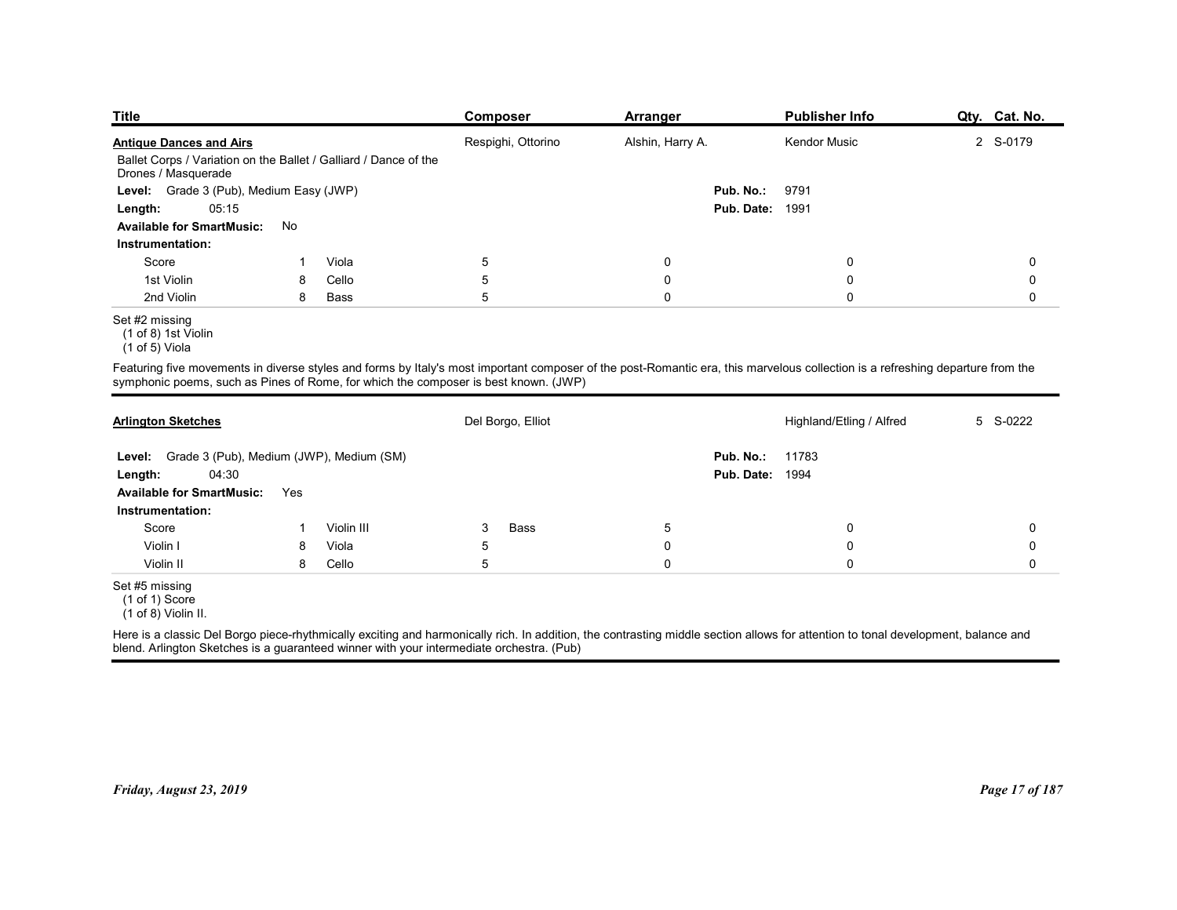| Title | Composer | Arranger | Publisher Info | Qty. | Cat. No. |
|---|---|---|---|---|---|
| **Antique Dances and Airs** | Respighi, Ottorino | Alshin, Harry A. | Kendor Music | 2 | S-0179 |

Ballet Corps / Variation on the Ballet / Galliard / Dance of the Drones / Masquerade

**Level:** Grade 3 (Pub), Medium Easy (JWP)
**Pub. No.:** 9791
**Length:** 05:15
**Pub. Date:** 1991
**Available for SmartMusic:** No

**Instrumentation:**

| Part | Qty | Part | Qty | | | | |
|---|---|---|---|---|---|---|---|
| Score | 1 | Viola | 5 | 0 | 0 | 0 | 0 |
| 1st Violin | 8 | Cello | 5 | 0 | 0 | 0 | 0 |
| 2nd Violin | 8 | Bass | 5 | 0 | 0 | 0 | 0 |

Set #2 missing
(1 of 8) 1st Violin
(1 of 5) Viola

Featuring five movements in diverse styles and forms by Italy's most important composer of the post-Romantic era, this marvelous collection is a refreshing departure from the symphonic poems, such as Pines of Rome, for which the composer is best known. (JWP)

---

| Title | Composer | Arranger | Publisher Info | Qty. | Cat. No. |
|---|---|---|---|---|---|
| **Arlington Sketches** | Del Borgo, Elliot | | Highland/Etling / Alfred | 5 | S-0222 |

**Level:** Grade 3 (Pub), Medium (JWP), Medium (SM)
**Pub. No.:** 11783
**Length:** 04:30
**Pub. Date:** 1994
**Available for SmartMusic:** Yes

**Instrumentation:**

| Part | Qty | Part | Qty | Part | Qty | | |
|---|---|---|---|---|---|---|---|
| Score | 1 | Violin III | 3 | Bass | 5 | 0 | 0 |
| Violin I | 8 | Viola | 5 | | 0 | 0 | 0 |
| Violin II | 8 | Cello | 5 | | 0 | 0 | 0 |

Set #5 missing
(1 of 1) Score
(1 of 8) Violin II.

Here is a classic Del Borgo piece-rhythmically exciting and harmonically rich. In addition, the contrasting middle section allows for attention to tonal development, balance and blend. Arlington Sketches is a guaranteed winner with your intermediate orchestra. (Pub)

*Friday, August 23, 2019*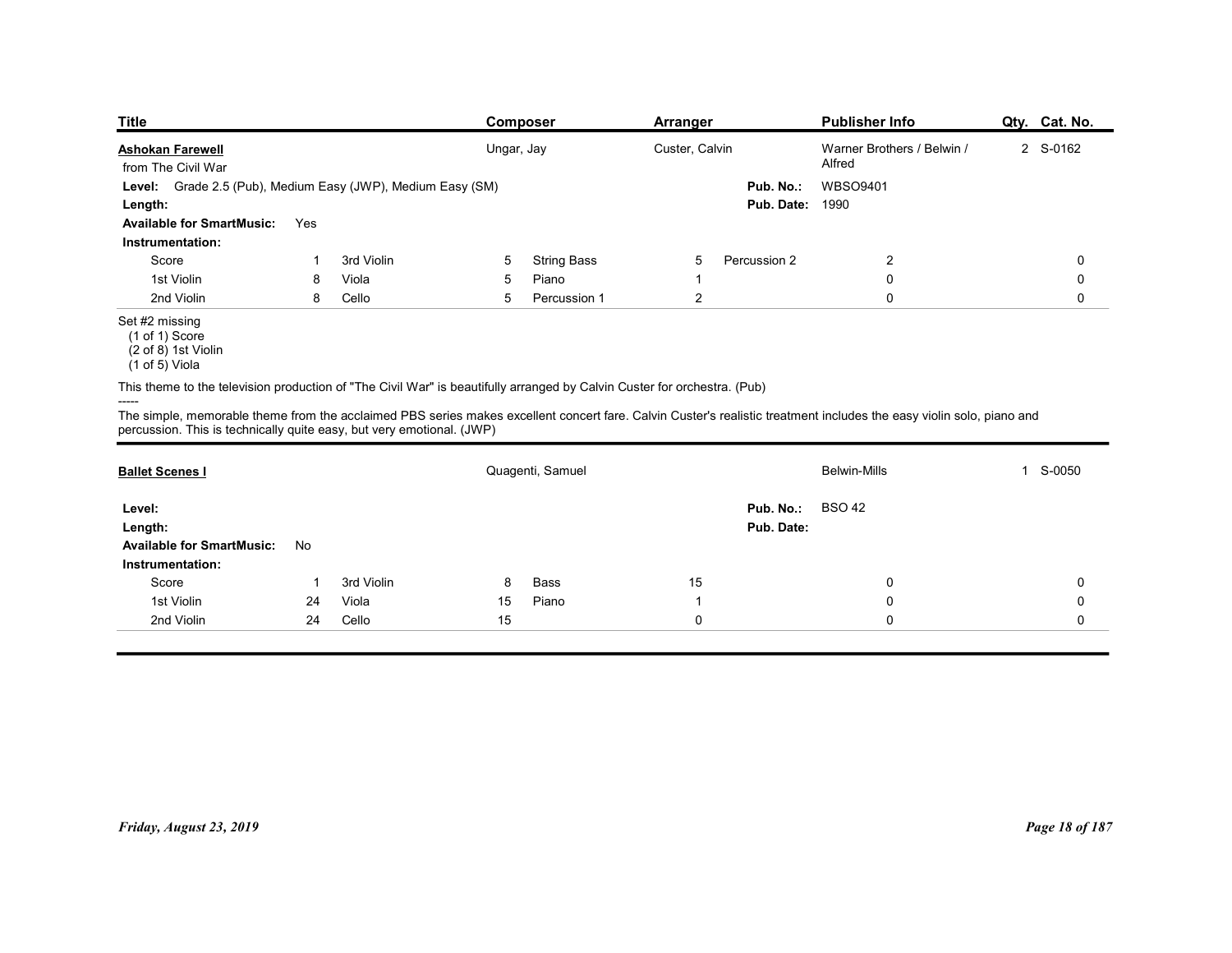| Title | Composer | Arranger | Publisher Info | Qty. | Cat. No. |
| --- | --- | --- | --- | --- | --- |
| **Ashokan Farewell** | Ungar, Jay | Custer, Calvin | Warner Brothers / Belwin / Alfred | 2 | S-0162 |

from The Civil War

**Level:** Grade 2.5 (Pub), Medium Easy (JWP), Medium Easy (SM)

**Pub. No.:** WBSO9401

**Length:**

**Pub. Date:** 1990

**Available for SmartMusic:** Yes

**Instrumentation:**

| | | | | | | | | | |
| --- | --- | --- | --- | --- | --- | --- | --- | --- | --- |
| Score | 1 | 3rd Violin | 5 | String Bass | 5 | Percussion 2 | 2 | | 0 |
| 1st Violin | 8 | Viola | 5 | Piano | 1 | | 0 | | 0 |
| 2nd Violin | 8 | Cello | 5 | Percussion 1 | 2 | | 0 | | 0 |

Set #2 missing
(1 of 1) Score
(2 of 8) 1st Violin
(1 of 5) Viola

This theme to the television production of "The Civil War" is beautifully arranged by Calvin Custer for orchestra. (Pub)

-----

The simple, memorable theme from the acclaimed PBS series makes excellent concert fare. Calvin Custer's realistic treatment includes the easy violin solo, piano and percussion. This is technically quite easy, but very emotional. (JWP)

| Title | Composer | Arranger | Publisher Info | Qty. | Cat. No. |
| --- | --- | --- | --- | --- | --- |
| **Ballet Scenes I** | Quagenti, Samuel | | Belwin-Mills | 1 | S-0050 |

**Level:**

**Pub. No.:** BSO 42

**Length:**

**Pub. Date:**

**Available for SmartMusic:** No

**Instrumentation:**

| | | | | | | | | | |
| --- | --- | --- | --- | --- | --- | --- | --- | --- | --- |
| Score | 1 | 3rd Violin | 8 | Bass | 15 | | 0 | | 0 |
| 1st Violin | 24 | Viola | 15 | Piano | 1 | | 0 | | 0 |
| 2nd Violin | 24 | Cello | 15 | | 0 | | 0 | | 0 |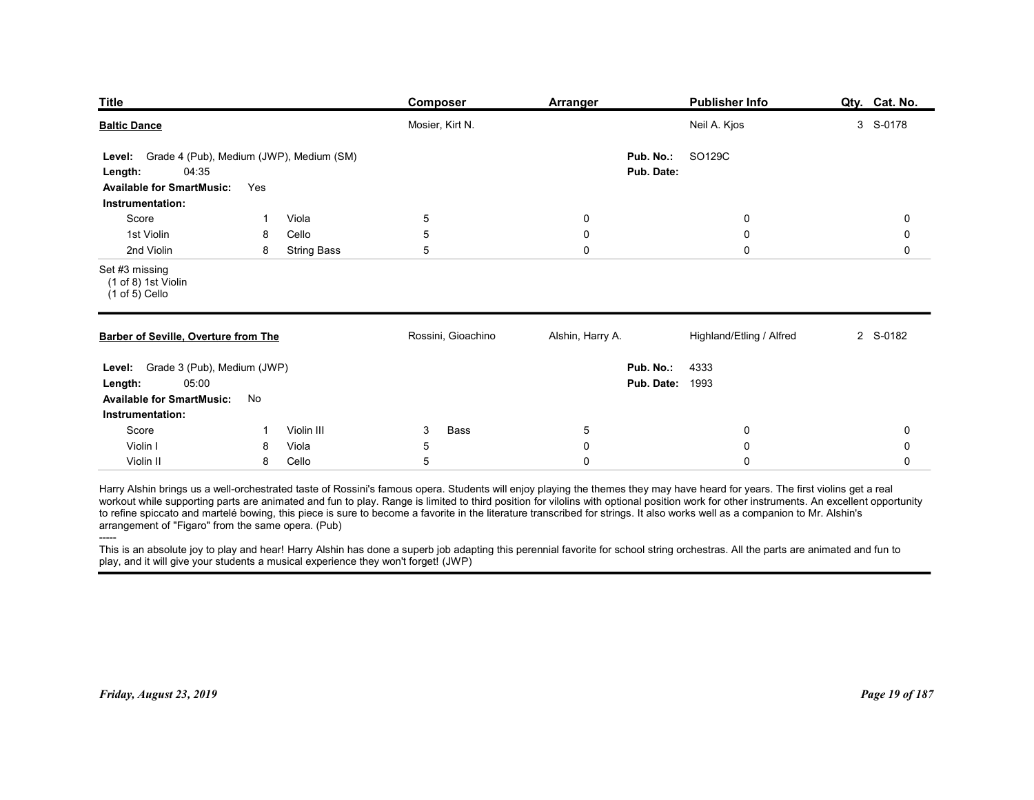| Title | Composer | Arranger | Publisher Info | Qty. | Cat. No. |
|---|---|---|---|---|---|
| **Baltic Dance** | Mosier, Kirt N. | | Neil A. Kjos | 3 | S-0178 |

**Level:** Grade 4 (Pub), Medium (JWP), Medium (SM)
**Length:** 04:35
**Available for SmartMusic:** Yes
**Pub. No.:** SO129C
**Pub. Date:**

**Instrumentation:**

| Part | Qty. | Part | Qty. | | | | |
|---|---|---|---|---|---|---|---|
| Score | 1 | Viola | 5 | 0 | 0 | 0 |
| 1st Violin | 8 | Cello | 5 | 0 | 0 | 0 |
| 2nd Violin | 8 | String Bass | 5 | 0 | 0 | 0 |

Set #3 missing
(1 of 8) 1st Violin
(1 of 5) Cello

---

| Title | Composer | Arranger | Publisher Info | Qty. | Cat. No. |
|---|---|---|---|---|---|
| **Barber of Seville, Overture from The** | Rossini, Gioachino | Alshin, Harry A. | Highland/Etling / Alfred | 2 | S-0182 |

**Level:** Grade 3 (Pub), Medium (JWP)
**Length:** 05:00
**Available for SmartMusic:** No
**Pub. No.:** 4333
**Pub. Date:** 1993

**Instrumentation:**

| Part | Qty. | Part | Qty. | Part | Qty. | | |
|---|---|---|---|---|---|---|---|
| Score | 1 | Violin III | 3 | Bass | 5 | 0 | 0 |
| Violin I | 8 | Viola | 5 | | 0 | 0 | 0 |
| Violin II | 8 | Cello | 5 | | 0 | 0 | 0 |

Harry Alshin brings us a well-orchestrated taste of Rossini's famous opera. Students will enjoy playing the themes they may have heard for years. The first violins get a real workout while supporting parts are animated and fun to play. Range is limited to third position for vilolins with optional position work for other instruments. An excellent opportunity to refine spiccato and martelé bowing, this piece is sure to become a favorite in the literature transcribed for strings. It also works well as a companion to Mr. Alshin's arrangement of "Figaro" from the same opera. (Pub)

-----

This is an absolute joy to play and hear! Harry Alshin has done a superb job adapting this perennial favorite for school string orchestras. All the parts are animated and fun to play, and it will give your students a musical experience they won't forget! (JWP)

*Friday, August 23, 2019*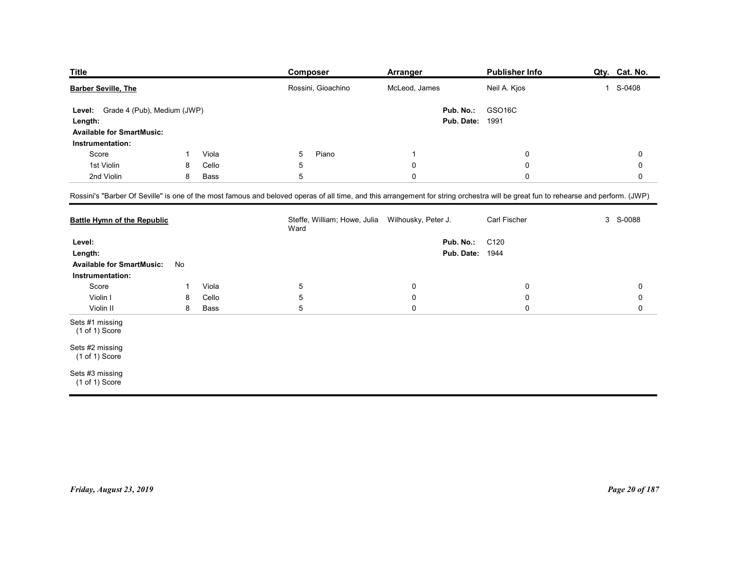| Title | Composer | Arranger | Publisher Info | Qty. | Cat. No. |
|---|---|---|---|---|---|
| **Barber Seville, The** | Rossini, Gioachino | McLeod, James | Neil A. Kjos | 1 | S-0408 |

**Level:** Grade 4 (Pub), Medium (JWP)
**Length:**
**Available for SmartMusic:**
**Pub. No.:** GSO16C
**Pub. Date:** 1991

**Instrumentation:**

| | | | | | | | | | |
|---|---|---|---|---|---|---|---|---|---|
| Score | 1 | Viola | 5 | Piano | 1 | | 0 | | 0 |
| 1st Violin | 8 | Cello | 5 | | 0 | | 0 | | 0 |
| 2nd Violin | 8 | Bass | 5 | | 0 | | 0 | | 0 |

Rossini's "Barber Of Seville" is one of the most famous and beloved operas of all time, and this arrangement for string orchestra will be great fun to rehearse and perform. (JWP)

| Title | Composer | Arranger | Publisher Info | Qty. | Cat. No. |
|---|---|---|---|---|---|
| **Battle Hymn of the Republic** | Steffe, William; Howe, Julia Ward | Wilhousky, Peter J. | Carl Fischer | 3 | S-0088 |

**Level:**
**Length:**
**Available for SmartMusic:** No
**Pub. No.:** C120
**Pub. Date:** 1944

**Instrumentation:**

| | | | | | | | |
|---|---|---|---|---|---|---|---|
| Score | 1 | Viola | 5 | 0 | 0 | 0 |
| Violin I | 8 | Cello | 5 | 0 | 0 | 0 |
| Violin II | 8 | Bass | 5 | 0 | 0 | 0 |

Sets #1 missing
(1 of 1) Score

Sets #2 missing
(1 of 1) Score

Sets #3 missing
(1 of 1) Score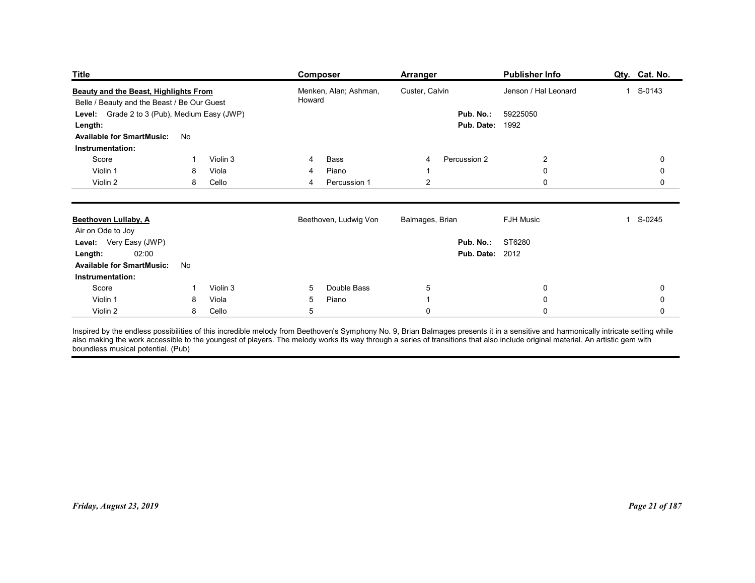| Title | Composer | Arranger | Publisher Info | Qty. | Cat. No. |
|---|---|---|---|---|---|
| **Beauty and the Beast, Highlights From** | Menken, Alan; Ashman, Howard | Custer, Calvin | Jenson / Hal Leonard | 1 | S-0143 |

Belle / Beauty and the Beast / Be Our Guest

**Level:** Grade 2 to 3 (Pub), Medium Easy (JWP)
**Length:**
**Available for SmartMusic:** No
**Pub. No.:** 59225050
**Pub. Date:** 1992

**Instrumentation:**

| | | | | | | | | | | |
|---|---|---|---|---|---|---|---|---|---|---|
| Score | 1 | Violin 3 | 4 | Bass | 4 | Percussion 2 | 2 | | | 0 |
| Violin 1 | 8 | Viola | 4 | Piano | 1 | | 0 | | | 0 |
| Violin 2 | 8 | Cello | 4 | Percussion 1 | 2 | | 0 | | | 0 |

---

| Title | Composer | Arranger | Publisher Info | Qty. | Cat. No. |
|---|---|---|---|---|---|
| **Beethoven Lullaby, A** | Beethoven, Ludwig Von | Balmages, Brian | FJH Music | 1 | S-0245 |

Air on Ode to Joy

**Level:** Very Easy (JWP)
**Length:** 02:00
**Available for SmartMusic:** No
**Pub. No.:** ST6280
**Pub. Date:** 2012

**Instrumentation:**

| | | | | | | | | | | |
|---|---|---|---|---|---|---|---|---|---|---|
| Score | 1 | Violin 3 | 5 | Double Bass | 5 | | 0 | | | 0 |
| Violin 1 | 8 | Viola | 5 | Piano | 1 | | 0 | | | 0 |
| Violin 2 | 8 | Cello | 5 | | 0 | | 0 | | | 0 |

Inspired by the endless possibilities of this incredible melody from Beethoven's Symphony No. 9, Brian Balmages presents it in a sensitive and harmonically intricate setting while also making the work accessible to the youngest of players. The melody works its way through a series of transitions that also include original material. An artistic gem with boundless musical potential. (Pub)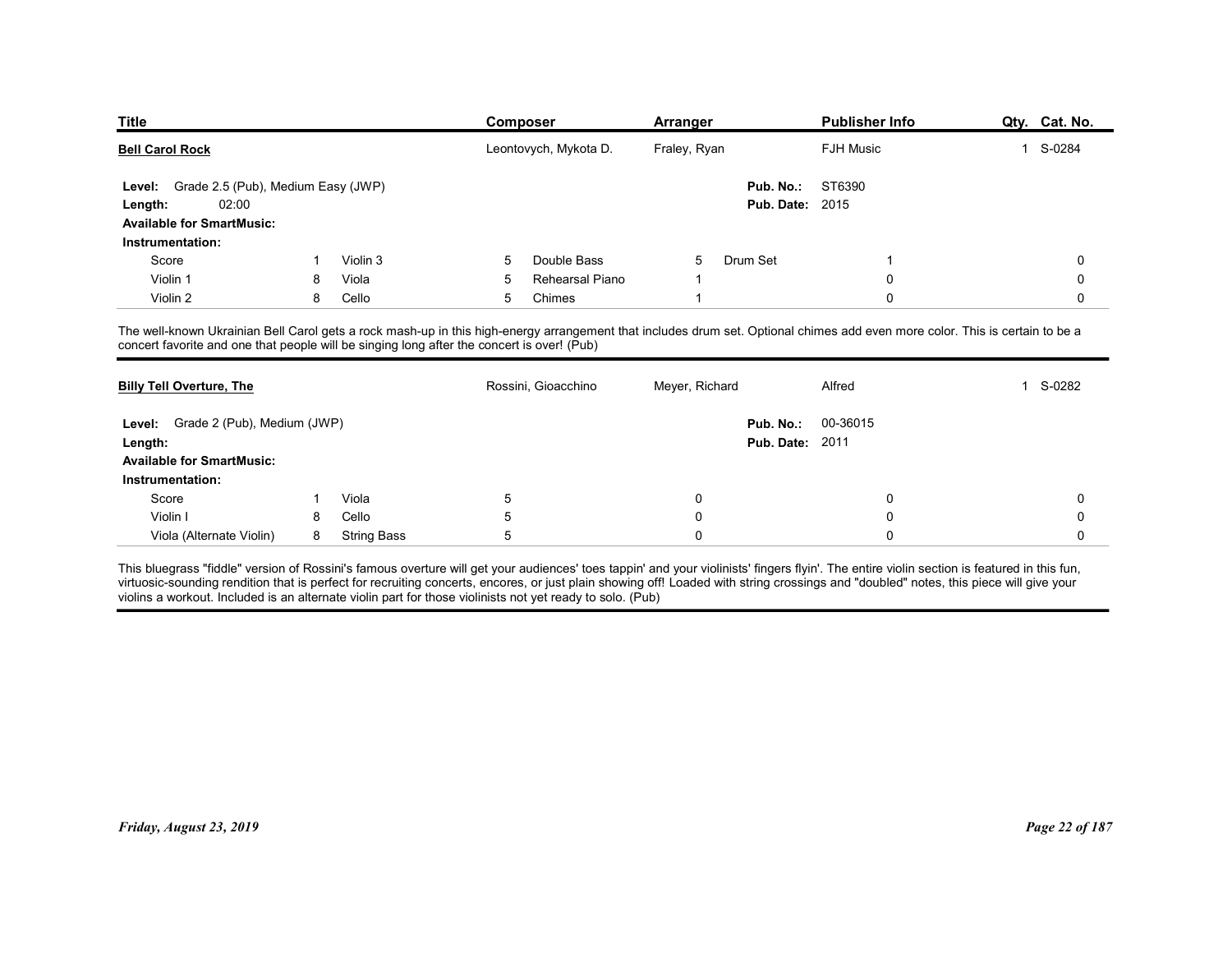| Title | Composer | Arranger | Publisher Info | Qty. | Cat. No. |
|---|---|---|---|---|---|
| **Bell Carol Rock** | Leontovych, Mykota D. | Fraley, Ryan | FJH Music | 1 | S-0284 |

**Level:** Grade 2.5 (Pub), Medium Easy (JWP)
**Length:** 02:00
**Available for SmartMusic:**
**Pub. No.:** ST6390
**Pub. Date:** 2015

**Instrumentation:**

| | | | | | | | | | |
|---|---|---|---|---|---|---|---|---|---|
| Score | 1 | Violin 3 | 5 | Double Bass | 5 | Drum Set | 1 | | 0 |
| Violin 1 | 8 | Viola | 5 | Rehearsal Piano | 1 | | 0 | | 0 |
| Violin 2 | 8 | Cello | 5 | Chimes | 1 | | 0 | | 0 |

The well-known Ukrainian Bell Carol gets a rock mash-up in this high-energy arrangement that includes drum set. Optional chimes add even more color. This is certain to be a concert favorite and one that people will be singing long after the concert is over! (Pub)

---

| Title | Composer | Arranger | Publisher Info | Qty. | Cat. No. |
|---|---|---|---|---|---|
| **Billy Tell Overture, The** | Rossini, Gioacchino | Meyer, Richard | Alfred | 1 | S-0282 |

**Level:** Grade 2 (Pub), Medium (JWP)
**Length:**
**Available for SmartMusic:**
**Pub. No.:** 00-36015
**Pub. Date:** 2011

**Instrumentation:**

| | | | | | | | | | |
|---|---|---|---|---|---|---|---|---|---|
| Score | 1 | Viola | 5 | | 0 | | 0 | | 0 |
| Violin I | 8 | Cello | 5 | | 0 | | 0 | | 0 |
| Viola (Alternate Violin) | 8 | String Bass | 5 | | 0 | | 0 | | 0 |

This bluegrass "fiddle" version of Rossini's famous overture will get your audiences' toes tappin' and your violinists' fingers flyin'. The entire violin section is featured in this fun, virtuosic-sounding rendition that is perfect for recruiting concerts, encores, or just plain showing off! Loaded with string crossings and "doubled" notes, this piece will give your violins a workout. Included is an alternate violin part for those violinists not yet ready to solo. (Pub)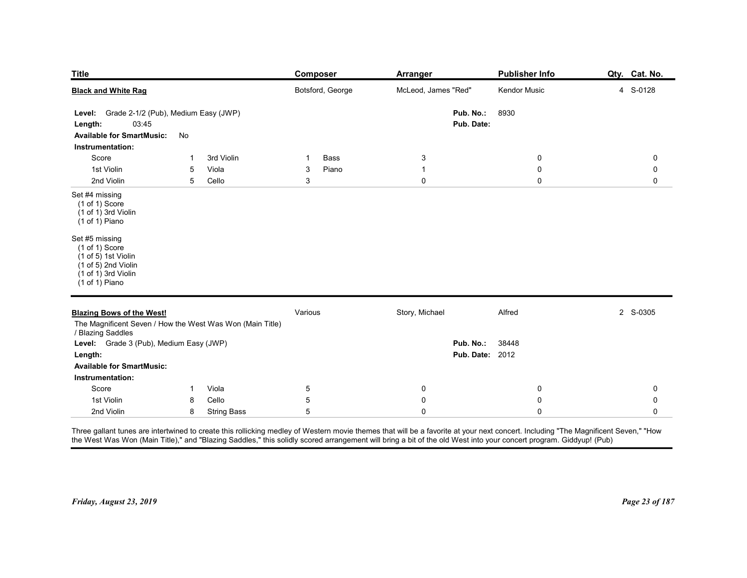| Title | Composer | Arranger | Publisher Info | Qty. | Cat. No. |
|---|---|---|---|---|---|
| **Black and White Rag** | Botsford, George | McLeod, James "Red" | Kendor Music | 4 | S-0128 |

**Level:** Grade 2-1/2 (Pub), Medium Easy (JWP)
**Length:** 03:45
**Available for SmartMusic:** No
**Pub. No.:** 8930
**Pub. Date:**

**Instrumentation:**

| Part | Qty. | Part | Qty. | Part | Qty. | | | |
|---|---|---|---|---|---|---|---|---|
| Score | 1 | 3rd Violin | 1 | Bass | 3 | 0 | 0 | |
| 1st Violin | 5 | Viola | 3 | Piano | 1 | 0 | 0 | |
| 2nd Violin | 5 | Cello | 3 | | 0 | 0 | 0 | |

Set #4 missing
- (1 of 1) Score
- (1 of 1) 3rd Violin
- (1 of 1) Piano

Set #5 missing
- (1 of 1) Score
- (1 of 5) 1st Violin
- (1 of 5) 2nd Violin
- (1 of 1) 3rd Violin
- (1 of 1) Piano

---

| Title | Composer | Arranger | Publisher Info | Qty. | Cat. No. |
|---|---|---|---|---|---|
| **Blazing Bows of the West!** | Various | Story, Michael | Alfred | 2 | S-0305 |

The Magnificent Seven / How the West Was Won (Main Title) / Blazing Saddles

**Level:** Grade 3 (Pub), Medium Easy (JWP)
**Length:**
**Available for SmartMusic:**
**Pub. No.:** 38448
**Pub. Date:** 2012

**Instrumentation:**

| Part | Qty. | Part | Qty. | | | |
|---|---|---|---|---|---|---|
| Score | 1 | Viola | 5 | 0 | 0 | 0 |
| 1st Violin | 8 | Cello | 5 | 0 | 0 | 0 |
| 2nd Violin | 8 | String Bass | 5 | 0 | 0 | 0 |

Three gallant tunes are intertwined to create this rollicking medley of Western movie themes that will be a favorite at your next concert. Including "The Magnificent Seven," "How the West Was Won (Main Title)," and "Blazing Saddles," this solidly scored arrangement will bring a bit of the old West into your concert program. Giddyup! (Pub)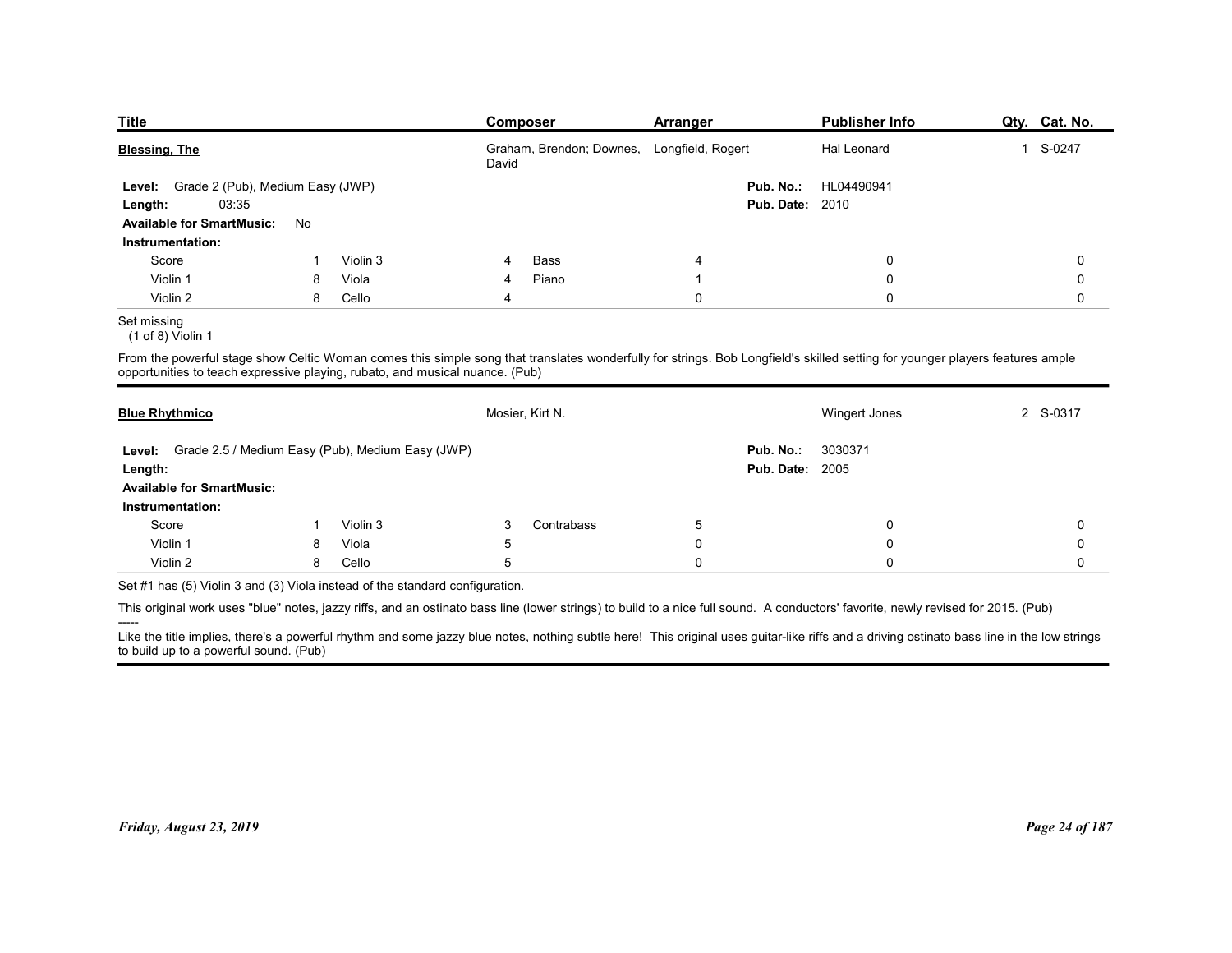| Title | Composer | Arranger | Publisher Info | Qty. | Cat. No. |
|---|---|---|---|---|---|
| **Blessing, The** | Graham, Brendon; Downes, David | Longfield, Rogert | Hal Leonard | 1 | S-0247 |

**Level:** Grade 2 (Pub), Medium Easy (JWP)
**Length:** 03:35
**Available for SmartMusic:** No
**Pub. No.:** HL04490941
**Pub. Date:** 2010

**Instrumentation:**

| | | | | | | | | |
|---|---|---|---|---|---|---|---|---|
| Score | 1 | Violin 3 | 4 | Bass | 4 | | 0 | 0 |
| Violin 1 | 8 | Viola | 4 | Piano | 1 | | 0 | 0 |
| Violin 2 | 8 | Cello | 4 | | 0 | | 0 | 0 |

Set missing
(1 of 8) Violin 1

From the powerful stage show Celtic Woman comes this simple song that translates wonderfully for strings. Bob Longfield's skilled setting for younger players features ample opportunities to teach expressive playing, rubato, and musical nuance. (Pub)

---

| Title | Composer | Arranger | Publisher Info | Qty. | Cat. No. |
|---|---|---|---|---|---|
| **Blue Rhythmico** | Mosier, Kirt N. | | Wingert Jones | 2 | S-0317 |

**Level:** Grade 2.5 / Medium Easy (Pub), Medium Easy (JWP)
**Length:**
**Available for SmartMusic:**
**Pub. No.:** 3030371
**Pub. Date:** 2005

**Instrumentation:**

| | | | | | | | | |
|---|---|---|---|---|---|---|---|---|
| Score | 1 | Violin 3 | 3 | Contrabass | 5 | | 0 | 0 |
| Violin 1 | 8 | Viola | 5 | | 0 | | 0 | 0 |
| Violin 2 | 8 | Cello | 5 | | 0 | | 0 | 0 |

Set #1 has (5) Violin 3 and (3) Viola instead of the standard configuration.

This original work uses "blue" notes, jazzy riffs, and an ostinato bass line (lower strings) to build to a nice full sound. A conductors' favorite, newly revised for 2015. (Pub)

-----

Like the title implies, there's a powerful rhythm and some jazzy blue notes, nothing subtle here! This original uses guitar-like riffs and a driving ostinato bass line in the low strings to build up to a powerful sound. (Pub)

*Friday, August 23, 2019*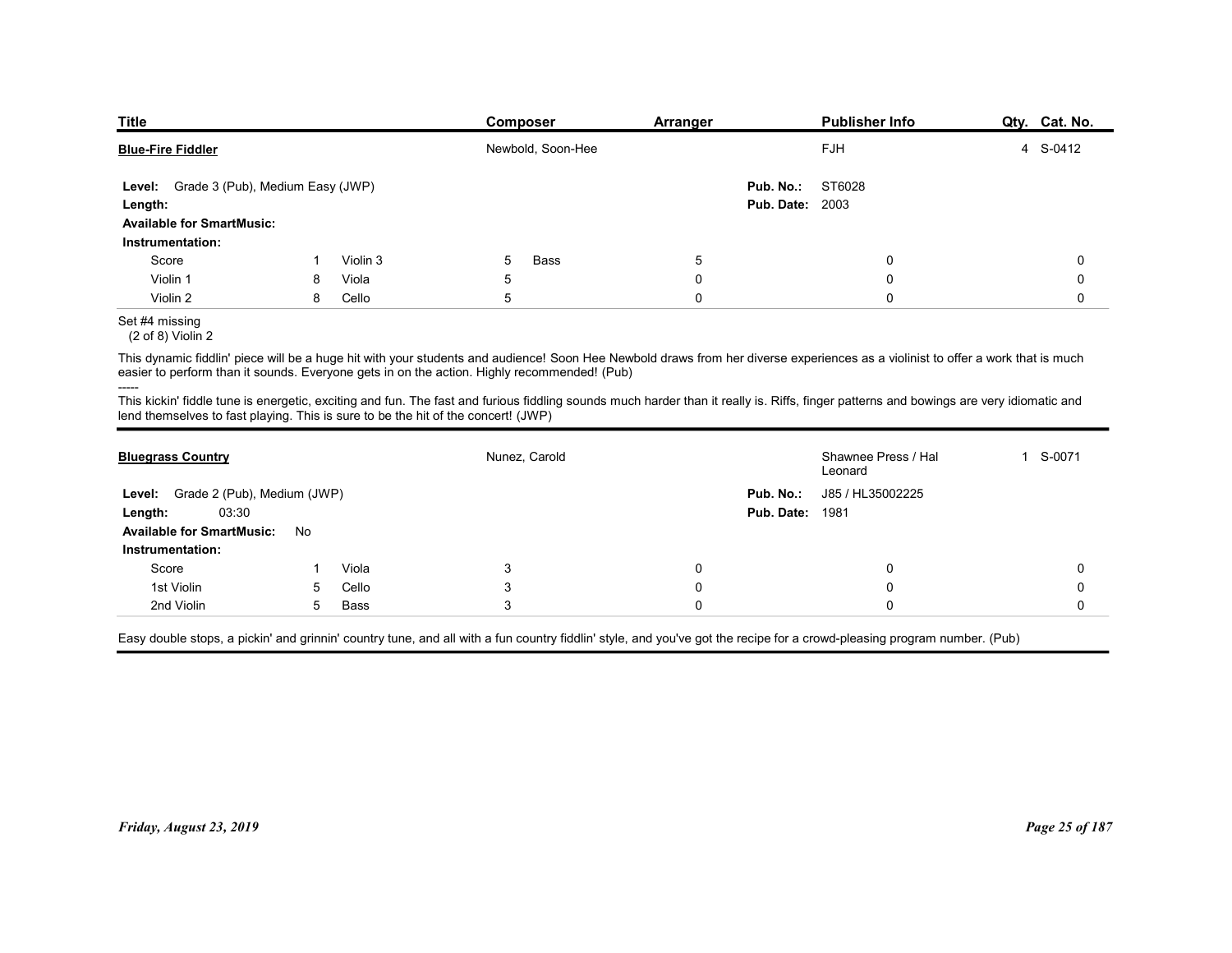| Title | Composer | Arranger | Publisher Info | Qty. | Cat. No. |
|---|---|---|---|---|---|
| **Blue-Fire Fiddler** | Newbold, Soon-Hee | | FJH | 4 | S-0412 |

**Level:** Grade 3 (Pub), Medium Easy (JWP)
**Length:**
**Available for SmartMusic:**
**Pub. No.:** ST6028
**Pub. Date:** 2003

**Instrumentation:**

| | | | | | | | | | |
|---|---|---|---|---|---|---|---|---|---|
| Score | 1 | Violin 3 | 5 | Bass | 5 | | 0 | | 0 |
| Violin 1 | 8 | Viola | 5 | | 0 | | 0 | | 0 |
| Violin 2 | 8 | Cello | 5 | | 0 | | 0 | | 0 |

Set #4 missing
(2 of 8) Violin 2

This dynamic fiddlin' piece will be a huge hit with your students and audience! Soon Hee Newbold draws from her diverse experiences as a violinist to offer a work that is much easier to perform than it sounds. Everyone gets in on the action. Highly recommended! (Pub)

-----

This kickin' fiddle tune is energetic, exciting and fun. The fast and furious fiddling sounds much harder than it really is. Riffs, finger patterns and bowings are very idiomatic and lend themselves to fast playing. This is sure to be the hit of the concert! (JWP)

---

| Title | Composer | Arranger | Publisher Info | Qty. | Cat. No. |
|---|---|---|---|---|---|
| **Bluegrass Country** | Nunez, Carold | | Shawnee Press / Hal Leonard | 1 | S-0071 |

**Level:** Grade 2 (Pub), Medium (JWP)
**Length:** 03:30
**Available for SmartMusic:** No
**Pub. No.:** J85 / HL35002225
**Pub. Date:** 1981

**Instrumentation:**

| | | | | | | | |
|---|---|---|---|---|---|---|---|
| Score | 1 | Viola | 3 | 0 | 0 | | 0 |
| 1st Violin | 5 | Cello | 3 | 0 | 0 | | 0 |
| 2nd Violin | 5 | Bass | 3 | 0 | 0 | | 0 |

Easy double stops, a pickin' and grinnin' country tune, and all with a fun country fiddlin' style, and you've got the recipe for a crowd-pleasing program number. (Pub)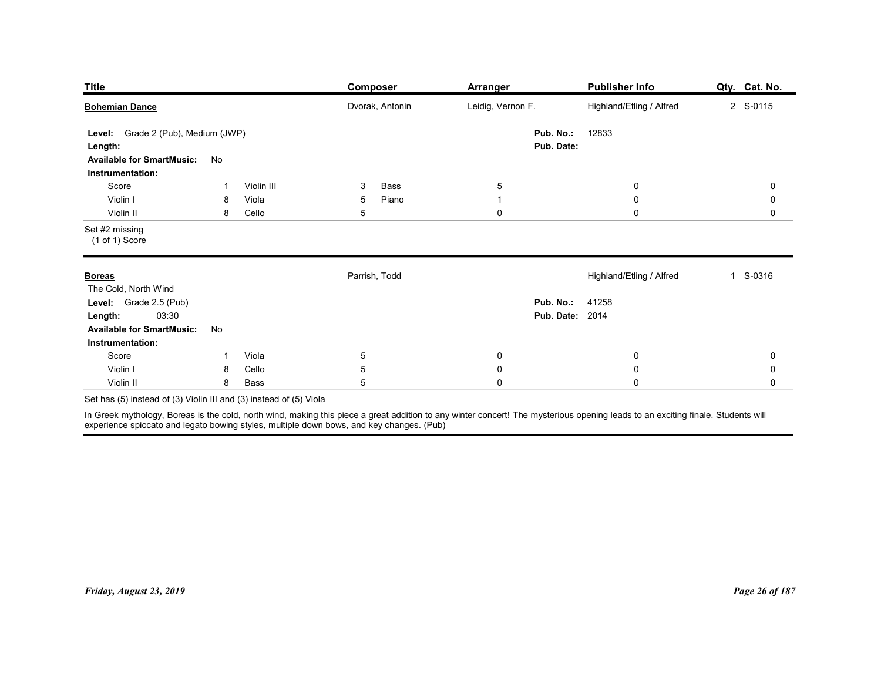| Title | Composer | Arranger | Publisher Info | Qty. | Cat. No. |
|---|---|---|---|---|---|
| **Bohemian Dance** | Dvorak, Antonin | Leidig, Vernon F. | Highland/Etling / Alfred | 2 | S-0115 |

**Level:** Grade 2 (Pub), Medium (JWP)
**Length:**
**Available for SmartMusic:** No
**Pub. No.:** 12833
**Pub. Date:**

**Instrumentation:**

| | | | | | | | | |
|---|---|---|---|---|---|---|---|---|
| Score | 1 | Violin III | 3 | Bass | 5 | | 0 | 0 |
| Violin I | 8 | Viola | 5 | Piano | 1 | | 0 | 0 |
| Violin II | 8 | Cello | 5 | | 0 | | 0 | 0 |

Set #2 missing
(1 of 1) Score

---

| Title | Composer | Arranger | Publisher Info | Qty. | Cat. No. |
|---|---|---|---|---|---|
| **Boreas** | Parrish, Todd | | Highland/Etling / Alfred | 1 | S-0316 |

The Cold, North Wind
**Level:** Grade 2.5 (Pub)
**Length:** 03:30
**Available for SmartMusic:** No
**Pub. No.:** 41258
**Pub. Date:** 2014

**Instrumentation:**

| | | | | | | |
|---|---|---|---|---|---|---|
| Score | 1 | Viola | 5 | 0 | 0 | 0 |
| Violin I | 8 | Cello | 5 | 0 | 0 | 0 |
| Violin II | 8 | Bass | 5 | 0 | 0 | 0 |

Set has (5) instead of (3) Violin III and (3) instead of (5) Viola

In Greek mythology, Boreas is the cold, north wind, making this piece a great addition to any winter concert! The mysterious opening leads to an exciting finale. Students will experience spiccato and legato bowing styles, multiple down bows, and key changes. (Pub)

*Friday, August 23, 2019*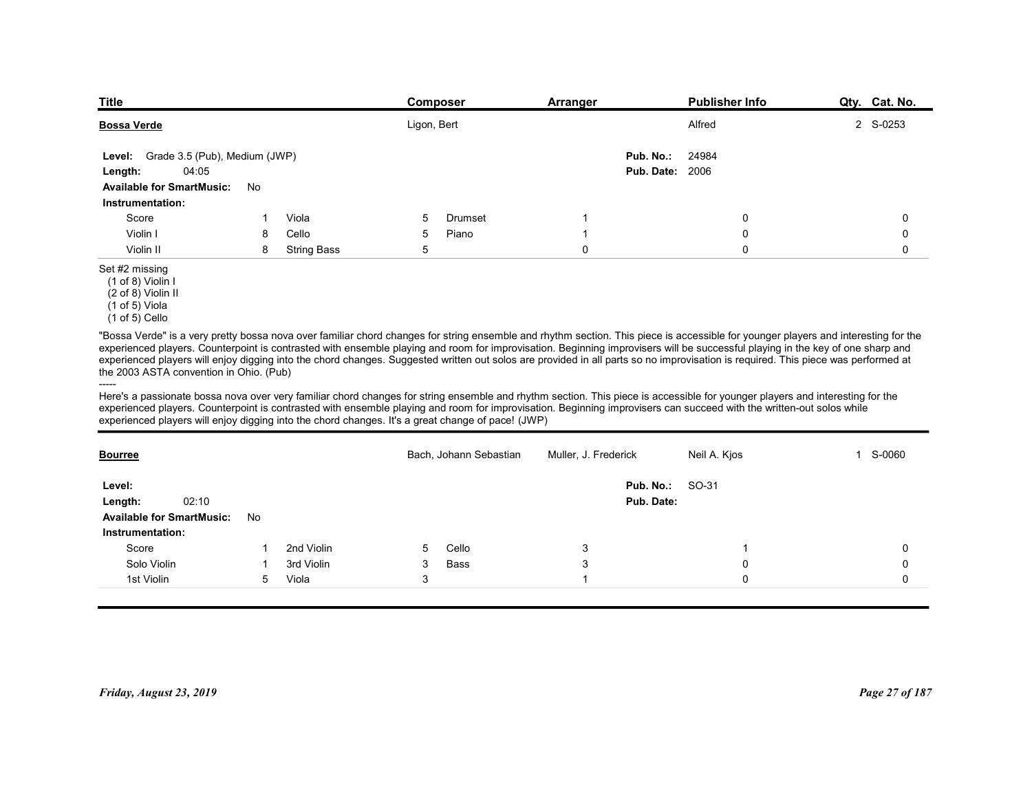| Title | Composer | Arranger | Publisher Info | Qty. | Cat. No. |
|---|---|---|---|---|---|
| **Bossa Verde** | Ligon, Bert | | Alfred | 2 | S-0253 |

**Level:** Grade 3.5 (Pub), Medium (JWP)
**Length:** 04:05
**Available for SmartMusic:** No
**Pub. No.:** 24984
**Pub. Date:** 2006

**Instrumentation:**

| | | | | | | | | | |
|---|---|---|---|---|---|---|---|---|---|
| Score | 1 | Viola | 5 | Drumset | 1 | | 0 | | 0 |
| Violin I | 8 | Cello | 5 | Piano | 1 | | 0 | | 0 |
| Violin II | 8 | String Bass | 5 | | 0 | | 0 | | 0 |

Set #2 missing
(1 of 8) Violin I
(2 of 8) Violin II
(1 of 5) Viola
(1 of 5) Cello

"Bossa Verde" is a very pretty bossa nova over familiar chord changes for string ensemble and rhythm section. This piece is accessible for younger players and interesting for the experienced players. Counterpoint is contrasted with ensemble playing and room for improvisation. Beginning improvisers will be successful playing in the key of one sharp and experienced players will enjoy digging into the chord changes. Suggested written out solos are provided in all parts so no improvisation is required. This piece was performed at the 2003 ASTA convention in Ohio. (Pub)

-----

Here's a passionate bossa nova over very familiar chord changes for string ensemble and rhythm section. This piece is accessible for younger players and interesting for the experienced players. Counterpoint is contrasted with ensemble playing and room for improvisation. Beginning improvisers can succeed with the written-out solos while experienced players will enjoy digging into the chord changes. It's a great change of pace! (JWP)

---

| Title | Composer | Arranger | Publisher Info | Qty. | Cat. No. |
|---|---|---|---|---|---|
| **Bourree** | Bach, Johann Sebastian | Muller, J. Frederick | Neil A. Kjos | 1 | S-0060 |

**Level:**
**Length:** 02:10
**Available for SmartMusic:** No
**Pub. No.:** SO-31
**Pub. Date:**

**Instrumentation:**

| | | | | | | | | | |
|---|---|---|---|---|---|---|---|---|---|
| Score | 1 | 2nd Violin | 5 | Cello | 3 | | 1 | | 0 |
| Solo Violin | 1 | 3rd Violin | 3 | Bass | 3 | | 0 | | 0 |
| 1st Violin | 5 | Viola | 3 | | 1 | | 0 | | 0 |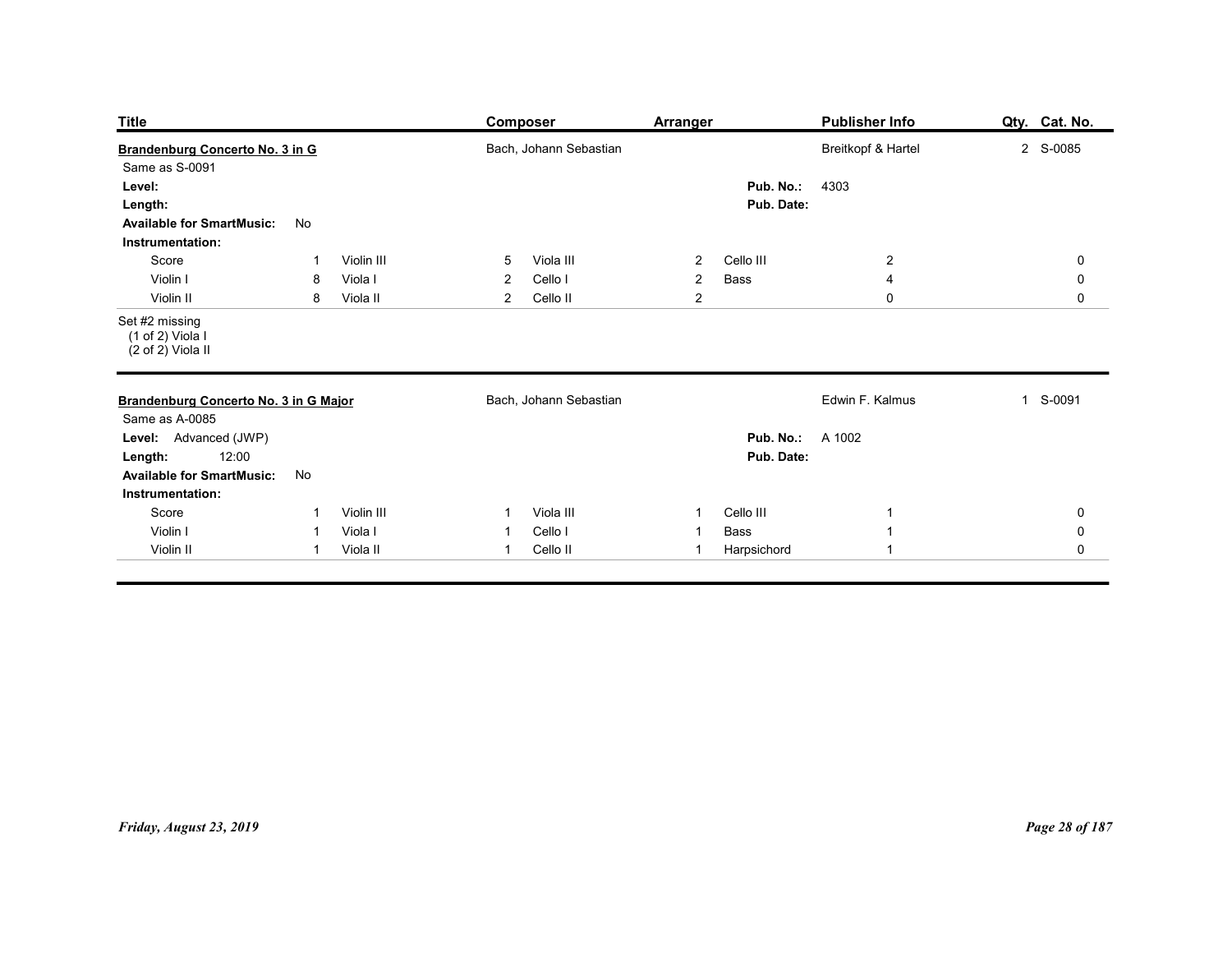| Title | Composer | Arranger | Publisher Info | Qty. | Cat. No. |
|---|---|---|---|---|---|
| **Brandenburg Concerto No. 3 in G** | Bach, Johann Sebastian | | Breitkopf & Hartel | 2 | S-0085 |

Same as S-0091

**Level:**

**Length:**

**Available for SmartMusic:** No

**Pub. No.:** 4303

**Pub. Date:**

**Instrumentation:**

| Part | Qty | Part | Qty | Part | Qty | Part | Qty | | |
|---|---|---|---|---|---|---|---|---|---|
| Score | 1 | Violin III | 5 | Viola III | 2 | Cello III | 2 | | 0 |
| Violin I | 8 | Viola I | 2 | Cello I | 2 | Bass | 4 | | 0 |
| Violin II | 8 | Viola II | 2 | Cello II | 2 | | 0 | | 0 |

Set #2 missing
(1 of 2) Viola I
(2 of 2) Viola II

---

| Title | Composer | Arranger | Publisher Info | Qty. | Cat. No. |
|---|---|---|---|---|---|
| **Brandenburg Concerto No. 3 in G Major** | Bach, Johann Sebastian | | Edwin F. Kalmus | 1 | S-0091 |

Same as A-0085

**Level:** Advanced (JWP)

**Length:** 12:00

**Available for SmartMusic:** No

**Pub. No.:** A 1002

**Pub. Date:**

**Instrumentation:**

| Part | Qty | Part | Qty | Part | Qty | Part | Qty | | |
|---|---|---|---|---|---|---|---|---|---|
| Score | 1 | Violin III | 1 | Viola III | 1 | Cello III | 1 | | 0 |
| Violin I | 1 | Viola I | 1 | Cello I | 1 | Bass | 1 | | 0 |
| Violin II | 1 | Viola II | 1 | Cello II | 1 | Harpsichord | 1 | | 0 |

*Friday, August 23, 2019*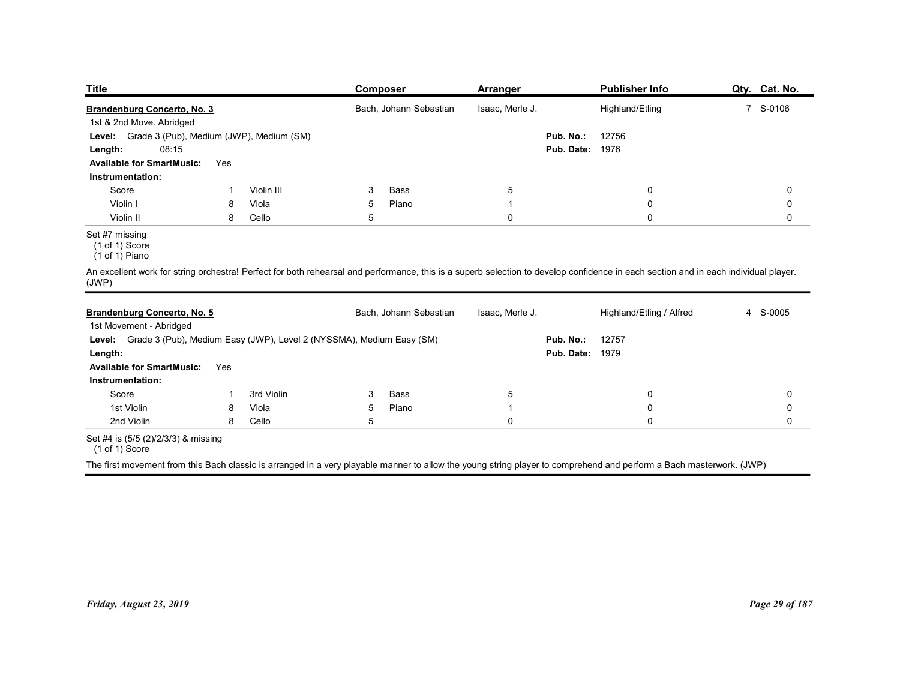| Title | Composer | Arranger | Publisher Info | Qty. | Cat. No. |
|---|---|---|---|---|---|
| **Brandenburg Concerto, No. 3** | Bach, Johann Sebastian | Isaac, Merle J. | Highland/Etling | 7 | S-0106 |

1st & 2nd Move. Abridged

**Level:** Grade 3 (Pub), Medium (JWP), Medium (SM)
**Pub. No.:** 12756
**Length:** 08:15
**Pub. Date:** 1976
**Available for SmartMusic:** Yes

**Instrumentation:**

| | | | | | | | | | |
|---|---|---|---|---|---|---|---|---|---|
| Score | 1 | Violin III | 3 | Bass | 5 | | 0 | | 0 |
| Violin I | 8 | Viola | 5 | Piano | 1 | | 0 | | 0 |
| Violin II | 8 | Cello | 5 | | 0 | | 0 | | 0 |

Set #7 missing
(1 of 1) Score
(1 of 1) Piano

An excellent work for string orchestra! Perfect for both rehearsal and performance, this is a superb selection to develop confidence in each section and in each individual player. (JWP)

---

| Title | Composer | Arranger | Publisher Info | Qty. | Cat. No. |
|---|---|---|---|---|---|
| **Brandenburg Concerto, No. 5** | Bach, Johann Sebastian | Isaac, Merle J. | Highland/Etling / Alfred | 4 | S-0005 |

1st Movement - Abridged

**Level:** Grade 3 (Pub), Medium Easy (JWP), Level 2 (NYSSMA), Medium Easy (SM)
**Pub. No.:** 12757
**Length:**
**Pub. Date:** 1979
**Available for SmartMusic:** Yes

**Instrumentation:**

| | | | | | | | | | |
|---|---|---|---|---|---|---|---|---|---|
| Score | 1 | 3rd Violin | 3 | Bass | 5 | | 0 | | 0 |
| 1st Violin | 8 | Viola | 5 | Piano | 1 | | 0 | | 0 |
| 2nd Violin | 8 | Cello | 5 | | 0 | | 0 | | 0 |

Set #4 is (5/5 (2)/2/3/3) & missing
(1 of 1) Score

The first movement from this Bach classic is arranged in a very playable manner to allow the young string player to comprehend and perform a Bach masterwork. (JWP)

*Friday, August 23, 2019*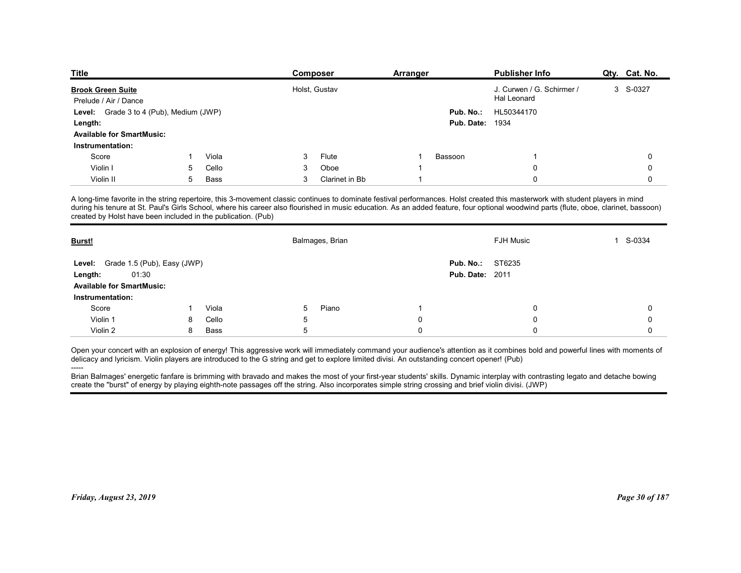| Title | Composer | Arranger | Publisher Info | Qty. | Cat. No. |
|---|---|---|---|---|---|
| **Brook Green Suite** | Holst, Gustav | | J. Curwen / G. Schirmer / Hal Leonard | 3 | S-0327 |

Prelude / Air / Dance

**Level:** Grade 3 to 4 (Pub), Medium (JWP)
**Pub. No.:** HL50344170
**Length:**
**Pub. Date:** 1934
**Available for SmartMusic:**
**Instrumentation:**

| | | | | | | | | | |
|---|---|---|---|---|---|---|---|---|---|
| Score | 1 | Viola | 3 | Flute | 1 | Bassoon | 1 | | 0 |
| Violin I | 5 | Cello | 3 | Oboe | 1 | | 0 | | 0 |
| Violin II | 5 | Bass | 3 | Clarinet in Bb | 1 | | 0 | | 0 |

A long-time favorite in the string repertoire, this 3-movement classic continues to dominate festival performances. Holst created this masterwork with student players in mind during his tenure at St. Paul's Girls School, where his career also flourished in music education. As an added feature, four optional woodwind parts (flute, oboe, clarinet, bassoon) created by Holst have been included in the publication. (Pub)

| Title | Composer | Arranger | Publisher Info | Qty. | Cat. No. |
|---|---|---|---|---|---|
| **Burst!** | Balmages, Brian | | FJH Music | 1 | S-0334 |

**Level:** Grade 1.5 (Pub), Easy (JWP)
**Pub. No.:** ST6235
**Length:** 01:30
**Pub. Date:** 2011
**Available for SmartMusic:**
**Instrumentation:**

| | | | | | | | | | |
|---|---|---|---|---|---|---|---|---|---|
| Score | 1 | Viola | 5 | Piano | 1 | | 0 | | 0 |
| Violin 1 | 8 | Cello | 5 | | 0 | | 0 | | 0 |
| Violin 2 | 8 | Bass | 5 | | 0 | | 0 | | 0 |

Open your concert with an explosion of energy! This aggressive work will immediately command your audience's attention as it combines bold and powerful lines with moments of delicacy and lyricism. Violin players are introduced to the G string and get to explore limited divisi. An outstanding concert opener! (Pub)

-----

Brian Balmages' energetic fanfare is brimming with bravado and makes the most of your first-year students' skills. Dynamic interplay with contrasting legato and detache bowing create the "burst" of energy by playing eighth-note passages off the string. Also incorporates simple string crossing and brief violin divisi. (JWP)

*Friday, August 23, 2019*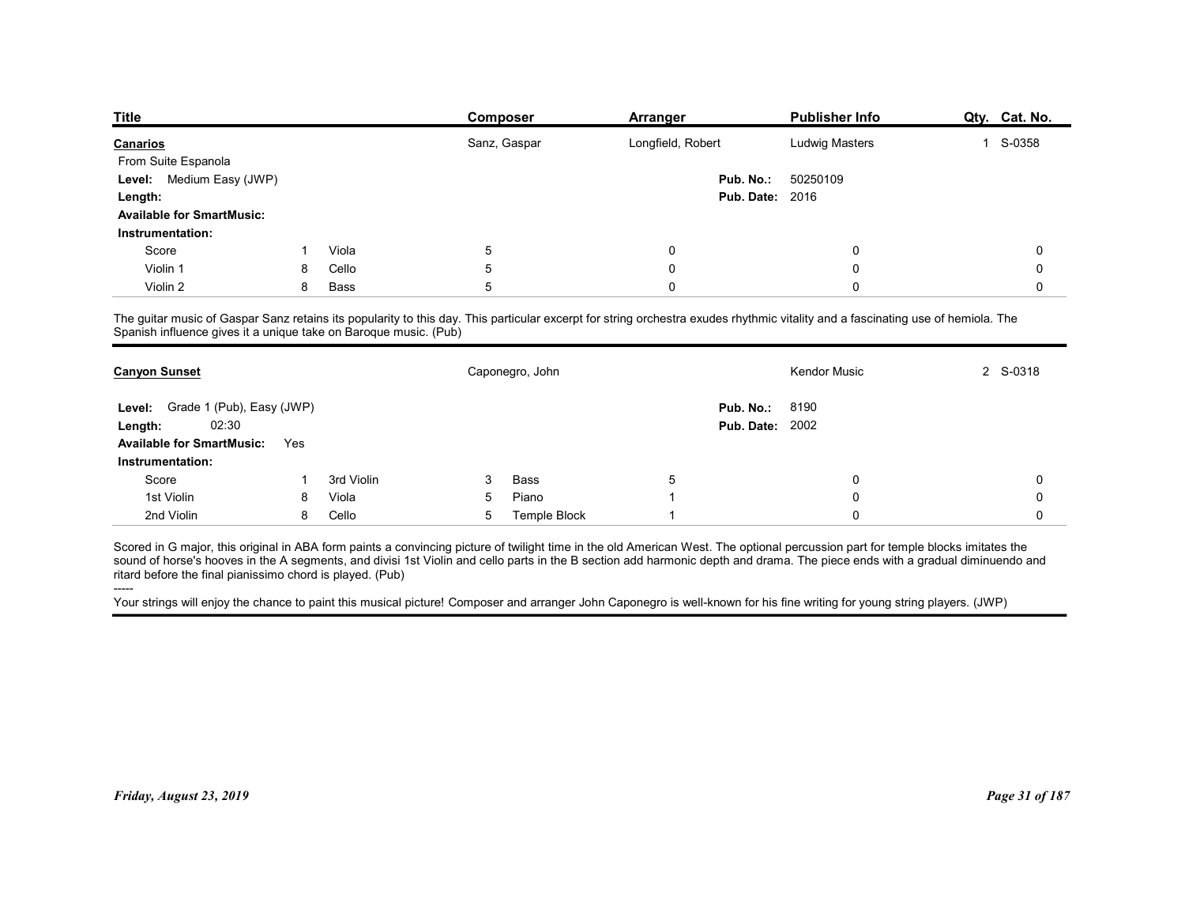| Title | Composer | Arranger | Publisher Info | Qty. | Cat. No. |
|---|---|---|---|---|---|
| **Canarios** | Sanz, Gaspar | Longfield, Robert | Ludwig Masters | 1 | S-0358 |

From Suite Espanola

**Level:** Medium Easy (JWP)
**Length:**
**Available for SmartMusic:**
**Pub. No.:** 50250109
**Pub. Date:** 2016

**Instrumentation:**

| Part | Qty. | Part | Qty. | | | |
|---|---|---|---|---|---|---|
| Score | 1 | Viola | 5 | 0 | 0 | 0 |
| Violin 1 | 8 | Cello | 5 | 0 | 0 | 0 |
| Violin 2 | 8 | Bass | 5 | 0 | 0 | 0 |

The guitar music of Gaspar Sanz retains its popularity to this day. This particular excerpt for string orchestra exudes rhythmic vitality and a fascinating use of hemiola. The Spanish influence gives it a unique take on Baroque music. (Pub)

---

| Title | Composer | Arranger | Publisher Info | Qty. | Cat. No. |
|---|---|---|---|---|---|
| **Canyon Sunset** | Caponegro, John | | Kendor Music | 2 | S-0318 |

**Level:** Grade 1 (Pub), Easy (JWP)
**Length:** 02:30
**Available for SmartMusic:** Yes
**Pub. No.:** 8190
**Pub. Date:** 2002

**Instrumentation:**

| Part | Qty. | Part | Qty. | Part | Qty. | | |
|---|---|---|---|---|---|---|---|
| Score | 1 | 3rd Violin | 3 | Bass | 5 | 0 | 0 |
| 1st Violin | 8 | Viola | 5 | Piano | 1 | 0 | 0 |
| 2nd Violin | 8 | Cello | 5 | Temple Block | 1 | 0 | 0 |

Scored in G major, this original in ABA form paints a convincing picture of twilight time in the old American West. The optional percussion part for temple blocks imitates the sound of horse's hooves in the A segments, and divisi 1st Violin and cello parts in the B section add harmonic depth and drama. The piece ends with a gradual diminuendo and ritard before the final pianissimo chord is played. (Pub)

-----

Your strings will enjoy the chance to paint this musical picture! Composer and arranger John Caponegro is well-known for his fine writing for young string players. (JWP)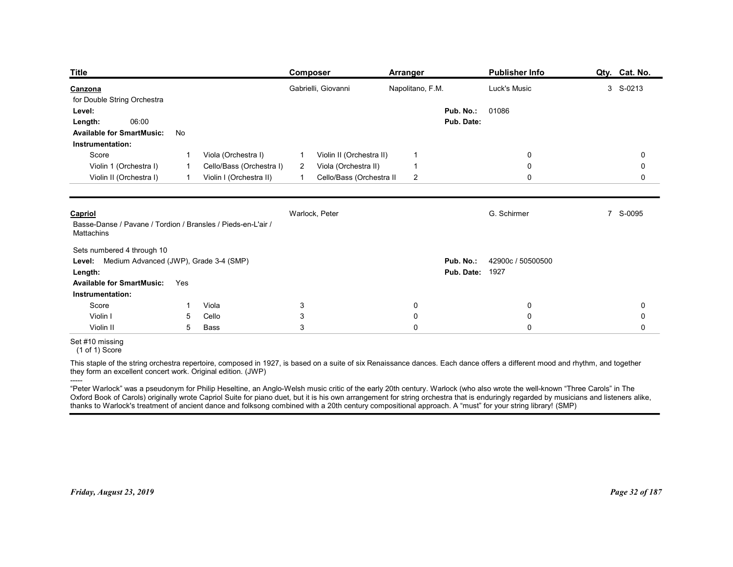| Title | Composer | Arranger | Publisher Info | Qty. | Cat. No. |
|---|---|---|---|---|---|
| **Canzona** | Gabrielli, Giovanni | Napolitano, F.M. | Luck's Music | 3 | S-0213 |

for Double String Orchestra

**Level:**
**Length:** 06:00
**Available for SmartMusic:** No
**Pub. No.:** 01086
**Pub. Date:**

**Instrumentation:**

| Part | Qty | Part | Qty | Part | Qty | | | | |
|---|---|---|---|---|---|---|---|---|---|
| Score | 1 | Viola (Orchestra I) | 1 | Violin II (Orchestra II) | 1 | | 0 | | 0 |
| Violin 1 (Orchestra I) | 1 | Cello/Bass (Orchestra I) | 2 | Viola (Orchestra II) | 1 | | 0 | | 0 |
| Violin II (Orchestra I) | 1 | Violin I (Orchestra II) | 1 | Cello/Bass (Orchestra II | 2 | | 0 | | 0 |

---

| Title | Composer | Arranger | Publisher Info | Qty. | Cat. No. |
|---|---|---|---|---|---|
| **Capriol** | Warlock, Peter | | G. Schirmer | 7 | S-0095 |

Basse-Danse / Pavane / Tordion / Bransles / Pieds-en-L'air / Mattachins

Sets numbered 4 through 10

**Level:** Medium Advanced (JWP), Grade 3-4 (SMP)
**Length:**
**Available for SmartMusic:** Yes
**Pub. No.:** 42900c / 50500500
**Pub. Date:** 1927

**Instrumentation:**

| Part | Qty | Part | Qty | | | | | | |
|---|---|---|---|---|---|---|---|---|---|
| Score | 1 | Viola | 3 | | 0 | | 0 | | 0 |
| Violin I | 5 | Cello | 3 | | 0 | | 0 | | 0 |
| Violin II | 5 | Bass | 3 | | 0 | | 0 | | 0 |

Set #10 missing
(1 of 1) Score

This staple of the string orchestra repertoire, composed in 1927, is based on a suite of six Renaissance dances. Each dance offers a different mood and rhythm, and together they form an excellent concert work. Original edition. (JWP)

-----

"Peter Warlock" was a pseudonym for Philip Heseltine, an Anglo-Welsh music critic of the early 20th century. Warlock (who also wrote the well-known "Three Carols" in The Oxford Book of Carols) originally wrote Capriol Suite for piano duet, but it is his own arrangement for string orchestra that is enduringly regarded by musicians and listeners alike, thanks to Warlock's treatment of ancient dance and folksong combined with a 20th century compositional approach. A "must" for your string library! (SMP)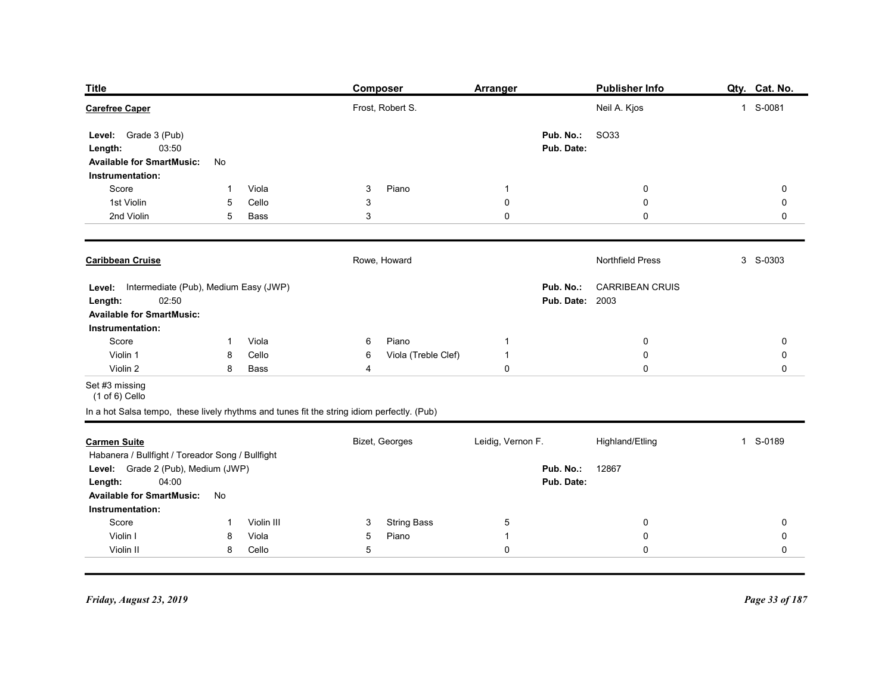| Title | Composer | Arranger | Publisher Info | Qty. | Cat. No. |
|---|---|---|---|---|---|

## Carefree Caper

| Title | Composer | Arranger | Publisher Info | Qty. | Cat. No. |
|---|---|---|---|---|---|
| **Carefree Caper** | Frost, Robert S. | | Neil A. Kjos | 1 | S-0081 |

**Level:** Grade 3 (Pub)  
**Length:** 03:50  
**Pub. No.:** SO33  
**Pub. Date:**  
**Available for SmartMusic:** No  
**Instrumentation:**

| | | | | | | | | |
|---|---|---|---|---|---|---|---|---|
| Score | 1 | Viola | 3 | Piano | 1 | | 0 | 0 |
| 1st Violin | 5 | Cello | 3 | | 0 | | 0 | 0 |
| 2nd Violin | 5 | Bass | 3 | | 0 | | 0 | 0 |

## Caribbean Cruise

| Title | Composer | Arranger | Publisher Info | Qty. | Cat. No. |
|---|---|---|---|---|---|
| **Caribbean Cruise** | Rowe, Howard | | Northfield Press | 3 | S-0303 |

**Level:** Intermediate (Pub), Medium Easy (JWP)  
**Length:** 02:50  
**Pub. No.:** CARRIBEAN CRUIS  
**Pub. Date:** 2003  
**Available for SmartMusic:**  
**Instrumentation:**

| | | | | | | | | |
|---|---|---|---|---|---|---|---|---|
| Score | 1 | Viola | 6 | Piano | 1 | | 0 | 0 |
| Violin 1 | 8 | Cello | 6 | Viola (Treble Clef) | 1 | | 0 | 0 |
| Violin 2 | 8 | Bass | 4 | | 0 | | 0 | 0 |

Set #3 missing  
(1 of 6) Cello

In a hot Salsa tempo, these lively rhythms and tunes fit the string idiom perfectly. (Pub)

## Carmen Suite

| Title | Composer | Arranger | Publisher Info | Qty. | Cat. No. |
|---|---|---|---|---|---|
| **Carmen Suite** | Bizet, Georges | Leidig, Vernon F. | Highland/Etling | 1 | S-0189 |

Habanera / Bullfight / Toreador Song / Bullfight

**Level:** Grade 2 (Pub), Medium (JWP)  
**Length:** 04:00  
**Pub. No.:** 12867  
**Pub. Date:**  
**Available for SmartMusic:** No  
**Instrumentation:**

| | | | | | | | | |
|---|---|---|---|---|---|---|---|---|
| Score | 1 | Violin III | 3 | String Bass | 5 | | 0 | 0 |
| Violin I | 8 | Viola | 5 | Piano | 1 | | 0 | 0 |
| Violin II | 8 | Cello | 5 | | 0 | | 0 | 0 |

*Friday, August 23, 2019*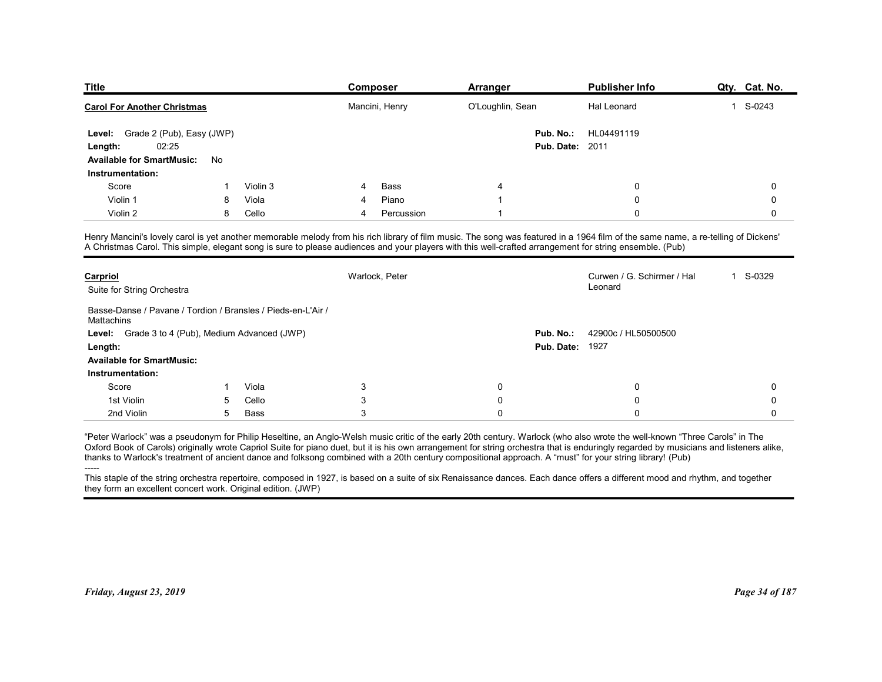| Title | Composer | Arranger | Publisher Info | Qty. | Cat. No. |
| --- | --- | --- | --- | --- | --- |
| **Carol For Another Christmas** | Mancini, Henry | O'Loughlin, Sean | Hal Leonard | 1 | S-0243 |

**Level:** Grade 2 (Pub), Easy (JWP)
**Length:** 02:25
**Available for SmartMusic:** No
**Pub. No.:** HL04491119
**Pub. Date:** 2011

**Instrumentation:**

| Part | Qty. | Part | Qty. | Part | Qty. |
| --- | --- | --- | --- | --- | --- |
| Score | 1 | Violin 3 | 4 | Bass | 4 |
| Violin 1 | 8 | Viola | 4 | Piano | 1 |
| Violin 2 | 8 | Cello | 4 | Percussion | 1 |

Henry Mancini's lovely carol is yet another memorable melody from his rich library of film music. The song was featured in a 1964 film of the same name, a re-telling of Dickens' A Christmas Carol. This simple, elegant song is sure to please audiences and your players with this well-crafted arrangement for string ensemble. (Pub)

---

| Title | Composer | Arranger | Publisher Info | Qty. | Cat. No. |
| --- | --- | --- | --- | --- | --- |
| **Carpriol** | Warlock, Peter | | Curwen / G. Schirmer / Hal Leonard | 1 | S-0329 |

Suite for String Orchestra

Basse-Danse / Pavane / Tordion / Bransles / Pieds-en-L'Air / Mattachins

**Level:** Grade 3 to 4 (Pub), Medium Advanced (JWP)
**Length:**
**Available for SmartMusic:**
**Pub. No.:** 42900c / HL50500500
**Pub. Date:** 1927

**Instrumentation:**

| Part | Qty. | Part | Qty. |
| --- | --- | --- | --- |
| Score | 1 | Viola | 3 |
| 1st Violin | 5 | Cello | 3 |
| 2nd Violin | 5 | Bass | 3 |

“Peter Warlock” was a pseudonym for Philip Heseltine, an Anglo-Welsh music critic of the early 20th century. Warlock (who also wrote the well-known “Three Carols” in The Oxford Book of Carols) originally wrote Capriol Suite for piano duet, but it is his own arrangement for string orchestra that is enduringly regarded by musicians and listeners alike, thanks to Warlock's treatment of ancient dance and folksong combined with a 20th century compositional approach. A “must” for your string library! (Pub)

-----

This staple of the string orchestra repertoire, composed in 1927, is based on a suite of six Renaissance dances. Each dance offers a different mood and rhythm, and together they form an excellent concert work. Original edition. (JWP)

*Friday, August 23, 2019*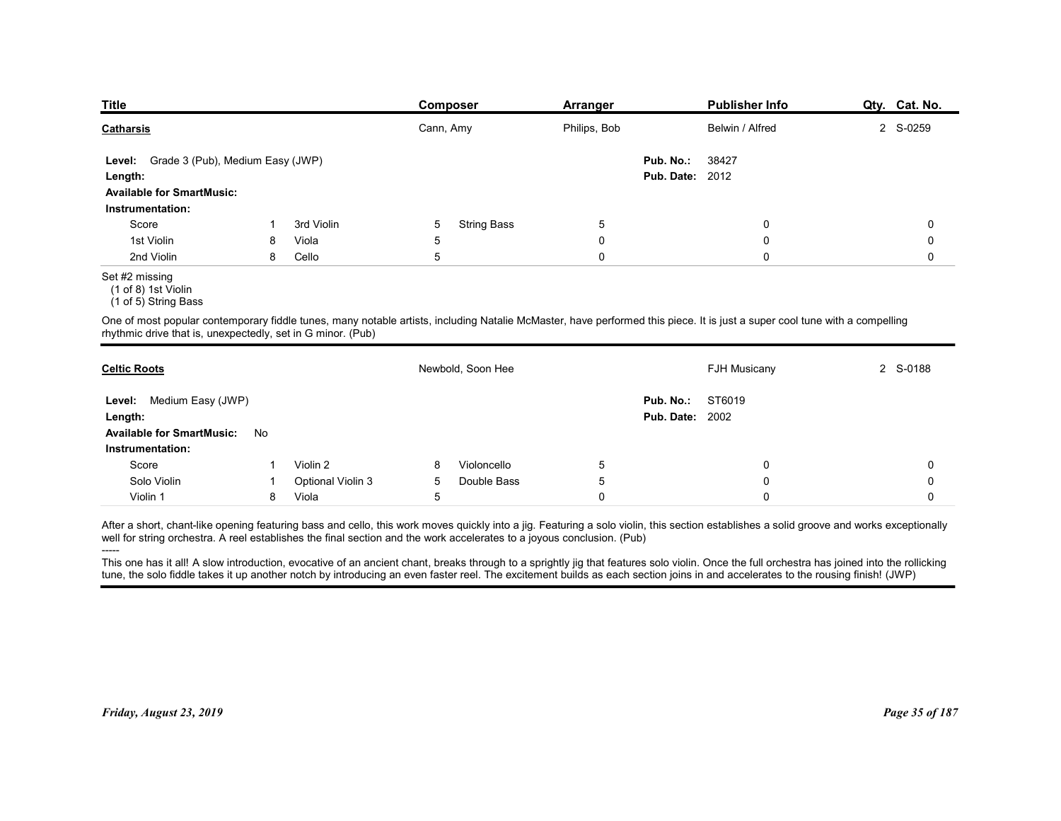| Title | Composer | Arranger | Publisher Info | Qty. | Cat. No. |
|---|---|---|---|---|---|
| **Catharsis** | Cann, Amy | Philips, Bob | Belwin / Alfred | 2 | S-0259 |

**Level:** Grade 3 (Pub), Medium Easy (JWP)
**Length:**
**Available for SmartMusic:**
**Pub. No.:** 38427
**Pub. Date:** 2012

**Instrumentation:**

| | | | | | | | | |
|---|---|---|---|---|---|---|---|---|
| Score | 1 | 3rd Violin | 5 | String Bass | 5 | | 0 | 0 |
| 1st Violin | 8 | Viola | 5 | | 0 | | 0 | 0 |
| 2nd Violin | 8 | Cello | 5 | | 0 | | 0 | 0 |

Set #2 missing
(1 of 8) 1st Violin
(1 of 5) String Bass

One of most popular contemporary fiddle tunes, many notable artists, including Natalie McMaster, have performed this piece. It is just a super cool tune with a compelling rhythmic drive that is, unexpectedly, set in G minor. (Pub)

---

| Title | Composer | Arranger | Publisher Info | Qty. | Cat. No. |
|---|---|---|---|---|---|
| **Celtic Roots** | Newbold, Soon Hee | | FJH Musicany | 2 | S-0188 |

**Level:** Medium Easy (JWP)
**Length:**
**Available for SmartMusic:** No
**Pub. No.:** ST6019
**Pub. Date:** 2002

**Instrumentation:**

| | | | | | | | |
|---|---|---|---|---|---|---|---|
| Score | 1 | Violin 2 | 8 | Violoncello | 5 | 0 | 0 |
| Solo Violin | 1 | Optional Violin 3 | 5 | Double Bass | 5 | 0 | 0 |
| Violin 1 | 8 | Viola | 5 | | 0 | 0 | 0 |

After a short, chant-like opening featuring bass and cello, this work moves quickly into a jig. Featuring a solo violin, this section establishes a solid groove and works exceptionally well for string orchestra. A reel establishes the final section and the work accelerates to a joyous conclusion. (Pub)

-----

This one has it all! A slow introduction, evocative of an ancient chant, breaks through to a sprightly jig that features solo violin. Once the full orchestra has joined into the rollicking tune, the solo fiddle takes it up another notch by introducing an even faster reel. The excitement builds as each section joins in and accelerates to the rousing finish! (JWP)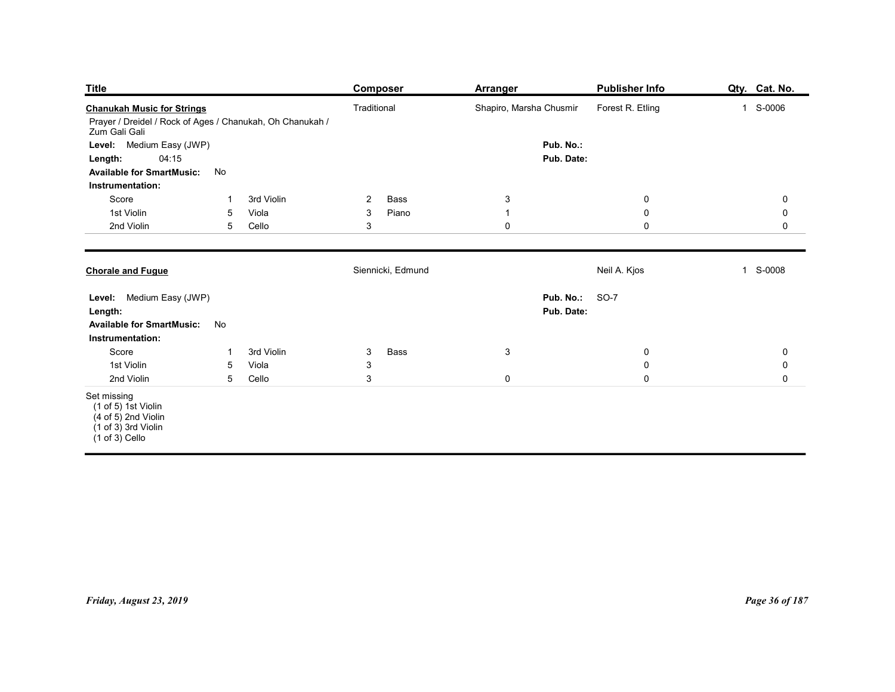| Title | Composer | Arranger | Publisher Info | Qty. | Cat. No. |
|---|---|---|---|---|---|
| **Chanukah Music for Strings** | Traditional | Shapiro, Marsha Chusmir | Forest R. Etling | 1 | S-0006 |

Prayer / Dreidel / Rock of Ages / Chanukah, Oh Chanukah / Zum Gali Gali

**Level:** Medium Easy (JWP)
**Pub. No.:**
**Length:** 04:15
**Pub. Date:**
**Available for SmartMusic:** No
**Instrumentation:**

| | | | | | | | | | |
|---|---|---|---|---|---|---|---|---|---|
| Score | 1 | 3rd Violin | 2 | Bass | 3 | | 0 | | 0 |
| 1st Violin | 5 | Viola | 3 | Piano | 1 | | 0 | | 0 |
| 2nd Violin | 5 | Cello | 3 | | 0 | | 0 | | 0 |

---

| Title | Composer | Arranger | Publisher Info | Qty. | Cat. No. |
|---|---|---|---|---|---|
| **Chorale and Fugue** | Siennicki, Edmund | | Neil A. Kjos | 1 | S-0008 |

**Level:** Medium Easy (JWP)
**Pub. No.:** SO-7
**Length:**
**Pub. Date:**
**Available for SmartMusic:** No
**Instrumentation:**

| | | | | | | | | | |
|---|---|---|---|---|---|---|---|---|---|
| Score | 1 | 3rd Violin | 3 | Bass | 3 | | 0 | | 0 |
| 1st Violin | 5 | Viola | 3 | | | | 0 | | 0 |
| 2nd Violin | 5 | Cello | 3 | | 0 | | 0 | | 0 |

Set missing
(1 of 5) 1st Violin
(4 of 5) 2nd Violin
(1 of 3) 3rd Violin
(1 of 3) Cello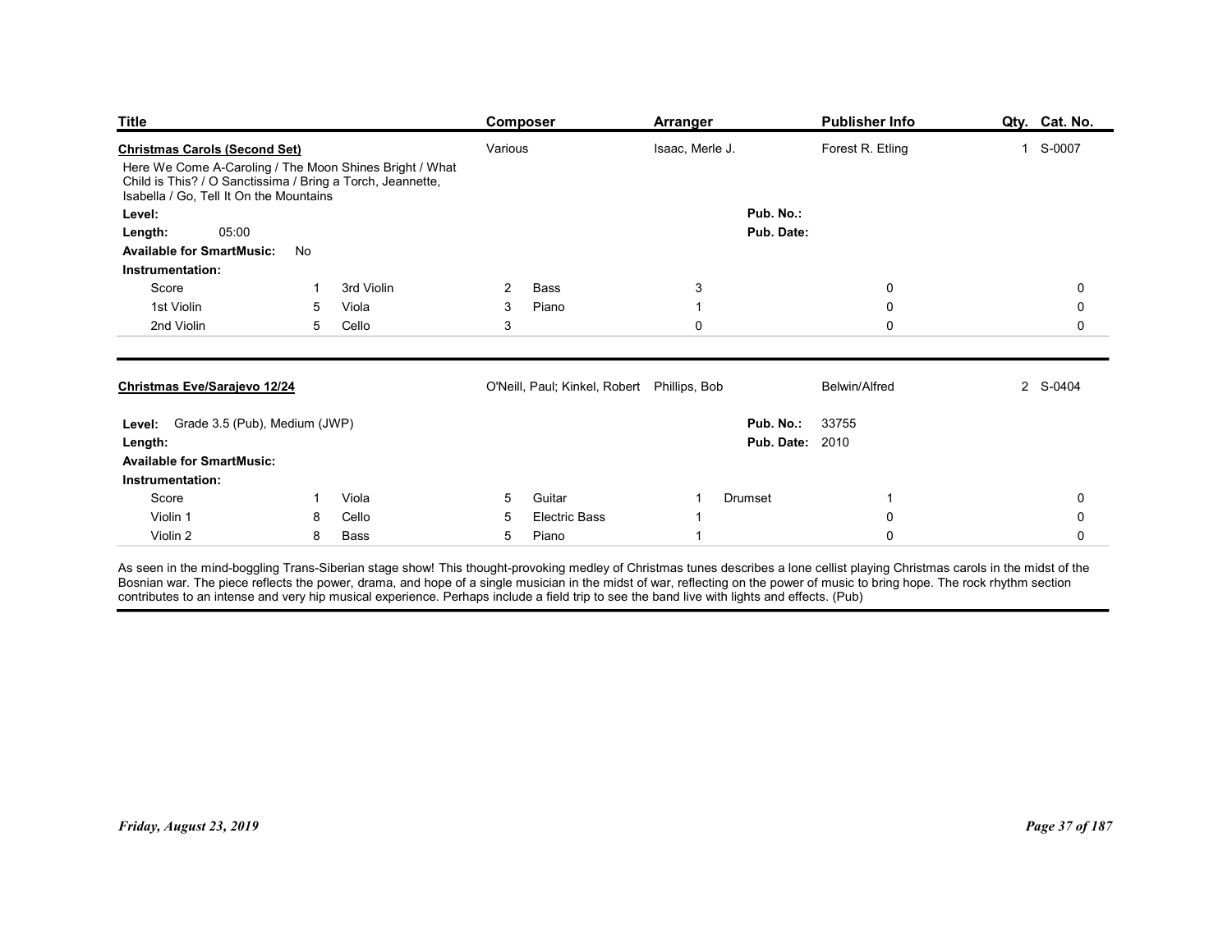| Title | Composer | Arranger | Publisher Info | Qty. | Cat. No. |
|---|---|---|---|---|---|
| **Christmas Carols (Second Set)** | Various | Isaac, Merle J. | Forest R. Etling | 1 | S-0007 |

Here We Come A-Caroling / The Moon Shines Bright / What Child is This? / O Sanctissima / Bring a Torch, Jeannette, Isabella / Go, Tell It On the Mountains

**Level:**
**Length:** 05:00
**Available for SmartMusic:** No
**Pub. No.:**
**Pub. Date:**

**Instrumentation:**

| | | | | | | | | | | |
|---|---|---|---|---|---|---|---|---|---|---|
| Score | 1 | 3rd Violin | 2 | Bass | 3 | | 0 | 0 |
| 1st Violin | 5 | Viola | 3 | Piano | 1 | | 0 | 0 |
| 2nd Violin | 5 | Cello | 3 | | 0 | | 0 | 0 |

---

| Title | Composer | Arranger | Publisher Info | Qty. | Cat. No. |
|---|---|---|---|---|---|
| **Christmas Eve/Sarajevo 12/24** | O'Neill, Paul; Kinkel, Robert | Phillips, Bob | Belwin/Alfred | 2 | S-0404 |

**Level:** Grade 3.5 (Pub), Medium (JWP)
**Length:**
**Available for SmartMusic:**
**Pub. No.:** 33755
**Pub. Date:** 2010

**Instrumentation:**

| | | | | | | | | |
|---|---|---|---|---|---|---|---|---|
| Score | 1 | Viola | 5 | Guitar | 1 | Drumset | 1 | 0 |
| Violin 1 | 8 | Cello | 5 | Electric Bass | 1 | | 0 | 0 |
| Violin 2 | 8 | Bass | 5 | Piano | 1 | | 0 | 0 |

As seen in the mind-boggling Trans-Siberian stage show! This thought-provoking medley of Christmas tunes describes a lone cellist playing Christmas carols in the midst of the Bosnian war. The piece reflects the power, drama, and hope of a single musician in the midst of war, reflecting on the power of music to bring hope. The rock rhythm section contributes to an intense and very hip musical experience. Perhaps include a field trip to see the band live with lights and effects. (Pub)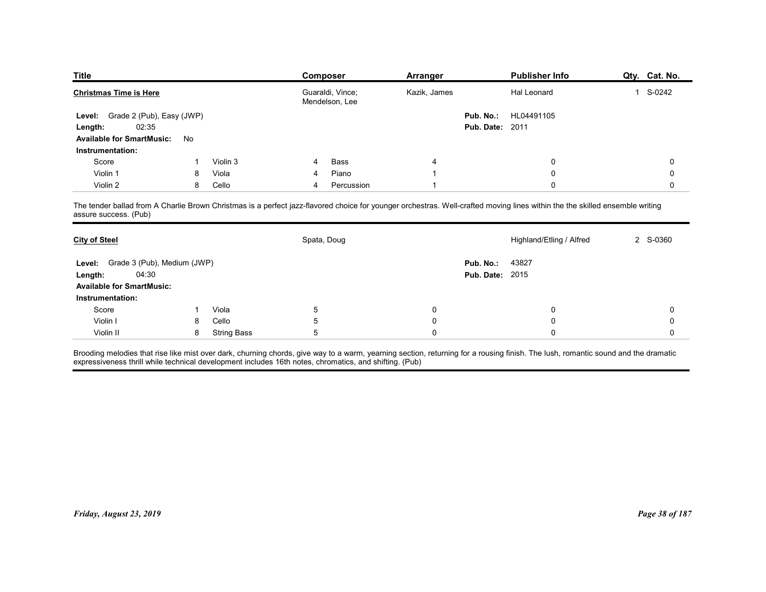| Title | Composer | Arranger | Publisher Info | Qty. | Cat. No. |
| --- | --- | --- | --- | --- | --- |
| **Christmas Time is Here** | Guaraldi, Vince; Mendelson, Lee | Kazik, James | Hal Leonard | 1 | S-0242 |

**Level:** Grade 2 (Pub), Easy (JWP)
**Length:** 02:35
**Available for SmartMusic:** No
**Pub. No.:** HL04491105
**Pub. Date:** 2011

**Instrumentation:**

| | | | | | | | | |
| --- | --- | --- | --- | --- | --- | --- | --- | --- |
| Score | 1 | Violin 3 | 4 | Bass | 4 | | 0 | 0 |
| Violin 1 | 8 | Viola | 4 | Piano | 1 | | 0 | 0 |
| Violin 2 | 8 | Cello | 4 | Percussion | 1 | | 0 | 0 |

The tender ballad from A Charlie Brown Christmas is a perfect jazz-flavored choice for younger orchestras. Well-crafted moving lines within the the skilled ensemble writing assure success. (Pub)

---

| Title | Composer | Arranger | Publisher Info | Qty. | Cat. No. |
| --- | --- | --- | --- | --- | --- |
| **City of Steel** | Spata, Doug | | Highland/Etling / Alfred | 2 | S-0360 |

**Level:** Grade 3 (Pub), Medium (JWP)
**Length:** 04:30
**Available for SmartMusic:**
**Pub. No.:** 43827
**Pub. Date:** 2015

**Instrumentation:**

| | | | | | | |
| --- | --- | --- | --- | --- | --- | --- |
| Score | 1 | Viola | 5 | 0 | 0 | 0 |
| Violin I | 8 | Cello | 5 | 0 | 0 | 0 |
| Violin II | 8 | String Bass | 5 | 0 | 0 | 0 |

Brooding melodies that rise like mist over dark, churning chords, give way to a warm, yearning section, returning for a rousing finish. The lush, romantic sound and the dramatic expressiveness thrill while technical development includes 16th notes, chromatics, and shifting. (Pub)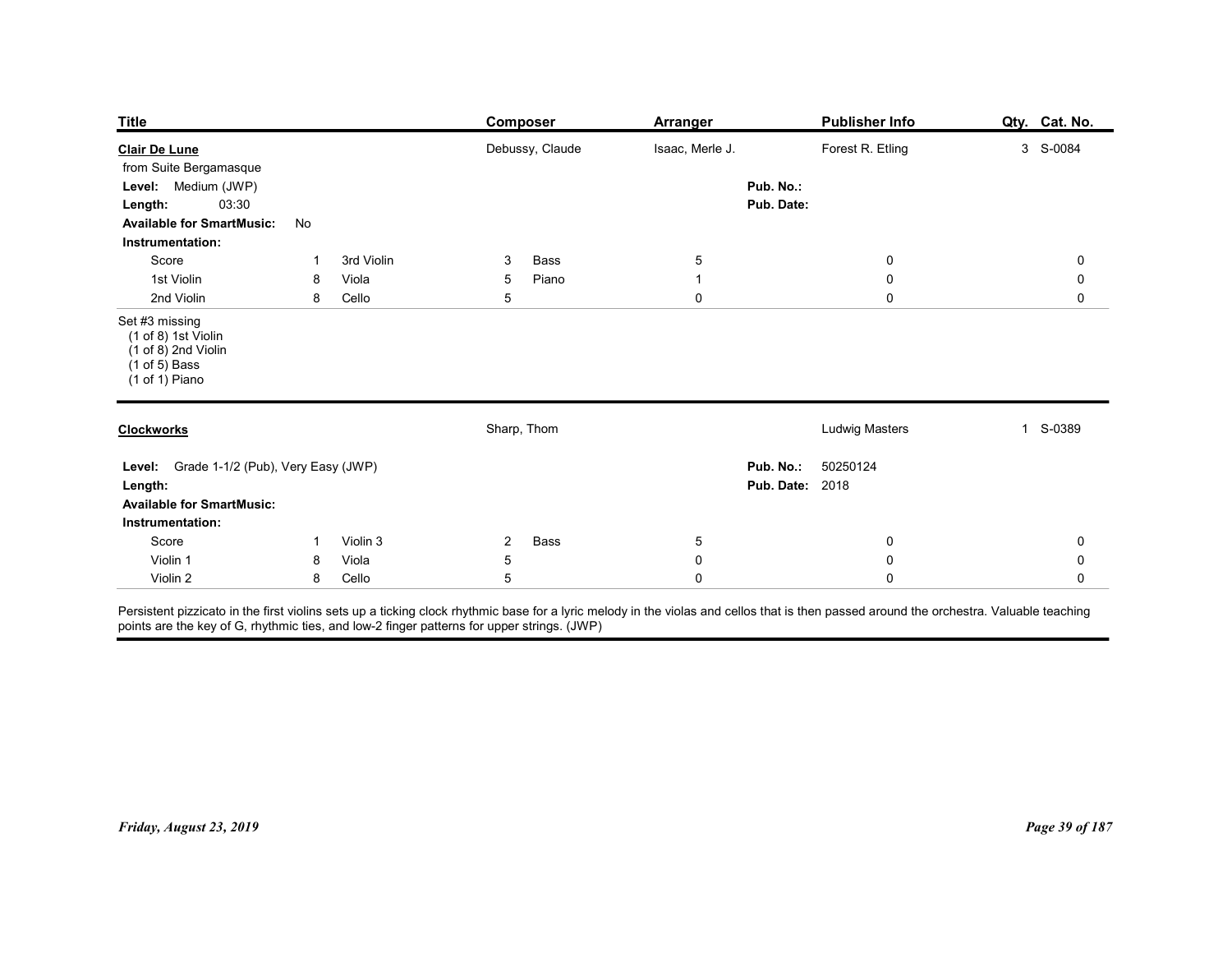| Title | Composer | Arranger | Publisher Info | Qty. | Cat. No. |
|---|---|---|---|---|---|
| **Clair De Lune** | Debussy, Claude | Isaac, Merle J. | Forest R. Etling | 3 | S-0084 |

from Suite Bergamasque

**Level:** Medium (JWP)

**Length:** 03:30

**Available for SmartMusic:** No

**Pub. No.:**

**Pub. Date:**

**Instrumentation:**

| Part | Qty. | Part | Qty. | Part | Qty. | | | |
|---|---|---|---|---|---|---|---|---|
| Score | 1 | 3rd Violin | 3 | Bass | 5 | 0 | 0 | 0 |
| 1st Violin | 8 | Viola | 5 | Piano | 1 | 0 | 0 | 0 |
| 2nd Violin | 8 | Cello | 5 | | 0 | 0 | 0 | 0 |

Set #3 missing
(1 of 8) 1st Violin
(1 of 8) 2nd Violin
(1 of 5) Bass
(1 of 1) Piano

---

| Title | Composer | Arranger | Publisher Info | Qty. | Cat. No. |
|---|---|---|---|---|---|
| **Clockworks** | Sharp, Thom | | Ludwig Masters | 1 | S-0389 |

**Level:** Grade 1-1/2 (Pub), Very Easy (JWP)

**Length:**

**Available for SmartMusic:**

**Pub. No.:** 50250124

**Pub. Date:** 2018

**Instrumentation:**

| Part | Qty. | Part | Qty. | Part | Qty. | | | |
|---|---|---|---|---|---|---|---|---|
| Score | 1 | Violin 3 | 2 | Bass | 5 | 0 | 0 | 0 |
| Violin 1 | 8 | Viola | 5 | | 0 | 0 | 0 | 0 |
| Violin 2 | 8 | Cello | 5 | | 0 | 0 | 0 | 0 |

Persistent pizzicato in the first violins sets up a ticking clock rhythmic base for a lyric melody in the violas and cellos that is then passed around the orchestra. Valuable teaching points are the key of G, rhythmic ties, and low-2 finger patterns for upper strings. (JWP)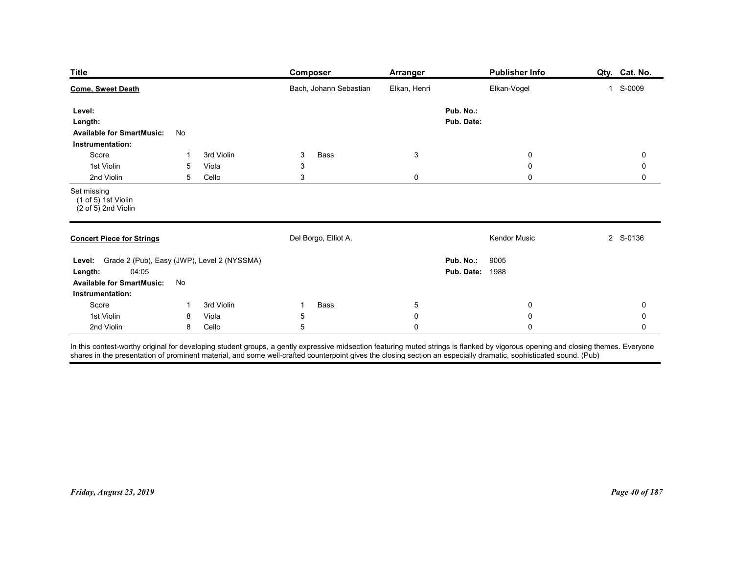| Title | Composer | Arranger | Publisher Info | Qty. | Cat. No. |
|---|---|---|---|---|---|
| **Come, Sweet Death** | Bach, Johann Sebastian | Elkan, Henri | Elkan-Vogel | 1 | S-0009 |

**Level:**
**Length:**
**Available for SmartMusic:** No
**Pub. No.:**
**Pub. Date:**

**Instrumentation:**

| | | | | | | | | |
|---|---|---|---|---|---|---|---|---|
| Score | 1 | 3rd Violin | 3 | Bass | 3 | | 0 | 0 |
| 1st Violin | 5 | Viola | 3 | | | | 0 | 0 |
| 2nd Violin | 5 | Cello | 3 | | 0 | | 0 | 0 |

Set missing
(1 of 5) 1st Violin
(2 of 5) 2nd Violin

---

| Title | Composer | Arranger | Publisher Info | Qty. | Cat. No. |
|---|---|---|---|---|---|
| **Concert Piece for Strings** | Del Borgo, Elliot A. | | Kendor Music | 2 | S-0136 |

**Level:** Grade 2 (Pub), Easy (JWP), Level 2 (NYSSMA)
**Length:** 04:05
**Available for SmartMusic:** No
**Pub. No.:** 9005
**Pub. Date:** 1988

**Instrumentation:**

| | | | | | | | | |
|---|---|---|---|---|---|---|---|---|
| Score | 1 | 3rd Violin | 1 | Bass | 5 | | 0 | 0 |
| 1st Violin | 8 | Viola | 5 | | 0 | | 0 | 0 |
| 2nd Violin | 8 | Cello | 5 | | 0 | | 0 | 0 |

In this contest-worthy original for developing student groups, a gently expressive midsection featuring muted strings is flanked by vigorous opening and closing themes. Everyone shares in the presentation of prominent material, and some well-crafted counterpoint gives the closing section an especially dramatic, sophisticated sound. (Pub)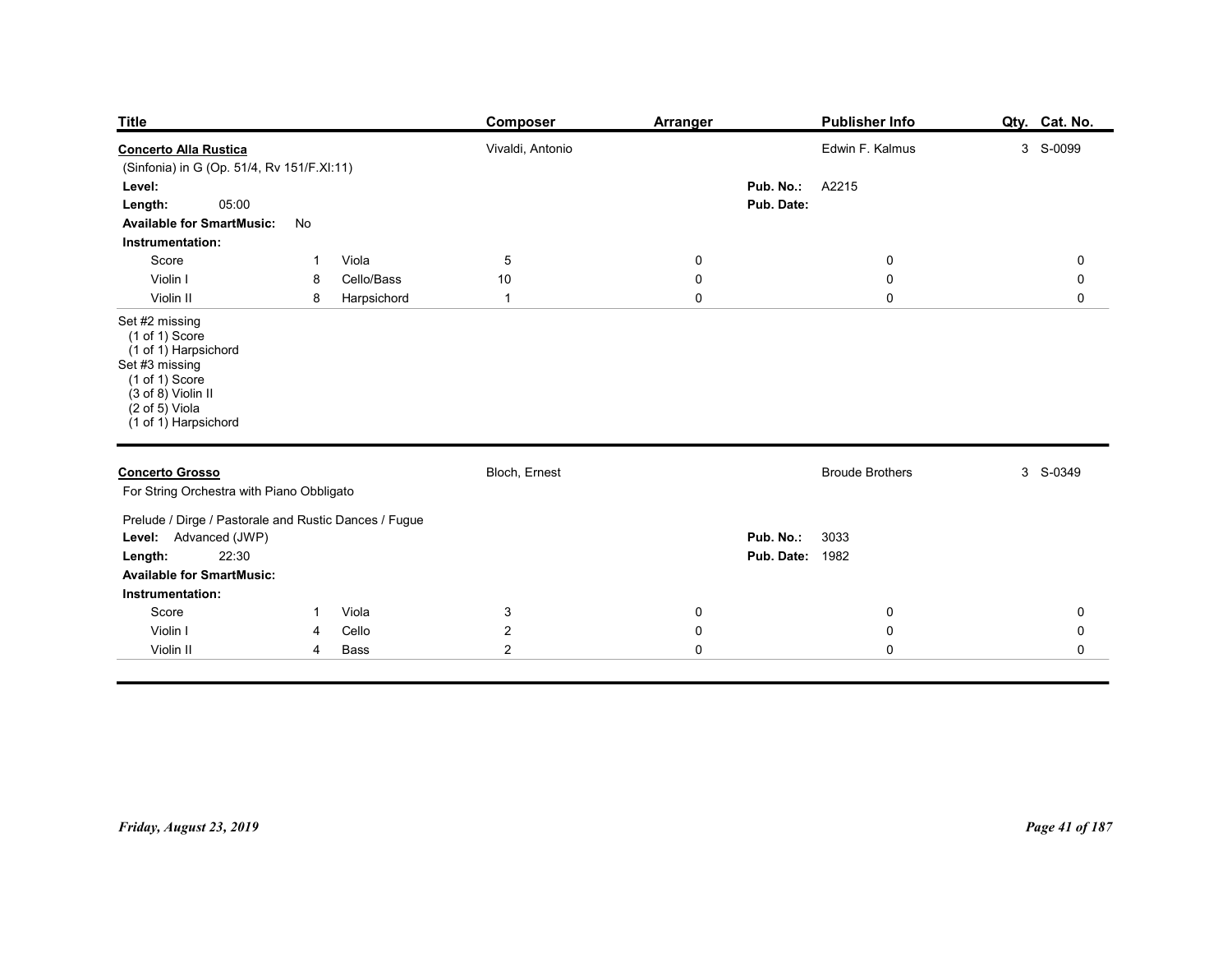| Title | Composer | Arranger | Publisher Info | Qty. | Cat. No. |
|---|---|---|---|---|---|
| **Concerto Alla Rustica** | Vivaldi, Antonio | | Edwin F. Kalmus | 3 | S-0099 |

(Sinfonia) in G (Op. 51/4, Rv 151/F.XI:11)

**Level:**

**Length:** 05:00

**Available for SmartMusic:** No

**Pub. No.:** A2215

**Pub. Date:**

**Instrumentation:**

| | | | | | | | |
|---|---|---|---|---|---|---|---|
| Score | 1 | Viola | 5 | 0 | 0 | 0 | |
| Violin I | 8 | Cello/Bass | 10 | 0 | 0 | 0 | |
| Violin II | 8 | Harpsichord | 1 | 0 | 0 | 0 | |

Set #2 missing
 (1 of 1) Score
 (1 of 1) Harpsichord
Set #3 missing
 (1 of 1) Score
 (3 of 8) Violin II
 (2 of 5) Viola
 (1 of 1) Harpsichord

---

| Title | Composer | Arranger | Publisher Info | Qty. | Cat. No. |
|---|---|---|---|---|---|
| **Concerto Grosso** | Bloch, Ernest | | Broude Brothers | 3 | S-0349 |

For String Orchestra with Piano Obbligato

Prelude / Dirge / Pastorale and Rustic Dances / Fugue

**Level:** Advanced (JWP)

**Length:** 22:30

**Available for SmartMusic:**

**Pub. No.:** 3033

**Pub. Date:** 1982

**Instrumentation:**

| | | | | | | | |
|---|---|---|---|---|---|---|---|
| Score | 1 | Viola | 3 | 0 | 0 | 0 | |
| Violin I | 4 | Cello | 2 | 0 | 0 | 0 | |
| Violin II | 4 | Bass | 2 | 0 | 0 | 0 | |

*Friday, August 23, 2019*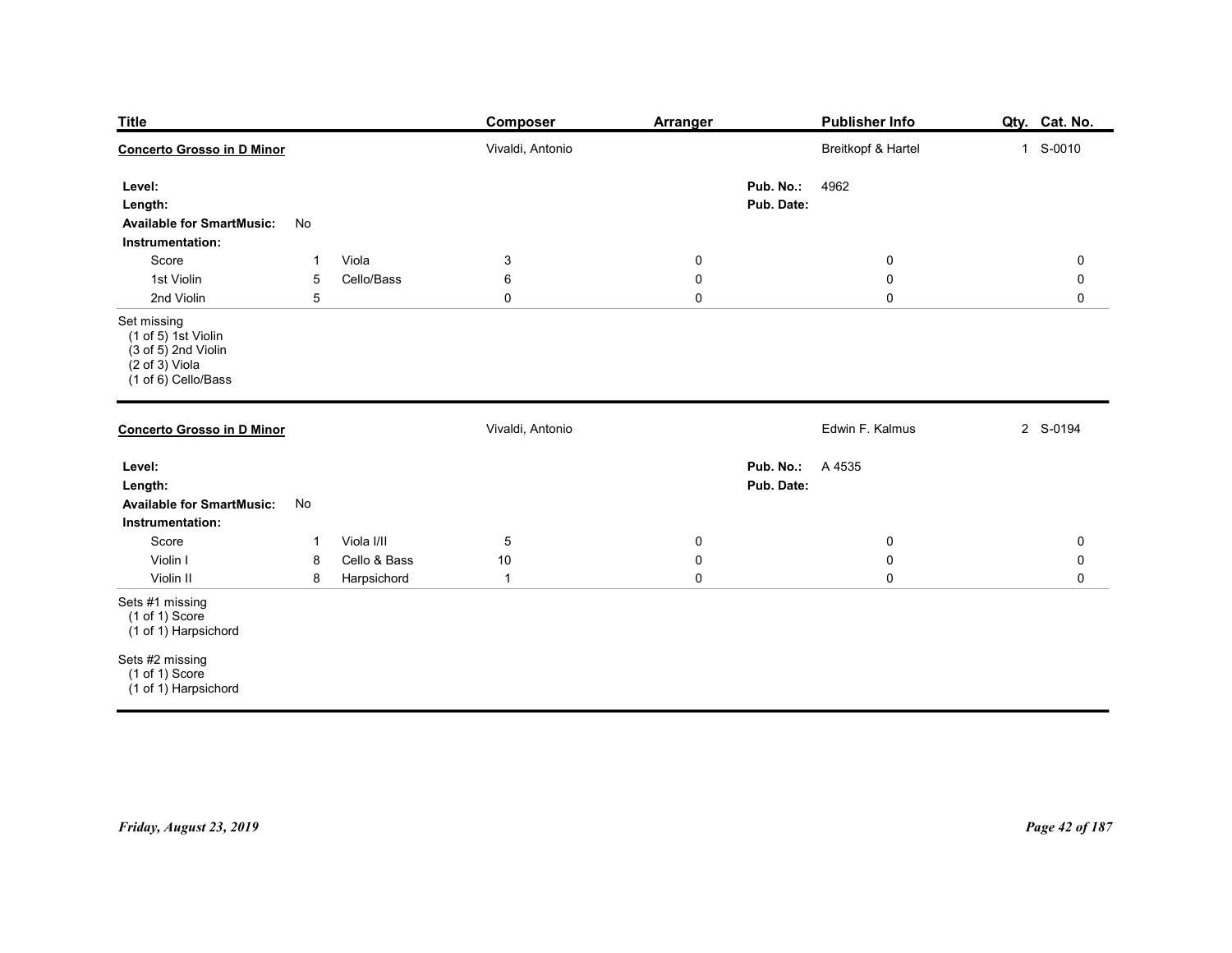| Title | Composer | Arranger | Publisher Info | Qty. | Cat. No. |
|---|---|---|---|---|---|
| **Concerto Grosso in D Minor** | Vivaldi, Antonio | | Breitkopf & Hartel | 1 | S-0010 |

**Level:**
**Length:**
**Available for SmartMusic:** No
**Pub. No.:** 4962
**Pub. Date:**

**Instrumentation:**

| | | | | | | | |
|---|---|---|---|---|---|---|---|
| Score | 1 | Viola | 3 | 0 | 0 | 0 | |
| 1st Violin | 5 | Cello/Bass | 6 | 0 | 0 | 0 | |
| 2nd Violin | 5 | | 0 | 0 | 0 | 0 | |

Set missing
(1 of 5) 1st Violin
(3 of 5) 2nd Violin
(2 of 3) Viola
(1 of 6) Cello/Bass

---

| Title | Composer | Arranger | Publisher Info | Qty. | Cat. No. |
|---|---|---|---|---|---|
| **Concerto Grosso in D Minor** | Vivaldi, Antonio | | Edwin F. Kalmus | 2 | S-0194 |

**Level:**
**Length:**
**Available for SmartMusic:** No
**Pub. No.:** A 4535
**Pub. Date:**

**Instrumentation:**

| | | | | | | | |
|---|---|---|---|---|---|---|---|
| Score | 1 | Viola I/II | 5 | 0 | 0 | 0 | |
| Violin I | 8 | Cello & Bass | 10 | 0 | 0 | 0 | |
| Violin II | 8 | Harpsichord | 1 | 0 | 0 | 0 | |

Sets #1 missing
(1 of 1) Score
(1 of 1) Harpsichord

Sets #2 missing
(1 of 1) Score
(1 of 1) Harpsichord

Friday, August 23, 2019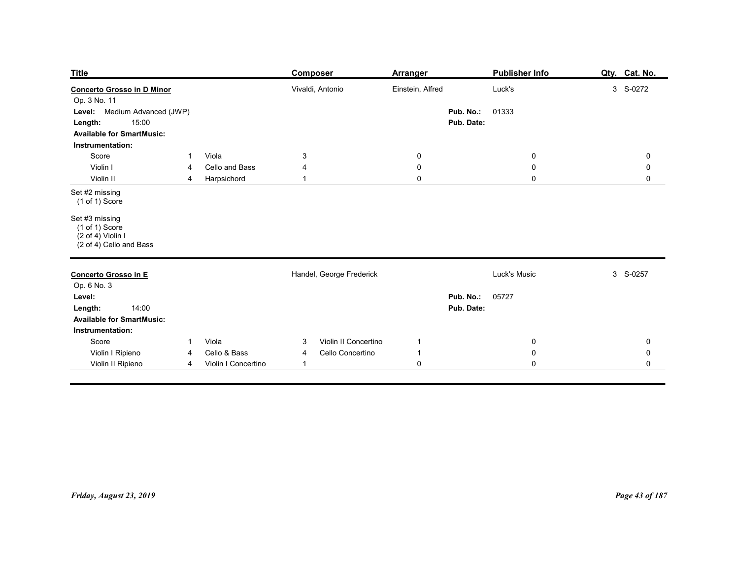| Title | Composer | Arranger | Publisher Info | Qty. | Cat. No. |
|---|---|---|---|---|---|
| **Concerto Grosso in D Minor** | Vivaldi, Antonio | Einstein, Alfred | Luck's | 3 | S-0272 |

Op. 3 No. 11

**Level:** Medium Advanced (JWP)

**Length:** 15:00

**Pub. No.:** 01333

**Pub. Date:**

**Available for SmartMusic:**

**Instrumentation:**

| Part | Qty. | Part | Qty. | Part | Qty. | Part | Qty. | Part | Qty. |
|---|---|---|---|---|---|---|---|---|---|
| Score | 1 | Viola | 3 | | 0 | | 0 | | 0 |
| Violin I | 4 | Cello and Bass | 4 | | 0 | | 0 | | 0 |
| Violin II | 4 | Harpsichord | 1 | | 0 | | 0 | | 0 |

Set #2 missing
(1 of 1) Score

Set #3 missing
(1 of 1) Score
(2 of 4) Violin I
(2 of 4) Cello and Bass

---

| Title | Composer | Arranger | Publisher Info | Qty. | Cat. No. |
|---|---|---|---|---|---|
| **Concerto Grosso in E** | Handel, George Frederick | | Luck's Music | 3 | S-0257 |

Op. 6 No. 3

**Level:**

**Length:** 14:00

**Pub. No.:** 05727

**Pub. Date:**

**Available for SmartMusic:**

**Instrumentation:**

| Part | Qty. | Part | Qty. | Part | Qty. | Part | Qty. | Part | Qty. |
|---|---|---|---|---|---|---|---|---|---|
| Score | 1 | Viola | 3 | Violin II Concertino | 1 | | 0 | | 0 |
| Violin I Ripieno | 4 | Cello & Bass | 4 | Cello Concertino | 1 | | 0 | | 0 |
| Violin II Ripieno | 4 | Violin I Concertino | 1 | | 0 | | 0 | | 0 |

*Friday, August 23, 2019*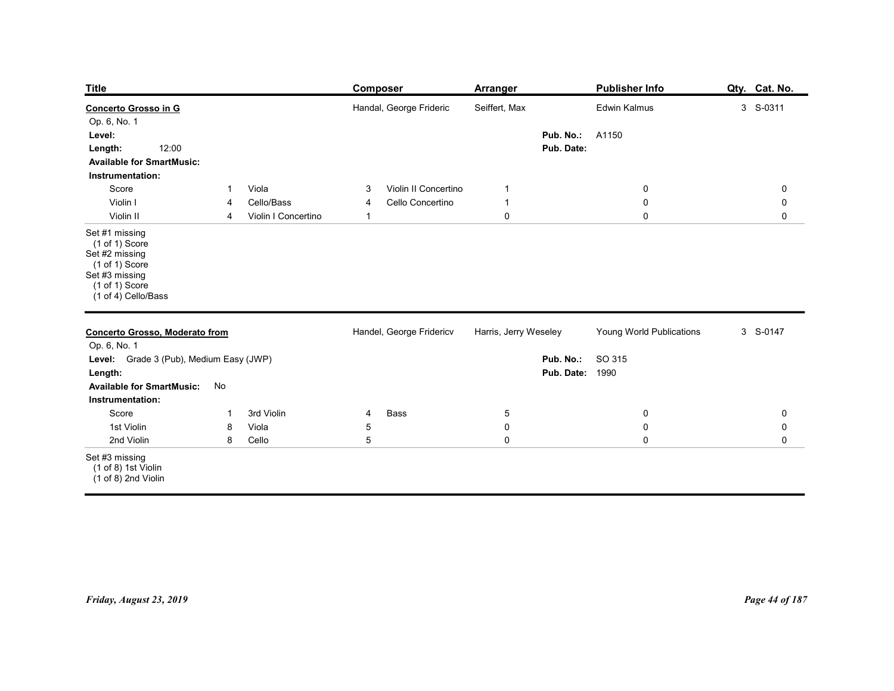| Title | Composer | Arranger | Publisher Info | Qty. | Cat. No. |
|---|---|---|---|---|---|
| **Concerto Grosso in G** | Handal, George Frideric | Seiffert, Max | Edwin Kalmus | 3 | S-0311 |

Op. 6, No. 1

**Level:**

**Length:** 12:00

**Available for SmartMusic:**

**Pub. No.:** A1150

**Pub. Date:**

**Instrumentation:**

| Part | Qty. | Part | Qty. | Part | Qty. |
|---|---|---|---|---|---|
| Score | 1 | Viola | 3 | Violin II Concertino | 1 |
| Violin I | 4 | Cello/Bass | 4 | Cello Concertino | 1 |
| Violin II | 4 | Violin I Concertino | 1 | | 0 |

Set #1 missing
(1 of 1) Score
Set #2 missing
(1 of 1) Score
Set #3 missing
(1 of 1) Score
(1 of 4) Cello/Bass

---

| Title | Composer | Arranger | Publisher Info | Qty. | Cat. No. |
|---|---|---|---|---|---|
| **Concerto Grosso, Moderato from** | Handel, George Fridericv | Harris, Jerry Weseley | Young World Publications | 3 | S-0147 |

Op. 6, No. 1

**Level:** Grade 3 (Pub), Medium Easy (JWP)

**Length:**

**Available for SmartMusic:** No

**Pub. No.:** SO 315

**Pub. Date:** 1990

**Instrumentation:**

| Part | Qty. | Part | Qty. | Part | Qty. |
|---|---|---|---|---|---|
| Score | 1 | 3rd Violin | 4 | Bass | 5 |
| 1st Violin | 8 | Viola | 5 | | 0 |
| 2nd Violin | 8 | Cello | 5 | | 0 |

Set #3 missing
(1 of 8) 1st Violin
(1 of 8) 2nd Violin

*Friday, August 23, 2019*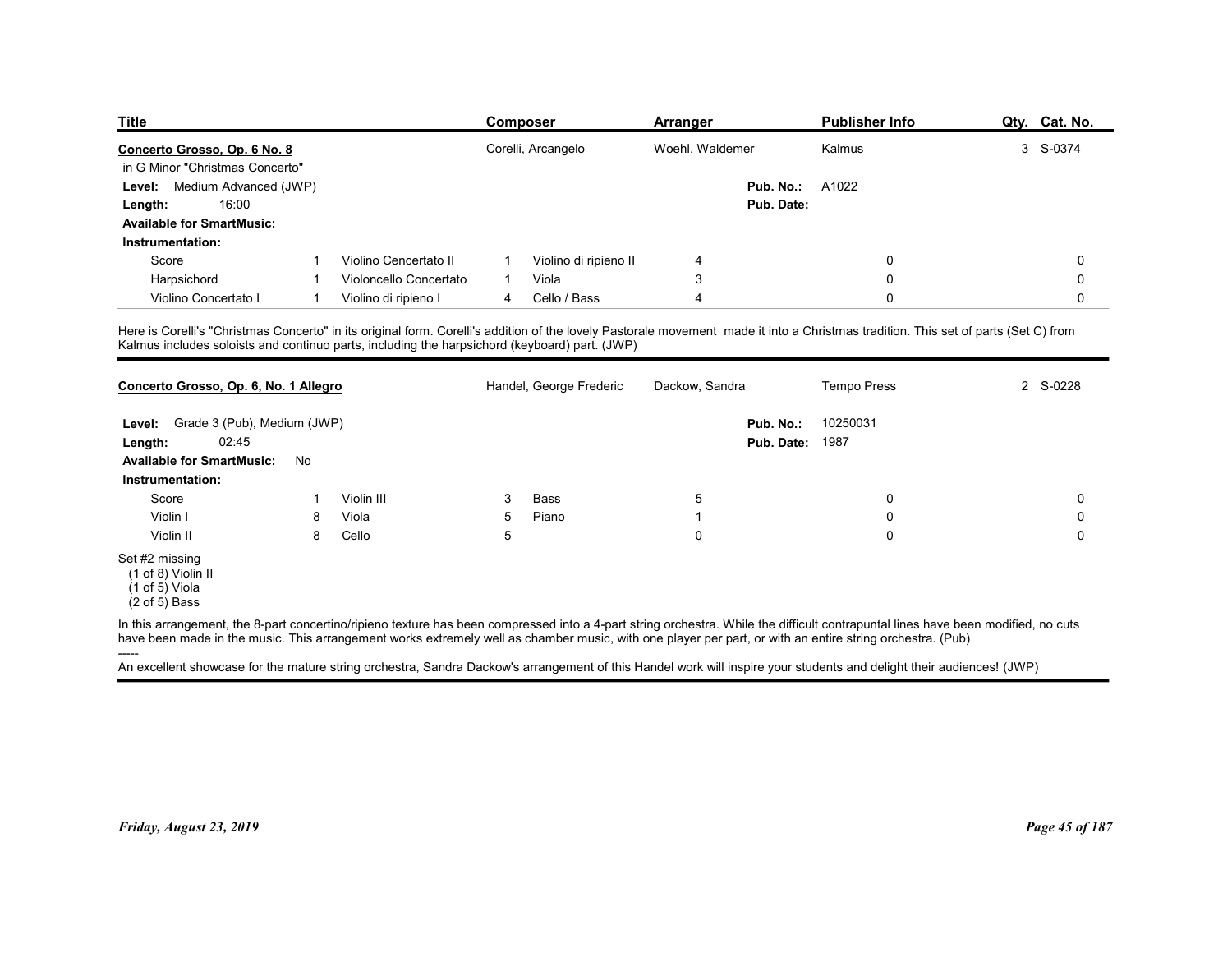| Title | Composer | Arranger | Publisher Info | Qty. | Cat. No. |
|---|---|---|---|---|---|
| Concerto Grosso, Op. 6 No. 8 | Corelli, Arcangelo | Woehl, Waldemer | Kalmus | 3 | S-0374 |

in G Minor "Christmas Concerto"

**Level:** Medium Advanced (JWP)
**Length:** 16:00
**Pub. No.:** A1022
**Pub. Date:**
**Available for SmartMusic:**
**Instrumentation:**

| Part | Qty. | Part | Qty. | Part | Qty. |
|---|---|---|---|---|---|
| Score | 1 | Violino Concertato II | 1 | Violino di ripieno II | 4 |
| Harpsichord | 1 | Violoncello Concertato | 1 | Viola | 3 |
| Violino Concertato I | 1 | Violino di ripieno I | 4 | Cello / Bass | 4 |

Here is Corelli's "Christmas Concerto" in its original form. Corelli's addition of the lovely Pastorale movement made it into a Christmas tradition. This set of parts (Set C) from Kalmus includes soloists and continuo parts, including the harpsichord (keyboard) part. (JWP)

---

| Title | Composer | Arranger | Publisher Info | Qty. | Cat. No. |
|---|---|---|---|---|---|
| Concerto Grosso, Op. 6, No. 1 Allegro | Handel, George Frederic | Dackow, Sandra | Tempo Press | 2 | S-0228 |

**Level:** Grade 3 (Pub), Medium (JWP)
**Length:** 02:45
**Pub. No.:** 10250031
**Pub. Date:** 1987
**Available for SmartMusic:** No
**Instrumentation:**

| Part | Qty. | Part | Qty. | Part | Qty. |
|---|---|---|---|---|---|
| Score | 1 | Violin III | 3 | Bass | 5 |
| Violin I | 8 | Viola | 5 | Piano | 1 |
| Violin II | 8 | Cello | 5 | | 0 |

Set #2 missing
(1 of 8) Violin II
(1 of 5) Viola
(2 of 5) Bass

In this arrangement, the 8-part concertino/ripieno texture has been compressed into a 4-part string orchestra. While the difficult contrapuntal lines have been modified, no cuts have been made in the music. This arrangement works extremely well as chamber music, with one player per part, or with an entire string orchestra. (Pub)

-----

An excellent showcase for the mature string orchestra, Sandra Dackow's arrangement of this Handel work will inspire your students and delight their audiences! (JWP)

*Friday, August 23, 2019*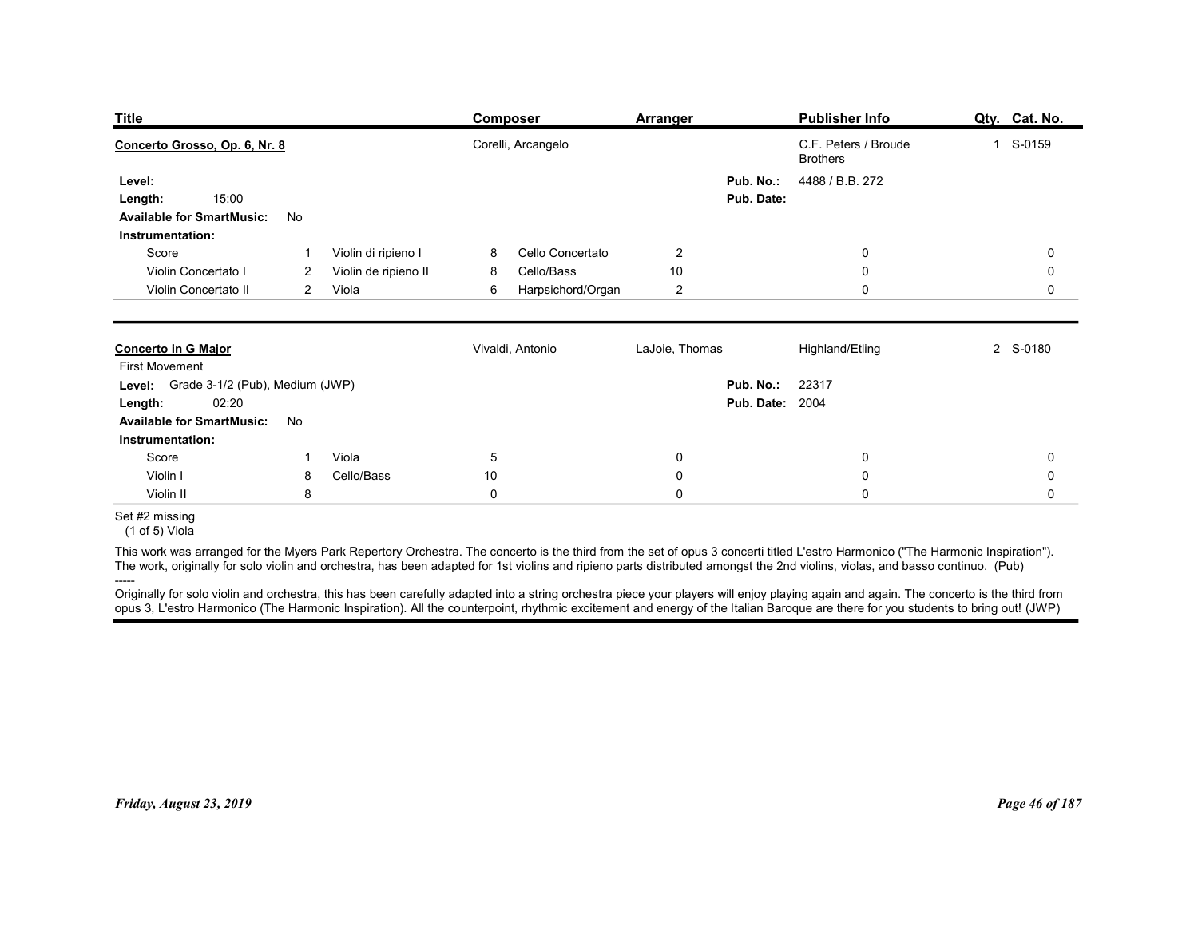| Title | Composer | Arranger | Publisher Info | Qty. | Cat. No. |
|---|---|---|---|---|---|
| **Concerto Grosso, Op. 6, Nr. 8** | Corelli, Arcangelo | | C.F. Peters / Broude Brothers | 1 | S-0159 |

**Level:**
**Length:** 15:00
**Available for SmartMusic:** No
**Pub. No.:** 4488 / B.B. 272
**Pub. Date:**

**Instrumentation:**

| Part | Qty. | Part | Qty. | Part | Qty. | | | |
|---|---|---|---|---|---|---|---|---|
| Score | 1 | Violin di ripieno I | 8 | Cello Concertato | 2 | 0 | 0 |
| Violin Concertato I | 2 | Violin de ripieno II | 8 | Cello/Bass | 10 | 0 | 0 |
| Violin Concertato II | 2 | Viola | 6 | Harpsichord/Organ | 2 | 0 | 0 |

---

| Title | Composer | Arranger | Publisher Info | Qty. | Cat. No. |
|---|---|---|---|---|---|
| **Concerto in G Major** | Vivaldi, Antonio | LaJoie, Thomas | Highland/Etling | 2 | S-0180 |

First Movement

**Level:** Grade 3-1/2 (Pub), Medium (JWP)
**Length:** 02:20
**Available for SmartMusic:** No
**Pub. No.:** 22317
**Pub. Date:** 2004

**Instrumentation:**

| Part | Qty. | Part | Qty. | | | |
|---|---|---|---|---|---|---|
| Score | 1 | Viola | 5 | 0 | 0 | 0 |
| Violin I | 8 | Cello/Bass | 10 | 0 | 0 | 0 |
| Violin II | 8 | | 0 | 0 | 0 | 0 |

Set #2 missing
(1 of 5) Viola

This work was arranged for the Myers Park Repertory Orchestra. The concerto is the third from the set of opus 3 concerti titled L'estro Harmonico ("The Harmonic Inspiration"). The work, originally for solo violin and orchestra, has been adapted for 1st violins and ripieno parts distributed amongst the 2nd violins, violas, and basso continuo. (Pub)

-----

Originally for solo violin and orchestra, this has been carefully adapted into a string orchestra piece your players will enjoy playing again and again. The concerto is the third from opus 3, L'estro Harmonico (The Harmonic Inspiration). All the counterpoint, rhythmic excitement and energy of the Italian Baroque are there for you students to bring out! (JWP)

*Friday, August 23, 2019*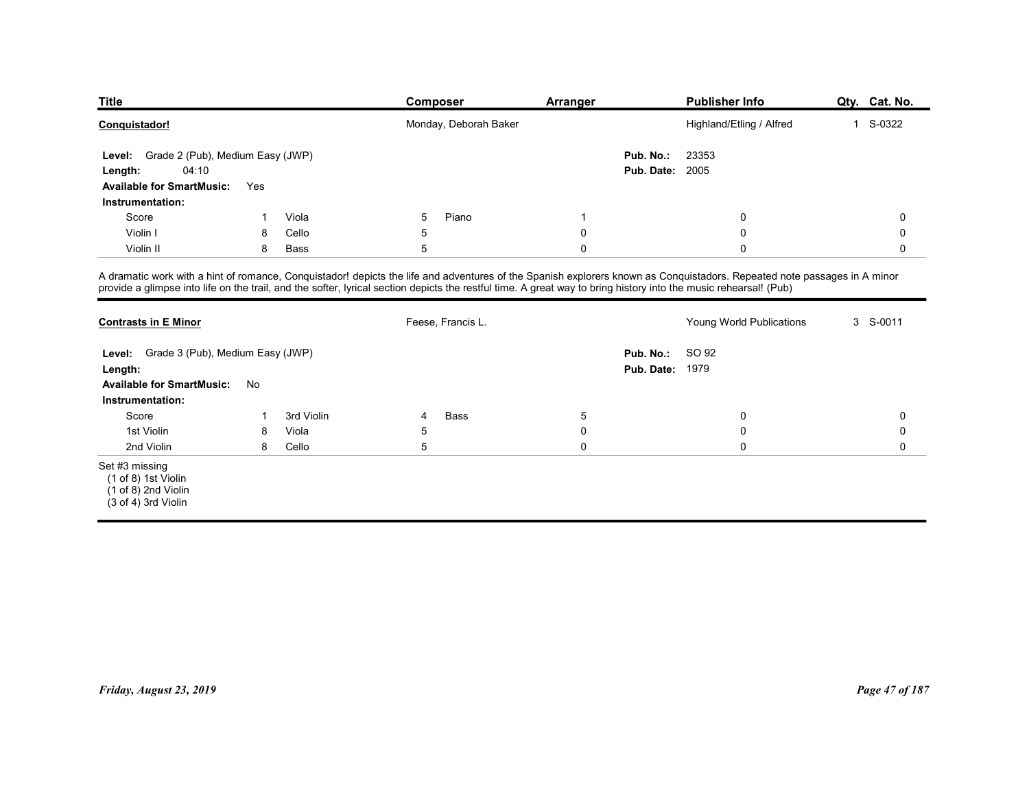| Title | Composer | Arranger | Publisher Info | Qty. | Cat. No. |
|---|---|---|---|---|---|
| **Conquistador!** | Monday, Deborah Baker | | Highland/Etling / Alfred | 1 | S-0322 |

**Level:** Grade 2 (Pub), Medium Easy (JWP)
**Length:** 04:10
**Available for SmartMusic:** Yes
**Pub. No.:** 23353
**Pub. Date:** 2005

**Instrumentation:**

| | | | | | | | | |
|---|---|---|---|---|---|---|---|---|
| Score | 1 | Viola | 5 | Piano | 1 | | 0 | 0 |
| Violin I | 8 | Cello | 5 | | 0 | | 0 | 0 |
| Violin II | 8 | Bass | 5 | | 0 | | 0 | 0 |

A dramatic work with a hint of romance, Conquistador! depicts the life and adventures of the Spanish explorers known as Conquistadors. Repeated note passages in A minor provide a glimpse into life on the trail, and the softer, lyrical section depicts the restful time. A great way to bring history into the music rehearsal! (Pub)

---

| Title | Composer | Arranger | Publisher Info | Qty. | Cat. No. |
|---|---|---|---|---|---|
| **Contrasts in E Minor** | Feese, Francis L. | | Young World Publications | 3 | S-0011 |

**Level:** Grade 3 (Pub), Medium Easy (JWP)
**Length:**
**Available for SmartMusic:** No
**Pub. No.:** SO 92
**Pub. Date:** 1979

**Instrumentation:**

| | | | | | | | | |
|---|---|---|---|---|---|---|---|---|
| Score | 1 | 3rd Violin | 4 | Bass | 5 | | 0 | 0 |
| 1st Violin | 8 | Viola | 5 | | 0 | | 0 | 0 |
| 2nd Violin | 8 | Cello | 5 | | 0 | | 0 | 0 |

Set #3 missing
(1 of 8) 1st Violin
(1 of 8) 2nd Violin
(3 of 4) 3rd Violin

*Friday, August 23, 2019*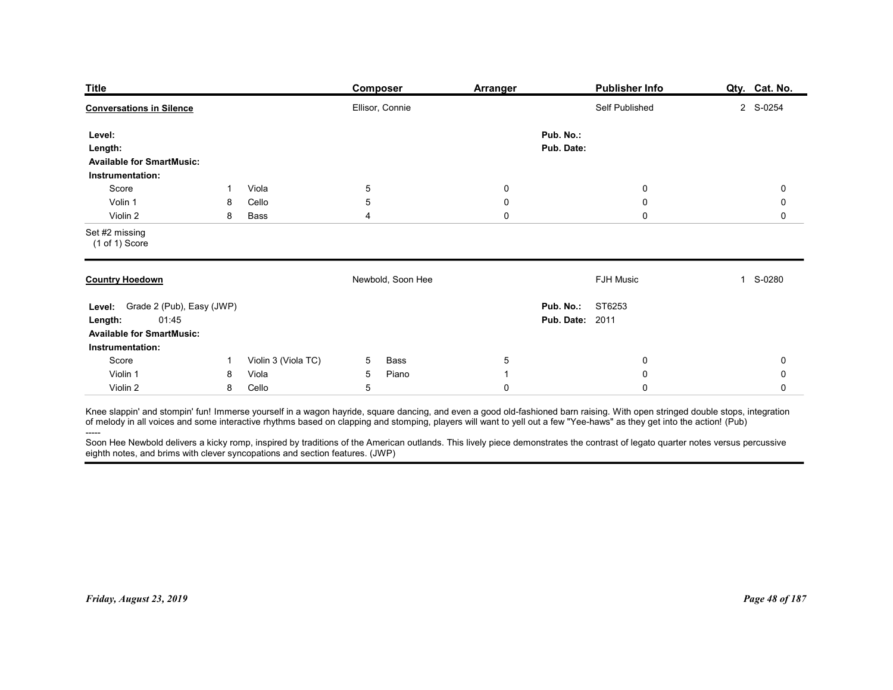| Title | Composer | Arranger | Publisher Info | Qty. | Cat. No. |
|---|---|---|---|---|---|
| **Conversations in Silence** | Ellisor, Connie | | Self Published | 2 | S-0254 |

**Level:**
**Length:**
**Available for SmartMusic:**
**Pub. No.:**
**Pub. Date:**

**Instrumentation:**

| | | | | | | | | |
|---|---|---|---|---|---|---|---|---|
| Score | 1 | Viola | 5 | 0 | 0 | 0 |
| Volin 1 | 8 | Cello | 5 | 0 | 0 | 0 |
| Violin 2 | 8 | Bass | 4 | 0 | 0 | 0 |

Set #2 missing
(1 of 1) Score

---

| Title | Composer | Arranger | Publisher Info | Qty. | Cat. No. |
|---|---|---|---|---|---|
| **Country Hoedown** | Newbold, Soon Hee | | FJH Music | 1 | S-0280 |

**Level:** Grade 2 (Pub), Easy (JWP)
**Length:** 01:45
**Available for SmartMusic:**
**Pub. No.:** ST6253
**Pub. Date:** 2011

**Instrumentation:**

| | | | | | | | | |
|---|---|---|---|---|---|---|---|---|
| Score | 1 | Violin 3 (Viola TC) | 5 | Bass | 5 | 0 | 0 |
| Violin 1 | 8 | Viola | 5 | Piano | 1 | 0 | 0 |
| Violin 2 | 8 | Cello | 5 | | 0 | 0 | 0 |

Knee slappin' and stompin' fun! Immerse yourself in a wagon hayride, square dancing, and even a good old-fashioned barn raising. With open stringed double stops, integration of melody in all voices and some interactive rhythms based on clapping and stomping, players will want to yell out a few "Yee-haws" as they get into the action! (Pub)

-----

Soon Hee Newbold delivers a kicky romp, inspired by traditions of the American outlands. This lively piece demonstrates the contrast of legato quarter notes versus percussive eighth notes, and brims with clever syncopations and section features. (JWP)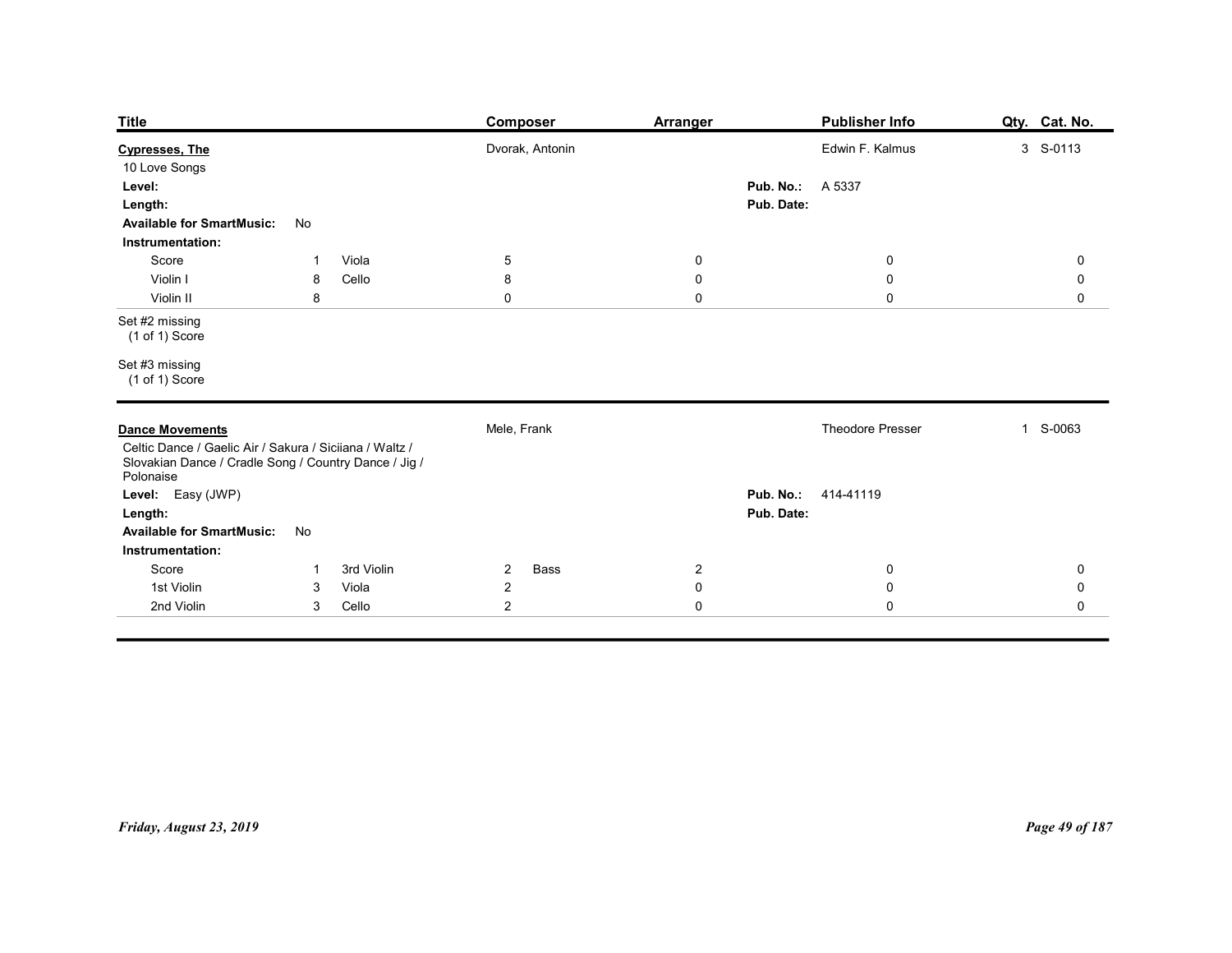| Title | Composer | Arranger | Publisher Info | Qty. | Cat. No. |
|---|---|---|---|---|---|

**Cypresses, The** — Composer: Dvorak, Antonin — Publisher: Edwin F. Kalmus — Qty.: 3 — Cat. No.: S-0113

10 Love Songs

**Level:**

**Length:**

**Pub. No.:** A 5337

**Pub. Date:**

**Available for SmartMusic:** No

**Instrumentation:**

| Part | Qty. | Part | Qty. | | | | |
|---|---|---|---|---|---|---|---|
| Score | 1 | Viola | 5 | 0 | 0 | 0 | 0 |
| Violin I | 8 | Cello | 8 | 0 | 0 | 0 | 0 |
| Violin II | 8 | | 0 | 0 | 0 | 0 | 0 |

Set #2 missing
(1 of 1) Score

Set #3 missing
(1 of 1) Score

---

**Dance Movements** — Composer: Mele, Frank — Publisher: Theodore Presser — Qty.: 1 — Cat. No.: S-0063

Celtic Dance / Gaelic Air / Sakura / Siciiana / Waltz / Slovakian Dance / Cradle Song / Country Dance / Jig / Polonaise

**Level:** Easy (JWP)

**Length:**

**Pub. No.:** 414-41119

**Pub. Date:**

**Available for SmartMusic:** No

**Instrumentation:**

| Part | Qty. | Part | Qty. | Part | Qty. | | |
|---|---|---|---|---|---|---|---|
| Score | 1 | 3rd Violin | 2 | Bass | 2 | 0 | 0 |
| 1st Violin | 3 | Viola | 2 | | 0 | 0 | 0 |
| 2nd Violin | 3 | Cello | 2 | | 0 | 0 | 0 |

*Friday, August 23, 2019*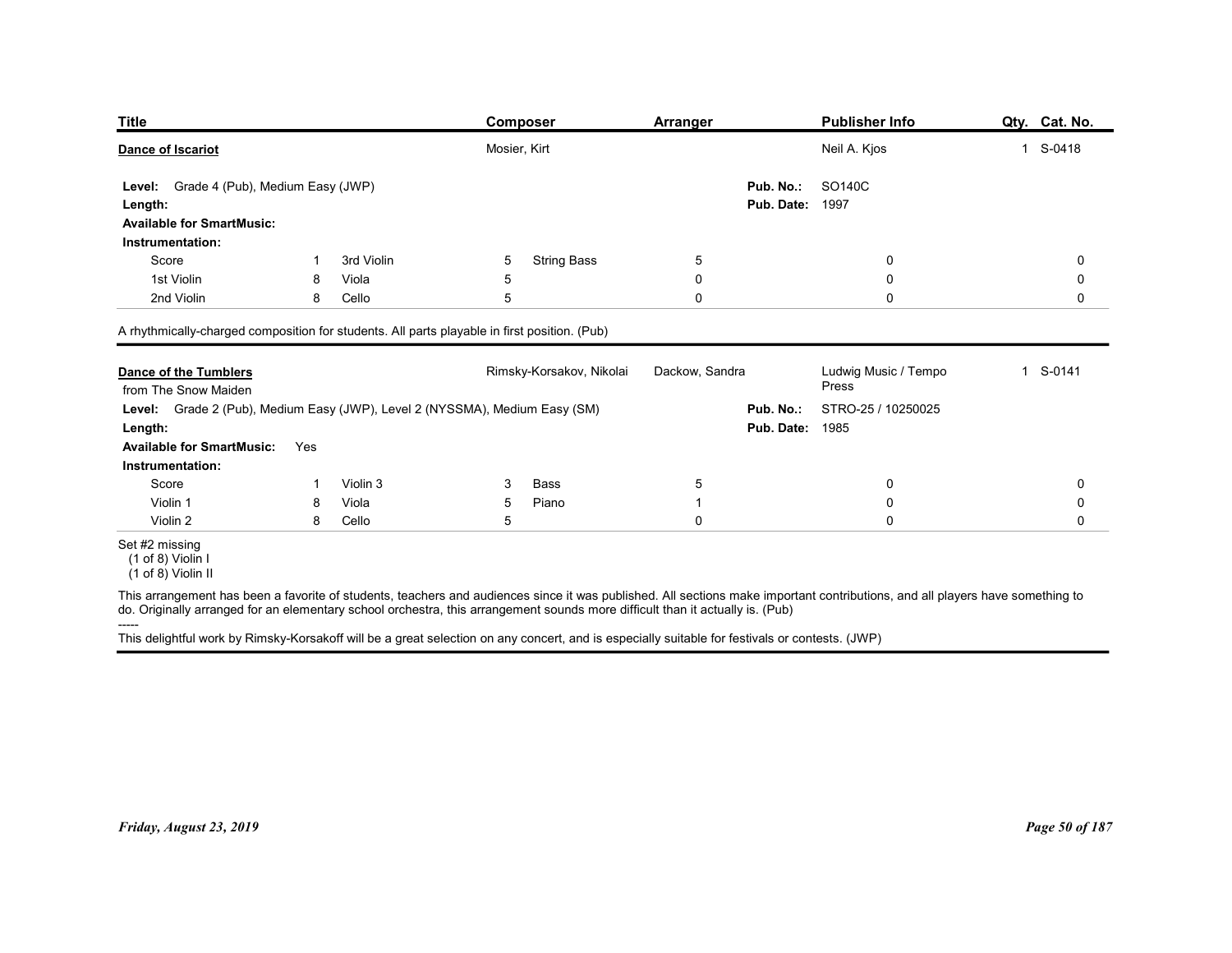| Title | Composer | Arranger | Publisher Info | Qty. | Cat. No. |
|---|---|---|---|---|---|
| **Dance of Iscariot** | Mosier, Kirt | | Neil A. Kjos | 1 | S-0418 |

**Level:** Grade 4 (Pub), Medium Easy (JWP)
**Pub. No.:** SO140C
**Length:**
**Pub. Date:** 1997
**Available for SmartMusic:**
**Instrumentation:**

| Part | Qty. | Part | Qty. | Part | Qty. | | |
|---|---|---|---|---|---|---|---|
| Score | 1 | 3rd Violin | 5 | String Bass | 5 | 0 | 0 |
| 1st Violin | 8 | Viola | 5 | | 0 | 0 | 0 |
| 2nd Violin | 8 | Cello | 5 | | 0 | 0 | 0 |

A rhythmically-charged composition for students. All parts playable in first position. (Pub)

---

| Title | Composer | Arranger | Publisher Info | Qty. | Cat. No. |
|---|---|---|---|---|---|
| **Dance of the Tumblers** | Rimsky-Korsakov, Nikolai | Dackow, Sandra | Ludwig Music / Tempo Press | 1 | S-0141 |

from The Snow Maiden

**Level:** Grade 2 (Pub), Medium Easy (JWP), Level 2 (NYSSMA), Medium Easy (SM)
**Pub. No.:** STRO-25 / 10250025
**Length:**
**Pub. Date:** 1985
**Available for SmartMusic:** Yes
**Instrumentation:**

| Part | Qty. | Part | Qty. | Part | Qty. | | |
|---|---|---|---|---|---|---|---|
| Score | 1 | Violin 3 | 3 | Bass | 5 | 0 | 0 |
| Violin 1 | 8 | Viola | 5 | Piano | 1 | 0 | 0 |
| Violin 2 | 8 | Cello | 5 | | 0 | 0 | 0 |

Set #2 missing
(1 of 8) Violin I
(1 of 8) Violin II

This arrangement has been a favorite of students, teachers and audiences since it was published. All sections make important contributions, and all players have something to do. Originally arranged for an elementary school orchestra, this arrangement sounds more difficult than it actually is. (Pub)

-----

This delightful work by Rimsky-Korsakoff will be a great selection on any concert, and is especially suitable for festivals or contests. (JWP)

*Friday, August 23, 2019*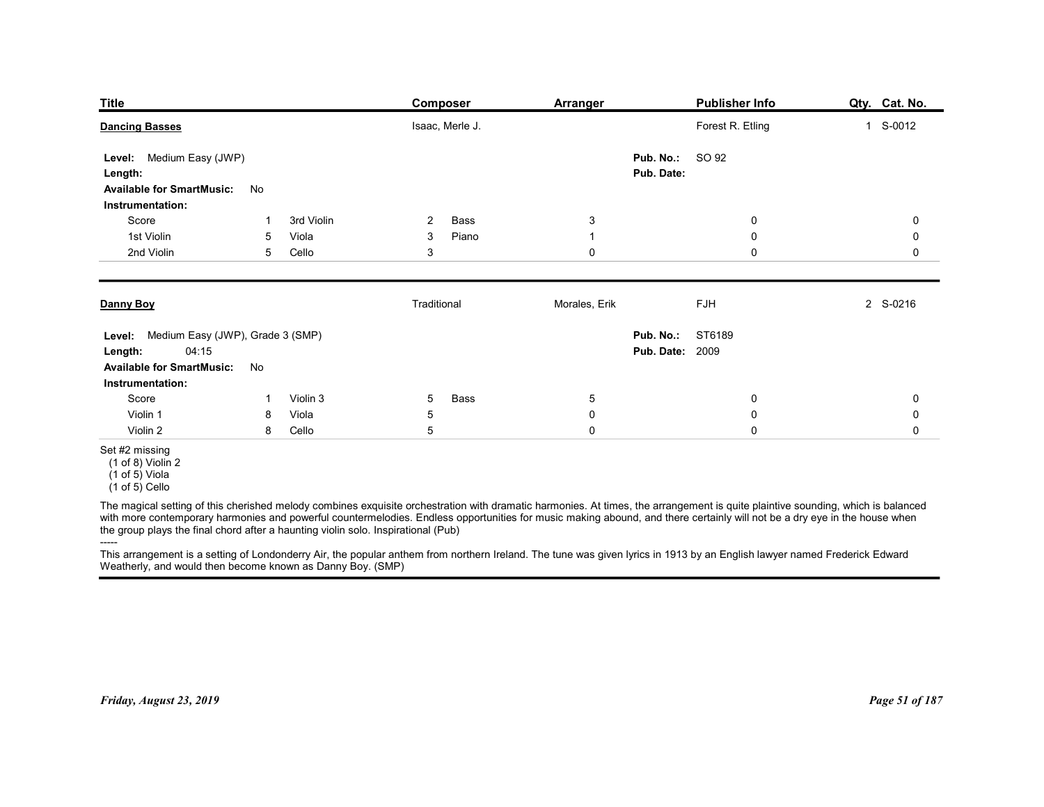| Title | Composer | Arranger | Publisher Info | Qty. | Cat. No. |
|---|---|---|---|---|---|
| **Dancing Basses** | Isaac, Merle J. | | Forest R. Etling | 1 | S-0012 |

**Level:** Medium Easy (JWP)
**Length:**
**Available for SmartMusic:** No
**Pub. No.:** SO 92
**Pub. Date:**

**Instrumentation:**

| | | | | | | | | |
|---|---|---|---|---|---|---|---|---|
| Score | 1 | 3rd Violin | 2 | Bass | 3 | | 0 | 0 |
| 1st Violin | 5 | Viola | 3 | Piano | 1 | | 0 | 0 |
| 2nd Violin | 5 | Cello | 3 | | 0 | | 0 | 0 |

---

| Title | Composer | Arranger | Publisher Info | Qty. | Cat. No. |
|---|---|---|---|---|---|
| **Danny Boy** | Traditional | Morales, Erik | FJH | 2 | S-0216 |

**Level:** Medium Easy (JWP), Grade 3 (SMP)
**Length:** 04:15
**Available for SmartMusic:** No
**Pub. No.:** ST6189
**Pub. Date:** 2009

**Instrumentation:**

| | | | | | | | | |
|---|---|---|---|---|---|---|---|---|
| Score | 1 | Violin 3 | 5 | Bass | 5 | | 0 | 0 |
| Violin 1 | 8 | Viola | 5 | | 0 | | 0 | 0 |
| Violin 2 | 8 | Cello | 5 | | 0 | | 0 | 0 |

Set #2 missing
(1 of 8) Violin 2
(1 of 5) Viola
(1 of 5) Cello

The magical setting of this cherished melody combines exquisite orchestration with dramatic harmonies. At times, the arrangement is quite plaintive sounding, which is balanced with more contemporary harmonies and powerful countermelodies. Endless opportunities for music making abound, and there certainly will not be a dry eye in the house when the group plays the final chord after a haunting violin solo. Inspirational (Pub)
-----
This arrangement is a setting of Londonderry Air, the popular anthem from northern Ireland. The tune was given lyrics in 1913 by an English lawyer named Frederick Edward Weatherly, and would then become known as Danny Boy. (SMP)

*Friday, August 23, 2019*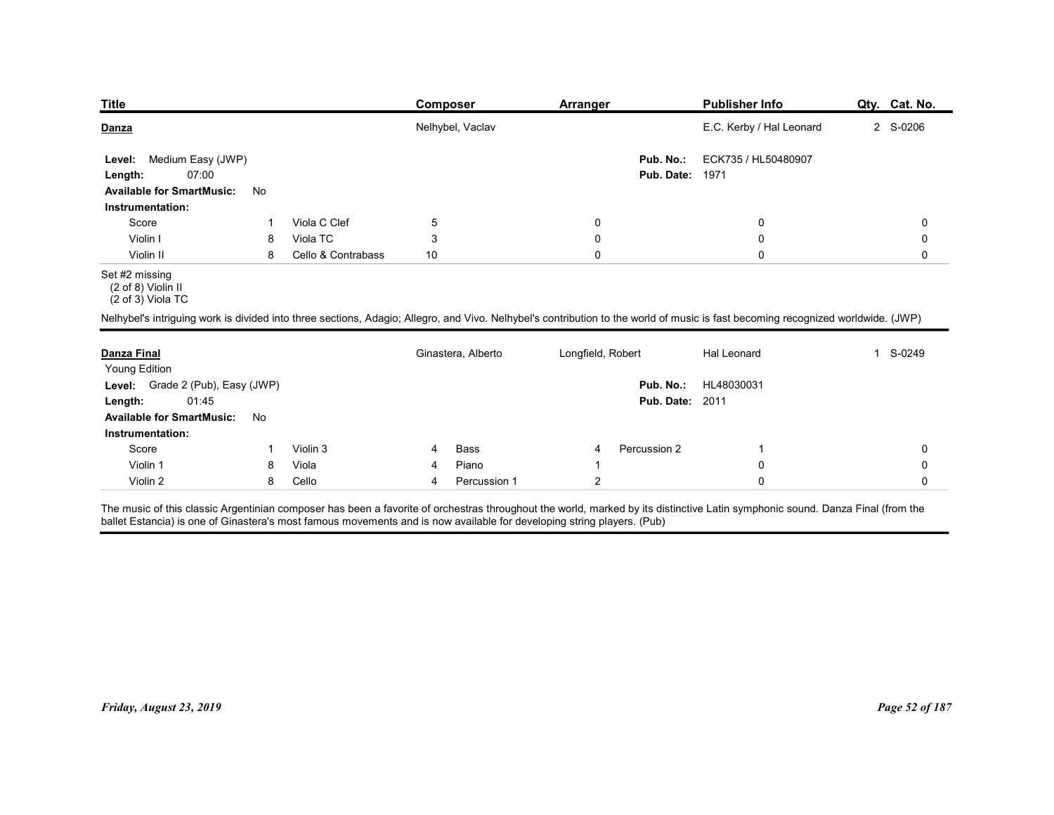| Title | Composer | Arranger | Publisher Info | Qty. | Cat. No. |
|---|---|---|---|---|---|
| **Danza** | Nelhybel, Vaclav | | E.C. Kerby / Hal Leonard | 2 | S-0206 |

**Level:** Medium Easy (JWP)
**Length:** 07:00
**Available for SmartMusic:** No
**Pub. No.:** ECK735 / HL50480907
**Pub. Date:** 1971

**Instrumentation:**

| | | | | | | | |
|---|---|---|---|---|---|---|---|
| Score | 1 | Viola C Clef | 5 | 0 | | 0 | 0 |
| Violin I | 8 | Viola TC | 3 | 0 | | 0 | 0 |
| Violin II | 8 | Cello & Contrabass | 10 | 0 | | 0 | 0 |

Set #2 missing
(2 of 8) Violin II
(2 of 3) Viola TC

Nelhybel's intriguing work is divided into three sections, Adagio; Allegro, and Vivo. Nelhybel's contribution to the world of music is fast becoming recognized worldwide. (JWP)

---

| Title | Composer | Arranger | Publisher Info | Qty. | Cat. No. |
|---|---|---|---|---|---|
| **Danza Final** | Ginastera, Alberto | Longfield, Robert | Hal Leonard | 1 | S-0249 |

Young Edition
**Level:** Grade 2 (Pub), Easy (JWP)
**Length:** 01:45
**Available for SmartMusic:** No
**Pub. No.:** HL48030031
**Pub. Date:** 2011

**Instrumentation:**

| | | | | | | | |
|---|---|---|---|---|---|---|---|
| Score | 1 | Violin 3 | 4 | Bass | 4 | Percussion 2 | 1 | 0 |
| Violin 1 | 8 | Viola | 4 | Piano | 1 | | 0 | 0 |
| Violin 2 | 8 | Cello | 4 | Percussion 1 | 2 | | 0 | 0 |

The music of this classic Argentinian composer has been a favorite of orchestras throughout the world, marked by its distinctive Latin symphonic sound. Danza Final (from the ballet Estancia) is one of Ginastera's most famous movements and is now available for developing string players. (Pub)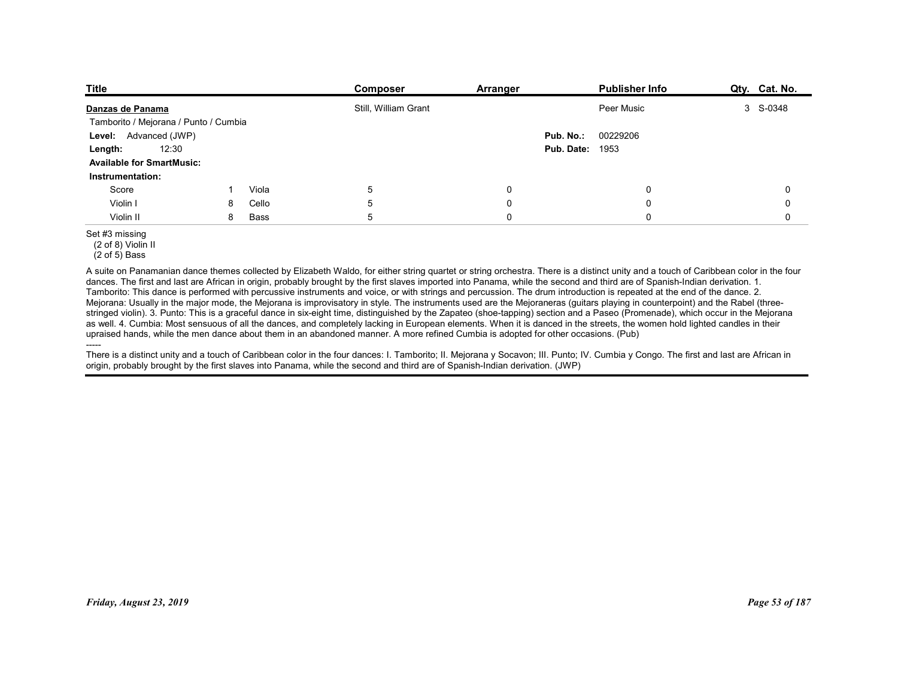| Title | Composer | Arranger | Publisher Info | Qty. | Cat. No. |
|---|---|---|---|---|---|
| **Danzas de Panama** | Still, William Grant | | Peer Music | 3 | S-0348 |

Tamborito / Mejorana / Punto / Cumbia

**Level:** Advanced (JWP)

**Length:** 12:30

**Pub. No.:** 00229206

**Pub. Date:** 1953

**Available for SmartMusic:**

**Instrumentation:**

| | | | | | | | |
|---|---|---|---|---|---|---|---|
| Score | 1 | Viola | 5 | 0 | 0 | 0 |
| Violin I | 8 | Cello | 5 | 0 | 0 | 0 |
| Violin II | 8 | Bass | 5 | 0 | 0 | 0 |

Set #3 missing
(2 of 8) Violin II
(2 of 5) Bass

A suite on Panamanian dance themes collected by Elizabeth Waldo, for either string quartet or string orchestra. There is a distinct unity and a touch of Caribbean color in the four dances. The first and last are African in origin, probably brought by the first slaves imported into Panama, while the second and third are of Spanish-Indian derivation. 1. Tamborito: This dance is performed with percussive instruments and voice, or with strings and percussion. The drum introduction is repeated at the end of the dance. 2. Mejorana: Usually in the major mode, the Mejorana is improvisatory in style. The instruments used are the Mejoraneras (guitars playing in counterpoint) and the Rabel (three-stringed violin). 3. Punto: This is a graceful dance in six-eight time, distinguished by the Zapateo (shoe-tapping) section and a Paseo (Promenade), which occur in the Mejorana as well. 4. Cumbia: Most sensuous of all the dances, and completely lacking in European elements. When it is danced in the streets, the women hold lighted candles in their upraised hands, while the men dance about them in an abandoned manner. A more refined Cumbia is adopted for other occasions. (Pub)

-----

There is a distinct unity and a touch of Caribbean color in the four dances: I. Tamborito; II. Mejorana y Socavon; III. Punto; IV. Cumbia y Congo. The first and last are African in origin, probably brought by the first slaves into Panama, while the second and third are of Spanish-Indian derivation. (JWP)

*Friday, August 23, 2019*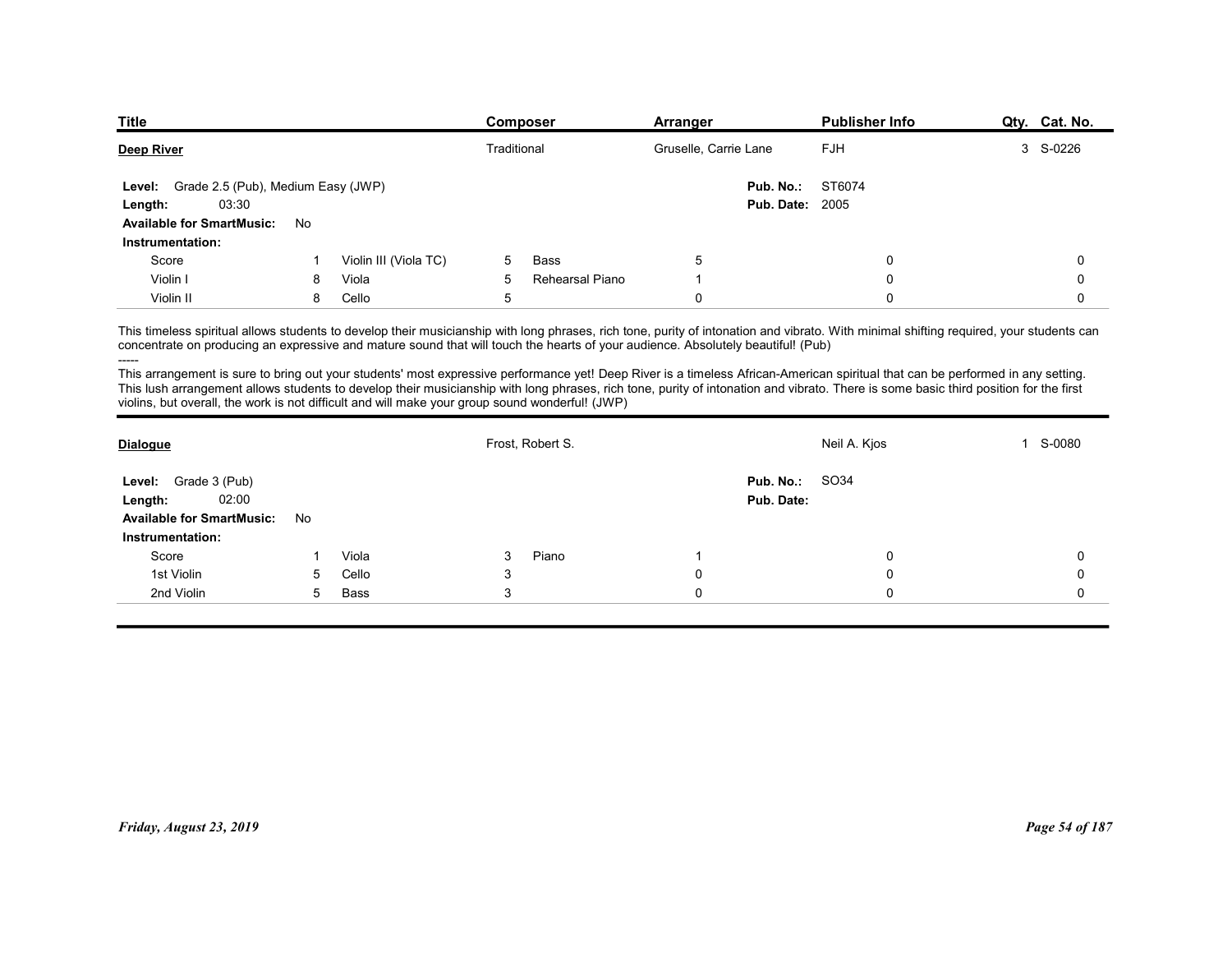| Title | Composer | Arranger | Publisher Info | Qty. | Cat. No. |
|---|---|---|---|---|---|
| **Deep River** | Traditional | Gruselle, Carrie Lane | FJH | 3 | S-0226 |

**Level:** Grade 2.5 (Pub), Medium Easy (JWP)
**Length:** 03:30
**Available for SmartMusic:** No
**Pub. No.:** ST6074
**Pub. Date:** 2005

**Instrumentation:**

| | | | | | | | | | |
|---|---|---|---|---|---|---|---|---|---|
| Score | 1 | Violin III (Viola TC) | 5 | Bass | 5 | | 0 | | 0 |
| Violin I | 8 | Viola | 5 | Rehearsal Piano | 1 | | 0 | | 0 |
| Violin II | 8 | Cello | 5 | | 0 | | 0 | | 0 |

This timeless spiritual allows students to develop their musicianship with long phrases, rich tone, purity of intonation and vibrato. With minimal shifting required, your students can concentrate on producing an expressive and mature sound that will touch the hearts of your audience. Absolutely beautiful! (Pub)

-----

This arrangement is sure to bring out your students' most expressive performance yet! Deep River is a timeless African-American spiritual that can be performed in any setting. This lush arrangement allows students to develop their musicianship with long phrases, rich tone, purity of intonation and vibrato. There is some basic third position for the first violins, but overall, the work is not difficult and will make your group sound wonderful! (JWP)

| Title | Composer | Arranger | Publisher Info | Qty. | Cat. No. |
|---|---|---|---|---|---|
| **Dialogue** | Frost, Robert S. | | Neil A. Kjos | 1 | S-0080 |

**Level:** Grade 3 (Pub)
**Length:** 02:00
**Available for SmartMusic:** No
**Pub. No.:** SO34
**Pub. Date:**

**Instrumentation:**

| | | | | | | | | | |
|---|---|---|---|---|---|---|---|---|---|
| Score | 1 | Viola | 3 | Piano | 1 | | 0 | | 0 |
| 1st Violin | 5 | Cello | 3 | | 0 | | 0 | | 0 |
| 2nd Violin | 5 | Bass | 3 | | 0 | | 0 | | 0 |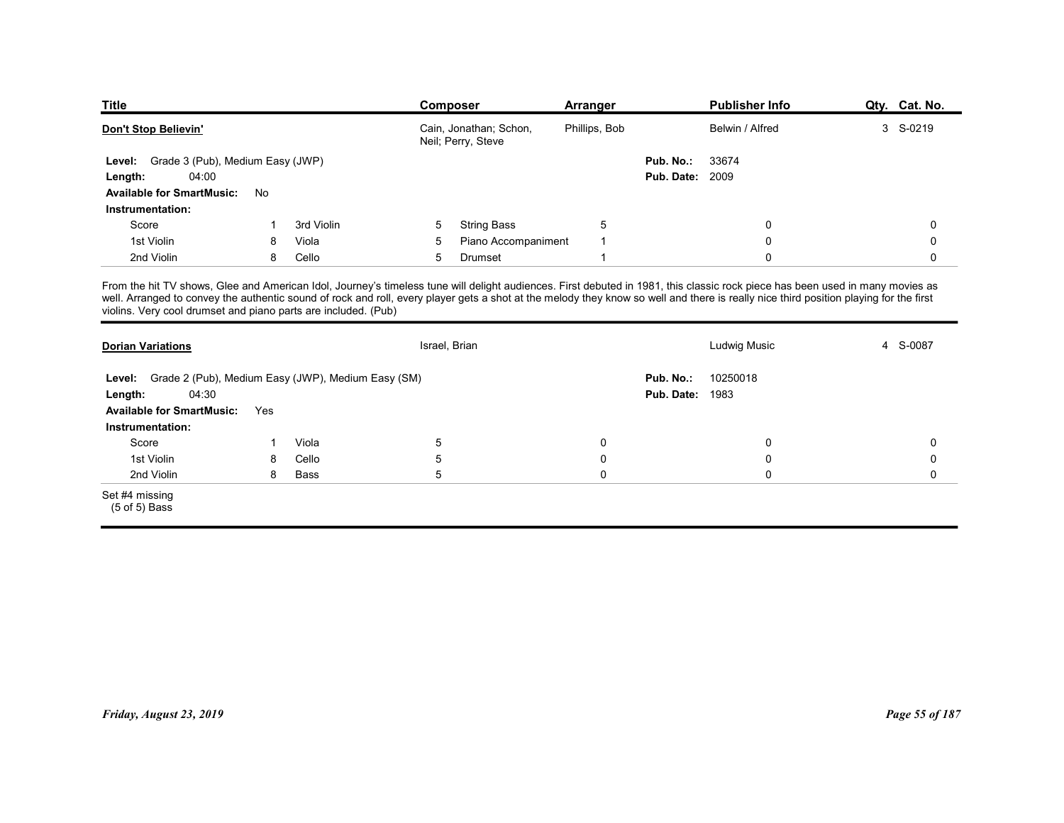| Title | Composer | Arranger | Publisher Info | Qty. | Cat. No. |
|---|---|---|---|---|---|
| **Don't Stop Believin'** | Cain, Jonathan; Schon, Neil; Perry, Steve | Phillips, Bob | Belwin / Alfred | 3 | S-0219 |

**Level:** Grade 3 (Pub), Medium Easy (JWP)
**Length:** 04:00
**Available for SmartMusic:** No
**Pub. No.:** 33674
**Pub. Date:** 2009

**Instrumentation:**

| Part | Qty | Part | Qty | Part | Qty | | | |
|---|---|---|---|---|---|---|---|---|
| Score | 1 | 3rd Violin | 5 | String Bass | 5 | 0 | 0 | 0 |
| 1st Violin | 8 | Viola | 5 | Piano Accompaniment | 1 | 0 | 0 | 0 |
| 2nd Violin | 8 | Cello | 5 | Drumset | 1 | 0 | 0 | 0 |

From the hit TV shows, Glee and American Idol, Journey's timeless tune will delight audiences. First debuted in 1981, this classic rock piece has been used in many movies as well. Arranged to convey the authentic sound of rock and roll, every player gets a shot at the melody they know so well and there is really nice third position playing for the first violins. Very cool drumset and piano parts are included. (Pub)

---

| Title | Composer | Arranger | Publisher Info | Qty. | Cat. No. |
|---|---|---|---|---|---|
| **Dorian Variations** | Israel, Brian | | Ludwig Music | 4 | S-0087 |

**Level:** Grade 2 (Pub), Medium Easy (JWP), Medium Easy (SM)
**Length:** 04:30
**Available for SmartMusic:** Yes
**Pub. No.:** 10250018
**Pub. Date:** 1983

**Instrumentation:**

| Part | Qty | Part | Qty | | | | | |
|---|---|---|---|---|---|---|---|---|
| Score | 1 | Viola | 5 | | 0 | 0 | 0 | 0 |
| 1st Violin | 8 | Cello | 5 | | 0 | 0 | 0 | 0 |
| 2nd Violin | 8 | Bass | 5 | | 0 | 0 | 0 | 0 |

Set #4 missing
(5 of 5) Bass

*Friday, August 23, 2019*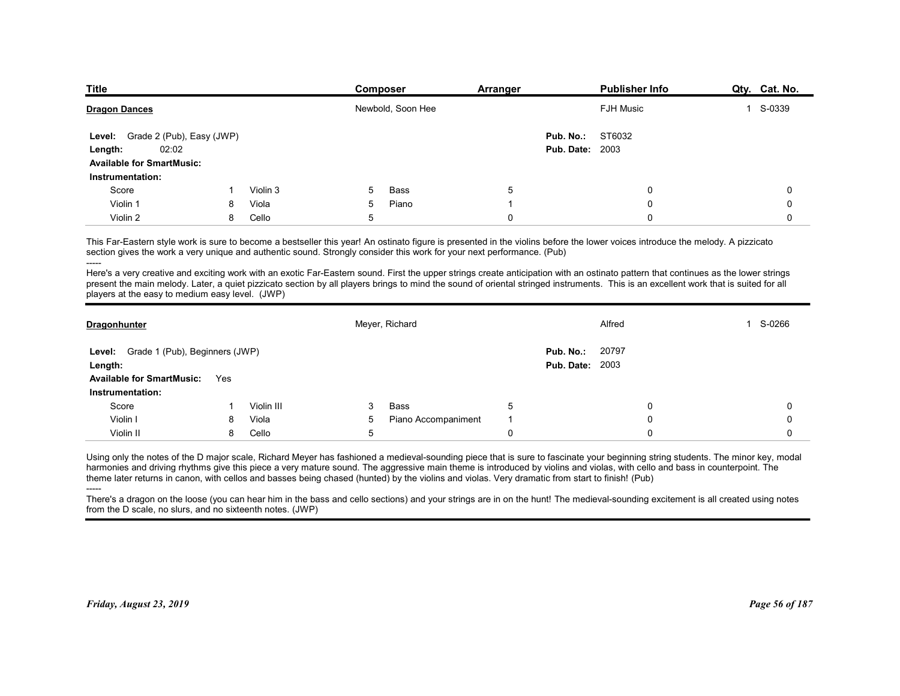| Title | Composer | Arranger | Publisher Info | Qty. | Cat. No. |
|---|---|---|---|---|---|
| **Dragon Dances** | Newbold, Soon Hee | | FJH Music | 1 | S-0339 |

**Level:** Grade 2 (Pub), Easy (JWP)
**Length:** 02:02
**Available for SmartMusic:**

**Pub. No.:** ST6032
**Pub. Date:** 2003

**Instrumentation:**

| | | | | | | | | |
|---|---|---|---|---|---|---|---|---|
| Score | 1 | Violin 3 | 5 | Bass | 5 | | 0 | 0 |
| Violin 1 | 8 | Viola | 5 | Piano | 1 | | 0 | 0 |
| Violin 2 | 8 | Cello | 5 | | 0 | | 0 | 0 |

This Far-Eastern style work is sure to become a bestseller this year! An ostinato figure is presented in the violins before the lower voices introduce the melody. A pizzicato section gives the work a very unique and authentic sound. Strongly consider this work for your next performance. (Pub)

-----

Here's a very creative and exciting work with an exotic Far-Eastern sound. First the upper strings create anticipation with an ostinato pattern that continues as the lower strings present the main melody. Later, a quiet pizzicato section by all players brings to mind the sound of oriental stringed instruments. This is an excellent work that is suited for all players at the easy to medium easy level. (JWP)

---

| Title | Composer | Arranger | Publisher Info | Qty. | Cat. No. |
|---|---|---|---|---|---|
| **Dragonhunter** | Meyer, Richard | | Alfred | 1 | S-0266 |

**Level:** Grade 1 (Pub), Beginners (JWP)
**Length:**
**Available for SmartMusic:** Yes

**Pub. No.:** 20797
**Pub. Date:** 2003

**Instrumentation:**

| | | | | | | | | |
|---|---|---|---|---|---|---|---|---|
| Score | 1 | Violin III | 3 | Bass | 5 | | 0 | 0 |
| Violin I | 8 | Viola | 5 | Piano Accompaniment | 1 | | 0 | 0 |
| Violin II | 8 | Cello | 5 | | 0 | | 0 | 0 |

Using only the notes of the D major scale, Richard Meyer has fashioned a medieval-sounding piece that is sure to fascinate your beginning string students. The minor key, modal harmonies and driving rhythms give this piece a very mature sound. The aggressive main theme is introduced by violins and violas, with cello and bass in counterpoint. The theme later returns in canon, with cellos and basses being chased (hunted) by the violins and violas. Very dramatic from start to finish! (Pub)

-----

There's a dragon on the loose (you can hear him in the bass and cello sections) and your strings are in on the hunt! The medieval-sounding excitement is all created using notes from the D scale, no slurs, and no sixteenth notes. (JWP)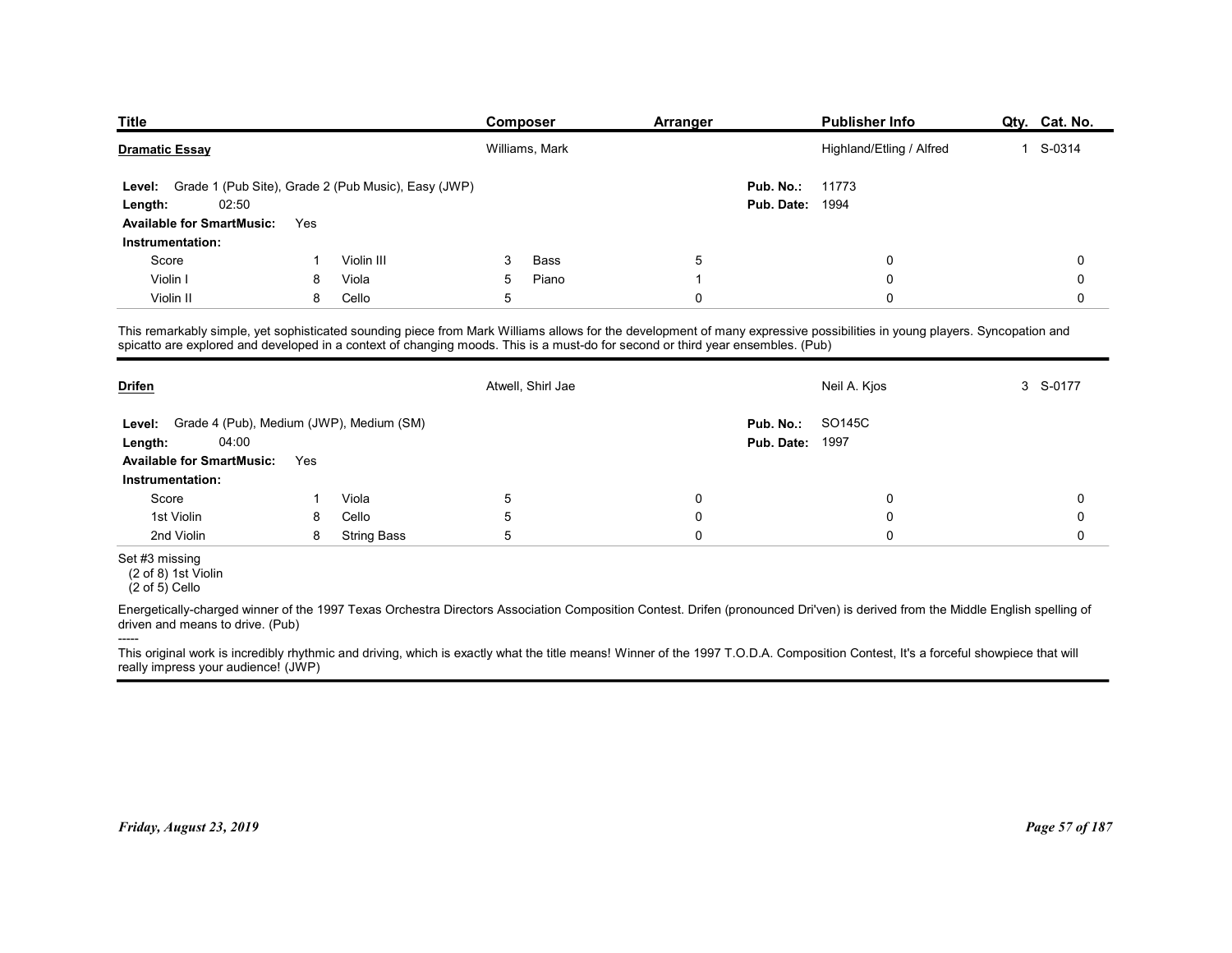| Title | Composer | Arranger | Publisher Info | Qty. | Cat. No. |
|---|---|---|---|---|---|
| **Dramatic Essay** | Williams, Mark | | Highland/Etling / Alfred | 1 | S-0314 |

**Level:** Grade 1 (Pub Site), Grade 2 (Pub Music), Easy (JWP)
**Pub. No.:** 11773
**Length:** 02:50
**Pub. Date:** 1994
**Available for SmartMusic:** Yes

**Instrumentation:**

| | | | | | | | |
|---|---|---|---|---|---|---|---|
| Score | 1 | Violin III | 3 | Bass | 5 | 0 | 0 |
| Violin I | 8 | Viola | 5 | Piano | 1 | 0 | 0 |
| Violin II | 8 | Cello | 5 | | 0 | 0 | 0 |

This remarkably simple, yet sophisticated sounding piece from Mark Williams allows for the development of many expressive possibilities in young players. Syncopation and spicatto are explored and developed in a context of changing moods. This is a must-do for second or third year ensembles. (Pub)

---

| Title | Composer | Arranger | Publisher Info | Qty. | Cat. No. |
|---|---|---|---|---|---|
| **Drifen** | Atwell, Shirl Jae | | Neil A. Kjos | 3 | S-0177 |

**Level:** Grade 4 (Pub), Medium (JWP), Medium (SM)
**Pub. No.:** SO145C
**Length:** 04:00
**Pub. Date:** 1997
**Available for SmartMusic:** Yes

**Instrumentation:**

| | | | | | | |
|---|---|---|---|---|---|---|
| Score | 1 | Viola | 5 | 0 | 0 | 0 |
| 1st Violin | 8 | Cello | 5 | 0 | 0 | 0 |
| 2nd Violin | 8 | String Bass | 5 | 0 | 0 | 0 |

Set #3 missing
(2 of 8) 1st Violin
(2 of 5) Cello

Energetically-charged winner of the 1997 Texas Orchestra Directors Association Composition Contest. Drifen (pronounced Dri'ven) is derived from the Middle English spelling of driven and means to drive. (Pub)

-----

This original work is incredibly rhythmic and driving, which is exactly what the title means! Winner of the 1997 T.O.D.A. Composition Contest, It's a forceful showpiece that will really impress your audience! (JWP)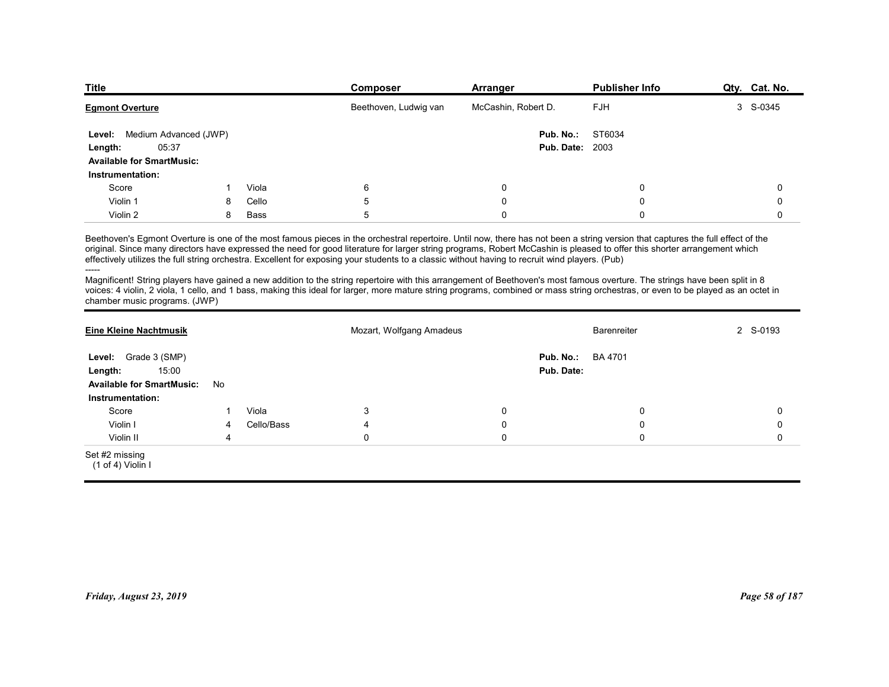| Title | Composer | Arranger | Publisher Info | Qty. | Cat. No. |
|---|---|---|---|---|---|
| **Egmont Overture** | Beethoven, Ludwig van | McCashin, Robert D. | FJH | 3 | S-0345 |

**Level:** Medium Advanced (JWP)
**Length:** 05:37
**Available for SmartMusic:**
**Pub. No.:** ST6034
**Pub. Date:** 2003

**Instrumentation:**

| | | | | | | | |
|---|---|---|---|---|---|---|---|
| Score | 1 | Viola | 6 | 0 | 0 | | 0 |
| Violin 1 | 8 | Cello | 5 | 0 | 0 | | 0 |
| Violin 2 | 8 | Bass | 5 | 0 | 0 | | 0 |

Beethoven's Egmont Overture is one of the most famous pieces in the orchestral repertoire. Until now, there has not been a string version that captures the full effect of the original. Since many directors have expressed the need for good literature for larger string programs, Robert McCashin is pleased to offer this shorter arrangement which effectively utilizes the full string orchestra. Excellent for exposing your students to a classic without having to recruit wind players. (Pub)

-----

Magnificent! String players have gained a new addition to the string repertoire with this arrangement of Beethoven's most famous overture. The strings have been split in 8 voices: 4 violin, 2 viola, 1 cello, and 1 bass, making this ideal for larger, more mature string programs, combined or mass string orchestras, or even to be played as an octet in chamber music programs. (JWP)

---

| Title | Composer | Arranger | Publisher Info | Qty. | Cat. No. |
|---|---|---|---|---|---|
| **Eine Kleine Nachtmusik** | Mozart, Wolfgang Amadeus | | Barenreiter | 2 | S-0193 |

**Level:** Grade 3 (SMP)
**Length:** 15:00
**Available for SmartMusic:** No
**Pub. No.:** BA 4701
**Pub. Date:**

**Instrumentation:**

| | | | | | | | |
|---|---|---|---|---|---|---|---|
| Score | 1 | Viola | 3 | 0 | 0 | | 0 |
| Violin I | 4 | Cello/Bass | 4 | 0 | 0 | | 0 |
| Violin II | 4 | | 0 | 0 | 0 | | 0 |

Set #2 missing
(1 of 4) Violin I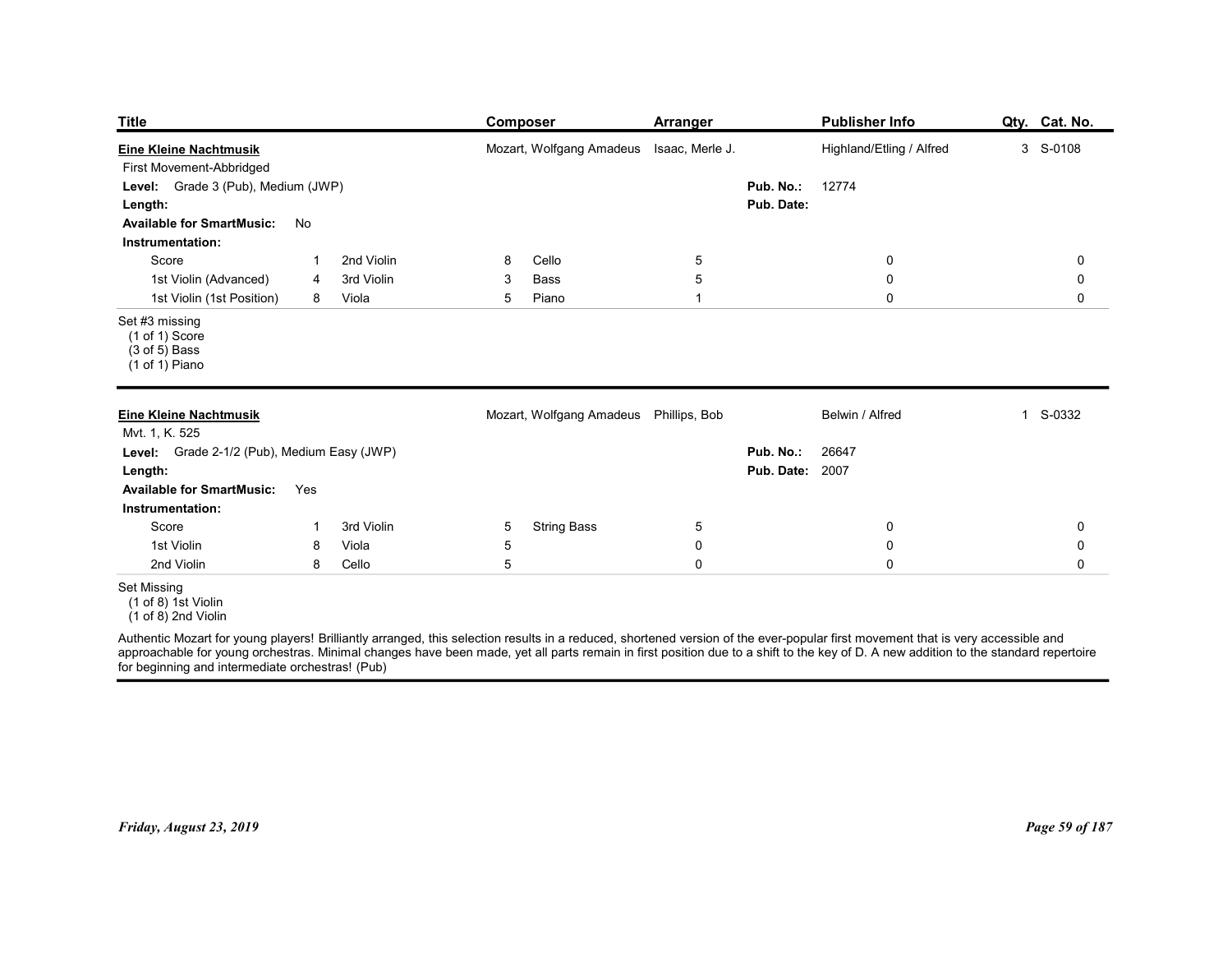| Title | Composer | Arranger | Publisher Info | Qty. | Cat. No. |
|---|---|---|---|---|---|
| **Eine Kleine Nachtmusik** | Mozart, Wolfgang Amadeus | Isaac, Merle J. | Highland/Etling / Alfred | 3 | S-0108 |

First Movement-Abbridged

**Level:** Grade 3 (Pub), Medium (JWP)
**Pub. No.:** 12774
**Length:**
**Pub. Date:**
**Available for SmartMusic:** No

**Instrumentation:**

| Part | Qty | Part | Qty | Part | Qty | | | |
|---|---|---|---|---|---|---|---|---|
| Score | 1 | 2nd Violin | 8 | Cello | 5 | 0 | 0 | |
| 1st Violin (Advanced) | 4 | 3rd Violin | 3 | Bass | 5 | 0 | 0 | |
| 1st Violin (1st Position) | 8 | Viola | 5 | Piano | 1 | 0 | 0 | |

Set #3 missing
(1 of 1) Score
(3 of 5) Bass
(1 of 1) Piano

---

| Title | Composer | Arranger | Publisher Info | Qty. | Cat. No. |
|---|---|---|---|---|---|
| **Eine Kleine Nachtmusik** | Mozart, Wolfgang Amadeus | Phillips, Bob | Belwin / Alfred | 1 | S-0332 |

Mvt. 1, K. 525

**Level:** Grade 2-1/2 (Pub), Medium Easy (JWP)
**Pub. No.:** 26647
**Length:**
**Pub. Date:** 2007
**Available for SmartMusic:** Yes

**Instrumentation:**

| Part | Qty | Part | Qty | Part | Qty | | |
|---|---|---|---|---|---|---|---|
| Score | 1 | 3rd Violin | 5 | String Bass | 5 | 0 | 0 |
| 1st Violin | 8 | Viola | 5 | | 0 | 0 | 0 |
| 2nd Violin | 8 | Cello | 5 | | 0 | 0 | 0 |

Set Missing
(1 of 8) 1st Violin
(1 of 8) 2nd Violin

Authentic Mozart for young players! Brilliantly arranged, this selection results in a reduced, shortened version of the ever-popular first movement that is very accessible and approachable for young orchestras. Minimal changes have been made, yet all parts remain in first position due to a shift to the key of D. A new addition to the standard repertoire for beginning and intermediate orchestras! (Pub)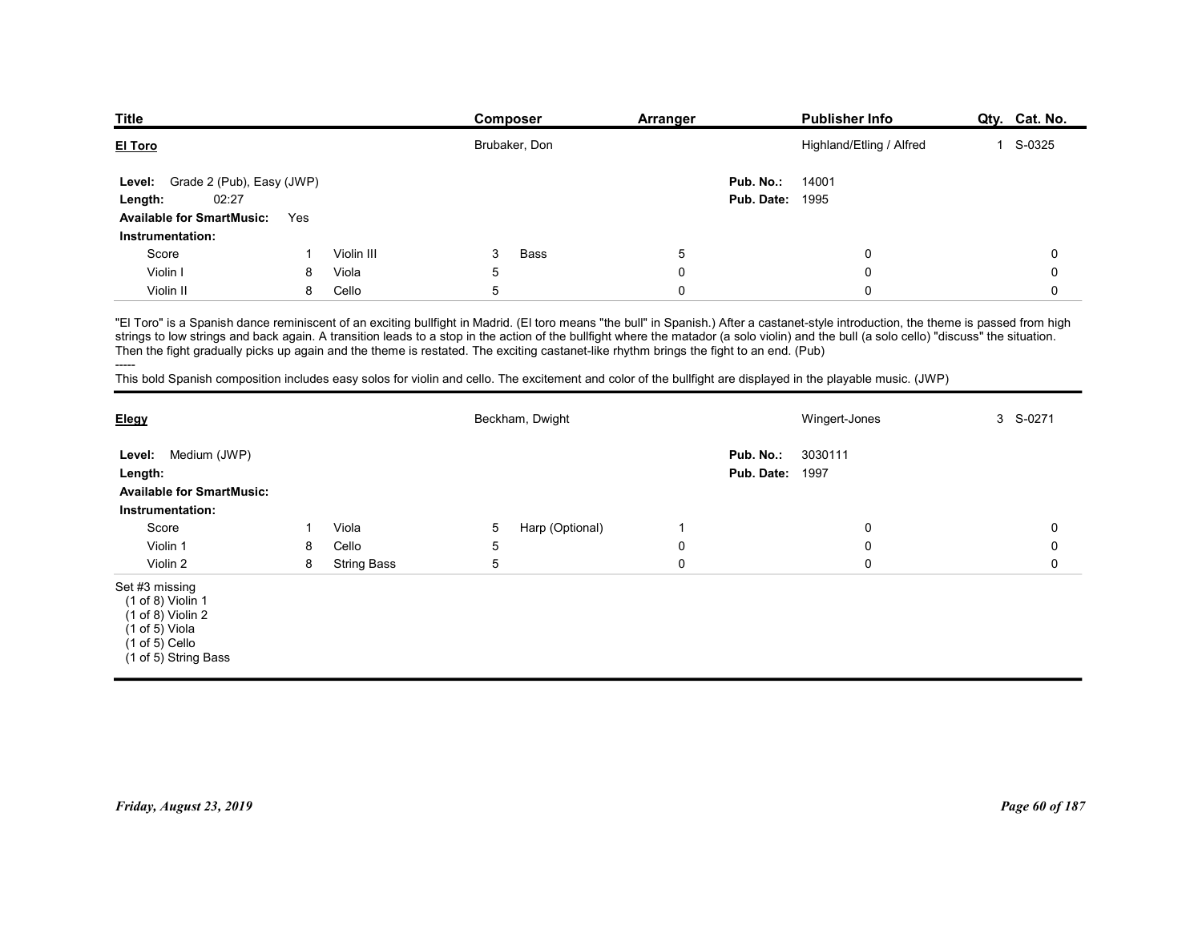| Title | Composer | Arranger | Publisher Info | Qty. | Cat. No. |
|---|---|---|---|---|---|
| **El Toro** | Brubaker, Don | | Highland/Etling / Alfred | 1 | S-0325 |

**Level:** Grade 2 (Pub), Easy (JWP)
**Length:** 02:27
**Available for SmartMusic:** Yes
**Pub. No.:** 14001
**Pub. Date:** 1995

**Instrumentation:**

| Part | Qty | Part | Qty | Part | Qty | | | |
|---|---|---|---|---|---|---|---|---|
| Score | 1 | Violin III | 3 | Bass | 5 | 0 | | 0 |
| Violin I | 8 | Viola | 5 | | 0 | 0 | | 0 |
| Violin II | 8 | Cello | 5 | | 0 | 0 | | 0 |

"El Toro" is a Spanish dance reminiscent of an exciting bullfight in Madrid. (El toro means "the bull" in Spanish.) After a castanet-style introduction, the theme is passed from high strings to low strings and back again. A transition leads to a stop in the action of the bullfight where the matador (a solo violin) and the bull (a solo cello) "discuss" the situation. Then the fight gradually picks up again and the theme is restated. The exciting castanet-like rhythm brings the fight to an end. (Pub)

-----

This bold Spanish composition includes easy solos for violin and cello. The excitement and color of the bullfight are displayed in the playable music. (JWP)

---

| Title | Composer | Arranger | Publisher Info | Qty. | Cat. No. |
|---|---|---|---|---|---|
| **Elegy** | Beckham, Dwight | | Wingert-Jones | 3 | S-0271 |

**Level:** Medium (JWP)
**Length:**
**Available for SmartMusic:**
**Pub. No.:** 3030111
**Pub. Date:** 1997

**Instrumentation:**

| Part | Qty | Part | Qty | Part | Qty | | | |
|---|---|---|---|---|---|---|---|---|
| Score | 1 | Viola | 5 | Harp (Optional) | 1 | 0 | | 0 |
| Violin 1 | 8 | Cello | 5 | | 0 | 0 | | 0 |
| Violin 2 | 8 | String Bass | 5 | | 0 | 0 | | 0 |

Set #3 missing
(1 of 8) Violin 1
(1 of 8) Violin 2
(1 of 5) Viola
(1 of 5) Cello
(1 of 5) String Bass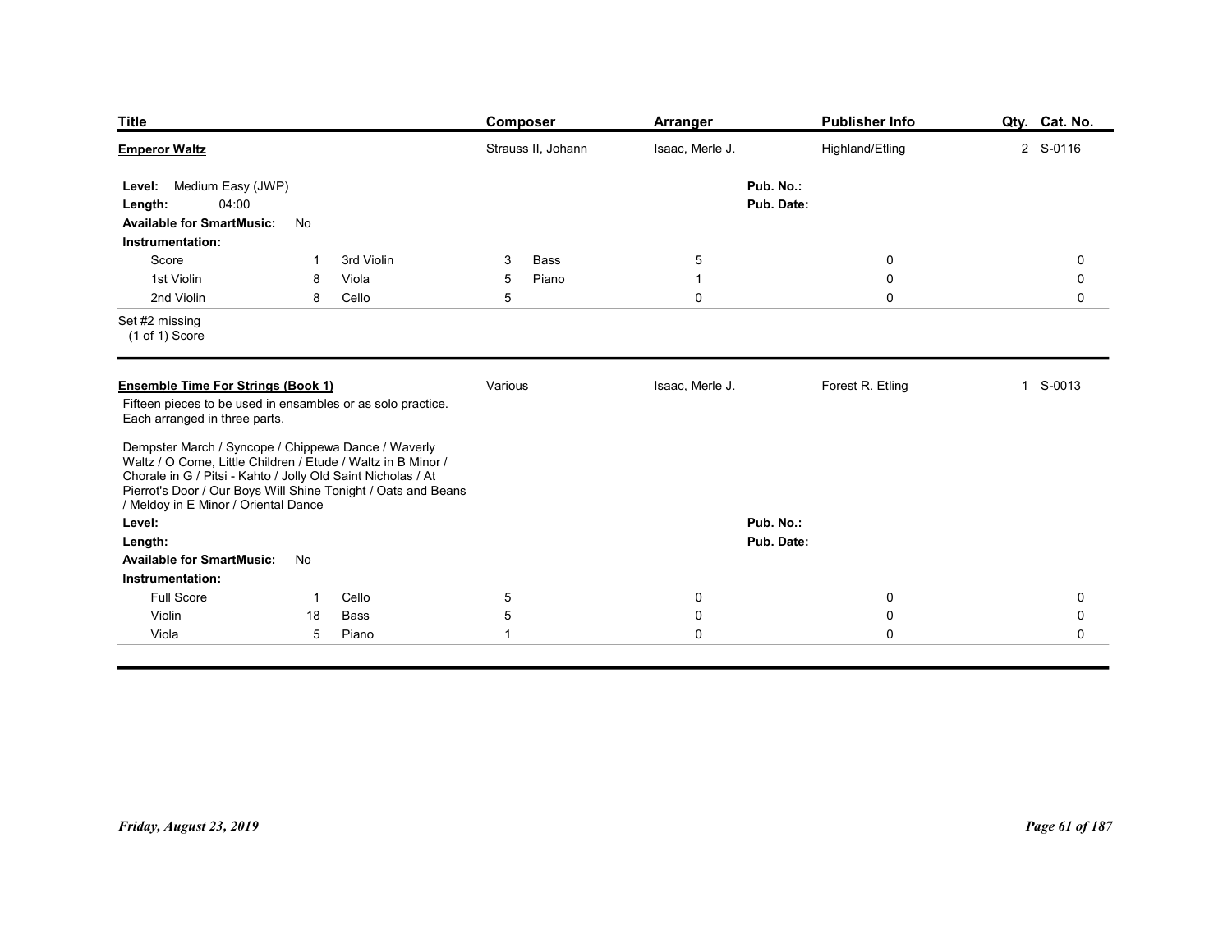| Title | Composer | Arranger | Publisher Info | Qty. | Cat. No. |
|---|---|---|---|---|---|
| **Emperor Waltz** | Strauss II, Johann | Isaac, Merle J. | Highland/Etling | 2 | S-0116 |

**Level:** Medium Easy (JWP)
**Length:** 04:00
**Available for SmartMusic:** No
**Pub. No.:**
**Pub. Date:**

**Instrumentation:**

| Part | Qty | Part | Qty | | | |
|---|---|---|---|---|---|---|
| Score | 1 | 3rd Violin | 3 | Bass | 5 | 0 | 0 |
| 1st Violin | 8 | Viola | 5 | Piano | 1 | 0 | 0 |
| 2nd Violin | 8 | Cello | 5 | | 0 | 0 | 0 |

Set #2 missing
(1 of 1) Score

---

| Title | Composer | Arranger | Publisher Info | Qty. | Cat. No. |
|---|---|---|---|---|---|
| **Ensemble Time For Strings (Book 1)** | Various | Isaac, Merle J. | Forest R. Etling | 1 | S-0013 |

Fifteen pieces to be used in ensambles or as solo practice. Each arranged in three parts.

Dempster March / Syncope / Chippewa Dance / Waverly Waltz / O Come, Little Children / Etude / Waltz in B Minor / Chorale in G / Pitsi - Kahto / Jolly Old Saint Nicholas / At Pierrot's Door / Our Boys Will Shine Tonight / Oats and Beans / Meldoy in E Minor / Oriental Dance

**Level:**
**Length:**
**Available for SmartMusic:** No
**Pub. No.:**
**Pub. Date:**

**Instrumentation:**

| Part | Qty | Part | Qty | | | |
|---|---|---|---|---|---|---|
| Full Score | 1 | Cello | 5 | 0 | 0 | 0 |
| Violin | 18 | Bass | 5 | 0 | 0 | 0 |
| Viola | 5 | Piano | 1 | 0 | 0 | 0 |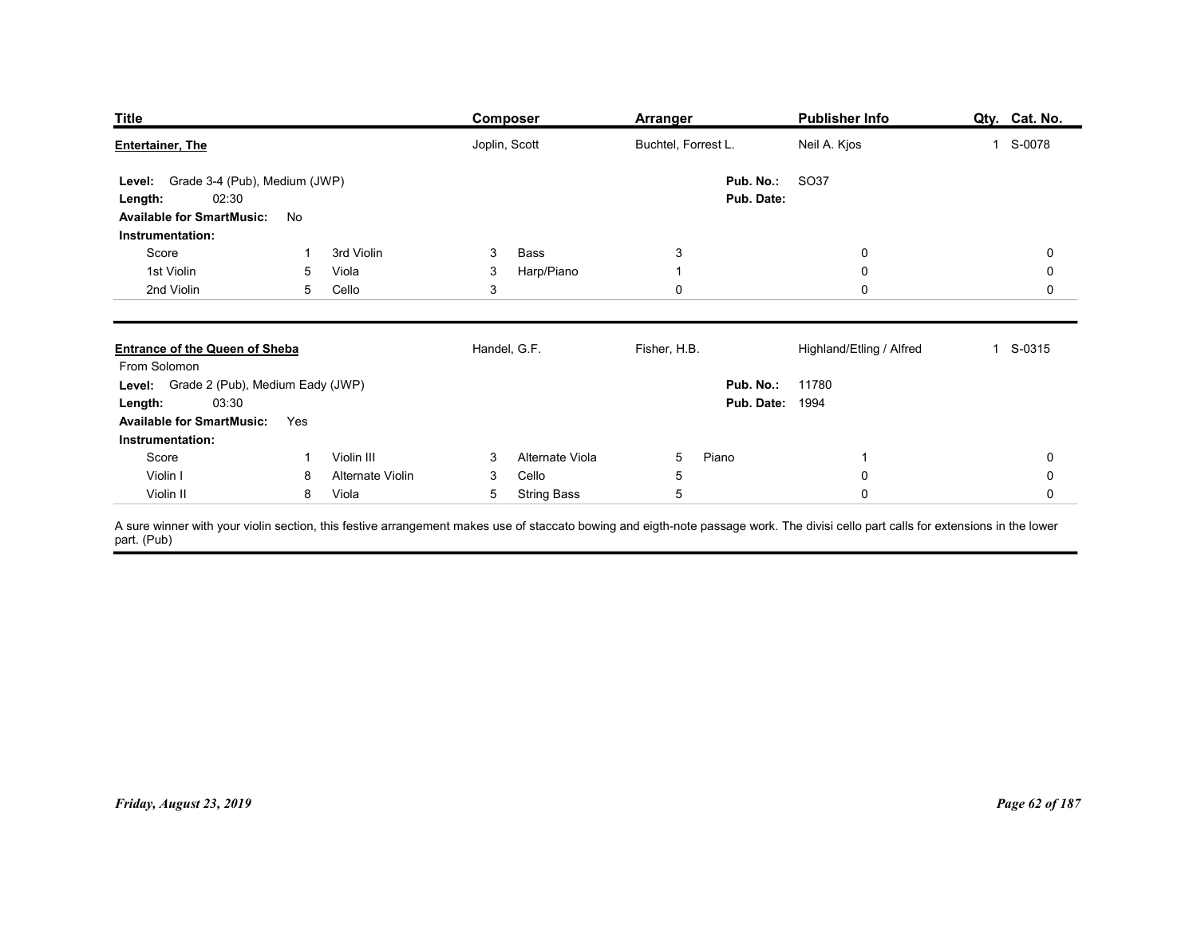| Title | Composer | Arranger | Publisher Info | Qty. | Cat. No. |
|---|---|---|---|---|---|
| **Entertainer, The** | Joplin, Scott | Buchtel, Forrest L. | Neil A. Kjos | 1 | S-0078 |

**Level:** Grade 3-4 (Pub), Medium (JWP)
**Length:** 02:30
**Available for SmartMusic:** No
**Pub. No.:** SO37
**Pub. Date:**

**Instrumentation:**

| Part | Qty | Part | Qty | Part | Qty | Part | Qty | Part | Qty |
|---|---|---|---|---|---|---|---|---|---|
| Score | 1 | 3rd Violin | 3 | Bass | 3 | | 0 | | 0 |
| 1st Violin | 5 | Viola | 3 | Harp/Piano | 1 | | 0 | | 0 |
| 2nd Violin | 5 | Cello | 3 | | 0 | | 0 | | 0 |

---

| Title | Composer | Arranger | Publisher Info | Qty. | Cat. No. |
|---|---|---|---|---|---|
| **Entrance of the Queen of Sheba** | Handel, G.F. | Fisher, H.B. | Highland/Etling / Alfred | 1 | S-0315 |

From Solomon

**Level:** Grade 2 (Pub), Medium Eady (JWP)
**Length:** 03:30
**Available for SmartMusic:** Yes
**Pub. No.:** 11780
**Pub. Date:** 1994

**Instrumentation:**

| Part | Qty | Part | Qty | Part | Qty | Part | Qty | Part | Qty |
|---|---|---|---|---|---|---|---|---|---|
| Score | 1 | Violin III | 3 | Alternate Viola | 5 | Piano | 1 | | 0 |
| Violin I | 8 | Alternate Violin | 3 | Cello | 5 | | 0 | | 0 |
| Violin II | 8 | Viola | 5 | String Bass | 5 | | 0 | | 0 |

A sure winner with your violin section, this festive arrangement makes use of staccato bowing and eigth-note passage work. The divisi cello part calls for extensions in the lower part. (Pub)

*Friday, August 23, 2019*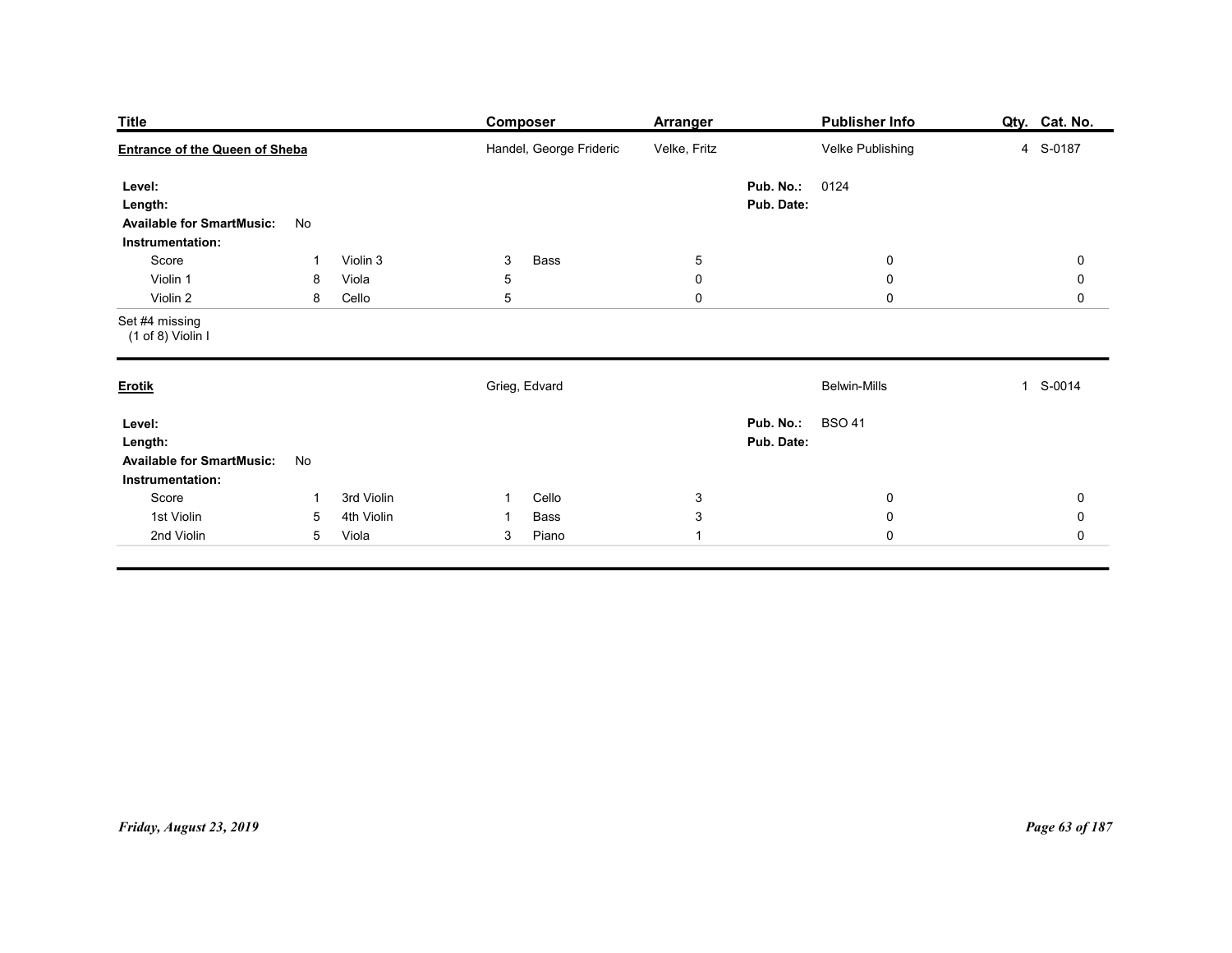| Title | Composer | Arranger | Publisher Info | Qty. | Cat. No. |
|---|---|---|---|---|---|
| **Entrance of the Queen of Sheba** | Handel, George Frideric | Velke, Fritz | Velke Publishing | 4 | S-0187 |

**Level:**
**Length:**
**Available for SmartMusic:** No
**Pub. No.:** 0124
**Pub. Date:**

**Instrumentation:**

| | | | | | | | | |
|---|---|---|---|---|---|---|---|---|
| Score | 1 | Violin 3 | 3 | Bass | 5 | 0 | 0 |
| Violin 1 | 8 | Viola | 5 | | 0 | 0 | 0 |
| Violin 2 | 8 | Cello | 5 | | 0 | 0 | 0 |

Set #4 missing
(1 of 8) Violin I

---

| Title | Composer | Arranger | Publisher Info | Qty. | Cat. No. |
|---|---|---|---|---|---|
| **Erotik** | Grieg, Edvard | | Belwin-Mills | 1 | S-0014 |

**Level:**
**Length:**
**Available for SmartMusic:** No
**Pub. No.:** BSO 41
**Pub. Date:**

**Instrumentation:**

| | | | | | | | |
|---|---|---|---|---|---|---|---|
| Score | 1 | 3rd Violin | 1 | Cello | 3 | 0 | 0 |
| 1st Violin | 5 | 4th Violin | 1 | Bass | 3 | 0 | 0 |
| 2nd Violin | 5 | Viola | 3 | Piano | 1 | 0 | 0 |

*Friday, August 23, 2019*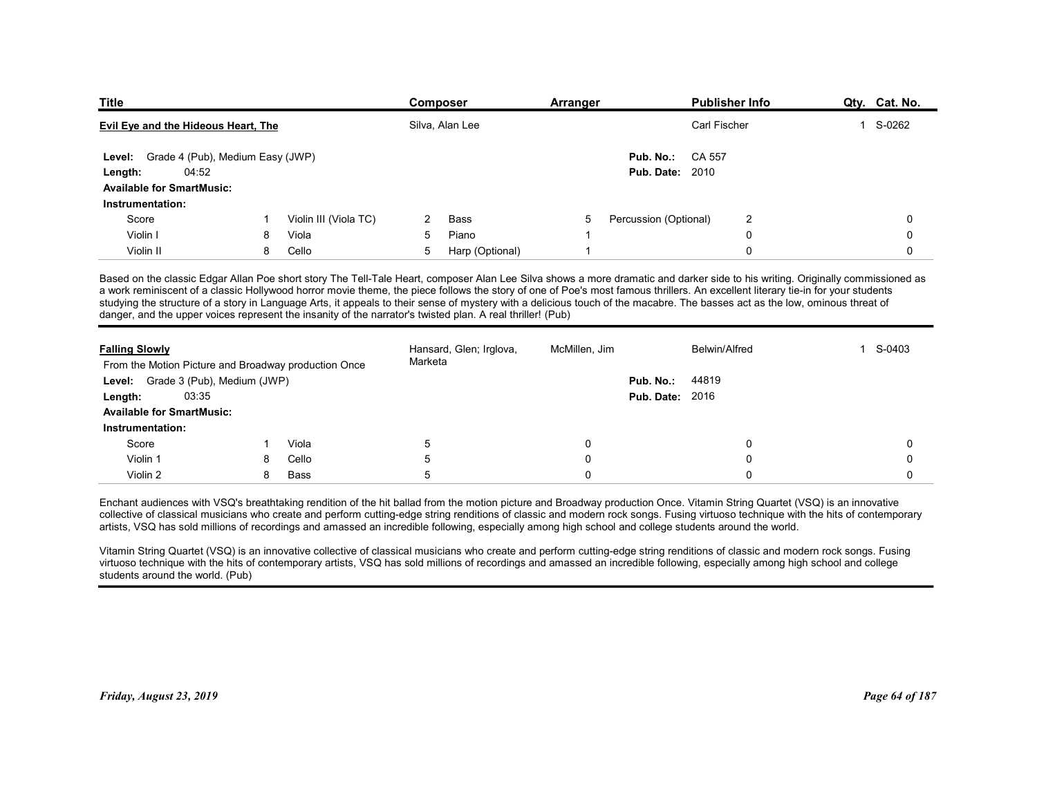| Title | Composer | Arranger | Publisher Info | Qty. | Cat. No. |
|---|---|---|---|---|---|
| **Evil Eye and the Hideous Heart, The** | Silva, Alan Lee | | Carl Fischer | 1 | S-0262 |

**Level:** Grade 4 (Pub), Medium Easy (JWP)
**Length:** 04:52
**Available for SmartMusic:**
**Pub. No.:** CA 557
**Pub. Date:** 2010

**Instrumentation:**

| | | | | | | | | | |
|---|---|---|---|---|---|---|---|---|---|
| Score | 1 | Violin III (Viola TC) | 2 | Bass | 5 | Percussion (Optional) | 2 | | 0 |
| Violin I | 8 | Viola | 5 | Piano | 1 | | 0 | | 0 |
| Violin II | 8 | Cello | 5 | Harp (Optional) | 1 | | 0 | | 0 |

Based on the classic Edgar Allan Poe short story The Tell-Tale Heart, composer Alan Lee Silva shows a more dramatic and darker side to his writing. Originally commissioned as a work reminiscent of a classic Hollywood horror movie theme, the piece follows the story of one of Poe's most famous thrillers. An excellent literary tie-in for your students studying the structure of a story in Language Arts, it appeals to their sense of mystery with a delicious touch of the macabre. The basses act as the low, ominous threat of danger, and the upper voices represent the insanity of the narrator's twisted plan. A real thriller! (Pub)

---

| Title | Composer | Arranger | Publisher Info | Qty. | Cat. No. |
|---|---|---|---|---|---|
| **Falling Slowly** | Hansard, Glen; Irglova, Marketa | McMillen, Jim | Belwin/Alfred | 1 | S-0403 |

From the Motion Picture and Broadway production Once

**Level:** Grade 3 (Pub), Medium (JWP)
**Length:** 03:35
**Available for SmartMusic:**
**Pub. No.:** 44819
**Pub. Date:** 2016

**Instrumentation:**

| | | | | | | | |
|---|---|---|---|---|---|---|---|
| Score | 1 | Viola | 5 | | 0 | 0 | 0 |
| Violin 1 | 8 | Cello | 5 | | 0 | 0 | 0 |
| Violin 2 | 8 | Bass | 5 | | 0 | 0 | 0 |

Enchant audiences with VSQ's breathtaking rendition of the hit ballad from the motion picture and Broadway production Once. Vitamin String Quartet (VSQ) is an innovative collective of classical musicians who create and perform cutting-edge string renditions of classic and modern rock songs. Fusing virtuoso technique with the hits of contemporary artists, VSQ has sold millions of recordings and amassed an incredible following, especially among high school and college students around the world.

Vitamin String Quartet (VSQ) is an innovative collective of classical musicians who create and perform cutting-edge string renditions of classic and modern rock songs. Fusing virtuoso technique with the hits of contemporary artists, VSQ has sold millions of recordings and amassed an incredible following, especially among high school and college students around the world. (Pub)

*Friday, August 23, 2019*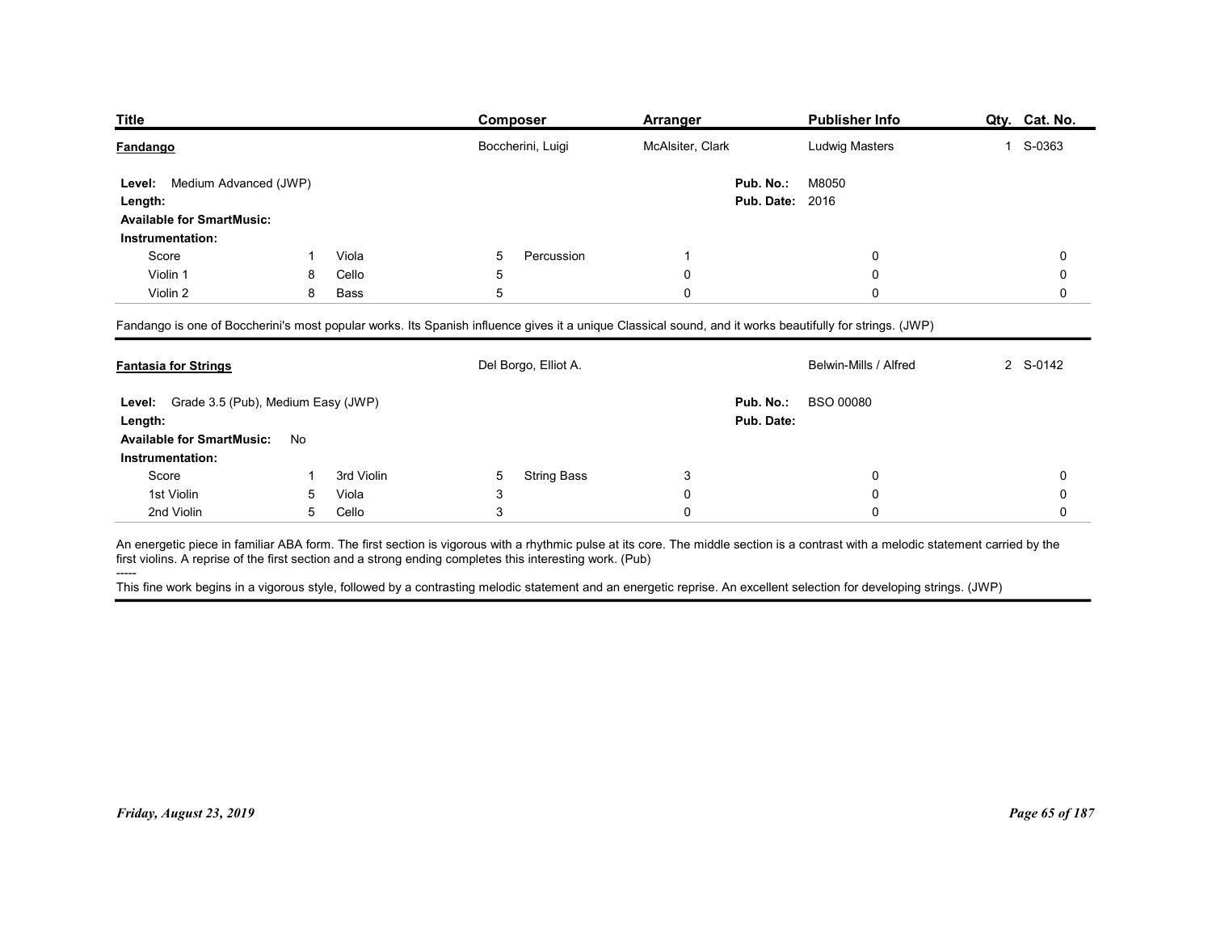| Title | Composer | Arranger | Publisher Info | Qty. | Cat. No. |
|---|---|---|---|---|---|
| **Fandango** | Boccherini, Luigi | McAlsiter, Clark | Ludwig Masters | 1 | S-0363 |

**Level:** Medium Advanced (JWP)
**Length:**
**Available for SmartMusic:**
**Pub. No.:** M8050
**Pub. Date:** 2016

**Instrumentation:**

| Part | Qty. | Part | Qty. | Part | Qty. | | |
|---|---|---|---|---|---|---|---|
| Score | 1 | Viola | 5 | Percussion | 1 | 0 | 0 |
| Violin 1 | 8 | Cello | 5 | | 0 | 0 | 0 |
| Violin 2 | 8 | Bass | 5 | | 0 | 0 | 0 |

Fandango is one of Boccherini's most popular works. Its Spanish influence gives it a unique Classical sound, and it works beautifully for strings. (JWP)

---

| Title | Composer | Arranger | Publisher Info | Qty. | Cat. No. |
|---|---|---|---|---|---|
| **Fantasia for Strings** | Del Borgo, Elliot A. | | Belwin-Mills / Alfred | 2 | S-0142 |

**Level:** Grade 3.5 (Pub), Medium Easy (JWP)
**Length:**
**Available for SmartMusic:** No
**Pub. No.:** BSO 00080
**Pub. Date:**

**Instrumentation:**

| Part | Qty. | Part | Qty. | Part | Qty. | | |
|---|---|---|---|---|---|---|---|
| Score | 1 | 3rd Violin | 5 | String Bass | 3 | 0 | 0 |
| 1st Violin | 5 | Viola | 3 | | 0 | 0 | 0 |
| 2nd Violin | 5 | Cello | 3 | | 0 | 0 | 0 |

An energetic piece in familiar ABA form. The first section is vigorous with a rhythmic pulse at its core. The middle section is a contrast with a melodic statement carried by the first violins. A reprise of the first section and a strong ending completes this interesting work. (Pub)

-----

This fine work begins in a vigorous style, followed by a contrasting melodic statement and an energetic reprise. An excellent selection for developing strings. (JWP)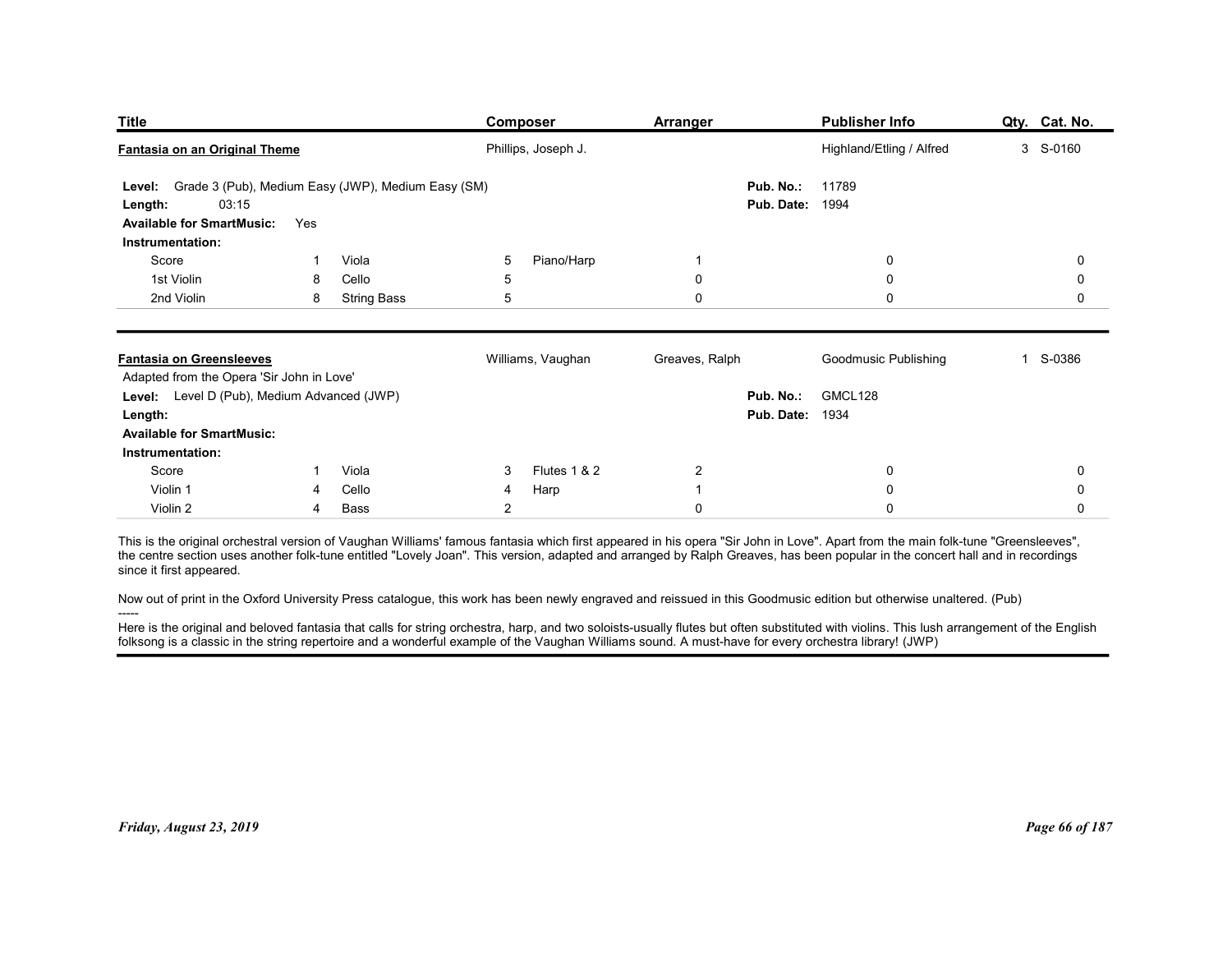| Title | Composer | Arranger | Publisher Info | Qty. | Cat. No. |
|---|---|---|---|---|---|
| **Fantasia on an Original Theme** | Phillips, Joseph J. | | Highland/Etling / Alfred | 3 | S-0160 |

**Level:** Grade 3 (Pub), Medium Easy (JWP), Medium Easy (SM)
**Length:** 03:15
**Available for SmartMusic:** Yes
**Pub. No.:** 11789
**Pub. Date:** 1994

**Instrumentation:**

| | | | | | | | | | |
|---|---|---|---|---|---|---|---|---|---|
| Score | 1 | Viola | 5 | Piano/Harp | 1 | | 0 | | 0 |
| 1st Violin | 8 | Cello | 5 | | 0 | | 0 | | 0 |
| 2nd Violin | 8 | String Bass | 5 | | 0 | | 0 | | 0 |

---

| Title | Composer | Arranger | Publisher Info | Qty. | Cat. No. |
|---|---|---|---|---|---|
| **Fantasia on Greensleeves** | Williams, Vaughan | Greaves, Ralph | Goodmusic Publishing | 1 | S-0386 |

Adapted from the Opera 'Sir John in Love'

**Level:** Level D (Pub), Medium Advanced (JWP)
**Length:**
**Available for SmartMusic:**
**Pub. No.:** GMCL128
**Pub. Date:** 1934

**Instrumentation:**

| | | | | | | | | | |
|---|---|---|---|---|---|---|---|---|---|
| Score | 1 | Viola | 3 | Flutes 1 & 2 | 2 | | 0 | | 0 |
| Violin 1 | 4 | Cello | 4 | Harp | 1 | | 0 | | 0 |
| Violin 2 | 4 | Bass | 2 | | 0 | | 0 | | 0 |

This is the original orchestral version of Vaughan Williams' famous fantasia which first appeared in his opera "Sir John in Love". Apart from the main folk-tune "Greensleeves", the centre section uses another folk-tune entitled "Lovely Joan". This version, adapted and arranged by Ralph Greaves, has been popular in the concert hall and in recordings since it first appeared.

Now out of print in the Oxford University Press catalogue, this work has been newly engraved and reissued in this Goodmusic edition but otherwise unaltered. (Pub)

-----

Here is the original and beloved fantasia that calls for string orchestra, harp, and two soloists-usually flutes but often substituted with violins. This lush arrangement of the English folksong is a classic in the string repertoire and a wonderful example of the Vaughan Williams sound. A must-have for every orchestra library! (JWP)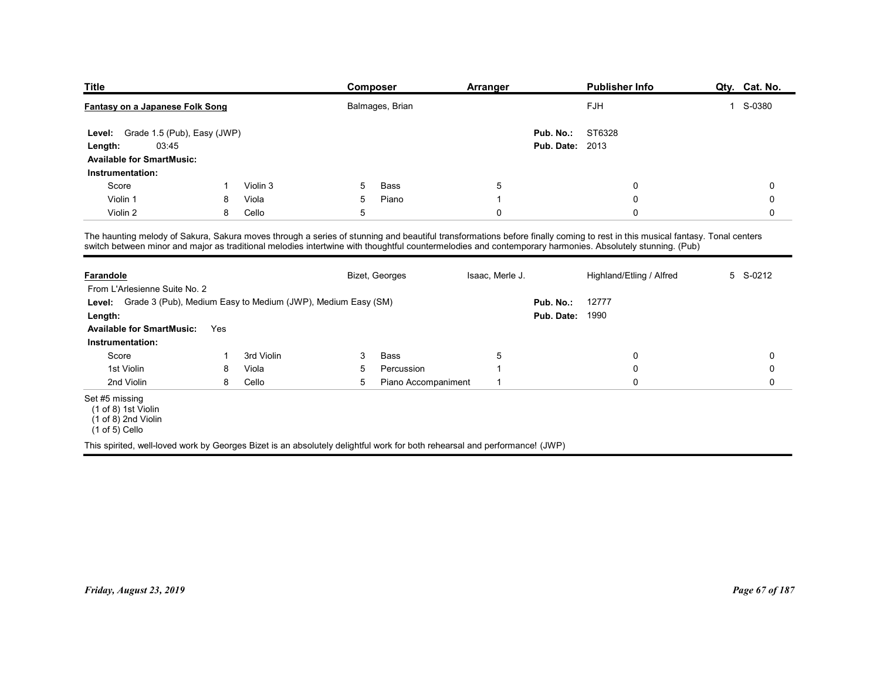| Title | Composer | Arranger | Publisher Info | Qty. | Cat. No. |
|---|---|---|---|---|---|
| **Fantasy on a Japanese Folk Song** | Balmages, Brian | | FJH | 1 | S-0380 |

**Level:** Grade 1.5 (Pub), Easy (JWP)
**Length:** 03:45
**Available for SmartMusic:**
**Pub. No.:** ST6328
**Pub. Date:** 2013

**Instrumentation:**

| Part | Qty | Part | Qty | Part | Qty | | |
|---|---|---|---|---|---|---|---|
| Score | 1 | Violin 3 | 5 | Bass | 5 | 0 | 0 |
| Violin 1 | 8 | Viola | 5 | Piano | 1 | 0 | 0 |
| Violin 2 | 8 | Cello | 5 | | 0 | 0 | 0 |

The haunting melody of Sakura, Sakura moves through a series of stunning and beautiful transformations before finally coming to rest in this musical fantasy. Tonal centers switch between minor and major as traditional melodies intertwine with thoughtful countermelodies and contemporary harmonies. Absolutely stunning. (Pub)

---

| Title | Composer | Arranger | Publisher Info | Qty. | Cat. No. |
|---|---|---|---|---|---|
| **Farandole** | Bizet, Georges | Isaac, Merle J. | Highland/Etling / Alfred | 5 | S-0212 |

From L'Arlesienne Suite No. 2

**Level:** Grade 3 (Pub), Medium Easy to Medium (JWP), Medium Easy (SM)
**Length:**
**Available for SmartMusic:** Yes
**Pub. No.:** 12777
**Pub. Date:** 1990

**Instrumentation:**

| Part | Qty | Part | Qty | Part | Qty | | |
|---|---|---|---|---|---|---|---|
| Score | 1 | 3rd Violin | 3 | Bass | 5 | 0 | 0 |
| 1st Violin | 8 | Viola | 5 | Percussion | 1 | 0 | 0 |
| 2nd Violin | 8 | Cello | 5 | Piano Accompaniment | 1 | 0 | 0 |

Set #5 missing
(1 of 8) 1st Violin
(1 of 8) 2nd Violin
(1 of 5) Cello

This spirited, well-loved work by Georges Bizet is an absolutely delightful work for both rehearsal and performance! (JWP)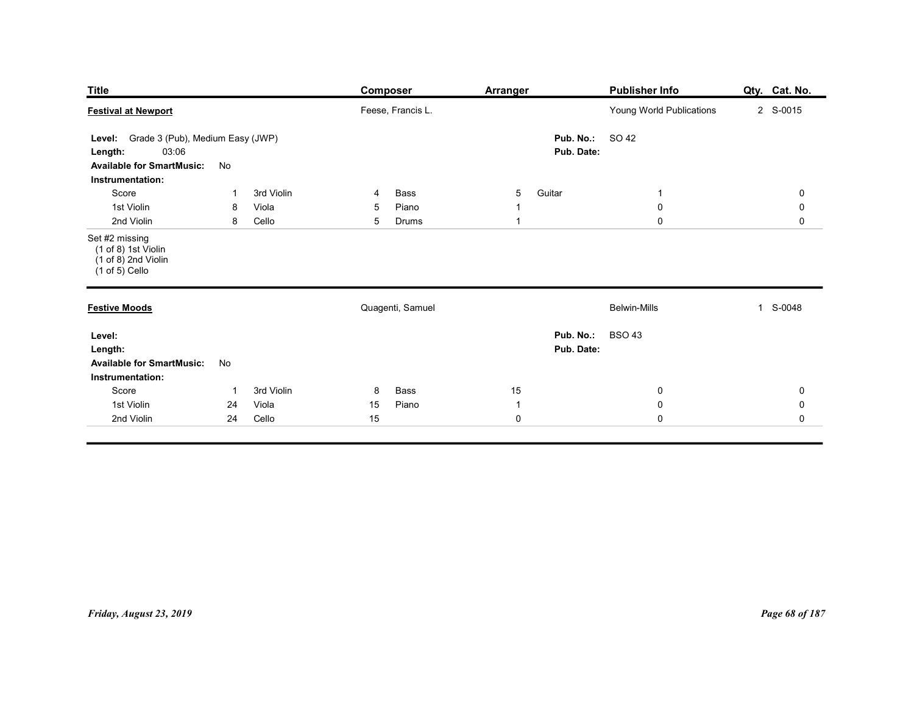| Title | Composer | Arranger | Publisher Info | Qty. | Cat. No. |
|---|---|---|---|---|---|
| **Festival at Newport** | Feese, Francis L. | | Young World Publications | 2 | S-0015 |

**Level:** Grade 3 (Pub), Medium Easy (JWP)
**Length:** 03:06
**Available for SmartMusic:** No
**Pub. No.:** SO 42
**Pub. Date:**

**Instrumentation:**

| Part | Qty | Part | Qty | Part | Qty | Part | Qty | Part | Qty |
|---|---|---|---|---|---|---|---|---|---|
| Score | 1 | 3rd Violin | 4 | Bass | 5 | Guitar | 1 | | 0 |
| 1st Violin | 8 | Viola | 5 | Piano | 1 | | 0 | | 0 |
| 2nd Violin | 8 | Cello | 5 | Drums | 1 | | 0 | | 0 |

Set #2 missing
(1 of 8) 1st Violin
(1 of 8) 2nd Violin
(1 of 5) Cello

---

| Title | Composer | Arranger | Publisher Info | Qty. | Cat. No. |
|---|---|---|---|---|---|
| **Festive Moods** | Quagenti, Samuel | | Belwin-Mills | 1 | S-0048 |

**Level:**
**Length:**
**Available for SmartMusic:** No
**Pub. No.:** BSO 43
**Pub. Date:**

**Instrumentation:**

| Part | Qty | Part | Qty | Part | Qty | Part | Qty | Part | Qty |
|---|---|---|---|---|---|---|---|---|---|
| Score | 1 | 3rd Violin | 8 | Bass | 15 | | 0 | | 0 |
| 1st Violin | 24 | Viola | 15 | Piano | 1 | | 0 | | 0 |
| 2nd Violin | 24 | Cello | 15 | | 0 | | 0 | | 0 |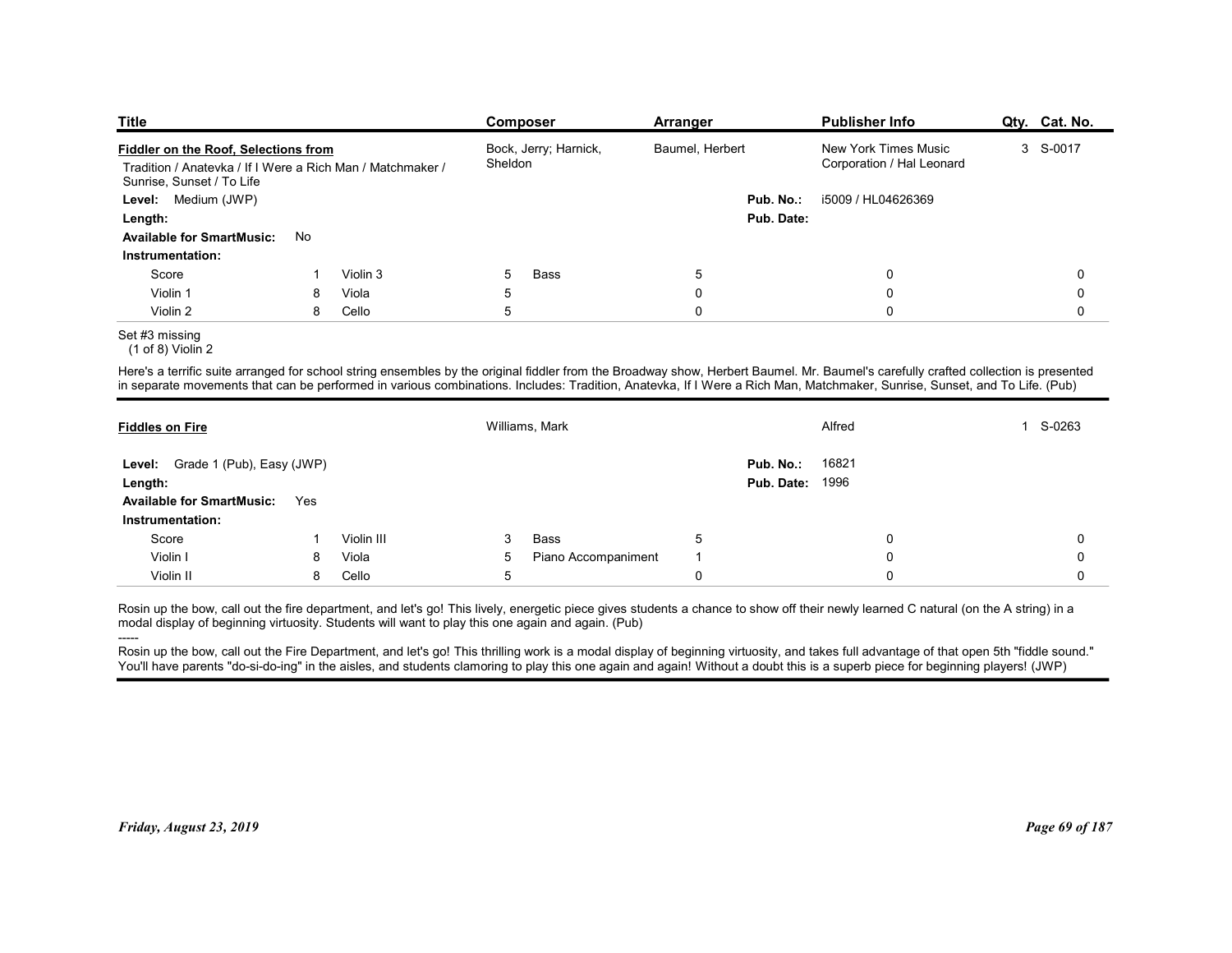| Title | Composer | Arranger | Publisher Info | Qty. | Cat. No. |
|---|---|---|---|---|---|
| **Fiddler on the Roof, Selections from** | Bock, Jerry; Harnick, Sheldon | Baumel, Herbert | New York Times Music Corporation / Hal Leonard | 3 | S-0017 |

Tradition / Anatevka / If I Were a Rich Man / Matchmaker / Sunrise, Sunset / To Life

**Level:** Medium (JWP)

**Pub. No.:** i5009 / HL04626369

**Length:**

**Pub. Date:**

**Available for SmartMusic:** No

**Instrumentation:**

| | | | | | | | | |
|---|---|---|---|---|---|---|---|---|
| Score | 1 | Violin 3 | 5 | Bass | 5 | | 0 | 0 |
| Violin 1 | 8 | Viola | 5 | | 0 | | 0 | 0 |
| Violin 2 | 8 | Cello | 5 | | 0 | | 0 | 0 |

Set #3 missing
(1 of 8) Violin 2

Here's a terrific suite arranged for school string ensembles by the original fiddler from the Broadway show, Herbert Baumel. Mr. Baumel's carefully crafted collection is presented in separate movements that can be performed in various combinations. Includes: Tradition, Anatevka, If I Were a Rich Man, Matchmaker, Sunrise, Sunset, and To Life. (Pub)

---

| Title | Composer | Arranger | Publisher Info | Qty. | Cat. No. |
|---|---|---|---|---|---|
| **Fiddles on Fire** | Williams, Mark | | Alfred | 1 | S-0263 |

**Level:** Grade 1 (Pub), Easy (JWP)

**Pub. No.:** 16821

**Length:**

**Pub. Date:** 1996

**Available for SmartMusic:** Yes

**Instrumentation:**

| | | | | | | | | |
|---|---|---|---|---|---|---|---|---|
| Score | 1 | Violin III | 3 | Bass | 5 | | 0 | 0 |
| Violin I | 8 | Viola | 5 | Piano Accompaniment | 1 | | 0 | 0 |
| Violin II | 8 | Cello | 5 | | 0 | | 0 | 0 |

Rosin up the bow, call out the fire department, and let's go! This lively, energetic piece gives students a chance to show off their newly learned C natural (on the A string) in a modal display of beginning virtuosity. Students will want to play this one again and again. (Pub)

-----

Rosin up the bow, call out the Fire Department, and let's go! This thrilling work is a modal display of beginning virtuosity, and takes full advantage of that open 5th "fiddle sound." You'll have parents "do-si-do-ing" in the aisles, and students clamoring to play this one again and again! Without a doubt this is a superb piece for beginning players! (JWP)

*Friday, August 23, 2019*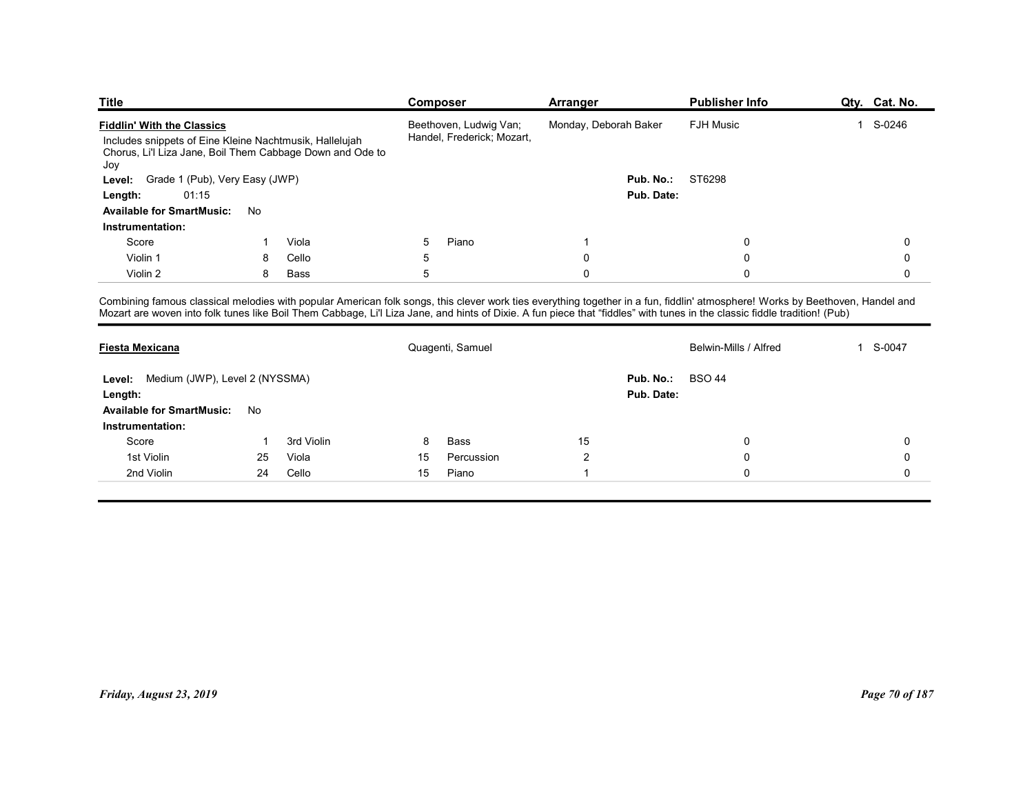| Title | Composer | Arranger | Publisher Info | Qty. | Cat. No. |
|---|---|---|---|---|---|
| **Fiddlin' With the Classics** | Beethoven, Ludwig Van; Handel, Frederick; Mozart, | Monday, Deborah Baker | FJH Music | 1 | S-0246 |

Includes snippets of Eine Kleine Nachtmusik, Hallelujah Chorus, Li'l Liza Jane, Boil Them Cabbage Down and Ode to Joy

**Level:** Grade 1 (Pub), Very Easy (JWP)

**Pub. No.:** ST6298

**Length:** 01:15

**Pub. Date:**

**Available for SmartMusic:** No

**Instrumentation:**

| | | | | | | | | | |
|---|---|---|---|---|---|---|---|---|---|
| Score | 1 | Viola | 5 | Piano | 1 | | 0 | | 0 |
| Violin 1 | 8 | Cello | 5 | | 0 | | 0 | | 0 |
| Violin 2 | 8 | Bass | 5 | | 0 | | 0 | | 0 |

Combining famous classical melodies with popular American folk songs, this clever work ties everything together in a fun, fiddlin' atmosphere! Works by Beethoven, Handel and Mozart are woven into folk tunes like Boil Them Cabbage, Li'l Liza Jane, and hints of Dixie. A fun piece that "fiddles" with tunes in the classic fiddle tradition! (Pub)

---

| Title | Composer | Arranger | Publisher Info | Qty. | Cat. No. |
|---|---|---|---|---|---|
| **Fiesta Mexicana** | Quagenti, Samuel | | Belwin-Mills / Alfred | 1 | S-0047 |

**Level:** Medium (JWP), Level 2 (NYSSMA)

**Pub. No.:** BSO 44

**Length:**

**Pub. Date:**

**Available for SmartMusic:** No

**Instrumentation:**

| | | | | | | | | | |
|---|---|---|---|---|---|---|---|---|---|
| Score | 1 | 3rd Violin | 8 | Bass | 15 | | 0 | | 0 |
| 1st Violin | 25 | Viola | 15 | Percussion | 2 | | 0 | | 0 |
| 2nd Violin | 24 | Cello | 15 | Piano | 1 | | 0 | | 0 |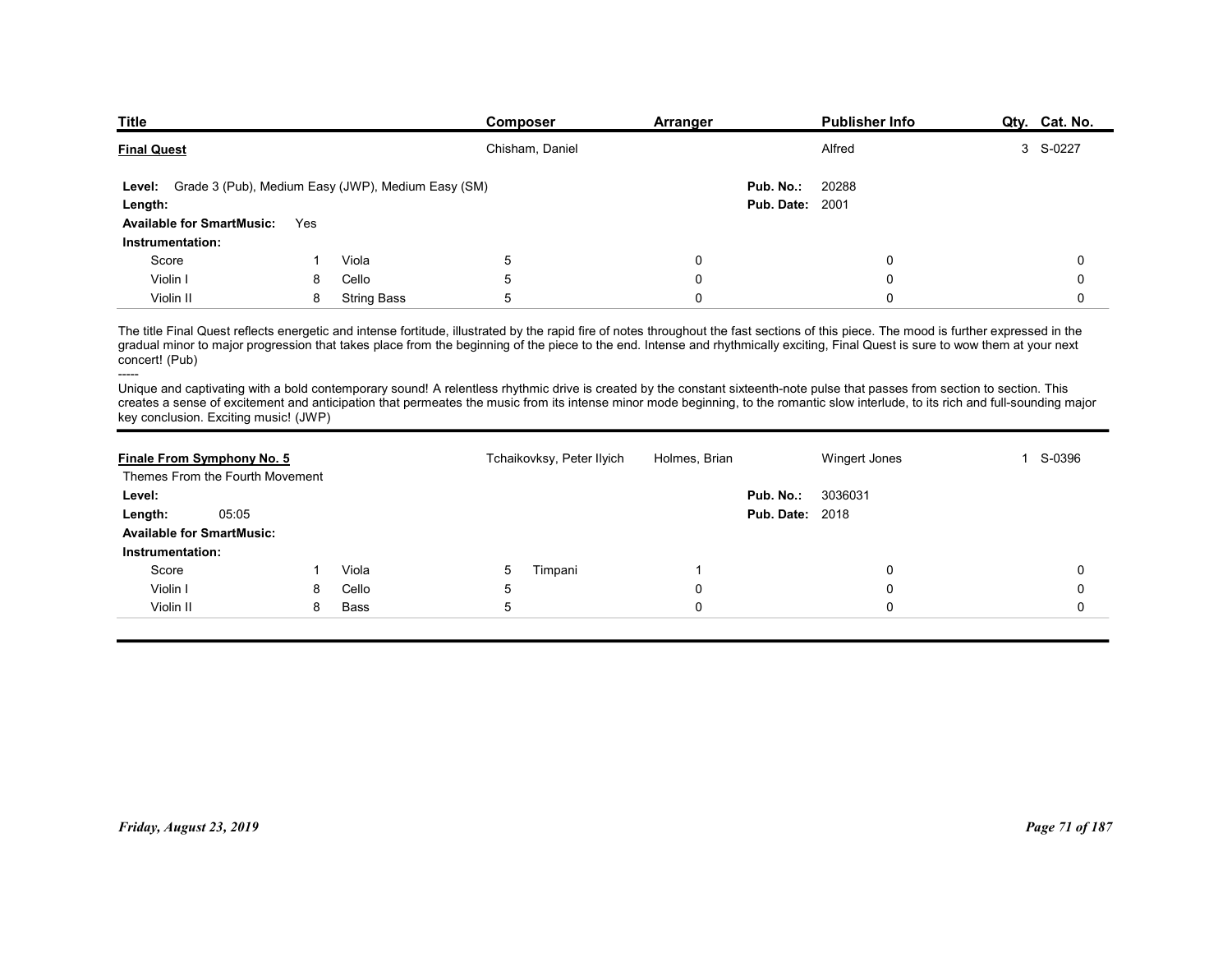| Title | Composer | Arranger | Publisher Info | Qty. | Cat. No. |
|---|---|---|---|---|---|
| **Final Quest** | Chisham, Daniel | | Alfred | 3 | S-0227 |

**Level:** Grade 3 (Pub), Medium Easy (JWP), Medium Easy (SM)
**Length:**
**Available for SmartMusic:** Yes
**Pub. No.:** 20288
**Pub. Date:** 2001

**Instrumentation:**

| | | | | | | | |
|---|---|---|---|---|---|---|---|
| Score | 1 | Viola | 5 | 0 | 0 | | 0 |
| Violin I | 8 | Cello | 5 | 0 | 0 | | 0 |
| Violin II | 8 | String Bass | 5 | 0 | 0 | | 0 |

The title Final Quest reflects energetic and intense fortitude, illustrated by the rapid fire of notes throughout the fast sections of this piece. The mood is further expressed in the gradual minor to major progression that takes place from the beginning of the piece to the end. Intense and rhythmically exciting, Final Quest is sure to wow them at your next concert! (Pub)

-----

Unique and captivating with a bold contemporary sound! A relentless rhythmic drive is created by the constant sixteenth-note pulse that passes from section to section. This creates a sense of excitement and anticipation that permeates the music from its intense minor mode beginning, to the romantic slow interlude, to its rich and full-sounding major key conclusion. Exciting music! (JWP)

---

| Title | Composer | Arranger | Publisher Info | Qty. | Cat. No. |
|---|---|---|---|---|---|
| **Finale From Symphony No. 5** | Tchaikovksy, Peter Ilyich | Holmes, Brian | Wingert Jones | 1 | S-0396 |

Themes From the Fourth Movement

**Level:**
**Length:** 05:05
**Available for SmartMusic:**
**Pub. No.:** 3036031
**Pub. Date:** 2018

**Instrumentation:**

| | | | | | | | |
|---|---|---|---|---|---|---|---|
| Score | 1 | Viola | 5 | Timpani | 1 | 0 | 0 |
| Violin I | 8 | Cello | 5 | | 0 | 0 | 0 |
| Violin II | 8 | Bass | 5 | | 0 | 0 | 0 |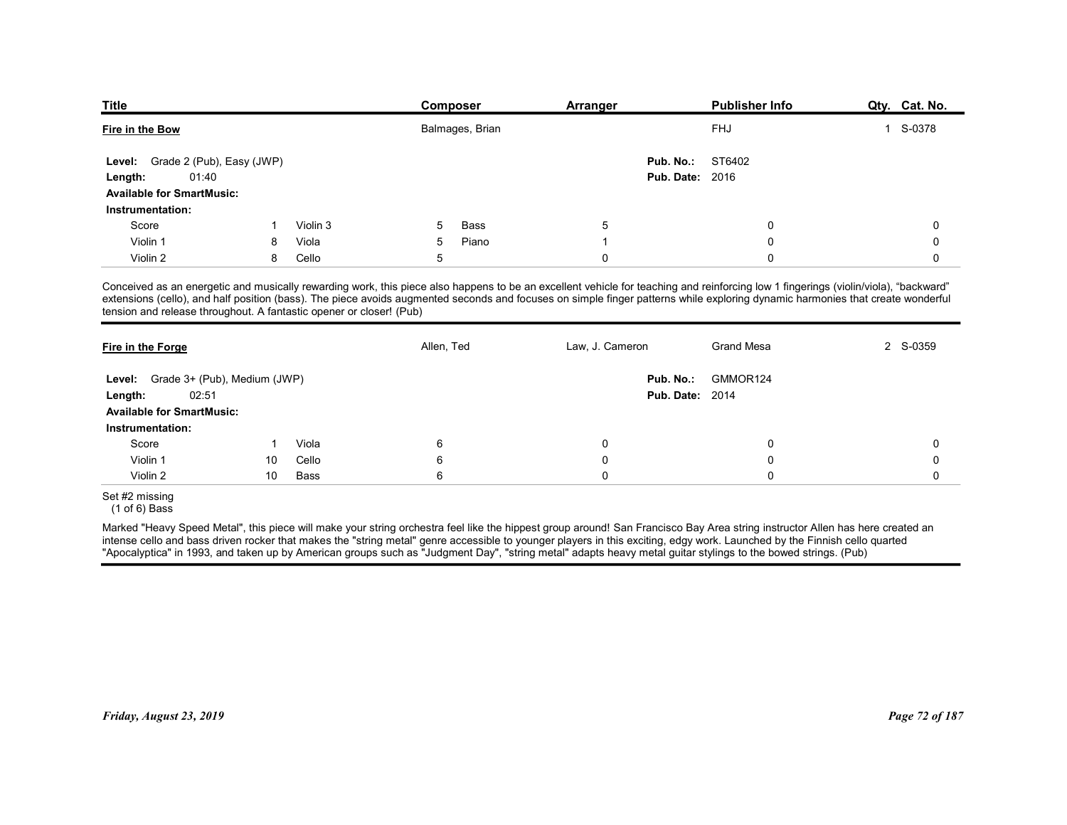| Title | Composer | Arranger | Publisher Info | Qty. | Cat. No. |
|---|---|---|---|---|---|
| **Fire in the Bow** | Balmages, Brian | | FHJ | 1 | S-0378 |

**Level:** Grade 2 (Pub), Easy (JWP)
**Length:** 01:40
**Available for SmartMusic:**
**Pub. No.:** ST6402
**Pub. Date:** 2016

**Instrumentation:**

| | | | | | | | | |
|---|---|---|---|---|---|---|---|---|
| Score | 1 | Violin 3 | 5 | Bass | 5 | 0 | | 0 |
| Violin 1 | 8 | Viola | 5 | Piano | 1 | 0 | | 0 |
| Violin 2 | 8 | Cello | 5 | | 0 | 0 | | 0 |

Conceived as an energetic and musically rewarding work, this piece also happens to be an excellent vehicle for teaching and reinforcing low 1 fingerings (violin/viola), "backward" extensions (cello), and half position (bass). The piece avoids augmented seconds and focuses on simple finger patterns while exploring dynamic harmonies that create wonderful tension and release throughout. A fantastic opener or closer! (Pub)

---

| Title | Composer | Arranger | Publisher Info | Qty. | Cat. No. |
|---|---|---|---|---|---|
| **Fire in the Forge** | Allen, Ted | Law, J. Cameron | Grand Mesa | 2 | S-0359 |

**Level:** Grade 3+ (Pub), Medium (JWP)
**Length:** 02:51
**Available for SmartMusic:**
**Pub. No.:** GMMOR124
**Pub. Date:** 2014

**Instrumentation:**

| | | | | | | |
|---|---|---|---|---|---|---|
| Score | 1 | Viola | 6 | 0 | 0 | 0 |
| Violin 1 | 10 | Cello | 6 | 0 | 0 | 0 |
| Violin 2 | 10 | Bass | 6 | 0 | 0 | 0 |

Set #2 missing
(1 of 6) Bass

Marked "Heavy Speed Metal", this piece will make your string orchestra feel like the hippest group around! San Francisco Bay Area string instructor Allen has here created an intense cello and bass driven rocker that makes the "string metal" genre accessible to younger players in this exciting, edgy work. Launched by the Finnish cello quarted "Apocalyptica" in 1993, and taken up by American groups such as "Judgment Day", "string metal" adapts heavy metal guitar stylings to the bowed strings. (Pub)

*Friday, August 23, 2019*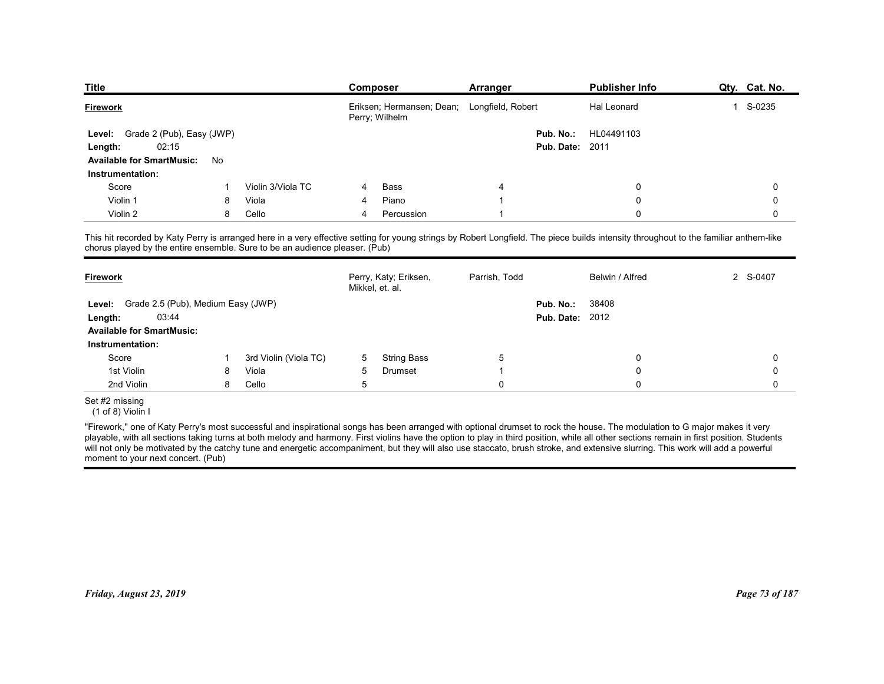| Title | Composer | Arranger | Publisher Info | Qty. | Cat. No. |
|---|---|---|---|---|---|
| **Firework** | Eriksen; Hermansen; Dean; Perry; Wilhelm | Longfield, Robert | Hal Leonard | 1 | S-0235 |

**Level:** Grade 2 (Pub), Easy (JWP)
**Length:** 02:15
**Available for SmartMusic:** No
**Pub. No.:** HL04491103
**Pub. Date:** 2011

**Instrumentation:**

| | | | | | | | | |
|---|---|---|---|---|---|---|---|---|
| Score | 1 | Violin 3/Viola TC | 4 | Bass | 4 | 0 | 0 |
| Violin 1 | 8 | Viola | 4 | Piano | 1 | 0 | 0 |
| Violin 2 | 8 | Cello | 4 | Percussion | 1 | 0 | 0 |

This hit recorded by Katy Perry is arranged here in a very effective setting for young strings by Robert Longfield. The piece builds intensity throughout to the familiar anthem-like chorus played by the entire ensemble. Sure to be an audience pleaser. (Pub)

---

| Title | Composer | Arranger | Publisher Info | Qty. | Cat. No. |
|---|---|---|---|---|---|
| **Firework** | Perry, Katy; Eriksen, Mikkel, et. al. | Parrish, Todd | Belwin / Alfred | 2 | S-0407 |

**Level:** Grade 2.5 (Pub), Medium Easy (JWP)
**Length:** 03:44
**Available for SmartMusic:**
**Pub. No.:** 38408
**Pub. Date:** 2012

**Instrumentation:**

| | | | | | | | |
|---|---|---|---|---|---|---|---|
| Score | 1 | 3rd Violin (Viola TC) | 5 | String Bass | 5 | 0 | 0 |
| 1st Violin | 8 | Viola | 5 | Drumset | 1 | 0 | 0 |
| 2nd Violin | 8 | Cello | 5 | | 0 | 0 | 0 |

Set #2 missing
(1 of 8) Violin I

"Firework," one of Katy Perry's most successful and inspirational songs has been arranged with optional drumset to rock the house. The modulation to G major makes it very playable, with all sections taking turns at both melody and harmony. First violins have the option to play in third position, while all other sections remain in first position. Students will not only be motivated by the catchy tune and energetic accompaniment, but they will also use staccato, brush stroke, and extensive slurring. This work will add a powerful moment to your next concert. (Pub)

*Friday, August 23, 2019*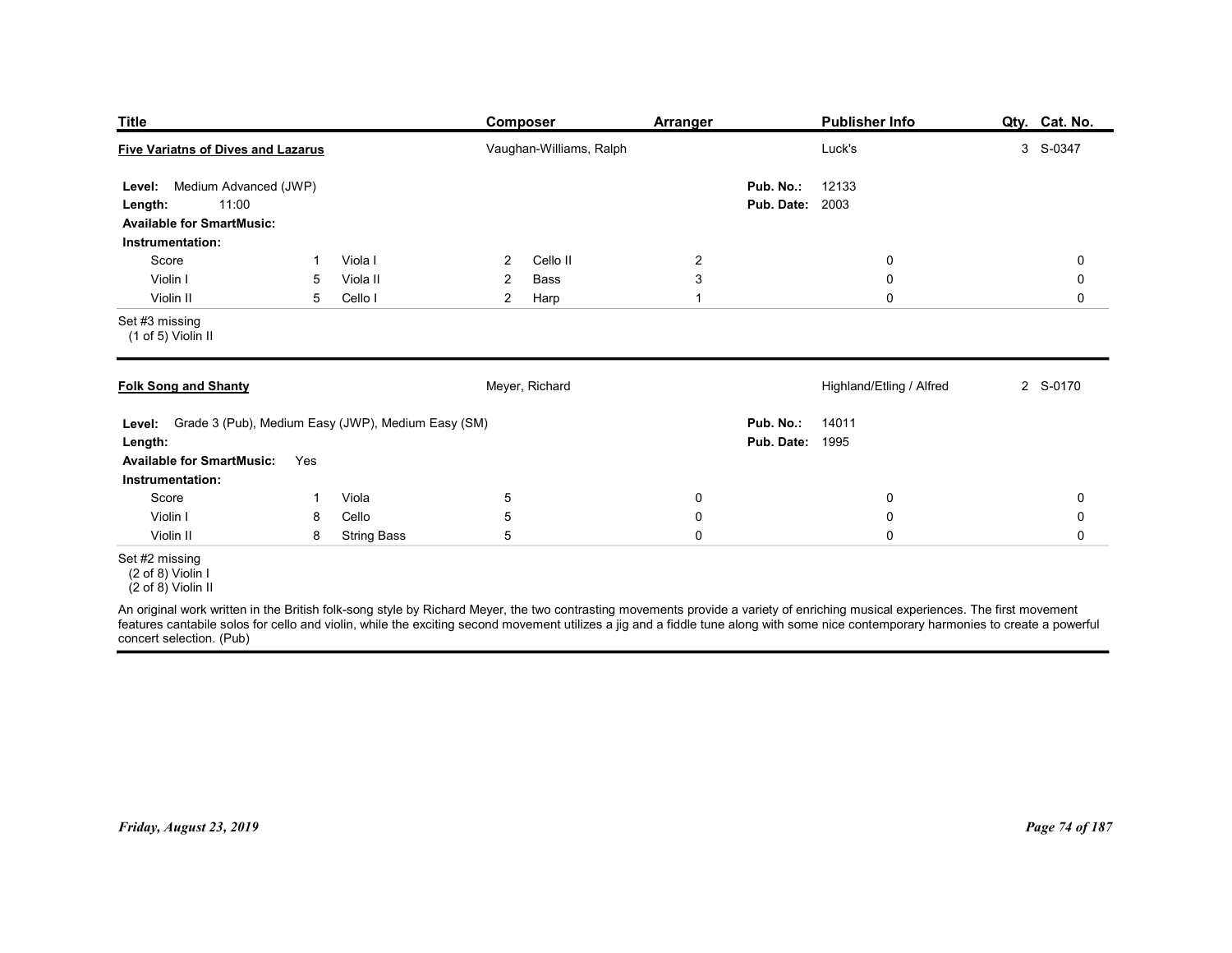| Title | Composer | Arranger | Publisher Info | Qty. | Cat. No. |
|---|---|---|---|---|---|
| **Five Variatns of Dives and Lazarus** | Vaughan-Williams, Ralph | | Luck's | 3 | S-0347 |

**Level:** Medium Advanced (JWP)
**Length:** 11:00
**Available for SmartMusic:**
**Pub. No.:** 12133
**Pub. Date:** 2003

**Instrumentation:**

| | | | | | | | | |
|---|---|---|---|---|---|---|---|---|
| Score | 1 | Viola I | 2 | Cello II | 2 | | 0 | 0 |
| Violin I | 5 | Viola II | 2 | Bass | 3 | | 0 | 0 |
| Violin II | 5 | Cello I | 2 | Harp | 1 | | 0 | 0 |

Set #3 missing
(1 of 5) Violin II

---

| Title | Composer | Arranger | Publisher Info | Qty. | Cat. No. |
|---|---|---|---|---|---|
| **Folk Song and Shanty** | Meyer, Richard | | Highland/Etling / Alfred | 2 | S-0170 |

**Level:** Grade 3 (Pub), Medium Easy (JWP), Medium Easy (SM)
**Length:**
**Available for SmartMusic:** Yes
**Pub. No.:** 14011
**Pub. Date:** 1995

**Instrumentation:**

| | | | | | | |
|---|---|---|---|---|---|---|
| Score | 1 | Viola | 5 | 0 | 0 | 0 |
| Violin I | 8 | Cello | 5 | 0 | 0 | 0 |
| Violin II | 8 | String Bass | 5 | 0 | 0 | 0 |

Set #2 missing
(2 of 8) Violin I
(2 of 8) Violin II

An original work written in the British folk-song style by Richard Meyer, the two contrasting movements provide a variety of enriching musical experiences. The first movement features cantabile solos for cello and violin, while the exciting second movement utilizes a jig and a fiddle tune along with some nice contemporary harmonies to create a powerful concert selection. (Pub)

*Friday, August 23, 2019*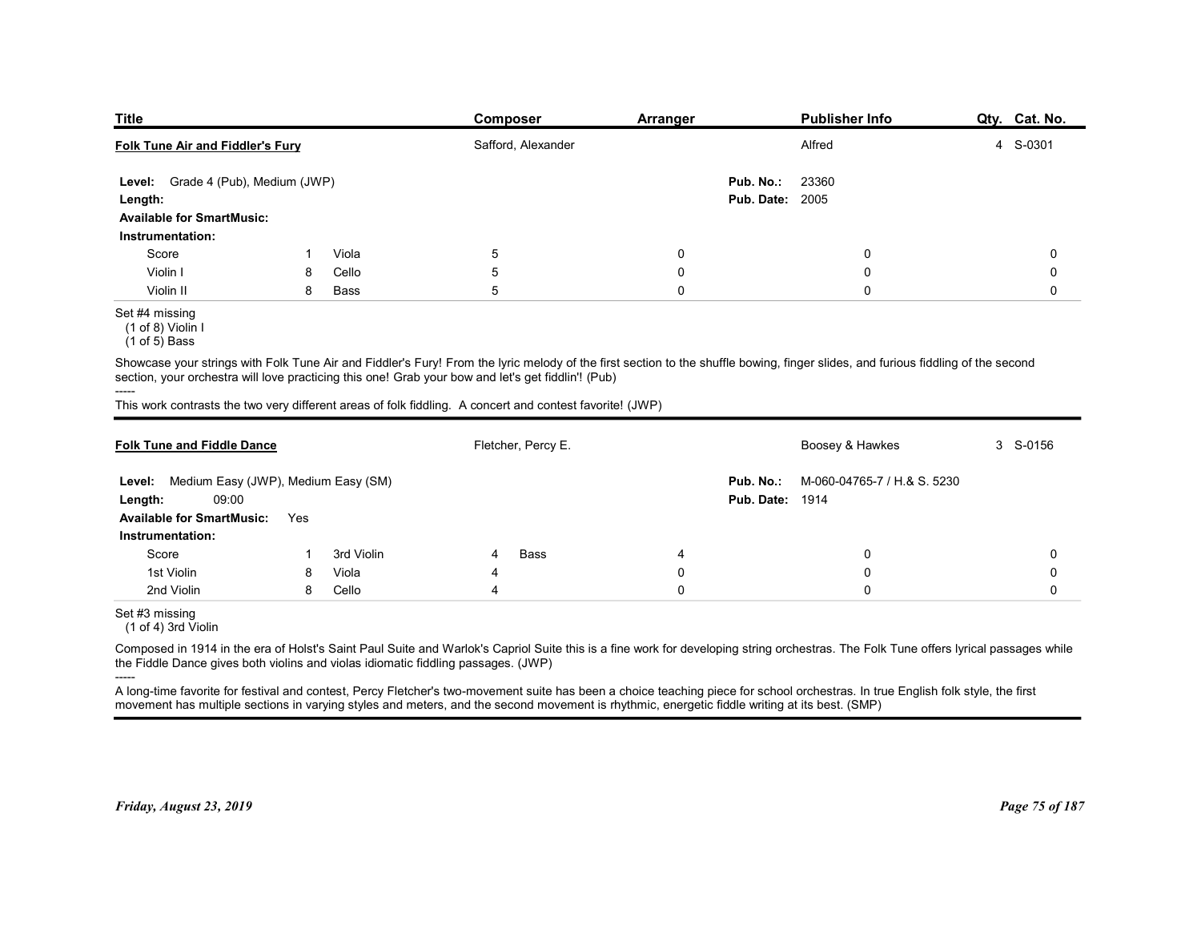| Title | Composer | Arranger | Publisher Info | Qty. | Cat. No. |
|---|---|---|---|---|---|
| **Folk Tune Air and Fiddler's Fury** | Safford, Alexander | | Alfred | 4 | S-0301 |

**Level:** Grade 4 (Pub), Medium (JWP)
**Length:**
**Available for SmartMusic:**
**Pub. No.:** 23360
**Pub. Date:** 2005

**Instrumentation:**

| | | | | | | | |
|---|---|---|---|---|---|---|---|
| Score | 1 | Viola | 5 | 0 | | 0 | 0 |
| Violin I | 8 | Cello | 5 | 0 | | 0 | 0 |
| Violin II | 8 | Bass | 5 | 0 | | 0 | 0 |

Set #4 missing
(1 of 8) Violin I
(1 of 5) Bass

Showcase your strings with Folk Tune Air and Fiddler's Fury! From the lyric melody of the first section to the shuffle bowing, finger slides, and furious fiddling of the second section, your orchestra will love practicing this one! Grab your bow and let's get fiddlin'! (Pub)

-----

This work contrasts the two very different areas of folk fiddling. A concert and contest favorite! (JWP)

---

| Title | Composer | Arranger | Publisher Info | Qty. | Cat. No. |
|---|---|---|---|---|---|
| **Folk Tune and Fiddle Dance** | Fletcher, Percy E. | | Boosey & Hawkes | 3 | S-0156 |

**Level:** Medium Easy (JWP), Medium Easy (SM)
**Length:** 09:00
**Available for SmartMusic:** Yes
**Pub. No.:** M-060-04765-7 / H.& S. 5230
**Pub. Date:** 1914

**Instrumentation:**

| | | | | | | | |
|---|---|---|---|---|---|---|---|
| Score | 1 | 3rd Violin | 4 | Bass | 4 | 0 | 0 |
| 1st Violin | 8 | Viola | 4 | | 0 | 0 | 0 |
| 2nd Violin | 8 | Cello | 4 | | 0 | 0 | 0 |

Set #3 missing
(1 of 4) 3rd Violin

Composed in 1914 in the era of Holst's Saint Paul Suite and Warlok's Capriol Suite this is a fine work for developing string orchestras. The Folk Tune offers lyrical passages while the Fiddle Dance gives both violins and violas idiomatic fiddling passages. (JWP)

-----

A long-time favorite for festival and contest, Percy Fletcher's two-movement suite has been a choice teaching piece for school orchestras. In true English folk style, the first movement has multiple sections in varying styles and meters, and the second movement is rhythmic, energetic fiddle writing at its best. (SMP)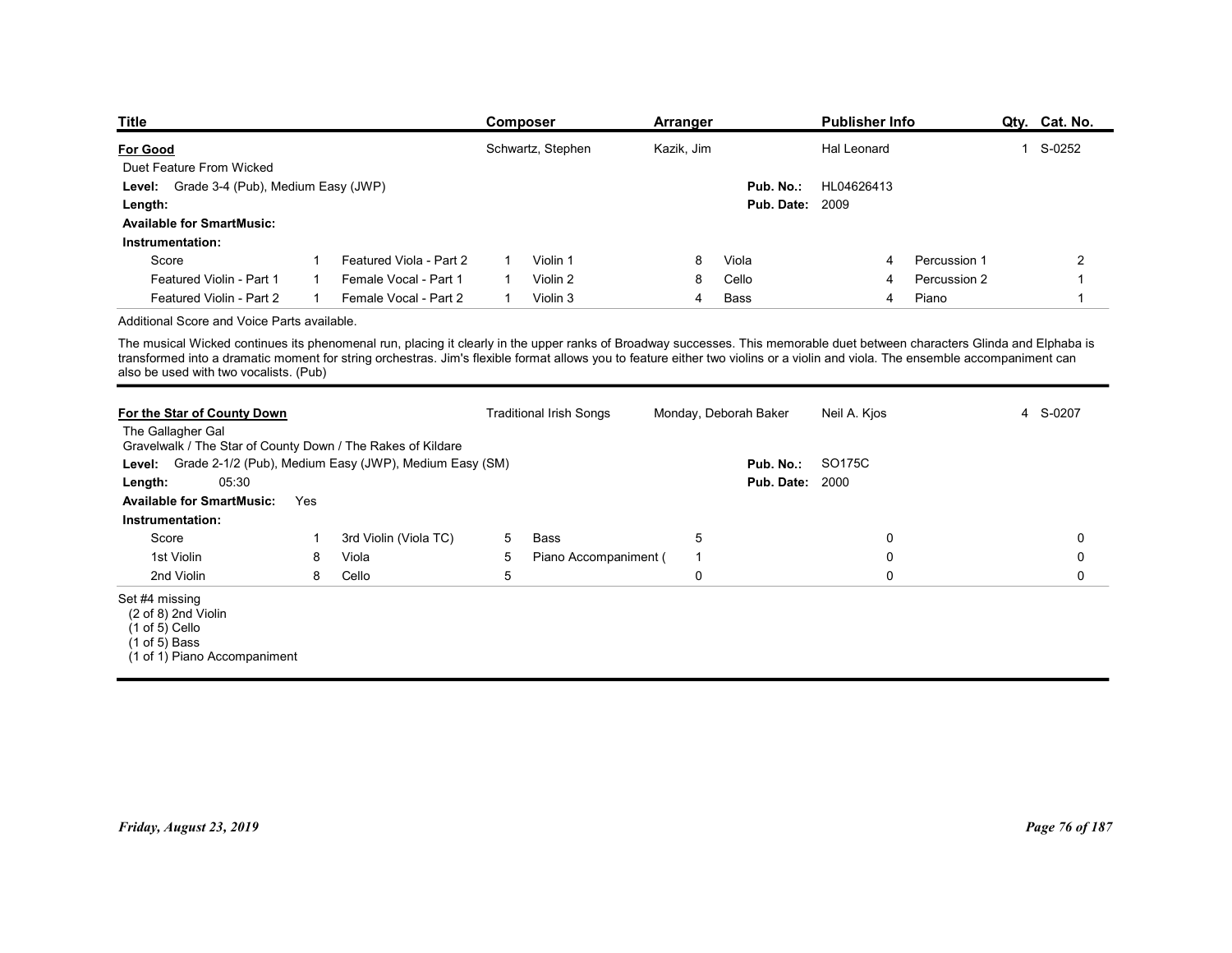| Title | Composer | Arranger | Publisher Info | Qty. | Cat. No. |
|---|---|---|---|---|---|
| **For Good** | Schwartz, Stephen | Kazik, Jim | Hal Leonard | 1 | S-0252 |

Duet Feature From Wicked

**Level:** Grade 3-4 (Pub), Medium Easy (JWP)

**Pub. No.:** HL04626413

**Length:**

**Pub. Date:** 2009

**Available for SmartMusic:**

**Instrumentation:**

| Part | Qty | Part | Qty | Part | Qty | Part | Qty |
|---|---|---|---|---|---|---|---|
| Score | 1 | Featured Viola - Part 2 | 1 | Violin 1 | 8 | Viola | 4 |
| Featured Violin - Part 1 | 1 | Female Vocal - Part 1 | 1 | Violin 2 | 8 | Cello | 4 |
| Featured Violin - Part 2 | 1 | Female Vocal - Part 2 | 1 | Violin 3 | 4 | Bass | 4 |

| Part | Qty |
|---|---|
| Percussion 1 | 2 |
| Percussion 2 | 1 |
| Piano | 1 |

Additional Score and Voice Parts available.

The musical Wicked continues its phenomenal run, placing it clearly in the upper ranks of Broadway successes. This memorable duet between characters Glinda and Elphaba is transformed into a dramatic moment for string orchestras. Jim's flexible format allows you to feature either two violins or a violin and viola. The ensemble accompaniment can also be used with two vocalists. (Pub)

---

| Title | Composer | Arranger | Publisher Info | Qty. | Cat. No. |
|---|---|---|---|---|---|
| **For the Star of County Down** | Traditional Irish Songs | Monday, Deborah Baker | Neil A. Kjos | 4 | S-0207 |

The Gallagher Gal
Gravelwalk / The Star of County Down / The Rakes of Kildare

**Level:** Grade 2-1/2 (Pub), Medium Easy (JWP), Medium Easy (SM)

**Pub. No.:** SO175C

**Length:** 05:30

**Pub. Date:** 2000

**Available for SmartMusic:** Yes

**Instrumentation:**

| Part | Qty | Part | Qty | Part | Qty | | | | |
|---|---|---|---|---|---|---|---|---|---|
| Score | 1 | 3rd Violin (Viola TC) | 5 | Bass | 5 | | 0 | | 0 |
| 1st Violin | 8 | Viola | 5 | Piano Accompaniment ( | 1 | | 0 | | 0 |
| 2nd Violin | 8 | Cello | 5 | | 0 | | 0 | | 0 |

Set #4 missing
(2 of 8) 2nd Violin
(1 of 5) Cello
(1 of 5) Bass
(1 of 1) Piano Accompaniment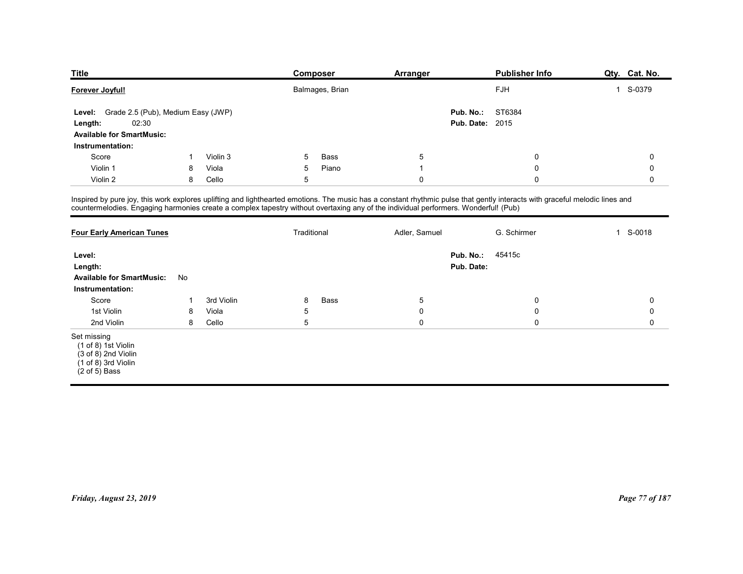| Title | Composer | Arranger | Publisher Info | Qty. | Cat. No. |
|---|---|---|---|---|---|
| **Forever Joyful!** | Balmages, Brian | | FJH | 1 | S-0379 |

**Level:** Grade 2.5 (Pub), Medium Easy (JWP)
**Length:** 02:30
**Available for SmartMusic:**
**Pub. No.:** ST6384
**Pub. Date:** 2015

**Instrumentation:**

| | | | | | | | | | |
|---|---|---|---|---|---|---|---|---|---|
| Score | 1 | Violin 3 | 5 | Bass | 5 | | 0 | | 0 |
| Violin 1 | 8 | Viola | 5 | Piano | 1 | | 0 | | 0 |
| Violin 2 | 8 | Cello | 5 | | 0 | | 0 | | 0 |

Inspired by pure joy, this work explores uplifting and lighthearted emotions. The music has a constant rhythmic pulse that gently interacts with graceful melodic lines and countermelodies. Engaging harmonies create a complex tapestry without overtaxing any of the individual performers. Wonderful! (Pub)

---

| Title | Composer | Arranger | Publisher Info | Qty. | Cat. No. |
|---|---|---|---|---|---|
| **Four Early American Tunes** | Traditional | Adler, Samuel | G. Schirmer | 1 | S-0018 |

**Level:**
**Length:**
**Available for SmartMusic:** No
**Pub. No.:** 45415c
**Pub. Date:**

**Instrumentation:**

| | | | | | | | | | |
|---|---|---|---|---|---|---|---|---|---|
| Score | 1 | 3rd Violin | 8 | Bass | 5 | | 0 | | 0 |
| 1st Violin | 8 | Viola | 5 | | 0 | | 0 | | 0 |
| 2nd Violin | 8 | Cello | 5 | | 0 | | 0 | | 0 |

Set missing
(1 of 8) 1st Violin
(3 of 8) 2nd Violin
(1 of 8) 3rd Violin
(2 of 5) Bass

*Friday, August 23, 2019*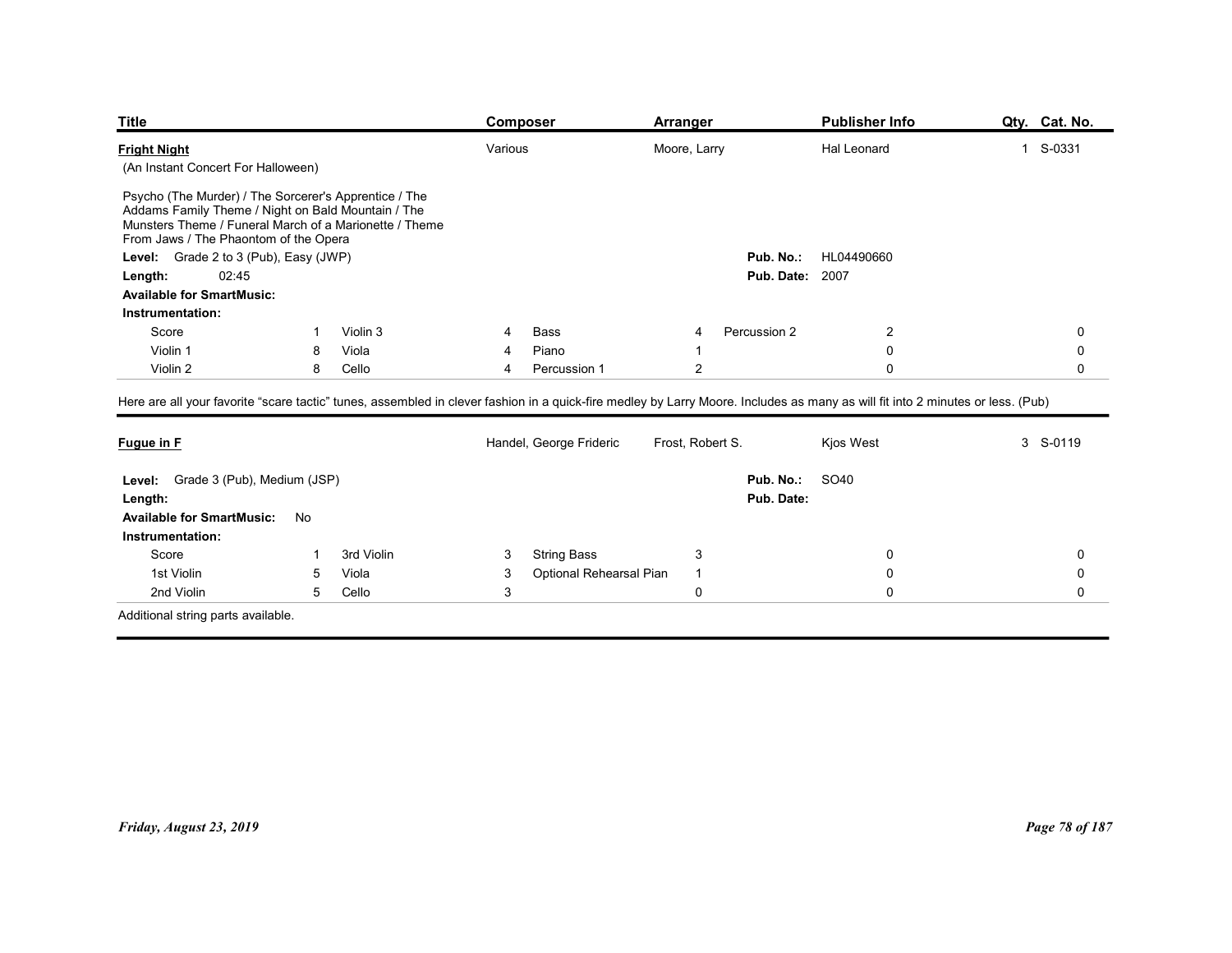| Title | Composer | Arranger | Publisher Info | Qty. | Cat. No. |
|---|---|---|---|---|---|
| **Fright Night** | Various | Moore, Larry | Hal Leonard | 1 | S-0331 |

(An Instant Concert For Halloween)

Psycho (The Murder) / The Sorcerer's Apprentice / The Addams Family Theme / Night on Bald Mountain / The Munsters Theme / Funeral March of a Marionette / Theme From Jaws / The Phaontom of the Opera

**Level:** Grade 2 to 3 (Pub), Easy (JWP)
**Length:** 02:45
**Available for SmartMusic:**
**Pub. No.:** HL04490660
**Pub. Date:** 2007

**Instrumentation:**

| | | | | | | | | | | |
|---|---|---|---|---|---|---|---|---|---|---|
| Score | 1 | Violin 3 | 4 | Bass | 4 | Percussion 2 | 2 | | | 0 |
| Violin 1 | 8 | Viola | 4 | Piano | 1 | | 0 | | | 0 |
| Violin 2 | 8 | Cello | 4 | Percussion 1 | 2 | | 0 | | | 0 |

Here are all your favorite "scare tactic" tunes, assembled in clever fashion in a quick-fire medley by Larry Moore. Includes as many as will fit into 2 minutes or less. (Pub)

---

| Title | Composer | Arranger | Publisher Info | Qty. | Cat. No. |
|---|---|---|---|---|---|
| **Fugue in F** | Handel, George Frideric | Frost, Robert S. | Kjos West | 3 | S-0119 |

**Level:** Grade 3 (Pub), Medium (JSP)
**Length:**
**Available for SmartMusic:** No
**Pub. No.:** SO40
**Pub. Date:**

**Instrumentation:**

| | | | | | | | | | | |
|---|---|---|---|---|---|---|---|---|---|---|
| Score | 1 | 3rd Violin | 3 | String Bass | 3 | | 0 | | | 0 |
| 1st Violin | 5 | Viola | 3 | Optional Rehearsal Pian | 1 | | 0 | | | 0 |
| 2nd Violin | 5 | Cello | 3 | | 0 | | 0 | | | 0 |

Additional string parts available.

*Friday, August 23, 2019*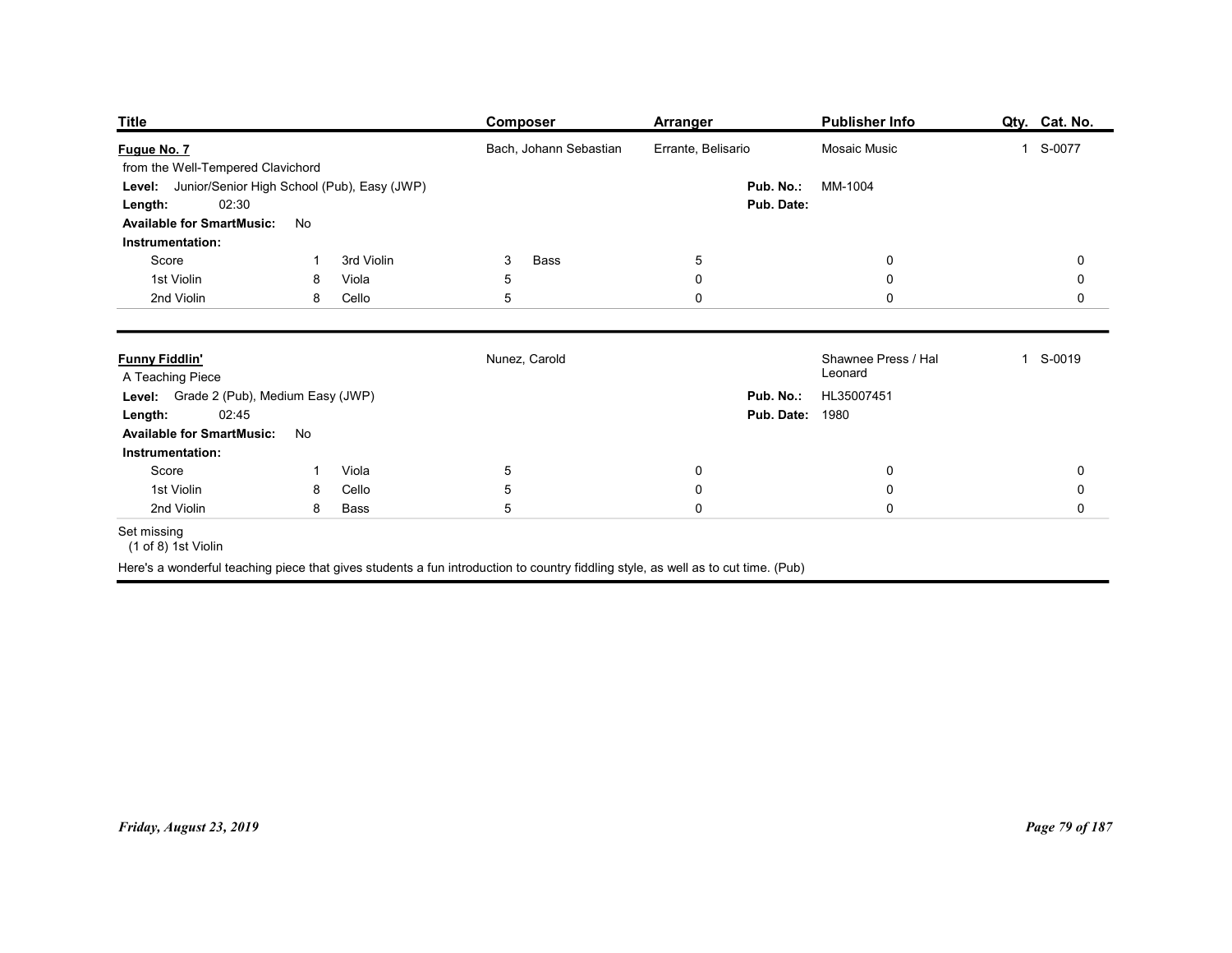| Title | Composer | Arranger | Publisher Info | Qty. | Cat. No. |
|---|---|---|---|---|---|
| **Fugue No. 7** | Bach, Johann Sebastian | Errante, Belisario | Mosaic Music | 1 | S-0077 |

from the Well-Tempered Clavichord

**Level:** Junior/Senior High School (Pub), Easy (JWP)
**Pub. No.:** MM-1004
**Length:** 02:30
**Pub. Date:**
**Available for SmartMusic:** No
**Instrumentation:**

| | | | | | | | | |
|---|---|---|---|---|---|---|---|---|
| Score | 1 | 3rd Violin | 3 | Bass | 5 | 0 | 0 | 0 |
| 1st Violin | 8 | Viola | 5 | | 0 | 0 | 0 | 0 |
| 2nd Violin | 8 | Cello | 5 | | 0 | 0 | 0 | 0 |

---

| Title | Composer | Arranger | Publisher Info | Qty. | Cat. No. |
|---|---|---|---|---|---|
| **Funny Fiddlin'** | Nunez, Carold | | Shawnee Press / Hal Leonard | 1 | S-0019 |

A Teaching Piece

**Level:** Grade 2 (Pub), Medium Easy (JWP)
**Pub. No.:** HL35007451
**Length:** 02:45
**Pub. Date:** 1980
**Available for SmartMusic:** No
**Instrumentation:**

| | | | | | | | |
|---|---|---|---|---|---|---|---|
| Score | 1 | Viola | 5 | 0 | 0 | 0 | 0 |
| 1st Violin | 8 | Cello | 5 | 0 | 0 | 0 | 0 |
| 2nd Violin | 8 | Bass | 5 | 0 | 0 | 0 | 0 |

Set missing
(1 of 8) 1st Violin

Here's a wonderful teaching piece that gives students a fun introduction to country fiddling style, as well as to cut time. (Pub)

*Friday, August 23, 2019*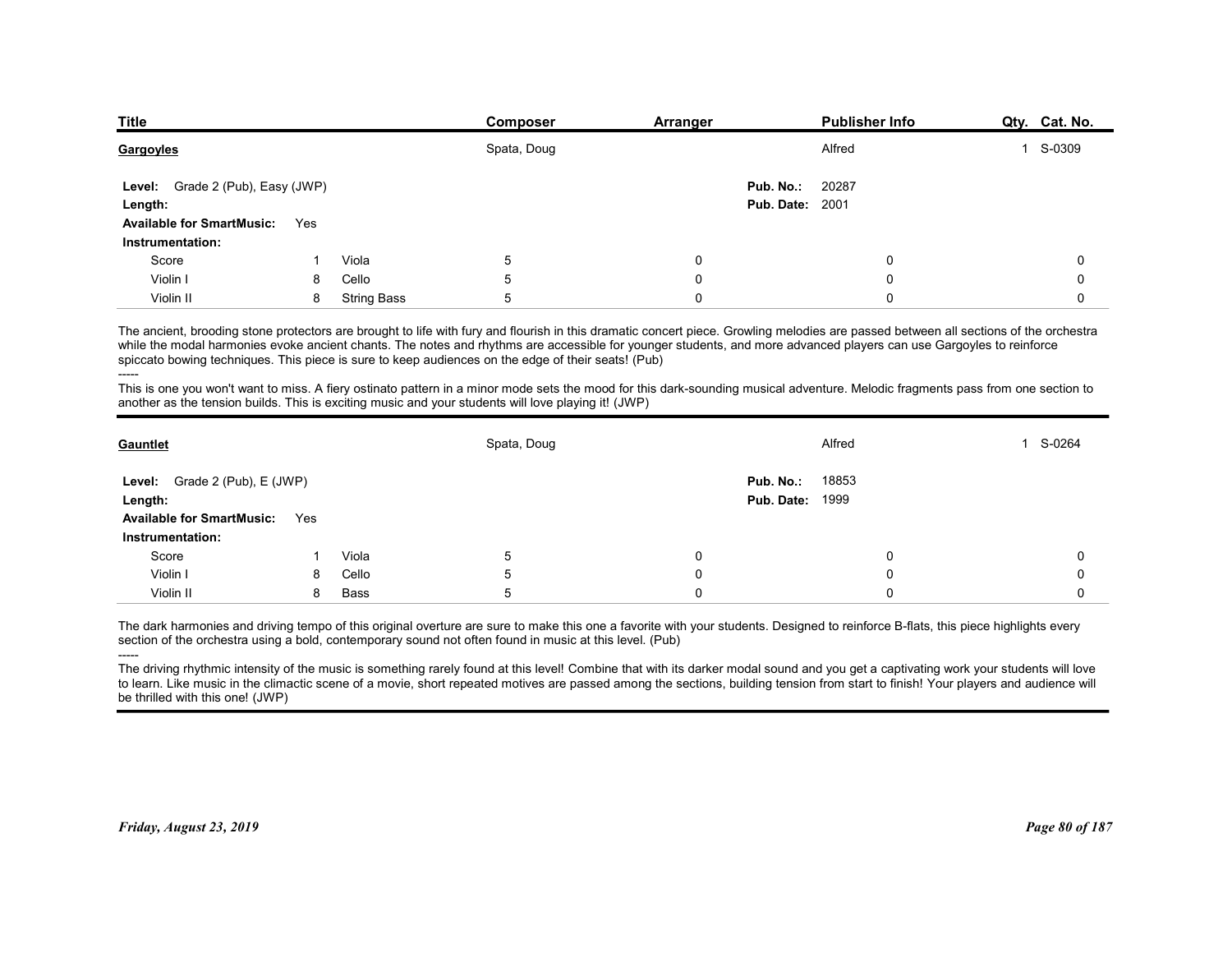| Title | Composer | Arranger | Publisher Info | Qty. | Cat. No. |
|---|---|---|---|---|---|
| **Gargoyles** | Spata, Doug | | Alfred | 1 | S-0309 |

**Level:** Grade 2 (Pub), Easy (JWP)
**Length:**
**Available for SmartMusic:** Yes
**Pub. No.:** 20287
**Pub. Date:** 2001

**Instrumentation:**

| | | | | | | | |
|---|---|---|---|---|---|---|---|
| Score | 1 | Viola | 5 | 0 | 0 | | 0 |
| Violin I | 8 | Cello | 5 | 0 | 0 | | 0 |
| Violin II | 8 | String Bass | 5 | 0 | 0 | | 0 |

The ancient, brooding stone protectors are brought to life with fury and flourish in this dramatic concert piece. Growling melodies are passed between all sections of the orchestra while the modal harmonies evoke ancient chants. The notes and rhythms are accessible for younger students, and more advanced players can use Gargoyles to reinforce spiccato bowing techniques. This piece is sure to keep audiences on the edge of their seats! (Pub)

-----

This is one you won't want to miss. A fiery ostinato pattern in a minor mode sets the mood for this dark-sounding musical adventure. Melodic fragments pass from one section to another as the tension builds. This is exciting music and your students will love playing it! (JWP)

---

| Title | Composer | Arranger | Publisher Info | Qty. | Cat. No. |
|---|---|---|---|---|---|
| **Gauntlet** | Spata, Doug | | Alfred | 1 | S-0264 |

**Level:** Grade 2 (Pub), E (JWP)
**Length:**
**Available for SmartMusic:** Yes
**Pub. No.:** 18853
**Pub. Date:** 1999

**Instrumentation:**

| | | | | | | | |
|---|---|---|---|---|---|---|---|
| Score | 1 | Viola | 5 | 0 | 0 | | 0 |
| Violin I | 8 | Cello | 5 | 0 | 0 | | 0 |
| Violin II | 8 | Bass | 5 | 0 | 0 | | 0 |

The dark harmonies and driving tempo of this original overture are sure to make this one a favorite with your students. Designed to reinforce B-flats, this piece highlights every section of the orchestra using a bold, contemporary sound not often found in music at this level. (Pub)

-----

The driving rhythmic intensity of the music is something rarely found at this level! Combine that with its darker modal sound and you get a captivating work your students will love to learn. Like music in the climactic scene of a movie, short repeated motives are passed among the sections, building tension from start to finish! Your players and audience will be thrilled with this one! (JWP)

*Friday, August 23, 2019*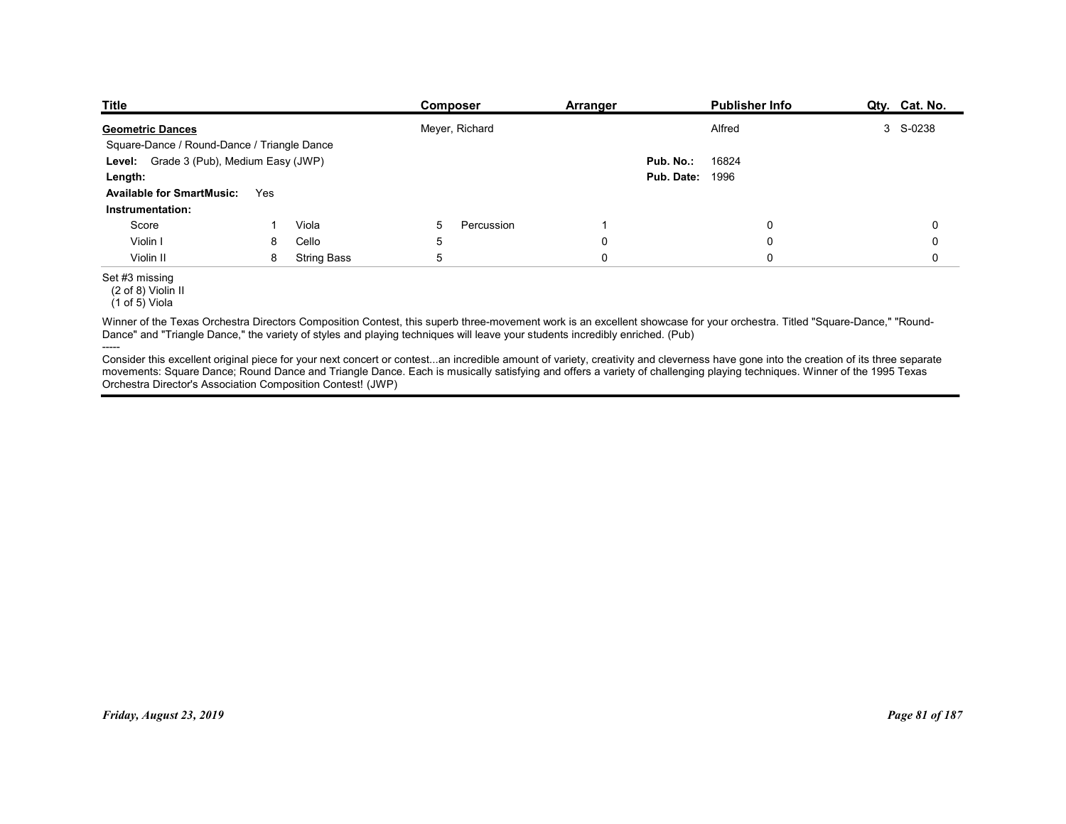| Title | Composer | Arranger | Publisher Info | Qty. | Cat. No. |
|---|---|---|---|---|---|
| **Geometric Dances** | Meyer, Richard | | Alfred | 3 | S-0238 |

Square-Dance / Round-Dance / Triangle Dance

**Level:** Grade 3 (Pub), Medium Easy (JWP)

**Length:**

**Pub. No.:** 16824

**Pub. Date:** 1996

**Available for SmartMusic:** Yes

**Instrumentation:**

| | | | | | | | | | |
|---|---|---|---|---|---|---|---|---|---|
| Score | 1 | Viola | 5 | Percussion | 1 | | 0 | | 0 |
| Violin I | 8 | Cello | 5 | | 0 | | 0 | | 0 |
| Violin II | 8 | String Bass | 5 | | 0 | | 0 | | 0 |

Set #3 missing
(2 of 8) Violin II
(1 of 5) Viola

Winner of the Texas Orchestra Directors Composition Contest, this superb three-movement work is an excellent showcase for your orchestra. Titled "Square-Dance," "Round-Dance" and "Triangle Dance," the variety of styles and playing techniques will leave your students incredibly enriched. (Pub)

-----

Consider this excellent original piece for your next concert or contest...an incredible amount of variety, creativity and cleverness have gone into the creation of its three separate movements: Square Dance; Round Dance and Triangle Dance. Each is musically satisfying and offers a variety of challenging playing techniques. Winner of the 1995 Texas Orchestra Director's Association Composition Contest! (JWP)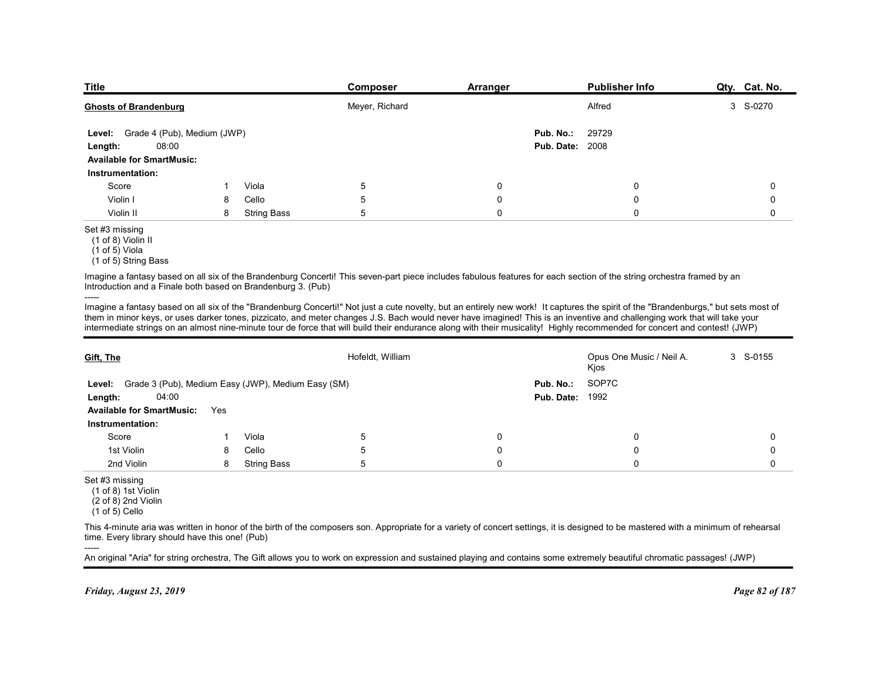| Title | Composer | Arranger | Publisher Info | Qty. | Cat. No. |
|---|---|---|---|---|---|
| **Ghosts of Brandenburg** | Meyer, Richard | | Alfred | 3 | S-0270 |

**Level:** Grade 4 (Pub), Medium (JWP)
**Length:** 08:00
**Available for SmartMusic:**
**Pub. No.:** 29729
**Pub. Date:** 2008

**Instrumentation:**

| | | | | | | | |
|---|---|---|---|---|---|---|---|
| Score | 1 | Viola | 5 | 0 | | 0 | 0 |
| Violin I | 8 | Cello | 5 | 0 | | 0 | 0 |
| Violin II | 8 | String Bass | 5 | 0 | | 0 | 0 |

Set #3 missing
- (1 of 8) Violin II
- (1 of 5) Viola
- (1 of 5) String Bass

Imagine a fantasy based on all six of the Brandenburg Concerti! This seven-part piece includes fabulous features for each section of the string orchestra framed by an Introduction and a Finale both based on Brandenburg 3. (Pub)

-----

Imagine a fantasy based on all six of the "Brandenburg Concerti!" Not just a cute novelty, but an entirely new work! It captures the spirit of the "Brandenburgs," but sets most of them in minor keys, or uses darker tones, pizzicato, and meter changes J.S. Bach would never have imagined! This is an inventive and challenging work that will take your intermediate strings on an almost nine-minute tour de force that will build their endurance along with their musicality! Highly recommended for concert and contest! (JWP)

---

| Title | Composer | Arranger | Publisher Info | Qty. | Cat. No. |
|---|---|---|---|---|---|
| **Gift, The** | Hofeldt, William | | Opus One Music / Neil A. Kjos | 3 | S-0155 |

**Level:** Grade 3 (Pub), Medium Easy (JWP), Medium Easy (SM)
**Length:** 04:00
**Available for SmartMusic:** Yes
**Pub. No.:** SOP7C
**Pub. Date:** 1992

**Instrumentation:**

| | | | | | | | |
|---|---|---|---|---|---|---|---|
| Score | 1 | Viola | 5 | 0 | | 0 | 0 |
| 1st Violin | 8 | Cello | 5 | 0 | | 0 | 0 |
| 2nd Violin | 8 | String Bass | 5 | 0 | | 0 | 0 |

Set #3 missing
- (1 of 8) 1st Violin
- (2 of 8) 2nd Violin
- (1 of 5) Cello

This 4-minute aria was written in honor of the birth of the composers son. Appropriate for a variety of concert settings, it is designed to be mastered with a minimum of rehearsal time. Every library should have this one! (Pub)

-----

An original "Aria" for string orchestra, The Gift allows you to work on expression and sustained playing and contains some extremely beautiful chromatic passages! (JWP)

*Friday, August 23, 2019*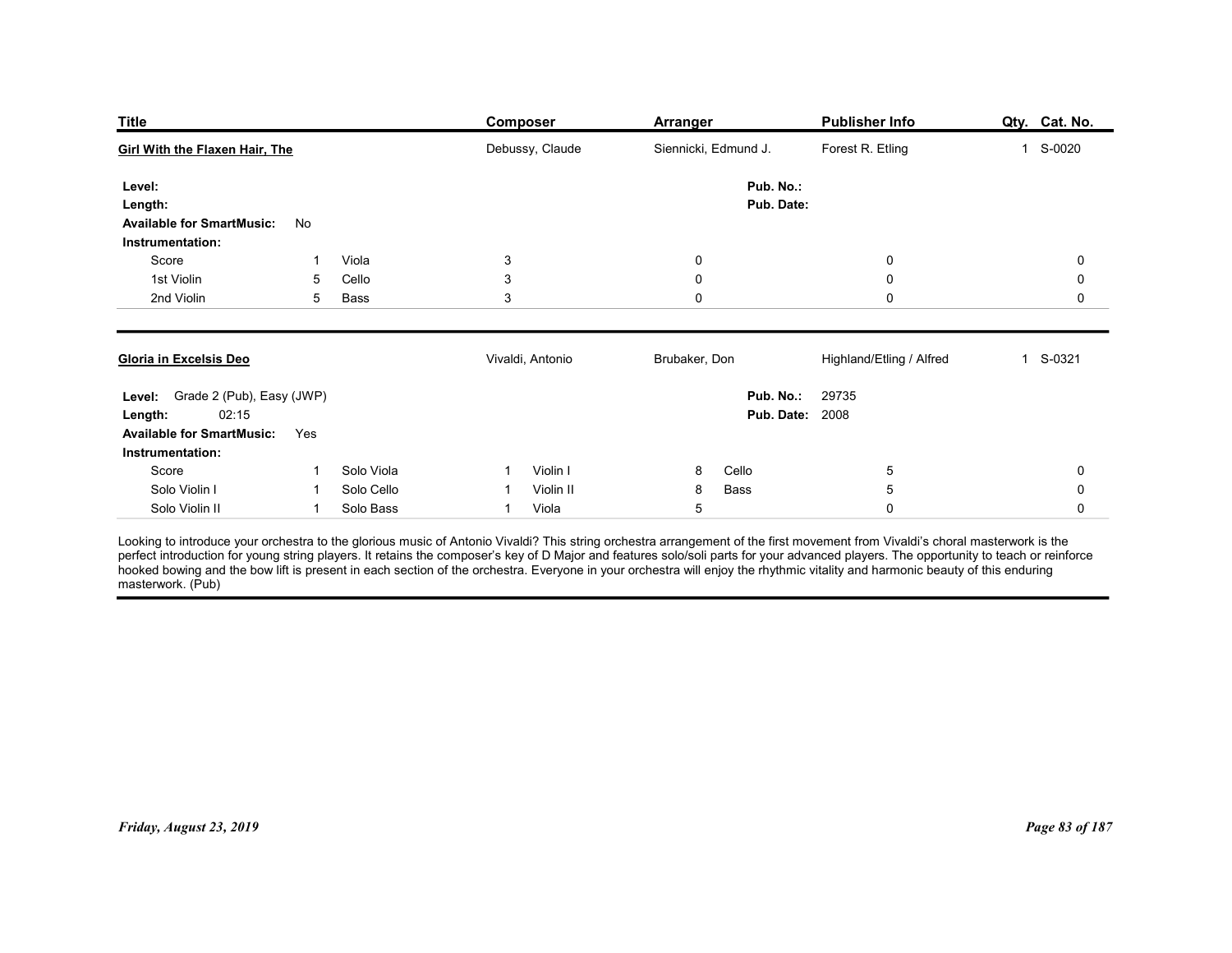| Title | Composer | Arranger | Publisher Info | Qty. | Cat. No. |
|---|---|---|---|---|---|
| **Girl With the Flaxen Hair, The** | Debussy, Claude | Siennicki, Edmund J. | Forest R. Etling | 1 | S-0020 |

**Level:**
**Length:**
**Available for SmartMusic:** No
**Pub. No.:**
**Pub. Date:**

**Instrumentation:**

| Part | Qty | Part | Qty | | | | |
|---|---|---|---|---|---|---|---|
| Score | 1 | Viola | 3 | | 0 | 0 | 0 |
| 1st Violin | 5 | Cello | 3 | | 0 | 0 | 0 |
| 2nd Violin | 5 | Bass | 3 | | 0 | 0 | 0 |

---

| Title | Composer | Arranger | Publisher Info | Qty. | Cat. No. |
|---|---|---|---|---|---|
| **Gloria in Excelsis Deo** | Vivaldi, Antonio | Brubaker, Don | Highland/Etling / Alfred | 1 | S-0321 |

**Level:** Grade 2 (Pub), Easy (JWP)
**Length:** 02:15
**Available for SmartMusic:** Yes
**Pub. No.:** 29735
**Pub. Date:** 2008

**Instrumentation:**

| Part | Qty | Part | Qty | Part | Qty | Part | Qty | |
|---|---|---|---|---|---|---|---|---|
| Score | 1 | Solo Viola | 1 | Violin I | 8 | Cello | 5 | 0 |
| Solo Violin I | 1 | Solo Cello | 1 | Violin II | 8 | Bass | 5 | 0 |
| Solo Violin II | 1 | Solo Bass | 1 | Viola | 5 | | 0 | 0 |

Looking to introduce your orchestra to the glorious music of Antonio Vivaldi? This string orchestra arrangement of the first movement from Vivaldi's choral masterwork is the perfect introduction for young string players. It retains the composer's key of D Major and features solo/soli parts for your advanced players. The opportunity to teach or reinforce hooked bowing and the bow lift is present in each section of the orchestra. Everyone in your orchestra will enjoy the rhythmic vitality and harmonic beauty of this enduring masterwork. (Pub)

*Friday, August 23, 2019*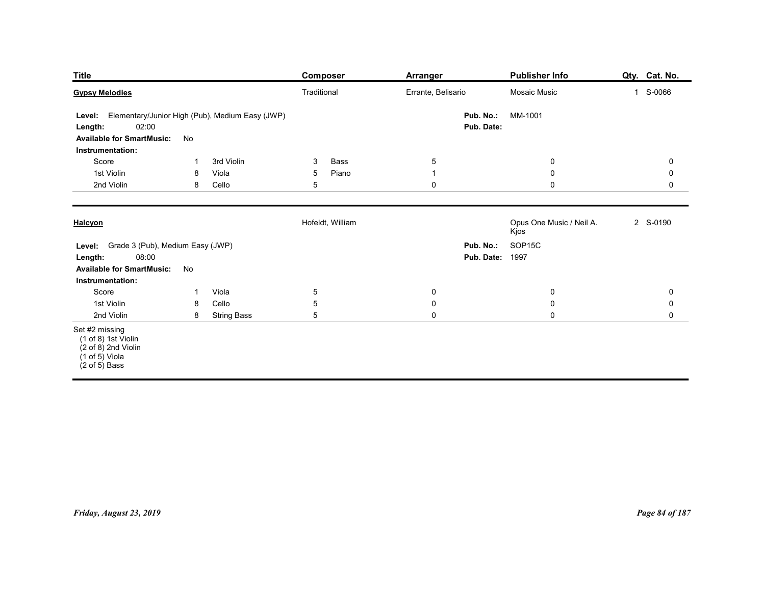| Title | Composer | Arranger | Publisher Info | Qty. | Cat. No. |
|---|---|---|---|---|---|
| **Gypsy Melodies** | Traditional | Errante, Belisario | Mosaic Music | 1 | S-0066 |

**Level:** Elementary/Junior High (Pub), Medium Easy (JWP)
**Pub. No.:** MM-1001
**Length:** 02:00
**Pub. Date:**
**Available for SmartMusic:** No
**Instrumentation:**

| Part | Qty. | Part | Qty. | Part | Qty. | | | | |
|---|---|---|---|---|---|---|---|---|---|
| Score | 1 | 3rd Violin | 3 | Bass | 5 | | 0 | | 0 |
| 1st Violin | 8 | Viola | 5 | Piano | 1 | | 0 | | 0 |
| 2nd Violin | 8 | Cello | 5 | | 0 | | 0 | | 0 |

---

| Title | Composer | Arranger | Publisher Info | Qty. | Cat. No. |
|---|---|---|---|---|---|
| **Halcyon** | Hofeldt, William | | Opus One Music / Neil A. Kjos | 2 | S-0190 |

**Level:** Grade 3 (Pub), Medium Easy (JWP)
**Pub. No.:** SOP15C
**Length:** 08:00
**Pub. Date:** 1997
**Available for SmartMusic:** No
**Instrumentation:**

| Part | Qty. | Part | Qty. | | | | | | |
|---|---|---|---|---|---|---|---|---|---|
| Score | 1 | Viola | 5 | | 0 | | 0 | | 0 |
| 1st Violin | 8 | Cello | 5 | | 0 | | 0 | | 0 |
| 2nd Violin | 8 | String Bass | 5 | | 0 | | 0 | | 0 |

Set #2 missing
(1 of 8) 1st Violin
(2 of 8) 2nd Violin
(1 of 5) Viola
(2 of 5) Bass

*Friday, August 23, 2019*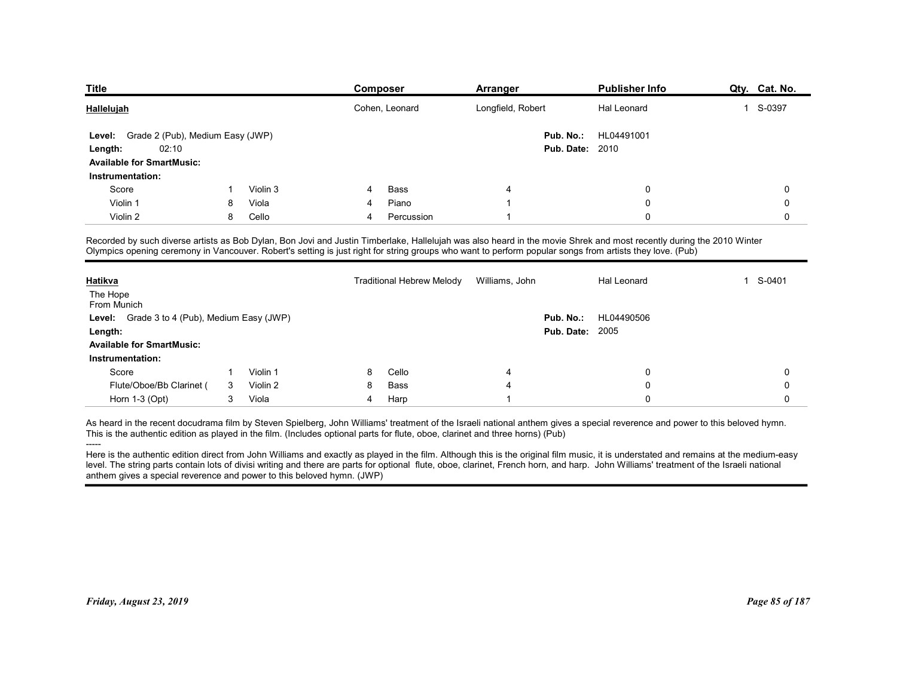| Title | Composer | Arranger | Publisher Info | Qty. | Cat. No. |
|---|---|---|---|---|---|
| **Hallelujah** | Cohen, Leonard | Longfield, Robert | Hal Leonard | 1 | S-0397 |

**Level:** Grade 2 (Pub), Medium Easy (JWP)
**Length:** 02:10
**Available for SmartMusic:**
**Pub. No.:** HL04491001
**Pub. Date:** 2010

**Instrumentation:**

| Part | Qty | Part | Qty | Part | Qty | Part | Qty | Part | Qty |
|---|---|---|---|---|---|---|---|---|---|
| Score | 1 | Violin 3 | 4 | Bass | 4 | | 0 | | 0 |
| Violin 1 | 8 | Viola | 4 | Piano | 1 | | 0 | | 0 |
| Violin 2 | 8 | Cello | 4 | Percussion | 1 | | 0 | | 0 |

Recorded by such diverse artists as Bob Dylan, Bon Jovi and Justin Timberlake, Hallelujah was also heard in the movie Shrek and most recently during the 2010 Winter Olympics opening ceremony in Vancouver. Robert's setting is just right for string groups who want to perform popular songs from artists they love. (Pub)

---

| Title | Composer | Arranger | Publisher Info | Qty. | Cat. No. |
|---|---|---|---|---|---|
| **Hatikva** | Traditional Hebrew Melody | Williams, John | Hal Leonard | 1 | S-0401 |

The Hope
From Munich

**Level:** Grade 3 to 4 (Pub), Medium Easy (JWP)
**Length:**
**Available for SmartMusic:**
**Pub. No.:** HL04490506
**Pub. Date:** 2005

**Instrumentation:**

| Part | Qty | Part | Qty | Part | Qty | Part | Qty | Part | Qty |
|---|---|---|---|---|---|---|---|---|---|
| Score | 1 | Violin 1 | 8 | Cello | 4 | | 0 | | 0 |
| Flute/Oboe/Bb Clarinet ( | 3 | Violin 2 | 8 | Bass | 4 | | 0 | | 0 |
| Horn 1-3 (Opt) | 3 | Viola | 4 | Harp | 1 | | 0 | | 0 |

As heard in the recent docudrama film by Steven Spielberg, John Williams' treatment of the Israeli national anthem gives a special reverence and power to this beloved hymn. This is the authentic edition as played in the film. (Includes optional parts for flute, oboe, clarinet and three horns) (Pub)

-----

Here is the authentic edition direct from John Williams and exactly as played in the film. Although this is the original film music, it is understated and remains at the medium-easy level. The string parts contain lots of divisi writing and there are parts for optional flute, oboe, clarinet, French horn, and harp. John Williams' treatment of the Israeli national anthem gives a special reverence and power to this beloved hymn. (JWP)

*Friday, August 23, 2019*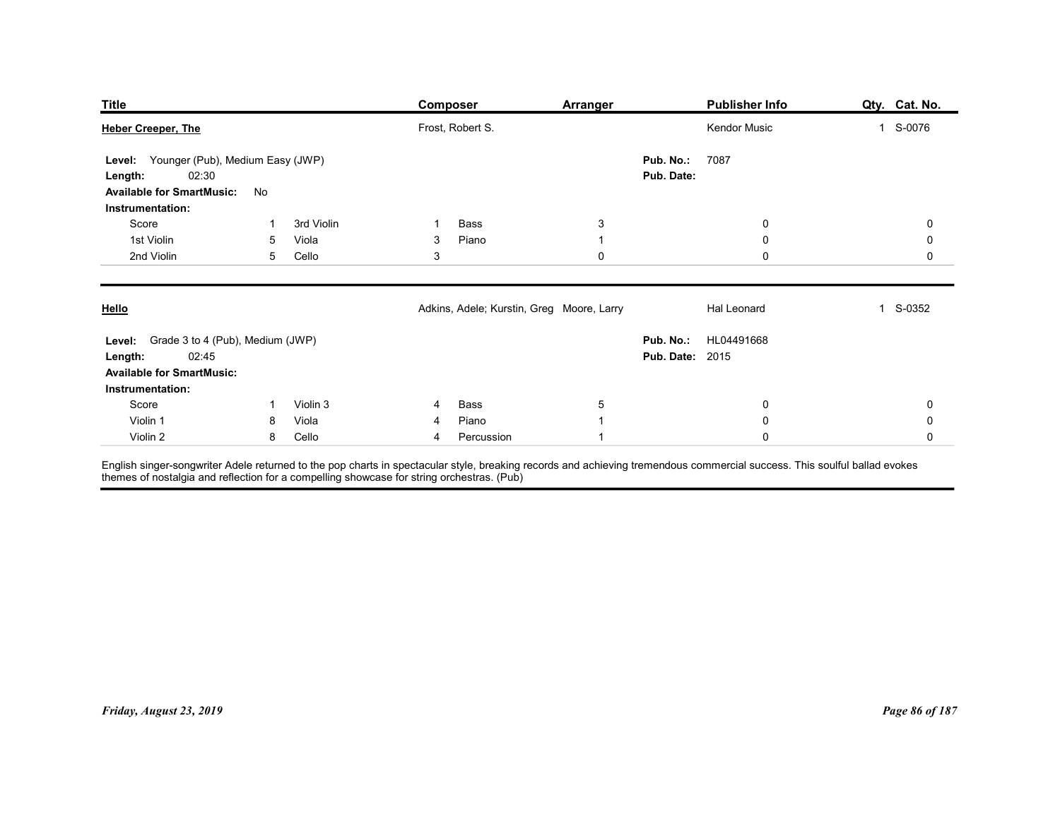| Title | Composer | Arranger | Publisher Info | Qty. | Cat. No. |
|---|---|---|---|---|---|
| **Heber Creeper, The** | Frost, Robert S. | | Kendor Music | 1 | S-0076 |

**Level:** Younger (Pub), Medium Easy (JWP)
**Length:** 02:30
**Available for SmartMusic:** No
**Pub. No.:** 7087
**Pub. Date:**

**Instrumentation:**

| | | | | | | | | |
|---|---|---|---|---|---|---|---|---|
| Score | 1 | 3rd Violin | 1 | Bass | 3 | | 0 | 0 |
| 1st Violin | 5 | Viola | 3 | Piano | 1 | | 0 | 0 |
| 2nd Violin | 5 | Cello | 3 | | 0 | | 0 | 0 |

---

| Title | Composer | Arranger | Publisher Info | Qty. | Cat. No. |
|---|---|---|---|---|---|
| **Hello** | Adkins, Adele; Kurstin, Greg | Moore, Larry | Hal Leonard | 1 | S-0352 |

**Level:** Grade 3 to 4 (Pub), Medium (JWP)
**Length:** 02:45
**Available for SmartMusic:**
**Pub. No.:** HL04491668
**Pub. Date:** 2015

**Instrumentation:**

| | | | | | | | | |
|---|---|---|---|---|---|---|---|---|
| Score | 1 | Violin 3 | 4 | Bass | 5 | | 0 | 0 |
| Violin 1 | 8 | Viola | 4 | Piano | 1 | | 0 | 0 |
| Violin 2 | 8 | Cello | 4 | Percussion | 1 | | 0 | 0 |

English singer-songwriter Adele returned to the pop charts in spectacular style, breaking records and achieving tremendous commercial success. This soulful ballad evokes themes of nostalgia and reflection for a compelling showcase for string orchestras. (Pub)

*Friday, August 23, 2019*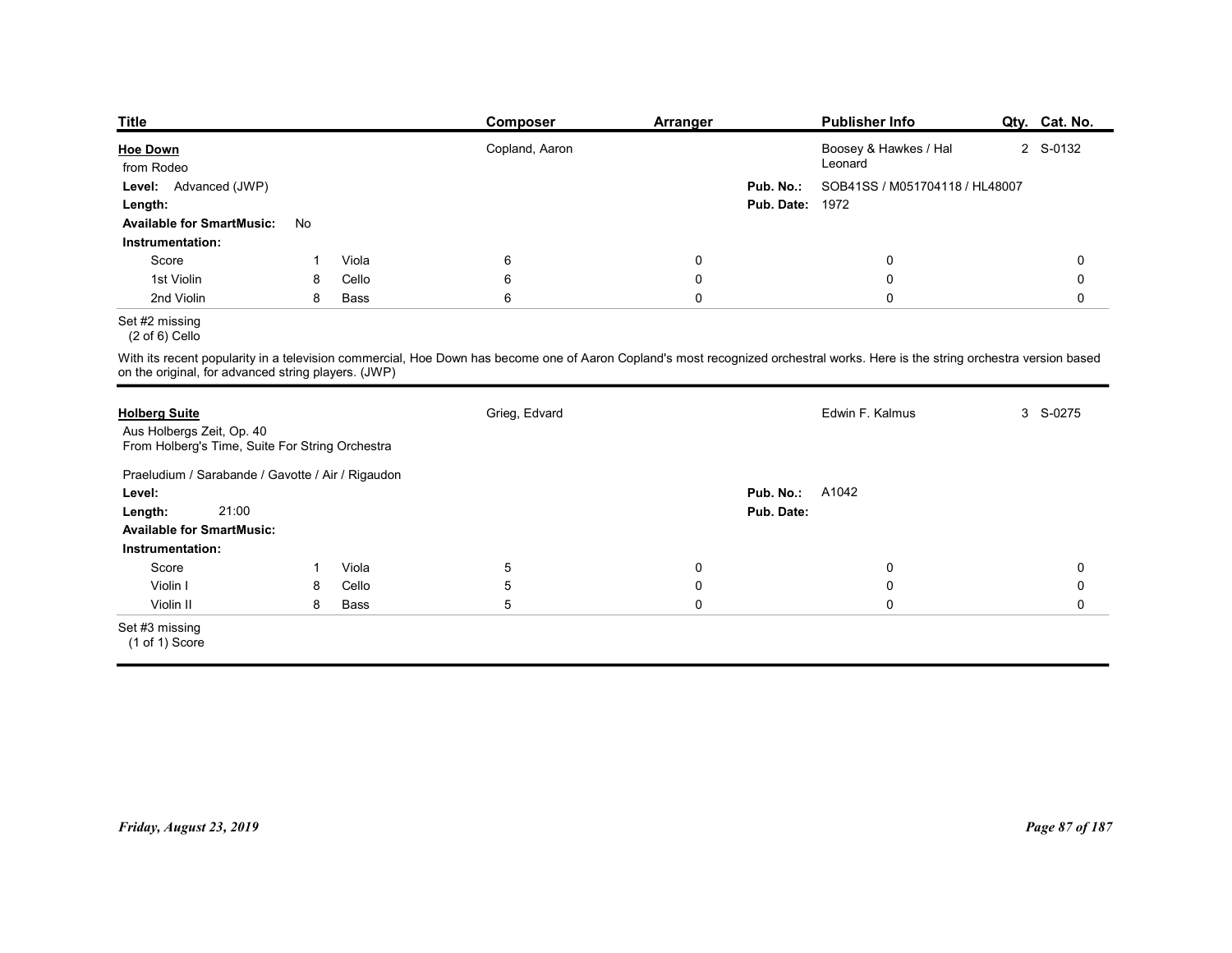| Title | Composer | Arranger | Publisher Info | Qty. | Cat. No. |
|---|---|---|---|---|---|
| **Hoe Down** | Copland, Aaron | | Boosey & Hawkes / Hal Leonard | 2 | S-0132 |

from Rodeo

**Level:** Advanced (JWP)

**Length:**

**Available for SmartMusic:** No

**Pub. No.:** SOB41SS / M051704118 / HL48007

**Pub. Date:** 1972

**Instrumentation:**

| | | | | | | | |
|---|---|---|---|---|---|---|---|
| Score | 1 | Viola | 6 | 0 | 0 | 0 |
| 1st Violin | 8 | Cello | 6 | 0 | 0 | 0 |
| 2nd Violin | 8 | Bass | 6 | 0 | 0 | 0 |

Set #2 missing
(2 of 6) Cello

With its recent popularity in a television commercial, Hoe Down has become one of Aaron Copland's most recognized orchestral works. Here is the string orchestra version based on the original, for advanced string players. (JWP)

---

| Title | Composer | Arranger | Publisher Info | Qty. | Cat. No. |
|---|---|---|---|---|---|
| **Holberg Suite** | Grieg, Edvard | | Edwin F. Kalmus | 3 | S-0275 |

Aus Holbergs Zeit, Op. 40
From Holberg's Time, Suite For String Orchestra

Praeludium / Sarabande / Gavotte / Air / Rigaudon

**Level:**

**Length:** 21:00

**Available for SmartMusic:**

**Pub. No.:** A1042

**Pub. Date:**

**Instrumentation:**

| | | | | | | |
|---|---|---|---|---|---|---|
| Score | 1 | Viola | 5 | 0 | 0 | 0 |
| Violin I | 8 | Cello | 5 | 0 | 0 | 0 |
| Violin II | 8 | Bass | 5 | 0 | 0 | 0 |

Set #3 missing
(1 of 1) Score

*Friday, August 23, 2019*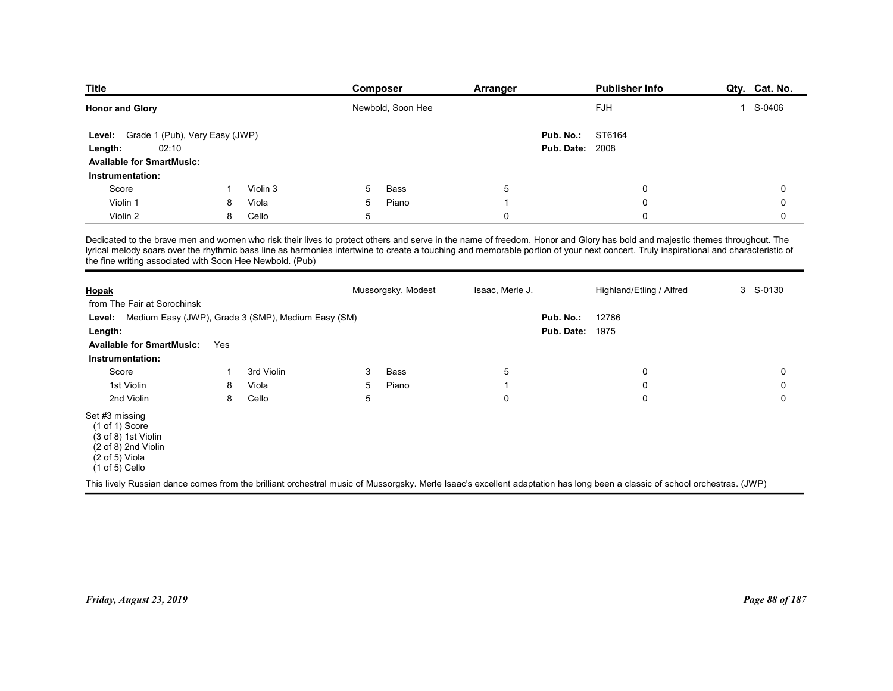| Title | Composer | Arranger | Publisher Info | Qty. | Cat. No. |
|---|---|---|---|---|---|
| **Honor and Glory** | Newbold, Soon Hee | | FJH | 1 | S-0406 |

**Level:** Grade 1 (Pub), Very Easy (JWP)
**Length:** 02:10
**Available for SmartMusic:**
**Pub. No.:** ST6164
**Pub. Date:** 2008

**Instrumentation:**

| | | | | | | | | |
|---|---|---|---|---|---|---|---|---|
| Score | 1 | Violin 3 | 5 | Bass | 5 | 0 | 0 | 0 |
| Violin 1 | 8 | Viola | 5 | Piano | 1 | 0 | 0 | 0 |
| Violin 2 | 8 | Cello | 5 | | 0 | 0 | 0 | 0 |

Dedicated to the brave men and women who risk their lives to protect others and serve in the name of freedom, Honor and Glory has bold and majestic themes throughout. The lyrical melody soars over the rhythmic bass line as harmonies intertwine to create a touching and memorable portion of your next concert. Truly inspirational and characteristic of the fine writing associated with Soon Hee Newbold. (Pub)

---

| Title | Composer | Arranger | Publisher Info | Qty. | Cat. No. |
|---|---|---|---|---|---|
| **Hopak** | Mussorgsky, Modest | Isaac, Merle J. | Highland/Etling / Alfred | 3 | S-0130 |

from The Fair at Sorochinsk

**Level:** Medium Easy (JWP), Grade 3 (SMP), Medium Easy (SM)
**Length:**
**Available for SmartMusic:** Yes
**Pub. No.:** 12786
**Pub. Date:** 1975

**Instrumentation:**

| | | | | | | | | |
|---|---|---|---|---|---|---|---|---|
| Score | 1 | 3rd Violin | 3 | Bass | 5 | 0 | 0 | 0 |
| 1st Violin | 8 | Viola | 5 | Piano | 1 | 0 | 0 | 0 |
| 2nd Violin | 8 | Cello | 5 | | 0 | 0 | 0 | 0 |

Set #3 missing
(1 of 1) Score
(3 of 8) 1st Violin
(2 of 8) 2nd Violin
(2 of 5) Viola
(1 of 5) Cello

This lively Russian dance comes from the brilliant orchestral music of Mussorgsky. Merle Isaac's excellent adaptation has long been a classic of school orchestras. (JWP)

*Friday, August 23, 2019*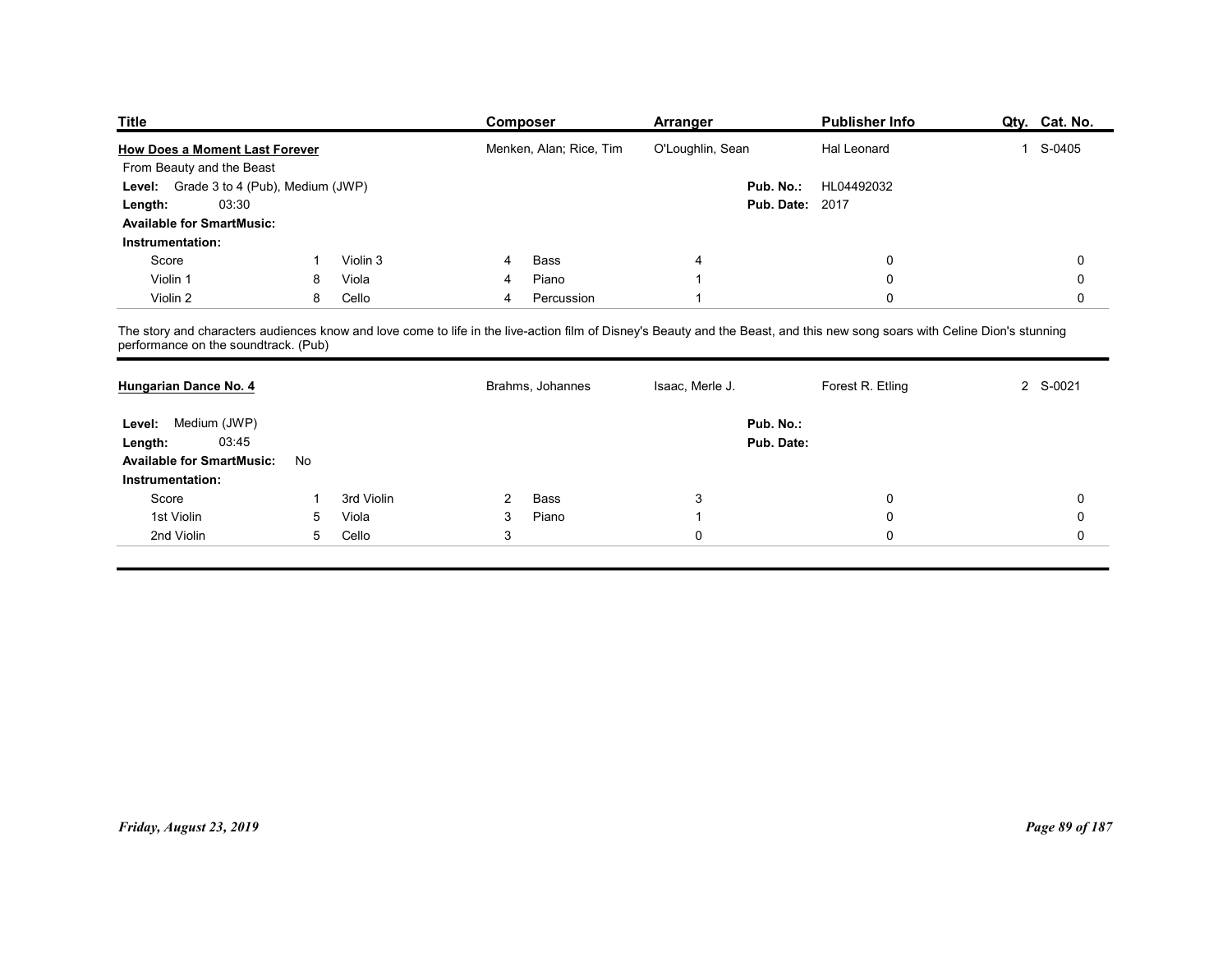| Title | Composer | Arranger | Publisher Info | Qty. | Cat. No. |
|---|---|---|---|---|---|
| **How Does a Moment Last Forever** | Menken, Alan; Rice, Tim | O'Loughlin, Sean | Hal Leonard | 1 | S-0405 |

From Beauty and the Beast

**Level:** Grade 3 to 4 (Pub), Medium (JWP)
**Length:** 03:30
**Available for SmartMusic:**
**Pub. No.:** HL04492032
**Pub. Date:** 2017

**Instrumentation:**

| Part | Qty | Part | Qty | Part | Qty | | | | |
|---|---|---|---|---|---|---|---|---|---|
| Score | 1 | Violin 3 | 4 | Bass | 4 | | 0 | | 0 |
| Violin 1 | 8 | Viola | 4 | Piano | 1 | | 0 | | 0 |
| Violin 2 | 8 | Cello | 4 | Percussion | 1 | | 0 | | 0 |

The story and characters audiences know and love come to life in the live-action film of Disney's Beauty and the Beast, and this new song soars with Celine Dion's stunning performance on the soundtrack. (Pub)

---

| Title | Composer | Arranger | Publisher Info | Qty. | Cat. No. |
|---|---|---|---|---|---|
| **Hungarian Dance No. 4** | Brahms, Johannes | Isaac, Merle J. | Forest R. Etling | 2 | S-0021 |

**Level:** Medium (JWP)
**Length:** 03:45
**Available for SmartMusic:** No
**Pub. No.:**
**Pub. Date:**

**Instrumentation:**

| Part | Qty | Part | Qty | Part | Qty | | | | |
|---|---|---|---|---|---|---|---|---|---|
| Score | 1 | 3rd Violin | 2 | Bass | 3 | | 0 | | 0 |
| 1st Violin | 5 | Viola | 3 | Piano | 1 | | 0 | | 0 |
| 2nd Violin | 5 | Cello | 3 | | 0 | | 0 | | 0 |

*Friday, August 23, 2019*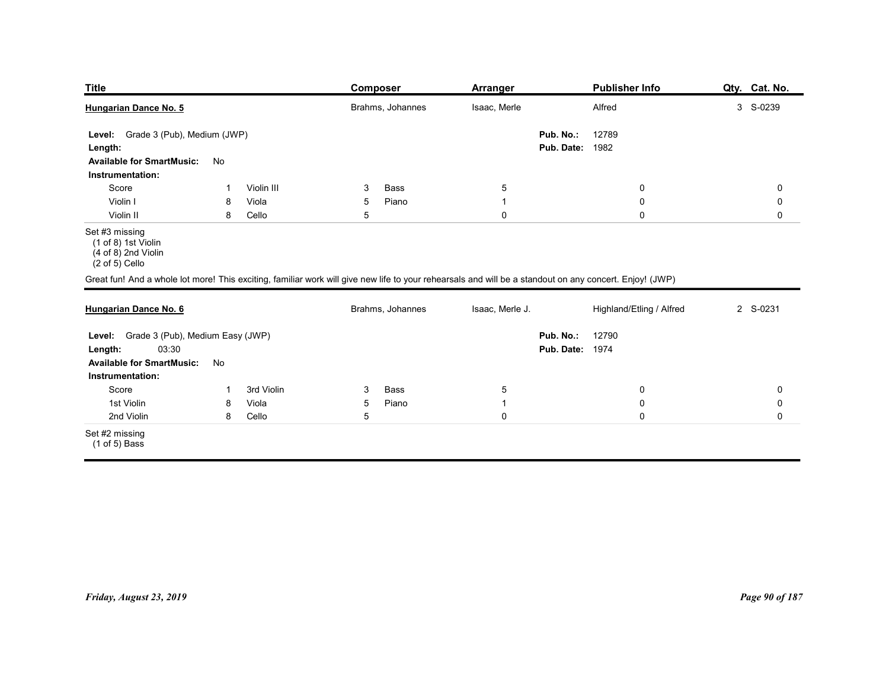| Title | Composer | Arranger | Publisher Info | Qty. | Cat. No. |
|---|---|---|---|---|---|
| **Hungarian Dance No. 5** | Brahms, Johannes | Isaac, Merle | Alfred | 3 | S-0239 |

**Level:** Grade 3 (Pub), Medium (JWP)
**Length:**
**Available for SmartMusic:** No
**Pub. No.:** 12789
**Pub. Date:** 1982

**Instrumentation:**

| | | | | | | | |
|---|---|---|---|---|---|---|---|
| Score | 1 | Violin III | 3 | Bass | 5 | 0 | 0 |
| Violin I | 8 | Viola | 5 | Piano | 1 | 0 | 0 |
| Violin II | 8 | Cello | 5 | | 0 | 0 | 0 |

Set #3 missing
(1 of 8) 1st Violin
(4 of 8) 2nd Violin
(2 of 5) Cello

Great fun! And a whole lot more! This exciting, familiar work will give new life to your rehearsals and will be a standout on any concert. Enjoy! (JWP)

---

| Title | Composer | Arranger | Publisher Info | Qty. | Cat. No. |
|---|---|---|---|---|---|
| **Hungarian Dance No. 6** | Brahms, Johannes | Isaac, Merle J. | Highland/Etling / Alfred | 2 | S-0231 |

**Level:** Grade 3 (Pub), Medium Easy (JWP)
**Length:** 03:30
**Available for SmartMusic:** No
**Pub. No.:** 12790
**Pub. Date:** 1974

**Instrumentation:**

| | | | | | | | |
|---|---|---|---|---|---|---|---|
| Score | 1 | 3rd Violin | 3 | Bass | 5 | 0 | 0 |
| 1st Violin | 8 | Viola | 5 | Piano | 1 | 0 | 0 |
| 2nd Violin | 8 | Cello | 5 | | 0 | 0 | 0 |

Set #2 missing
(1 of 5) Bass

*Friday, August 23, 2019*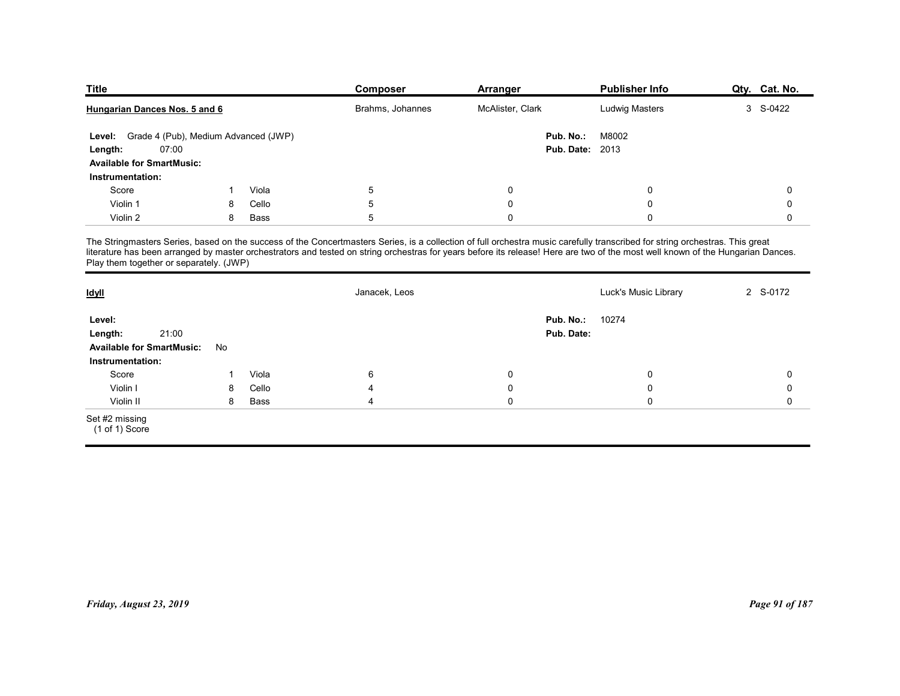| Title | Composer | Arranger | Publisher Info | Qty. | Cat. No. |
|---|---|---|---|---|---|
| **Hungarian Dances Nos. 5 and 6** | Brahms, Johannes | McAlister, Clark | Ludwig Masters | 3 | S-0422 |

**Level:** Grade 4 (Pub), Medium Advanced (JWP)
**Length:** 07:00
**Available for SmartMusic:**
**Pub. No.:** M8002
**Pub. Date:** 2013

**Instrumentation:**

| | | | | | | |
|---|---|---|---|---|---|---|
| Score | 1 | Viola | 5 | 0 | 0 | 0 |
| Violin 1 | 8 | Cello | 5 | 0 | 0 | 0 |
| Violin 2 | 8 | Bass | 5 | 0 | 0 | 0 |

The Stringmasters Series, based on the success of the Concertmasters Series, is a collection of full orchestra music carefully transcribed for string orchestras. This great literature has been arranged by master orchestrators and tested on string orchestras for years before its release! Here are two of the most well known of the Hungarian Dances. Play them together or separately. (JWP)

---

| Title | Composer | Arranger | Publisher Info | Qty. | Cat. No. |
|---|---|---|---|---|---|
| **Idyll** | Janacek, Leos | | Luck's Music Library | 2 | S-0172 |

**Level:**
**Length:** 21:00
**Available for SmartMusic:** No
**Pub. No.:** 10274
**Pub. Date:**

**Instrumentation:**

| | | | | | | |
|---|---|---|---|---|---|---|
| Score | 1 | Viola | 6 | 0 | 0 | 0 |
| Violin I | 8 | Cello | 4 | 0 | 0 | 0 |
| Violin II | 8 | Bass | 4 | 0 | 0 | 0 |

Set #2 missing
(1 of 1) Score

*Friday, August 23, 2019*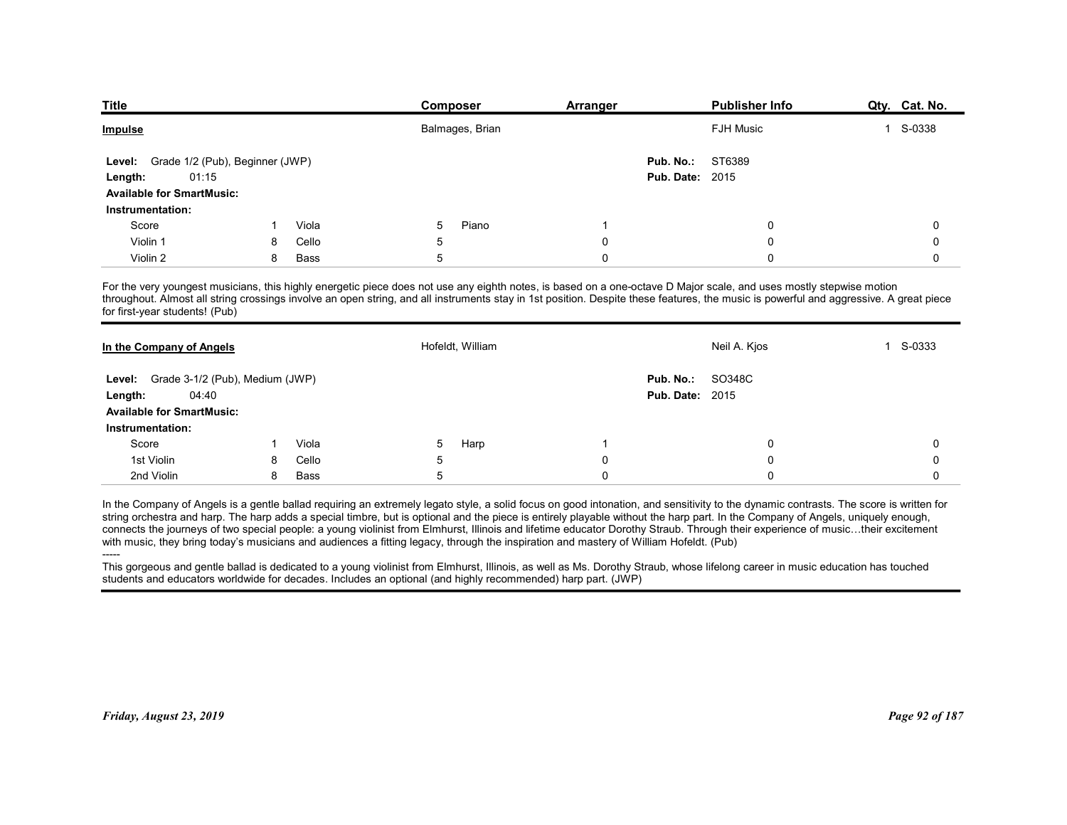| Title | Composer | Arranger | Publisher Info | Qty. | Cat. No. |
|---|---|---|---|---|---|
| **Impulse** | Balmages, Brian | | FJH Music | 1 | S-0338 |

**Level:** Grade 1/2 (Pub), Beginner (JWP)
**Length:** 01:15
**Available for SmartMusic:**
**Pub. No.:** ST6389
**Pub. Date:** 2015

**Instrumentation:**

| | | | | | | | | | |
|---|---|---|---|---|---|---|---|---|---|
| Score | 1 | Viola | 5 | Piano | 1 | | 0 | | 0 |
| Violin 1 | 8 | Cello | 5 | | 0 | | 0 | | 0 |
| Violin 2 | 8 | Bass | 5 | | 0 | | 0 | | 0 |

For the very youngest musicians, this highly energetic piece does not use any eighth notes, is based on a one-octave D Major scale, and uses mostly stepwise motion throughout. Almost all string crossings involve an open string, and all instruments stay in 1st position. Despite these features, the music is powerful and aggressive. A great piece for first-year students! (Pub)

---

| Title | Composer | Arranger | Publisher Info | Qty. | Cat. No. |
|---|---|---|---|---|---|
| **In the Company of Angels** | Hofeldt, William | | Neil A. Kjos | 1 | S-0333 |

**Level:** Grade 3-1/2 (Pub), Medium (JWP)
**Length:** 04:40
**Available for SmartMusic:**
**Pub. No.:** SO348C
**Pub. Date:** 2015

**Instrumentation:**

| | | | | | | | | | |
|---|---|---|---|---|---|---|---|---|---|
| Score | 1 | Viola | 5 | Harp | 1 | | 0 | | 0 |
| 1st Violin | 8 | Cello | 5 | | 0 | | 0 | | 0 |
| 2nd Violin | 8 | Bass | 5 | | 0 | | 0 | | 0 |

In the Company of Angels is a gentle ballad requiring an extremely legato style, a solid focus on good intonation, and sensitivity to the dynamic contrasts. The score is written for string orchestra and harp. The harp adds a special timbre, but is optional and the piece is entirely playable without the harp part. In the Company of Angels, uniquely enough, connects the journeys of two special people: a young violinist from Elmhurst, Illinois and lifetime educator Dorothy Straub. Through their experience of music…their excitement with music, they bring today's musicians and audiences a fitting legacy, through the inspiration and mastery of William Hofeldt. (Pub)

-----

This gorgeous and gentle ballad is dedicated to a young violinist from Elmhurst, Illinois, as well as Ms. Dorothy Straub, whose lifelong career in music education has touched students and educators worldwide for decades. Includes an optional (and highly recommended) harp part. (JWP)

*Friday, August 23, 2019*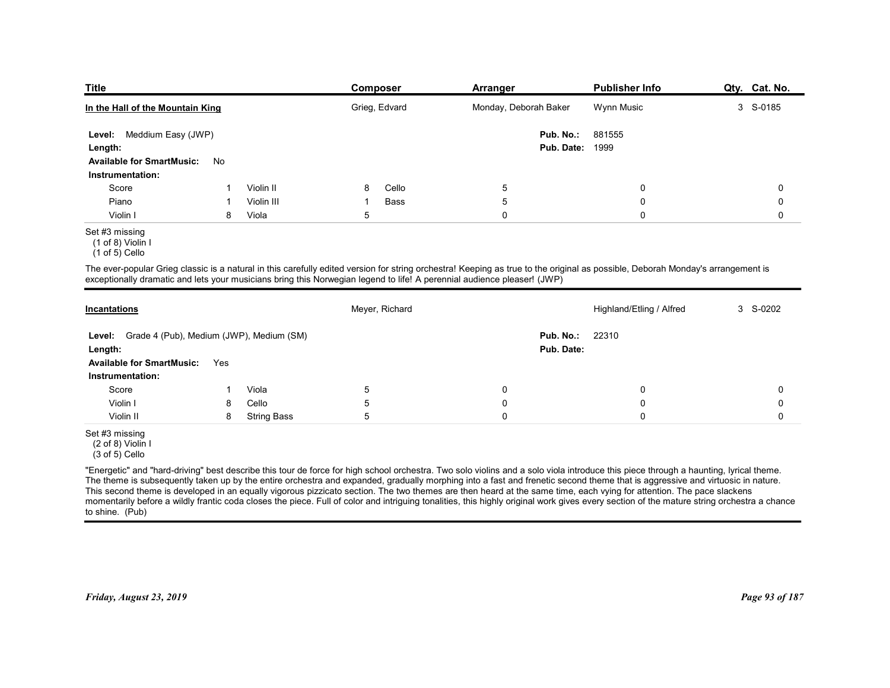| Title | Composer | Arranger | Publisher Info | Qty. | Cat. No. |
|---|---|---|---|---|---|
| **In the Hall of the Mountain King** | Grieg, Edvard | Monday, Deborah Baker | Wynn Music | 3 | S-0185 |

**Level:** Meddium Easy (JWP)

**Length:**

**Available for SmartMusic:** No

**Pub. No.:** 881555

**Pub. Date:** 1999

**Instrumentation:**

| | | | | | | | | |
|---|---|---|---|---|---|---|---|---|
| Score | 1 | Violin II | 8 | Cello | 5 | 0 | 0 |
| Piano | 1 | Violin III | 1 | Bass | 5 | 0 | 0 |
| Violin I | 8 | Viola | 5 | | 0 | 0 | 0 |

Set #3 missing
(1 of 8) Violin I
(1 of 5) Cello

The ever-popular Grieg classic is a natural in this carefully edited version for string orchestra! Keeping as true to the original as possible, Deborah Monday's arrangement is exceptionally dramatic and lets your musicians bring this Norwegian legend to life! A perennial audience pleaser! (JWP)

---

| Title | Composer | Arranger | Publisher Info | Qty. | Cat. No. |
|---|---|---|---|---|---|
| **Incantations** | Meyer, Richard | | Highland/Etling / Alfred | 3 | S-0202 |

**Level:** Grade 4 (Pub), Medium (JWP), Medium (SM)

**Length:**

**Available for SmartMusic:** Yes

**Pub. No.:** 22310

**Pub. Date:**

**Instrumentation:**

| | | | | | | |
|---|---|---|---|---|---|---|
| Score | 1 | Viola | 5 | 0 | 0 | 0 |
| Violin I | 8 | Cello | 5 | 0 | 0 | 0 |
| Violin II | 8 | String Bass | 5 | 0 | 0 | 0 |

Set #3 missing
(2 of 8) Violin I
(3 of 5) Cello

"Energetic" and "hard-driving" best describe this tour de force for high school orchestra. Two solo violins and a solo viola introduce this piece through a haunting, lyrical theme. The theme is subsequently taken up by the entire orchestra and expanded, gradually morphing into a fast and frenetic second theme that is aggressive and virtuosic in nature. This second theme is developed in an equally vigorous pizzicato section. The two themes are then heard at the same time, each vying for attention. The pace slackens momentarily before a wildly frantic coda closes the piece. Full of color and intriguing tonalities, this highly original work gives every section of the mature string orchestra a chance to shine. (Pub)

*Friday, August 23, 2019*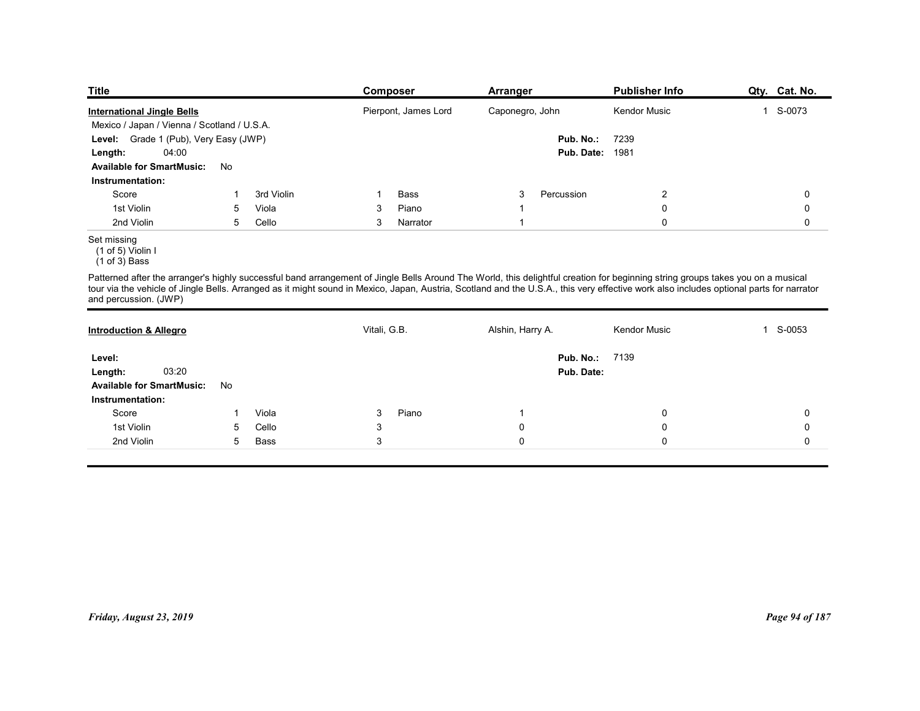| Title | Composer | Arranger | Publisher Info | Qty. | Cat. No. |
|---|---|---|---|---|---|
| **International Jingle Bells** | Pierpont, James Lord | Caponegro, John | Kendor Music | 1 | S-0073 |

Mexico / Japan / Vienna / Scotland / U.S.A.

**Level:** Grade 1 (Pub), Very Easy (JWP)

**Length:** 04:00

**Available for SmartMusic:** No

**Pub. No.:** 7239

**Pub. Date:** 1981

**Instrumentation:**

| | | | | | | | |
|---|---|---|---|---|---|---|---|
| Score | 1 | 3rd Violin | 1 | Bass | 3 | Percussion | 2 | 0 |
| 1st Violin | 5 | Viola | 3 | Piano | 1 | | 0 | 0 |
| 2nd Violin | 5 | Cello | 3 | Narrator | 1 | | 0 | 0 |

Set missing
(1 of 5) Violin I
(1 of 3) Bass

Patterned after the arranger's highly successful band arrangement of Jingle Bells Around The World, this delightful creation for beginning string groups takes you on a musical tour via the vehicle of Jingle Bells. Arranged as it might sound in Mexico, Japan, Austria, Scotland and the U.S.A., this very effective work also includes optional parts for narrator and percussion. (JWP)

---

| Title | Composer | Arranger | Publisher Info | Qty. | Cat. No. |
|---|---|---|---|---|---|
| **Introduction & Allegro** | Vitali, G.B. | Alshin, Harry A. | Kendor Music | 1 | S-0053 |

**Level:**

**Length:** 03:20

**Available for SmartMusic:** No

**Pub. No.:** 7139

**Pub. Date:**

**Instrumentation:**

| | | | | | | | |
|---|---|---|---|---|---|---|---|
| Score | 1 | Viola | 3 | Piano | 1 | 0 | 0 |
| 1st Violin | 5 | Cello | 3 | | 0 | 0 | 0 |
| 2nd Violin | 5 | Bass | 3 | | 0 | 0 | 0 |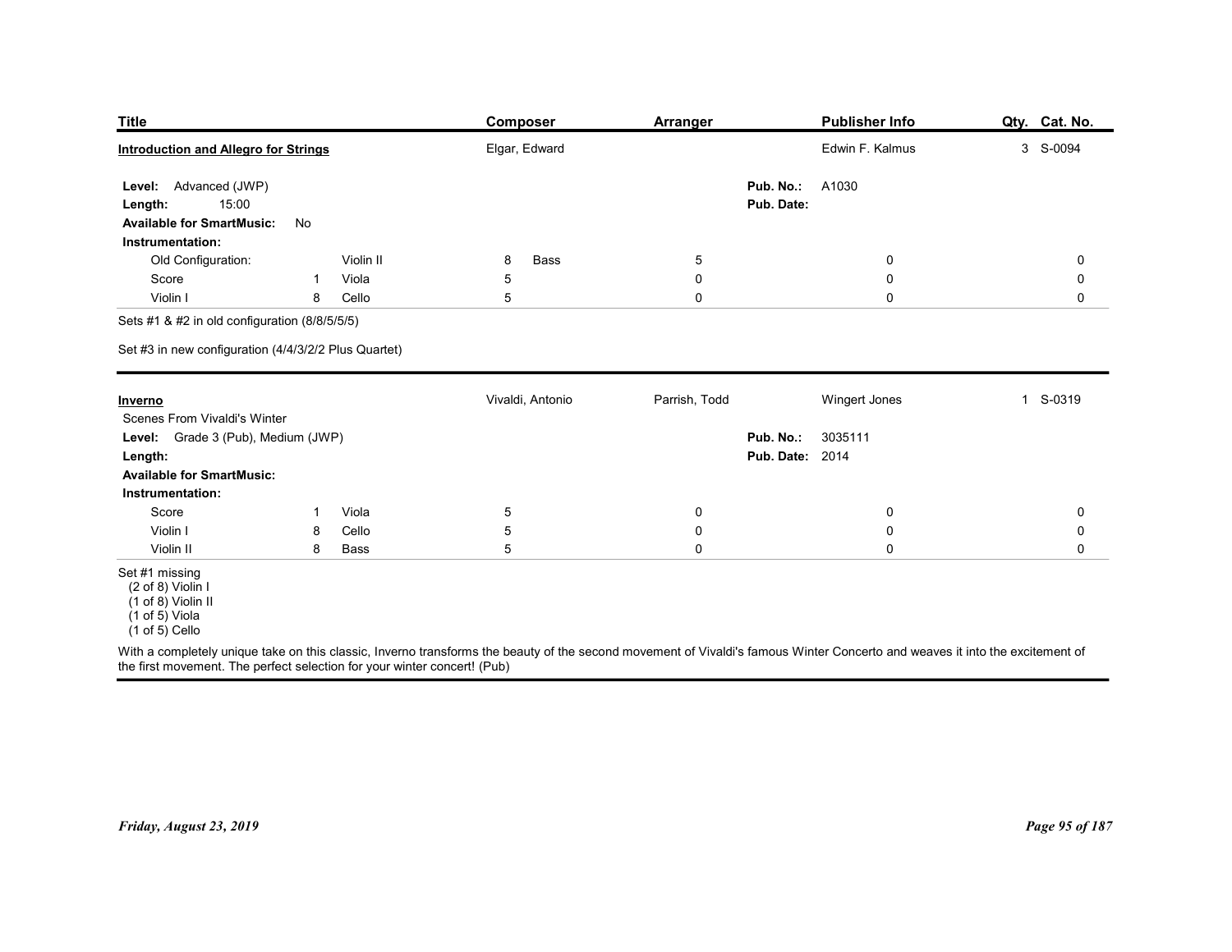| Title | Composer | Arranger | Publisher Info | Qty. | Cat. No. |
|---|---|---|---|---|---|
| **Introduction and Allegro for Strings** | Elgar, Edward | | Edwin F. Kalmus | 3 | S-0094 |

**Level:** Advanced (JWP)
**Length:** 15:00
**Available for SmartMusic:** No
**Pub. No.:** A1030
**Pub. Date:**

**Instrumentation:**

| | | | | | | | |
|---|---|---|---|---|---|---|---|
| Old Configuration: | | Violin II | 8 | Bass | 5 | 0 | 0 |
| Score | 1 | Viola | 5 | | 0 | 0 | 0 |
| Violin I | 8 | Cello | 5 | | 0 | 0 | 0 |

Sets #1 & #2 in old configuration (8/8/5/5/5)

Set #3 in new configuration (4/4/3/2/2 Plus Quartet)

---

| Title | Composer | Arranger | Publisher Info | Qty. | Cat. No. |
|---|---|---|---|---|---|
| **Inverno** | Vivaldi, Antonio | Parrish, Todd | Wingert Jones | 1 | S-0319 |

Scenes From Vivaldi's Winter

**Level:** Grade 3 (Pub), Medium (JWP)
**Length:**
**Available for SmartMusic:**
**Pub. No.:** 3035111
**Pub. Date:** 2014

**Instrumentation:**

| | | | | | | |
|---|---|---|---|---|---|---|
| Score | 1 | Viola | 5 | 0 | 0 | 0 |
| Violin I | 8 | Cello | 5 | 0 | 0 | 0 |
| Violin II | 8 | Bass | 5 | 0 | 0 | 0 |

Set #1 missing
(2 of 8) Violin I
(1 of 8) Violin II
(1 of 5) Viola
(1 of 5) Cello

With a completely unique take on this classic, Inverno transforms the beauty of the second movement of Vivaldi's famous Winter Concerto and weaves it into the excitement of the first movement. The perfect selection for your winter concert! (Pub)

*Friday, August 23, 2019*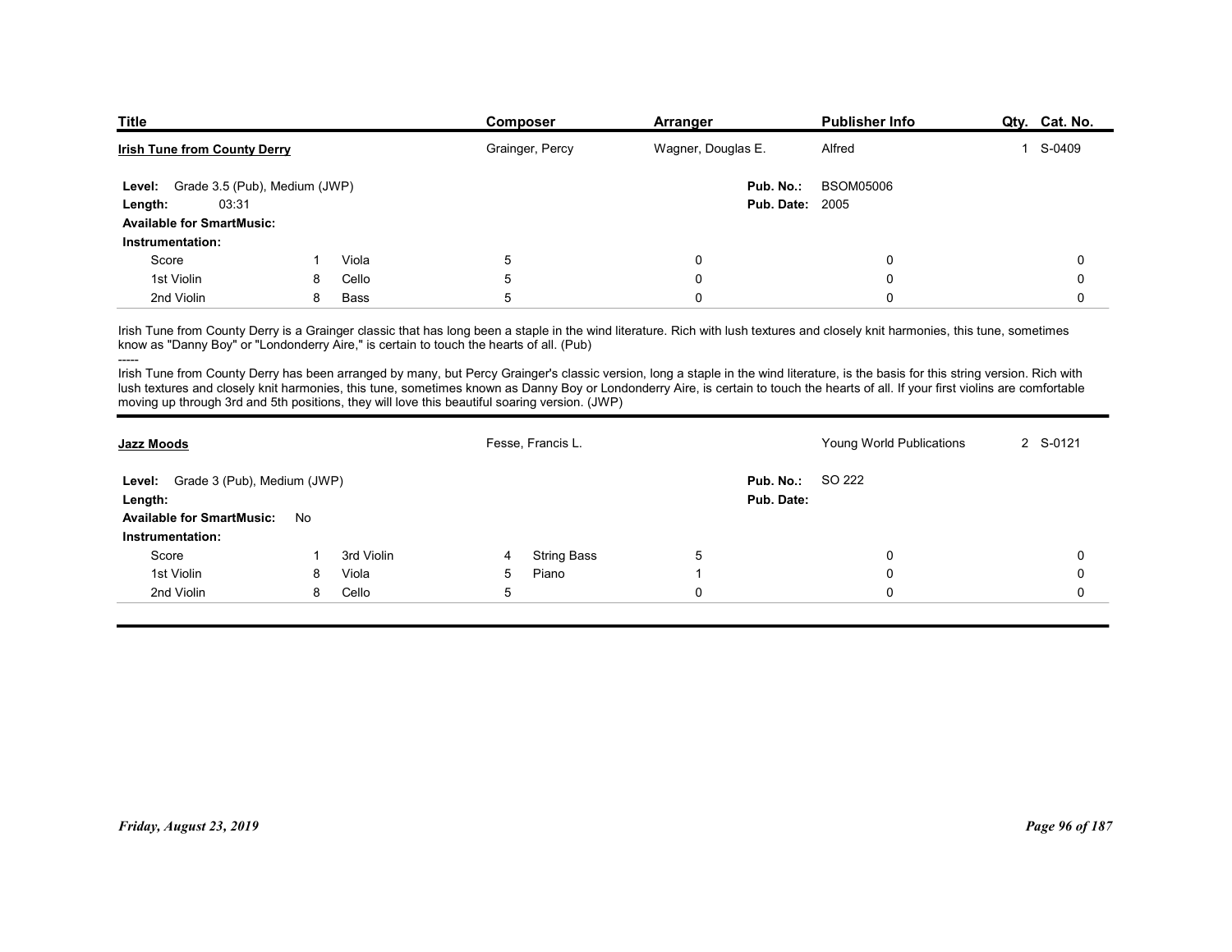| Title | Composer | Arranger | Publisher Info | Qty. | Cat. No. |
|---|---|---|---|---|---|
| **Irish Tune from County Derry** | Grainger, Percy | Wagner, Douglas E. | Alfred | 1 | S-0409 |

**Level:** Grade 3.5 (Pub), Medium (JWP)
**Length:** 03:31
**Available for SmartMusic:**
**Pub. No.:** BSOM05006
**Pub. Date:** 2005

**Instrumentation:**

| | | | | | | | |
|---|---|---|---|---|---|---|---|
| Score | 1 | Viola | 5 | 0 | 0 | 0 | |
| 1st Violin | 8 | Cello | 5 | 0 | 0 | 0 | |
| 2nd Violin | 8 | Bass | 5 | 0 | 0 | 0 | |

Irish Tune from County Derry is a Grainger classic that has long been a staple in the wind literature. Rich with lush textures and closely knit harmonies, this tune, sometimes know as "Danny Boy" or "Londonderry Aire," is certain to touch the hearts of all. (Pub)

-----

Irish Tune from County Derry has been arranged by many, but Percy Grainger's classic version, long a staple in the wind literature, is the basis for this string version. Rich with lush textures and closely knit harmonies, this tune, sometimes known as Danny Boy or Londonderry Aire, is certain to touch the hearts of all. If your first violins are comfortable moving up through 3rd and 5th positions, they will love this beautiful soaring version. (JWP)

| Title | Composer | Arranger | Publisher Info | Qty. | Cat. No. |
|---|---|---|---|---|---|
| **Jazz Moods** | Fesse, Francis L. | | Young World Publications | 2 | S-0121 |

**Level:** Grade 3 (Pub), Medium (JWP)
**Length:**
**Available for SmartMusic:** No
**Pub. No.:** SO 222
**Pub. Date:**

**Instrumentation:**

| | | | | | | | |
|---|---|---|---|---|---|---|---|
| Score | 1 | 3rd Violin | 4 | String Bass | 5 | 0 | 0 |
| 1st Violin | 8 | Viola | 5 | Piano | 1 | 0 | 0 |
| 2nd Violin | 8 | Cello | 5 | | 0 | 0 | 0 |

*Friday, August 23, 2019*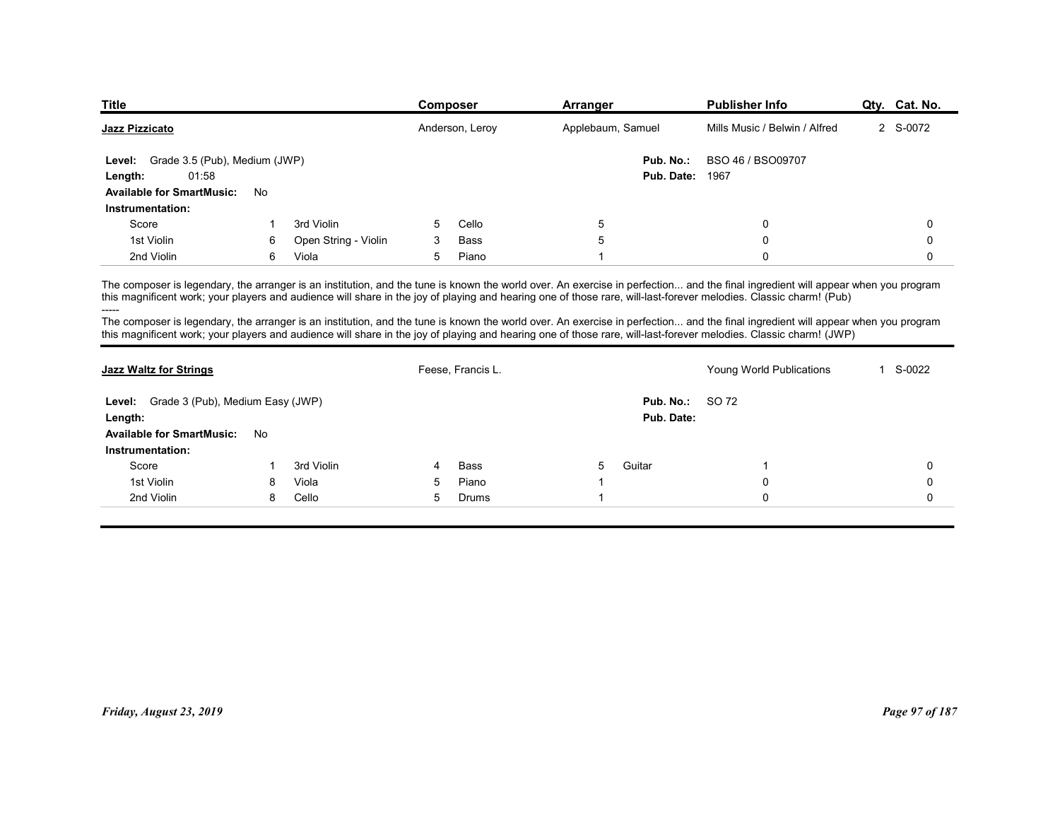| Title | Composer | Arranger | Publisher Info | Qty. | Cat. No. |
|---|---|---|---|---|---|
| **Jazz Pizzicato** | Anderson, Leroy | Applebaum, Samuel | Mills Music / Belwin / Alfred | 2 | S-0072 |

**Level:** Grade 3.5 (Pub), Medium (JWP)
**Length:** 01:58
**Available for SmartMusic:** No
**Pub. No.:** BSO 46 / BSO09707
**Pub. Date:** 1967

**Instrumentation:**

| Part | Qty | Part | Qty | Part | Qty | Part | Qty |
|---|---|---|---|---|---|---|---|
| Score | 1 | 3rd Violin | 5 | Cello | 5 | | 0 |
| 1st Violin | 6 | Open String - Violin | 3 | Bass | 5 | | 0 |
| 2nd Violin | 6 | Viola | 5 | Piano | 1 | | 0 |

The composer is legendary, the arranger is an institution, and the tune is known the world over. An exercise in perfection... and the final ingredient will appear when you program this magnificent work; your players and audience will share in the joy of playing and hearing one of those rare, will-last-forever melodies. Classic charm! (Pub)

-----

The composer is legendary, the arranger is an institution, and the tune is known the world over. An exercise in perfection... and the final ingredient will appear when you program this magnificent work; your players and audience will share in the joy of playing and hearing one of those rare, will-last-forever melodies. Classic charm! (JWP)

---

| Title | Composer | Arranger | Publisher Info | Qty. | Cat. No. |
|---|---|---|---|---|---|
| **Jazz Waltz for Strings** | Feese, Francis L. | | Young World Publications | 1 | S-0022 |

**Level:** Grade 3 (Pub), Medium Easy (JWP)
**Length:**
**Available for SmartMusic:** No
**Pub. No.:** SO 72
**Pub. Date:**

**Instrumentation:**

| Part | Qty | Part | Qty | Part | Qty | Part | Qty |
|---|---|---|---|---|---|---|---|
| Score | 1 | 3rd Violin | 4 | Bass | 5 | Guitar | 1 |
| 1st Violin | 8 | Viola | 5 | Piano | 1 | | 0 |
| 2nd Violin | 8 | Cello | 5 | Drums | 1 | | 0 |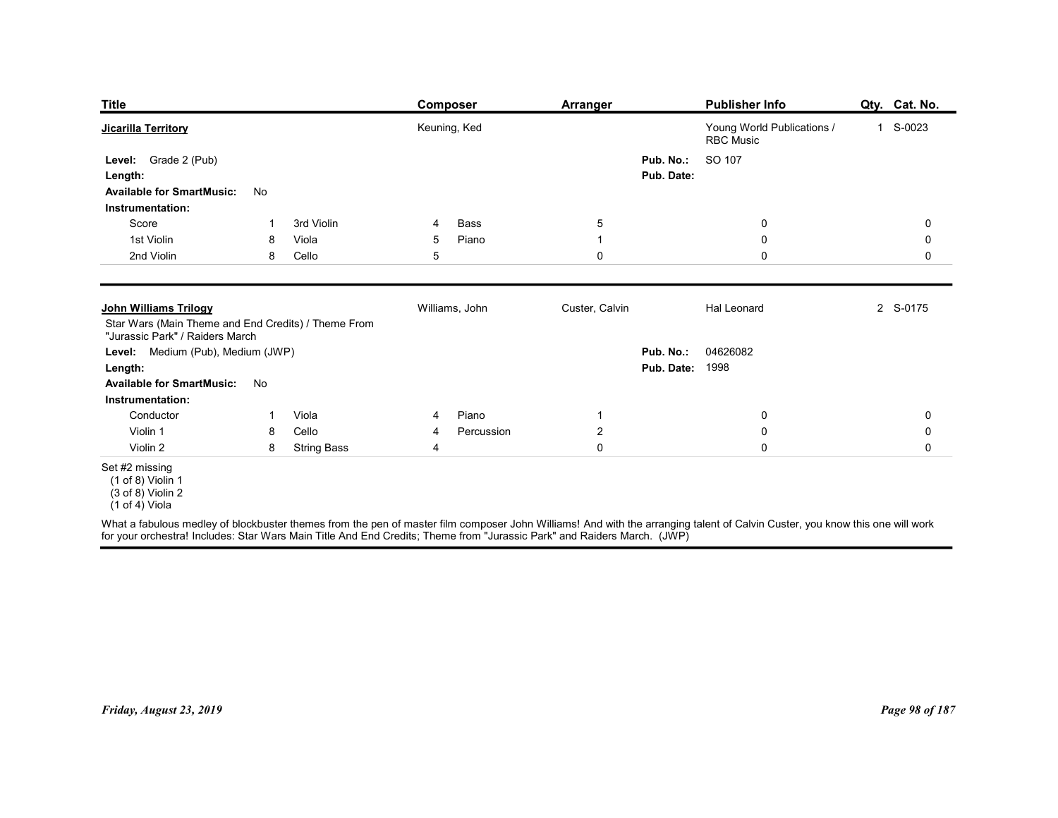| Title | Composer | Arranger | Publisher Info | Qty. | Cat. No. |
|---|---|---|---|---|---|
| **Jicarilla Territory** | Keuning, Ked | | Young World Publications / RBC Music | 1 | S-0023 |

**Level:** Grade 2 (Pub)
**Length:**
**Available for SmartMusic:** No
**Pub. No.:** SO 107
**Pub. Date:**

**Instrumentation:**

| | | | | | | | | |
|---|---|---|---|---|---|---|---|---|
| Score | 1 | 3rd Violin | 4 | Bass | 5 | 0 | 0 |
| 1st Violin | 8 | Viola | 5 | Piano | 1 | 0 | 0 |
| 2nd Violin | 8 | Cello | 5 | | 0 | 0 | 0 |

---

| Title | Composer | Arranger | Publisher Info | Qty. | Cat. No. |
|---|---|---|---|---|---|
| **John Williams Trilogy** | Williams, John | Custer, Calvin | Hal Leonard | 2 | S-0175 |

Star Wars (Main Theme and End Credits) / Theme From "Jurassic Park" / Raiders March

**Level:** Medium (Pub), Medium (JWP)
**Length:**
**Available for SmartMusic:** No
**Pub. No.:** 04626082
**Pub. Date:** 1998

**Instrumentation:**

| | | | | | | | |
|---|---|---|---|---|---|---|---|
| Conductor | 1 | Viola | 4 | Piano | 1 | 0 | 0 |
| Violin 1 | 8 | Cello | 4 | Percussion | 2 | 0 | 0 |
| Violin 2 | 8 | String Bass | 4 | | 0 | 0 | 0 |

Set #2 missing
(1 of 8) Violin 1
(3 of 8) Violin 2
(1 of 4) Viola

What a fabulous medley of blockbuster themes from the pen of master film composer John Williams! And with the arranging talent of Calvin Custer, you know this one will work for your orchestra! Includes: Star Wars Main Title And End Credits; Theme from "Jurassic Park" and Raiders March. (JWP)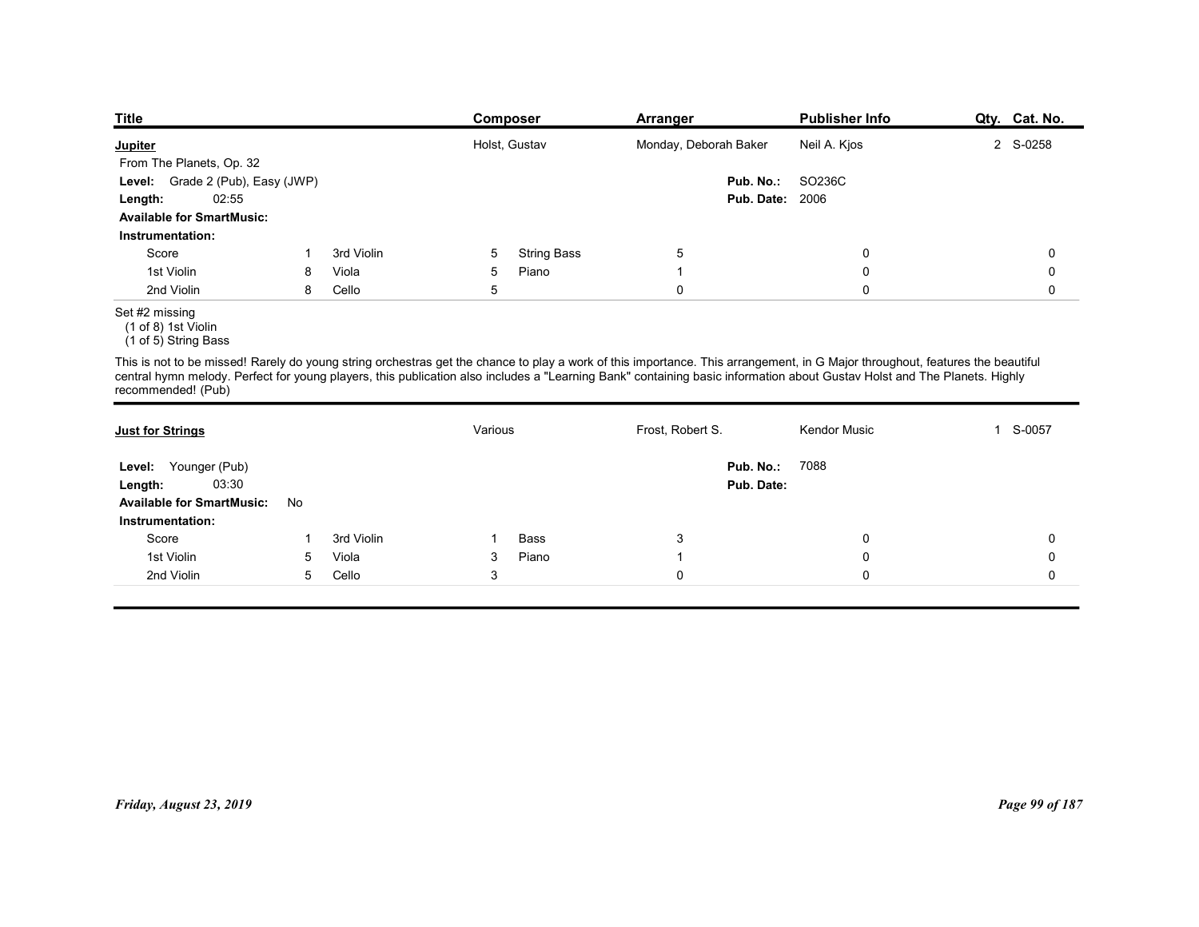| Title | Composer | Arranger | Publisher Info | Qty. | Cat. No. |
|---|---|---|---|---|---|
| **Jupiter** | Holst, Gustav | Monday, Deborah Baker | Neil A. Kjos | 2 | S-0258 |

From The Planets, Op. 32

**Level:** Grade 2 (Pub), Easy (JWP)
**Length:** 02:55
**Available for SmartMusic:**
**Pub. No.:** SO236C
**Pub. Date:** 2006

**Instrumentation:**

| Part | Qty. | Part | Qty. | Part | Qty. | | | |
|---|---|---|---|---|---|---|---|---|
| Score | 1 | 3rd Violin | 5 | String Bass | 5 | 0 | | 0 |
| 1st Violin | 8 | Viola | 5 | Piano | 1 | 0 | | 0 |
| 2nd Violin | 8 | Cello | 5 | | 0 | 0 | | 0 |

Set #2 missing
(1 of 8) 1st Violin
(1 of 5) String Bass

This is not to be missed! Rarely do young string orchestras get the chance to play a work of this importance. This arrangement, in G Major throughout, features the beautiful central hymn melody. Perfect for young players, this publication also includes a "Learning Bank" containing basic information about Gustav Holst and The Planets. Highly recommended! (Pub)

---

| Title | Composer | Arranger | Publisher Info | Qty. | Cat. No. |
|---|---|---|---|---|---|
| **Just for Strings** | Various | Frost, Robert S. | Kendor Music | 1 | S-0057 |

**Level:** Younger (Pub)
**Length:** 03:30
**Available for SmartMusic:** No
**Pub. No.:** 7088
**Pub. Date:**

**Instrumentation:**

| Part | Qty. | Part | Qty. | Part | Qty. | | | |
|---|---|---|---|---|---|---|---|---|
| Score | 1 | 3rd Violin | 1 | Bass | 3 | 0 | | 0 |
| 1st Violin | 5 | Viola | 3 | Piano | 1 | 0 | | 0 |
| 2nd Violin | 5 | Cello | 3 | | 0 | 0 | | 0 |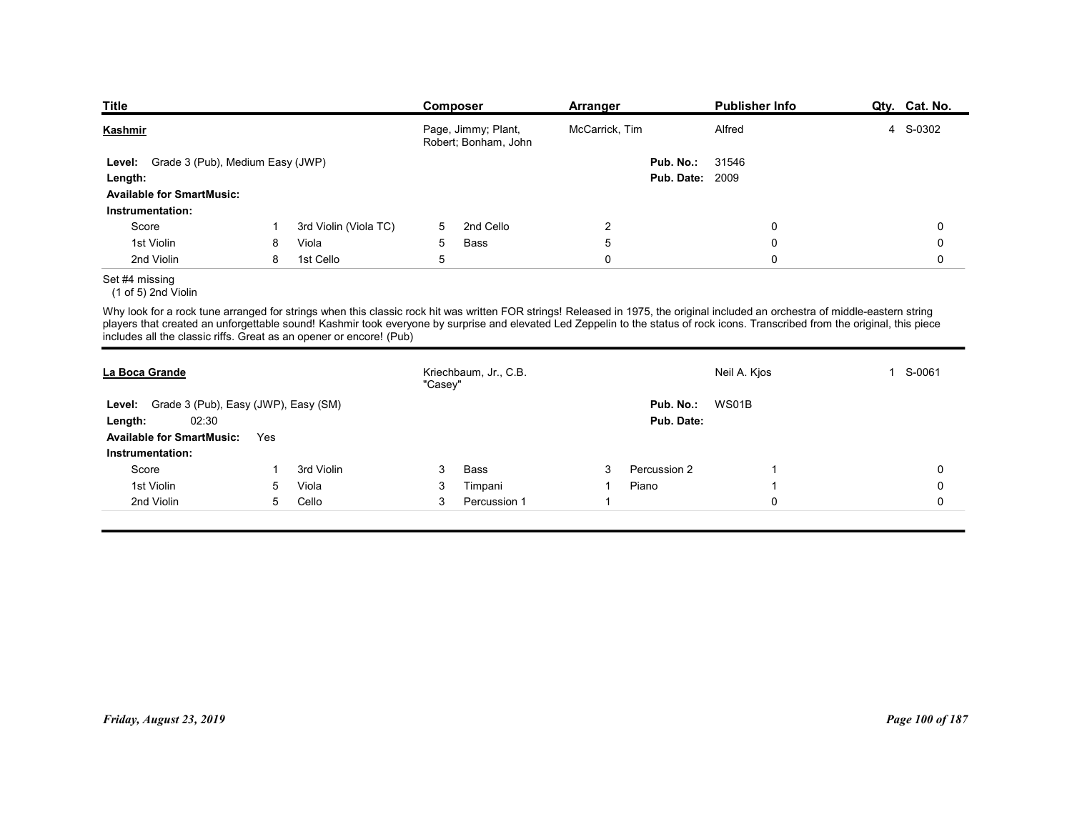| Title | Composer | Arranger | Publisher Info | Qty. | Cat. No. |
|---|---|---|---|---|---|
| **Kashmir** | Page, Jimmy; Plant, Robert; Bonham, John | McCarrick, Tim | Alfred | 4 | S-0302 |

**Level:** Grade 3 (Pub), Medium Easy (JWP)
**Length:**
**Available for SmartMusic:**
**Pub. No.:** 31546
**Pub. Date:** 2009

**Instrumentation:**

| | | | | | | | | | |
|---|---|---|---|---|---|---|---|---|---|
| Score | 1 | 3rd Violin (Viola TC) | 5 | 2nd Cello | 2 | | 0 | | 0 |
| 1st Violin | 8 | Viola | 5 | Bass | 5 | | 0 | | 0 |
| 2nd Violin | 8 | 1st Cello | 5 | | 0 | | 0 | | 0 |

Set #4 missing
(1 of 5) 2nd Violin

Why look for a rock tune arranged for strings when this classic rock hit was written FOR strings! Released in 1975, the original included an orchestra of middle-eastern string players that created an unforgettable sound! Kashmir took everyone by surprise and elevated Led Zeppelin to the status of rock icons. Transcribed from the original, this piece includes all the classic riffs. Great as an opener or encore! (Pub)

---

| Title | Composer | Arranger | Publisher Info | Qty. | Cat. No. |
|---|---|---|---|---|---|
| **La Boca Grande** | Kriechbaum, Jr., C.B. "Casey" | | Neil A. Kjos | 1 | S-0061 |

**Level:** Grade 3 (Pub), Easy (JWP), Easy (SM)
**Length:** 02:30
**Available for SmartMusic:** Yes
**Pub. No.:** WS01B
**Pub. Date:**

**Instrumentation:**

| | | | | | | | | | |
|---|---|---|---|---|---|---|---|---|---|
| Score | 1 | 3rd Violin | 3 | Bass | 3 | Percussion 2 | 1 | | 0 |
| 1st Violin | 5 | Viola | 3 | Timpani | 1 | Piano | 1 | | 0 |
| 2nd Violin | 5 | Cello | 3 | Percussion 1 | 1 | | 0 | | 0 |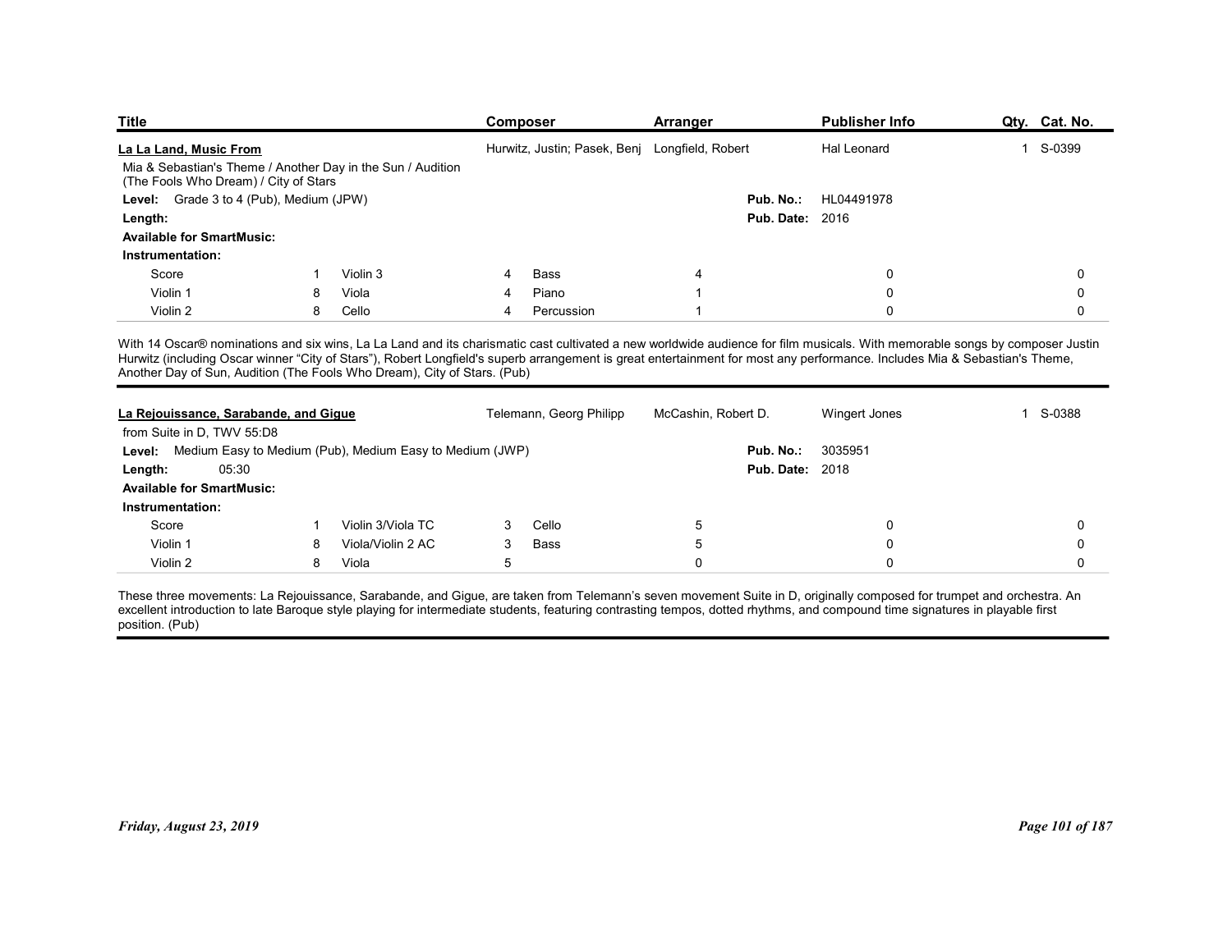| Title | Composer | Arranger | Publisher Info | Qty. | Cat. No. |
|---|---|---|---|---|---|
| **La La Land, Music From** | Hurwitz, Justin; Pasek, Benj | Longfield, Robert | Hal Leonard | 1 | S-0399 |

Mia & Sebastian's Theme / Another Day in the Sun / Audition (The Fools Who Dream) / City of Stars

**Level:** Grade 3 to 4 (Pub), Medium (JPW)
**Pub. No.:** HL04491978
**Length:**
**Pub. Date:** 2016
**Available for SmartMusic:**
**Instrumentation:**

| | | | | | | | | |
|---|---|---|---|---|---|---|---|---|
| Score | 1 | Violin 3 | 4 | Bass | 4 | | 0 | 0 |
| Violin 1 | 8 | Viola | 4 | Piano | 1 | | 0 | 0 |
| Violin 2 | 8 | Cello | 4 | Percussion | 1 | | 0 | 0 |

With 14 Oscar® nominations and six wins, La La Land and its charismatic cast cultivated a new worldwide audience for film musicals. With memorable songs by composer Justin Hurwitz (including Oscar winner "City of Stars"), Robert Longfield's superb arrangement is great entertainment for most any performance. Includes Mia & Sebastian's Theme, Another Day of Sun, Audition (The Fools Who Dream), City of Stars. (Pub)

---

| Title | Composer | Arranger | Publisher Info | Qty. | Cat. No. |
|---|---|---|---|---|---|
| **La Rejouissance, Sarabande, and Gigue** | Telemann, Georg Philipp | McCashin, Robert D. | Wingert Jones | 1 | S-0388 |

from Suite in D, TWV 55:D8

**Level:** Medium Easy to Medium (Pub), Medium Easy to Medium (JWP)
**Pub. No.:** 3035951
**Length:** 05:30
**Pub. Date:** 2018
**Available for SmartMusic:**
**Instrumentation:**

| | | | | | | | | |
|---|---|---|---|---|---|---|---|---|
| Score | 1 | Violin 3/Viola TC | 3 | Cello | 5 | | 0 | 0 |
| Violin 1 | 8 | Viola/Violin 2 AC | 3 | Bass | 5 | | 0 | 0 |
| Violin 2 | 8 | Viola | 5 | | 0 | | 0 | 0 |

These three movements: La Rejouissance, Sarabande, and Gigue, are taken from Telemann's seven movement Suite in D, originally composed for trumpet and orchestra. An excellent introduction to late Baroque style playing for intermediate students, featuring contrasting tempos, dotted rhythms, and compound time signatures in playable first position. (Pub)

*Friday, August 23, 2019*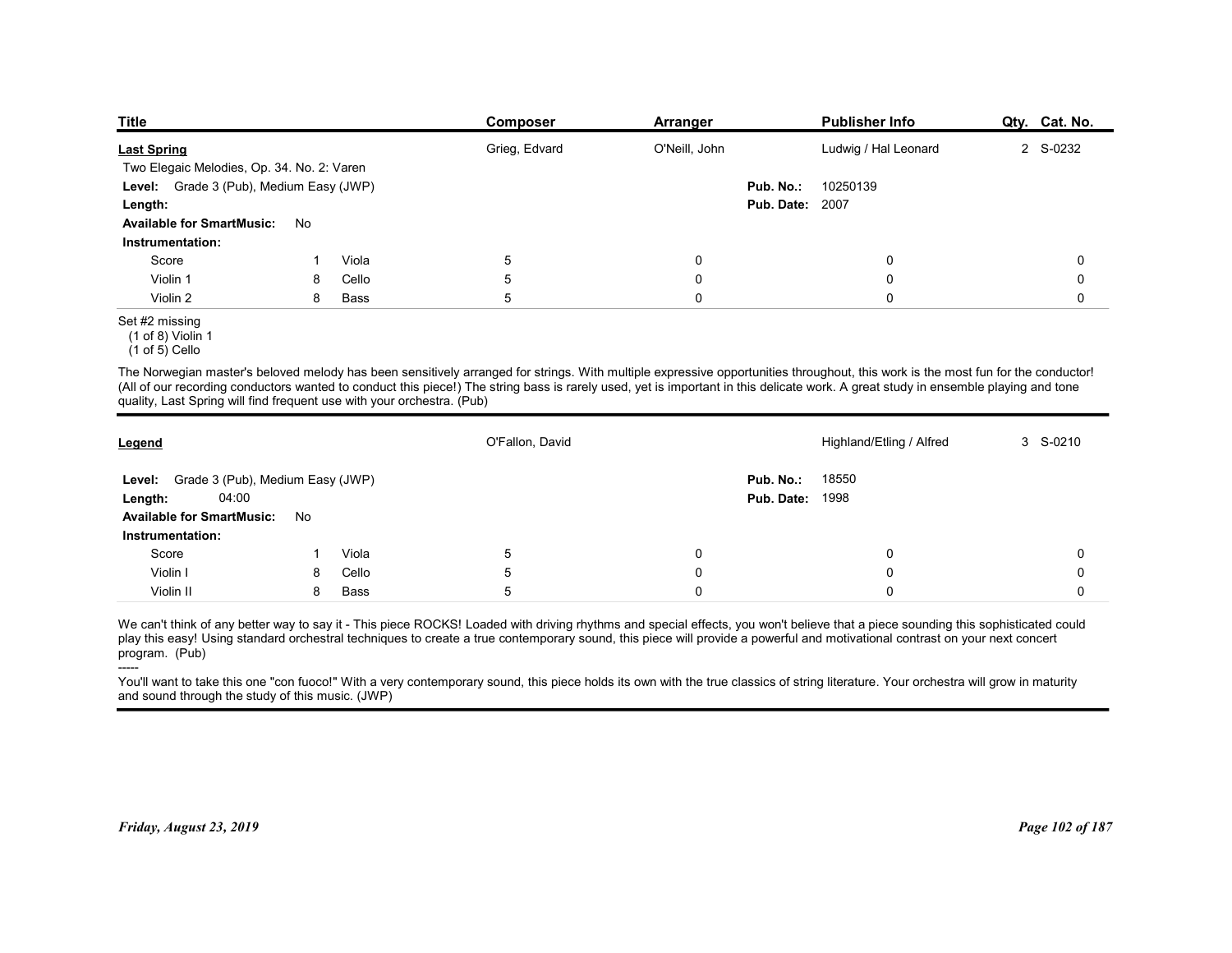| Title | Composer | Arranger | Publisher Info | Qty. | Cat. No. |
|---|---|---|---|---|---|
| **Last Spring** | Grieg, Edvard | O'Neill, John | Ludwig / Hal Leonard | 2 | S-0232 |

Two Elegaic Melodies, Op. 34. No. 2: Varen

**Level:** Grade 3 (Pub), Medium Easy (JWP)
**Length:**
**Pub. No.:** 10250139
**Pub. Date:** 2007
**Available for SmartMusic:** No

**Instrumentation:**

| Part | Qty. | Part | Qty. | | | |
|---|---|---|---|---|---|---|
| Score | 1 | Viola | 5 | 0 | 0 | 0 |
| Violin 1 | 8 | Cello | 5 | 0 | 0 | 0 |
| Violin 2 | 8 | Bass | 5 | 0 | 0 | 0 |

Set #2 missing
(1 of 8) Violin 1
(1 of 5) Cello

The Norwegian master's beloved melody has been sensitively arranged for strings. With multiple expressive opportunities throughout, this work is the most fun for the conductor! (All of our recording conductors wanted to conduct this piece!) The string bass is rarely used, yet is important in this delicate work. A great study in ensemble playing and tone quality, Last Spring will find frequent use with your orchestra. (Pub)

---

| Title | Composer | Arranger | Publisher Info | Qty. | Cat. No. |
|---|---|---|---|---|---|
| **Legend** | O'Fallon, David | | Highland/Etling / Alfred | 3 | S-0210 |

**Level:** Grade 3 (Pub), Medium Easy (JWP)
**Length:** 04:00
**Pub. No.:** 18550
**Pub. Date:** 1998
**Available for SmartMusic:** No

**Instrumentation:**

| Part | Qty. | Part | Qty. | | | |
|---|---|---|---|---|---|---|
| Score | 1 | Viola | 5 | 0 | 0 | 0 |
| Violin I | 8 | Cello | 5 | 0 | 0 | 0 |
| Violin II | 8 | Bass | 5 | 0 | 0 | 0 |

We can't think of any better way to say it - This piece ROCKS! Loaded with driving rhythms and special effects, you won't believe that a piece sounding this sophisticated could play this easy! Using standard orchestral techniques to create a true contemporary sound, this piece will provide a powerful and motivational contrast on your next concert program. (Pub)

-----

You'll want to take this one "con fuoco!" With a very contemporary sound, this piece holds its own with the true classics of string literature. Your orchestra will grow in maturity and sound through the study of this music. (JWP)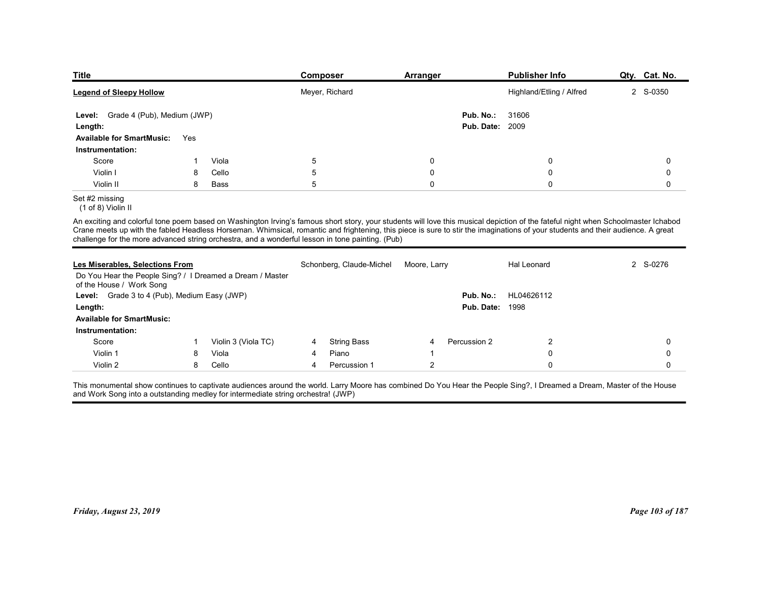| Title | Composer | Arranger | Publisher Info | Qty. | Cat. No. |
|---|---|---|---|---|---|
| **Legend of Sleepy Hollow** | Meyer, Richard | | Highland/Etling / Alfred | 2 | S-0350 |

**Level:** Grade 4 (Pub), Medium (JWP)
**Length:**
**Available for SmartMusic:** Yes
**Pub. No.:** 31606
**Pub. Date:** 2009

**Instrumentation:**

| | | | | | | | |
|---|---|---|---|---|---|---|---|
| Score | 1 | Viola | 5 | 0 | 0 | 0 |
| Violin I | 8 | Cello | 5 | 0 | 0 | 0 |
| Violin II | 8 | Bass | 5 | 0 | 0 | 0 |

Set #2 missing
(1 of 8) Violin II

An exciting and colorful tone poem based on Washington Irving's famous short story, your students will love this musical depiction of the fateful night when Schoolmaster Ichabod Crane meets up with the fabled Headless Horseman. Whimsical, romantic and frightening, this piece is sure to stir the imaginations of your students and their audience. A great challenge for the more advanced string orchestra, and a wonderful lesson in tone painting. (Pub)

---

| Title | Composer | Arranger | Publisher Info | Qty. | Cat. No. |
|---|---|---|---|---|---|
| **Les Miserables, Selections From** | Schonberg, Claude-Michel | Moore, Larry | Hal Leonard | 2 | S-0276 |

Do You Hear the People Sing? / I Dreamed a Dream / Master of the House / Work Song

**Level:** Grade 3 to 4 (Pub), Medium Easy (JWP)
**Length:**
**Available for SmartMusic:**
**Pub. No.:** HL04626112
**Pub. Date:** 1998

**Instrumentation:**

| | | | | | | | | | |
|---|---|---|---|---|---|---|---|---|---|
| Score | 1 | Violin 3 (Viola TC) | 4 | String Bass | 4 | Percussion 2 | 2 | 0 |
| Violin 1 | 8 | Viola | 4 | Piano | 1 | | 0 | 0 |
| Violin 2 | 8 | Cello | 4 | Percussion 1 | 2 | | 0 | 0 |

This monumental show continues to captivate audiences around the world. Larry Moore has combined Do You Hear the People Sing?, I Dreamed a Dream, Master of the House and Work Song into a outstanding medley for intermediate string orchestra! (JWP)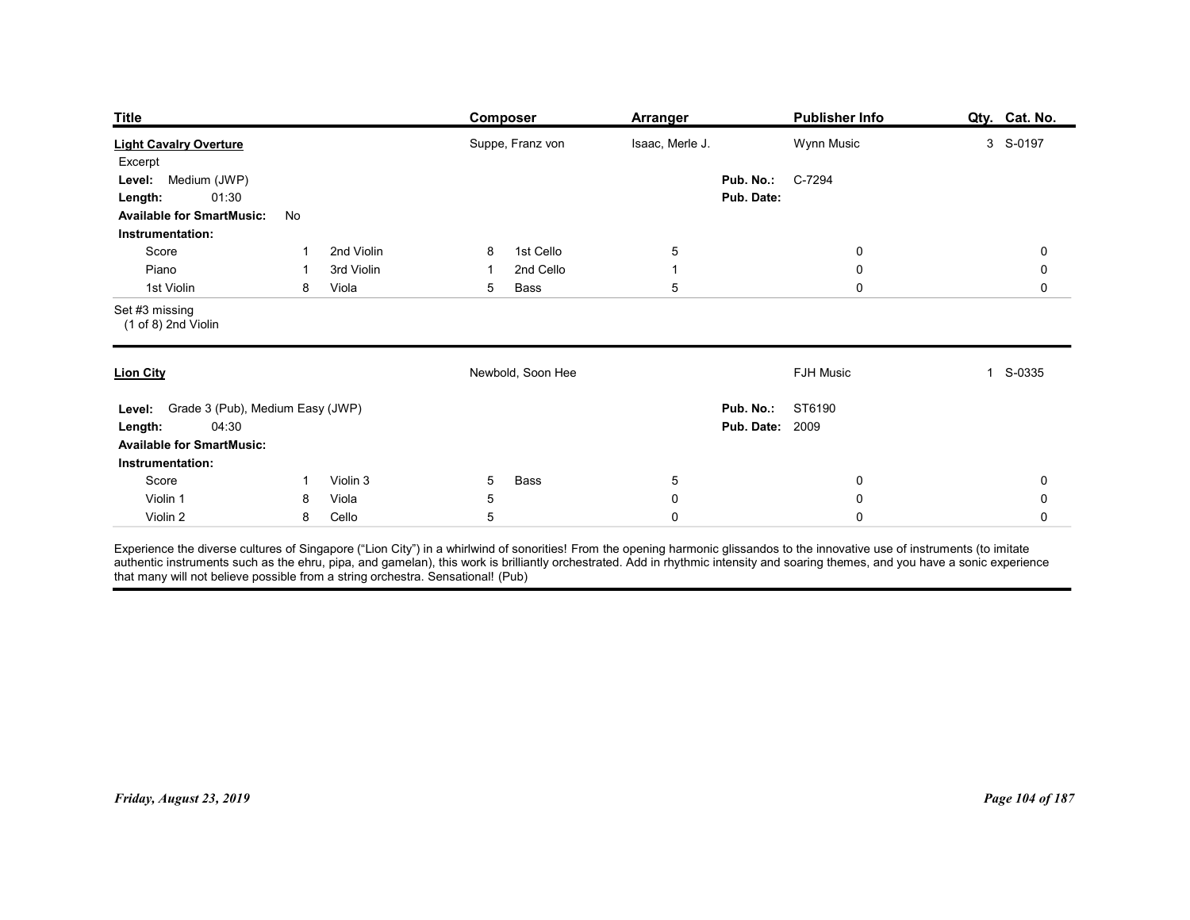| Title | Composer | Arranger | Publisher Info | Qty. | Cat. No. |
|---|---|---|---|---|---|
| **Light Cavalry Overture** | Suppe, Franz von | Isaac, Merle J. | Wynn Music | 3 | S-0197 |

Excerpt

**Level:** Medium (JWP)

**Length:** 01:30

**Available for SmartMusic:** No

**Pub. No.:** C-7294

**Pub. Date:**

**Instrumentation:**

| | | | | | | | | |
|---|---|---|---|---|---|---|---|---|
| Score | 1 | 2nd Violin | 8 | 1st Cello | 5 | | 0 | 0 |
| Piano | 1 | 3rd Violin | 1 | 2nd Cello | 1 | | 0 | 0 |
| 1st Violin | 8 | Viola | 5 | Bass | 5 | | 0 | 0 |

Set #3 missing
(1 of 8) 2nd Violin

---

| Title | Composer | Arranger | Publisher Info | Qty. | Cat. No. |
|---|---|---|---|---|---|
| **Lion City** | Newbold, Soon Hee | | FJH Music | 1 | S-0335 |

**Level:** Grade 3 (Pub), Medium Easy (JWP)

**Length:** 04:30

**Available for SmartMusic:**

**Pub. No.:** ST6190

**Pub. Date:** 2009

**Instrumentation:**

| | | | | | | | | |
|---|---|---|---|---|---|---|---|---|
| Score | 1 | Violin 3 | 5 | Bass | 5 | | 0 | 0 |
| Violin 1 | 8 | Viola | 5 | | 0 | | 0 | 0 |
| Violin 2 | 8 | Cello | 5 | | 0 | | 0 | 0 |

Experience the diverse cultures of Singapore ("Lion City") in a whirlwind of sonorities! From the opening harmonic glissandos to the innovative use of instruments (to imitate authentic instruments such as the ehru, pipa, and gamelan), this work is brilliantly orchestrated. Add in rhythmic intensity and soaring themes, and you have a sonic experience that many will not believe possible from a string orchestra. Sensational! (Pub)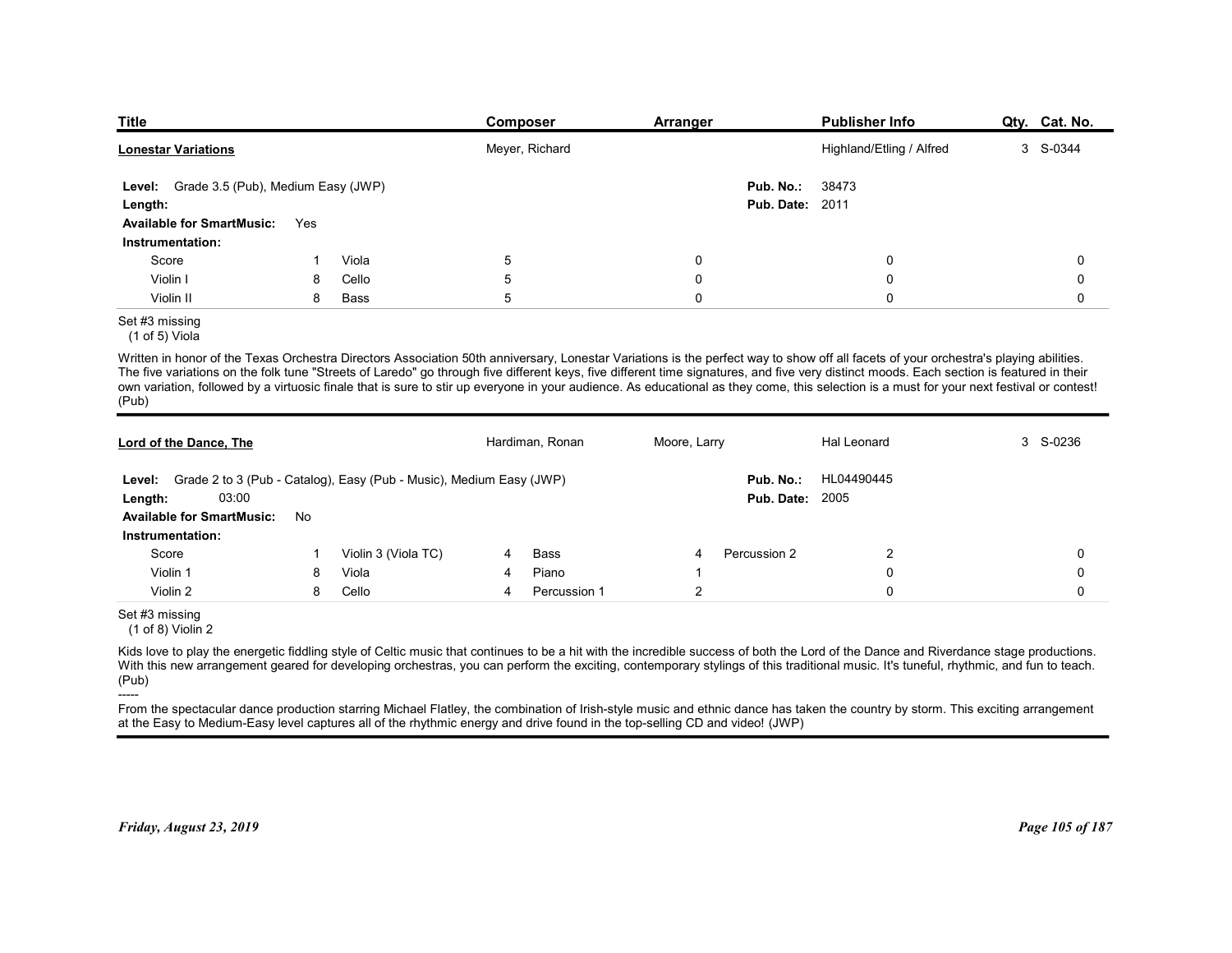| Title | Composer | Arranger | Publisher Info | Qty. | Cat. No. |
|---|---|---|---|---|---|
| **Lonestar Variations** | Meyer, Richard | | Highland/Etling / Alfred | 3 | S-0344 |

**Level:** Grade 3.5 (Pub), Medium Easy (JWP)
**Length:**
**Available for SmartMusic:** Yes
**Pub. No.:** 38473
**Pub. Date:** 2011

**Instrumentation:**

| | | | | | | | | | |
|---|---|---|---|---|---|---|---|---|---|
| Score | 1 | Viola | 5 | | 0 | | 0 | | 0 |
| Violin I | 8 | Cello | 5 | | 0 | | 0 | | 0 |
| Violin II | 8 | Bass | 5 | | 0 | | 0 | | 0 |

Set #3 missing
(1 of 5) Viola

Written in honor of the Texas Orchestra Directors Association 50th anniversary, Lonestar Variations is the perfect way to show off all facets of your orchestra's playing abilities. The five variations on the folk tune "Streets of Laredo" go through five different keys, five different time signatures, and five very distinct moods. Each section is featured in their own variation, followed by a virtuosic finale that is sure to stir up everyone in your audience. As educational as they come, this selection is a must for your next festival or contest! (Pub)

---

| Title | Composer | Arranger | Publisher Info | Qty. | Cat. No. |
|---|---|---|---|---|---|
| **Lord of the Dance, The** | Hardiman, Ronan | Moore, Larry | Hal Leonard | 3 | S-0236 |

**Level:** Grade 2 to 3 (Pub - Catalog), Easy (Pub - Music), Medium Easy (JWP)
**Length:** 03:00
**Available for SmartMusic:** No
**Pub. No.:** HL04490445
**Pub. Date:** 2005

**Instrumentation:**

| | | | | | | | | | |
|---|---|---|---|---|---|---|---|---|---|
| Score | 1 | Violin 3 (Viola TC) | 4 | Bass | 4 | Percussion 2 | 2 | | 0 |
| Violin 1 | 8 | Viola | 4 | Piano | 1 | | 0 | | 0 |
| Violin 2 | 8 | Cello | 4 | Percussion 1 | 2 | | 0 | | 0 |

Set #3 missing
(1 of 8) Violin 2

Kids love to play the energetic fiddling style of Celtic music that continues to be a hit with the incredible success of both the Lord of the Dance and Riverdance stage productions. With this new arrangement geared for developing orchestras, you can perform the exciting, contemporary stylings of this traditional music. It's tuneful, rhythmic, and fun to teach. (Pub)

-----

From the spectacular dance production starring Michael Flatley, the combination of Irish-style music and ethnic dance has taken the country by storm. This exciting arrangement at the Easy to Medium-Easy level captures all of the rhythmic energy and drive found in the top-selling CD and video! (JWP)

*Friday, August 23, 2019*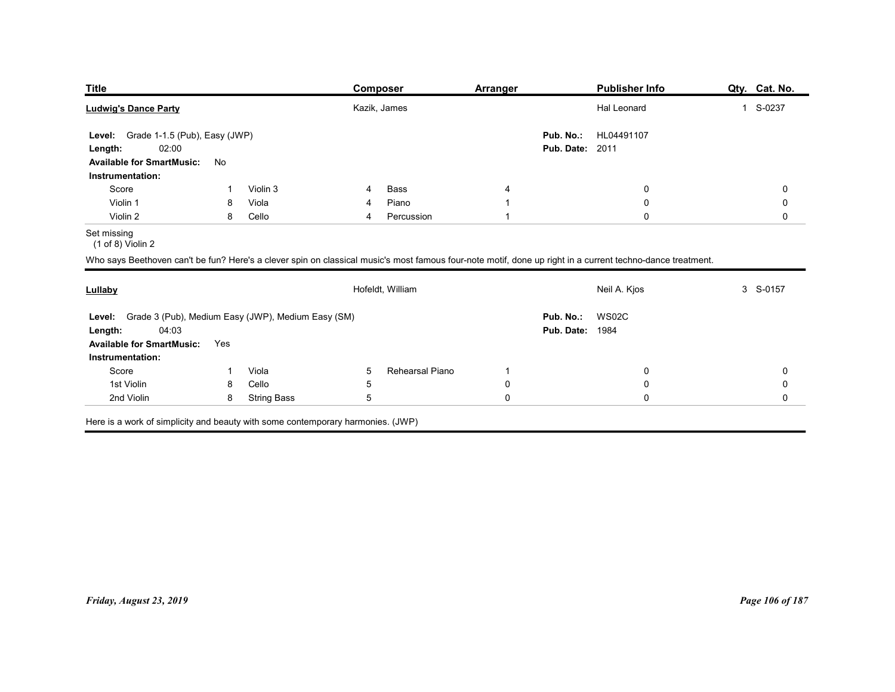| Title | Composer | Arranger | Publisher Info | Qty. | Cat. No. |
|---|---|---|---|---|---|
| **Ludwig's Dance Party** | Kazik, James | | Hal Leonard | 1 | S-0237 |

**Level:** Grade 1-1.5 (Pub), Easy (JWP)
**Length:** 02:00
**Available for SmartMusic:** No
**Pub. No.:** HL04491107
**Pub. Date:** 2011

**Instrumentation:**

| Part | Qty | Part | Qty | Part | Qty | | |
|---|---|---|---|---|---|---|---|
| Score | 1 | Violin 3 | 4 | Bass | 4 | 0 | 0 |
| Violin 1 | 8 | Viola | 4 | Piano | 1 | 0 | 0 |
| Violin 2 | 8 | Cello | 4 | Percussion | 1 | 0 | 0 |

Set missing
(1 of 8) Violin 2

Who says Beethoven can't be fun? Here's a clever spin on classical music's most famous four-note motif, done up right in a current techno-dance treatment.

---

| Title | Composer | Arranger | Publisher Info | Qty. | Cat. No. |
|---|---|---|---|---|---|
| **Lullaby** | Hofeldt, William | | Neil A. Kjos | 3 | S-0157 |

**Level:** Grade 3 (Pub), Medium Easy (JWP), Medium Easy (SM)
**Length:** 04:03
**Available for SmartMusic:** Yes
**Pub. No.:** WS02C
**Pub. Date:** 1984

**Instrumentation:**

| Part | Qty | Part | Qty | Part | Qty | | |
|---|---|---|---|---|---|---|---|
| Score | 1 | Viola | 5 | Rehearsal Piano | 1 | 0 | 0 |
| 1st Violin | 8 | Cello | 5 | | 0 | 0 | 0 |
| 2nd Violin | 8 | String Bass | 5 | | 0 | 0 | 0 |

Here is a work of simplicity and beauty with some contemporary harmonies. (JWP)

*Friday, August 23, 2019*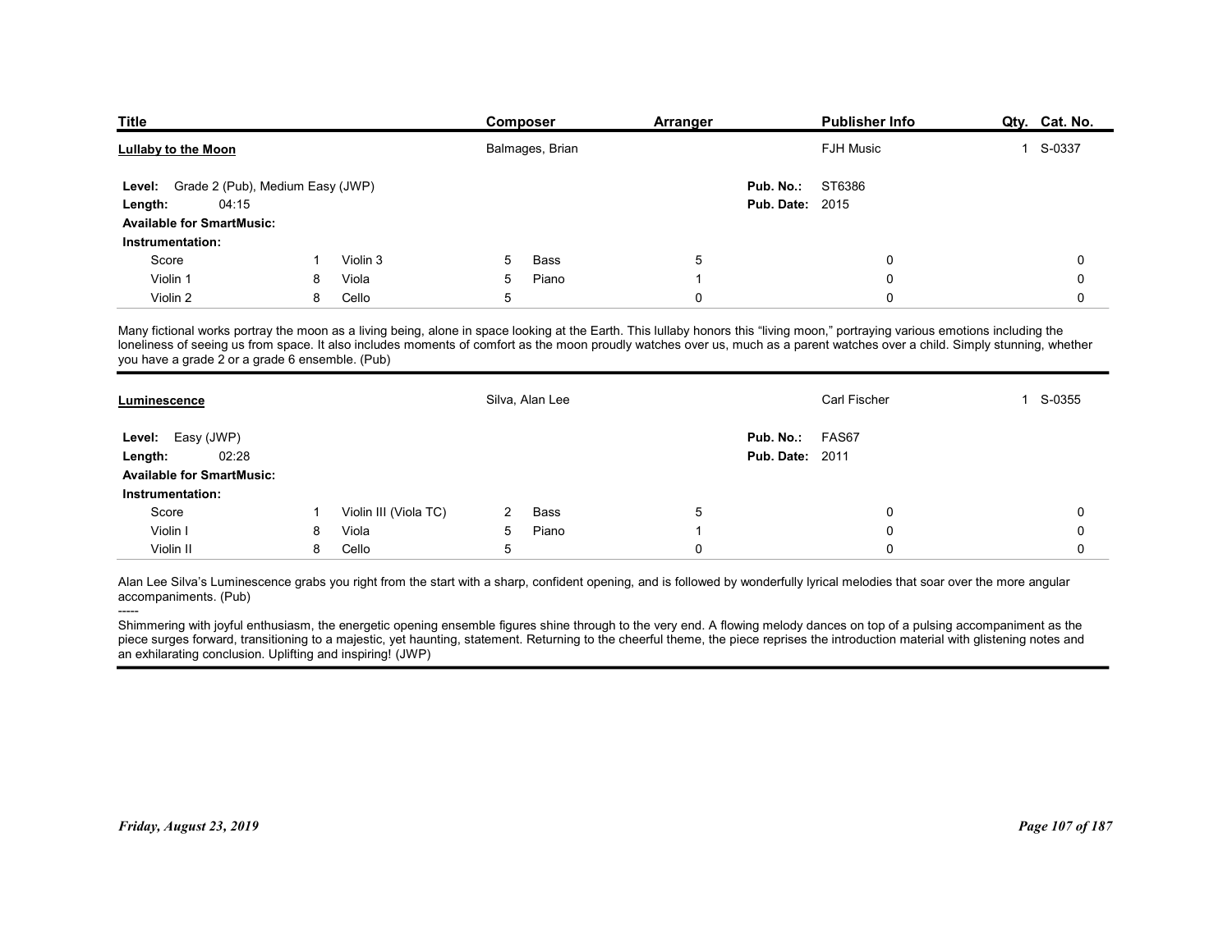| Title | Composer | Arranger | Publisher Info | Qty. | Cat. No. |
|---|---|---|---|---|---|
| **Lullaby to the Moon** | Balmages, Brian | | FJH Music | 1 | S-0337 |

**Level:** Grade 2 (Pub), Medium Easy (JWP)
**Length:** 04:15
**Available for SmartMusic:**
**Pub. No.:** ST6386
**Pub. Date:** 2015

**Instrumentation:**

| | | | | | | | | |
|---|---|---|---|---|---|---|---|---|
| Score | 1 | Violin 3 | 5 | Bass | 5 | | 0 | 0 |
| Violin 1 | 8 | Viola | 5 | Piano | 1 | | 0 | 0 |
| Violin 2 | 8 | Cello | 5 | | 0 | | 0 | 0 |

Many fictional works portray the moon as a living being, alone in space looking at the Earth. This lullaby honors this "living moon," portraying various emotions including the loneliness of seeing us from space. It also includes moments of comfort as the moon proudly watches over us, much as a parent watches over a child. Simply stunning, whether you have a grade 2 or a grade 6 ensemble. (Pub)

---

| Title | Composer | Arranger | Publisher Info | Qty. | Cat. No. |
|---|---|---|---|---|---|
| **Luminescence** | Silva, Alan Lee | | Carl Fischer | 1 | S-0355 |

**Level:** Easy (JWP)
**Length:** 02:28
**Available for SmartMusic:**
**Pub. No.:** FAS67
**Pub. Date:** 2011

**Instrumentation:**

| | | | | | | | | |
|---|---|---|---|---|---|---|---|---|
| Score | 1 | Violin III (Viola TC) | 2 | Bass | 5 | | 0 | 0 |
| Violin I | 8 | Viola | 5 | Piano | 1 | | 0 | 0 |
| Violin II | 8 | Cello | 5 | | 0 | | 0 | 0 |

Alan Lee Silva's Luminescence grabs you right from the start with a sharp, confident opening, and is followed by wonderfully lyrical melodies that soar over the more angular accompaniments. (Pub)

-----

Shimmering with joyful enthusiasm, the energetic opening ensemble figures shine through to the very end. A flowing melody dances on top of a pulsing accompaniment as the piece surges forward, transitioning to a majestic, yet haunting, statement. Returning to the cheerful theme, the piece reprises the introduction material with glistening notes and an exhilarating conclusion. Uplifting and inspiring! (JWP)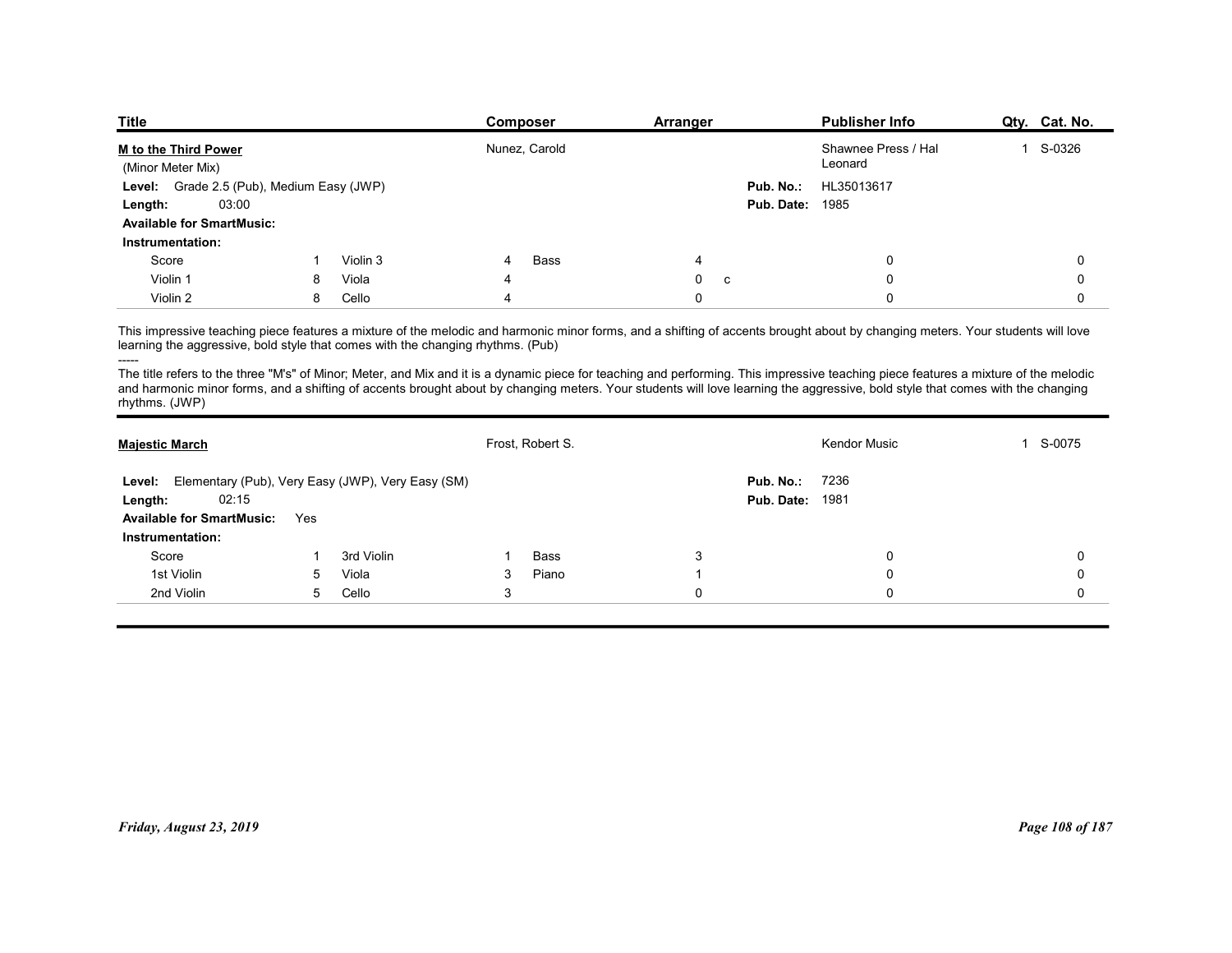| Title | Composer | Arranger | Publisher Info | Qty. | Cat. No. |
|---|---|---|---|---|---|
| **M to the Third Power** (Minor Meter Mix) | Nunez, Carold | | Shawnee Press / Hal Leonard | 1 | S-0326 |

**Level:** Grade 2.5 (Pub), Medium Easy (JWP)
**Length:** 03:00
**Available for SmartMusic:**
**Pub. No.:** HL35013617
**Pub. Date:** 1985

**Instrumentation:**

| | | | | | | | | | | |
|---|---|---|---|---|---|---|---|---|---|---|
| Score | 1 | Violin 3 | 4 | Bass | 4 | | | 0 | | 0 |
| Violin 1 | 8 | Viola | 4 | | 0 | c | | 0 | | 0 |
| Violin 2 | 8 | Cello | 4 | | 0 | | | 0 | | 0 |

This impressive teaching piece features a mixture of the melodic and harmonic minor forms, and a shifting of accents brought about by changing meters. Your students will love learning the aggressive, bold style that comes with the changing rhythms. (Pub)

-----

The title refers to the three "M's" of Minor; Meter, and Mix and it is a dynamic piece for teaching and performing. This impressive teaching piece features a mixture of the melodic and harmonic minor forms, and a shifting of accents brought about by changing meters. Your students will love learning the aggressive, bold style that comes with the changing rhythms. (JWP)

---

| Title | Composer | Arranger | Publisher Info | Qty. | Cat. No. |
|---|---|---|---|---|---|
| **Majestic March** | Frost, Robert S. | | Kendor Music | 1 | S-0075 |

**Level:** Elementary (Pub), Very Easy (JWP), Very Easy (SM)
**Length:** 02:15
**Available for SmartMusic:** Yes
**Pub. No.:** 7236
**Pub. Date:** 1981

**Instrumentation:**

| | | | | | | | | |
|---|---|---|---|---|---|---|---|---|
| Score | 1 | 3rd Violin | 1 | Bass | 3 | | 0 | 0 |
| 1st Violin | 5 | Viola | 3 | Piano | 1 | | 0 | 0 |
| 2nd Violin | 5 | Cello | 3 | | 0 | | 0 | 0 |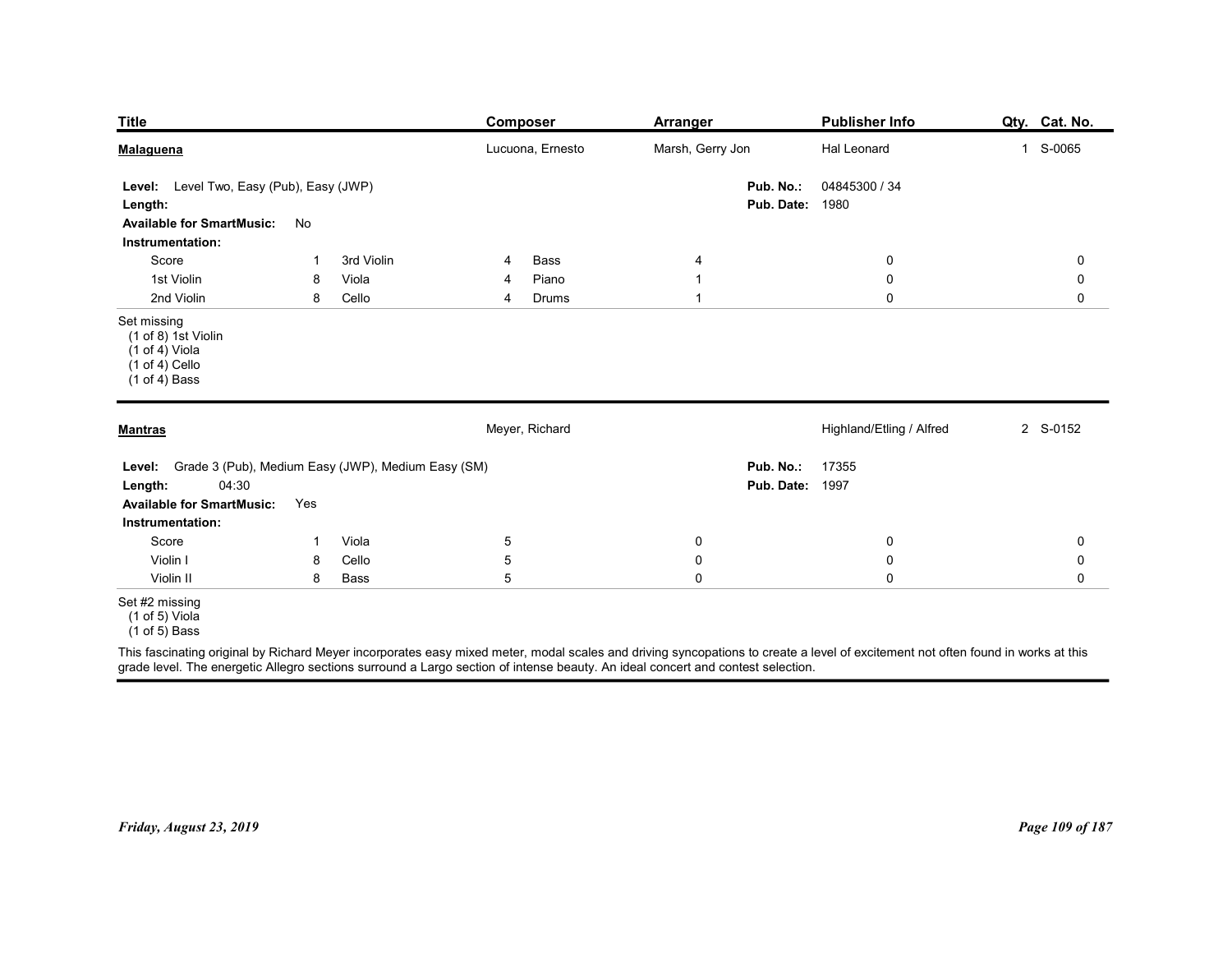| Title | Composer | Arranger | Publisher Info | Qty. | Cat. No. |
|---|---|---|---|---|---|
| **Malaguena** | Lucuona, Ernesto | Marsh, Gerry Jon | Hal Leonard | 1 | S-0065 |

**Level:** Level Two, Easy (Pub), Easy (JWP)
**Length:**
**Available for SmartMusic:** No
**Pub. No.:** 04845300 / 34
**Pub. Date:** 1980

**Instrumentation:**

| | | | | | | | | |
|---|---|---|---|---|---|---|---|---|
| Score | 1 | 3rd Violin | 4 | Bass | 4 | 0 | | 0 |
| 1st Violin | 8 | Viola | 4 | Piano | 1 | 0 | | 0 |
| 2nd Violin | 8 | Cello | 4 | Drums | 1 | 0 | | 0 |

Set missing
(1 of 8) 1st Violin
(1 of 4) Viola
(1 of 4) Cello
(1 of 4) Bass

---

| Title | Composer | Arranger | Publisher Info | Qty. | Cat. No. |
|---|---|---|---|---|---|
| **Mantras** | Meyer, Richard | | Highland/Etling / Alfred | 2 | S-0152 |

**Level:** Grade 3 (Pub), Medium Easy (JWP), Medium Easy (SM)
**Length:** 04:30
**Available for SmartMusic:** Yes
**Pub. No.:** 17355
**Pub. Date:** 1997

**Instrumentation:**

| | | | | | | |
|---|---|---|---|---|---|---|
| Score | 1 | Viola | 5 | 0 | 0 | 0 |
| Violin I | 8 | Cello | 5 | 0 | 0 | 0 |
| Violin II | 8 | Bass | 5 | 0 | 0 | 0 |

Set #2 missing
(1 of 5) Viola
(1 of 5) Bass

This fascinating original by Richard Meyer incorporates easy mixed meter, modal scales and driving syncopations to create a level of excitement not often found in works at this grade level. The energetic Allegro sections surround a Largo section of intense beauty. An ideal concert and contest selection.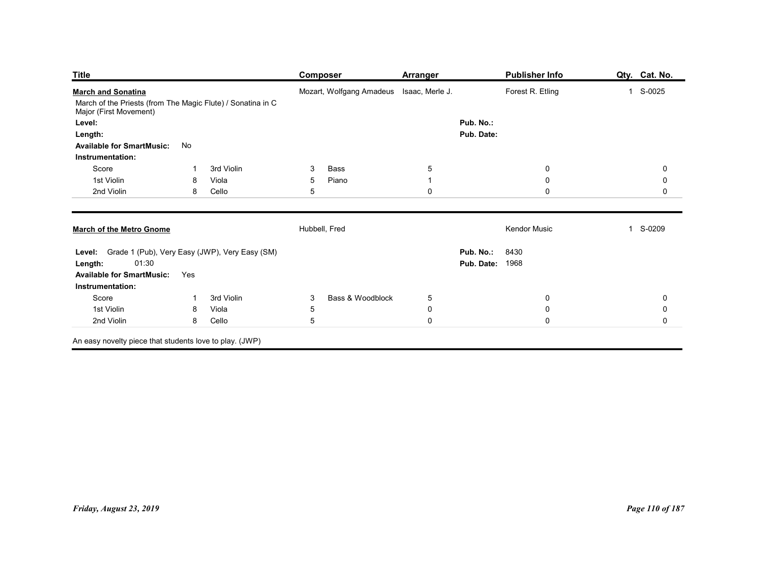| Title | Composer | Arranger | Publisher Info | Qty. | Cat. No. |
|---|---|---|---|---|---|
| **March and Sonatina** | Mozart, Wolfgang Amadeus | Isaac, Merle J. | Forest R. Etling | 1 | S-0025 |

March of the Priests (from The Magic Flute) / Sonatina in C Major (First Movement)

**Level:**
**Length:**
**Pub. No.:**
**Pub. Date:**
**Available for SmartMusic:** No
**Instrumentation:**

| | | | | | | | | | | |
|---|---|---|---|---|---|---|---|---|---|---|
| Score | 1 | 3rd Violin | 3 | Bass | 5 | | 0 | | 0 | |
| 1st Violin | 8 | Viola | 5 | Piano | 1 | | 0 | | 0 | |
| 2nd Violin | 8 | Cello | 5 | | 0 | | 0 | | 0 | |

---

| Title | Composer | Arranger | Publisher Info | Qty. | Cat. No. |
|---|---|---|---|---|---|
| **March of the Metro Gnome** | Hubbell, Fred | | Kendor Music | 1 | S-0209 |

**Level:** Grade 1 (Pub), Very Easy (JWP), Very Easy (SM)
**Length:** 01:30
**Pub. No.:** 8430
**Pub. Date:** 1968
**Available for SmartMusic:** Yes
**Instrumentation:**

| | | | | | | | | | | |
|---|---|---|---|---|---|---|---|---|---|---|
| Score | 1 | 3rd Violin | 3 | Bass & Woodblock | 5 | | 0 | | 0 | |
| 1st Violin | 8 | Viola | 5 | | 0 | | 0 | | 0 | |
| 2nd Violin | 8 | Cello | 5 | | 0 | | 0 | | 0 | |

An easy novelty piece that students love to play. (JWP)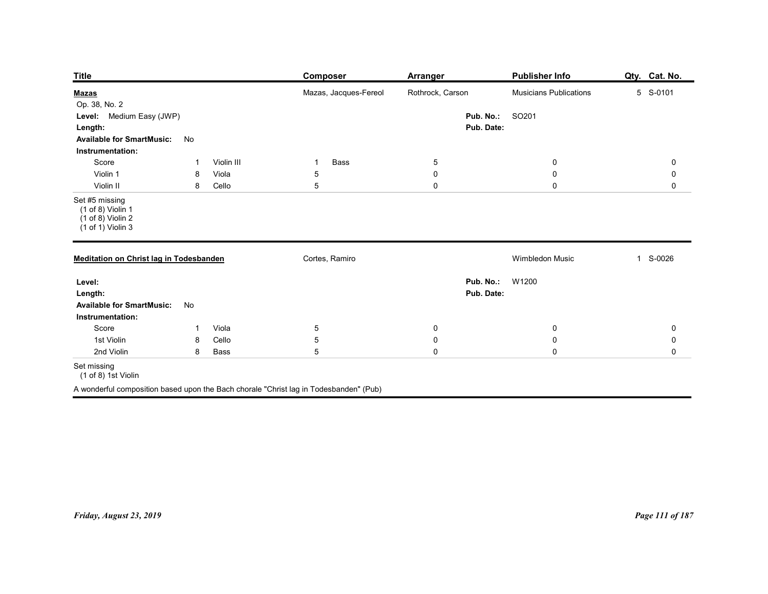| Title | Composer | Arranger | Publisher Info | Qty. | Cat. No. |
|---|---|---|---|---|---|
| **Mazas** | Mazas, Jacques-Fereol | Rothrock, Carson | Musicians Publications | 5 | S-0101 |

Op. 38, No. 2

**Level:** Medium Easy (JWP)

**Length:**

**Available for SmartMusic:** No

**Pub. No.:** SO201

**Pub. Date:**

**Instrumentation:**

| | | | | | | | | |
|---|---|---|---|---|---|---|---|---|
| Score | 1 | Violin III | 1 | Bass | 5 | 0 | 0 | |
| Violin 1 | 8 | Viola | 5 | | 0 | 0 | 0 | |
| Violin II | 8 | Cello | 5 | | 0 | 0 | 0 | |

Set #5 missing
(1 of 8) Violin 1
(1 of 8) Violin 2
(1 of 1) Violin 3

---

| Title | Composer | Arranger | Publisher Info | Qty. | Cat. No. |
|---|---|---|---|---|---|
| **Meditation on Christ lag in Todesbanden** | Cortes, Ramiro | | Wimbledon Music | 1 | S-0026 |

**Level:**

**Length:**

**Available for SmartMusic:** No

**Pub. No.:** W1200

**Pub. Date:**

**Instrumentation:**

| | | | | | | | |
|---|---|---|---|---|---|---|---|
| Score | 1 | Viola | 5 | 0 | 0 | 0 |
| 1st Violin | 8 | Cello | 5 | 0 | 0 | 0 |
| 2nd Violin | 8 | Bass | 5 | 0 | 0 | 0 |

Set missing
(1 of 8) 1st Violin

A wonderful composition based upon the Bach chorale "Christ lag in Todesbanden" (Pub)

*Friday, August 23, 2019*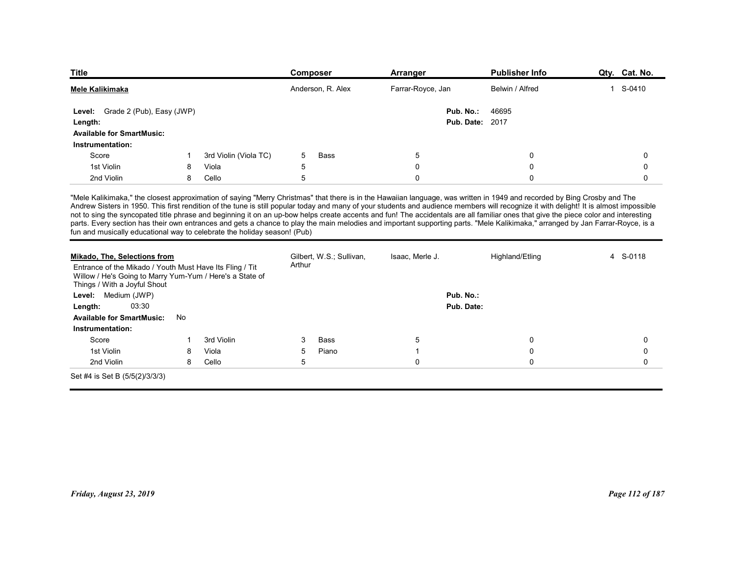| Title | Composer | Arranger | Publisher Info | Qty. | Cat. No. |
|---|---|---|---|---|---|
| **Mele Kalikimaka** | Anderson, R. Alex | Farrar-Royce, Jan | Belwin / Alfred | 1 | S-0410 |

**Level:** Grade 2 (Pub), Easy (JWP)
**Length:**
**Available for SmartMusic:**
**Pub. No.:** 46695
**Pub. Date:** 2017

**Instrumentation:**

| | | | | | | | | |
|---|---|---|---|---|---|---|---|---|
| Score | 1 | 3rd Violin (Viola TC) | 5 | Bass | 5 | 0 | 0 |
| 1st Violin | 8 | Viola | 5 | | 0 | 0 | 0 |
| 2nd Violin | 8 | Cello | 5 | | 0 | 0 | 0 |

"Mele Kalikimaka," the closest approximation of saying "Merry Christmas" that there is in the Hawaiian language, was written in 1949 and recorded by Bing Crosby and The Andrew Sisters in 1950. This first rendition of the tune is still popular today and many of your students and audience members will recognize it with delight! It is almost impossible not to sing the syncopated title phrase and beginning it on an up-bow helps create accents and fun! The accidentals are all familiar ones that give the piece color and interesting parts. Every section has their own entrances and gets a chance to play the main melodies and important supporting parts. "Mele Kalikimaka," arranged by Jan Farrar-Royce, is a fun and musically educational way to celebrate the holiday season! (Pub)

---

| Title | Composer | Arranger | Publisher Info | Qty. | Cat. No. |
|---|---|---|---|---|---|
| **Mikado, The, Selections from** | Gilbert, W.S.; Sullivan, Arthur | Isaac, Merle J. | Highland/Etling | 4 | S-0118 |

Entrance of the Mikado / Youth Must Have Its Fling / Tit Willow / He's Going to Marry Yum-Yum / Here's a State of Things / With a Joyful Shout

**Level:** Medium (JWP)
**Length:** 03:30
**Available for SmartMusic:** No
**Pub. No.:**
**Pub. Date:**

**Instrumentation:**

| | | | | | | | |
|---|---|---|---|---|---|---|---|
| Score | 1 | 3rd Violin | 3 | Bass | 5 | 0 | 0 |
| 1st Violin | 8 | Viola | 5 | Piano | 1 | 0 | 0 |
| 2nd Violin | 8 | Cello | 5 | | 0 | 0 | 0 |

Set #4 is Set B (5/5(2)/3/3/3)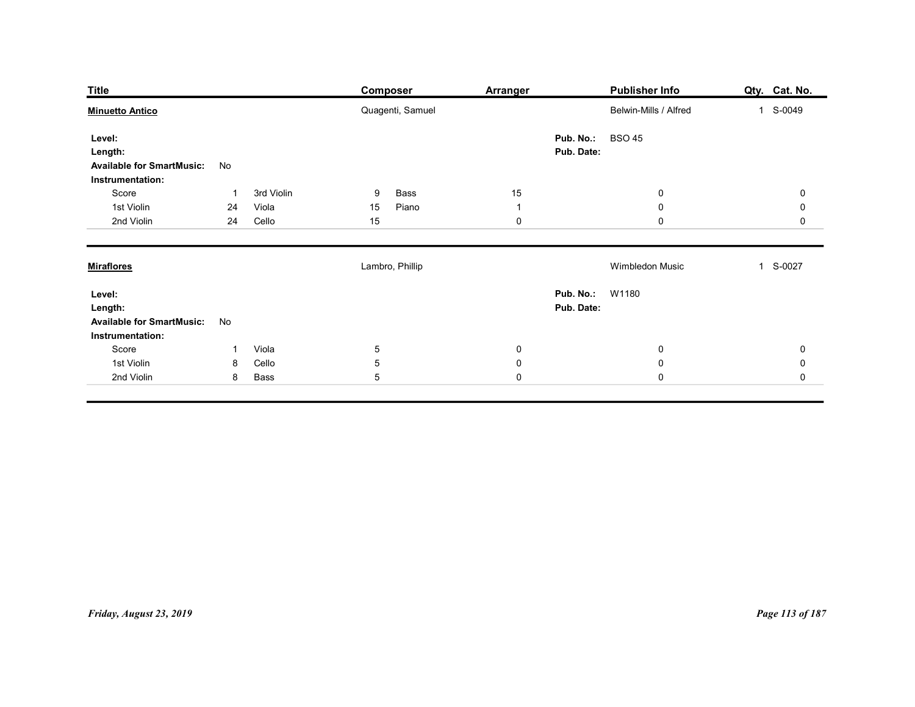| Title | Composer | Arranger | Publisher Info | Qty. | Cat. No. |
| --- | --- | --- | --- | --- | --- |
| **Minuetto Antico** | Quagenti, Samuel | | Belwin-Mills / Alfred | 1 | S-0049 |

**Level:**
**Length:**
**Available for SmartMusic:** No
**Pub. No.:** BSO 45
**Pub. Date:**

**Instrumentation:**

| | | | | | | | | |
| --- | --- | --- | --- | --- | --- | --- | --- | --- |
| Score | 1 | 3rd Violin | 9 | Bass | 15 | 0 | 0 |
| 1st Violin | 24 | Viola | 15 | Piano | 1 | 0 | 0 |
| 2nd Violin | 24 | Cello | 15 | | 0 | 0 | 0 |

---

| Title | Composer | Arranger | Publisher Info | Qty. | Cat. No. |
| --- | --- | --- | --- | --- | --- |
| **Miraflores** | Lambro, Phillip | | Wimbledon Music | 1 | S-0027 |

**Level:**
**Length:**
**Available for SmartMusic:** No
**Pub. No.:** W1180
**Pub. Date:**

**Instrumentation:**

| | | | | | | |
| --- | --- | --- | --- | --- | --- | --- |
| Score | 1 | Viola | 5 | 0 | 0 | 0 |
| 1st Violin | 8 | Cello | 5 | 0 | 0 | 0 |
| 2nd Violin | 8 | Bass | 5 | 0 | 0 | 0 |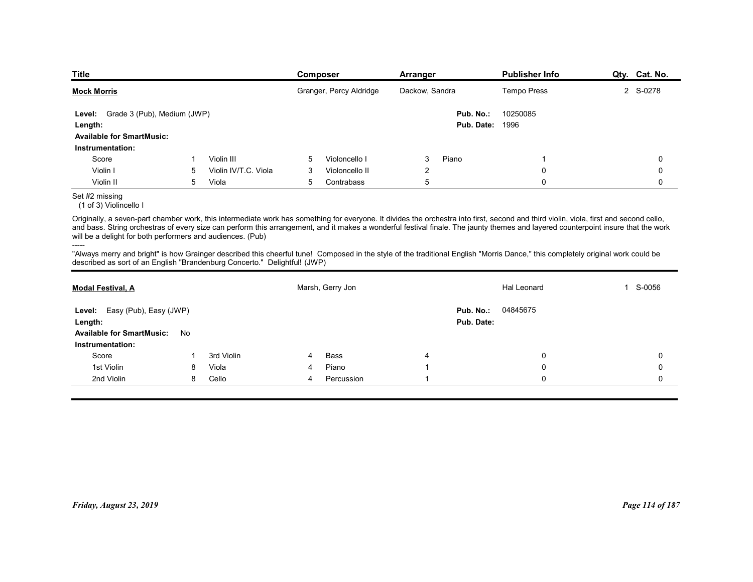| Title | Composer | Arranger | Publisher Info | Qty. | Cat. No. |
|---|---|---|---|---|---|
| **Mock Morris** | Granger, Percy Aldridge | Dackow, Sandra | Tempo Press | 2 | S-0278 |

**Level:** Grade 3 (Pub), Medium (JWP)
**Pub. No.:** 10250085
**Length:**
**Pub. Date:** 1996
**Available for SmartMusic:**
**Instrumentation:**

| | | | | | | | | | |
|---|---|---|---|---|---|---|---|---|---|
| Score | 1 | Violin III | 5 | Violoncello I | 3 | Piano | 1 | | 0 |
| Violin I | 5 | Violin IV/T.C. Viola | 3 | Violoncello II | 2 | | 0 | | 0 |
| Violin II | 5 | Viola | 5 | Contrabass | 5 | | 0 | | 0 |

Set #2 missing
(1 of 3) Violincello I

Originally, a seven-part chamber work, this intermediate work has something for everyone. It divides the orchestra into first, second and third violin, viola, first and second cello, and bass. String orchestras of every size can perform this arrangement, and it makes a wonderful festival finale. The jaunty themes and layered counterpoint insure that the work will be a delight for both performers and audiences. (Pub)

-----

"Always merry and bright" is how Grainger described this cheerful tune! Composed in the style of the traditional English "Morris Dance," this completely original work could be described as sort of an English "Brandenburg Concerto." Delightful! (JWP)

---

| Title | Composer | Arranger | Publisher Info | Qty. | Cat. No. |
|---|---|---|---|---|---|
| **Modal Festival, A** | Marsh, Gerry Jon | | Hal Leonard | 1 | S-0056 |

**Level:** Easy (Pub), Easy (JWP)
**Pub. No.:** 04845675
**Length:**
**Pub. Date:**
**Available for SmartMusic:** No
**Instrumentation:**

| | | | | | | | | | |
|---|---|---|---|---|---|---|---|---|---|
| Score | 1 | 3rd Violin | 4 | Bass | 4 | | 0 | | 0 |
| 1st Violin | 8 | Viola | 4 | Piano | 1 | | 0 | | 0 |
| 2nd Violin | 8 | Cello | 4 | Percussion | 1 | | 0 | | 0 |

*Friday, August 23, 2019*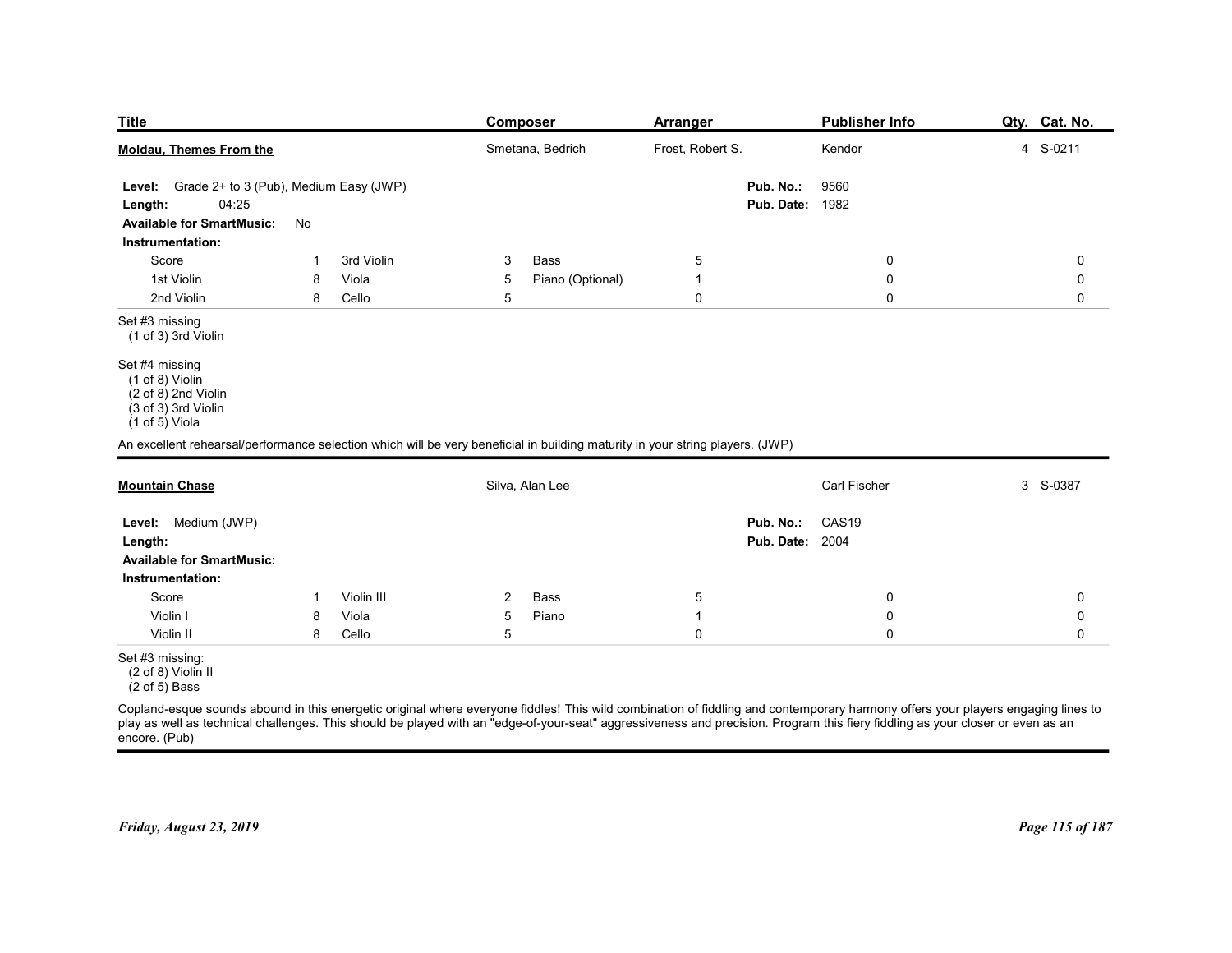| Title | Composer | Arranger | Publisher Info | Qty. | Cat. No. |
|---|---|---|---|---|---|
| **Moldau, Themes From the** | Smetana, Bedrich | Frost, Robert S. | Kendor | 4 | S-0211 |

**Level:** Grade 2+ to 3 (Pub), Medium Easy (JWP)
**Length:** 04:25
**Available for SmartMusic:** No
**Pub. No.:** 9560
**Pub. Date:** 1982

**Instrumentation:**

| | | | | | | | | |
|---|---|---|---|---|---|---|---|---|
| Score | 1 | 3rd Violin | 3 | Bass | 5 | | 0 | 0 |
| 1st Violin | 8 | Viola | 5 | Piano (Optional) | 1 | | 0 | 0 |
| 2nd Violin | 8 | Cello | 5 | | 0 | | 0 | 0 |

Set #3 missing
(1 of 3) 3rd Violin

Set #4 missing
(1 of 8) Violin
(2 of 8) 2nd Violin
(3 of 3) 3rd Violin
(1 of 5) Viola

An excellent rehearsal/performance selection which will be very beneficial in building maturity in your string players. (JWP)

---

| Title | Composer | Arranger | Publisher Info | Qty. | Cat. No. |
|---|---|---|---|---|---|
| **Mountain Chase** | Silva, Alan Lee | | Carl Fischer | 3 | S-0387 |

**Level:** Medium (JWP)
**Length:**
**Available for SmartMusic:**
**Pub. No.:** CAS19
**Pub. Date:** 2004

**Instrumentation:**

| | | | | | | | | |
|---|---|---|---|---|---|---|---|---|
| Score | 1 | Violin III | 2 | Bass | 5 | | 0 | 0 |
| Violin I | 8 | Viola | 5 | Piano | 1 | | 0 | 0 |
| Violin II | 8 | Cello | 5 | | 0 | | 0 | 0 |

Set #3 missing:
(2 of 8) Violin II
(2 of 5) Bass

Copland-esque sounds abound in this energetic original where everyone fiddles! This wild combination of fiddling and contemporary harmony offers your players engaging lines to play as well as technical challenges. This should be played with an "edge-of-your-seat" aggressiveness and precision. Program this fiery fiddling as your closer or even as an encore. (Pub)

*Friday, August 23, 2019*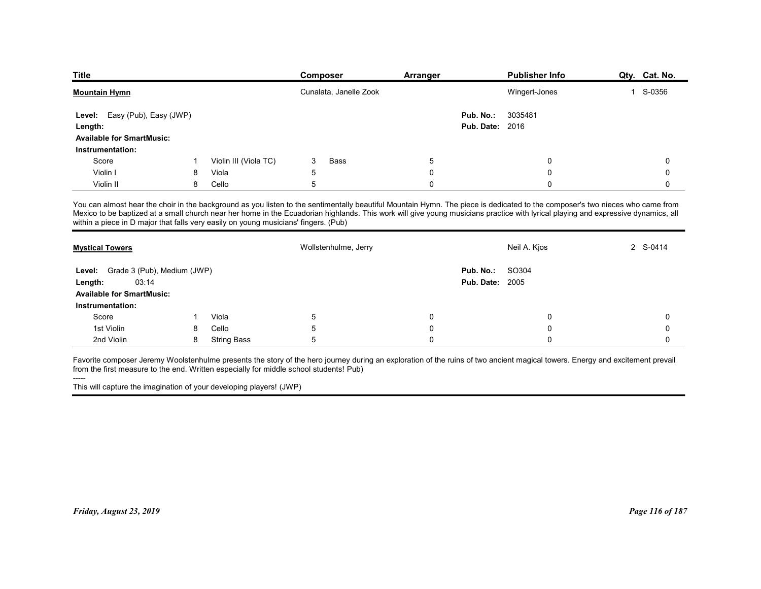| Title | Composer | Arranger | Publisher Info | Qty. | Cat. No. |
|---|---|---|---|---|---|
| **Mountain Hymn** | Cunalata, Janelle Zook | | Wingert-Jones | 1 | S-0356 |

**Level:** Easy (Pub), Easy (JWP)
**Length:**
**Available for SmartMusic:**
**Pub. No.:** 3035481
**Pub. Date:** 2016

**Instrumentation:**

| | | | | | | | | | |
|---|---|---|---|---|---|---|---|---|---|
| Score | 1 | Violin III (Viola TC) | 3 | Bass | 5 | | 0 | | 0 |
| Violin I | 8 | Viola | 5 | | 0 | | 0 | | 0 |
| Violin II | 8 | Cello | 5 | | 0 | | 0 | | 0 |

You can almost hear the choir in the background as you listen to the sentimentally beautiful Mountain Hymn. The piece is dedicated to the composer's two nieces who came from Mexico to be baptized at a small church near her home in the Ecuadorian highlands. This work will give young musicians practice with lyrical playing and expressive dynamics, all within a piece in D major that falls very easily on young musicians' fingers. (Pub)

---

| Title | Composer | Arranger | Publisher Info | Qty. | Cat. No. |
|---|---|---|---|---|---|
| **Mystical Towers** | Wollstenhulme, Jerry | | Neil A. Kjos | 2 | S-0414 |

**Level:** Grade 3 (Pub), Medium (JWP)
**Length:** 03:14
**Available for SmartMusic:**
**Pub. No.:** SO304
**Pub. Date:** 2005

**Instrumentation:**

| | | | | | | |
|---|---|---|---|---|---|---|
| Score | 1 | Viola | 5 | 0 | 0 | 0 |
| 1st Violin | 8 | Cello | 5 | 0 | 0 | 0 |
| 2nd Violin | 8 | String Bass | 5 | 0 | 0 | 0 |

Favorite composer Jeremy Woolstenhulme presents the story of the hero journey during an exploration of the ruins of two ancient magical towers. Energy and excitement prevail from the first measure to the end. Written especially for middle school students! Pub)

-----

This will capture the imagination of your developing players! (JWP)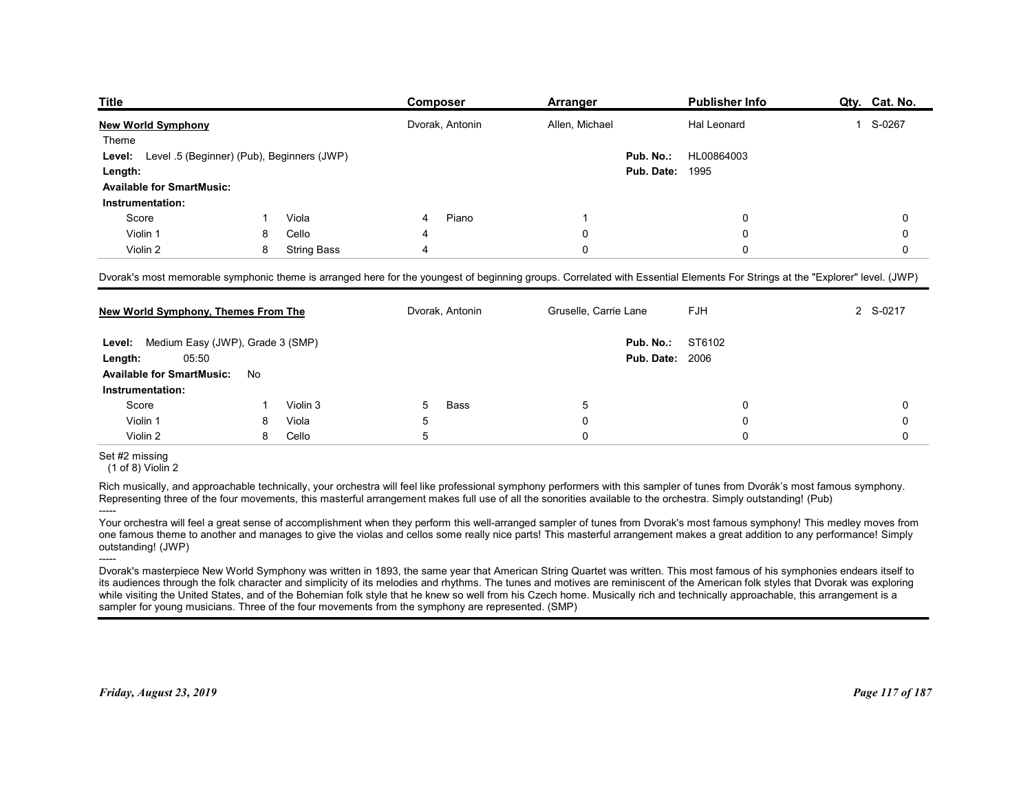| Title | Composer | Arranger | Publisher Info | Qty. | Cat. No. |
|---|---|---|---|---|---|
| **New World Symphony** | Dvorak, Antonin | Allen, Michael | Hal Leonard | 1 | S-0267 |

Theme

**Level:** Level .5 (Beginner) (Pub), Beginners (JWP)

**Length:**

**Available for SmartMusic:**

**Pub. No.:** HL00864003

**Pub. Date:** 1995

**Instrumentation:**

| | | | | | | | | |
|---|---|---|---|---|---|---|---|---|
| Score | 1 | Viola | 4 | Piano | 1 | | 0 | 0 |
| Violin 1 | 8 | Cello | 4 | | 0 | | 0 | 0 |
| Violin 2 | 8 | String Bass | 4 | | 0 | | 0 | 0 |

Dvorak's most memorable symphonic theme is arranged here for the youngest of beginning groups. Correlated with Essential Elements For Strings at the "Explorer" level. (JWP)

---

| Title | Composer | Arranger | Publisher Info | Qty. | Cat. No. |
|---|---|---|---|---|---|
| **New World Symphony, Themes From The** | Dvorak, Antonin | Gruselle, Carrie Lane | FJH | 2 | S-0217 |

**Level:** Medium Easy (JWP), Grade 3 (SMP)

**Length:** 05:50

**Available for SmartMusic:** No

**Pub. No.:** ST6102

**Pub. Date:** 2006

**Instrumentation:**

| | | | | | | | | |
|---|---|---|---|---|---|---|---|---|
| Score | 1 | Violin 3 | 5 | Bass | 5 | | 0 | 0 |
| Violin 1 | 8 | Viola | 5 | | 0 | | 0 | 0 |
| Violin 2 | 8 | Cello | 5 | | 0 | | 0 | 0 |

Set #2 missing
(1 of 8) Violin 2

Rich musically, and approachable technically, your orchestra will feel like professional symphony performers with this sampler of tunes from Dvorák's most famous symphony. Representing three of the four movements, this masterful arrangement makes full use of all the sonorities available to the orchestra. Simply outstanding! (Pub)

-----

Your orchestra will feel a great sense of accomplishment when they perform this well-arranged sampler of tunes from Dvorak's most famous symphony! This medley moves from one famous theme to another and manages to give the violas and cellos some really nice parts! This masterful arrangement makes a great addition to any performance! Simply outstanding! (JWP)

-----

Dvorak's masterpiece New World Symphony was written in 1893, the same year that American String Quartet was written. This most famous of his symphonies endears itself to its audiences through the folk character and simplicity of its melodies and rhythms. The tunes and motives are reminiscent of the American folk styles that Dvorak was exploring while visiting the United States, and of the Bohemian folk style that he knew so well from his Czech home. Musically rich and technically approachable, this arrangement is a sampler for young musicians. Three of the four movements from the symphony are represented. (SMP)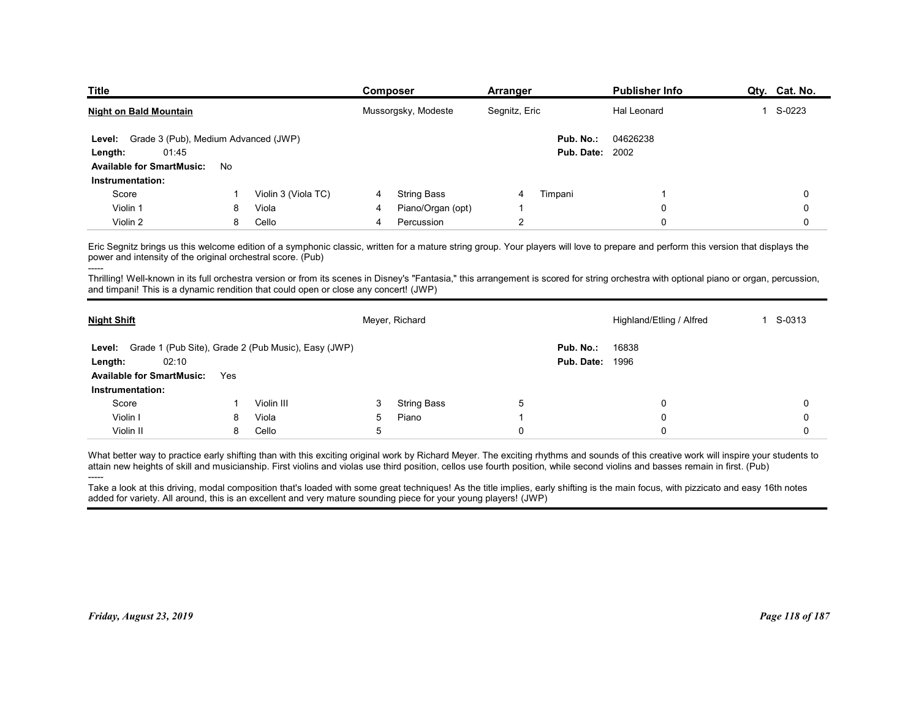| Title | Composer | Arranger | Publisher Info | Qty. | Cat. No. |
|---|---|---|---|---|---|
| **Night on Bald Mountain** | Mussorgsky, Modeste | Segnitz, Eric | Hal Leonard | 1 | S-0223 |

**Level:** Grade 3 (Pub), Medium Advanced (JWP)
**Length:** 01:45
**Pub. No.:** 04626238
**Pub. Date:** 2002
**Available for SmartMusic:** No
**Instrumentation:**

| Part | Qty | Part | Qty | Part | Qty | Part | Qty | | |
|---|---|---|---|---|---|---|---|---|---|
| Score | 1 | Violin 3 (Viola TC) | 4 | String Bass | 4 | Timpani | 1 | | 0 |
| Violin 1 | 8 | Viola | 4 | Piano/Organ (opt) | 1 | | 0 | | 0 |
| Violin 2 | 8 | Cello | 4 | Percussion | 2 | | 0 | | 0 |

Eric Segnitz brings us this welcome edition of a symphonic classic, written for a mature string group. Your players will love to prepare and perform this version that displays the power and intensity of the original orchestral score. (Pub)

-----

Thrilling! Well-known in its full orchestra version or from its scenes in Disney's "Fantasia," this arrangement is scored for string orchestra with optional piano or organ, percussion, and timpani! This is a dynamic rendition that could open or close any concert! (JWP)

---

| Title | Composer | Arranger | Publisher Info | Qty. | Cat. No. |
|---|---|---|---|---|---|
| **Night Shift** | Meyer, Richard | | Highland/Etling / Alfred | 1 | S-0313 |

**Level:** Grade 1 (Pub Site), Grade 2 (Pub Music), Easy (JWP)
**Length:** 02:10
**Pub. No.:** 16838
**Pub. Date:** 1996
**Available for SmartMusic:** Yes
**Instrumentation:**

| Part | Qty | Part | Qty | Part | Qty | Part | Qty | | |
|---|---|---|---|---|---|---|---|---|---|
| Score | 1 | Violin III | 3 | String Bass | 5 | | 0 | | 0 |
| Violin I | 8 | Viola | 5 | Piano | 1 | | 0 | | 0 |
| Violin II | 8 | Cello | 5 | | 0 | | 0 | | 0 |

What better way to practice early shifting than with this exciting original work by Richard Meyer. The exciting rhythms and sounds of this creative work will inspire your students to attain new heights of skill and musicianship. First violins and violas use third position, cellos use fourth position, while second violins and basses remain in first. (Pub)

-----

Take a look at this driving, modal composition that's loaded with some great techniques! As the title implies, early shifting is the main focus, with pizzicato and easy 16th notes added for variety. All around, this is an excellent and very mature sounding piece for your young players! (JWP)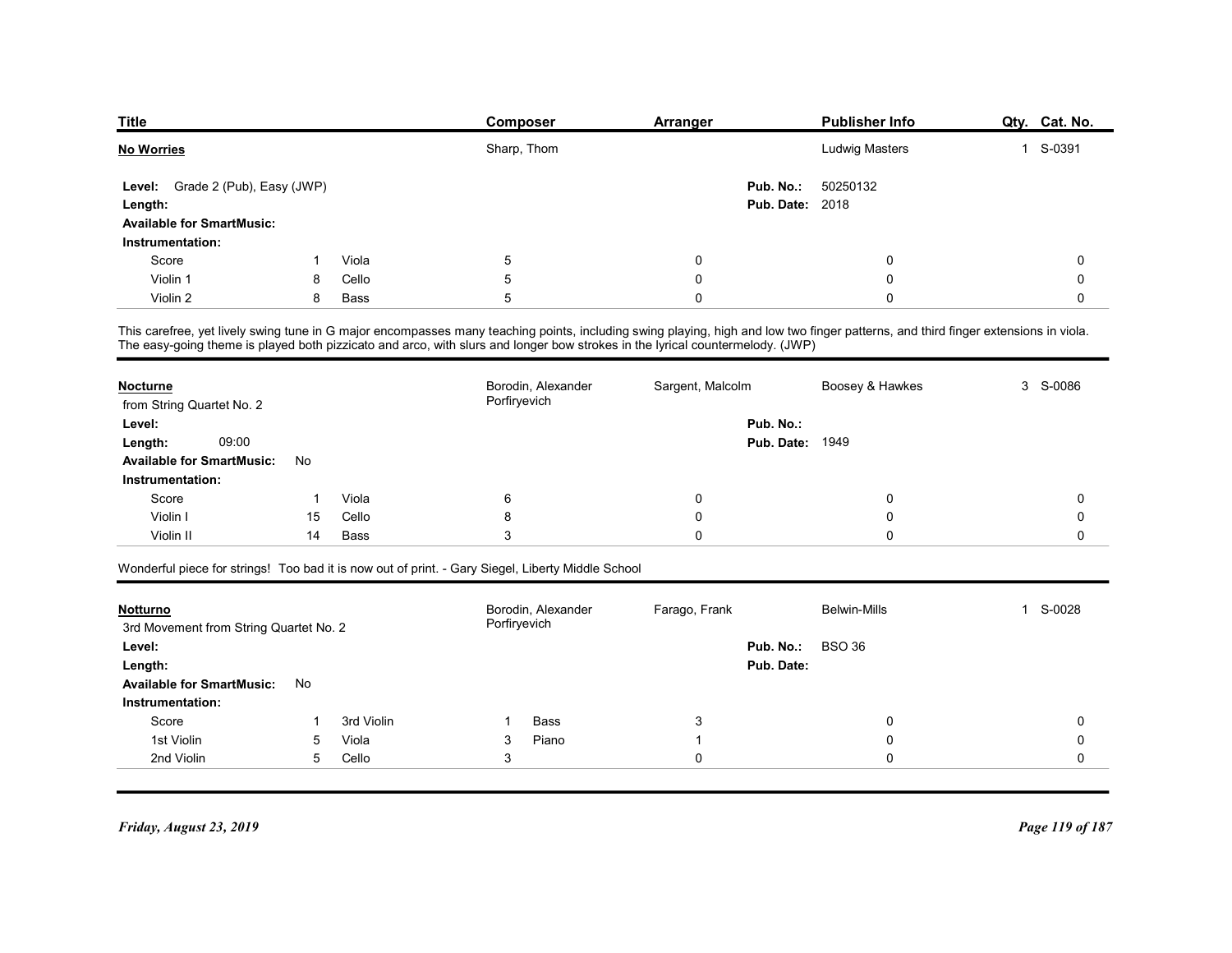| Title | Composer | Arranger | Publisher Info | Qty. | Cat. No. |
|---|---|---|---|---|---|
| **No Worries** | Sharp, Thom | | Ludwig Masters | 1 | S-0391 |

**Level:** Grade 2 (Pub), Easy (JWP)
**Length:**
**Available for SmartMusic:**
**Pub. No.:** 50250132
**Pub. Date:** 2018

**Instrumentation:**

| | | | | | | | |
|---|---|---|---|---|---|---|---|
| Score | 1 | Viola | 5 | 0 | | 0 | 0 |
| Violin 1 | 8 | Cello | 5 | 0 | | 0 | 0 |
| Violin 2 | 8 | Bass | 5 | 0 | | 0 | 0 |

This carefree, yet lively swing tune in G major encompasses many teaching points, including swing playing, high and low two finger patterns, and third finger extensions in viola. The easy-going theme is played both pizzicato and arco, with slurs and longer bow strokes in the lyrical countermelody. (JWP)

---

| Title | Composer | Arranger | Publisher Info | Qty. | Cat. No. |
|---|---|---|---|---|---|
| **Nocturne** | Borodin, Alexander Porfiryevich | Sargent, Malcolm | Boosey & Hawkes | 3 | S-0086 |

from String Quartet No. 2

**Level:**
**Length:** 09:00
**Available for SmartMusic:** No
**Pub. No.:**
**Pub. Date:** 1949

**Instrumentation:**

| | | | | | | | |
|---|---|---|---|---|---|---|---|
| Score | 1 | Viola | 6 | 0 | | 0 | 0 |
| Violin I | 15 | Cello | 8 | 0 | | 0 | 0 |
| Violin II | 14 | Bass | 3 | 0 | | 0 | 0 |

Wonderful piece for strings! Too bad it is now out of print. - Gary Siegel, Liberty Middle School

---

| Title | Composer | Arranger | Publisher Info | Qty. | Cat. No. |
|---|---|---|---|---|---|
| **Notturno** | Borodin, Alexander Porfiryevich | Farago, Frank | Belwin-Mills | 1 | S-0028 |

3rd Movement from String Quartet No. 2

**Level:**
**Length:**
**Available for SmartMusic:** No
**Pub. No.:** BSO 36
**Pub. Date:**

**Instrumentation:**

| | | | | | | | |
|---|---|---|---|---|---|---|---|
| Score | 1 | 3rd Violin | 1 | Bass | 3 | 0 | 0 |
| 1st Violin | 5 | Viola | 3 | Piano | 1 | 0 | 0 |
| 2nd Violin | 5 | Cello | 3 | | 0 | 0 | 0 |

*Friday, August 23, 2019*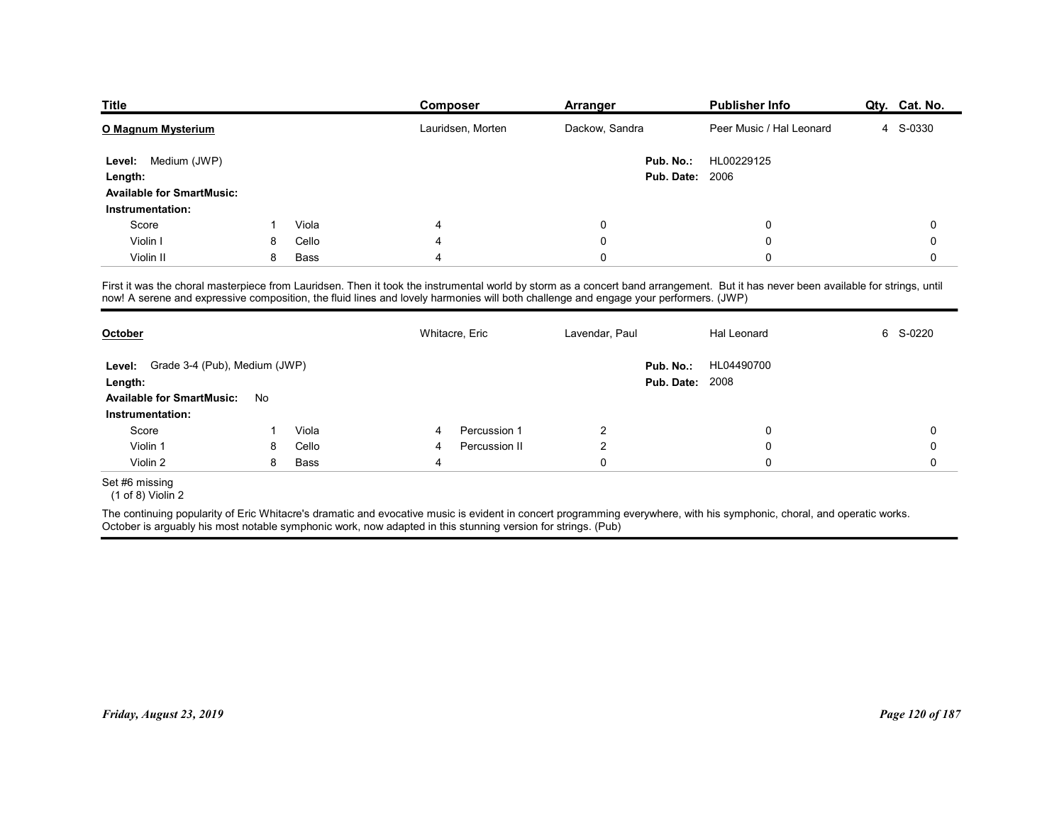| Title | Composer | Arranger | Publisher Info | Qty. | Cat. No. |
|---|---|---|---|---|---|
| **O Magnum Mysterium** | Lauridsen, Morten | Dackow, Sandra | Peer Music / Hal Leonard | 4 | S-0330 |

**Level:** Medium (JWP)
**Length:**
**Available for SmartMusic:**
**Pub. No.:** HL00229125
**Pub. Date:** 2006

**Instrumentation:**

| | | | | | | | | |
|---|---|---|---|---|---|---|---|---|
| Score | 1 | Viola | 4 | | 0 | 0 | | 0 |
| Violin I | 8 | Cello | 4 | | 0 | 0 | | 0 |
| Violin II | 8 | Bass | 4 | | 0 | 0 | | 0 |

First it was the choral masterpiece from Lauridsen. Then it took the instrumental world by storm as a concert band arrangement. But it has never been available for strings, until now! A serene and expressive composition, the fluid lines and lovely harmonies will both challenge and engage your performers. (JWP)

---

| Title | Composer | Arranger | Publisher Info | Qty. | Cat. No. |
|---|---|---|---|---|---|
| **October** | Whitacre, Eric | Lavendar, Paul | Hal Leonard | 6 | S-0220 |

**Level:** Grade 3-4 (Pub), Medium (JWP)
**Length:**
**Available for SmartMusic:** No
**Pub. No.:** HL04490700
**Pub. Date:** 2008

**Instrumentation:**

| | | | | | | | | |
|---|---|---|---|---|---|---|---|---|
| Score | 1 | Viola | 4 | Percussion 1 | 2 | 0 | | 0 |
| Violin 1 | 8 | Cello | 4 | Percussion II | 2 | 0 | | 0 |
| Violin 2 | 8 | Bass | 4 | | 0 | 0 | | 0 |

Set #6 missing
(1 of 8) Violin 2

The continuing popularity of Eric Whitacre's dramatic and evocative music is evident in concert programming everywhere, with his symphonic, choral, and operatic works. October is arguably his most notable symphonic work, now adapted in this stunning version for strings. (Pub)

*Friday, August 23, 2019*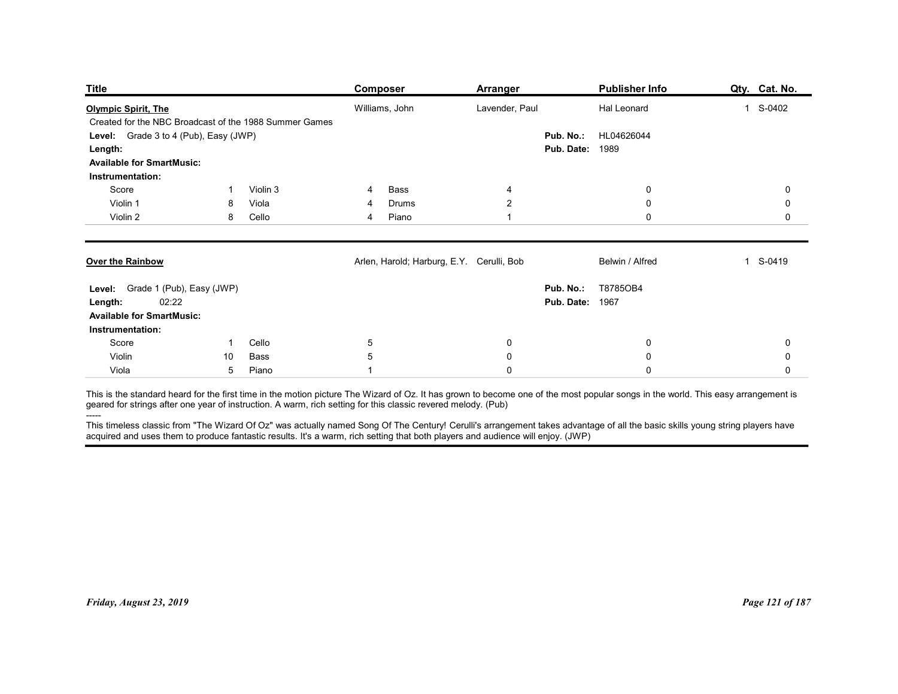| Title | Composer | Arranger | Publisher Info | Qty. | Cat. No. |
|---|---|---|---|---|---|
| **Olympic Spirit, The** | Williams, John | Lavender, Paul | Hal Leonard | 1 | S-0402 |

Created for the NBC Broadcast of the 1988 Summer Games

**Level:** Grade 3 to 4 (Pub), Easy (JWP)
**Pub. No.:** HL04626044
**Length:**
**Pub. Date:** 1989
**Available for SmartMusic:**
**Instrumentation:**

| | | | | | | | | | |
|---|---|---|---|---|---|---|---|---|---|
| Score | 1 | Violin 3 | 4 | Bass | 4 | | 0 | | 0 |
| Violin 1 | 8 | Viola | 4 | Drums | 2 | | 0 | | 0 |
| Violin 2 | 8 | Cello | 4 | Piano | 1 | | 0 | | 0 |

---

| Title | Composer | Arranger | Publisher Info | Qty. | Cat. No. |
|---|---|---|---|---|---|
| **Over the Rainbow** | Arlen, Harold; Harburg, E.Y. | Cerulli, Bob | Belwin / Alfred | 1 | S-0419 |

**Level:** Grade 1 (Pub), Easy (JWP)
**Pub. No.:** T8785OB4
**Length:** 02:22
**Pub. Date:** 1967
**Available for SmartMusic:**
**Instrumentation:**

| | | | | | | |
|---|---|---|---|---|---|---|
| Score | 1 | Cello | 5 | 0 | 0 | 0 |
| Violin | 10 | Bass | 5 | 0 | 0 | 0 |
| Viola | 5 | Piano | 1 | 0 | 0 | 0 |

This is the standard heard for the first time in the motion picture The Wizard of Oz. It has grown to become one of the most popular songs in the world. This easy arrangement is geared for strings after one year of instruction. A warm, rich setting for this classic revered melody. (Pub)

-----

This timeless classic from "The Wizard Of Oz" was actually named Song Of The Century! Cerulli's arrangement takes advantage of all the basic skills young string players have acquired and uses them to produce fantastic results. It's a warm, rich setting that both players and audience will enjoy. (JWP)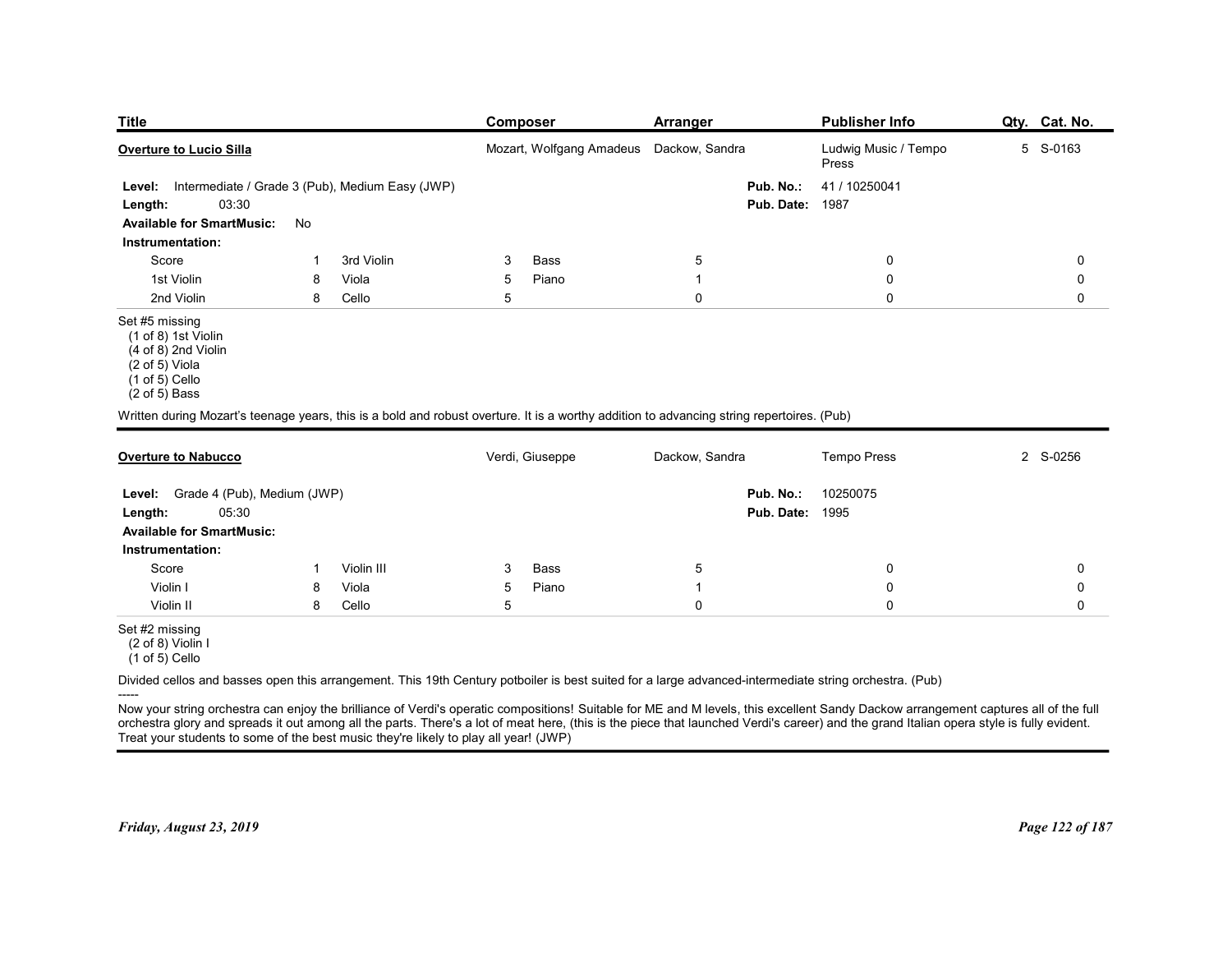| Title | Composer | Arranger | Publisher Info | Qty. | Cat. No. |
|---|---|---|---|---|---|
| **Overture to Lucio Silla** | Mozart, Wolfgang Amadeus | Dackow, Sandra | Ludwig Music / Tempo Press | 5 | S-0163 |

**Level:** Intermediate / Grade 3 (Pub), Medium Easy (JWP)
**Pub. No.:** 41 / 10250041
**Length:** 03:30
**Pub. Date:** 1987
**Available for SmartMusic:** No
**Instrumentation:**

| | | | | | | | |
|---|---|---|---|---|---|---|---|
| Score | 1 | 3rd Violin | 3 | Bass | 5 | 0 | 0 |
| 1st Violin | 8 | Viola | 5 | Piano | 1 | 0 | 0 |
| 2nd Violin | 8 | Cello | 5 | | 0 | 0 | 0 |

Set #5 missing
(1 of 8) 1st Violin
(4 of 8) 2nd Violin
(2 of 5) Viola
(1 of 5) Cello
(2 of 5) Bass

Written during Mozart's teenage years, this is a bold and robust overture. It is a worthy addition to advancing string repertoires. (Pub)

---

| Title | Composer | Arranger | Publisher Info | Qty. | Cat. No. |
|---|---|---|---|---|---|
| **Overture to Nabucco** | Verdi, Giuseppe | Dackow, Sandra | Tempo Press | 2 | S-0256 |

**Level:** Grade 4 (Pub), Medium (JWP)
**Pub. No.:** 10250075
**Length:** 05:30
**Pub. Date:** 1995
**Available for SmartMusic:**
**Instrumentation:**

| | | | | | | | |
|---|---|---|---|---|---|---|---|
| Score | 1 | Violin III | 3 | Bass | 5 | 0 | 0 |
| Violin I | 8 | Viola | 5 | Piano | 1 | 0 | 0 |
| Violin II | 8 | Cello | 5 | | 0 | 0 | 0 |

Set #2 missing
(2 of 8) Violin I
(1 of 5) Cello

Divided cellos and basses open this arrangement. This 19th Century potboiler is best suited for a large advanced-intermediate string orchestra. (Pub)
-----
Now your string orchestra can enjoy the brilliance of Verdi's operatic compositions! Suitable for ME and M levels, this excellent Sandy Dackow arrangement captures all of the full orchestra glory and spreads it out among all the parts. There's a lot of meat here, (this is the piece that launched Verdi's career) and the grand Italian opera style is fully evident. Treat your students to some of the best music they're likely to play all year! (JWP)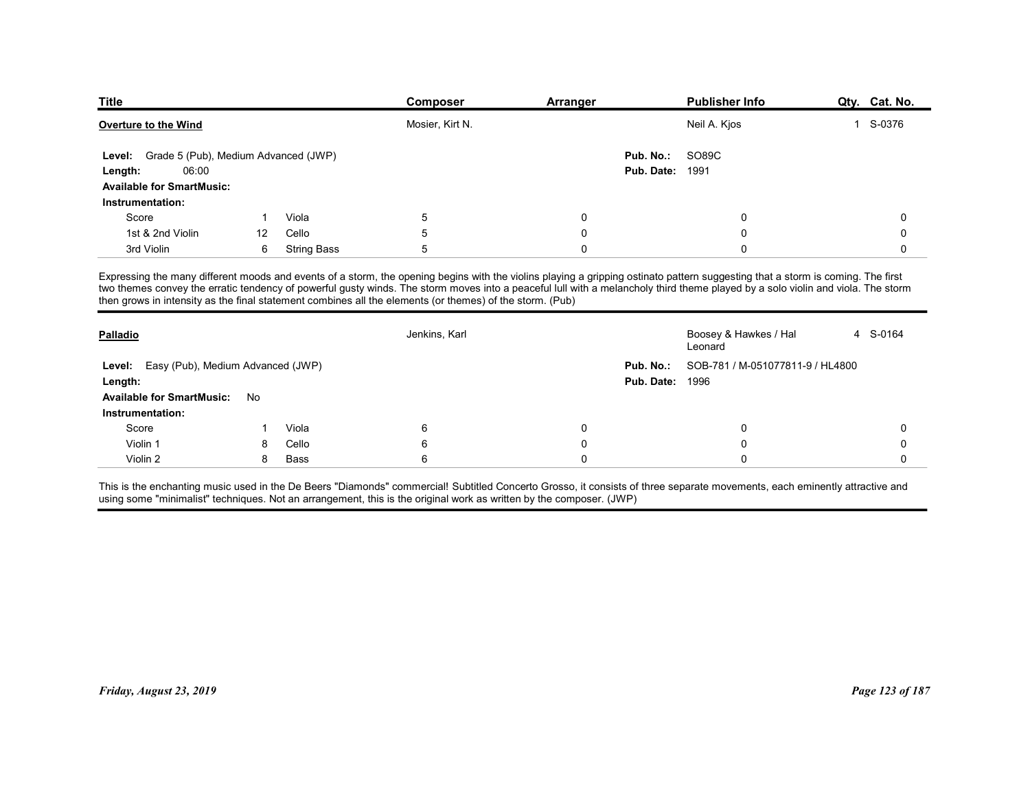| Title | Composer | Arranger | Publisher Info | Qty. | Cat. No. |
|---|---|---|---|---|---|
| **Overture to the Wind** | Mosier, Kirt N. | | Neil A. Kjos | 1 | S-0376 |

**Level:** Grade 5 (Pub), Medium Advanced (JWP)
**Length:** 06:00
**Available for SmartMusic:**
**Pub. No.:** SO89C
**Pub. Date:** 1991

**Instrumentation:**

| | | | | | | | |
|---|---|---|---|---|---|---|---|
| Score | 1 | Viola | 5 | 0 | 0 | 0 |
| 1st & 2nd Violin | 12 | Cello | 5 | 0 | 0 | 0 |
| 3rd Violin | 6 | String Bass | 5 | 0 | 0 | 0 |

Expressing the many different moods and events of a storm, the opening begins with the violins playing a gripping ostinato pattern suggesting that a storm is coming. The first two themes convey the erratic tendency of powerful gusty winds. The storm moves into a peaceful lull with a melancholy third theme played by a solo violin and viola. The storm then grows in intensity as the final statement combines all the elements (or themes) of the storm. (Pub)

---

| Title | Composer | Arranger | Publisher Info | Qty. | Cat. No. |
|---|---|---|---|---|---|
| **Palladio** | Jenkins, Karl | | Boosey & Hawkes / Hal Leonard | 4 | S-0164 |

**Level:** Easy (Pub), Medium Advanced (JWP)
**Length:**
**Available for SmartMusic:** No
**Pub. No.:** SOB-781 / M-051077811-9 / HL4800
**Pub. Date:** 1996

**Instrumentation:**

| | | | | | | |
|---|---|---|---|---|---|---|
| Score | 1 | Viola | 6 | 0 | 0 | 0 |
| Violin 1 | 8 | Cello | 6 | 0 | 0 | 0 |
| Violin 2 | 8 | Bass | 6 | 0 | 0 | 0 |

This is the enchanting music used in the De Beers "Diamonds" commercial! Subtitled Concerto Grosso, it consists of three separate movements, each eminently attractive and using some "minimalist" techniques. Not an arrangement, this is the original work as written by the composer. (JWP)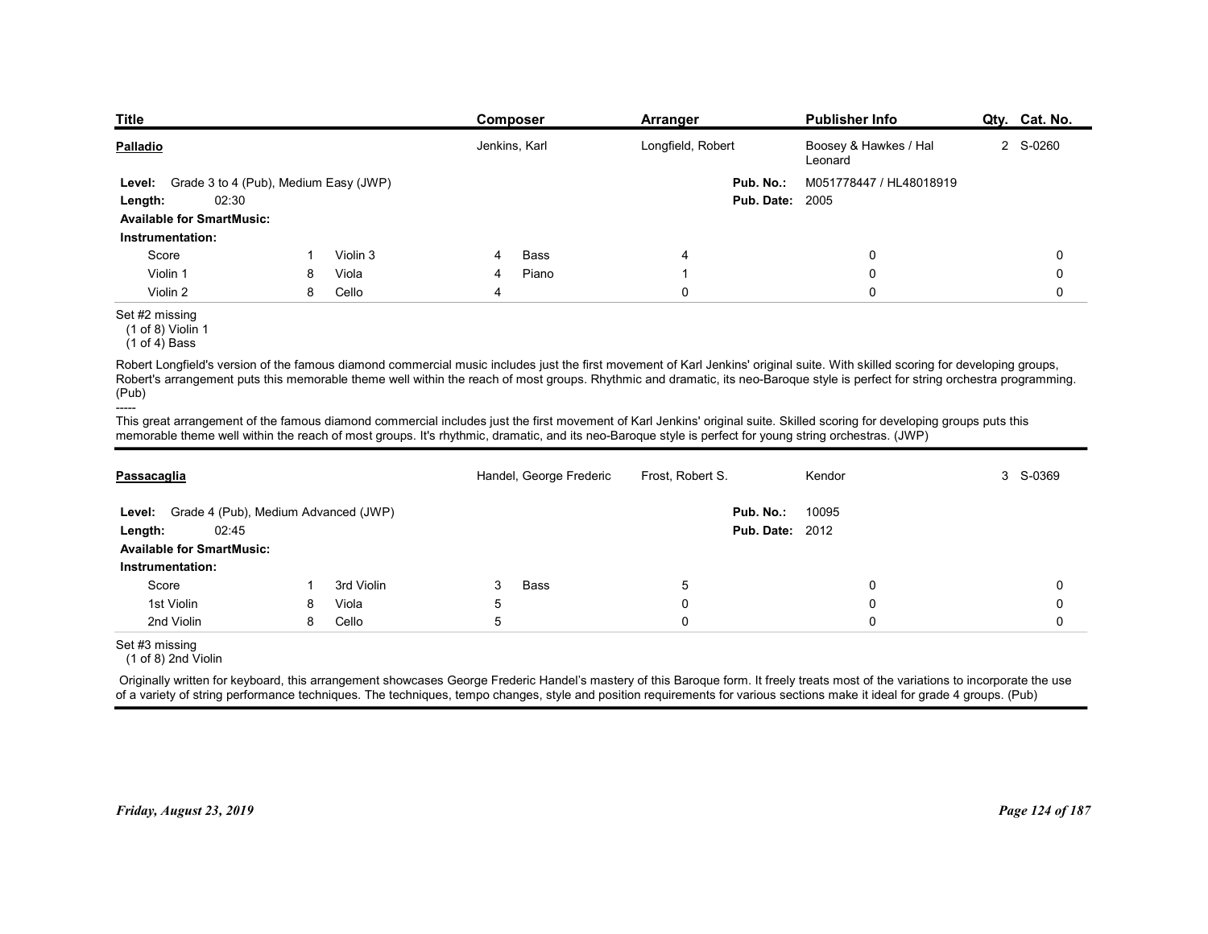| Title | Composer | Arranger | Publisher Info | Qty. | Cat. No. |
|---|---|---|---|---|---|
| **Palladio** | Jenkins, Karl | Longfield, Robert | Boosey & Hawkes / Hal Leonard | 2 | S-0260 |

**Level:** Grade 3 to 4 (Pub), Medium Easy (JWP)
**Length:** 02:30
**Available for SmartMusic:**
**Pub. No.:** M051778447 / HL48018919
**Pub. Date:** 2005

**Instrumentation:**

| | | | | | | | | |
|---|---|---|---|---|---|---|---|---|
| Score | 1 | Violin 3 | 4 | Bass | 4 | | 0 | 0 |
| Violin 1 | 8 | Viola | 4 | Piano | 1 | | 0 | 0 |
| Violin 2 | 8 | Cello | 4 | | 0 | | 0 | 0 |

Set #2 missing
(1 of 8) Violin 1
(1 of 4) Bass

Robert Longfield's version of the famous diamond commercial music includes just the first movement of Karl Jenkins' original suite. With skilled scoring for developing groups, Robert's arrangement puts this memorable theme well within the reach of most groups. Rhythmic and dramatic, its neo-Baroque style is perfect for string orchestra programming. (Pub)

-----

This great arrangement of the famous diamond commercial includes just the first movement of Karl Jenkins' original suite. Skilled scoring for developing groups puts this memorable theme well within the reach of most groups. It's rhythmic, dramatic, and its neo-Baroque style is perfect for young string orchestras. (JWP)

---

| Title | Composer | Arranger | Publisher Info | Qty. | Cat. No. |
|---|---|---|---|---|---|
| **Passacaglia** | Handel, George Frederic | Frost, Robert S. | Kendor | 3 | S-0369 |

**Level:** Grade 4 (Pub), Medium Advanced (JWP)
**Length:** 02:45
**Available for SmartMusic:**
**Pub. No.:** 10095
**Pub. Date:** 2012

**Instrumentation:**

| | | | | | | | | |
|---|---|---|---|---|---|---|---|---|
| Score | 1 | 3rd Violin | 3 | Bass | 5 | | 0 | 0 |
| 1st Violin | 8 | Viola | 5 | | 0 | | 0 | 0 |
| 2nd Violin | 8 | Cello | 5 | | 0 | | 0 | 0 |

Set #3 missing
(1 of 8) 2nd Violin

Originally written for keyboard, this arrangement showcases George Frederic Handel's mastery of this Baroque form. It freely treats most of the variations to incorporate the use of a variety of string performance techniques. The techniques, tempo changes, style and position requirements for various sections make it ideal for grade 4 groups. (Pub)

*Friday, August 23, 2019*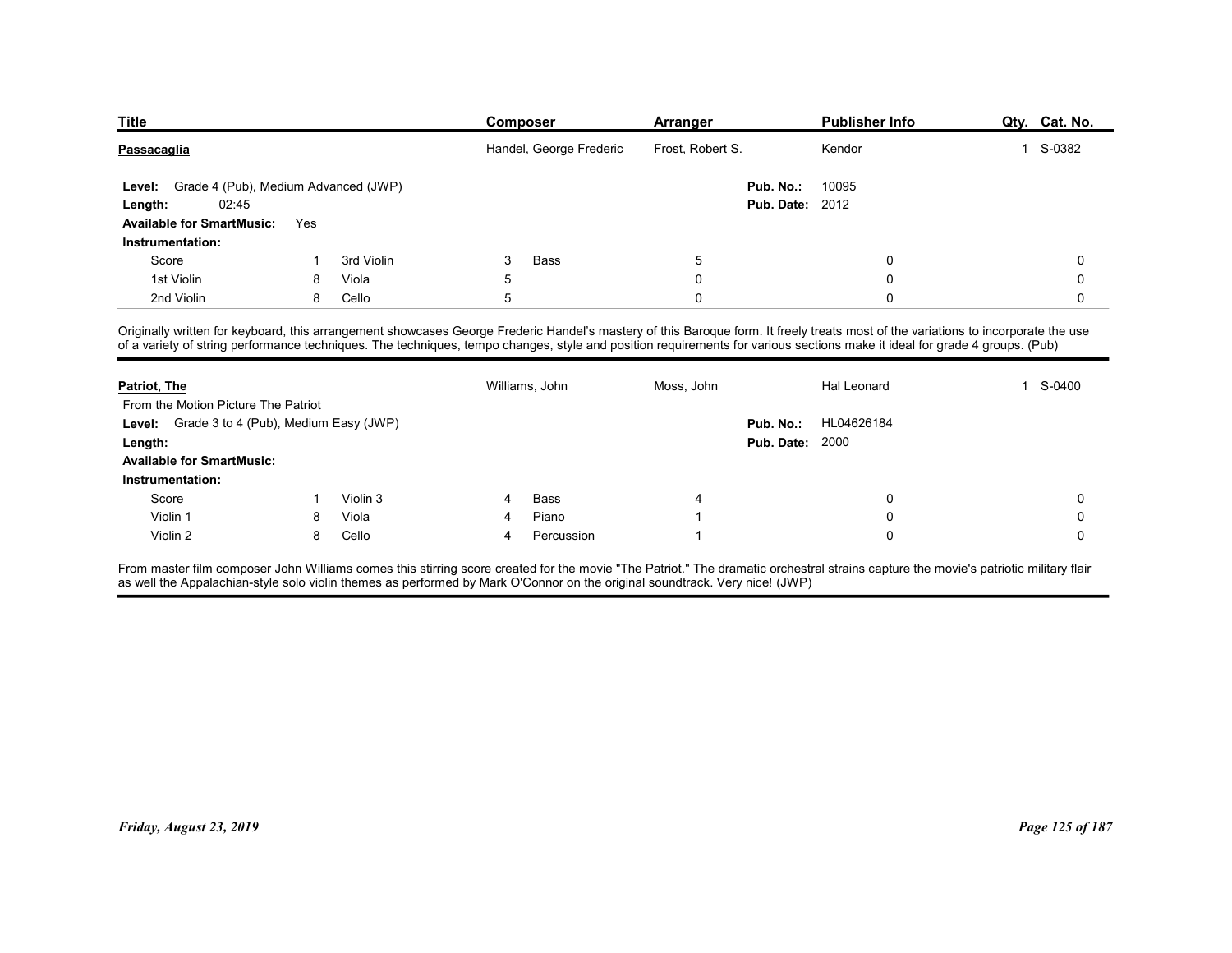| Title | Composer | Arranger | Publisher Info | Qty. | Cat. No. |
|---|---|---|---|---|---|
| **Passacaglia** | Handel, George Frederic | Frost, Robert S. | Kendor | 1 | S-0382 |

**Level:** Grade 4 (Pub), Medium Advanced (JWP)
**Length:** 02:45
**Available for SmartMusic:** Yes
**Pub. No.:** 10095
**Pub. Date:** 2012

**Instrumentation:**

| | | | | | | | | |
|---|---|---|---|---|---|---|---|---|
| Score | 1 | 3rd Violin | 3 | Bass | 5 | | 0 | 0 |
| 1st Violin | 8 | Viola | 5 | | 0 | | 0 | 0 |
| 2nd Violin | 8 | Cello | 5 | | 0 | | 0 | 0 |

Originally written for keyboard, this arrangement showcases George Frederic Handel's mastery of this Baroque form. It freely treats most of the variations to incorporate the use of a variety of string performance techniques. The techniques, tempo changes, style and position requirements for various sections make it ideal for grade 4 groups. (Pub)

---

| Title | Composer | Arranger | Publisher Info | Qty. | Cat. No. |
|---|---|---|---|---|---|
| **Patriot, The** | Williams, John | Moss, John | Hal Leonard | 1 | S-0400 |

From the Motion Picture The Patriot
**Level:** Grade 3 to 4 (Pub), Medium Easy (JWP)
**Length:**
**Available for SmartMusic:**
**Pub. No.:** HL04626184
**Pub. Date:** 2000

**Instrumentation:**

| | | | | | | | | |
|---|---|---|---|---|---|---|---|---|
| Score | 1 | Violin 3 | 4 | Bass | 4 | | 0 | 0 |
| Violin 1 | 8 | Viola | 4 | Piano | 1 | | 0 | 0 |
| Violin 2 | 8 | Cello | 4 | Percussion | 1 | | 0 | 0 |

From master film composer John Williams comes this stirring score created for the movie "The Patriot." The dramatic orchestral strains capture the movie's patriotic military flair as well the Appalachian-style solo violin themes as performed by Mark O'Connor on the original soundtrack. Very nice! (JWP)

*Friday, August 23, 2019*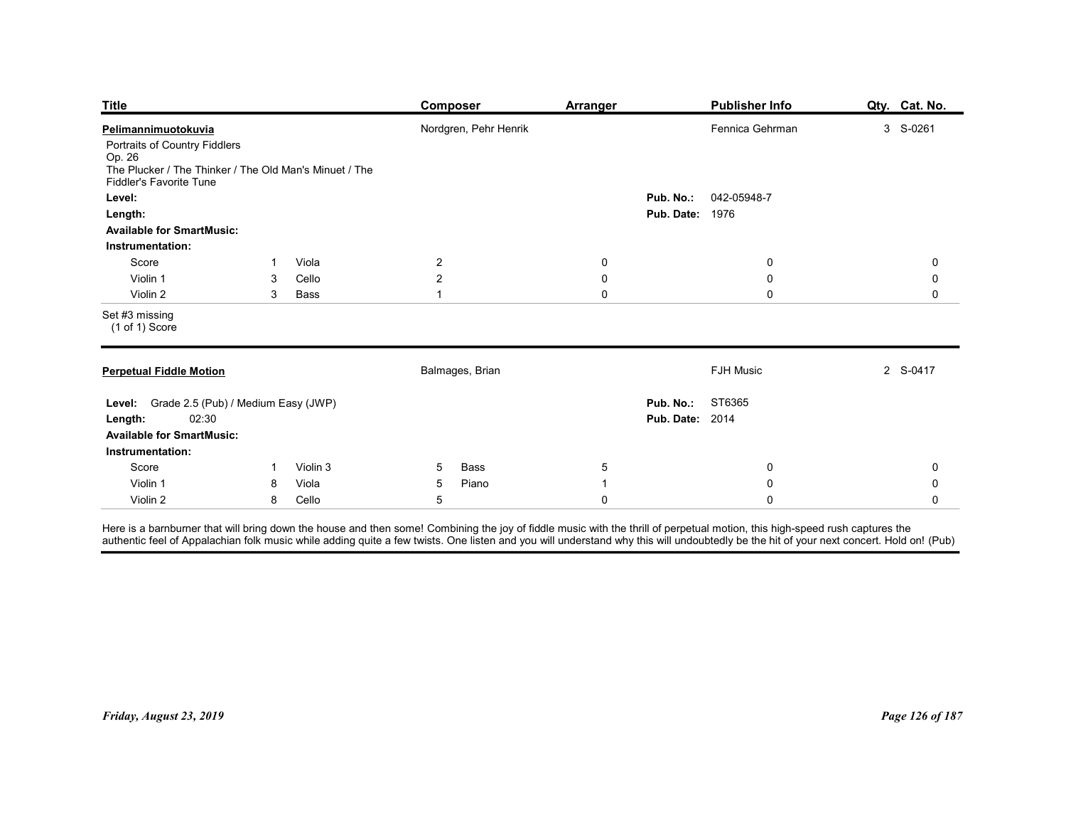| Title | Composer | Arranger | Publisher Info | Qty. | Cat. No. |
|---|---|---|---|---|---|
| **Pelimannimuotokuvia** | Nordgren, Pehr Henrik | | Fennica Gehrman | 3 | S-0261 |

Portraits of Country Fiddlers
Op. 26
The Plucker / The Thinker / The Old Man's Minuet / The Fiddler's Favorite Tune

**Level:**
**Length:**
**Available for SmartMusic:**

**Pub. No.:** 042-05948-7
**Pub. Date:** 1976

**Instrumentation:**

| Part | Qty. | Part | Qty. | | | | |
|---|---|---|---|---|---|---|---|
| Score | 1 | Viola | 2 | 0 | 0 | 0 | |
| Violin 1 | 3 | Cello | 2 | 0 | 0 | 0 | |
| Violin 2 | 3 | Bass | 1 | 0 | 0 | 0 | |

Set #3 missing
(1 of 1) Score

---

| Title | Composer | Arranger | Publisher Info | Qty. | Cat. No. |
|---|---|---|---|---|---|
| **Perpetual Fiddle Motion** | Balmages, Brian | | FJH Music | 2 | S-0417 |

**Level:** Grade 2.5 (Pub) / Medium Easy (JWP)
**Length:** 02:30
**Available for SmartMusic:**

**Pub. No.:** ST6365
**Pub. Date:** 2014

**Instrumentation:**

| Part | Qty. | Part | Qty. | Part | Qty. | | | |
|---|---|---|---|---|---|---|---|---|
| Score | 1 | Violin 3 | 5 | Bass | 5 | 0 | 0 | |
| Violin 1 | 8 | Viola | 5 | Piano | 1 | 0 | 0 | |
| Violin 2 | 8 | Cello | 5 | | 0 | 0 | 0 | |

Here is a barnburner that will bring down the house and then some! Combining the joy of fiddle music with the thrill of perpetual motion, this high-speed rush captures the authentic feel of Appalachian folk music while adding quite a few twists. One listen and you will understand why this will undoubtedly be the hit of your next concert. Hold on! (Pub)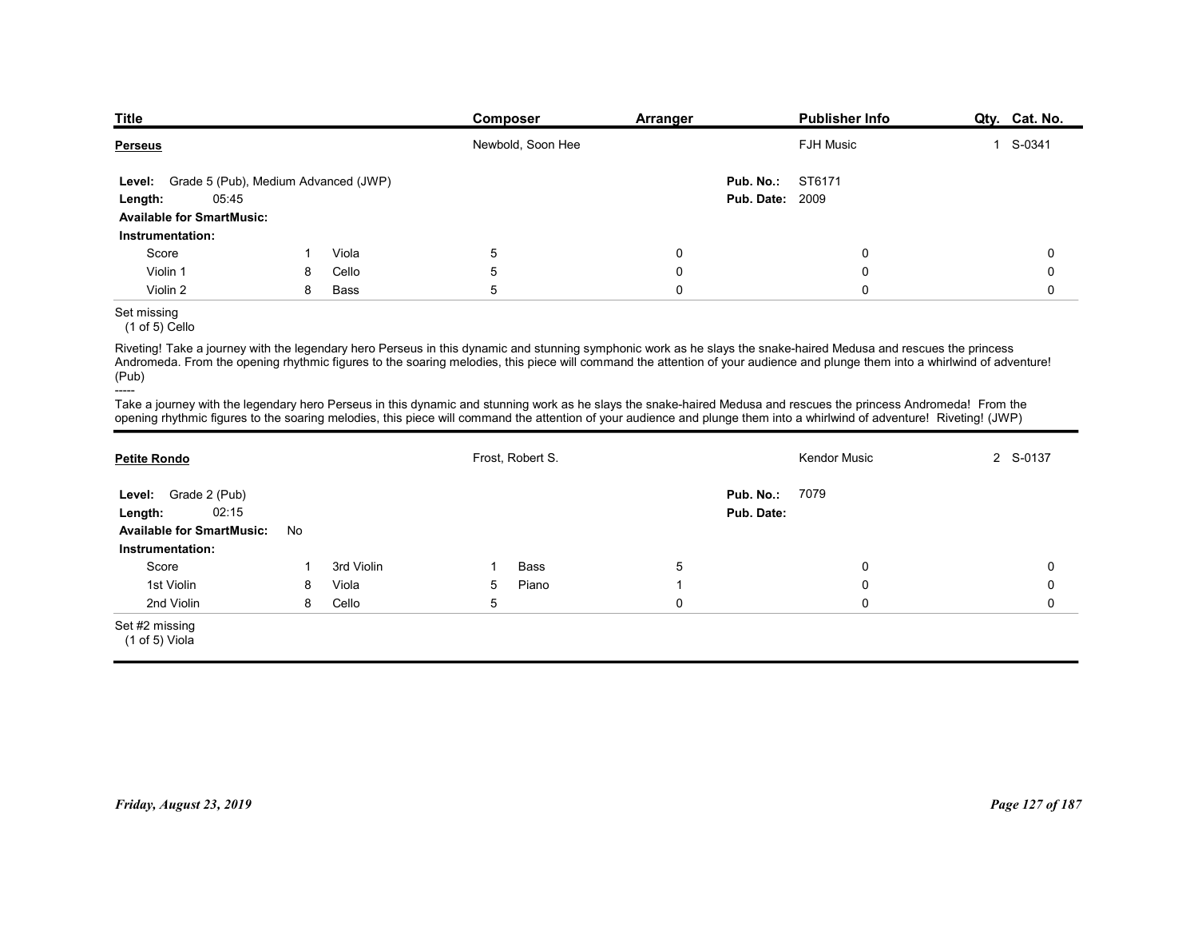| Title | Composer | Arranger | Publisher Info | Qty. | Cat. No. |
|---|---|---|---|---|---|
| **Perseus** | Newbold, Soon Hee | | FJH Music | 1 | S-0341 |

**Level:** Grade 5 (Pub), Medium Advanced (JWP)
**Length:** 05:45
**Available for SmartMusic:**
**Pub. No.:** ST6171
**Pub. Date:** 2009

**Instrumentation:**

| | | | | | | | |
|---|---|---|---|---|---|---|---|
| Score | 1 | Viola | 5 | 0 | 0 | 0 |
| Violin 1 | 8 | Cello | 5 | 0 | 0 | 0 |
| Violin 2 | 8 | Bass | 5 | 0 | 0 | 0 |

Set missing
(1 of 5) Cello

Riveting! Take a journey with the legendary hero Perseus in this dynamic and stunning symphonic work as he slays the snake-haired Medusa and rescues the princess Andromeda. From the opening rhythmic figures to the soaring melodies, this piece will command the attention of your audience and plunge them into a whirlwind of adventure! (Pub)

-----

Take a journey with the legendary hero Perseus in this dynamic and stunning work as he slays the snake-haired Medusa and rescues the princess Andromeda! From the opening rhythmic figures to the soaring melodies, this piece will command the attention of your audience and plunge them into a whirlwind of adventure! Riveting! (JWP)

---

| Title | Composer | Arranger | Publisher Info | Qty. | Cat. No. |
|---|---|---|---|---|---|
| **Petite Rondo** | Frost, Robert S. | | Kendor Music | 2 | S-0137 |

**Level:** Grade 2 (Pub)
**Length:** 02:15
**Available for SmartMusic:** No
**Pub. No.:** 7079
**Pub. Date:**

**Instrumentation:**

| | | | | | | | | |
|---|---|---|---|---|---|---|---|---|
| Score | 1 | 3rd Violin | 1 | Bass | 5 | 0 | 0 |
| 1st Violin | 8 | Viola | 5 | Piano | 1 | 0 | 0 |
| 2nd Violin | 8 | Cello | 5 | | 0 | 0 | 0 |

Set #2 missing
(1 of 5) Viola

Friday, August 23, 2019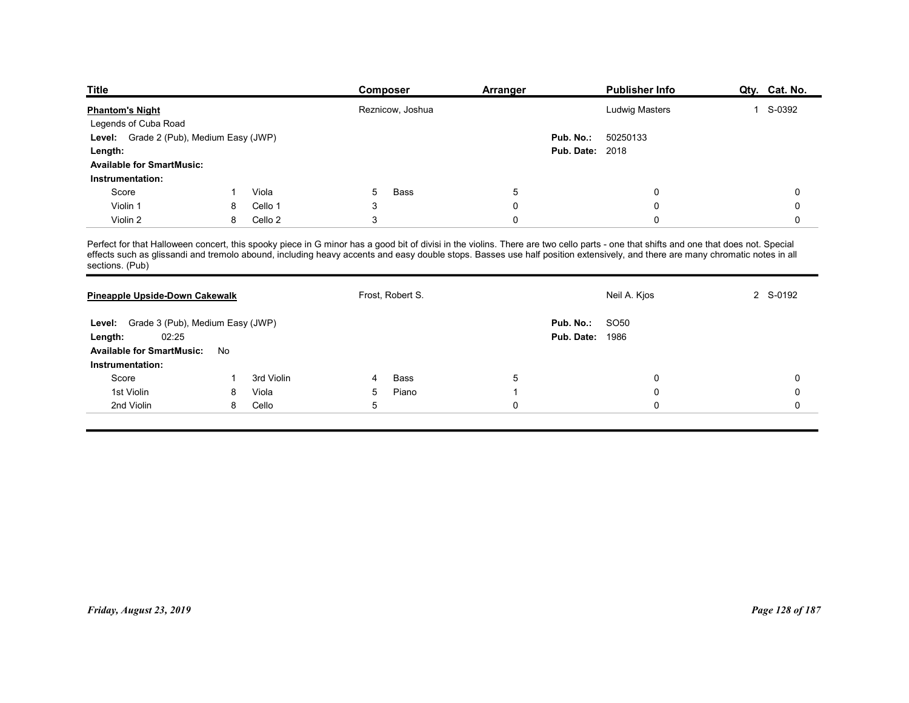| Title | Composer | Arranger | Publisher Info | Qty. | Cat. No. |
|---|---|---|---|---|---|
| **Phantom's Night** | Reznicow, Joshua | | Ludwig Masters | 1 | S-0392 |

Legends of Cuba Road

**Level:** Grade 2 (Pub), Medium Easy (JWP)

**Length:**

**Available for SmartMusic:**

**Pub. No.:** 50250133

**Pub. Date:** 2018

**Instrumentation:**

| | | | | | | | | | |
|---|---|---|---|---|---|---|---|---|---|
| Score | 1 | Viola | 5 | Bass | 5 | | 0 | | 0 |
| Violin 1 | 8 | Cello 1 | 3 | | 0 | | 0 | | 0 |
| Violin 2 | 8 | Cello 2 | 3 | | 0 | | 0 | | 0 |

Perfect for that Halloween concert, this spooky piece in G minor has a good bit of divisi in the violins. There are two cello parts - one that shifts and one that does not. Special effects such as glissandi and tremolo abound, including heavy accents and easy double stops. Basses use half position extensively, and there are many chromatic notes in all sections. (Pub)

---

| Title | Composer | Arranger | Publisher Info | Qty. | Cat. No. |
|---|---|---|---|---|---|
| **Pineapple Upside-Down Cakewalk** | Frost, Robert S. | | Neil A. Kjos | 2 | S-0192 |

**Level:** Grade 3 (Pub), Medium Easy (JWP)

**Length:** 02:25

**Available for SmartMusic:** No

**Pub. No.:** SO50

**Pub. Date:** 1986

**Instrumentation:**

| | | | | | | | | | |
|---|---|---|---|---|---|---|---|---|---|
| Score | 1 | 3rd Violin | 4 | Bass | 5 | | 0 | | 0 |
| 1st Violin | 8 | Viola | 5 | Piano | 1 | | 0 | | 0 |
| 2nd Violin | 8 | Cello | 5 | | 0 | | 0 | | 0 |

*Friday, August 23, 2019*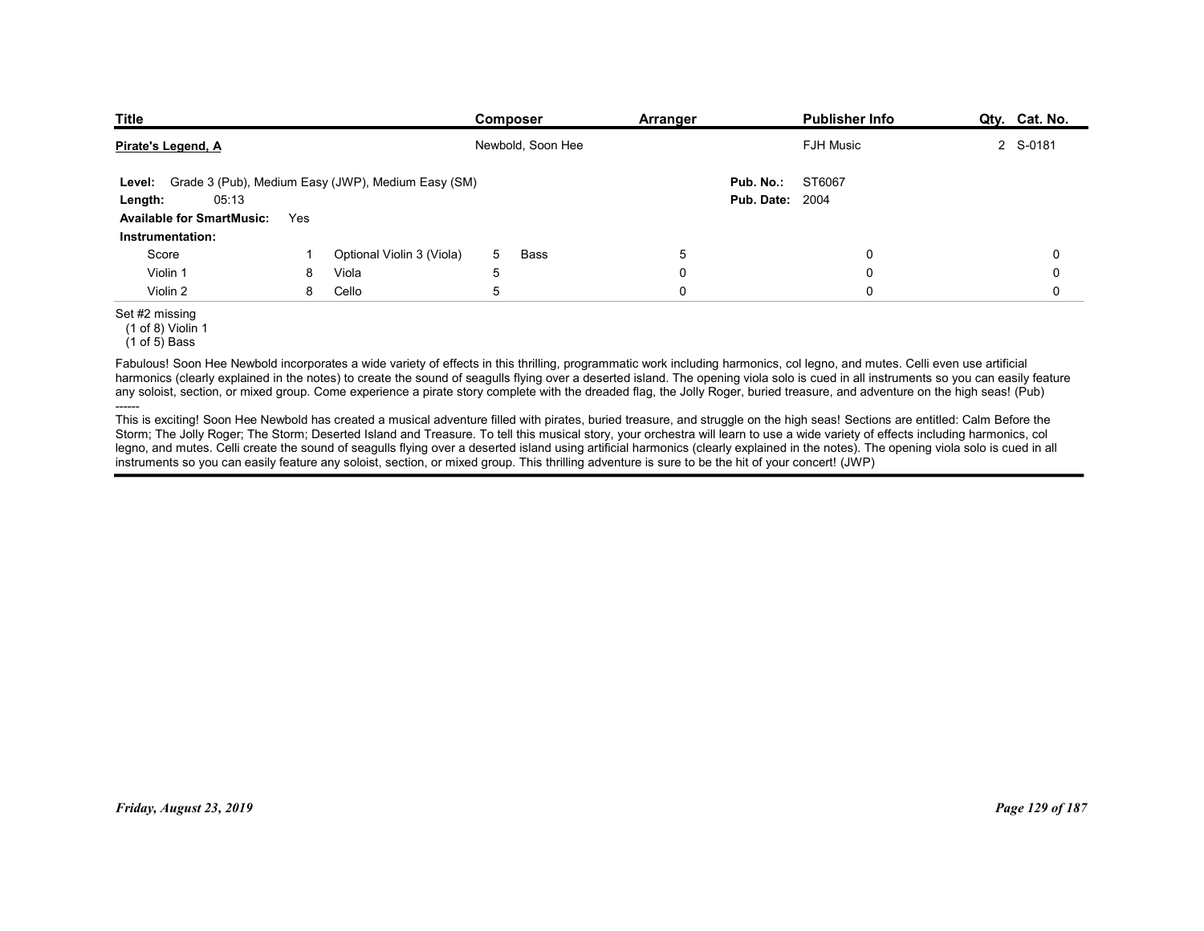| Title | Composer | Arranger | Publisher Info | Qty. | Cat. No. |
|---|---|---|---|---|---|
| Pirate's Legend, A | Newbold, Soon Hee | | FJH Music | 2 | S-0181 |

**Level:** Grade 3 (Pub), Medium Easy (JWP), Medium Easy (SM)
**Length:** 05:13
**Available for SmartMusic:** Yes

**Pub. No.:** ST6067
**Pub. Date:** 2004

**Instrumentation:**

| | | | | | | | | |
|---|---|---|---|---|---|---|---|---|
| Score | 1 | Optional Violin 3 (Viola) | 5 | Bass | 5 | | 0 | 0 |
| Violin 1 | 8 | Viola | 5 | | 0 | | 0 | 0 |
| Violin 2 | 8 | Cello | 5 | | 0 | | 0 | 0 |

Set #2 missing
(1 of 8) Violin 1
(1 of 5) Bass

Fabulous! Soon Hee Newbold incorporates a wide variety of effects in this thrilling, programmatic work including harmonics, col legno, and mutes. Celli even use artificial harmonics (clearly explained in the notes) to create the sound of seagulls flying over a deserted island. The opening viola solo is cued in all instruments so you can easily feature any soloist, section, or mixed group. Come experience a pirate story complete with the dreaded flag, the Jolly Roger, buried treasure, and adventure on the high seas! (Pub)

------

This is exciting! Soon Hee Newbold has created a musical adventure filled with pirates, buried treasure, and struggle on the high seas! Sections are entitled: Calm Before the Storm; The Jolly Roger; The Storm; Deserted Island and Treasure. To tell this musical story, your orchestra will learn to use a wide variety of effects including harmonics, col legno, and mutes. Celli create the sound of seagulls flying over a deserted island using artificial harmonics (clearly explained in the notes). The opening viola solo is cued in all instruments so you can easily feature any soloist, section, or mixed group. This thrilling adventure is sure to be the hit of your concert! (JWP)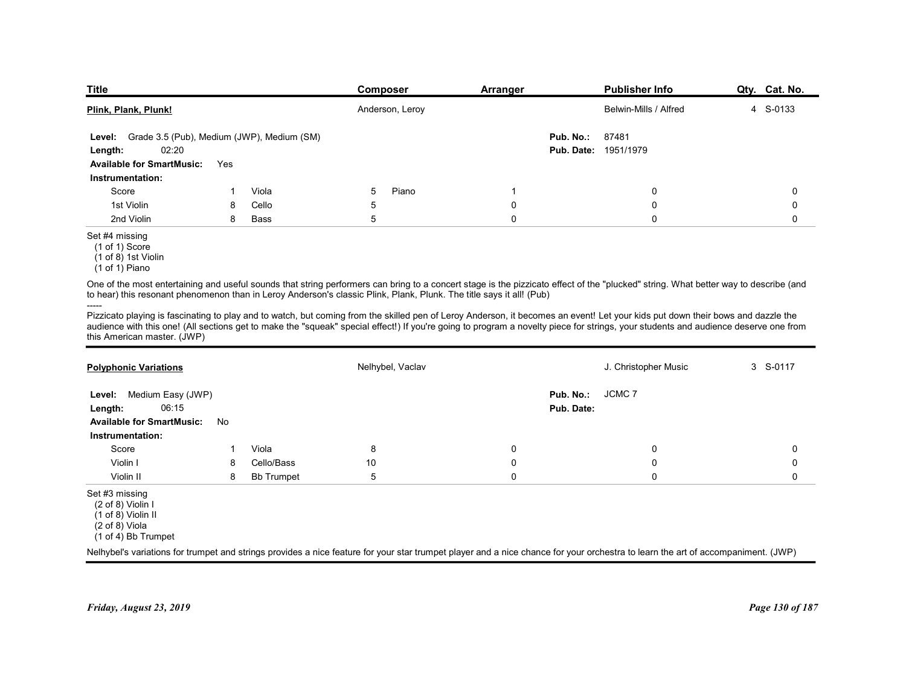| Title | Composer | Arranger | Publisher Info | Qty. | Cat. No. |
|---|---|---|---|---|---|
| **Plink, Plank, Plunk!** | Anderson, Leroy | | Belwin-Mills / Alfred | 4 | S-0133 |

**Level:** Grade 3.5 (Pub), Medium (JWP), Medium (SM)
**Length:** 02:20
**Available for SmartMusic:** Yes
**Pub. No.:** 87481
**Pub. Date:** 1951/1979

**Instrumentation:**

| | | | | | | | | |
|---|---|---|---|---|---|---|---|---|
| Score | 1 | Viola | 5 | Piano | 1 | 0 | 0 |
| 1st Violin | 8 | Cello | 5 | | 0 | 0 | 0 |
| 2nd Violin | 8 | Bass | 5 | | 0 | 0 | 0 |

Set #4 missing
(1 of 1) Score
(1 of 8) 1st Violin
(1 of 1) Piano

One of the most entertaining and useful sounds that string performers can bring to a concert stage is the pizzicato effect of the "plucked" string. What better way to describe (and to hear) this resonant phenomenon than in Leroy Anderson's classic Plink, Plank, Plunk. The title says it all! (Pub)

-----

Pizzicato playing is fascinating to play and to watch, but coming from the skilled pen of Leroy Anderson, it becomes an event! Let your kids put down their bows and dazzle the audience with this one! (All sections get to make the "squeak" special effect!) If you're going to program a novelty piece for strings, your students and audience deserve one from this American master. (JWP)

---

| Title | Composer | Arranger | Publisher Info | Qty. | Cat. No. |
|---|---|---|---|---|---|
| **Polyphonic Variations** | Nelhybel, Vaclav | | J. Christopher Music | 3 | S-0117 |

**Level:** Medium Easy (JWP)
**Length:** 06:15
**Available for SmartMusic:** No
**Pub. No.:** JCMC 7
**Pub. Date:**

**Instrumentation:**

| | | | | | | |
|---|---|---|---|---|---|---|
| Score | 1 | Viola | 8 | 0 | 0 | 0 |
| Violin I | 8 | Cello/Bass | 10 | 0 | 0 | 0 |
| Violin II | 8 | Bb Trumpet | 5 | 0 | 0 | 0 |

Set #3 missing
(2 of 8) Violin I
(1 of 8) Violin II
(2 of 8) Viola
(1 of 4) Bb Trumpet

Nelhybel's variations for trumpet and strings provides a nice feature for your star trumpet player and a nice chance for your orchestra to learn the art of accompaniment. (JWP)

*Friday, August 23, 2019*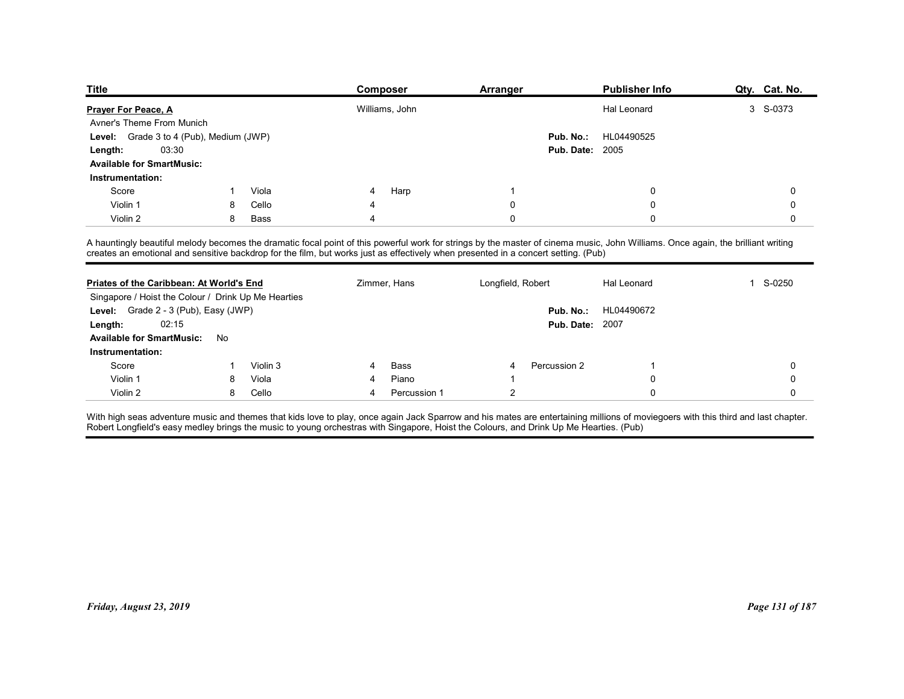| Title | Composer | Arranger | Publisher Info | Qty. | Cat. No. |
|---|---|---|---|---|---|
| **Prayer For Peace, A** | Williams, John | | Hal Leonard | 3 | S-0373 |

Avner's Theme From Munich

**Level:** Grade 3 to 4 (Pub), Medium (JWP)
**Pub. No.:** HL04490525
**Length:** 03:30
**Pub. Date:** 2005
**Available for SmartMusic:**
**Instrumentation:**

| | | | | | | | |
|---|---|---|---|---|---|---|---|
| Score | 1 | Viola | 4 | Harp | 1 | 0 | 0 |
| Violin 1 | 8 | Cello | 4 | | 0 | 0 | 0 |
| Violin 2 | 8 | Bass | 4 | | 0 | 0 | 0 |

A hauntingly beautiful melody becomes the dramatic focal point of this powerful work for strings by the master of cinema music, John Williams. Once again, the brilliant writing creates an emotional and sensitive backdrop for the film, but works just as effectively when presented in a concert setting. (Pub)

---

| Title | Composer | Arranger | Publisher Info | Qty. | Cat. No. |
|---|---|---|---|---|---|
| **Priates of the Caribbean: At World's End** | Zimmer, Hans | Longfield, Robert | Hal Leonard | 1 | S-0250 |

Singapore / Hoist the Colour / Drink Up Me Hearties

**Level:** Grade 2 - 3 (Pub), Easy (JWP)
**Pub. No.:** HL04490672
**Length:** 02:15
**Pub. Date:** 2007
**Available for SmartMusic:** No
**Instrumentation:**

| | | | | | | | | | |
|---|---|---|---|---|---|---|---|---|---|
| Score | 1 | Violin 3 | 4 | Bass | 4 | Percussion 2 | 1 | | 0 |
| Violin 1 | 8 | Viola | 4 | Piano | 1 | | 0 | | 0 |
| Violin 2 | 8 | Cello | 4 | Percussion 1 | 2 | | 0 | | 0 |

With high seas adventure music and themes that kids love to play, once again Jack Sparrow and his mates are entertaining millions of moviegoers with this third and last chapter. Robert Longfield's easy medley brings the music to young orchestras with Singapore, Hoist the Colours, and Drink Up Me Hearties. (Pub)

*Friday, August 23, 2019*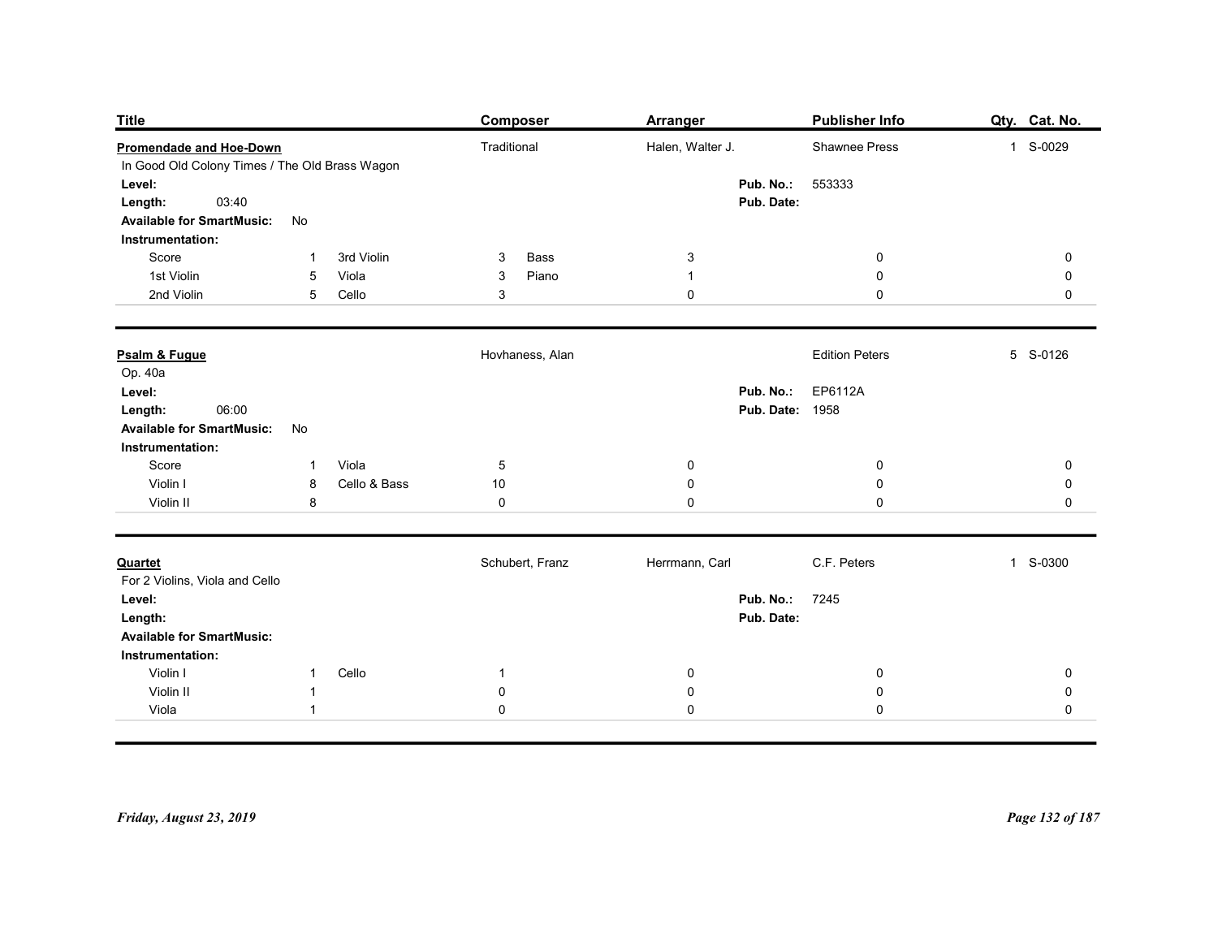| Title | Composer | Arranger | Publisher Info | Qty. | Cat. No. |
|---|---|---|---|---|---|
| **Promendade and Hoe-Down** | Traditional | Halen, Walter J. | Shawnee Press | 1 | S-0029 |

In Good Old Colony Times / The Old Brass Wagon

**Level:**
**Length:** 03:40
**Available for SmartMusic:** No
**Pub. No.:** 553333
**Pub. Date:**

**Instrumentation:**

| | | | | | | | | |
|---|---|---|---|---|---|---|---|---|
| Score | 1 | 3rd Violin | 3 | Bass | 3 | 0 | 0 |
| 1st Violin | 5 | Viola | 3 | Piano | 1 | 0 | 0 |
| 2nd Violin | 5 | Cello | 3 | | 0 | 0 | 0 |

---

| Title | Composer | Arranger | Publisher Info | Qty. | Cat. No. |
|---|---|---|---|---|---|
| **Psalm & Fugue** | Hovhaness, Alan | | Edition Peters | 5 | S-0126 |

Op. 40a

**Level:**
**Length:** 06:00
**Available for SmartMusic:** No
**Pub. No.:** EP6112A
**Pub. Date:** 1958

**Instrumentation:**

| | | | | | | |
|---|---|---|---|---|---|---|
| Score | 1 | Viola | 5 | 0 | 0 | 0 |
| Violin I | 8 | Cello & Bass | 10 | 0 | 0 | 0 |
| Violin II | 8 | | 0 | 0 | 0 | 0 |

---

| Title | Composer | Arranger | Publisher Info | Qty. | Cat. No. |
|---|---|---|---|---|---|
| **Quartet** | Schubert, Franz | Herrmann, Carl | C.F. Peters | 1 | S-0300 |

For 2 Violins, Viola and Cello

**Level:**
**Length:**
**Available for SmartMusic:**
**Pub. No.:** 7245
**Pub. Date:**

**Instrumentation:**

| | | | | | | |
|---|---|---|---|---|---|---|
| Violin I | 1 | Cello | 1 | 0 | 0 | 0 |
| Violin II | 1 | | 0 | 0 | 0 | 0 |
| Viola | 1 | | 0 | 0 | 0 | 0 |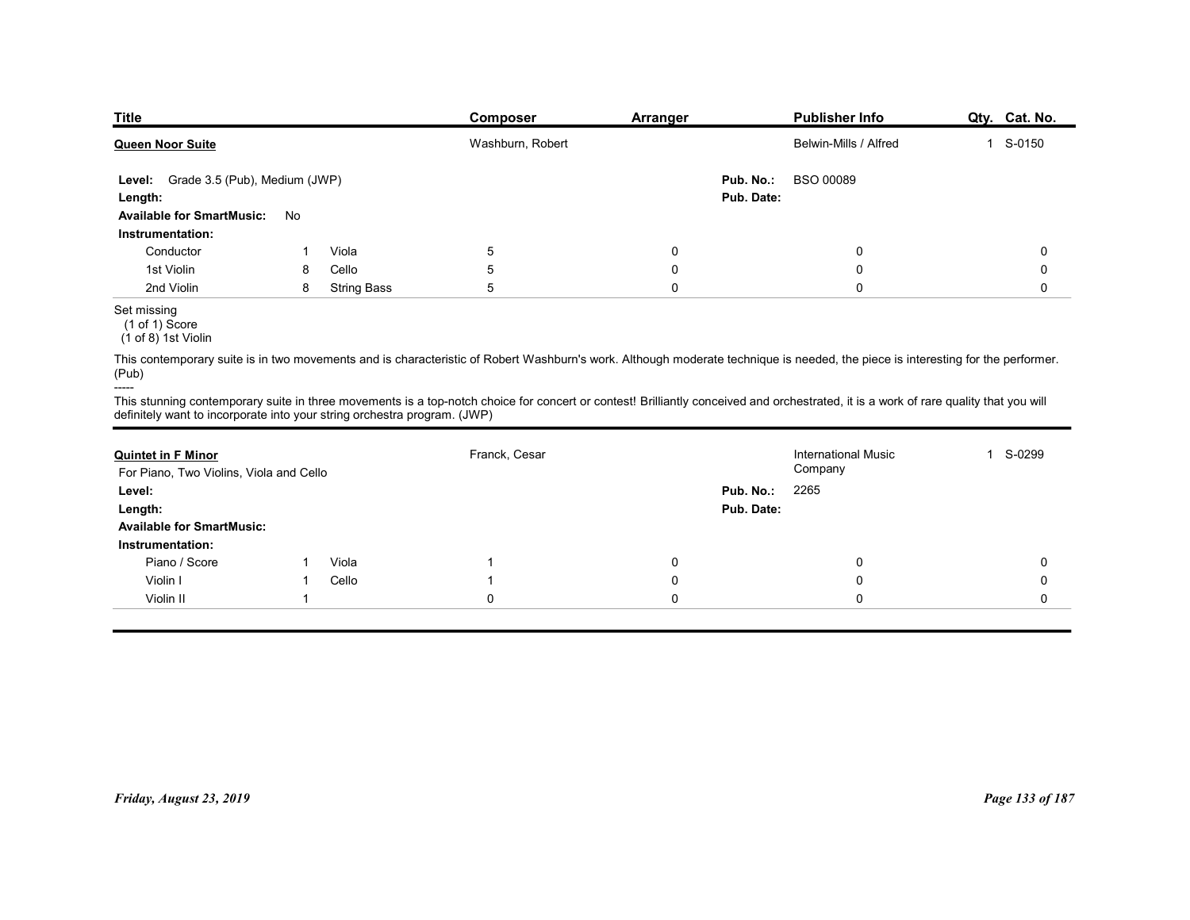| Title | Composer | Arranger | Publisher Info | Qty. | Cat. No. |
|---|---|---|---|---|---|
| **Queen Noor Suite** | Washburn, Robert | | Belwin-Mills / Alfred | 1 | S-0150 |

**Level:** Grade 3.5 (Pub), Medium (JWP)
**Length:**
**Available for SmartMusic:** No
**Pub. No.:** BSO 00089
**Pub. Date:**

**Instrumentation:**

| | | | | | | | |
|---|---|---|---|---|---|---|---|
| Conductor | 1 | Viola | 5 | 0 | | 0 | 0 |
| 1st Violin | 8 | Cello | 5 | 0 | | 0 | 0 |
| 2nd Violin | 8 | String Bass | 5 | 0 | | 0 | 0 |

Set missing
(1 of 1) Score
(1 of 8) 1st Violin

This contemporary suite is in two movements and is characteristic of Robert Washburn's work. Although moderate technique is needed, the piece is interesting for the performer. (Pub)

-----

This stunning contemporary suite in three movements is a top-notch choice for concert or contest! Brilliantly conceived and orchestrated, it is a work of rare quality that you will definitely want to incorporate into your string orchestra program. (JWP)

---

| Title | Composer | Arranger | Publisher Info | Qty. | Cat. No. |
|---|---|---|---|---|---|
| **Quintet in F Minor** | Franck, Cesar | | International Music Company | 1 | S-0299 |

For Piano, Two Violins, Viola and Cello

**Level:**
**Length:**
**Available for SmartMusic:**
**Pub. No.:** 2265
**Pub. Date:**

**Instrumentation:**

| | | | | | | |
|---|---|---|---|---|---|---|
| Piano / Score | 1 | Viola | 1 | 0 | 0 | 0 |
| Violin I | 1 | Cello | 1 | 0 | 0 | 0 |
| Violin II | 1 | | 0 | 0 | 0 | 0 |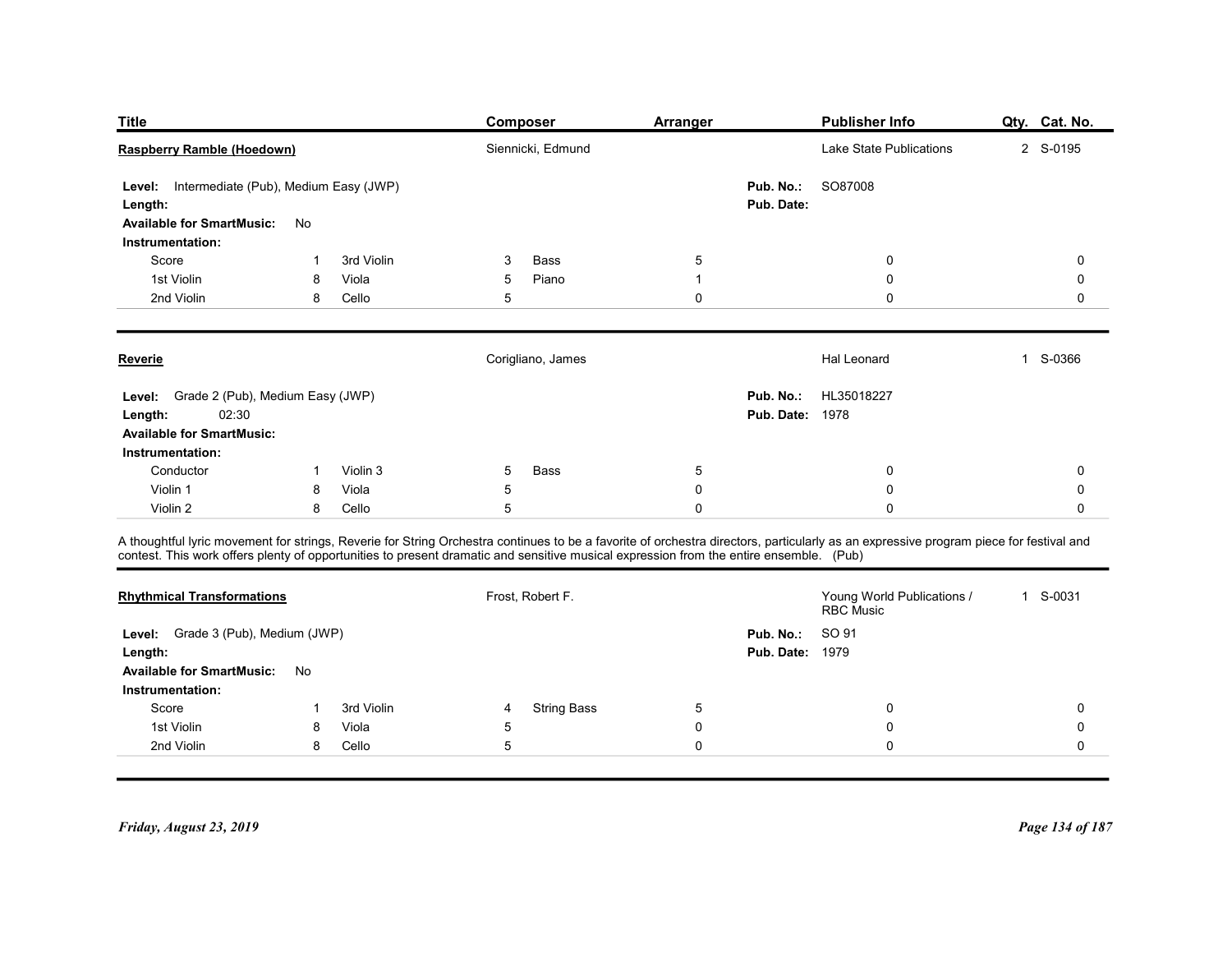| Title | Composer | Arranger | Publisher Info | Qty. | Cat. No. |
|---|---|---|---|---|---|
| **Raspberry Ramble (Hoedown)** | Siennicki, Edmund | | Lake State Publications | 2 | S-0195 |

**Level:** Intermediate (Pub), Medium Easy (JWP)
**Length:**
**Available for SmartMusic:** No
**Pub. No.:** SO87008
**Pub. Date:**

**Instrumentation:**

| Part | Qty | Part | Qty | Part | Qty | | | |
|---|---|---|---|---|---|---|---|---|
| Score | 1 | 3rd Violin | 3 | Bass | 5 | | 0 | 0 |
| 1st Violin | 8 | Viola | 5 | Piano | 1 | | 0 | 0 |
| 2nd Violin | 8 | Cello | 5 | | 0 | | 0 | 0 |

---

| Title | Composer | Arranger | Publisher Info | Qty. | Cat. No. |
|---|---|---|---|---|---|
| **Reverie** | Corigliano, James | | Hal Leonard | 1 | S-0366 |

**Level:** Grade 2 (Pub), Medium Easy (JWP)
**Length:** 02:30
**Available for SmartMusic:**
**Pub. No.:** HL35018227
**Pub. Date:** 1978

**Instrumentation:**

| Part | Qty | Part | Qty | Part | Qty | | | |
|---|---|---|---|---|---|---|---|---|
| Conductor | 1 | Violin 3 | 5 | Bass | 5 | | 0 | 0 |
| Violin 1 | 8 | Viola | 5 | | 0 | | 0 | 0 |
| Violin 2 | 8 | Cello | 5 | | 0 | | 0 | 0 |

A thoughtful lyric movement for strings, Reverie for String Orchestra continues to be a favorite of orchestra directors, particularly as an expressive program piece for festival and contest. This work offers plenty of opportunities to present dramatic and sensitive musical expression from the entire ensemble. (Pub)

---

| Title | Composer | Arranger | Publisher Info | Qty. | Cat. No. |
|---|---|---|---|---|---|
| **Rhythmical Transformations** | Frost, Robert F. | | Young World Publications / RBC Music | 1 | S-0031 |

**Level:** Grade 3 (Pub), Medium (JWP)
**Length:**
**Available for SmartMusic:** No
**Pub. No.:** SO 91
**Pub. Date:** 1979

**Instrumentation:**

| Part | Qty | Part | Qty | Part | Qty | | | |
|---|---|---|---|---|---|---|---|---|
| Score | 1 | 3rd Violin | 4 | String Bass | 5 | | 0 | 0 |
| 1st Violin | 8 | Viola | 5 | | 0 | | 0 | 0 |
| 2nd Violin | 8 | Cello | 5 | | 0 | | 0 | 0 |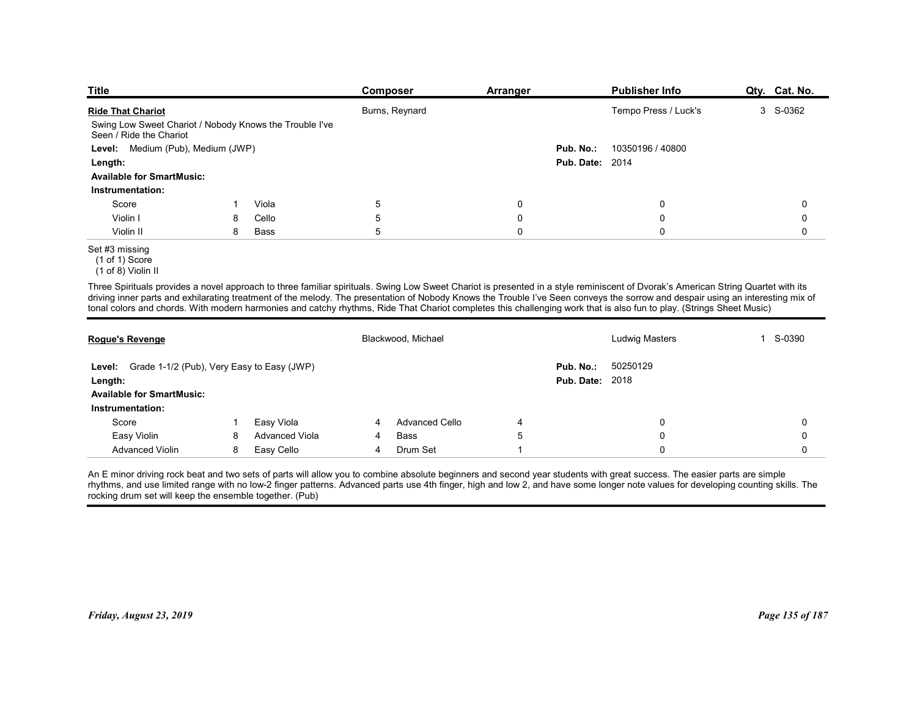| Title | Composer | Arranger | Publisher Info | Qty. | Cat. No. |
|---|---|---|---|---|---|
| **Ride That Chariot** | Burns, Reynard | | Tempo Press / Luck's | 3 | S-0362 |

Swing Low Sweet Chariot / Nobody Knows the Trouble I've Seen / Ride the Chariot

**Level:** Medium (Pub), Medium (JWP)

**Pub. No.:** 10350196 / 40800

**Length:**

**Pub. Date:** 2014

**Available for SmartMusic:**

**Instrumentation:**

| | | | | | | | |
|---|---|---|---|---|---|---|---|
| Score | 1 | Viola | 5 | 0 | 0 | | 0 |
| Violin I | 8 | Cello | 5 | 0 | 0 | | 0 |
| Violin II | 8 | Bass | 5 | 0 | 0 | | 0 |

Set #3 missing
(1 of 1) Score
(1 of 8) Violin II

Three Spirituals provides a novel approach to three familiar spirituals. Swing Low Sweet Chariot is presented in a style reminiscent of Dvorak's American String Quartet with its driving inner parts and exhilarating treatment of the melody. The presentation of Nobody Knows the Trouble I've Seen conveys the sorrow and despair using an interesting mix of tonal colors and chords. With modern harmonies and catchy rhythms, Ride That Chariot completes this challenging work that is also fun to play. (Strings Sheet Music)

---

| Title | Composer | Arranger | Publisher Info | Qty. | Cat. No. |
|---|---|---|---|---|---|
| **Rogue's Revenge** | Blackwood, Michael | | Ludwig Masters | 1 | S-0390 |

**Level:** Grade 1-1/2 (Pub), Very Easy to Easy (JWP)

**Pub. No.:** 50250129

**Length:**

**Pub. Date:** 2018

**Available for SmartMusic:**

**Instrumentation:**

| | | | | | | | |
|---|---|---|---|---|---|---|---|
| Score | 1 | Easy Viola | 4 | Advanced Cello | 4 | 0 | 0 |
| Easy Violin | 8 | Advanced Viola | 4 | Bass | 5 | 0 | 0 |
| Advanced Violin | 8 | Easy Cello | 4 | Drum Set | 1 | 0 | 0 |

An E minor driving rock beat and two sets of parts will allow you to combine absolute beginners and second year students with great success. The easier parts are simple rhythms, and use limited range with no low-2 finger patterns. Advanced parts use 4th finger, high and low 2, and have some longer note values for developing counting skills. The rocking drum set will keep the ensemble together. (Pub)

*Friday, August 23, 2019*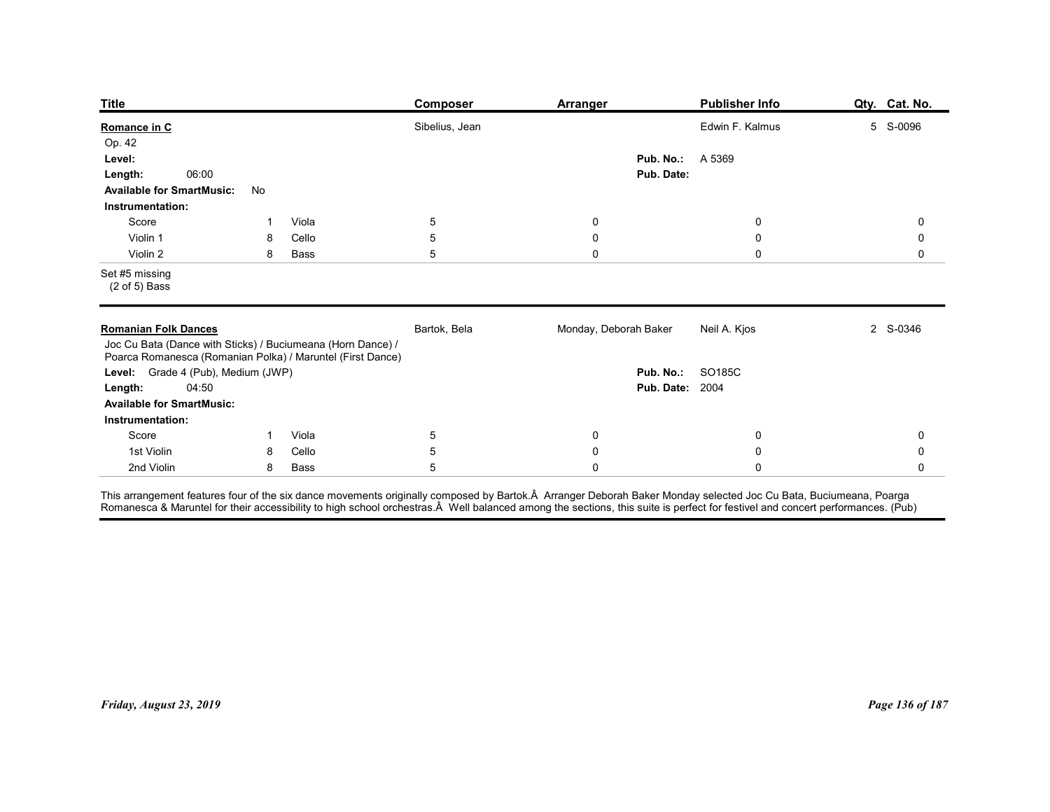| Title | Composer | Arranger | Publisher Info | Qty. | Cat. No. |
|---|---|---|---|---|---|
| **Romance in C** | Sibelius, Jean | | Edwin F. Kalmus | 5 | S-0096 |

Op. 42

**Level:**
**Length:** 06:00
**Available for SmartMusic:** No
**Pub. No.:** A 5369
**Pub. Date:**

**Instrumentation:**

| Score | 1 | Viola | 5 | 0 | 0 | 0 |
|---|---|---|---|---|---|---|
| Violin 1 | 8 | Cello | 5 | 0 | 0 | 0 |
| Violin 2 | 8 | Bass | 5 | 0 | 0 | 0 |

Set #5 missing
(2 of 5) Bass

---

| Title | Composer | Arranger | Publisher Info | Qty. | Cat. No. |
|---|---|---|---|---|---|
| **Romanian Folk Dances** | Bartok, Bela | Monday, Deborah Baker | Neil A. Kjos | 2 | S-0346 |

Joc Cu Bata (Dance with Sticks) / Buciumeana (Horn Dance) / Poarca Romanesca (Romanian Polka) / Maruntel (First Dance)

**Level:** Grade 4 (Pub), Medium (JWP)
**Length:** 04:50
**Available for SmartMusic:**
**Pub. No.:** SO185C
**Pub. Date:** 2004

**Instrumentation:**

| Score | 1 | Viola | 5 | 0 | 0 | 0 |
|---|---|---|---|---|---|---|
| 1st Violin | 8 | Cello | 5 | 0 | 0 | 0 |
| 2nd Violin | 8 | Bass | 5 | 0 | 0 | 0 |

This arrangement features four of the six dance movements originally composed by Bartok.Â  Arranger Deborah Baker Monday selected Joc Cu Bata, Buciumeana, Poarga Romanesca & Maruntel for their accessibility to high school orchestras.Â  Well balanced among the sections, this suite is perfect for festivel and concert performances. (Pub)

*Friday, August 23, 2019*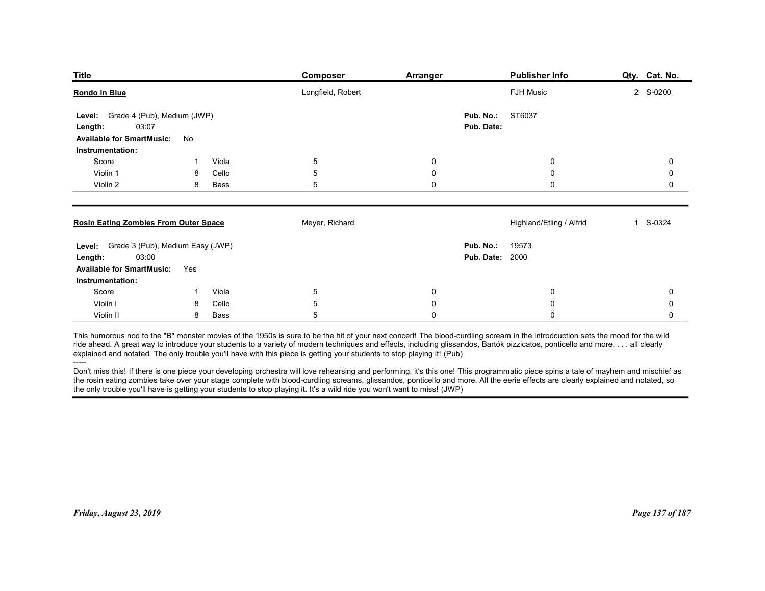| Title | Composer | Arranger | Publisher Info | Qty. | Cat. No. |
|---|---|---|---|---|---|
| **Rondo in Blue** | Longfield, Robert | | FJH Music | 2 | S-0200 |

**Level:** Grade 4 (Pub), Medium (JWP)
**Length:** 03:07
**Available for SmartMusic:** No
**Pub. No.:** ST6037
**Pub. Date:**

**Instrumentation:**

| | | | | | | | |
|---|---|---|---|---|---|---|---|
| Score | 1 | Viola | 5 | 0 | 0 | 0 |
| Violin 1 | 8 | Cello | 5 | 0 | 0 | 0 |
| Violin 2 | 8 | Bass | 5 | 0 | 0 | 0 |

| Title | Composer | Arranger | Publisher Info | Qty. | Cat. No. |
|---|---|---|---|---|---|
| **Rosin Eating Zombies From Outer Space** | Meyer, Richard | | Highland/Etling / Alfrid | 1 | S-0324 |

**Level:** Grade 3 (Pub), Medium Easy (JWP)
**Length:** 03:00
**Available for SmartMusic:** Yes
**Pub. No.:** 19573
**Pub. Date:** 2000

**Instrumentation:**

| | | | | | | |
|---|---|---|---|---|---|---|
| Score | 1 | Viola | 5 | 0 | 0 | 0 |
| Violin I | 8 | Cello | 5 | 0 | 0 | 0 |
| Violin II | 8 | Bass | 5 | 0 | 0 | 0 |

This humorous nod to the "B" monster movies of the 1950s is sure to be the hit of your next concert! The blood-curdling scream in the introdcuction sets the mood for the wild ride ahead. A great way to introduce your students to a variety of modern techniques and effects, including glissandos, Bartók pizzicatos, ponticello and more. . . . all clearly explained and notated. The only trouble you'll have with this piece is getting your students to stop playing it! (Pub)

-----

Don't miss this! If there is one piece your developing orchestra will love rehearsing and performing, it's this one! This programmatic piece spins a tale of mayhem and mischief as the rosin eating zombies take over your stage complete with blood-curdling screams, glissandos, ponticello and more. All the eerie effects are clearly explained and notated, so the only trouble you'll have is getting your students to stop playing it. It's a wild ride you won't want to miss! (JWP)

*Friday, August 23, 2019*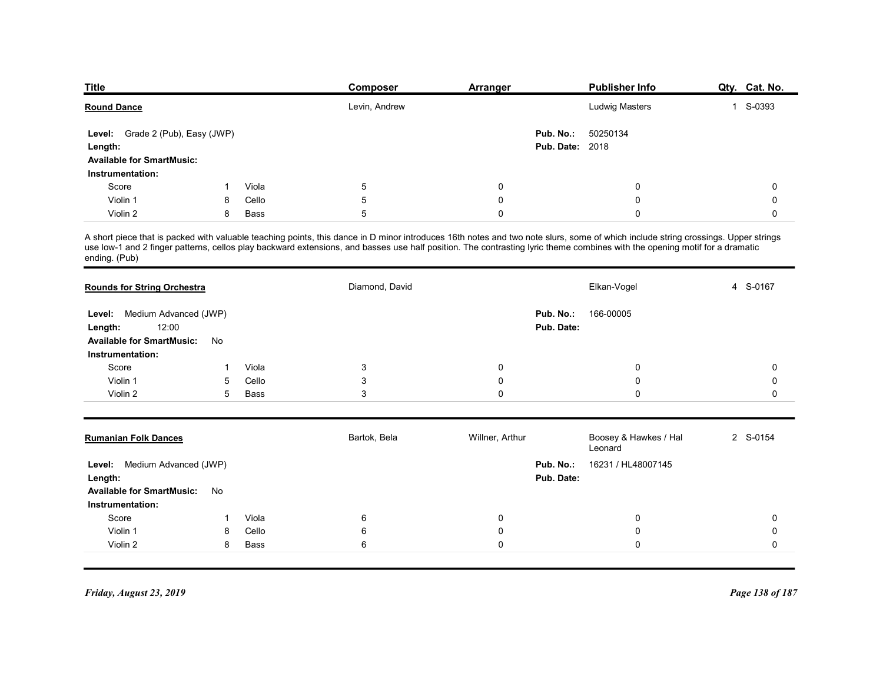| Title | Composer | Arranger | Publisher Info | Qty. | Cat. No. |
|---|---|---|---|---|---|
| **Round Dance** | Levin, Andrew | | Ludwig Masters | 1 | S-0393 |

**Level:** Grade 2 (Pub), Easy (JWP)
**Length:**
**Available for SmartMusic:**
**Pub. No.:** 50250134
**Pub. Date:** 2018

**Instrumentation:**

| | | | | | | |
|---|---|---|---|---|---|---|
| Score | 1 | Viola | 5 | 0 | 0 | 0 |
| Violin 1 | 8 | Cello | 5 | 0 | 0 | 0 |
| Violin 2 | 8 | Bass | 5 | 0 | 0 | 0 |

A short piece that is packed with valuable teaching points, this dance in D minor introduces 16th notes and two note slurs, some of which include string crossings. Upper strings use low-1 and 2 finger patterns, cellos play backward extensions, and basses use half position. The contrasting lyric theme combines with the opening motif for a dramatic ending. (Pub)

---

| Title | Composer | Arranger | Publisher Info | Qty. | Cat. No. |
|---|---|---|---|---|---|
| **Rounds for String Orchestra** | Diamond, David | | Elkan-Vogel | 4 | S-0167 |

**Level:** Medium Advanced (JWP)
**Length:** 12:00
**Available for SmartMusic:** No
**Pub. No.:** 166-00005
**Pub. Date:**

**Instrumentation:**

| | | | | | | |
|---|---|---|---|---|---|---|
| Score | 1 | Viola | 3 | 0 | 0 | 0 |
| Violin 1 | 5 | Cello | 3 | 0 | 0 | 0 |
| Violin 2 | 5 | Bass | 3 | 0 | 0 | 0 |

---

| Title | Composer | Arranger | Publisher Info | Qty. | Cat. No. |
|---|---|---|---|---|---|
| **Rumanian Folk Dances** | Bartok, Bela | Willner, Arthur | Boosey & Hawkes / Hal Leonard | 2 | S-0154 |

**Level:** Medium Advanced (JWP)
**Length:**
**Available for SmartMusic:** No
**Pub. No.:** 16231 / HL48007145
**Pub. Date:**

**Instrumentation:**

| | | | | | | |
|---|---|---|---|---|---|---|
| Score | 1 | Viola | 6 | 0 | 0 | 0 |
| Violin 1 | 8 | Cello | 6 | 0 | 0 | 0 |
| Violin 2 | 8 | Bass | 6 | 0 | 0 | 0 |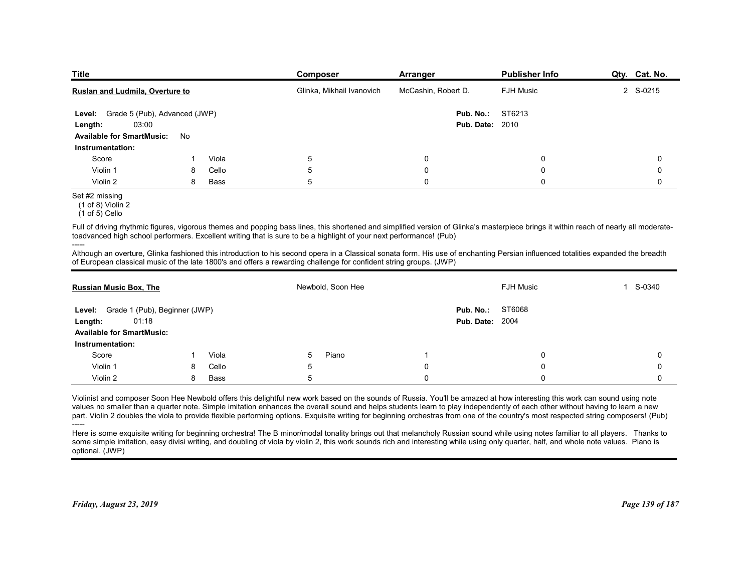| Title | Composer | Arranger | Publisher Info | Qty. | Cat. No. |
|---|---|---|---|---|---|
| **Ruslan and Ludmila, Overture to** | Glinka, Mikhail Ivanovich | McCashin, Robert D. | FJH Music | 2 | S-0215 |

**Level:** Grade 5 (Pub), Advanced (JWP)
**Length:** 03:00
**Available for SmartMusic:** No
**Pub. No.:** ST6213
**Pub. Date:** 2010

**Instrumentation:**

| | | | | | | | |
|---|---|---|---|---|---|---|---|
| Score | 1 | Viola | 5 | | 0 | 0 | 0 |
| Violin 1 | 8 | Cello | 5 | | 0 | 0 | 0 |
| Violin 2 | 8 | Bass | 5 | | 0 | 0 | 0 |

Set #2 missing
(1 of 8) Violin 2
(1 of 5) Cello

Full of driving rhythmic figures, vigorous themes and popping bass lines, this shortened and simplified version of Glinka's masterpiece brings it within reach of nearly all moderate-toadvanced high school performers. Excellent writing that is sure to be a highlight of your next performance! (Pub)

-----

Although an overture, Glinka fashioned this introduction to his second opera in a Classical sonata form. His use of enchanting Persian influenced totalities expanded the breadth of European classical music of the late 1800's and offers a rewarding challenge for confident string groups. (JWP)

---

| Title | Composer | Arranger | Publisher Info | Qty. | Cat. No. |
|---|---|---|---|---|---|
| **Russian Music Box, The** | Newbold, Soon Hee | | FJH Music | 1 | S-0340 |

**Level:** Grade 1 (Pub), Beginner (JWP)
**Length:** 01:18
**Available for SmartMusic:**
**Pub. No.:** ST6068
**Pub. Date:** 2004

**Instrumentation:**

| | | | | | | | |
|---|---|---|---|---|---|---|---|
| Score | 1 | Viola | 5 | Piano | 1 | 0 | 0 |
| Violin 1 | 8 | Cello | 5 | | 0 | 0 | 0 |
| Violin 2 | 8 | Bass | 5 | | 0 | 0 | 0 |

Violinist and composer Soon Hee Newbold offers this delightful new work based on the sounds of Russia. You'll be amazed at how interesting this work can sound using note values no smaller than a quarter note. Simple imitation enhances the overall sound and helps students learn to play independently of each other without having to learn a new part. Violin 2 doubles the viola to provide flexible performing options. Exquisite writing for beginning orchestras from one of the country's most respected string composers! (Pub)

-----

Here is some exquisite writing for beginning orchestra! The B minor/modal tonality brings out that melancholy Russian sound while using notes familiar to all players. Thanks to some simple imitation, easy divisi writing, and doubling of viola by violin 2, this work sounds rich and interesting while using only quarter, half, and whole note values. Piano is optional. (JWP)

*Friday, August 23, 2019*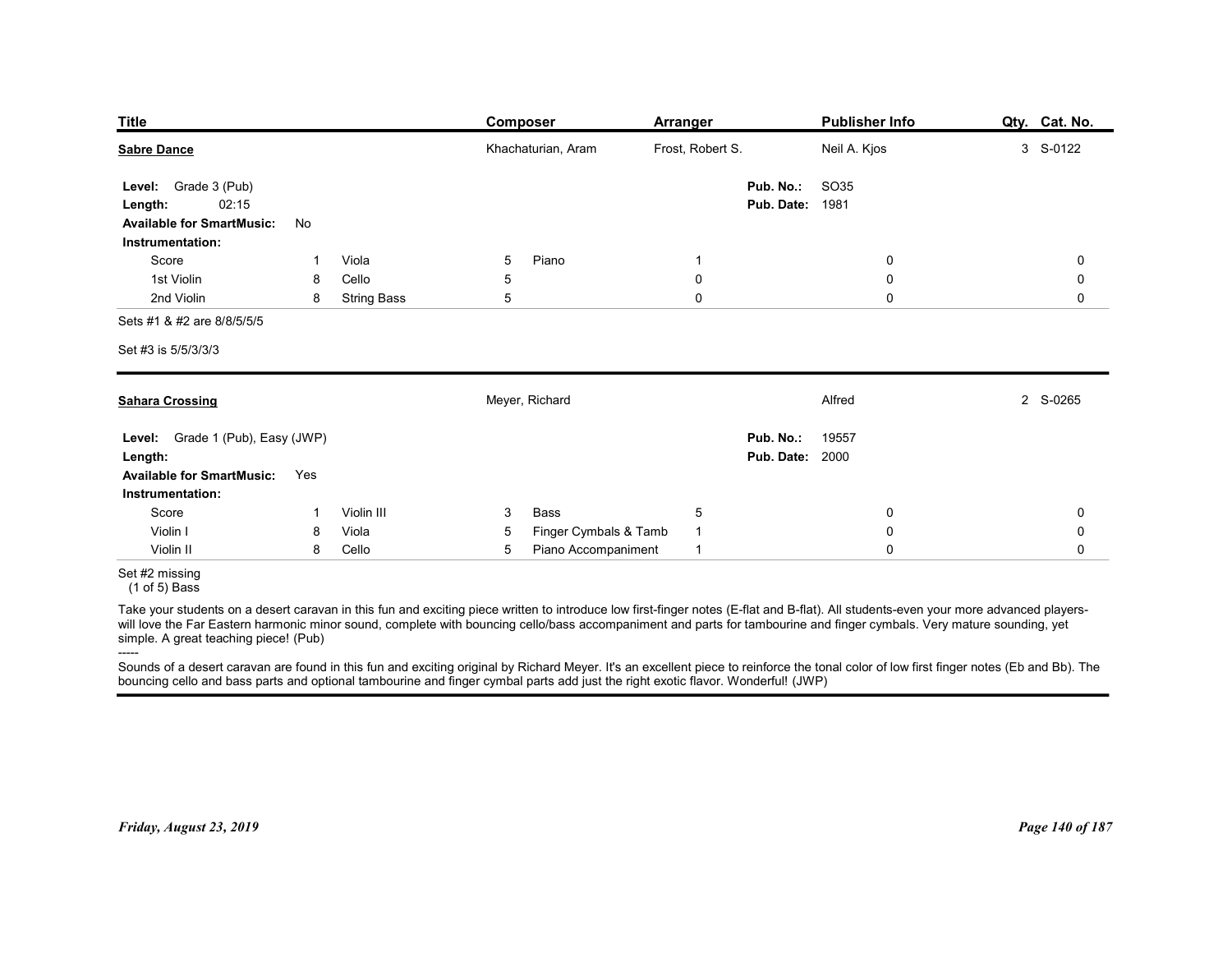| Title | Composer | Arranger | Publisher Info | Qty. | Cat. No. |
|---|---|---|---|---|---|
| **Sabre Dance** | Khachaturian, Aram | Frost, Robert S. | Neil A. Kjos | 3 | S-0122 |

**Level:** Grade 3 (Pub)
**Length:** 02:15
**Available for SmartMusic:** No
**Pub. No.:** SO35
**Pub. Date:** 1981

**Instrumentation:**

| | | | | | | | | |
|---|---|---|---|---|---|---|---|---|
| Score | 1 | Viola | 5 | Piano | 1 | | 0 | 0 |
| 1st Violin | 8 | Cello | 5 | | 0 | | 0 | 0 |
| 2nd Violin | 8 | String Bass | 5 | | 0 | | 0 | 0 |

Sets #1 & #2 are 8/8/5/5/5

Set #3 is 5/5/3/3/3

---

| Title | Composer | Arranger | Publisher Info | Qty. | Cat. No. |
|---|---|---|---|---|---|
| **Sahara Crossing** | Meyer, Richard | | Alfred | 2 | S-0265 |

**Level:** Grade 1 (Pub), Easy (JWP)
**Length:**
**Available for SmartMusic:** Yes
**Pub. No.:** 19557
**Pub. Date:** 2000

**Instrumentation:**

| | | | | | | | | |
|---|---|---|---|---|---|---|---|---|
| Score | 1 | Violin III | 3 | Bass | 5 | | 0 | 0 |
| Violin I | 8 | Viola | 5 | Finger Cymbals & Tamb | 1 | | 0 | 0 |
| Violin II | 8 | Cello | 5 | Piano Accompaniment | 1 | | 0 | 0 |

Set #2 missing
(1 of 5) Bass

Take your students on a desert caravan in this fun and exciting piece written to introduce low first-finger notes (E-flat and B-flat). All students-even your more advanced players-will love the Far Eastern harmonic minor sound, complete with bouncing cello/bass accompaniment and parts for tambourine and finger cymbals. Very mature sounding, yet simple. A great teaching piece! (Pub)

-----

Sounds of a desert caravan are found in this fun and exciting original by Richard Meyer. It's an excellent piece to reinforce the tonal color of low first finger notes (Eb and Bb). The bouncing cello and bass parts and optional tambourine and finger cymbal parts add just the right exotic flavor. Wonderful! (JWP)

*Friday, August 23, 2019*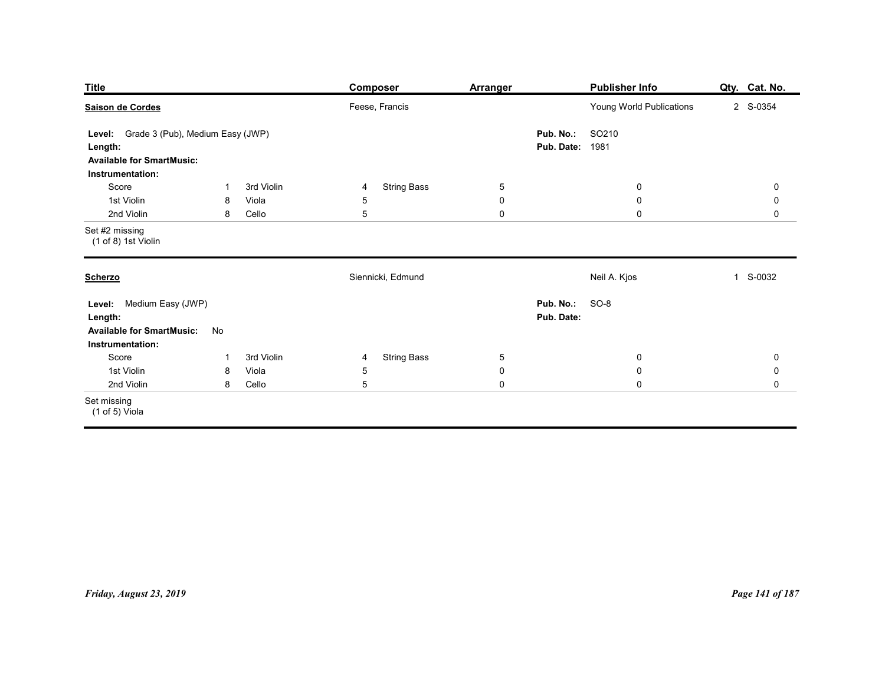| Title | Composer | Arranger | Publisher Info | Qty. | Cat. No. |
|---|---|---|---|---|---|
| **Saison de Cordes** | Feese, Francis | | Young World Publications | 2 | S-0354 |

**Level:** Grade 3 (Pub), Medium Easy (JWP)
**Length:**
**Available for SmartMusic:**
**Pub. No.:** SO210
**Pub. Date:** 1981

**Instrumentation:**

| | | | | | | | | |
|---|---|---|---|---|---|---|---|---|
| Score | 1 | 3rd Violin | 4 | String Bass | 5 | | 0 | 0 |
| 1st Violin | 8 | Viola | 5 | | 0 | | 0 | 0 |
| 2nd Violin | 8 | Cello | 5 | | 0 | | 0 | 0 |

Set #2 missing
(1 of 8) 1st Violin

---

| Title | Composer | Arranger | Publisher Info | Qty. | Cat. No. |
|---|---|---|---|---|---|
| **Scherzo** | Siennicki, Edmund | | Neil A. Kjos | 1 | S-0032 |

**Level:** Medium Easy (JWP)
**Length:**
**Available for SmartMusic:** No
**Pub. No.:** SO-8
**Pub. Date:**

**Instrumentation:**

| | | | | | | | | |
|---|---|---|---|---|---|---|---|---|
| Score | 1 | 3rd Violin | 4 | String Bass | 5 | | 0 | 0 |
| 1st Violin | 8 | Viola | 5 | | 0 | | 0 | 0 |
| 2nd Violin | 8 | Cello | 5 | | 0 | | 0 | 0 |

Set missing
(1 of 5) Viola

*Friday, August 23, 2019*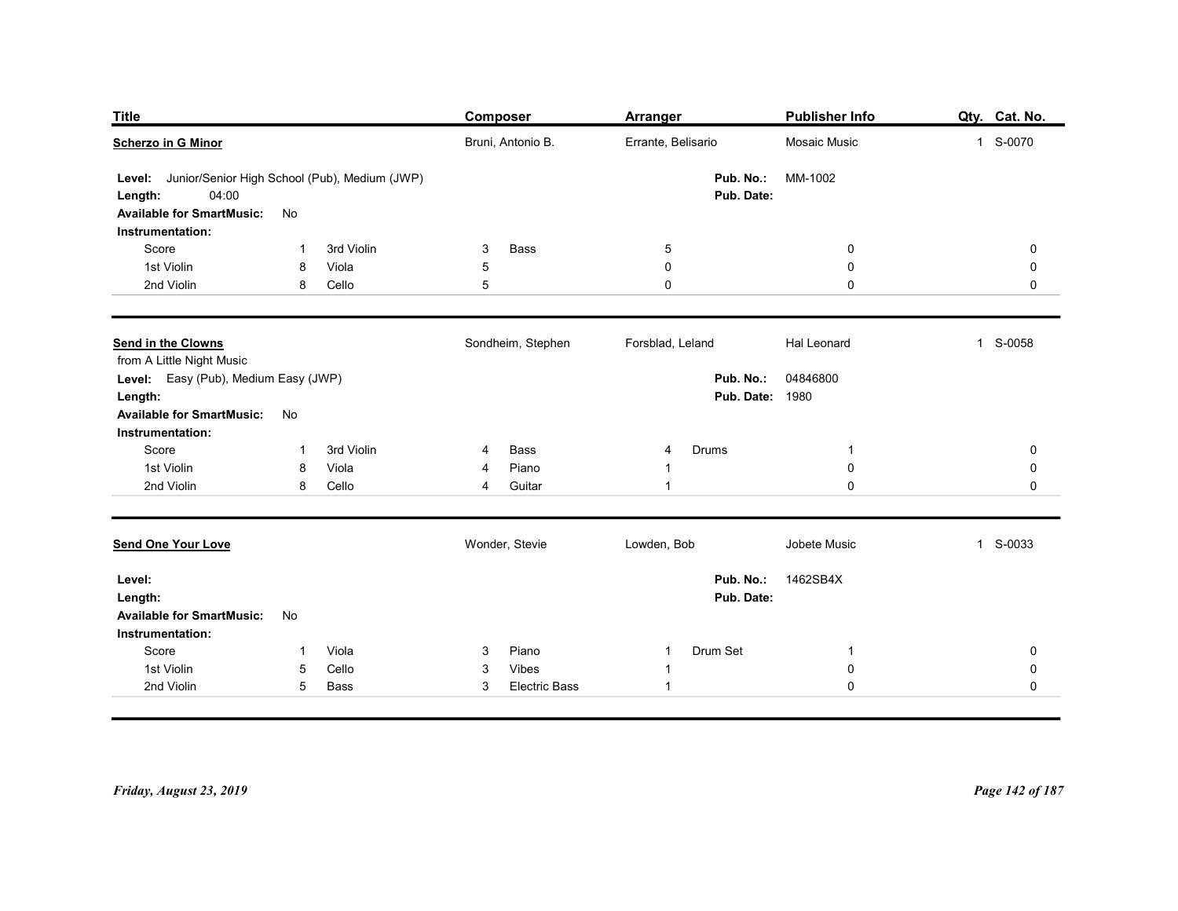| Title | Composer | Arranger | Publisher Info | Qty. | Cat. No. |
|---|---|---|---|---|---|
| **Scherzo in G Minor** | Bruni, Antonio B. | Errante, Belisario | Mosaic Music | 1 | S-0070 |

**Level:** Junior/Senior High School (Pub), Medium (JWP)
**Length:** 04:00
**Pub. No.:** MM-1002
**Pub. Date:**
**Available for SmartMusic:** No
**Instrumentation:**

| | | | | | | | | |
|---|---|---|---|---|---|---|---|---|
| Score | 1 | 3rd Violin | 3 | Bass | 5 | | 0 | 0 |
| 1st Violin | 8 | Viola | 5 | | 0 | | 0 | 0 |
| 2nd Violin | 8 | Cello | 5 | | 0 | | 0 | 0 |

---

| Title | Composer | Arranger | Publisher Info | Qty. | Cat. No. |
|---|---|---|---|---|---|
| **Send in the Clowns** | Sondheim, Stephen | Forsblad, Leland | Hal Leonard | 1 | S-0058 |

from A Little Night Music
**Level:** Easy (Pub), Medium Easy (JWP)
**Length:**
**Pub. No.:** 04846800
**Pub. Date:** 1980
**Available for SmartMusic:** No
**Instrumentation:**

| | | | | | | | | |
|---|---|---|---|---|---|---|---|---|
| Score | 1 | 3rd Violin | 4 | Bass | 4 | Drums | 1 | 0 |
| 1st Violin | 8 | Viola | 4 | Piano | 1 | | 0 | 0 |
| 2nd Violin | 8 | Cello | 4 | Guitar | 1 | | 0 | 0 |

---

| Title | Composer | Arranger | Publisher Info | Qty. | Cat. No. |
|---|---|---|---|---|---|
| **Send One Your Love** | Wonder, Stevie | Lowden, Bob | Jobete Music | 1 | S-0033 |

**Level:**
**Length:**
**Pub. No.:** 1462SB4X
**Pub. Date:**
**Available for SmartMusic:** No
**Instrumentation:**

| | | | | | | | | |
|---|---|---|---|---|---|---|---|---|
| Score | 1 | Viola | 3 | Piano | 1 | Drum Set | 1 | 0 |
| 1st Violin | 5 | Cello | 3 | Vibes | 1 | | 0 | 0 |
| 2nd Violin | 5 | Bass | 3 | Electric Bass | 1 | | 0 | 0 |

*Friday, August 23, 2019*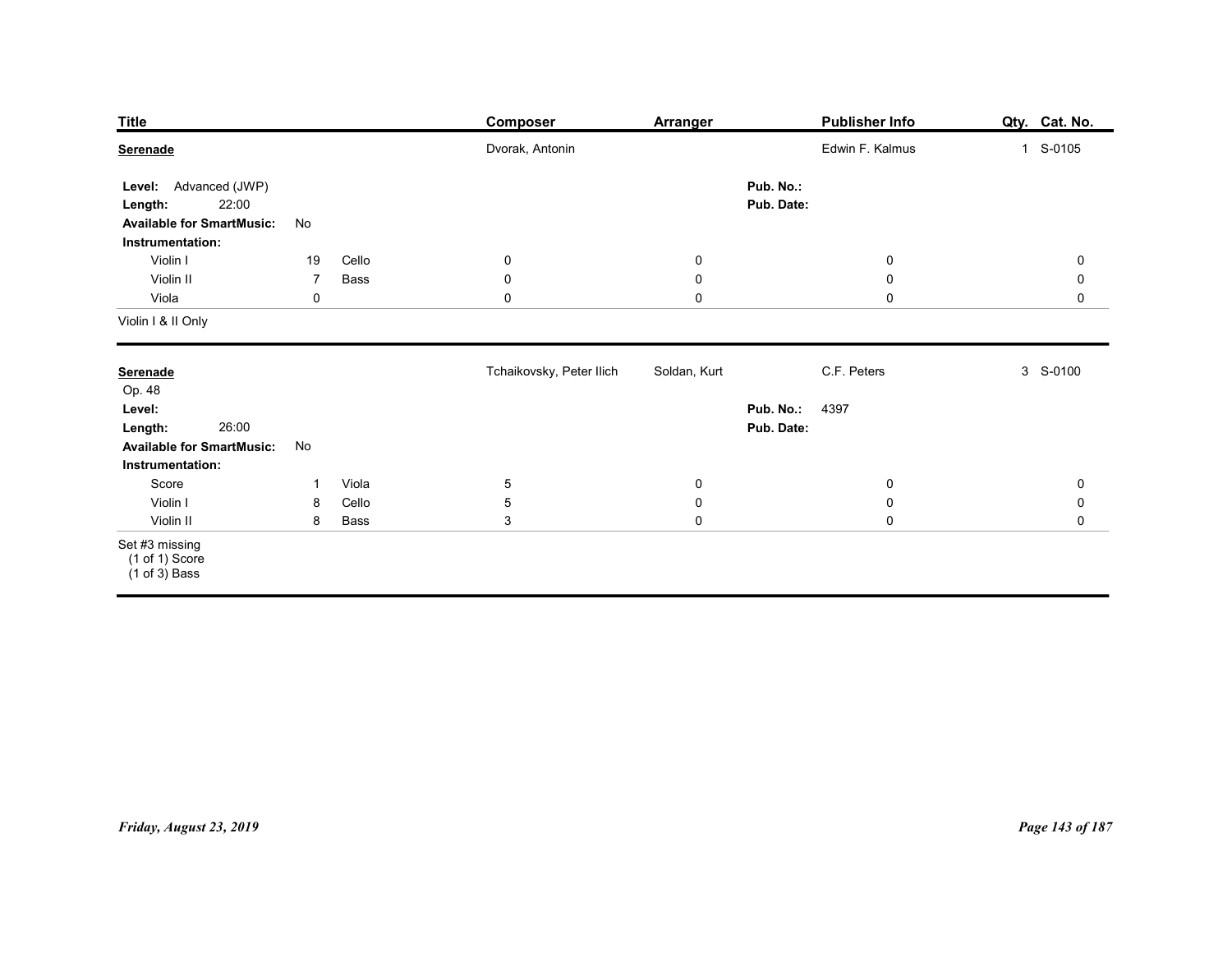| Title | Composer | Arranger | Publisher Info | Qty. | Cat. No. |
|---|---|---|---|---|---|
| **Serenade** | Dvorak, Antonin | | Edwin F. Kalmus | 1 | S-0105 |

**Level:** Advanced (JWP)
**Length:** 22:00
**Available for SmartMusic:** No
**Pub. No.:**
**Pub. Date:**

**Instrumentation:**

| | | | | | | | |
|---|---|---|---|---|---|---|---|
| Violin I | 19 | Cello | 0 | 0 | 0 | 0 |
| Violin II | 7 | Bass | 0 | 0 | 0 | 0 |
| Viola | 0 | | 0 | 0 | 0 | 0 |

Violin I & II Only

---

| Title | Composer | Arranger | Publisher Info | Qty. | Cat. No. |
|---|---|---|---|---|---|
| **Serenade** | Tchaikovsky, Peter Ilich | Soldan, Kurt | C.F. Peters | 3 | S-0100 |

Op. 48
**Level:**
**Length:** 26:00
**Available for SmartMusic:** No
**Pub. No.:** 4397
**Pub. Date:**

**Instrumentation:**

| | | | | | | |
|---|---|---|---|---|---|---|
| Score | 1 | Viola | 5 | 0 | 0 | 0 |
| Violin I | 8 | Cello | 5 | 0 | 0 | 0 |
| Violin II | 8 | Bass | 3 | 0 | 0 | 0 |

Set #3 missing
(1 of 1) Score
(1 of 3) Bass

*Friday, August 23, 2019*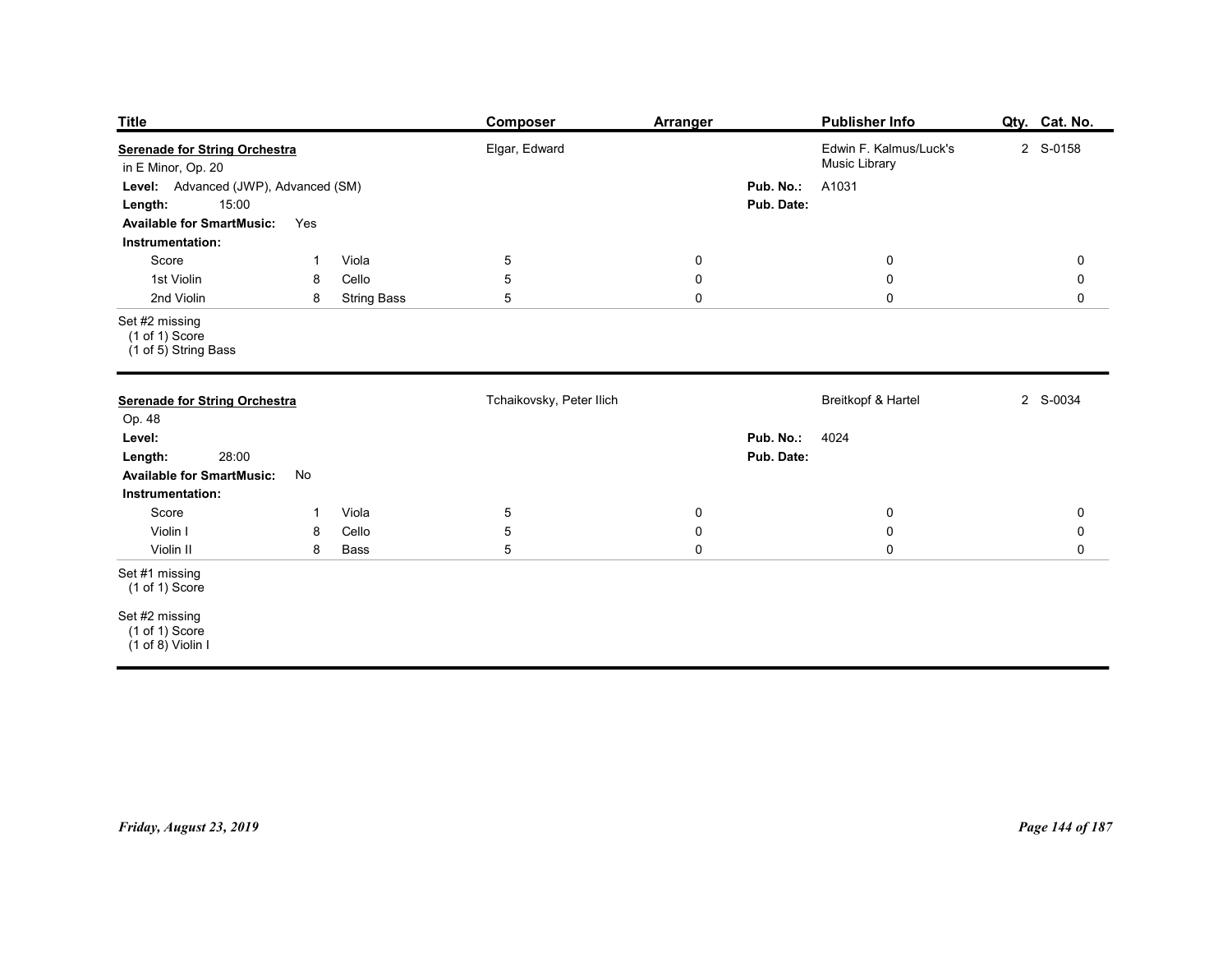| Title | Composer | Arranger | Publisher Info | Qty. | Cat. No. |
|---|---|---|---|---|---|
| **Serenade for String Orchestra** | Elgar, Edward | | Edwin F. Kalmus/Luck's Music Library | 2 | S-0158 |

in E Minor, Op. 20

**Level:** Advanced (JWP), Advanced (SM)

**Length:** 15:00

**Available for SmartMusic:** Yes

**Pub. No.:** A1031

**Pub. Date:**

**Instrumentation:**

| | | | | | | |
|---|---|---|---|---|---|---|
| Score | 1 | Viola | 5 | 0 | 0 | 0 |
| 1st Violin | 8 | Cello | 5 | 0 | 0 | 0 |
| 2nd Violin | 8 | String Bass | 5 | 0 | 0 | 0 |

Set #2 missing
(1 of 1) Score
(1 of 5) String Bass

---

| Title | Composer | Arranger | Publisher Info | Qty. | Cat. No. |
|---|---|---|---|---|---|
| **Serenade for String Orchestra** | Tchaikovsky, Peter Ilich | | Breitkopf & Hartel | 2 | S-0034 |

Op. 48

**Level:**

**Length:** 28:00

**Available for SmartMusic:** No

**Pub. No.:** 4024

**Pub. Date:**

**Instrumentation:**

| | | | | | | |
|---|---|---|---|---|---|---|
| Score | 1 | Viola | 5 | 0 | 0 | 0 |
| Violin I | 8 | Cello | 5 | 0 | 0 | 0 |
| Violin II | 8 | Bass | 5 | 0 | 0 | 0 |

Set #1 missing
(1 of 1) Score

Set #2 missing
(1 of 1) Score
(1 of 8) Violin I

*Friday, August 23, 2019*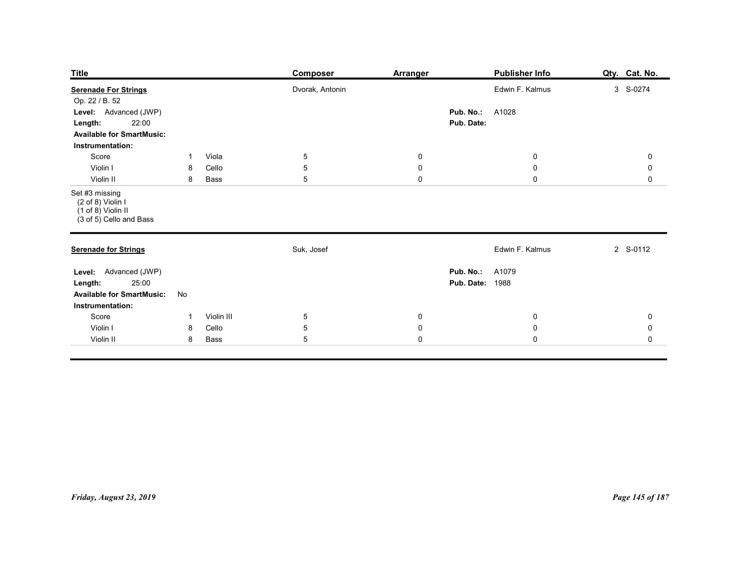| Title | Composer | Arranger | Publisher Info | Qty. | Cat. No. |
|---|---|---|---|---|---|
| **Serenade For Strings** | Dvorak, Antonin | | Edwin F. Kalmus | 3 | S-0274 |

Op. 22 / B. 52

**Level:** Advanced (JWP)
**Length:** 22:00
**Available for SmartMusic:**
**Pub. No.:** A1028
**Pub. Date:**

**Instrumentation:**

| | | | | | | | |
|---|---|---|---|---|---|---|---|
| Score | 1 | Viola | 5 | 0 | 0 | | 0 |
| Violin I | 8 | Cello | 5 | 0 | 0 | | 0 |
| Violin II | 8 | Bass | 5 | 0 | 0 | | 0 |

Set #3 missing
(2 of 8) Violin I
(1 of 8) Violin II
(3 of 5) Cello and Bass

---

| Title | Composer | Arranger | Publisher Info | Qty. | Cat. No. |
|---|---|---|---|---|---|
| **Serenade for Strings** | Suk, Josef | | Edwin F. Kalmus | 2 | S-0112 |

**Level:** Advanced (JWP)
**Length:** 25:00
**Available for SmartMusic:** No
**Pub. No.:** A1079
**Pub. Date:** 1988

**Instrumentation:**

| | | | | | | | |
|---|---|---|---|---|---|---|---|
| Score | 1 | Violin III | 5 | 0 | 0 | | 0 |
| Violin I | 8 | Cello | 5 | 0 | 0 | | 0 |
| Violin II | 8 | Bass | 5 | 0 | 0 | | 0 |

*Friday, August 23, 2019*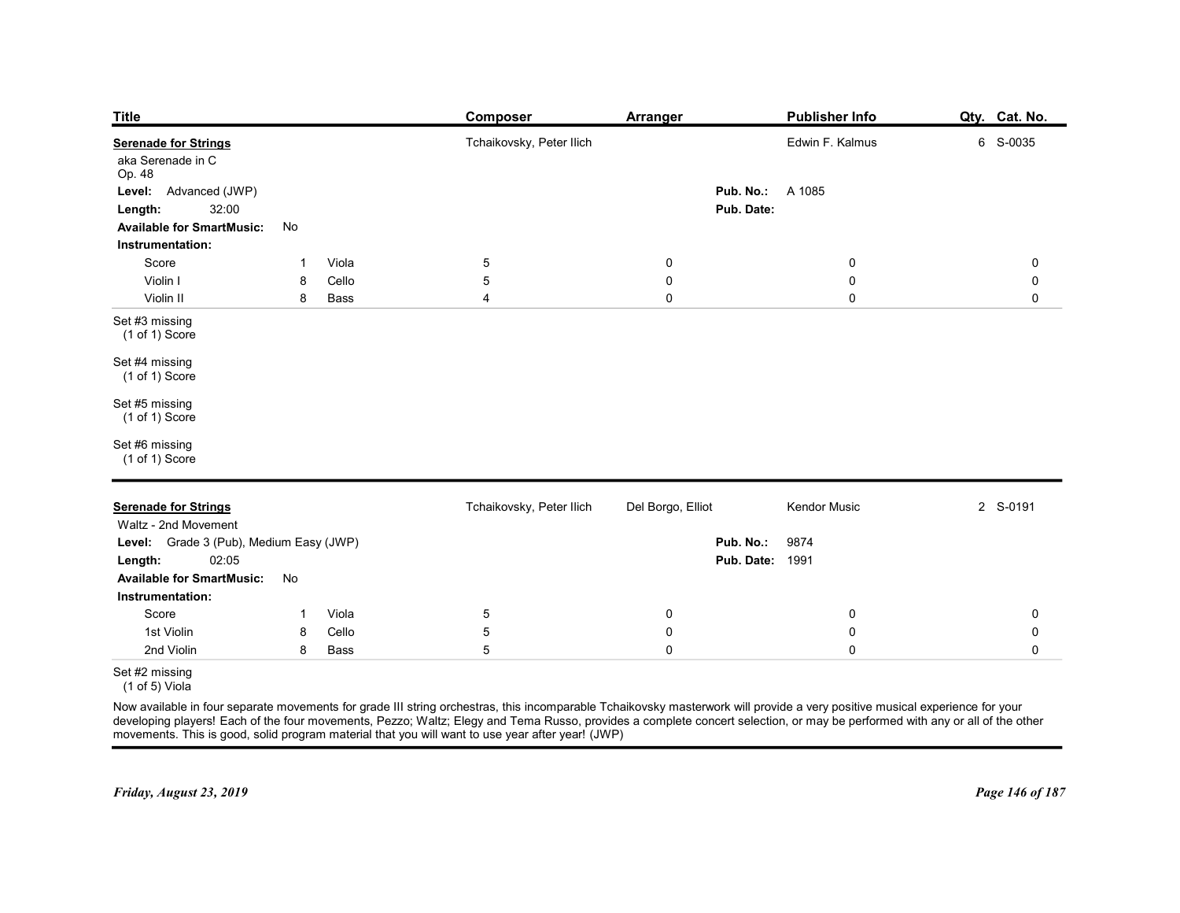| Title | Composer | Arranger | Publisher Info | Qty. | Cat. No. |
|---|---|---|---|---|---|
| **Serenade for Strings** | Tchaikovsky, Peter Ilich | | Edwin F. Kalmus | 6 | S-0035 |

aka Serenade in C
Op. 48

**Level:** Advanced (JWP)
**Length:** 32:00
**Available for SmartMusic:** No
**Pub. No.:** A 1085
**Pub. Date:**

**Instrumentation:**

| | | | | | | | |
|---|---|---|---|---|---|---|---|
| Score | 1 | Viola | 5 | 0 | 0 | 0 |
| Violin I | 8 | Cello | 5 | 0 | 0 | 0 |
| Violin II | 8 | Bass | 4 | 0 | 0 | 0 |

Set #3 missing
(1 of 1) Score

Set #4 missing
(1 of 1) Score

Set #5 missing
(1 of 1) Score

Set #6 missing
(1 of 1) Score

---

| Title | Composer | Arranger | Publisher Info | Qty. | Cat. No. |
|---|---|---|---|---|---|
| **Serenade for Strings** | Tchaikovsky, Peter Ilich | Del Borgo, Elliot | Kendor Music | 2 | S-0191 |

Waltz - 2nd Movement

**Level:** Grade 3 (Pub), Medium Easy (JWP)
**Length:** 02:05
**Available for SmartMusic:** No
**Pub. No.:** 9874
**Pub. Date:** 1991

**Instrumentation:**

| | | | | | | |
|---|---|---|---|---|---|---|
| Score | 1 | Viola | 5 | 0 | 0 | 0 |
| 1st Violin | 8 | Cello | 5 | 0 | 0 | 0 |
| 2nd Violin | 8 | Bass | 5 | 0 | 0 | 0 |

Set #2 missing
(1 of 5) Viola

Now available in four separate movements for grade III string orchestras, this incomparable Tchaikovsky masterwork will provide a very positive musical experience for your developing players! Each of the four movements, Pezzo; Waltz; Elegy and Tema Russo, provides a complete concert selection, or may be performed with any or all of the other movements. This is good, solid program material that you will want to use year after year! (JWP)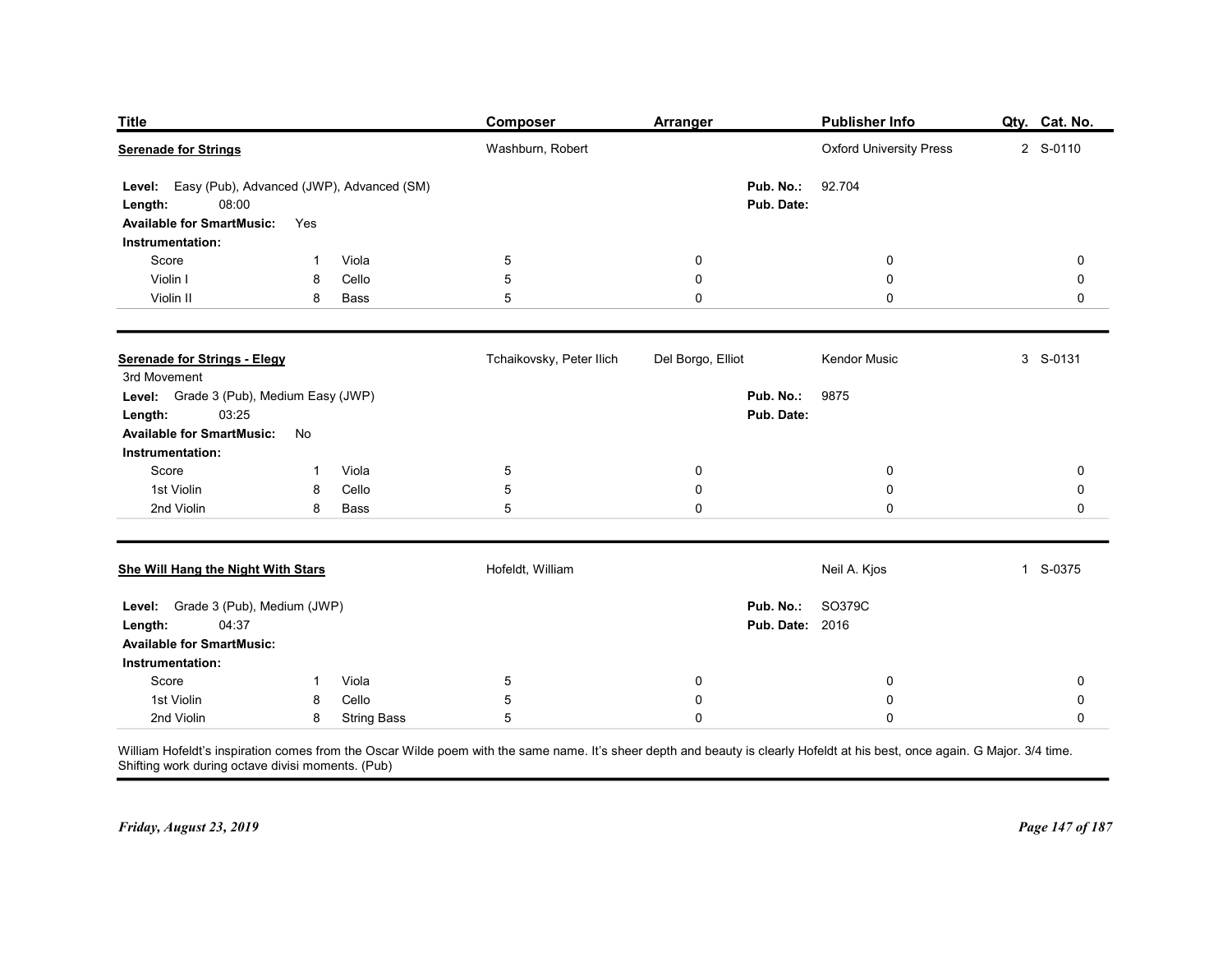| Title | Composer | Arranger | Publisher Info | Qty. | Cat. No. |
|---|---|---|---|---|---|
| **Serenade for Strings** | Washburn, Robert | | Oxford University Press | 2 | S-0110 |

**Level:** Easy (Pub), Advanced (JWP), Advanced (SM)
**Length:** 08:00
**Available for SmartMusic:** Yes
**Pub. No.:** 92.704
**Pub. Date:**

**Instrumentation:**

| | | | | | | | |
|---|---|---|---|---|---|---|---|
| Score | 1 | Viola | 5 | 0 | 0 | 0 |
| Violin I | 8 | Cello | 5 | 0 | 0 | 0 |
| Violin II | 8 | Bass | 5 | 0 | 0 | 0 |

---

| Title | Composer | Arranger | Publisher Info | Qty. | Cat. No. |
|---|---|---|---|---|---|
| **Serenade for Strings - Elegy** | Tchaikovsky, Peter Ilich | Del Borgo, Elliot | Kendor Music | 3 | S-0131 |

3rd Movement
**Level:** Grade 3 (Pub), Medium Easy (JWP)
**Length:** 03:25
**Available for SmartMusic:** No
**Pub. No.:** 9875
**Pub. Date:**

**Instrumentation:**

| | | | | | | |
|---|---|---|---|---|---|---|
| Score | 1 | Viola | 5 | 0 | 0 | 0 |
| 1st Violin | 8 | Cello | 5 | 0 | 0 | 0 |
| 2nd Violin | 8 | Bass | 5 | 0 | 0 | 0 |

---

| Title | Composer | Arranger | Publisher Info | Qty. | Cat. No. |
|---|---|---|---|---|---|
| **She Will Hang the Night With Stars** | Hofeldt, William | | Neil A. Kjos | 1 | S-0375 |

**Level:** Grade 3 (Pub), Medium (JWP)
**Length:** 04:37
**Available for SmartMusic:**
**Pub. No.:** SO379C
**Pub. Date:** 2016

**Instrumentation:**

| | | | | | | |
|---|---|---|---|---|---|---|
| Score | 1 | Viola | 5 | 0 | 0 | 0 |
| 1st Violin | 8 | Cello | 5 | 0 | 0 | 0 |
| 2nd Violin | 8 | String Bass | 5 | 0 | 0 | 0 |

William Hofeldt's inspiration comes from the Oscar Wilde poem with the same name. It's sheer depth and beauty is clearly Hofeldt at his best, once again. G Major. 3/4 time. Shifting work during octave divisi moments. (Pub)

*Friday, August 23, 2019*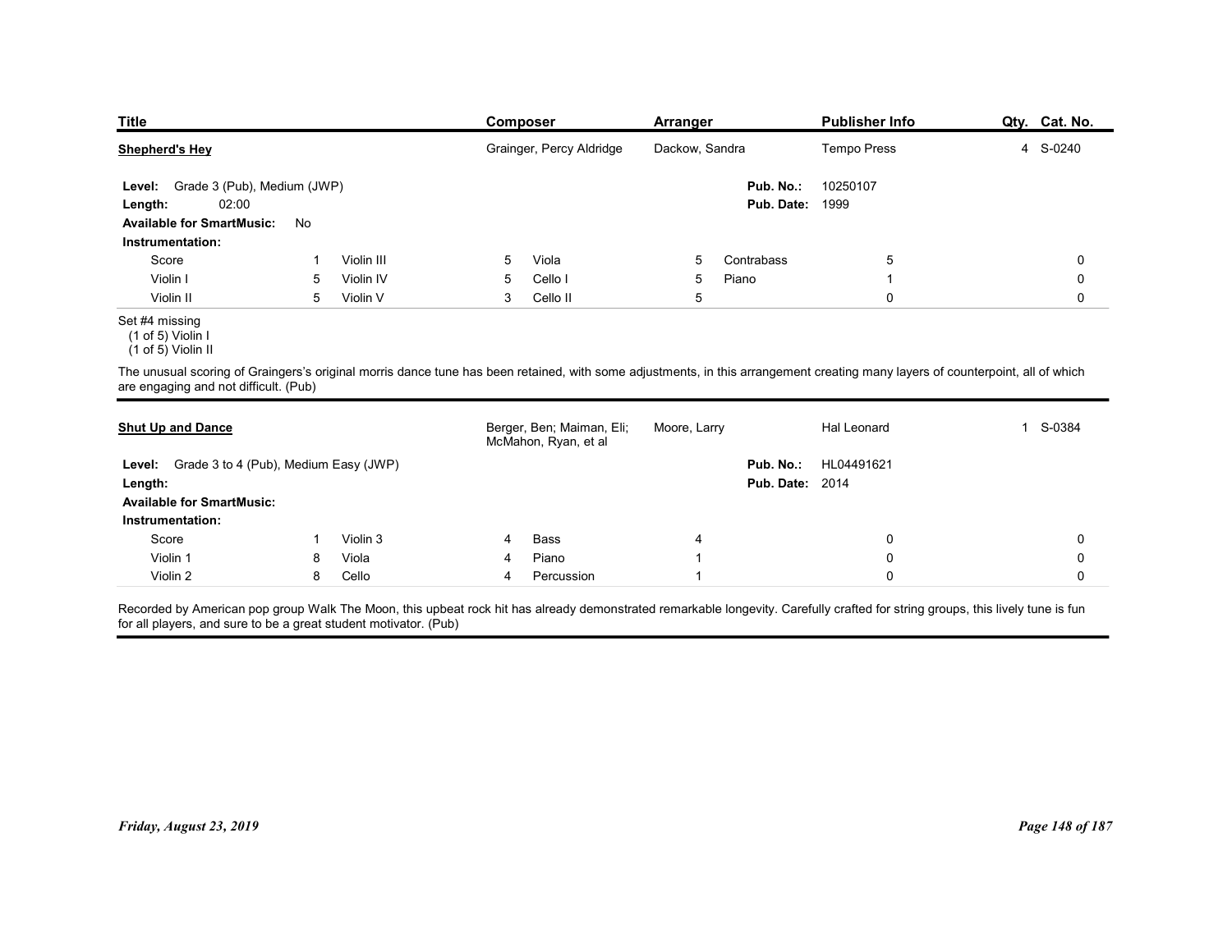| Title | Composer | Arranger | Publisher Info | Qty. | Cat. No. |
|---|---|---|---|---|---|
| **Shepherd's Hey** | Grainger, Percy Aldridge | Dackow, Sandra | Tempo Press | 4 | S-0240 |

**Level:** Grade 3 (Pub), Medium (JWP)
**Length:** 02:00
**Available for SmartMusic:** No
**Pub. No.:** 10250107
**Pub. Date:** 1999

**Instrumentation:**

| | | | | | | | | | |
|---|---|---|---|---|---|---|---|---|---|
| Score | 1 | Violin III | 5 | Viola | 5 | Contrabass | 5 | | 0 |
| Violin I | 5 | Violin IV | 5 | Cello I | 5 | Piano | 1 | | 0 |
| Violin II | 5 | Violin V | 3 | Cello II | 5 | | 0 | | 0 |

Set #4 missing
(1 of 5) Violin I
(1 of 5) Violin II

The unusual scoring of Graingers's original morris dance tune has been retained, with some adjustments, in this arrangement creating many layers of counterpoint, all of which are engaging and not difficult. (Pub)

---

| Title | Composer | Arranger | Publisher Info | Qty. | Cat. No. |
|---|---|---|---|---|---|
| **Shut Up and Dance** | Berger, Ben; Maiman, Eli; McMahon, Ryan, et al | Moore, Larry | Hal Leonard | 1 | S-0384 |

**Level:** Grade 3 to 4 (Pub), Medium Easy (JWP)
**Length:**
**Available for SmartMusic:**
**Pub. No.:** HL04491621
**Pub. Date:** 2014

**Instrumentation:**

| | | | | | | | | | |
|---|---|---|---|---|---|---|---|---|---|
| Score | 1 | Violin 3 | 4 | Bass | 4 | | 0 | | 0 |
| Violin 1 | 8 | Viola | 4 | Piano | 1 | | 0 | | 0 |
| Violin 2 | 8 | Cello | 4 | Percussion | 1 | | 0 | | 0 |

Recorded by American pop group Walk The Moon, this upbeat rock hit has already demonstrated remarkable longevity. Carefully crafted for string groups, this lively tune is fun for all players, and sure to be a great student motivator. (Pub)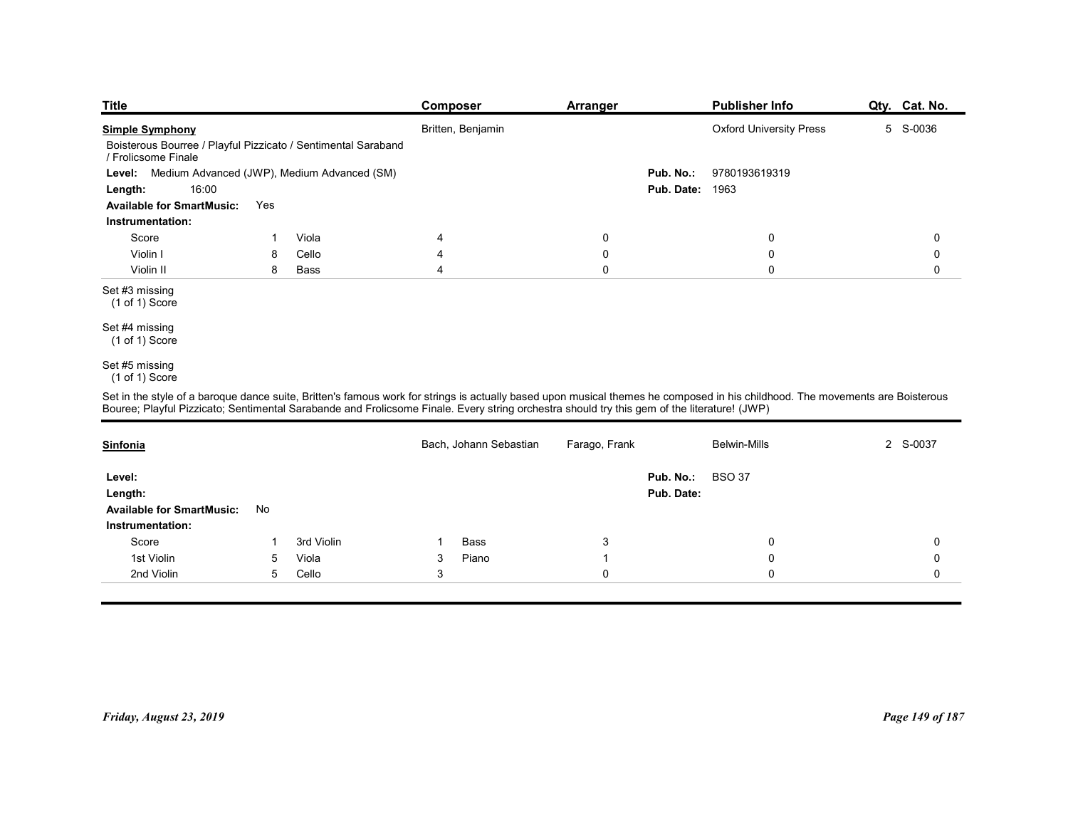| Title | Composer | Arranger | Publisher Info | Qty. | Cat. No. |
|---|---|---|---|---|---|
| **Simple Symphony** | Britten, Benjamin | | Oxford University Press | 5 | S-0036 |

Boisterous Bourree / Playful Pizzicato / Sentimental Saraband / Frolicsome Finale

**Level:** Medium Advanced (JWP), Medium Advanced (SM)
**Length:** 16:00
**Available for SmartMusic:** Yes
**Pub. No.:** 9780193619319
**Pub. Date:** 1963

**Instrumentation:**

| Part | Qty | Part | Qty | | | | |
|---|---|---|---|---|---|---|---|
| Score | 1 | Viola | 4 | 0 | 0 | 0 |
| Violin I | 8 | Cello | 4 | 0 | 0 | 0 |
| Violin II | 8 | Bass | 4 | 0 | 0 | 0 |

Set #3 missing
(1 of 1) Score

Set #4 missing
(1 of 1) Score

Set #5 missing
(1 of 1) Score

Set in the style of a baroque dance suite, Britten's famous work for strings is actually based upon musical themes he composed in his childhood. The movements are Boisterous Bouree; Playful Pizzicato; Sentimental Sarabande and Frolicsome Finale. Every string orchestra should try this gem of the literature! (JWP)

---

| Title | Composer | Arranger | Publisher Info | Qty. | Cat. No. |
|---|---|---|---|---|---|
| **Sinfonia** | Bach, Johann Sebastian | Farago, Frank | Belwin-Mills | 2 | S-0037 |

**Level:**
**Length:**
**Available for SmartMusic:** No
**Pub. No.:** BSO 37
**Pub. Date:**

**Instrumentation:**

| Part | Qty | Part | Qty | Part | Qty | | |
|---|---|---|---|---|---|---|---|
| Score | 1 | 3rd Violin | 1 | Bass | 3 | 0 | 0 |
| 1st Violin | 5 | Viola | 3 | Piano | 1 | 0 | 0 |
| 2nd Violin | 5 | Cello | 3 | | 0 | 0 | 0 |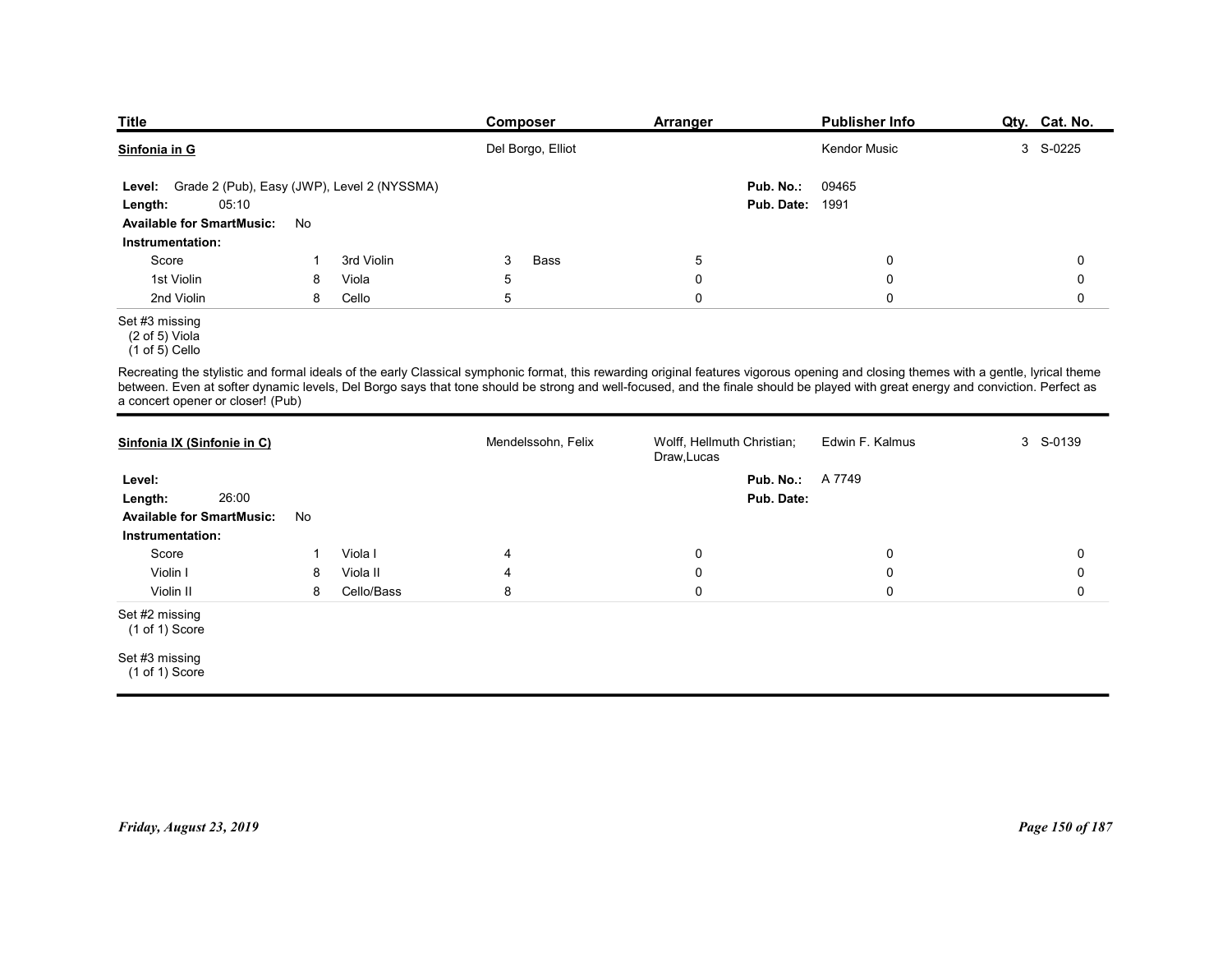| Title | Composer | Arranger | Publisher Info | Qty. | Cat. No. |
|---|---|---|---|---|---|
| **Sinfonia in G** | Del Borgo, Elliot | | Kendor Music | 3 | S-0225 |

**Level:** Grade 2 (Pub), Easy (JWP), Level 2 (NYSSMA)
**Length:** 05:10
**Available for SmartMusic:** No
**Pub. No.:** 09465
**Pub. Date:** 1991

**Instrumentation:**

| | | | | | | | | |
|---|---|---|---|---|---|---|---|---|
| Score | 1 | 3rd Violin | 3 | Bass | 5 | 0 | 0 | 0 |
| 1st Violin | 8 | Viola | 5 | | 0 | 0 | 0 | 0 |
| 2nd Violin | 8 | Cello | 5 | | 0 | 0 | 0 | 0 |

Set #3 missing
(2 of 5) Viola
(1 of 5) Cello

Recreating the stylistic and formal ideals of the early Classical symphonic format, this rewarding original features vigorous opening and closing themes with a gentle, lyrical theme between. Even at softer dynamic levels, Del Borgo says that tone should be strong and well-focused, and the finale should be played with great energy and conviction. Perfect as a concert opener or closer! (Pub)

---

| Title | Composer | Arranger | Publisher Info | Qty. | Cat. No. |
|---|---|---|---|---|---|
| **Sinfonia IX (Sinfonie in C)** | Mendelssohn, Felix | Wolff, Hellmuth Christian; Draw,Lucas | Edwin F. Kalmus | 3 | S-0139 |

**Level:**
**Length:** 26:00
**Available for SmartMusic:** No
**Pub. No.:** A 7749
**Pub. Date:**

**Instrumentation:**

| | | | | | | | |
|---|---|---|---|---|---|---|---|
| Score | 1 | Viola I | 4 | 0 | 0 | 0 | |
| Violin I | 8 | Viola II | 4 | 0 | 0 | 0 | |
| Violin II | 8 | Cello/Bass | 8 | 0 | 0 | 0 | |

Set #2 missing
(1 of 1) Score

Set #3 missing
(1 of 1) Score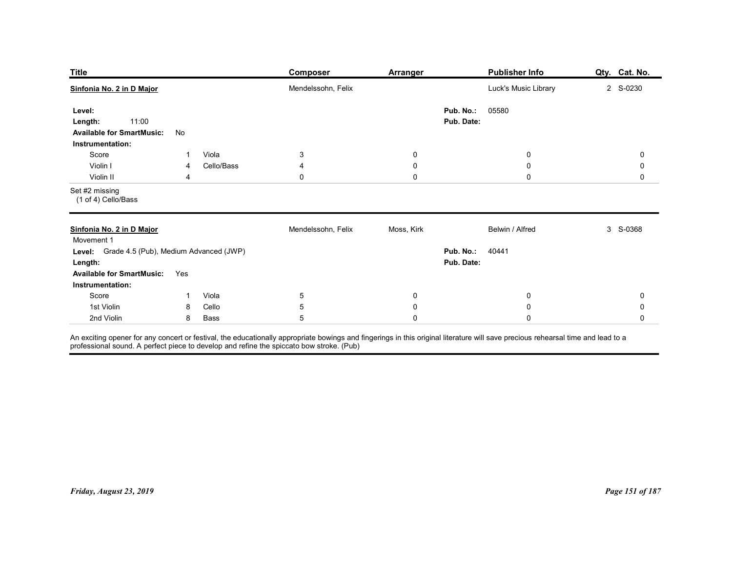| Title | Composer | Arranger | Publisher Info | Qty. | Cat. No. |
|---|---|---|---|---|---|
| **Sinfonia No. 2 in D Major** | Mendelssohn, Felix | | Luck's Music Library | 2 | S-0230 |

**Level:**
**Length:** 11:00
**Available for SmartMusic:** No
**Pub. No.:** 05580
**Pub. Date:**

**Instrumentation:**

| Part | Qty. | Part | Qty. | | | |
|---|---|---|---|---|---|---|
| Score | 1 | Viola | 3 | 0 | 0 | 0 |
| Violin I | 4 | Cello/Bass | 4 | 0 | 0 | 0 |
| Violin II | 4 | | 0 | 0 | 0 | 0 |

Set #2 missing
(1 of 4) Cello/Bass

---

| Title | Composer | Arranger | Publisher Info | Qty. | Cat. No. |
|---|---|---|---|---|---|
| **Sinfonia No. 2 in D Major** | Mendelssohn, Felix | Moss, Kirk | Belwin / Alfred | 3 | S-0368 |

Movement 1

**Level:** Grade 4.5 (Pub), Medium Advanced (JWP)
**Length:**
**Available for SmartMusic:** Yes
**Pub. No.:** 40441
**Pub. Date:**

**Instrumentation:**

| Part | Qty. | Part | Qty. | | | |
|---|---|---|---|---|---|---|
| Score | 1 | Viola | 5 | 0 | 0 | 0 |
| 1st Violin | 8 | Cello | 5 | 0 | 0 | 0 |
| 2nd Violin | 8 | Bass | 5 | 0 | 0 | 0 |

An exciting opener for any concert or festival, the educationally appropriate bowings and fingerings in this original literature will save precious rehearsal time and lead to a professional sound. A perfect piece to develop and refine the spiccato bow stroke. (Pub)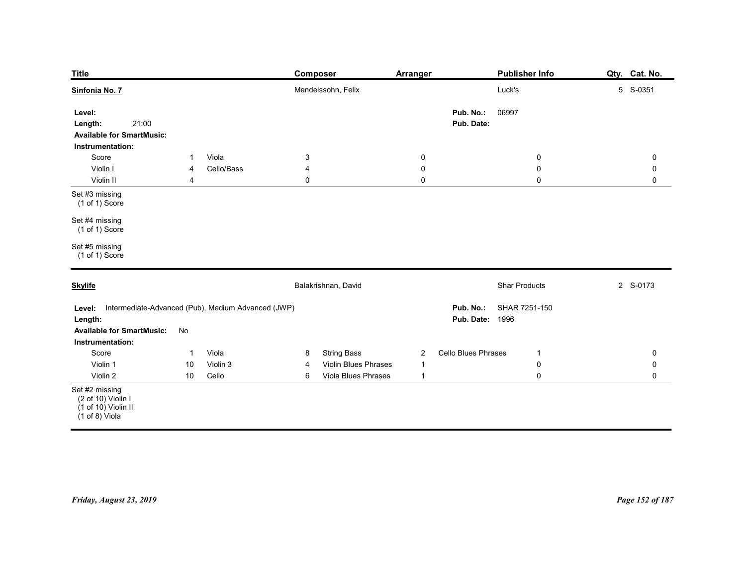| Title | Composer | Arranger | Publisher Info | Qty. | Cat. No. |
|---|---|---|---|---|---|
| **Sinfonia No. 7** | Mendelssohn, Felix | | Luck's | 5 | S-0351 |

**Level:**
**Length:** 21:00
**Available for SmartMusic:**
**Pub. No.:** 06997
**Pub. Date:**

**Instrumentation:**

| | | | | | | | | | |
|---|---|---|---|---|---|---|---|---|---|
| Score | 1 | Viola | 3 | | 0 | | 0 | | 0 |
| Violin I | 4 | Cello/Bass | 4 | | 0 | | 0 | | 0 |
| Violin II | 4 | | 0 | | 0 | | 0 | | 0 |

Set #3 missing
(1 of 1) Score

Set #4 missing
(1 of 1) Score

Set #5 missing
(1 of 1) Score

---

| Title | Composer | Arranger | Publisher Info | Qty. | Cat. No. |
|---|---|---|---|---|---|
| **Skylife** | Balakrishnan, David | | Shar Products | 2 | S-0173 |

**Level:** Intermediate-Advanced (Pub), Medium Advanced (JWP)
**Length:**
**Available for SmartMusic:** No
**Pub. No.:** SHAR 7251-150
**Pub. Date:** 1996

**Instrumentation:**

| | | | | | | | | | |
|---|---|---|---|---|---|---|---|---|---|
| Score | 1 | Viola | 8 | String Bass | 2 | Cello Blues Phrases | 1 | | 0 |
| Violin 1 | 10 | Violin 3 | 4 | Violin Blues Phrases | 1 | | 0 | | 0 |
| Violin 2 | 10 | Cello | 6 | Viola Blues Phrases | 1 | | 0 | | 0 |

Set #2 missing
(2 of 10) Violin I
(1 of 10) Violin II
(1 of 8) Viola

*Friday, August 23, 2019*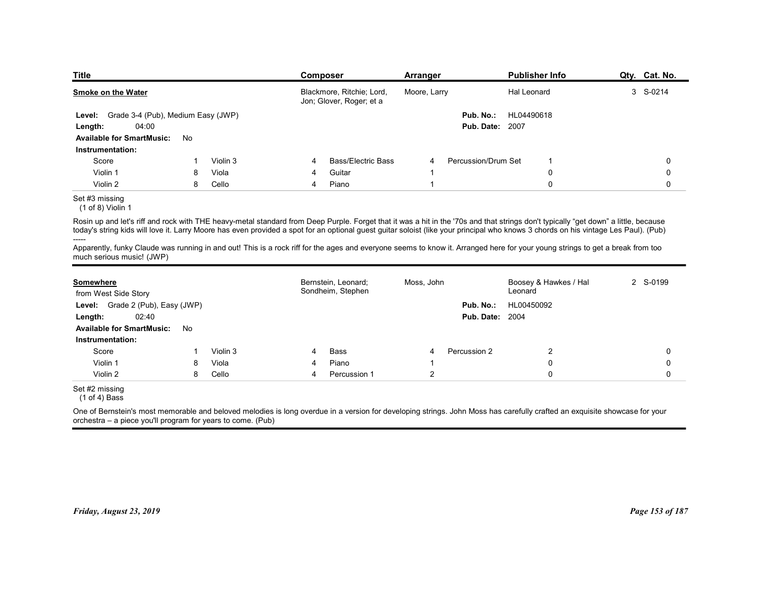| Title | Composer | Arranger | Publisher Info | Qty. | Cat. No. |
|---|---|---|---|---|---|
| **Smoke on the Water** | Blackmore, Ritchie; Lord, Jon; Glover, Roger; et a | Moore, Larry | Hal Leonard | 3 | S-0214 |

**Level:** Grade 3-4 (Pub), Medium Easy (JWP)
**Length:** 04:00
**Available for SmartMusic:** No
**Pub. No.:** HL04490618
**Pub. Date:** 2007

**Instrumentation:**

| | | | | | | | | | |
|---|---|---|---|---|---|---|---|---|---|
| Score | 1 | Violin 3 | 4 | Bass/Electric Bass | 4 | Percussion/Drum Set | 1 | | 0 |
| Violin 1 | 8 | Viola | 4 | Guitar | 1 | | 0 | | 0 |
| Violin 2 | 8 | Cello | 4 | Piano | 1 | | 0 | | 0 |

Set #3 missing
(1 of 8) Violin 1

Rosin up and let's riff and rock with THE heavy-metal standard from Deep Purple. Forget that it was a hit in the '70s and that strings don't typically "get down" a little, because today's string kids will love it. Larry Moore has even provided a spot for an optional guest guitar soloist (like your principal who knows 3 chords on his vintage Les Paul). (Pub)
-----
Apparently, funky Claude was running in and out! This is a rock riff for the ages and everyone seems to know it. Arranged here for your young strings to get a break from too much serious music! (JWP)

---

| Title | Composer | Arranger | Publisher Info | Qty. | Cat. No. |
|---|---|---|---|---|---|
| **Somewhere** from West Side Story | Bernstein, Leonard; Sondheim, Stephen | Moss, John | Boosey & Hawkes / Hal Leonard | 2 | S-0199 |

**Level:** Grade 2 (Pub), Easy (JWP)
**Length:** 02:40
**Available for SmartMusic:** No
**Pub. No.:** HL00450092
**Pub. Date:** 2004

**Instrumentation:**

| | | | | | | | | | |
|---|---|---|---|---|---|---|---|---|---|
| Score | 1 | Violin 3 | 4 | Bass | 4 | Percussion 2 | 2 | | 0 |
| Violin 1 | 8 | Viola | 4 | Piano | 1 | | 0 | | 0 |
| Violin 2 | 8 | Cello | 4 | Percussion 1 | 2 | | 0 | | 0 |

Set #2 missing
(1 of 4) Bass

One of Bernstein's most memorable and beloved melodies is long overdue in a version for developing strings. John Moss has carefully crafted an exquisite showcase for your orchestra – a piece you'll program for years to come. (Pub)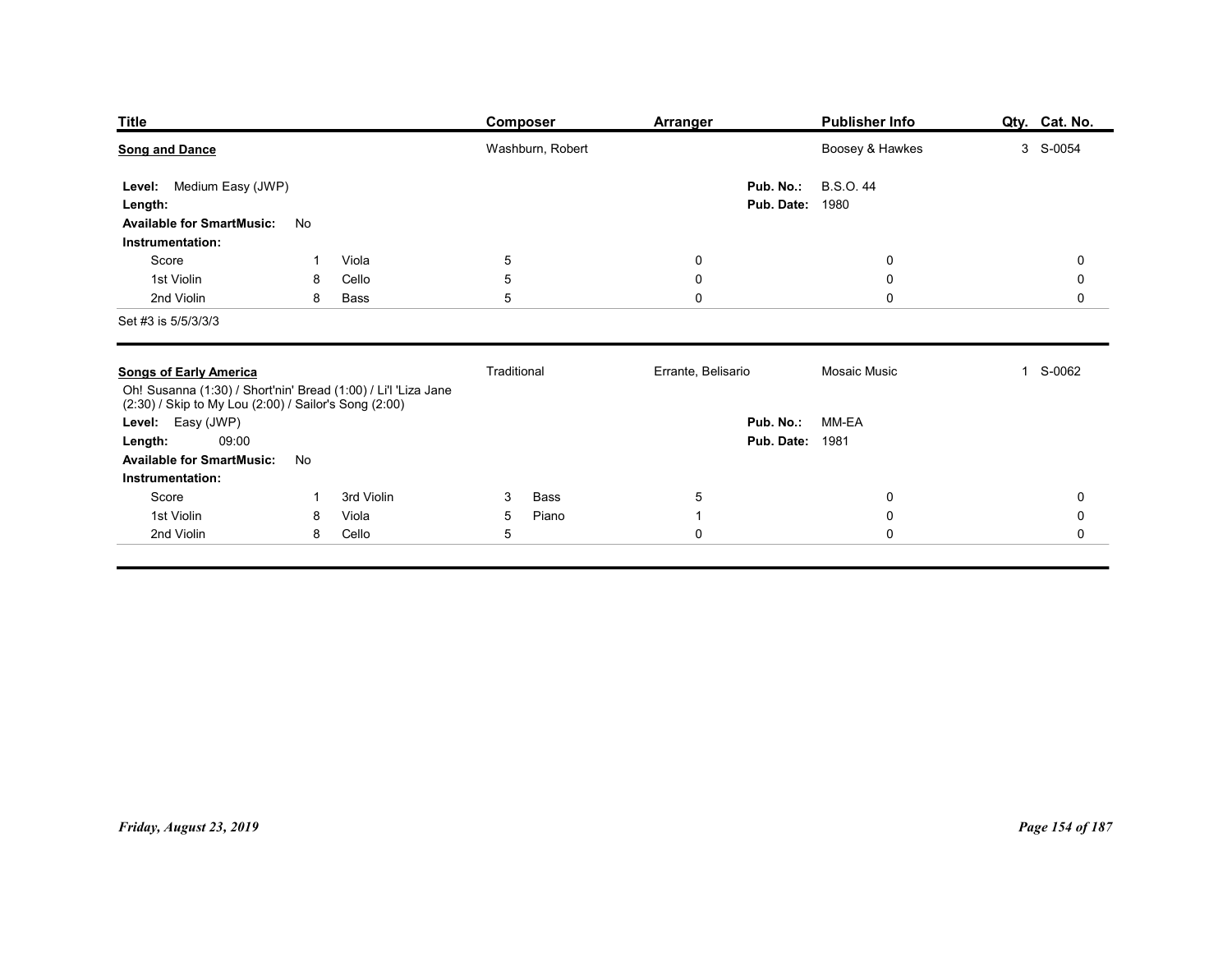| Title | Composer | Arranger | Publisher Info | Qty. | Cat. No. |
|---|---|---|---|---|---|
| **Song and Dance** | Washburn, Robert | | Boosey & Hawkes | 3 | S-0054 |

**Level:** Medium Easy (JWP)
**Length:**
**Available for SmartMusic:** No
**Pub. No.:** B.S.O. 44
**Pub. Date:** 1980

**Instrumentation:**

| Part | Qty. | Part | Qty. | | | |
|---|---|---|---|---|---|---|
| Score | 1 | Viola | 5 | 0 | 0 | 0 |
| 1st Violin | 8 | Cello | 5 | 0 | 0 | 0 |
| 2nd Violin | 8 | Bass | 5 | 0 | 0 | 0 |

Set #3 is 5/5/3/3/3

---

| Title | Composer | Arranger | Publisher Info | Qty. | Cat. No. |
|---|---|---|---|---|---|
| **Songs of Early America** | Traditional | Errante, Belisario | Mosaic Music | 1 | S-0062 |

Oh! Susanna (1:30) / Short'nin' Bread (1:00) / Li'l 'Liza Jane (2:30) / Skip to My Lou (2:00) / Sailor's Song (2:00)

**Level:** Easy (JWP)
**Length:** 09:00
**Available for SmartMusic:** No
**Pub. No.:** MM-EA
**Pub. Date:** 1981

**Instrumentation:**

| Part | Qty. | Part | Qty. | Part | Qty. | | |
|---|---|---|---|---|---|---|---|
| Score | 1 | 3rd Violin | 3 | Bass | 5 | 0 | 0 |
| 1st Violin | 8 | Viola | 5 | Piano | 1 | 0 | 0 |
| 2nd Violin | 8 | Cello | 5 | | 0 | 0 | 0 |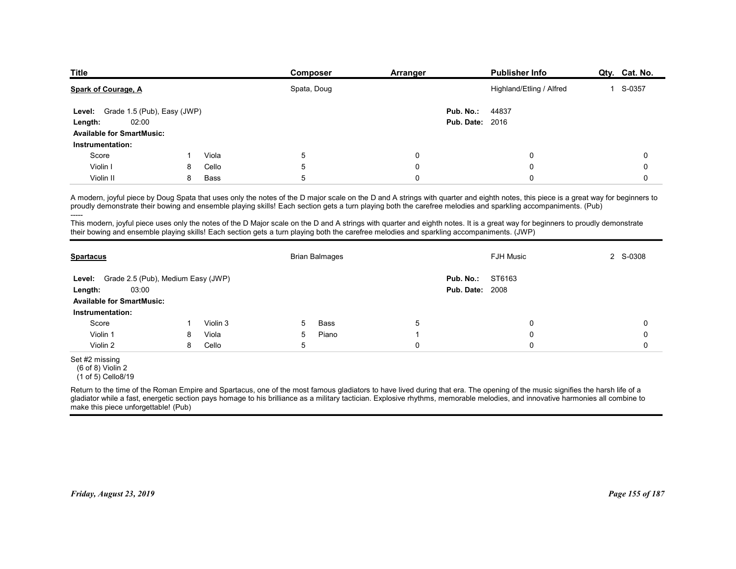| Title | Composer | Arranger | Publisher Info | Qty. | Cat. No. |
|---|---|---|---|---|---|
| **Spark of Courage, A** | Spata, Doug | | Highland/Etling / Alfred | 1 | S-0357 |

**Level:** Grade 1.5 (Pub), Easy (JWP)
**Length:** 02:00
**Available for SmartMusic:**
**Pub. No.:** 44837
**Pub. Date:** 2016

**Instrumentation:**

| | | | | | | | |
|---|---|---|---|---|---|---|---|
| Score | 1 | Viola | 5 | 0 | 0 | | 0 |
| Violin I | 8 | Cello | 5 | 0 | 0 | | 0 |
| Violin II | 8 | Bass | 5 | 0 | 0 | | 0 |

A modern, joyful piece by Doug Spata that uses only the notes of the D major scale on the D and A strings with quarter and eighth notes, this piece is a great way for beginners to proudly demonstrate their bowing and ensemble playing skills! Each section gets a turn playing both the carefree melodies and sparkling accompaniments. (Pub)

-----

This modern, joyful piece uses only the notes of the D Major scale on the D and A strings with quarter and eighth notes. It is a great way for beginners to proudly demonstrate their bowing and ensemble playing skills! Each section gets a turn playing both the carefree melodies and sparkling accompaniments. (JWP)

---

| Title | Composer | Arranger | Publisher Info | Qty. | Cat. No. |
|---|---|---|---|---|---|
| **Spartacus** | Brian Balmages | | FJH Music | 2 | S-0308 |

**Level:** Grade 2.5 (Pub), Medium Easy (JWP)
**Length:** 03:00
**Available for SmartMusic:**
**Pub. No.:** ST6163
**Pub. Date:** 2008

**Instrumentation:**

| | | | | | | | |
|---|---|---|---|---|---|---|---|
| Score | 1 | Violin 3 | 5 | Bass | 5 | 0 | 0 |
| Violin 1 | 8 | Viola | 5 | Piano | 1 | 0 | 0 |
| Violin 2 | 8 | Cello | 5 | | 0 | 0 | 0 |

Set #2 missing
(6 of 8) Violin 2
(1 of 5) Cello8/19

Return to the time of the Roman Empire and Spartacus, one of the most famous gladiators to have lived during that era. The opening of the music signifies the harsh life of a gladiator while a fast, energetic section pays homage to his brilliance as a military tactician. Explosive rhythms, memorable melodies, and innovative harmonies all combine to make this piece unforgettable! (Pub)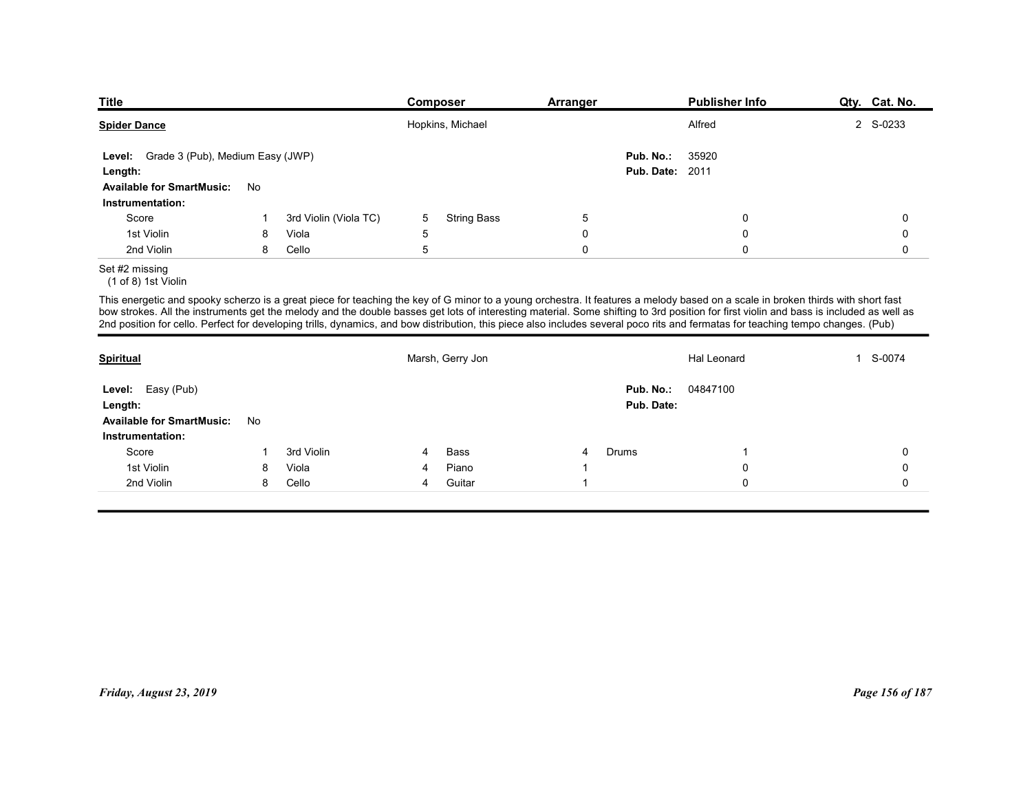| Title | Composer | Arranger | Publisher Info | Qty. | Cat. No. |
|---|---|---|---|---|---|
| **Spider Dance** | Hopkins, Michael | | Alfred | 2 | S-0233 |

**Level:** Grade 3 (Pub), Medium Easy (JWP)
**Pub. No.:** 35920
**Length:**
**Pub. Date:** 2011
**Available for SmartMusic:** No
**Instrumentation:**

| Part | Qty | Part | Qty | Part | Qty | Part | Qty | Part | Qty |
|---|---|---|---|---|---|---|---|---|---|
| Score | 1 | 3rd Violin (Viola TC) | 5 | String Bass | 5 | | 0 | | 0 |
| 1st Violin | 8 | Viola | 5 | | 0 | | 0 | | 0 |
| 2nd Violin | 8 | Cello | 5 | | 0 | | 0 | | 0 |

Set #2 missing
(1 of 8) 1st Violin

This energetic and spooky scherzo is a great piece for teaching the key of G minor to a young orchestra. It features a melody based on a scale in broken thirds with short fast bow strokes. All the instruments get the melody and the double basses get lots of interesting material. Some shifting to 3rd position for first violin and bass is included as well as 2nd position for cello. Perfect for developing trills, dynamics, and bow distribution, this piece also includes several poco rits and fermatas for teaching tempo changes. (Pub)

---

| Title | Composer | Arranger | Publisher Info | Qty. | Cat. No. |
|---|---|---|---|---|---|
| **Spiritual** | Marsh, Gerry Jon | | Hal Leonard | 1 | S-0074 |

**Level:** Easy (Pub)
**Pub. No.:** 04847100
**Length:**
**Pub. Date:**
**Available for SmartMusic:** No
**Instrumentation:**

| Part | Qty | Part | Qty | Part | Qty | Part | Qty | Part | Qty |
|---|---|---|---|---|---|---|---|---|---|
| Score | 1 | 3rd Violin | 4 | Bass | 4 | Drums | 1 | | 0 |
| 1st Violin | 8 | Viola | 4 | Piano | 1 | | 0 | | 0 |
| 2nd Violin | 8 | Cello | 4 | Guitar | 1 | | 0 | | 0 |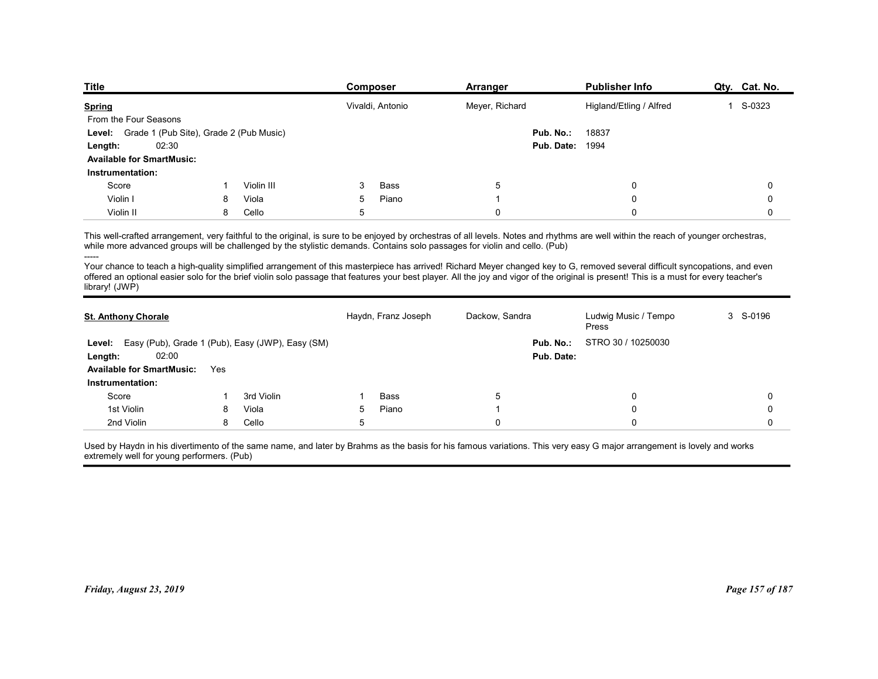| Title | Composer | Arranger | Publisher Info | Qty. | Cat. No. |
|---|---|---|---|---|---|
| **Spring** | Vivaldi, Antonio | Meyer, Richard | Higland/Etling / Alfred | 1 | S-0323 |

From the Four Seasons

**Level:** Grade 1 (Pub Site), Grade 2 (Pub Music)

**Length:** 02:30

**Pub. No.:** 18837

**Pub. Date:** 1994

**Available for SmartMusic:**

**Instrumentation:**

| | | | | | | | | |
|---|---|---|---|---|---|---|---|---|
| Score | 1 | Violin III | 3 | Bass | 5 | | 0 | 0 |
| Violin I | 8 | Viola | 5 | Piano | 1 | | 0 | 0 |
| Violin II | 8 | Cello | 5 | | 0 | | 0 | 0 |

This well-crafted arrangement, very faithful to the original, is sure to be enjoyed by orchestras of all levels. Notes and rhythms are well within the reach of younger orchestras, while more advanced groups will be challenged by the stylistic demands. Contains solo passages for violin and cello. (Pub)

-----

Your chance to teach a high-quality simplified arrangement of this masterpiece has arrived! Richard Meyer changed key to G, removed several difficult syncopations, and even offered an optional easier solo for the brief violin solo passage that features your best player. All the joy and vigor of the original is present! This is a must for every teacher's library! (JWP)

| Title | Composer | Arranger | Publisher Info | Qty. | Cat. No. |
|---|---|---|---|---|---|
| **St. Anthony Chorale** | Haydn, Franz Joseph | Dackow, Sandra | Ludwig Music / Tempo Press | 3 | S-0196 |

**Level:** Easy (Pub), Grade 1 (Pub), Easy (JWP), Easy (SM)

**Length:** 02:00

**Pub. No.:** STRO 30 / 10250030

**Pub. Date:**

**Available for SmartMusic:** Yes

**Instrumentation:**

| | | | | | | | | |
|---|---|---|---|---|---|---|---|---|
| Score | 1 | 3rd Violin | 1 | Bass | 5 | | 0 | 0 |
| 1st Violin | 8 | Viola | 5 | Piano | 1 | | 0 | 0 |
| 2nd Violin | 8 | Cello | 5 | | 0 | | 0 | 0 |

Used by Haydn in his divertimento of the same name, and later by Brahms as the basis for his famous variations. This very easy G major arrangement is lovely and works extremely well for young performers. (Pub)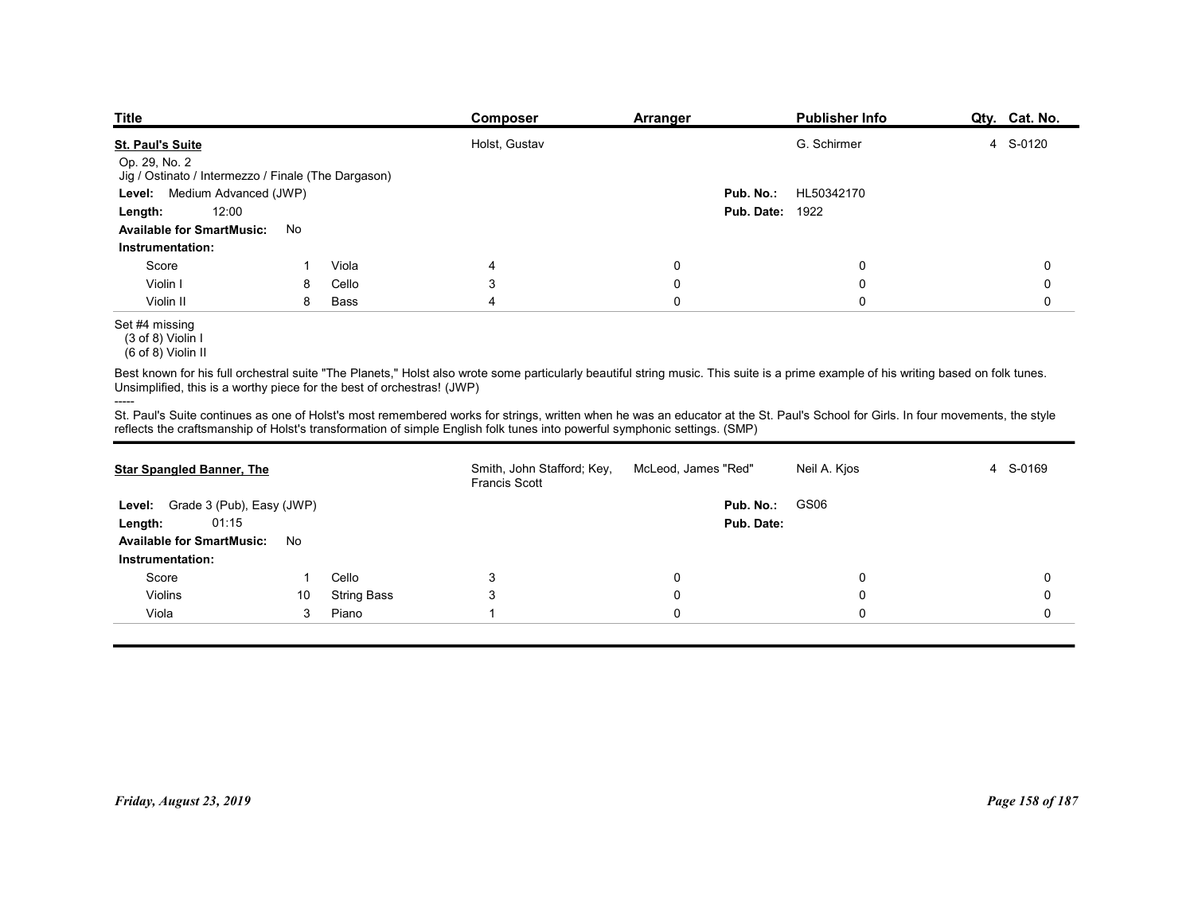| Title | Composer | Arranger | Publisher Info | Qty. | Cat. No. |
|---|---|---|---|---|---|
| **St. Paul's Suite** | Holst, Gustav | | G. Schirmer | 4 | S-0120 |

Op. 29, No. 2
Jig / Ostinato / Intermezzo / Finale (The Dargason)

**Level:** Medium Advanced (JWP)
**Length:** 12:00
**Available for SmartMusic:** No
**Pub. No.:** HL50342170
**Pub. Date:** 1922

**Instrumentation:**

| | | | | | | | |
|---|---|---|---|---|---|---|---|
| Score | 1 | Viola | 4 | 0 | 0 | 0 | 0 |
| Violin I | 8 | Cello | 3 | 0 | 0 | 0 | 0 |
| Violin II | 8 | Bass | 4 | 0 | 0 | 0 | 0 |

Set #4 missing
(3 of 8) Violin I
(6 of 8) Violin II

Best known for his full orchestral suite "The Planets," Holst also wrote some particularly beautiful string music. This suite is a prime example of his writing based on folk tunes. Unsimplified, this is a worthy piece for the best of orchestras! (JWP)

-----

St. Paul's Suite continues as one of Holst's most remembered works for strings, written when he was an educator at the St. Paul's School for Girls. In four movements, the style reflects the craftsmanship of Holst's transformation of simple English folk tunes into powerful symphonic settings. (SMP)

---

| Title | Composer | Arranger | Publisher Info | Qty. | Cat. No. |
|---|---|---|---|---|---|
| **Star Spangled Banner, The** | Smith, John Stafford; Key, Francis Scott | McLeod, James "Red" | Neil A. Kjos | 4 | S-0169 |

**Level:** Grade 3 (Pub), Easy (JWP)
**Length:** 01:15
**Available for SmartMusic:** No
**Pub. No.:** GS06
**Pub. Date:**

**Instrumentation:**

| | | | | | | | |
|---|---|---|---|---|---|---|---|
| Score | 1 | Cello | 3 | 0 | 0 | 0 | 0 |
| Violins | 10 | String Bass | 3 | 0 | 0 | 0 | 0 |
| Viola | 3 | Piano | 1 | 0 | 0 | 0 | 0 |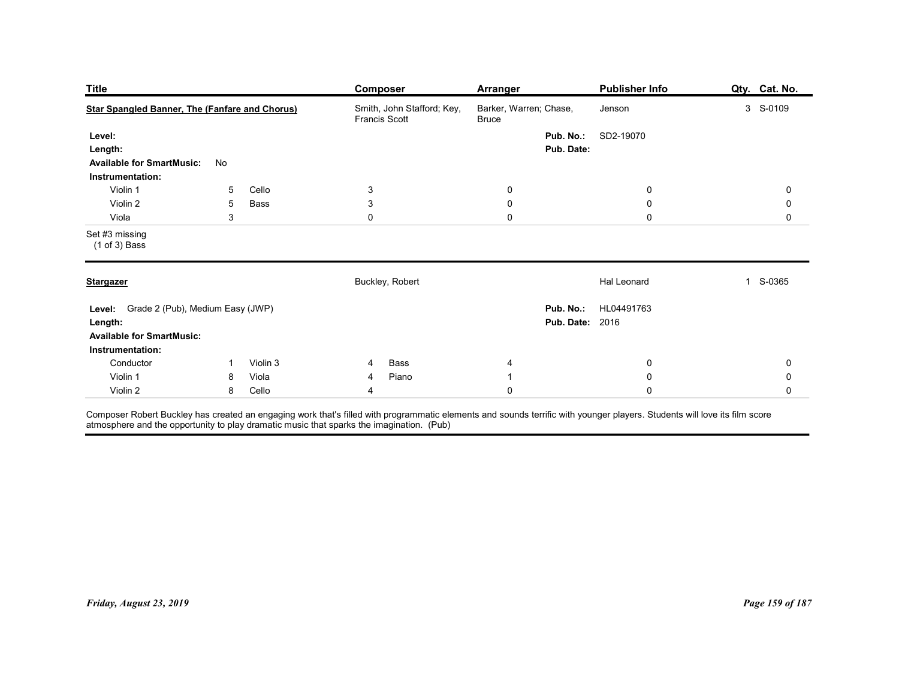| Title | Composer | Arranger | Publisher Info | Qty. | Cat. No. |
|---|---|---|---|---|---|
| **Star Spangled Banner, The (Fanfare and Chorus)** | Smith, John Stafford; Key, Francis Scott | Barker, Warren; Chase, Bruce | Jenson | 3 | S-0109 |

**Level:**
**Length:**
**Available for SmartMusic:** No

**Pub. No.:** SD2-19070
**Pub. Date:**

**Instrumentation:**

| Part | Qty. | Part | Qty. | | | | |
|---|---|---|---|---|---|---|---|
| Violin 1 | 5 | Cello | 3 | 0 | 0 | 0 | |
| Violin 2 | 5 | Bass | 3 | 0 | 0 | 0 | |
| Viola | 3 | | 0 | 0 | 0 | 0 | |

Set #3 missing
(1 of 3) Bass

---

| Title | Composer | Arranger | Publisher Info | Qty. | Cat. No. |
|---|---|---|---|---|---|
| **Stargazer** | Buckley, Robert | | Hal Leonard | 1 | S-0365 |

**Level:** Grade 2 (Pub), Medium Easy (JWP)
**Length:**
**Available for SmartMusic:**

**Pub. No.:** HL04491763
**Pub. Date:** 2016

**Instrumentation:**

| Part | Qty. | Part | Qty. | Part | Qty. | | |
|---|---|---|---|---|---|---|---|
| Conductor | 1 | Violin 3 | 4 | Bass | 4 | 0 | 0 |
| Violin 1 | 8 | Viola | 4 | Piano | 1 | 0 | 0 |
| Violin 2 | 8 | Cello | 4 | | 0 | 0 | 0 |

Composer Robert Buckley has created an engaging work that's filled with programmatic elements and sounds terrific with younger players. Students will love its film score atmosphere and the opportunity to play dramatic music that sparks the imagination. (Pub)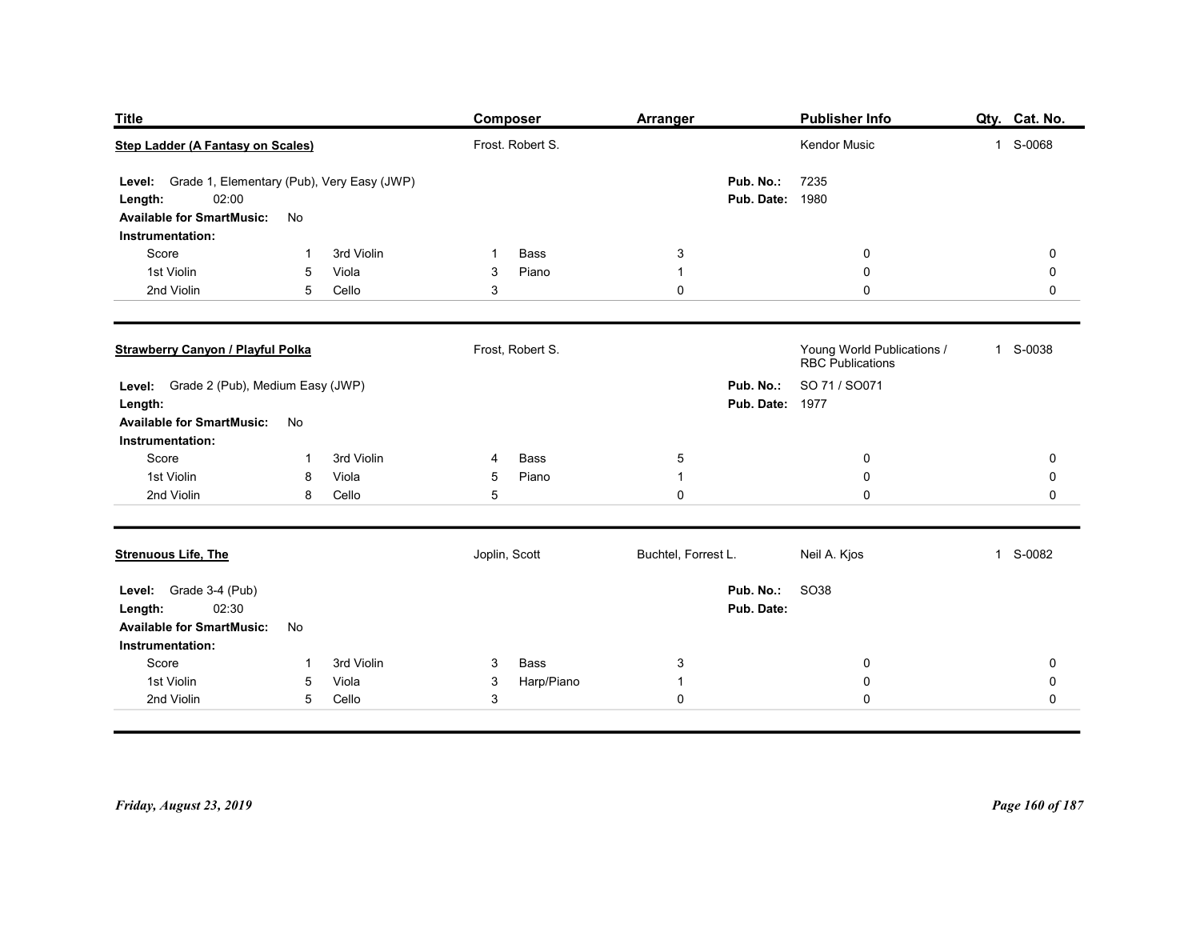| Title | Composer | Arranger | Publisher Info | Qty. | Cat. No. |
|---|---|---|---|---|---|
| **Step Ladder (A Fantasy on Scales)** | Frost. Robert S. | | Kendor Music | 1 | S-0068 |

**Level:** Grade 1, Elementary (Pub), Very Easy (JWP)
**Length:** 02:00
**Available for SmartMusic:** No
**Pub. No.:** 7235
**Pub. Date:** 1980
**Instrumentation:**

| | | | | | | | | |
|---|---|---|---|---|---|---|---|---|
| Score | 1 | 3rd Violin | 1 | Bass | 3 | | 0 | 0 |
| 1st Violin | 5 | Viola | 3 | Piano | 1 | | 0 | 0 |
| 2nd Violin | 5 | Cello | 3 | | 0 | | 0 | 0 |

---

| Title | Composer | Arranger | Publisher Info | Qty. | Cat. No. |
|---|---|---|---|---|---|
| **Strawberry Canyon / Playful Polka** | Frost, Robert S. | | Young World Publications / RBC Publications | 1 | S-0038 |

**Level:** Grade 2 (Pub), Medium Easy (JWP)
**Length:**
**Available for SmartMusic:** No
**Pub. No.:** SO 71 / SO071
**Pub. Date:** 1977
**Instrumentation:**

| | | | | | | | | |
|---|---|---|---|---|---|---|---|---|
| Score | 1 | 3rd Violin | 4 | Bass | 5 | | 0 | 0 |
| 1st Violin | 8 | Viola | 5 | Piano | 1 | | 0 | 0 |
| 2nd Violin | 8 | Cello | 5 | | 0 | | 0 | 0 |

---

| Title | Composer | Arranger | Publisher Info | Qty. | Cat. No. |
|---|---|---|---|---|---|
| **Strenuous Life, The** | Joplin, Scott | Buchtel, Forrest L. | Neil A. Kjos | 1 | S-0082 |

**Level:** Grade 3-4 (Pub)
**Length:** 02:30
**Available for SmartMusic:** No
**Pub. No.:** SO38
**Pub. Date:**
**Instrumentation:**

| | | | | | | | | |
|---|---|---|---|---|---|---|---|---|
| Score | 1 | 3rd Violin | 3 | Bass | 3 | | 0 | 0 |
| 1st Violin | 5 | Viola | 3 | Harp/Piano | 1 | | 0 | 0 |
| 2nd Violin | 5 | Cello | 3 | | 0 | | 0 | 0 |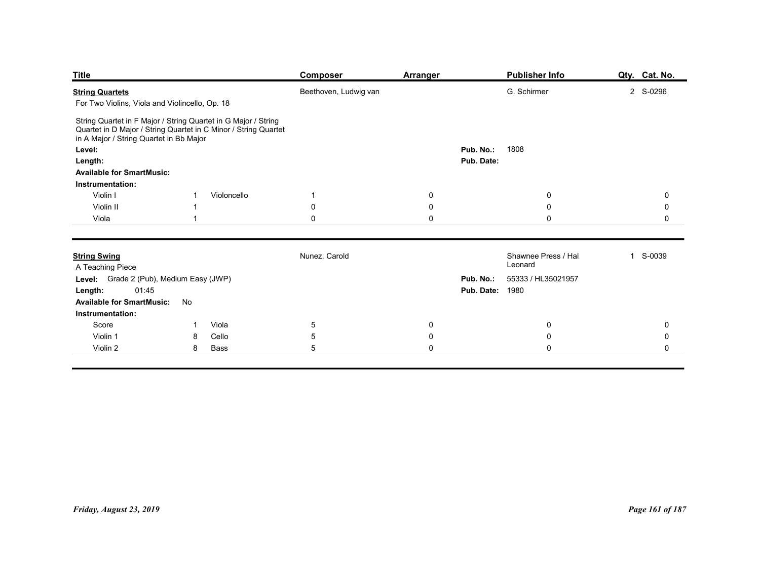| Title | Composer | Arranger | Publisher Info | Qty. | Cat. No. |
|---|---|---|---|---|---|
| **String Quartets** | Beethoven, Ludwig van | | G. Schirmer | 2 | S-0296 |

For Two Violins, Viola and Violincello, Op. 18

String Quartet in F Major / String Quartet in G Major / String Quartet in D Major / String Quartet in C Minor / String Quartet in A Major / String Quartet in Bb Major

**Level:**
**Length:**
**Available for SmartMusic:**

**Pub. No.:** 1808
**Pub. Date:**

**Instrumentation:**

| | | | | | | | |
|---|---|---|---|---|---|---|---|
| Violin I | 1 | Violoncello | 1 | 0 | 0 | 0 | |
| Violin II | 1 | | 0 | 0 | 0 | 0 | |
| Viola | 1 | | 0 | 0 | 0 | 0 | |

---

| Title | Composer | Arranger | Publisher Info | Qty. | Cat. No. |
|---|---|---|---|---|---|
| **String Swing** | Nunez, Carold | | Shawnee Press / Hal Leonard | 1 | S-0039 |

A Teaching Piece

**Level:** Grade 2 (Pub), Medium Easy (JWP)
**Length:** 01:45
**Available for SmartMusic:** No

**Pub. No.:** 55333 / HL35021957
**Pub. Date:** 1980

**Instrumentation:**

| | | | | | | | |
|---|---|---|---|---|---|---|---|
| Score | 1 | Viola | 5 | 0 | 0 | 0 | |
| Violin 1 | 8 | Cello | 5 | 0 | 0 | 0 | |
| Violin 2 | 8 | Bass | 5 | 0 | 0 | 0 | |

*Friday, August 23, 2019*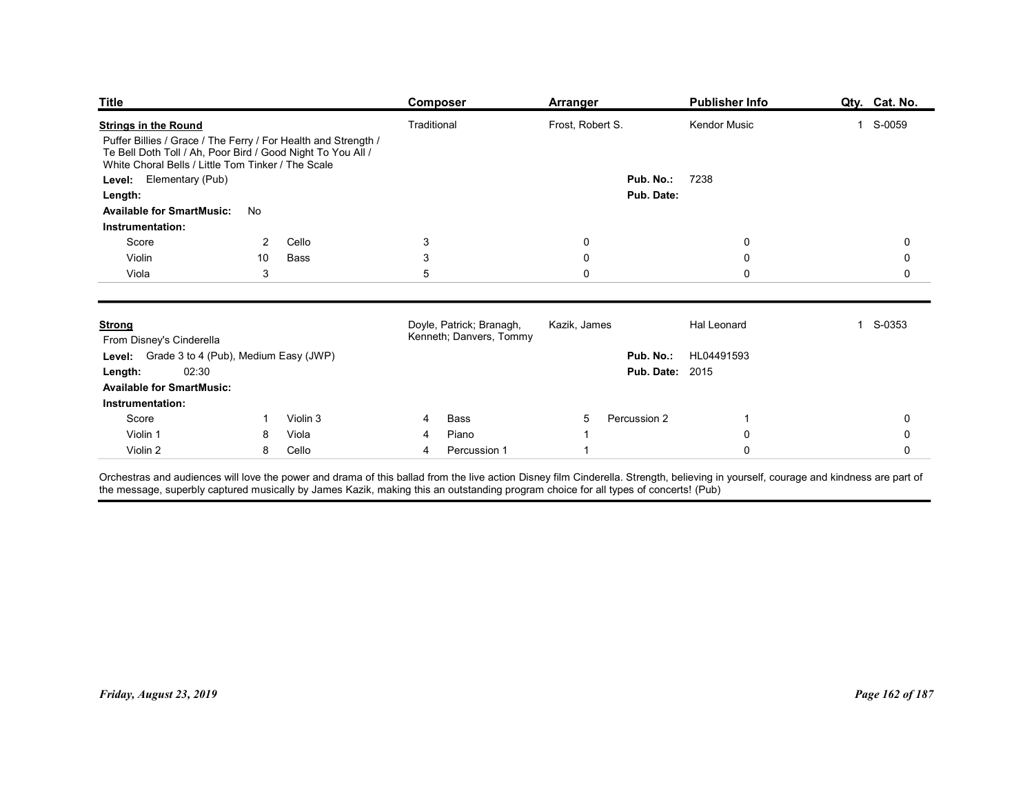| Title | Composer | Arranger | Publisher Info | Qty. | Cat. No. |
|---|---|---|---|---|---|
| **Strings in the Round** | Traditional | Frost, Robert S. | Kendor Music | 1 | S-0059 |

Puffer Billies / Grace / The Ferry / For Health and Strength / Te Bell Doth Toll / Ah, Poor Bird / Good Night To You All / White Choral Bells / Little Tom Tinker / The Scale

**Level:** Elementary (Pub)

**Length:**

**Available for SmartMusic:** No

**Pub. No.:** 7238

**Pub. Date:**

**Instrumentation:**

| Part | Qty. | Part | Qty. | | | | |
|---|---|---|---|---|---|---|---|
| Score | 2 | Cello | 3 | 0 | | 0 | 0 |
| Violin | 10 | Bass | 3 | 0 | | 0 | 0 |
| Viola | 3 | | 5 | 0 | | 0 | 0 |

---

| Title | Composer | Arranger | Publisher Info | Qty. | Cat. No. |
|---|---|---|---|---|---|
| **Strong** | Doyle, Patrick; Branagh, Kenneth; Danvers, Tommy | Kazik, James | Hal Leonard | 1 | S-0353 |

From Disney's Cinderella

**Level:** Grade 3 to 4 (Pub), Medium Easy (JWP)

**Length:** 02:30

**Available for SmartMusic:**

**Pub. No.:** HL04491593

**Pub. Date:** 2015

**Instrumentation:**

| Part | Qty. | Part | Qty. | Part | Qty. | Part | Qty. | |
|---|---|---|---|---|---|---|---|---|
| Score | 1 | Violin 3 | 4 | Bass | 5 | Percussion 2 | 1 | 0 |
| Violin 1 | 8 | Viola | 4 | Piano | 1 | | 0 | 0 |
| Violin 2 | 8 | Cello | 4 | Percussion 1 | 1 | | 0 | 0 |

Orchestras and audiences will love the power and drama of this ballad from the live action Disney film Cinderella. Strength, believing in yourself, courage and kindness are part of the message, superbly captured musically by James Kazik, making this an outstanding program choice for all types of concerts! (Pub)

Friday, August 23, 2019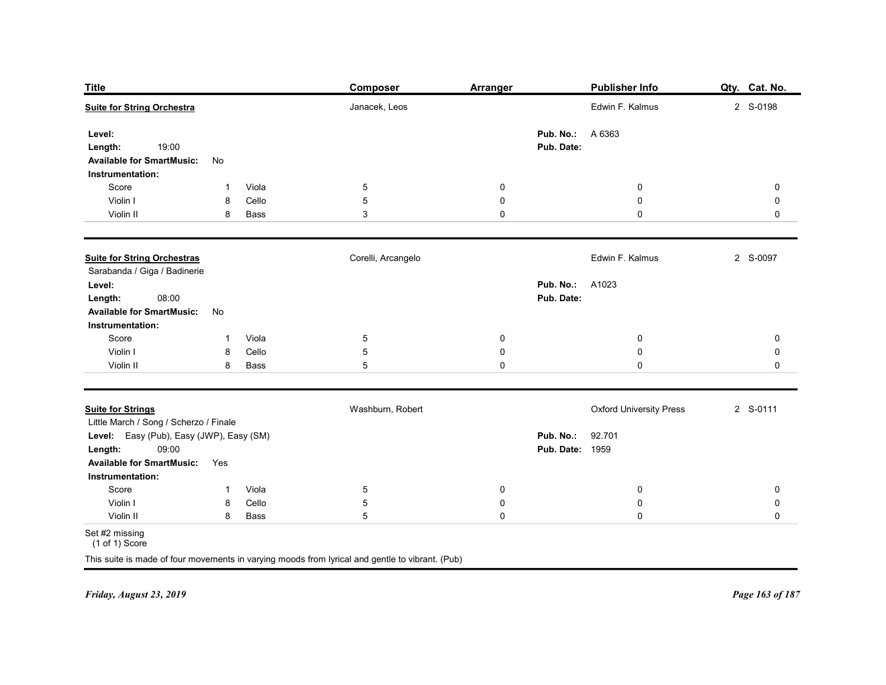| Title | Composer | Arranger | Publisher Info | Qty. | Cat. No. |
|---|---|---|---|---|---|
| **Suite for String Orchestra** | Janacek, Leos | | Edwin F. Kalmus | 2 | S-0198 |

**Level:**
**Length:** 19:00
**Available for SmartMusic:** No
**Pub. No.:** A 6363
**Pub. Date:**

**Instrumentation:**

| | | | | | | | |
|---|---|---|---|---|---|---|---|
| Score | 1 | Viola | 5 | 0 | 0 | 0 |
| Violin I | 8 | Cello | 5 | 0 | 0 | 0 |
| Violin II | 8 | Bass | 3 | 0 | 0 | 0 |

---

| Title | Composer | Arranger | Publisher Info | Qty. | Cat. No. |
|---|---|---|---|---|---|
| **Suite for String Orchestras** | Corelli, Arcangelo | | Edwin F. Kalmus | 2 | S-0097 |

Sarabanda / Giga / Badinerie

**Level:**
**Length:** 08:00
**Available for SmartMusic:** No
**Pub. No.:** A1023
**Pub. Date:**

**Instrumentation:**

| | | | | | | |
|---|---|---|---|---|---|---|
| Score | 1 | Viola | 5 | 0 | 0 | 0 |
| Violin I | 8 | Cello | 5 | 0 | 0 | 0 |
| Violin II | 8 | Bass | 5 | 0 | 0 | 0 |

---

| Title | Composer | Arranger | Publisher Info | Qty. | Cat. No. |
|---|---|---|---|---|---|
| **Suite for Strings** | Washburn, Robert | | Oxford University Press | 2 | S-0111 |

Little March / Song / Scherzo / Finale

**Level:** Easy (Pub), Easy (JWP), Easy (SM)
**Length:** 09:00
**Available for SmartMusic:** Yes
**Pub. No.:** 92.701
**Pub. Date:** 1959

**Instrumentation:**

| | | | | | | |
|---|---|---|---|---|---|---|
| Score | 1 | Viola | 5 | 0 | 0 | 0 |
| Violin I | 8 | Cello | 5 | 0 | 0 | 0 |
| Violin II | 8 | Bass | 5 | 0 | 0 | 0 |

Set #2 missing
(1 of 1) Score

This suite is made of four movements in varying moods from lyrical and gentle to vibrant. (Pub)

*Friday, August 23, 2019*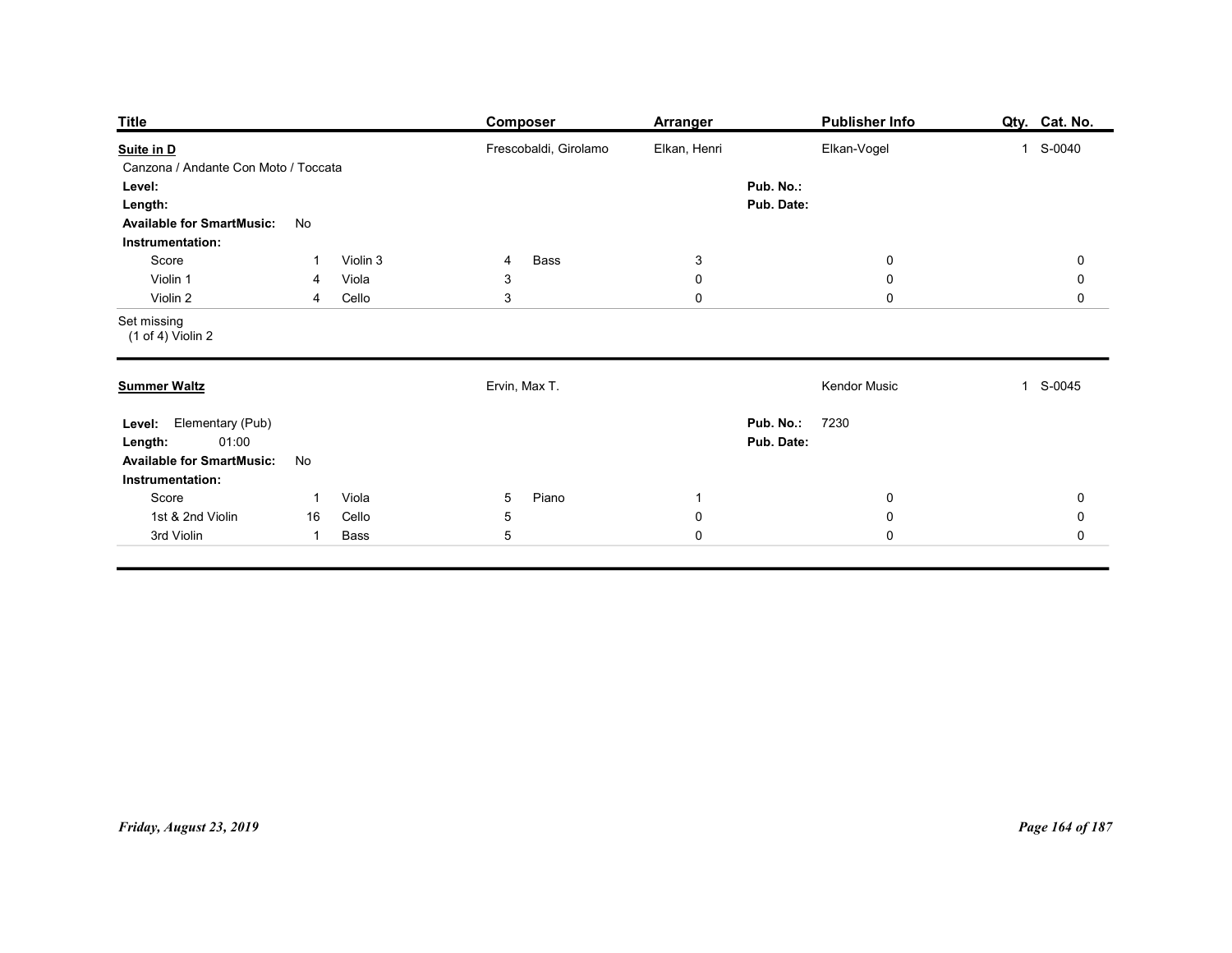| Title | Composer | Arranger | Publisher Info | Qty. | Cat. No. |
|---|---|---|---|---|---|
| **Suite in D** | Frescobaldi, Girolamo | Elkan, Henri | Elkan-Vogel | 1 | S-0040 |

Canzona / Andante Con Moto / Toccata

**Level:**

**Length:**

**Available for SmartMusic:** No

**Pub. No.:**

**Pub. Date:**

**Instrumentation:**

| | | | | | | | | |
|---|---|---|---|---|---|---|---|---|
| Score | 1 | Violin 3 | 4 | Bass | 3 | | 0 | 0 |
| Violin 1 | 4 | Viola | 3 | | 0 | | 0 | 0 |
| Violin 2 | 4 | Cello | 3 | | 0 | | 0 | 0 |

Set missing
(1 of 4) Violin 2

---

| Title | Composer | Arranger | Publisher Info | Qty. | Cat. No. |
|---|---|---|---|---|---|
| **Summer Waltz** | Ervin, Max T. | | Kendor Music | 1 | S-0045 |

**Level:** Elementary (Pub)

**Length:** 01:00

**Available for SmartMusic:** No

**Pub. No.:** 7230

**Pub. Date:**

**Instrumentation:**

| | | | | | | | | |
|---|---|---|---|---|---|---|---|---|
| Score | 1 | Viola | 5 | Piano | 1 | | 0 | 0 |
| 1st & 2nd Violin | 16 | Cello | 5 | | 0 | | 0 | 0 |
| 3rd Violin | 1 | Bass | 5 | | 0 | | 0 | 0 |

*Friday, August 23, 2019*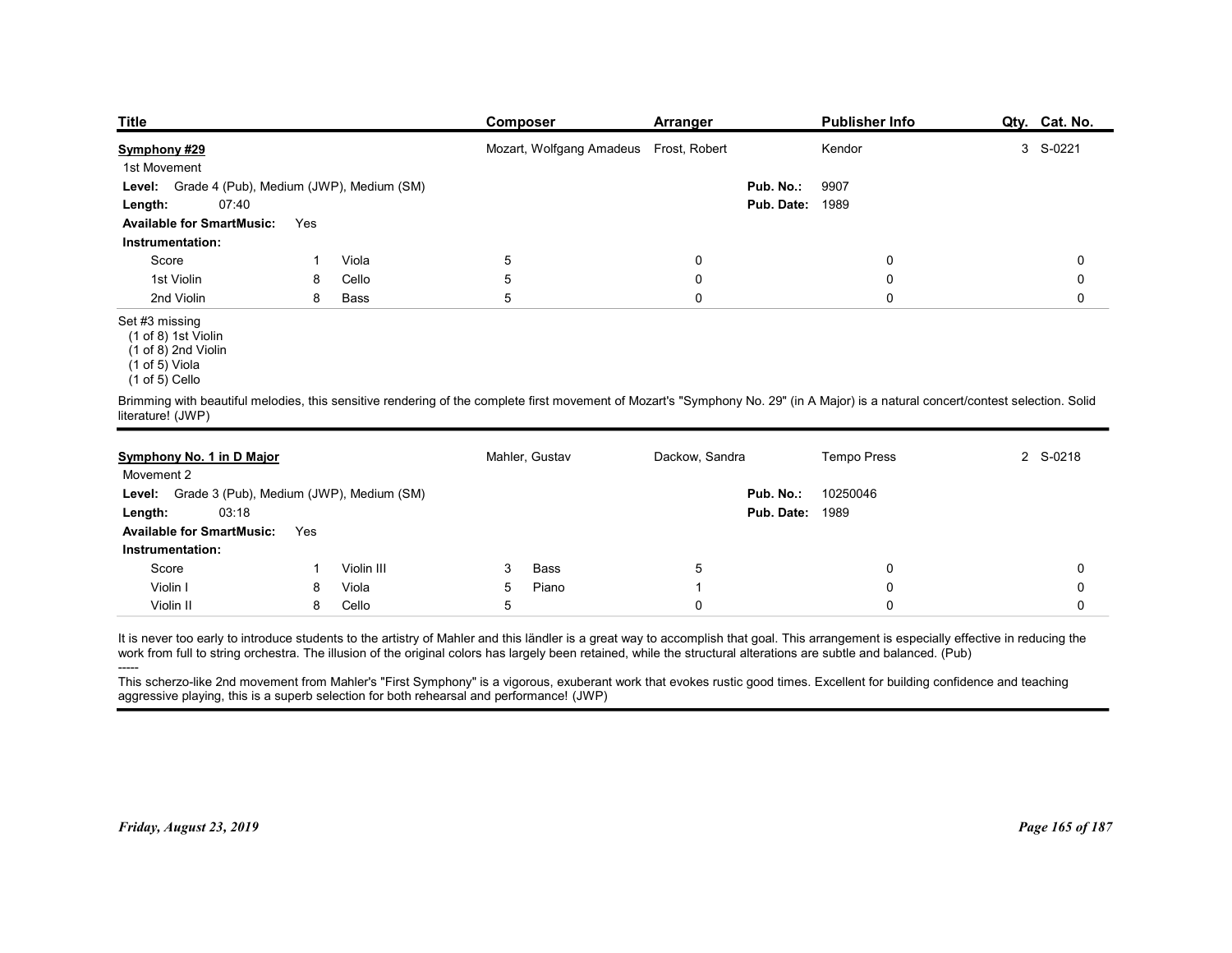| Title | Composer | Arranger | Publisher Info | Qty. | Cat. No. |
|---|---|---|---|---|---|
| **Symphony #29** | Mozart, Wolfgang Amadeus | Frost, Robert | Kendor | 3 | S-0221 |

1st Movement

**Level:** Grade 4 (Pub), Medium (JWP), Medium (SM)
**Pub. No.:** 9907
**Length:** 07:40
**Pub. Date:** 1989
**Available for SmartMusic:** Yes

**Instrumentation:**

| Part | Qty. | Part | Qty. | | | | |
|---|---|---|---|---|---|---|---|
| Score | 1 | Viola | 5 | 0 | 0 | 0 | 0 |
| 1st Violin | 8 | Cello | 5 | 0 | 0 | 0 | 0 |
| 2nd Violin | 8 | Bass | 5 | 0 | 0 | 0 | 0 |

Set #3 missing
(1 of 8) 1st Violin
(1 of 8) 2nd Violin
(1 of 5) Viola
(1 of 5) Cello

Brimming with beautiful melodies, this sensitive rendering of the complete first movement of Mozart's "Symphony No. 29" (in A Major) is a natural concert/contest selection. Solid literature! (JWP)

---

| Title | Composer | Arranger | Publisher Info | Qty. | Cat. No. |
|---|---|---|---|---|---|
| **Symphony No. 1 in D Major** | Mahler, Gustav | Dackow, Sandra | Tempo Press | 2 | S-0218 |

Movement 2

**Level:** Grade 3 (Pub), Medium (JWP), Medium (SM)
**Pub. No.:** 10250046
**Length:** 03:18
**Pub. Date:** 1989
**Available for SmartMusic:** Yes

**Instrumentation:**

| Part | Qty. | Part | Qty. | Part | Qty. | | |
|---|---|---|---|---|---|---|---|
| Score | 1 | Violin III | 3 | Bass | 5 | 0 | 0 |
| Violin I | 8 | Viola | 5 | Piano | 1 | 0 | 0 |
| Violin II | 8 | Cello | 5 | | 0 | 0 | 0 |

It is never too early to introduce students to the artistry of Mahler and this ländler is a great way to accomplish that goal. This arrangement is especially effective in reducing the work from full to string orchestra. The illusion of the original colors has largely been retained, while the structural alterations are subtle and balanced. (Pub)

-----

This scherzo-like 2nd movement from Mahler's "First Symphony" is a vigorous, exuberant work that evokes rustic good times. Excellent for building confidence and teaching aggressive playing, this is a superb selection for both rehearsal and performance! (JWP)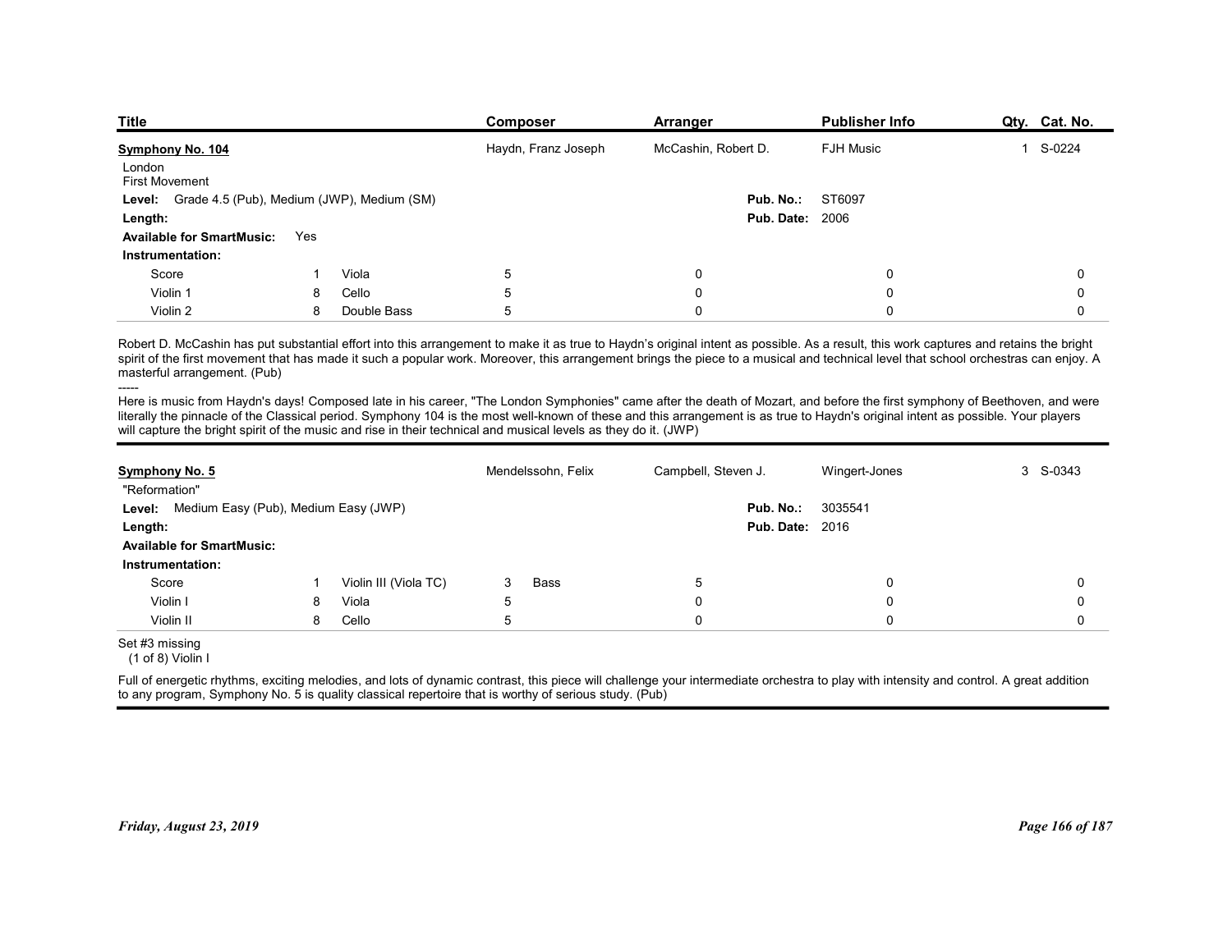| Title | Composer | Arranger | Publisher Info | Qty. | Cat. No. |
|---|---|---|---|---|---|
| **Symphony No. 104** | Haydn, Franz Joseph | McCashin, Robert D. | FJH Music | 1 | S-0224 |

London
First Movement

**Level:** Grade 4.5 (Pub), Medium (JWP), Medium (SM)
**Pub. No.:** ST6097
**Length:**
**Pub. Date:** 2006
**Available for SmartMusic:** Yes
**Instrumentation:**

| | | | | | | | |
|---|---|---|---|---|---|---|---|
| Score | 1 | Viola | 5 | 0 | 0 | 0 | |
| Violin 1 | 8 | Cello | 5 | 0 | 0 | 0 | |
| Violin 2 | 8 | Double Bass | 5 | 0 | 0 | 0 | |

Robert D. McCashin has put substantial effort into this arrangement to make it as true to Haydn's original intent as possible. As a result, this work captures and retains the bright spirit of the first movement that has made it such a popular work. Moreover, this arrangement brings the piece to a musical and technical level that school orchestras can enjoy. A masterful arrangement. (Pub)

-----

Here is music from Haydn's days! Composed late in his career, "The London Symphonies" came after the death of Mozart, and before the first symphony of Beethoven, and were literally the pinnacle of the Classical period. Symphony 104 is the most well-known of these and this arrangement is as true to Haydn's original intent as possible. Your players will capture the bright spirit of the music and rise in their technical and musical levels as they do it. (JWP)

---

| Title | Composer | Arranger | Publisher Info | Qty. | Cat. No. |
|---|---|---|---|---|---|
| **Symphony No. 5** | Mendelssohn, Felix | Campbell, Steven J. | Wingert-Jones | 3 | S-0343 |

"Reformation"

**Level:** Medium Easy (Pub), Medium Easy (JWP)
**Pub. No.:** 3035541
**Length:**
**Pub. Date:** 2016
**Available for SmartMusic:**
**Instrumentation:**

| | | | | | | | | |
|---|---|---|---|---|---|---|---|---|
| Score | 1 | Violin III (Viola TC) | 3 | Bass | 5 | 0 | 0 | |
| Violin I | 8 | Viola | 5 | | 0 | 0 | 0 | |
| Violin II | 8 | Cello | 5 | | 0 | 0 | 0 | |

Set #3 missing
(1 of 8) Violin I

Full of energetic rhythms, exciting melodies, and lots of dynamic contrast, this piece will challenge your intermediate orchestra to play with intensity and control. A great addition to any program, Symphony No. 5 is quality classical repertoire that is worthy of serious study. (Pub)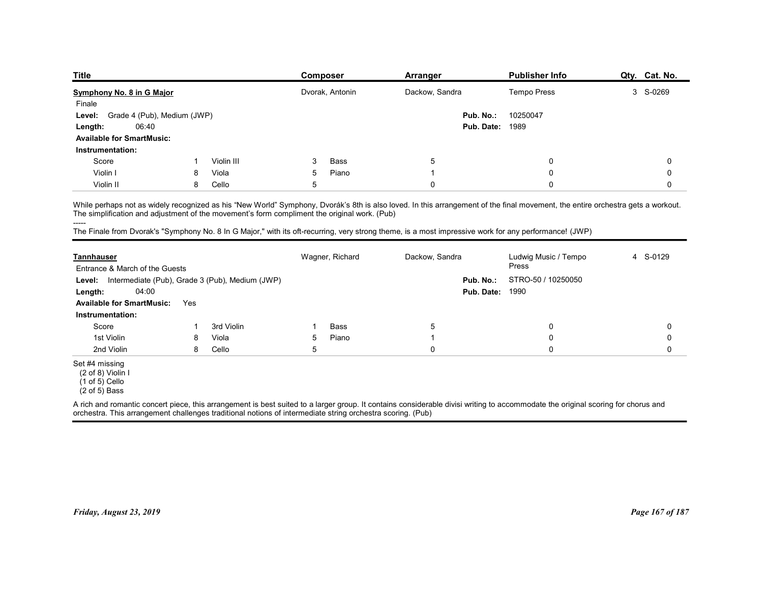| Title | Composer | Arranger | Publisher Info | Qty. | Cat. No. |
|---|---|---|---|---|---|
| **Symphony No. 8 in G Major** | Dvorak, Antonin | Dackow, Sandra | Tempo Press | 3 | S-0269 |

Finale

**Level:** Grade 4 (Pub), Medium (JWP)

**Length:** 06:40

**Available for SmartMusic:**

**Pub. No.:** 10250047

**Pub. Date:** 1989

**Instrumentation:**

| Part | Qty. | Part | Qty. | Part | Qty. | | | |
|---|---|---|---|---|---|---|---|---|
| Score | 1 | Violin III | 3 | Bass | 5 | | 0 | 0 |
| Violin I | 8 | Viola | 5 | Piano | 1 | | 0 | 0 |
| Violin II | 8 | Cello | 5 | | 0 | | 0 | 0 |

While perhaps not as widely recognized as his "New World" Symphony, Dvorák's 8th is also loved. In this arrangement of the final movement, the entire orchestra gets a workout. The simplification and adjustment of the movement's form compliment the original work. (Pub)

-----

The Finale from Dvorak's "Symphony No. 8 In G Major," with its oft-recurring, very strong theme, is a most impressive work for any performance! (JWP)

---

| Title | Composer | Arranger | Publisher Info | Qty. | Cat. No. |
|---|---|---|---|---|---|
| **Tannhauser** | Wagner, Richard | Dackow, Sandra | Ludwig Music / Tempo Press | 4 | S-0129 |

Entrance & March of the Guests

**Level:** Intermediate (Pub), Grade 3 (Pub), Medium (JWP)

**Length:** 04:00

**Available for SmartMusic:** Yes

**Pub. No.:** STRO-50 / 10250050

**Pub. Date:** 1990

**Instrumentation:**

| Part | Qty. | Part | Qty. | Part | Qty. | | | |
|---|---|---|---|---|---|---|---|---|
| Score | 1 | 3rd Violin | 1 | Bass | 5 | | 0 | 0 |
| 1st Violin | 8 | Viola | 5 | Piano | 1 | | 0 | 0 |
| 2nd Violin | 8 | Cello | 5 | | 0 | | 0 | 0 |

Set #4 missing
(2 of 8) Violin I
(1 of 5) Cello
(2 of 5) Bass

A rich and romantic concert piece, this arrangement is best suited to a larger group. It contains considerable divisi writing to accommodate the original scoring for chorus and orchestra. This arrangement challenges traditional notions of intermediate string orchestra scoring. (Pub)

Friday, August 23, 2019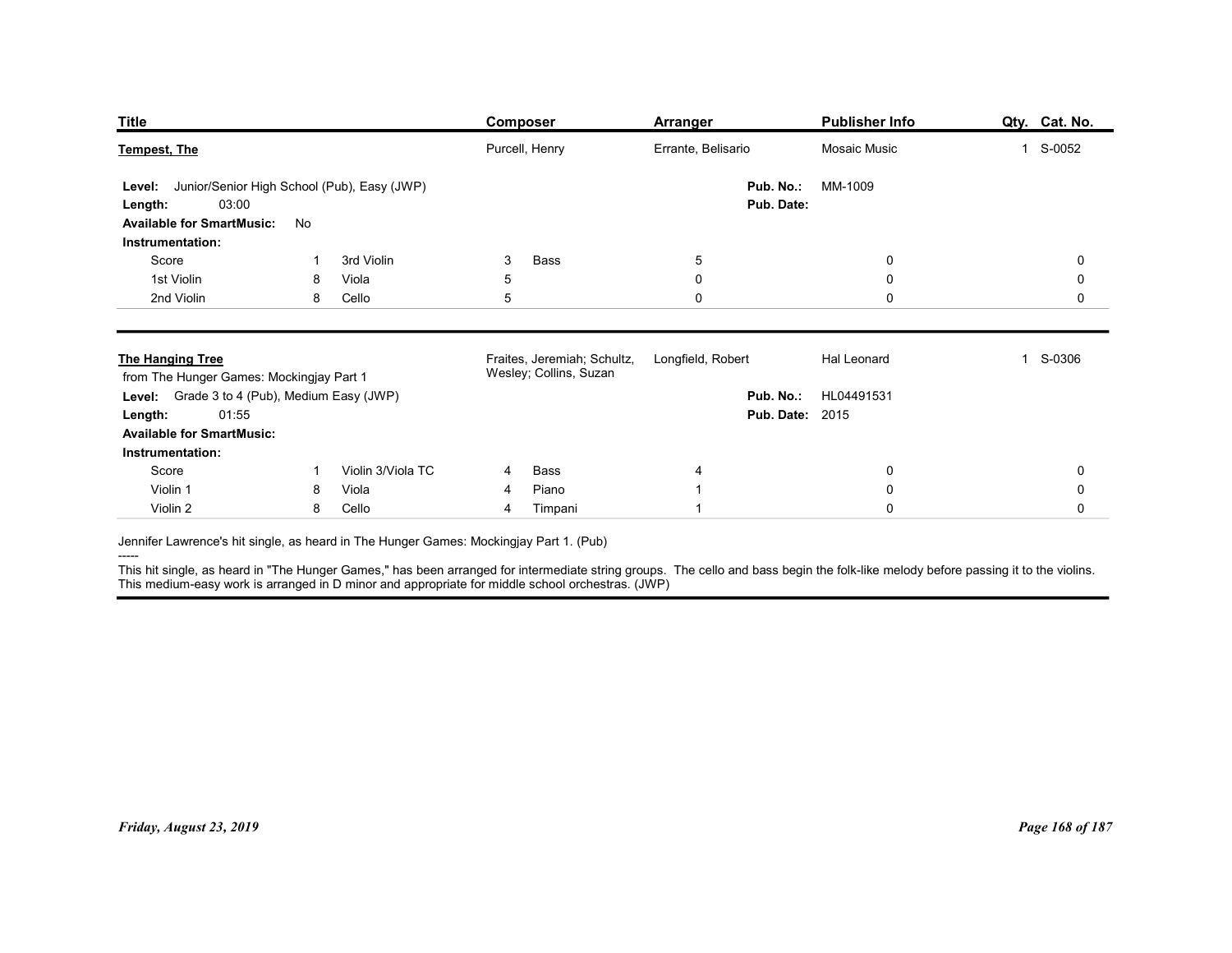| Title | Composer | Arranger | Publisher Info | Qty. | Cat. No. |
|---|---|---|---|---|---|
| **Tempest, The** | Purcell, Henry | Errante, Belisario | Mosaic Music | 1 | S-0052 |

**Level:** Junior/Senior High School (Pub), Easy (JWP)
**Length:** 03:00
**Available for SmartMusic:** No
**Pub. No.:** MM-1009
**Pub. Date:**

**Instrumentation:**

| | | | | | | | | |
|---|---|---|---|---|---|---|---|---|
| Score | 1 | 3rd Violin | 3 | Bass | 5 | 0 | 0 |
| 1st Violin | 8 | Viola | 5 | | 0 | 0 | 0 |
| 2nd Violin | 8 | Cello | 5 | | 0 | 0 | 0 |

---

| Title | Composer | Arranger | Publisher Info | Qty. | Cat. No. |
|---|---|---|---|---|---|
| **The Hanging Tree** | Fraites, Jeremiah; Schultz, Wesley; Collins, Suzan | Longfield, Robert | Hal Leonard | 1 | S-0306 |

from The Hunger Games: Mockingjay Part 1

**Level:** Grade 3 to 4 (Pub), Medium Easy (JWP)
**Length:** 01:55
**Available for SmartMusic:**
**Pub. No.:** HL04491531
**Pub. Date:** 2015

**Instrumentation:**

| | | | | | | | |
|---|---|---|---|---|---|---|---|
| Score | 1 | Violin 3/Viola TC | 4 | Bass | 4 | 0 | 0 |
| Violin 1 | 8 | Viola | 4 | Piano | 1 | 0 | 0 |
| Violin 2 | 8 | Cello | 4 | Timpani | 1 | 0 | 0 |

Jennifer Lawrence's hit single, as heard in The Hunger Games: Mockingjay Part 1. (Pub)

-----

This hit single, as heard in "The Hunger Games," has been arranged for intermediate string groups. The cello and bass begin the folk-like melody before passing it to the violins. This medium-easy work is arranged in D minor and appropriate for middle school orchestras. (JWP)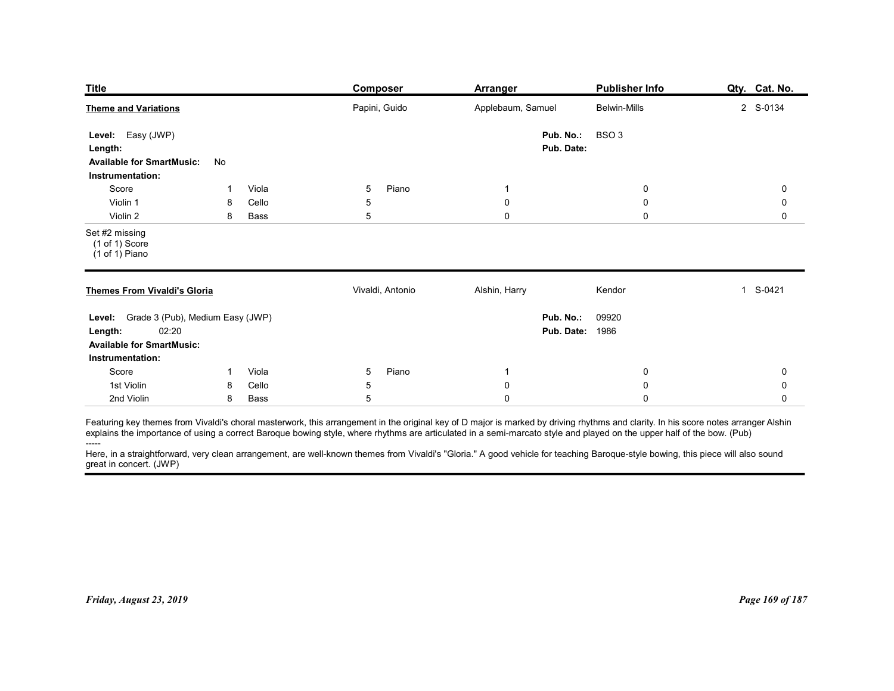| Title | Composer | Arranger | Publisher Info | Qty. | Cat. No. |
|---|---|---|---|---|---|
| **Theme and Variations** | Papini, Guido | Applebaum, Samuel | Belwin-Mills | 2 | S-0134 |

**Level:** Easy (JWP)
**Length:**
**Available for SmartMusic:** No
**Pub. No.:** BSO 3
**Pub. Date:**

**Instrumentation:**

| Part | Qty. | Part | Qty. | Part | Qty. | | | |
|---|---|---|---|---|---|---|---|---|
| Score | 1 | Viola | 5 | Piano | 1 | | 0 | 0 |
| Violin 1 | 8 | Cello | 5 | | 0 | | 0 | 0 |
| Violin 2 | 8 | Bass | 5 | | 0 | | 0 | 0 |

Set #2 missing
(1 of 1) Score
(1 of 1) Piano

| Title | Composer | Arranger | Publisher Info | Qty. | Cat. No. |
|---|---|---|---|---|---|
| **Themes From Vivaldi's Gloria** | Vivaldi, Antonio | Alshin, Harry | Kendor | 1 | S-0421 |

**Level:** Grade 3 (Pub), Medium Easy (JWP)
**Length:** 02:20
**Available for SmartMusic:**
**Pub. No.:** 09920
**Pub. Date:** 1986

**Instrumentation:**

| Part | Qty. | Part | Qty. | Part | Qty. | | | |
|---|---|---|---|---|---|---|---|---|
| Score | 1 | Viola | 5 | Piano | 1 | | 0 | 0 |
| 1st Violin | 8 | Cello | 5 | | 0 | | 0 | 0 |
| 2nd Violin | 8 | Bass | 5 | | 0 | | 0 | 0 |

Featuring key themes from Vivaldi's choral masterwork, this arrangement in the original key of D major is marked by driving rhythms and clarity. In his score notes arranger Alshin explains the importance of using a correct Baroque bowing style, where rhythms are articulated in a semi-marcato style and played on the upper half of the bow. (Pub)

-----

Here, in a straightforward, very clean arrangement, are well-known themes from Vivaldi's "Gloria." A good vehicle for teaching Baroque-style bowing, this piece will also sound great in concert. (JWP)

*Friday, August 23, 2019*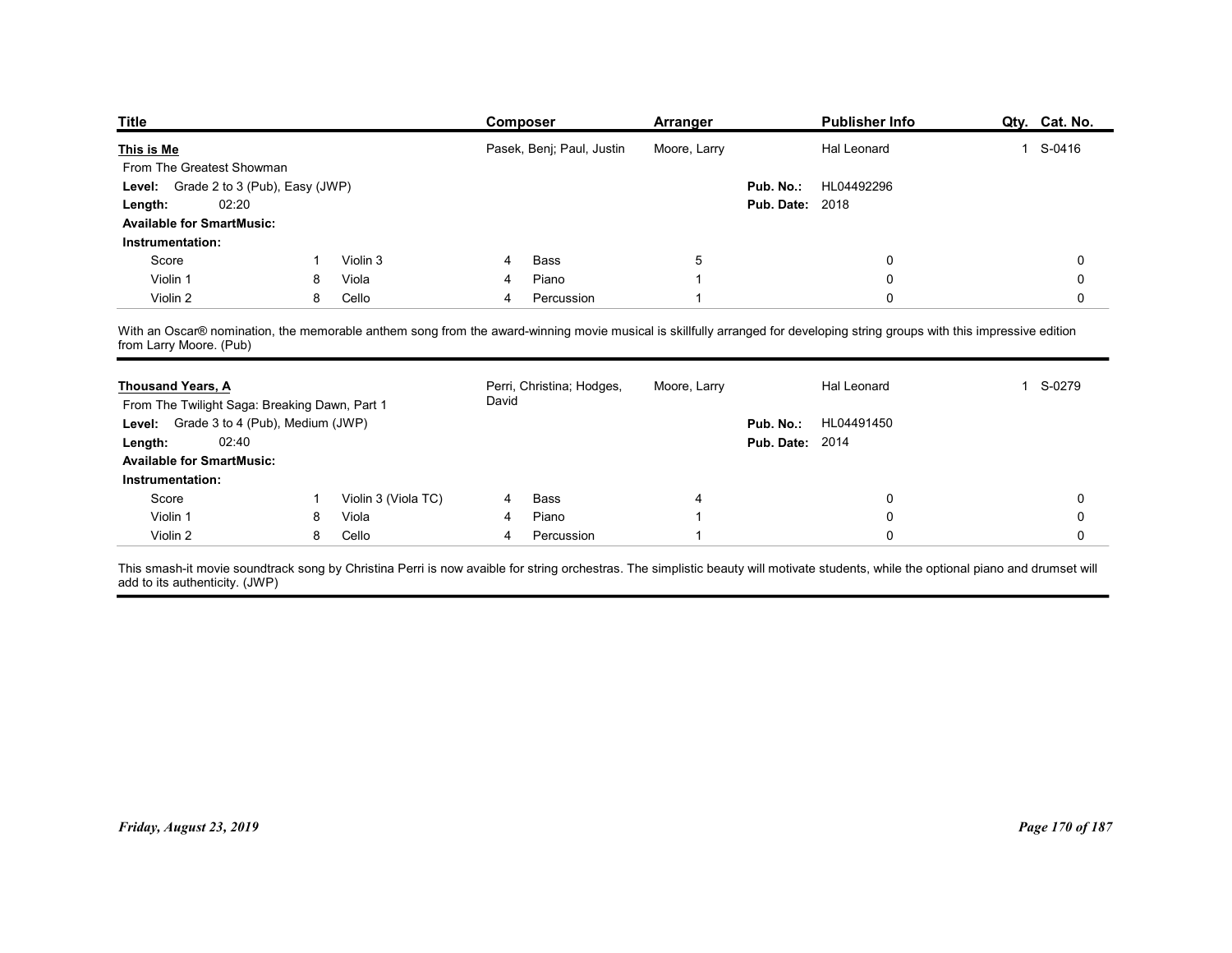| Title | Composer | Arranger | Publisher Info | Qty. | Cat. No. |
|---|---|---|---|---|---|
| **This is Me** | Pasek, Benj; Paul, Justin | Moore, Larry | Hal Leonard | 1 | S-0416 |

From The Greatest Showman

**Level:** Grade 2 to 3 (Pub), Easy (JWP)

**Length:** 02:20

**Pub. No.:** HL04492296

**Pub. Date:** 2018

**Available for SmartMusic:**

**Instrumentation:**

| | | | | | | | | |
|---|---|---|---|---|---|---|---|---|
| Score | 1 | Violin 3 | 4 | Bass | 5 | | 0 | 0 |
| Violin 1 | 8 | Viola | 4 | Piano | 1 | | 0 | 0 |
| Violin 2 | 8 | Cello | 4 | Percussion | 1 | | 0 | 0 |

With an Oscar® nomination, the memorable anthem song from the award-winning movie musical is skillfully arranged for developing string groups with this impressive edition from Larry Moore. (Pub)

---

| Title | Composer | Arranger | Publisher Info | Qty. | Cat. No. |
|---|---|---|---|---|---|
| **Thousand Years, A** | Perri, Christina; Hodges, David | Moore, Larry | Hal Leonard | 1 | S-0279 |

From The Twilight Saga: Breaking Dawn, Part 1

**Level:** Grade 3 to 4 (Pub), Medium (JWP)

**Length:** 02:40

**Pub. No.:** HL04491450

**Pub. Date:** 2014

**Available for SmartMusic:**

**Instrumentation:**

| | | | | | | | | |
|---|---|---|---|---|---|---|---|---|
| Score | 1 | Violin 3 (Viola TC) | 4 | Bass | 4 | | 0 | 0 |
| Violin 1 | 8 | Viola | 4 | Piano | 1 | | 0 | 0 |
| Violin 2 | 8 | Cello | 4 | Percussion | 1 | | 0 | 0 |

This smash-it movie soundtrack song by Christina Perri is now avaible for string orchestras. The simplistic beauty will motivate students, while the optional piano and drumset will add to its authenticity. (JWP)

*Friday, August 23, 2019*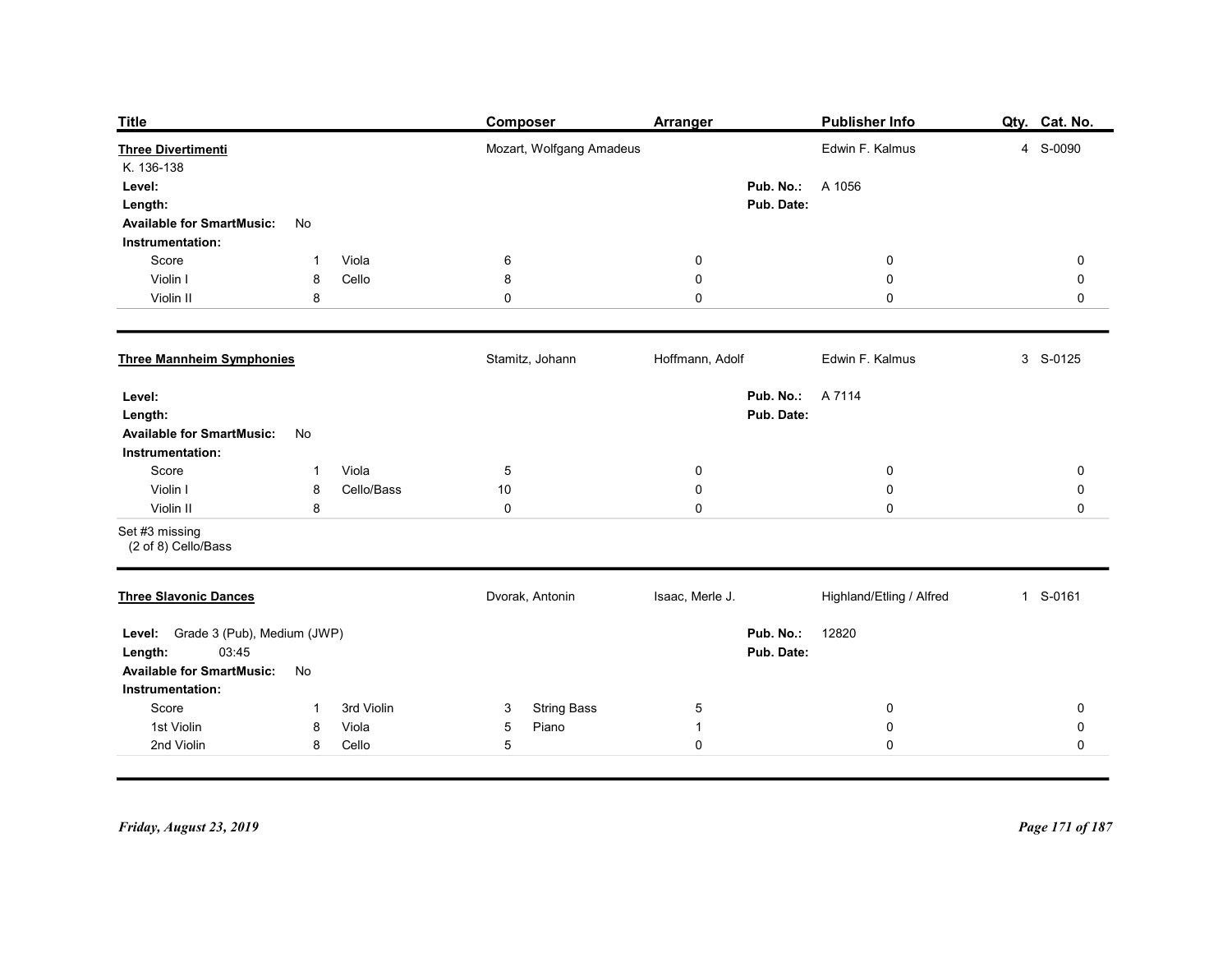| Title | Composer | Arranger | Publisher Info | Qty. | Cat. No. |
|---|---|---|---|---|---|
| **Three Divertimenti** | Mozart, Wolfgang Amadeus | | Edwin F. Kalmus | 4 | S-0090 |

K. 136-138

**Level:**
**Length:**
**Available for SmartMusic:** No
**Pub. No.:** A 1056
**Pub. Date:**

**Instrumentation:**

| | | | | | | | |
|---|---|---|---|---|---|---|---|
| Score | 1 | Viola | 6 | 0 | 0 | | 0 |
| Violin I | 8 | Cello | 8 | 0 | 0 | | 0 |
| Violin II | 8 | | 0 | 0 | 0 | | 0 |

---

| Title | Composer | Arranger | Publisher Info | Qty. | Cat. No. |
|---|---|---|---|---|---|
| **Three Mannheim Symphonies** | Stamitz, Johann | Hoffmann, Adolf | Edwin F. Kalmus | 3 | S-0125 |

**Level:**
**Length:**
**Available for SmartMusic:** No
**Pub. No.:** A 7114
**Pub. Date:**

**Instrumentation:**

| | | | | | | | |
|---|---|---|---|---|---|---|---|
| Score | 1 | Viola | 5 | 0 | 0 | | 0 |
| Violin I | 8 | Cello/Bass | 10 | 0 | 0 | | 0 |
| Violin II | 8 | | 0 | 0 | 0 | | 0 |

Set #3 missing
(2 of 8) Cello/Bass

---

| Title | Composer | Arranger | Publisher Info | Qty. | Cat. No. |
|---|---|---|---|---|---|
| **Three Slavonic Dances** | Dvorak, Antonin | Isaac, Merle J. | Highland/Etling / Alfred | 1 | S-0161 |

**Level:** Grade 3 (Pub), Medium (JWP)
**Length:** 03:45
**Available for SmartMusic:** No
**Pub. No.:** 12820
**Pub. Date:**

**Instrumentation:**

| | | | | | | | |
|---|---|---|---|---|---|---|---|
| Score | 1 | 3rd Violin | 3 | String Bass | 5 | 0 | 0 |
| 1st Violin | 8 | Viola | 5 | Piano | 1 | 0 | 0 |
| 2nd Violin | 8 | Cello | 5 | | 0 | 0 | 0 |

*Friday, August 23, 2019*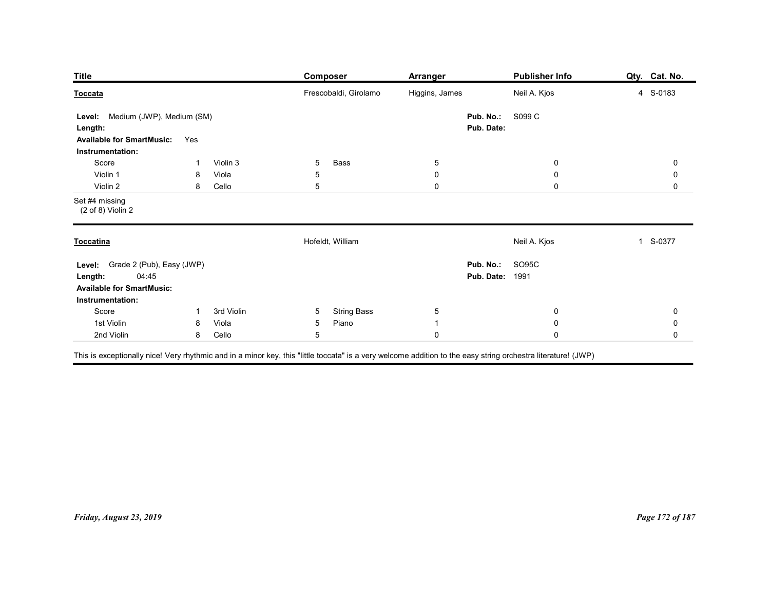| Title | Composer | Arranger | Publisher Info | Qty. | Cat. No. |
|---|---|---|---|---|---|
| **Toccata** | Frescobaldi, Girolamo | Higgins, James | Neil A. Kjos | 4 | S-0183 |

**Level:** Medium (JWP), Medium (SM)
**Length:**
**Available for SmartMusic:** Yes
**Pub. No.:** S099 C
**Pub. Date:**

**Instrumentation:**

| Part | Qty. | Part | Qty. | Part | Qty. | | | |
|---|---|---|---|---|---|---|---|---|
| Score | 1 | Violin 3 | 5 | Bass | 5 | 0 | 0 | 0 |
| Violin 1 | 8 | Viola | 5 | | 0 | 0 | 0 | 0 |
| Violin 2 | 8 | Cello | 5 | | 0 | 0 | 0 | 0 |

Set #4 missing
(2 of 8) Violin 2

---

| Title | Composer | Arranger | Publisher Info | Qty. | Cat. No. |
|---|---|---|---|---|---|
| **Toccatina** | Hofeldt, William | | Neil A. Kjos | 1 | S-0377 |

**Level:** Grade 2 (Pub), Easy (JWP)
**Length:** 04:45
**Available for SmartMusic:**
**Pub. No.:** SO95C
**Pub. Date:** 1991

**Instrumentation:**

| Part | Qty. | Part | Qty. | Part | Qty. | | | |
|---|---|---|---|---|---|---|---|---|
| Score | 1 | 3rd Violin | 5 | String Bass | 5 | 0 | 0 | 0 |
| 1st Violin | 8 | Viola | 5 | Piano | 1 | 0 | 0 | 0 |
| 2nd Violin | 8 | Cello | 5 | | 0 | 0 | 0 | 0 |

This is exceptionally nice! Very rhythmic and in a minor key, this "little toccata" is a very welcome addition to the easy string orchestra literature! (JWP)

*Friday, August 23, 2019*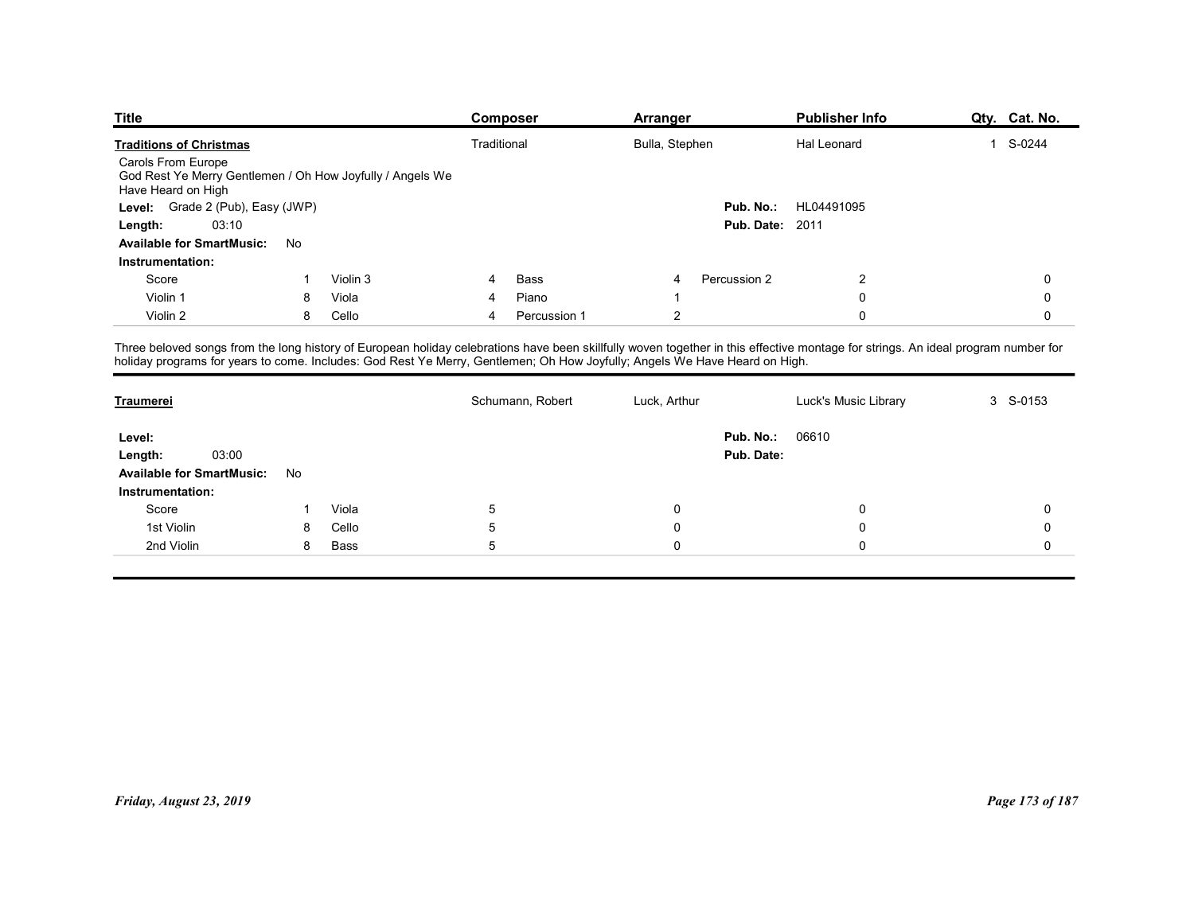| Title | Composer | Arranger | Publisher Info | Qty. | Cat. No. |
|---|---|---|---|---|---|
| **Traditions of Christmas** | Traditional | Bulla, Stephen | Hal Leonard | 1 | S-0244 |

Carols From Europe
God Rest Ye Merry Gentlemen / Oh How Joyfully / Angels We Have Heard on High

**Level:** Grade 2 (Pub), Easy (JWP)
**Length:** 03:10
**Available for SmartMusic:** No
**Pub. No.:** HL04491095
**Pub. Date:** 2011

**Instrumentation:**

| | | | | | | | | | |
|---|---|---|---|---|---|---|---|---|---|
| Score | 1 | Violin 3 | 4 | Bass | 4 | Percussion 2 | 2 | | 0 |
| Violin 1 | 8 | Viola | 4 | Piano | 1 | | 0 | | 0 |
| Violin 2 | 8 | Cello | 4 | Percussion 1 | 2 | | 0 | | 0 |

Three beloved songs from the long history of European holiday celebrations have been skillfully woven together in this effective montage for strings. An ideal program number for holiday programs for years to come. Includes: God Rest Ye Merry, Gentlemen; Oh How Joyfully; Angels We Have Heard on High.

---

| Title | Composer | Arranger | Publisher Info | Qty. | Cat. No. |
|---|---|---|---|---|---|
| **Traumerei** | Schumann, Robert | Luck, Arthur | Luck's Music Library | 3 | S-0153 |

**Level:**
**Length:** 03:00
**Available for SmartMusic:** No
**Pub. No.:** 06610
**Pub. Date:**

**Instrumentation:**

| | | | | | | | |
|---|---|---|---|---|---|---|---|
| Score | 1 | Viola | 5 | | 0 | 0 | 0 |
| 1st Violin | 8 | Cello | 5 | | 0 | 0 | 0 |
| 2nd Violin | 8 | Bass | 5 | | 0 | 0 | 0 |

Friday, August 23, 2019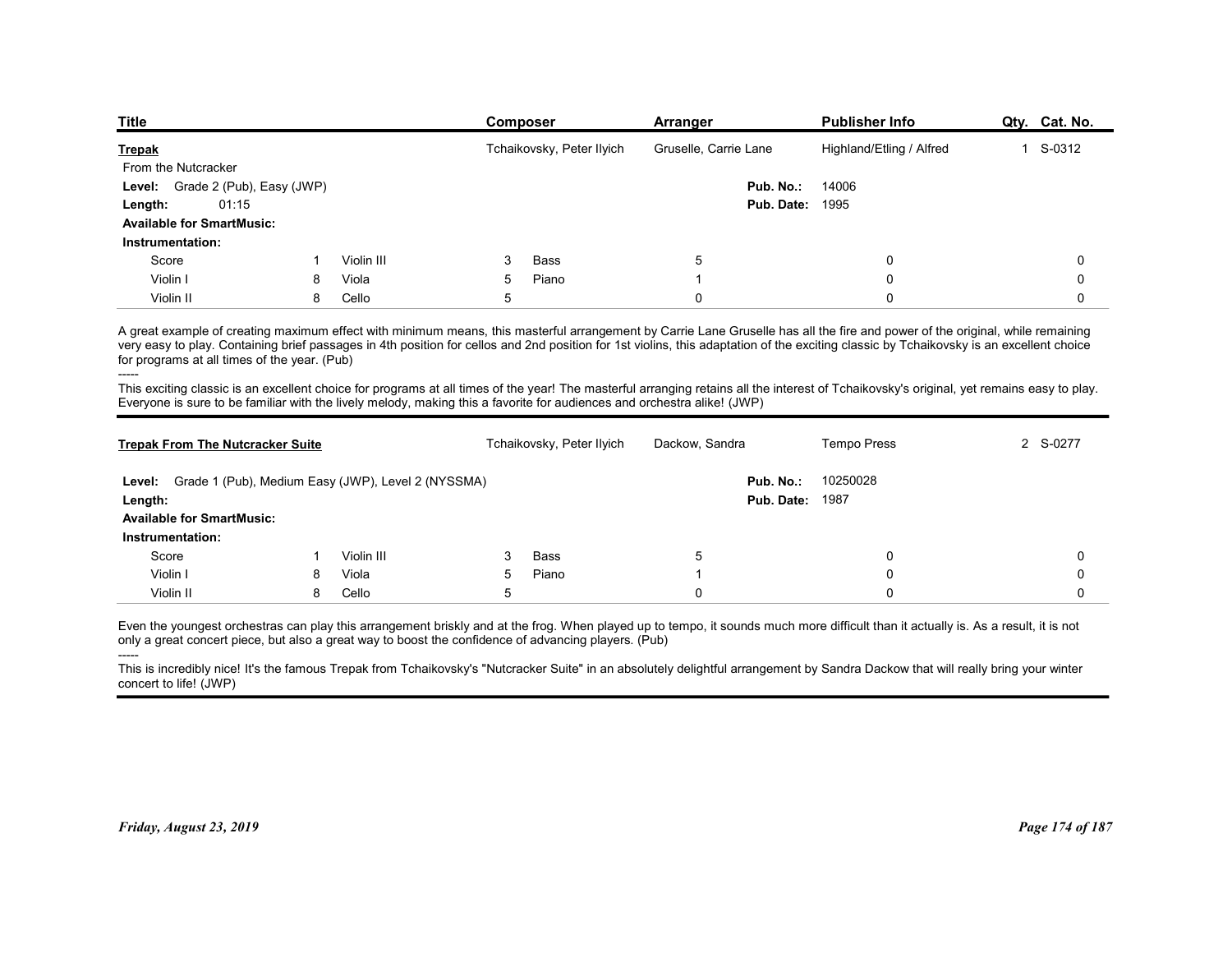| Title | Composer | Arranger | Publisher Info | Qty. | Cat. No. |
|---|---|---|---|---|---|
| **Trepak** | Tchaikovsky, Peter Ilyich | Gruselle, Carrie Lane | Highland/Etling / Alfred | 1 | S-0312 |

From the Nutcracker

**Level:** Grade 2 (Pub), Easy (JWP)

**Length:** 01:15

**Pub. No.:** 14006

**Pub. Date:** 1995

**Available for SmartMusic:**

**Instrumentation:**

| | | | | | | | | |
|---|---|---|---|---|---|---|---|---|
| Score | 1 | Violin III | 3 | Bass | 5 | | 0 | 0 |
| Violin I | 8 | Viola | 5 | Piano | 1 | | 0 | 0 |
| Violin II | 8 | Cello | 5 | | 0 | | 0 | 0 |

A great example of creating maximum effect with minimum means, this masterful arrangement by Carrie Lane Gruselle has all the fire and power of the original, while remaining very easy to play. Containing brief passages in 4th position for cellos and 2nd position for 1st violins, this adaptation of the exciting classic by Tchaikovsky is an excellent choice for programs at all times of the year. (Pub)

-----

This exciting classic is an excellent choice for programs at all times of the year! The masterful arranging retains all the interest of Tchaikovsky's original, yet remains easy to play. Everyone is sure to be familiar with the lively melody, making this a favorite for audiences and orchestra alike! (JWP)

---

| Title | Composer | Arranger | Publisher Info | Qty. | Cat. No. |
|---|---|---|---|---|---|
| **Trepak From The Nutcracker Suite** | Tchaikovsky, Peter Ilyich | Dackow, Sandra | Tempo Press | 2 | S-0277 |

**Level:** Grade 1 (Pub), Medium Easy (JWP), Level 2 (NYSSMA)

**Length:**

**Pub. No.:** 10250028

**Pub. Date:** 1987

**Available for SmartMusic:**

**Instrumentation:**

| | | | | | | | | |
|---|---|---|---|---|---|---|---|---|
| Score | 1 | Violin III | 3 | Bass | 5 | | 0 | 0 |
| Violin I | 8 | Viola | 5 | Piano | 1 | | 0 | 0 |
| Violin II | 8 | Cello | 5 | | 0 | | 0 | 0 |

Even the youngest orchestras can play this arrangement briskly and at the frog. When played up to tempo, it sounds much more difficult than it actually is. As a result, it is not only a great concert piece, but also a great way to boost the confidence of advancing players. (Pub)

-----

This is incredibly nice! It's the famous Trepak from Tchaikovsky's "Nutcracker Suite" in an absolutely delightful arrangement by Sandra Dackow that will really bring your winter concert to life! (JWP)

*Friday, August 23, 2019*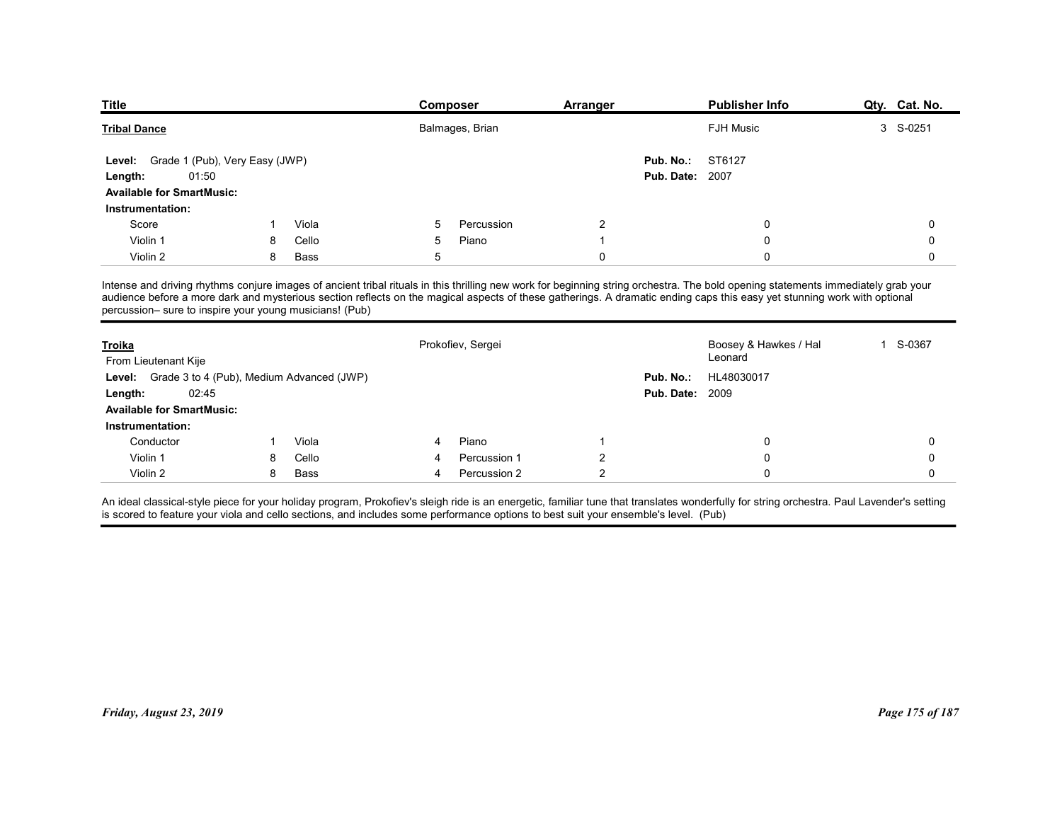| Title | Composer | Arranger | Publisher Info | Qty. | Cat. No. |
|---|---|---|---|---|---|
| **Tribal Dance** | Balmages, Brian | | FJH Music | 3 | S-0251 |

**Level:** Grade 1 (Pub), Very Easy (JWP)
**Length:** 01:50
**Pub. No.:** ST6127
**Pub. Date:** 2007
**Available for SmartMusic:**
**Instrumentation:**

| | | | | | | | | |
|---|---|---|---|---|---|---|---|---|
| Score | 1 | Viola | 5 | Percussion | 2 | | 0 | 0 |
| Violin 1 | 8 | Cello | 5 | Piano | 1 | | 0 | 0 |
| Violin 2 | 8 | Bass | 5 | | 0 | | 0 | 0 |

Intense and driving rhythms conjure images of ancient tribal rituals in this thrilling new work for beginning string orchestra. The bold opening statements immediately grab your audience before a more dark and mysterious section reflects on the magical aspects of these gatherings. A dramatic ending caps this easy yet stunning work with optional percussion– sure to inspire your young musicians! (Pub)

---

| Title | Composer | Arranger | Publisher Info | Qty. | Cat. No. |
|---|---|---|---|---|---|
| **Troika** | Prokofiev, Sergei | | Boosey & Hawkes / Hal Leonard | 1 | S-0367 |

From Lieutenant Kije
**Level:** Grade 3 to 4 (Pub), Medium Advanced (JWP)
**Length:** 02:45
**Pub. No.:** HL48030017
**Pub. Date:** 2009
**Available for SmartMusic:**
**Instrumentation:**

| | | | | | | | | |
|---|---|---|---|---|---|---|---|---|
| Conductor | 1 | Viola | 4 | Piano | 1 | | 0 | 0 |
| Violin 1 | 8 | Cello | 4 | Percussion 1 | 2 | | 0 | 0 |
| Violin 2 | 8 | Bass | 4 | Percussion 2 | 2 | | 0 | 0 |

An ideal classical-style piece for your holiday program, Prokofiev's sleigh ride is an energetic, familiar tune that translates wonderfully for string orchestra. Paul Lavender's setting is scored to feature your viola and cello sections, and includes some performance options to best suit your ensemble's level. (Pub)

*Friday, August 23, 2019*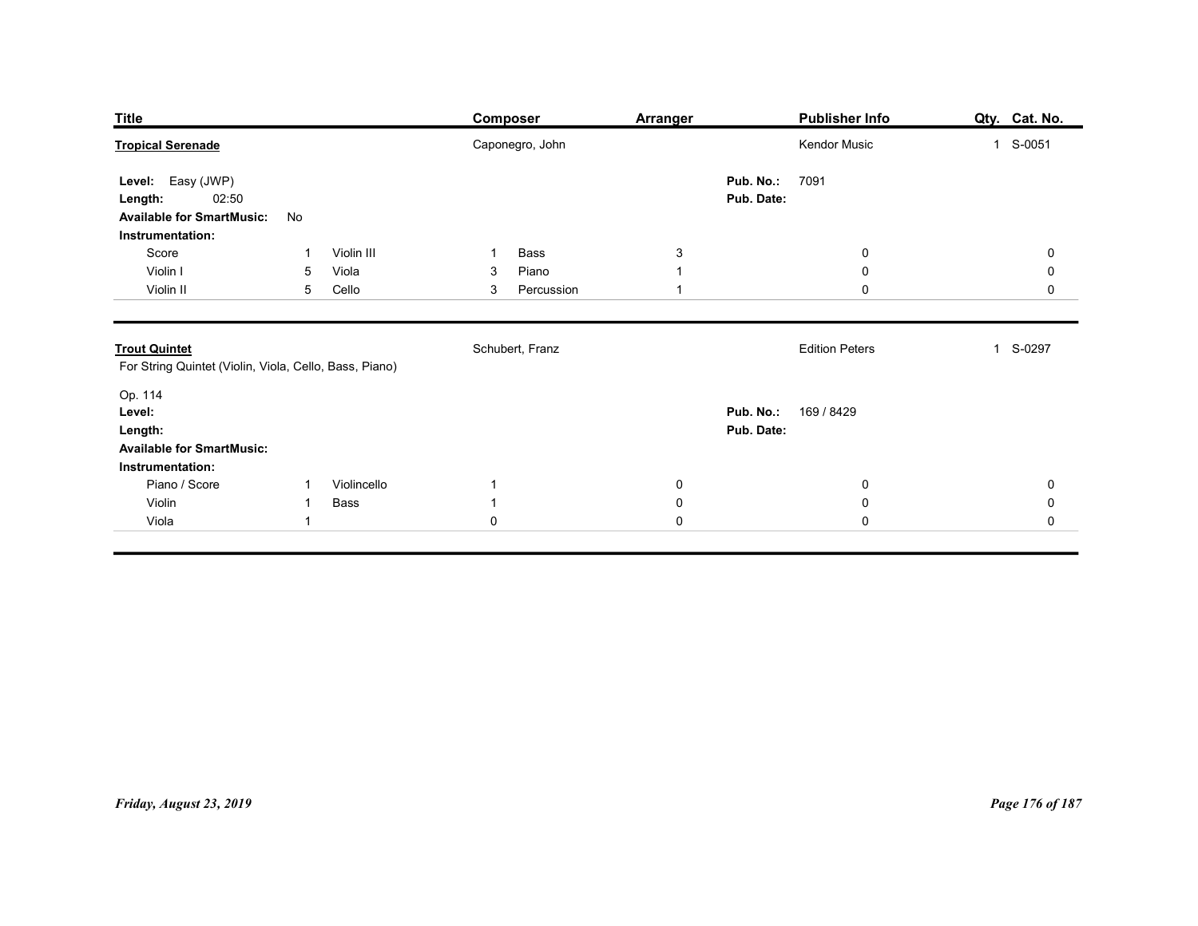| Title | Composer | Arranger | Publisher Info | Qty. | Cat. No. |
|---|---|---|---|---|---|
| **Tropical Serenade** | Caponegro, John | | Kendor Music | 1 | S-0051 |

**Level:** Easy (JWP)
**Length:** 02:50
**Available for SmartMusic:** No
**Pub. No.:** 7091
**Pub. Date:**

**Instrumentation:**

| | | | | | | | | |
|---|---|---|---|---|---|---|---|---|
| Score | 1 | Violin III | 1 | Bass | 3 | 0 | 0 |
| Violin I | 5 | Viola | 3 | Piano | 1 | 0 | 0 |
| Violin II | 5 | Cello | 3 | Percussion | 1 | 0 | 0 |

---

| Title | Composer | Arranger | Publisher Info | Qty. | Cat. No. |
|---|---|---|---|---|---|
| **Trout Quintet** | Schubert, Franz | | Edition Peters | 1 | S-0297 |

For String Quintet (Violin, Viola, Cello, Bass, Piano)

Op. 114
**Level:**
**Length:**
**Available for SmartMusic:**
**Pub. No.:** 169 / 8429
**Pub. Date:**

**Instrumentation:**

| | | | | | | |
|---|---|---|---|---|---|---|
| Piano / Score | 1 | Violincello | 1 | 0 | 0 | 0 |
| Violin | 1 | Bass | 1 | 0 | 0 | 0 |
| Viola | 1 | | 0 | 0 | 0 | 0 |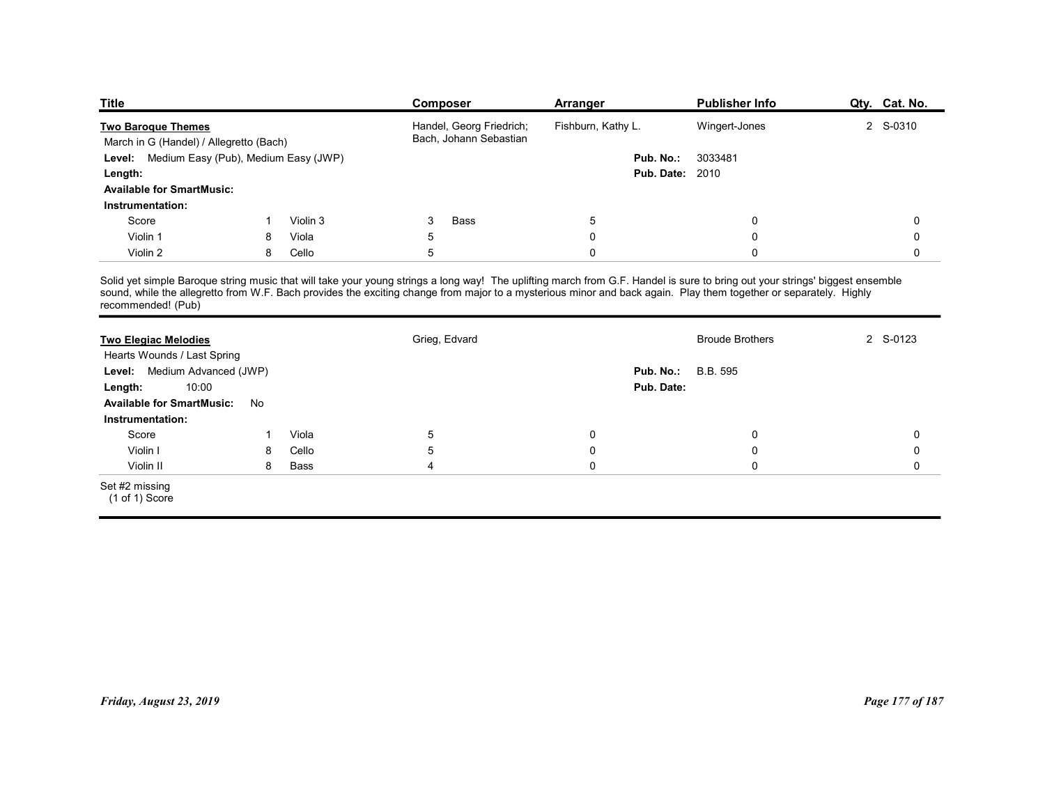| Title | Composer | Arranger | Publisher Info | Qty. | Cat. No. |
|---|---|---|---|---|---|
| **Two Baroque Themes** | Handel, Georg Friedrich; Bach, Johann Sebastian | Fishburn, Kathy L. | Wingert-Jones | 2 | S-0310 |

March in G (Handel) / Allegretto (Bach)

**Level:** Medium Easy (Pub), Medium Easy (JWP)
**Pub. No.:** 3033481
**Length:**
**Pub. Date:** 2010
**Available for SmartMusic:**
**Instrumentation:**

| | | | | | | | | |
|---|---|---|---|---|---|---|---|---|
| Score | 1 | Violin 3 | 3 | Bass | 5 | 0 | 0 | 0 |
| Violin 1 | 8 | Viola | 5 | | 0 | 0 | 0 | 0 |
| Violin 2 | 8 | Cello | 5 | | 0 | 0 | 0 | 0 |

Solid yet simple Baroque string music that will take your young strings a long way! The uplifting march from G.F. Handel is sure to bring out your strings' biggest ensemble sound, while the allegretto from W.F. Bach provides the exciting change from major to a mysterious minor and back again. Play them together or separately. Highly recommended! (Pub)

| Title | Composer | Arranger | Publisher Info | Qty. | Cat. No. |
|---|---|---|---|---|---|
| **Two Elegiac Melodies** | Grieg, Edvard | | Broude Brothers | 2 | S-0123 |

Hearts Wounds / Last Spring

**Level:** Medium Advanced (JWP)
**Pub. No.:** B.B. 595
**Length:** 10:00
**Pub. Date:**
**Available for SmartMusic:** No
**Instrumentation:**

| | | | | | | |
|---|---|---|---|---|---|---|
| Score | 1 | Viola | 5 | 0 | 0 | 0 |
| Violin I | 8 | Cello | 5 | 0 | 0 | 0 |
| Violin II | 8 | Bass | 4 | 0 | 0 | 0 |

Set #2 missing
(1 of 1) Score

*Friday, August 23, 2019*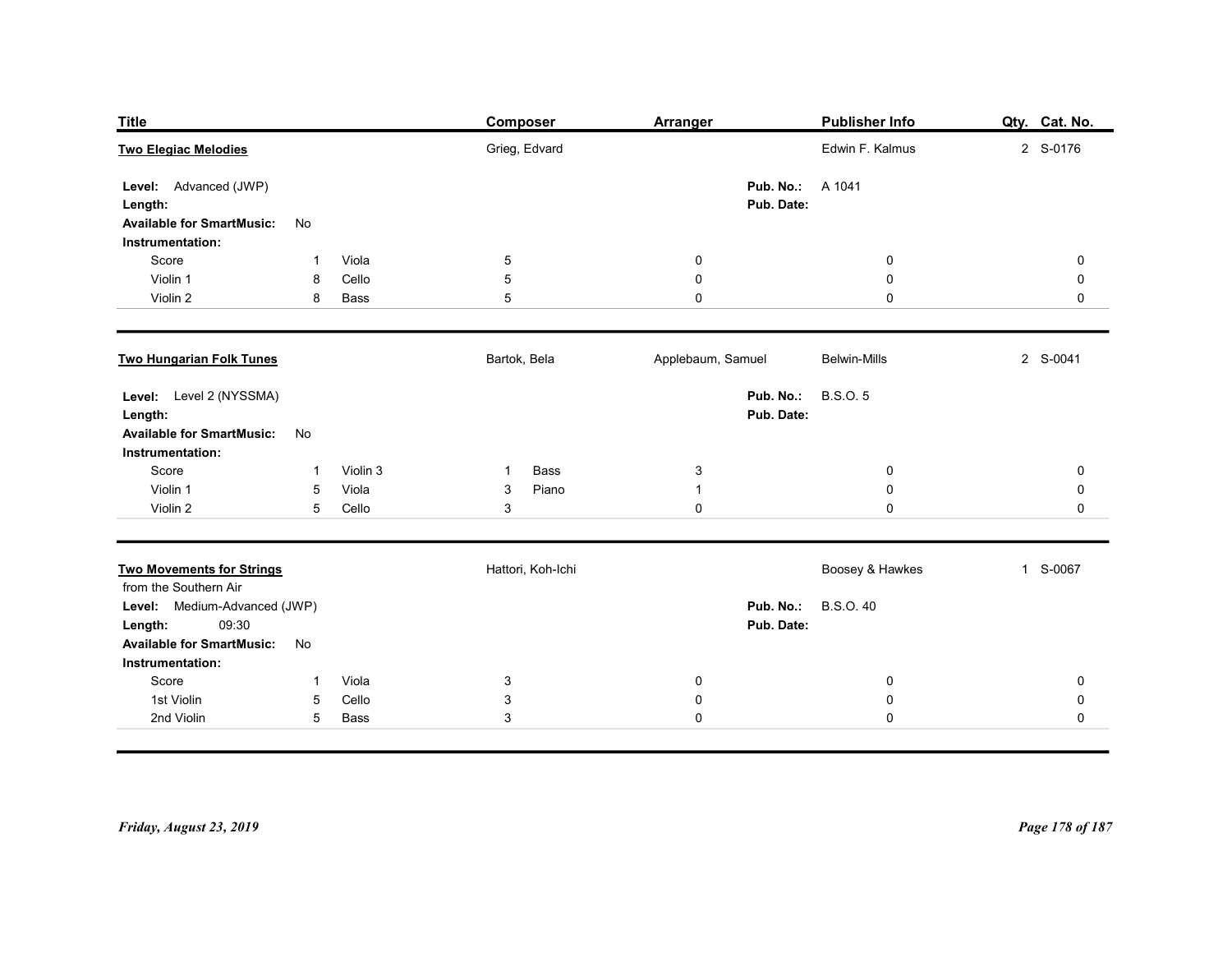| Title | Composer | Arranger | Publisher Info | Qty. | Cat. No. |
|---|---|---|---|---|---|
| **Two Elegiac Melodies** | Grieg, Edvard | | Edwin F. Kalmus | 2 | S-0176 |

**Level:** Advanced (JWP)
**Length:**
**Available for SmartMusic:** No
**Pub. No.:** A 1041
**Pub. Date:**

**Instrumentation:**

| Part | Qty. | Part | Qty. | | | |
|---|---|---|---|---|---|---|
| Score | 1 | Viola | 5 | 0 | 0 | 0 |
| Violin 1 | 8 | Cello | 5 | 0 | 0 | 0 |
| Violin 2 | 8 | Bass | 5 | 0 | 0 | 0 |

---

| Title | Composer | Arranger | Publisher Info | Qty. | Cat. No. |
|---|---|---|---|---|---|
| **Two Hungarian Folk Tunes** | Bartok, Bela | Applebaum, Samuel | Belwin-Mills | 2 | S-0041 |

**Level:** Level 2 (NYSSMA)
**Length:**
**Available for SmartMusic:** No
**Pub. No.:** B.S.O. 5
**Pub. Date:**

**Instrumentation:**

| Part | Qty. | Part | Qty. | Part | Qty. | | |
|---|---|---|---|---|---|---|---|
| Score | 1 | Violin 3 | 1 | Bass | 3 | 0 | 0 |
| Violin 1 | 5 | Viola | 3 | Piano | 1 | 0 | 0 |
| Violin 2 | 5 | Cello | 3 | | 0 | 0 | 0 |

---

| Title | Composer | Arranger | Publisher Info | Qty. | Cat. No. |
|---|---|---|---|---|---|
| **Two Movements for Strings** | Hattori, Koh-Ichi | | Boosey & Hawkes | 1 | S-0067 |

from the Southern Air

**Level:** Medium-Advanced (JWP)
**Length:** 09:30
**Available for SmartMusic:** No
**Pub. No.:** B.S.O. 40
**Pub. Date:**

**Instrumentation:**

| Part | Qty. | Part | Qty. | | | |
|---|---|---|---|---|---|---|
| Score | 1 | Viola | 3 | 0 | 0 | 0 |
| 1st Violin | 5 | Cello | 3 | 0 | 0 | 0 |
| 2nd Violin | 5 | Bass | 3 | 0 | 0 | 0 |

*Friday, August 23, 2019*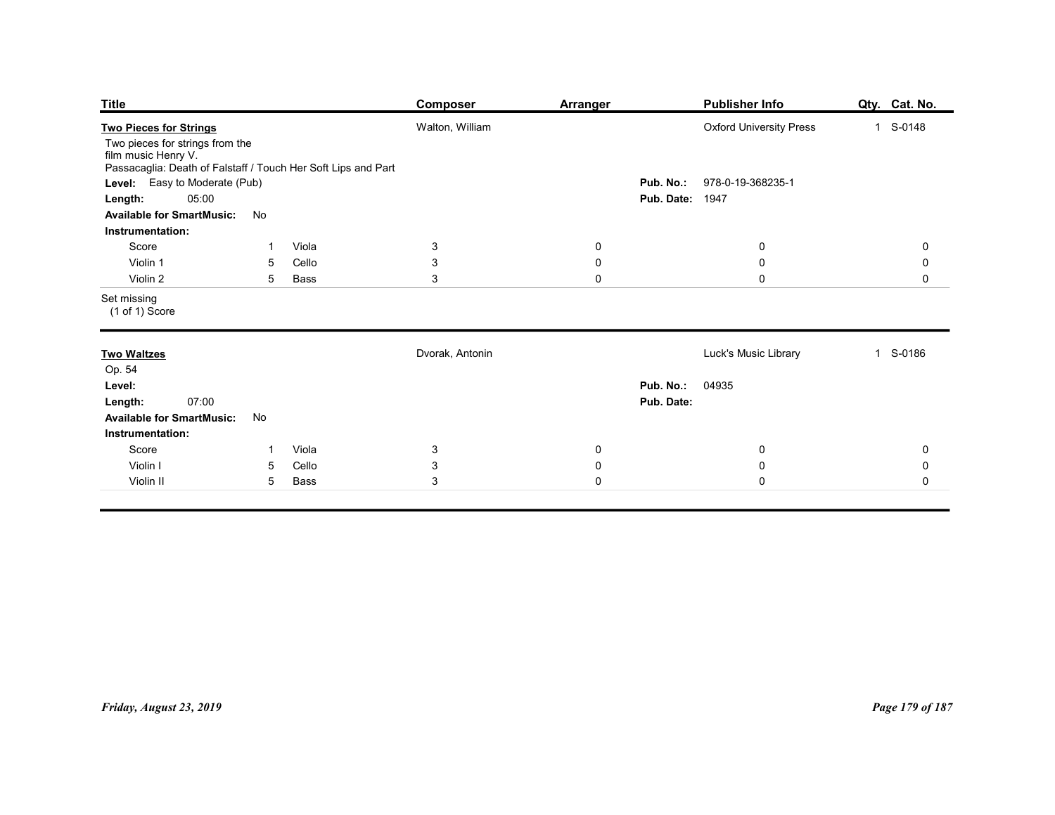| Title | Composer | Arranger | Publisher Info | Qty. | Cat. No. |
|---|---|---|---|---|---|
| **Two Pieces for Strings** | Walton, William | | Oxford University Press | 1 | S-0148 |

Two pieces for strings from the film music Henry V.
Passacaglia: Death of Falstaff / Touch Her Soft Lips and Part

**Level:** Easy to Moderate (Pub)
**Length:** 05:00
**Available for SmartMusic:** No
**Pub. No.:** 978-0-19-368235-1
**Pub. Date:** 1947

**Instrumentation:**

| Part | Qty. | Part | Qty. | | | | |
|---|---|---|---|---|---|---|---|
| Score | 1 | Viola | 3 | 0 | 0 | 0 | |
| Violin 1 | 5 | Cello | 3 | 0 | 0 | 0 | |
| Violin 2 | 5 | Bass | 3 | 0 | 0 | 0 | |

Set missing
(1 of 1) Score

---

| Title | Composer | Arranger | Publisher Info | Qty. | Cat. No. |
|---|---|---|---|---|---|
| **Two Waltzes** | Dvorak, Antonin | | Luck's Music Library | 1 | S-0186 |

Op. 54

**Level:**
**Length:** 07:00
**Available for SmartMusic:** No
**Pub. No.:** 04935
**Pub. Date:**

**Instrumentation:**

| Part | Qty. | Part | Qty. | | | | |
|---|---|---|---|---|---|---|---|
| Score | 1 | Viola | 3 | 0 | 0 | 0 | |
| Violin I | 5 | Cello | 3 | 0 | 0 | 0 | |
| Violin II | 5 | Bass | 3 | 0 | 0 | 0 | |

*Friday, August 23, 2019*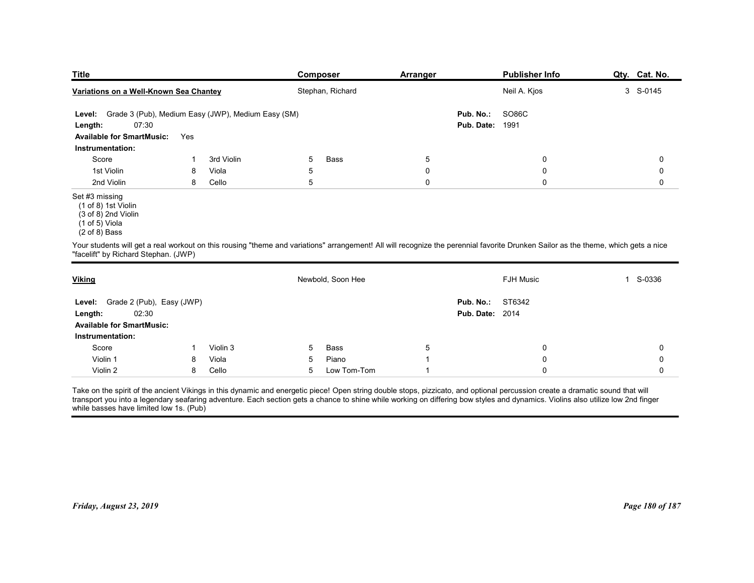| Title | Composer | Arranger | Publisher Info | Qty. | Cat. No. |
|---|---|---|---|---|---|
| **Variations on a Well-Known Sea Chantey** | Stephan, Richard | | Neil A. Kjos | 3 | S-0145 |

**Level:** Grade 3 (Pub), Medium Easy (JWP), Medium Easy (SM)
**Length:** 07:30
**Available for SmartMusic:** Yes
**Pub. No.:** SO86C
**Pub. Date:** 1991

**Instrumentation:**

| | | | | | | | |
|---|---|---|---|---|---|---|---|
| Score | 1 | 3rd Violin | 5 | Bass | 5 | 0 | 0 |
| 1st Violin | 8 | Viola | 5 | | 0 | 0 | 0 |
| 2nd Violin | 8 | Cello | 5 | | 0 | 0 | 0 |

Set #3 missing
(1 of 8) 1st Violin
(3 of 8) 2nd Violin
(1 of 5) Viola
(2 of 8) Bass

Your students will get a real workout on this rousing "theme and variations" arrangement! All will recognize the perennial favorite Drunken Sailor as the theme, which gets a nice "facelift" by Richard Stephan. (JWP)

---

| Title | Composer | Arranger | Publisher Info | Qty. | Cat. No. |
|---|---|---|---|---|---|
| **Viking** | Newbold, Soon Hee | | FJH Music | 1 | S-0336 |

**Level:** Grade 2 (Pub), Easy (JWP)
**Length:** 02:30
**Available for SmartMusic:**
**Pub. No.:** ST6342
**Pub. Date:** 2014

**Instrumentation:**

| | | | | | | | |
|---|---|---|---|---|---|---|---|
| Score | 1 | Violin 3 | 5 | Bass | 5 | 0 | 0 |
| Violin 1 | 8 | Viola | 5 | Piano | 1 | 0 | 0 |
| Violin 2 | 8 | Cello | 5 | Low Tom-Tom | 1 | 0 | 0 |

Take on the spirit of the ancient Vikings in this dynamic and energetic piece! Open string double stops, pizzicato, and optional percussion create a dramatic sound that will transport you into a legendary seafaring adventure. Each section gets a chance to shine while working on differing bow styles and dynamics. Violins also utilize low 2nd finger while basses have limited low 1s. (Pub)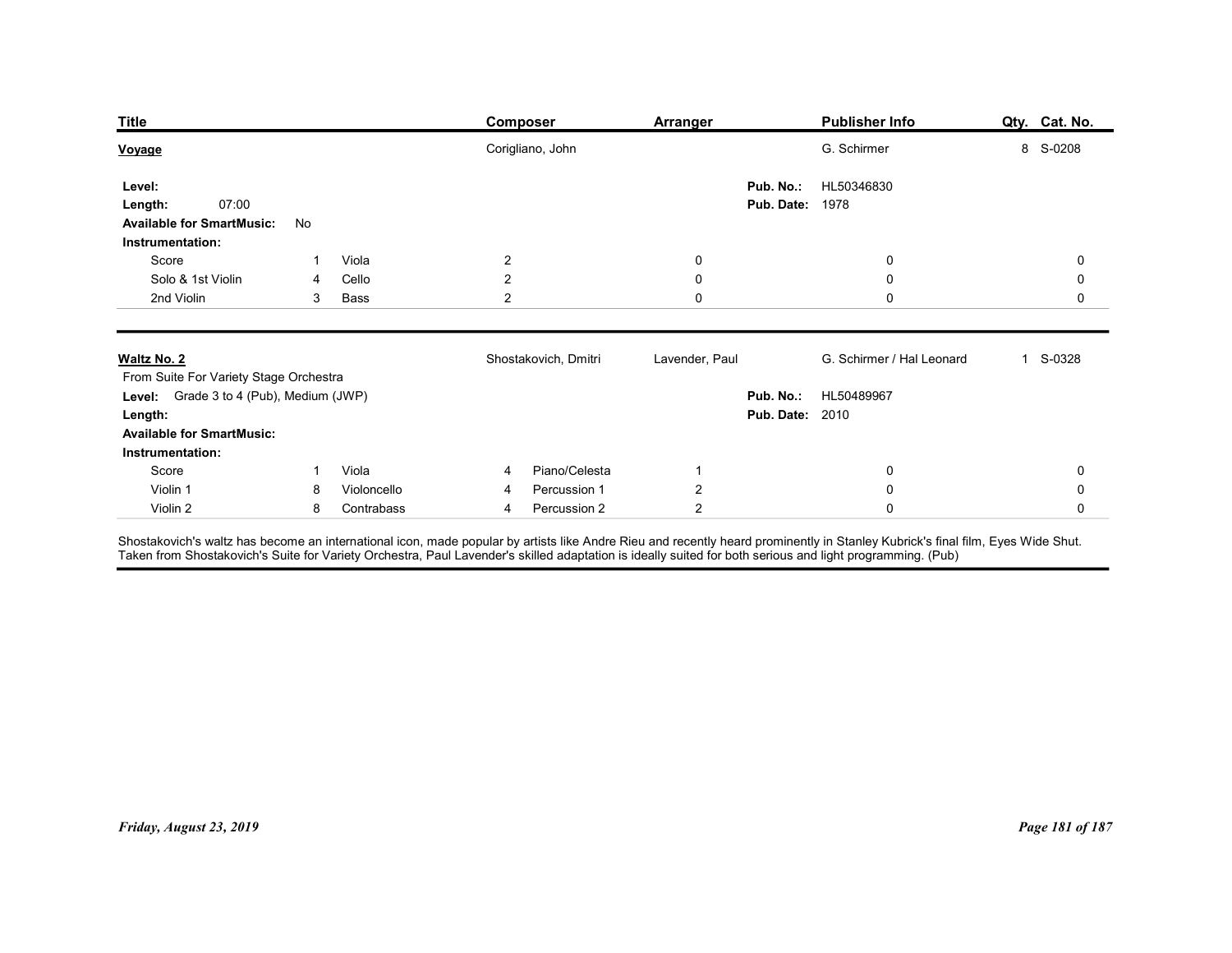| Title | Composer | Arranger | Publisher Info | Qty. | Cat. No. |
|---|---|---|---|---|---|
| **Voyage** | Corigliano, John | | G. Schirmer | 8 | S-0208 |

**Level:**
**Length:** 07:00
**Available for SmartMusic:** No
**Pub. No.:** HL50346830
**Pub. Date:** 1978
**Instrumentation:**

| | | | | | | |
|---|---|---|---|---|---|---|
| Score | 1 | Viola | 2 | 0 | 0 | 0 |
| Solo & 1st Violin | 4 | Cello | 2 | 0 | 0 | 0 |
| 2nd Violin | 3 | Bass | 2 | 0 | 0 | 0 |

| Title | Composer | Arranger | Publisher Info | Qty. | Cat. No. |
|---|---|---|---|---|---|
| **Waltz No. 2** | Shostakovich, Dmitri | Lavender, Paul | G. Schirmer / Hal Leonard | 1 | S-0328 |

From Suite For Variety Stage Orchestra
**Level:** Grade 3 to 4 (Pub), Medium (JWP)
**Length:**
**Available for SmartMusic:**
**Pub. No.:** HL50489967
**Pub. Date:** 2010
**Instrumentation:**

| | | | | | | | | |
|---|---|---|---|---|---|---|---|---|
| Score | 1 | Viola | 4 | Piano/Celesta | 1 | 0 | 0 |
| Violin 1 | 8 | Violoncello | 4 | Percussion 1 | 2 | 0 | 0 |
| Violin 2 | 8 | Contrabass | 4 | Percussion 2 | 2 | 0 | 0 |

Shostakovich's waltz has become an international icon, made popular by artists like Andre Rieu and recently heard prominently in Stanley Kubrick's final film, Eyes Wide Shut. Taken from Shostakovich's Suite for Variety Orchestra, Paul Lavender's skilled adaptation is ideally suited for both serious and light programming. (Pub)

*Friday, August 23, 2019*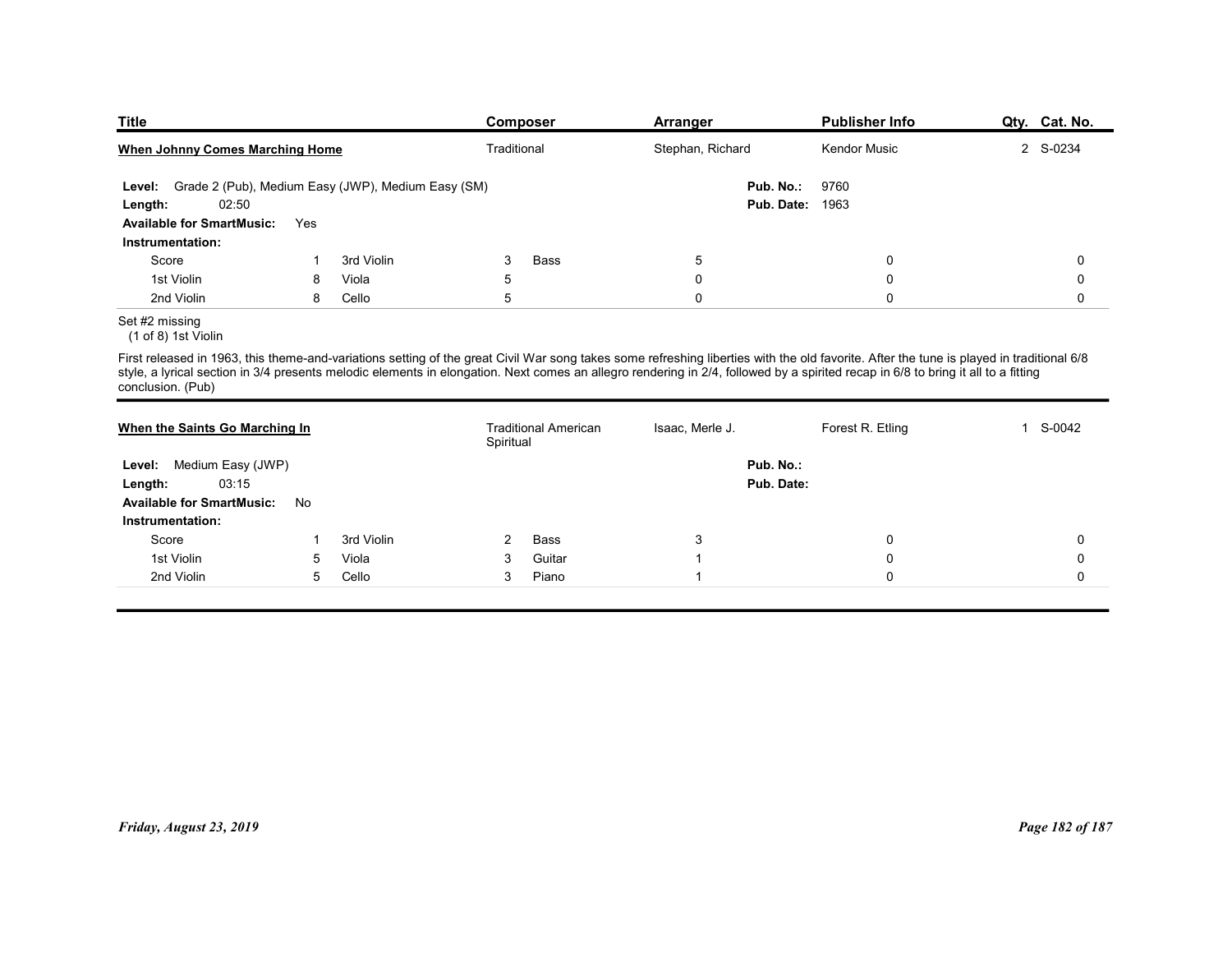| Title | Composer | Arranger | Publisher Info | Qty. | Cat. No. |
|---|---|---|---|---|---|
| **When Johnny Comes Marching Home** | Traditional | Stephan, Richard | Kendor Music | 2 | S-0234 |

**Level:** Grade 2 (Pub), Medium Easy (JWP), Medium Easy (SM)
**Length:** 02:50
**Available for SmartMusic:** Yes
**Pub. No.:** 9760
**Pub. Date:** 1963

**Instrumentation:**

| | | | | | | | | |
|---|---|---|---|---|---|---|---|---|
| Score | 1 | 3rd Violin | 3 | Bass | 5 | | 0 | 0 |
| 1st Violin | 8 | Viola | 5 | | 0 | | 0 | 0 |
| 2nd Violin | 8 | Cello | 5 | | 0 | | 0 | 0 |

Set #2 missing
(1 of 8) 1st Violin

First released in 1963, this theme-and-variations setting of the great Civil War song takes some refreshing liberties with the old favorite. After the tune is played in traditional 6/8 style, a lyrical section in 3/4 presents melodic elements in elongation. Next comes an allegro rendering in 2/4, followed by a spirited recap in 6/8 to bring it all to a fitting conclusion. (Pub)

---

| Title | Composer | Arranger | Publisher Info | Qty. | Cat. No. |
|---|---|---|---|---|---|
| **When the Saints Go Marching In** | Traditional American Spiritual | Isaac, Merle J. | Forest R. Etling | 1 | S-0042 |

**Level:** Medium Easy (JWP)
**Length:** 03:15
**Available for SmartMusic:** No
**Pub. No.:**
**Pub. Date:**

**Instrumentation:**

| | | | | | | | | |
|---|---|---|---|---|---|---|---|---|
| Score | 1 | 3rd Violin | 2 | Bass | 3 | | 0 | 0 |
| 1st Violin | 5 | Viola | 3 | Guitar | 1 | | 0 | 0 |
| 2nd Violin | 5 | Cello | 3 | Piano | 1 | | 0 | 0 |

*Friday, August 23, 2019*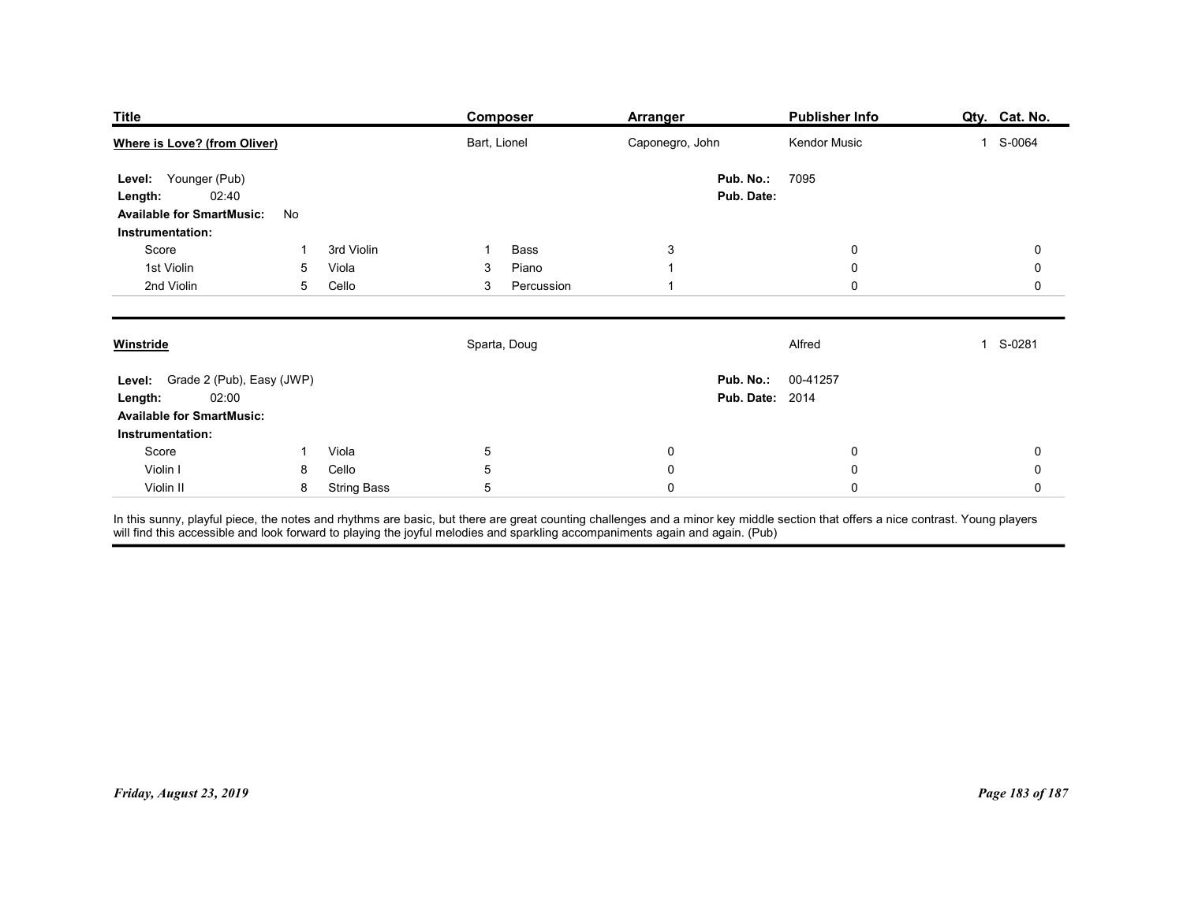| Title | Composer | Arranger | Publisher Info | Qty. | Cat. No. |
|---|---|---|---|---|---|
| **Where is Love? (from Oliver)** | Bart, Lionel | Caponegro, John | Kendor Music | 1 | S-0064 |

**Level:** Younger (Pub)
**Length:** 02:40
**Available for SmartMusic:** No
**Pub. No.:** 7095
**Pub. Date:**

**Instrumentation:**

| Part | Qty. | Part | Qty. | Part | Qty. | | | |
|---|---|---|---|---|---|---|---|---|
| Score | 1 | 3rd Violin | 1 | Bass | 3 | 0 | 0 | 0 |
| 1st Violin | 5 | Viola | 3 | Piano | 1 | 0 | 0 | 0 |
| 2nd Violin | 5 | Cello | 3 | Percussion | 1 | 0 | 0 | 0 |

---

| Title | Composer | Arranger | Publisher Info | Qty. | Cat. No. |
|---|---|---|---|---|---|
| **Winstride** | Sparta, Doug | | Alfred | 1 | S-0281 |

**Level:** Grade 2 (Pub), Easy (JWP)
**Length:** 02:00
**Available for SmartMusic:**
**Pub. No.:** 00-41257
**Pub. Date:** 2014

**Instrumentation:**

| Part | Qty. | Part | Qty. | | | |
|---|---|---|---|---|---|---|
| Score | 1 | Viola | 5 | 0 | 0 | 0 |
| Violin I | 8 | Cello | 5 | 0 | 0 | 0 |
| Violin II | 8 | String Bass | 5 | 0 | 0 | 0 |

In this sunny, playful piece, the notes and rhythms are basic, but there are great counting challenges and a minor key middle section that offers a nice contrast. Young players will find this accessible and look forward to playing the joyful melodies and sparkling accompaniments again and again. (Pub)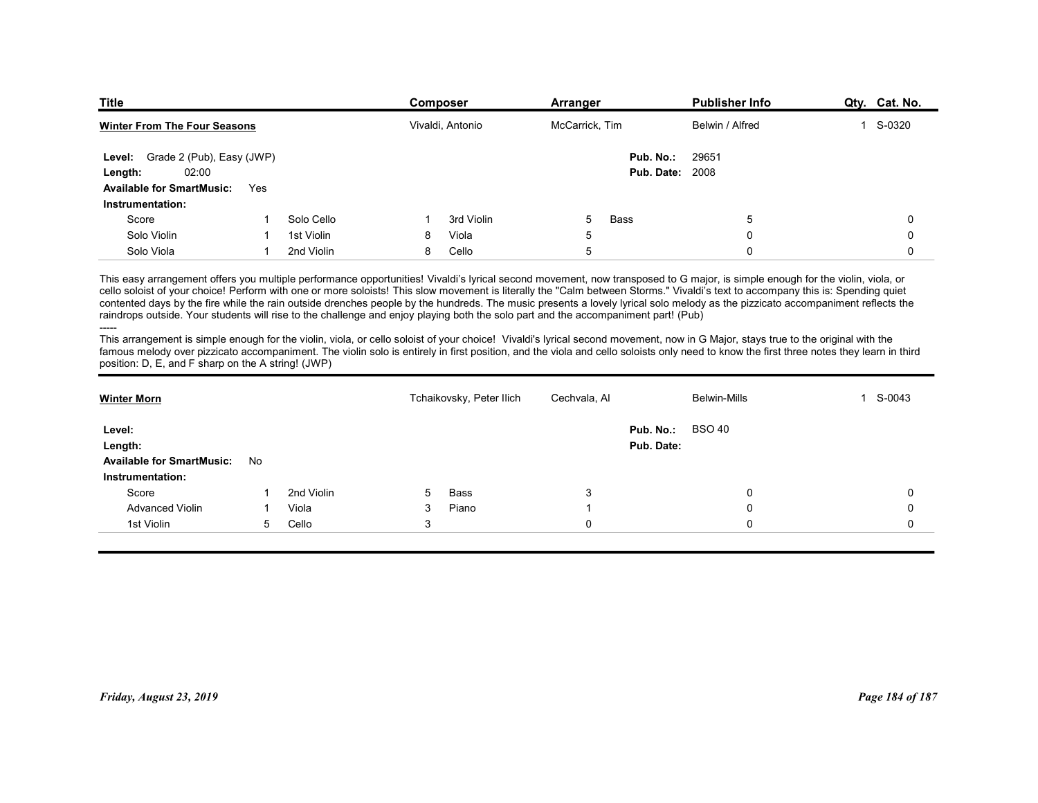| Title | Composer | Arranger | Publisher Info | Qty. | Cat. No. |
|---|---|---|---|---|---|
| **Winter From The Four Seasons** | Vivaldi, Antonio | McCarrick, Tim | Belwin / Alfred | 1 | S-0320 |

**Level:** Grade 2 (Pub), Easy (JWP)
**Length:** 02:00
**Available for SmartMusic:** Yes
**Pub. No.:** 29651
**Pub. Date:** 2008

**Instrumentation:**

| | | | | | | | | | |
|---|---|---|---|---|---|---|---|---|---|
| Score | 1 | Solo Cello | 1 | 3rd Violin | 5 | Bass | 5 | | 0 |
| Solo Violin | 1 | 1st Violin | 8 | Viola | 5 | | 0 | | 0 |
| Solo Viola | 1 | 2nd Violin | 8 | Cello | 5 | | 0 | | 0 |

This easy arrangement offers you multiple performance opportunities! Vivaldi's lyrical second movement, now transposed to G major, is simple enough for the violin, viola, or cello soloist of your choice! Perform with one or more soloists! This slow movement is literally the "Calm between Storms." Vivaldi's text to accompany this is: Spending quiet contented days by the fire while the rain outside drenches people by the hundreds. The music presents a lovely lyrical solo melody as the pizzicato accompaniment reflects the raindrops outside. Your students will rise to the challenge and enjoy playing both the solo part and the accompaniment part! (Pub)

-----

This arrangement is simple enough for the violin, viola, or cello soloist of your choice! Vivaldi's lyrical second movement, now in G Major, stays true to the original with the famous melody over pizzicato accompaniment. The violin solo is entirely in first position, and the viola and cello soloists only need to know the first three notes they learn in third position: D, E, and F sharp on the A string! (JWP)

| Title | Composer | Arranger | Publisher Info | Qty. | Cat. No. |
|---|---|---|---|---|---|
| **Winter Morn** | Tchaikovsky, Peter Ilich | Cechvala, Al | Belwin-Mills | 1 | S-0043 |

**Level:**
**Length:**
**Available for SmartMusic:** No
**Pub. No.:** BSO 40
**Pub. Date:**

**Instrumentation:**

| | | | | | | | | |
|---|---|---|---|---|---|---|---|---|
| Score | 1 | 2nd Violin | 5 | Bass | 3 | | 0 | 0 |
| Advanced Violin | 1 | Viola | 3 | Piano | 1 | | 0 | 0 |
| 1st Violin | 5 | Cello | 3 | | 0 | | 0 | 0 |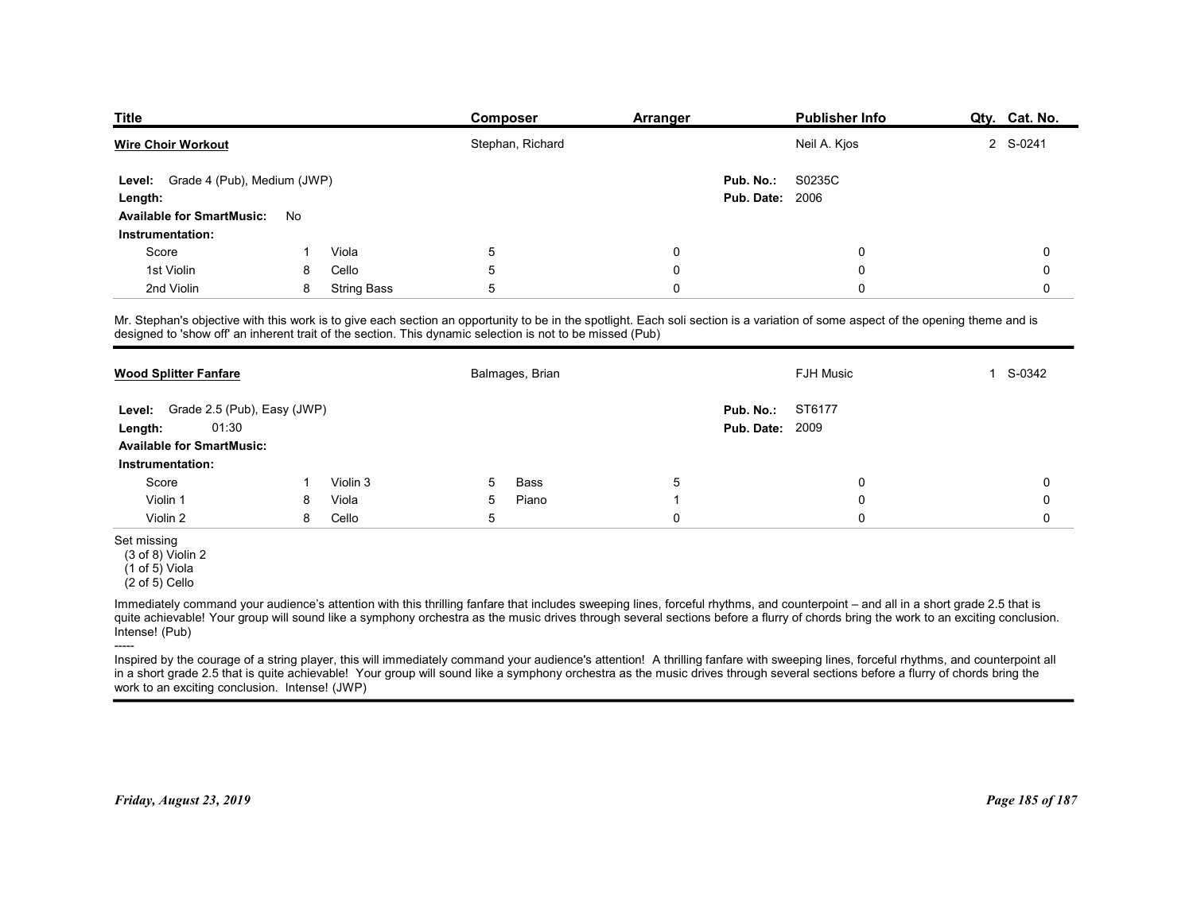| Title | Composer | Arranger | Publisher Info | Qty. | Cat. No. |
|---|---|---|---|---|---|
| **Wire Choir Workout** | Stephan, Richard | | Neil A. Kjos | 2 | S-0241 |

**Level:** Grade 4 (Pub), Medium (JWP)
**Length:**
**Available for SmartMusic:** No
**Pub. No.:** S0235C
**Pub. Date:** 2006

**Instrumentation:**

| | | | | | | | |
|---|---|---|---|---|---|---|---|
| Score | 1 | Viola | 5 | 0 | 0 | | 0 |
| 1st Violin | 8 | Cello | 5 | 0 | 0 | | 0 |
| 2nd Violin | 8 | String Bass | 5 | 0 | 0 | | 0 |

Mr. Stephan's objective with this work is to give each section an opportunity to be in the spotlight. Each soli section is a variation of some aspect of the opening theme and is designed to 'show off' an inherent trait of the section. This dynamic selection is not to be missed (Pub)

---

| Title | Composer | Arranger | Publisher Info | Qty. | Cat. No. |
|---|---|---|---|---|---|
| **Wood Splitter Fanfare** | Balmages, Brian | | FJH Music | 1 | S-0342 |

**Level:** Grade 2.5 (Pub), Easy (JWP)
**Length:** 01:30
**Available for SmartMusic:**
**Pub. No.:** ST6177
**Pub. Date:** 2009

**Instrumentation:**

| | | | | | | | | |
|---|---|---|---|---|---|---|---|---|
| Score | 1 | Violin 3 | 5 | Bass | 5 | 0 | | 0 |
| Violin 1 | 8 | Viola | 5 | Piano | 1 | 0 | | 0 |
| Violin 2 | 8 | Cello | 5 | | 0 | 0 | | 0 |

Set missing
(3 of 8) Violin 2
(1 of 5) Viola
(2 of 5) Cello

Immediately command your audience's attention with this thrilling fanfare that includes sweeping lines, forceful rhythms, and counterpoint – and all in a short grade 2.5 that is quite achievable! Your group will sound like a symphony orchestra as the music drives through several sections before a flurry of chords bring the work to an exciting conclusion. Intense! (Pub)

-----

Inspired by the courage of a string player, this will immediately command your audience's attention! A thrilling fanfare with sweeping lines, forceful rhythms, and counterpoint all in a short grade 2.5 that is quite achievable! Your group will sound like a symphony orchestra as the music drives through several sections before a flurry of chords bring the work to an exciting conclusion. Intense! (JWP)

*Friday, August 23, 2019*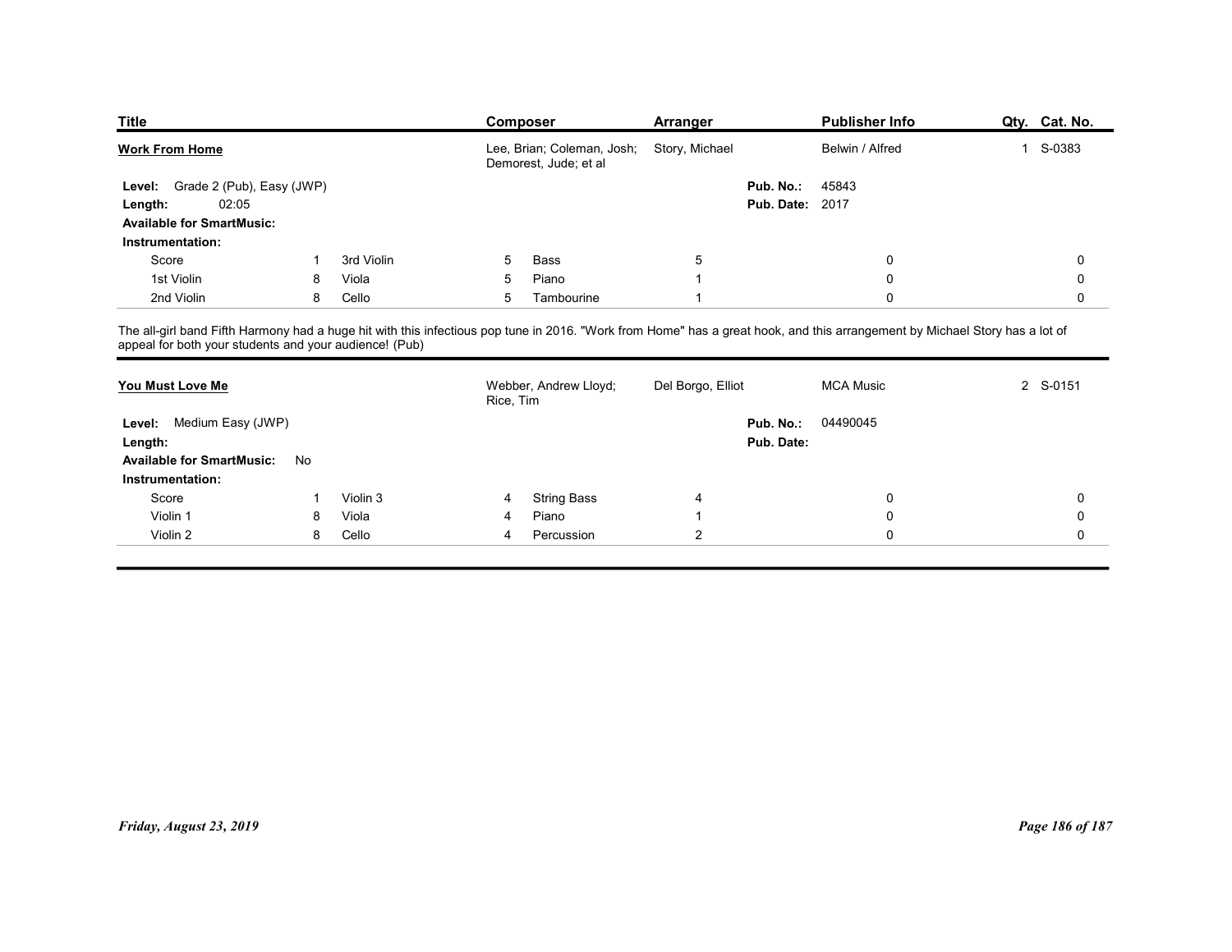| Title | Composer | Arranger | Publisher Info | Qty. | Cat. No. |
|---|---|---|---|---|---|
| **Work From Home** | Lee, Brian; Coleman, Josh; Demorest, Jude; et al | Story, Michael | Belwin / Alfred | 1 | S-0383 |

**Level:** Grade 2 (Pub), Easy (JWP)
**Length:** 02:05
**Available for SmartMusic:**
**Pub. No.:** 45843
**Pub. Date:** 2017

**Instrumentation:**

| | | | | | | | | | | | |
|---|---|---|---|---|---|---|---|---|---|---|---|
| Score | 1 | 3rd Violin | 5 | Bass | 5 | | 0 | | 0 | | |
| 1st Violin | 8 | Viola | 5 | Piano | 1 | | 0 | | 0 | | |
| 2nd Violin | 8 | Cello | 5 | Tambourine | 1 | | 0 | | 0 | | |

The all-girl band Fifth Harmony had a huge hit with this infectious pop tune in 2016. "Work from Home" has a great hook, and this arrangement by Michael Story has a lot of appeal for both your students and your audience! (Pub)

---

| Title | Composer | Arranger | Publisher Info | Qty. | Cat. No. |
|---|---|---|---|---|---|
| **You Must Love Me** | Webber, Andrew Lloyd; Rice, Tim | Del Borgo, Elliot | MCA Music | 2 | S-0151 |

**Level:** Medium Easy (JWP)
**Length:**
**Available for SmartMusic:** No
**Pub. No.:** 04490045
**Pub. Date:**

**Instrumentation:**

| | | | | | | | | | | | |
|---|---|---|---|---|---|---|---|---|---|---|---|
| Score | 1 | Violin 3 | 4 | String Bass | 4 | | 0 | | 0 | | |
| Violin 1 | 8 | Viola | 4 | Piano | 1 | | 0 | | 0 | | |
| Violin 2 | 8 | Cello | 4 | Percussion | 2 | | 0 | | 0 | | |

*Friday, August 23, 2019*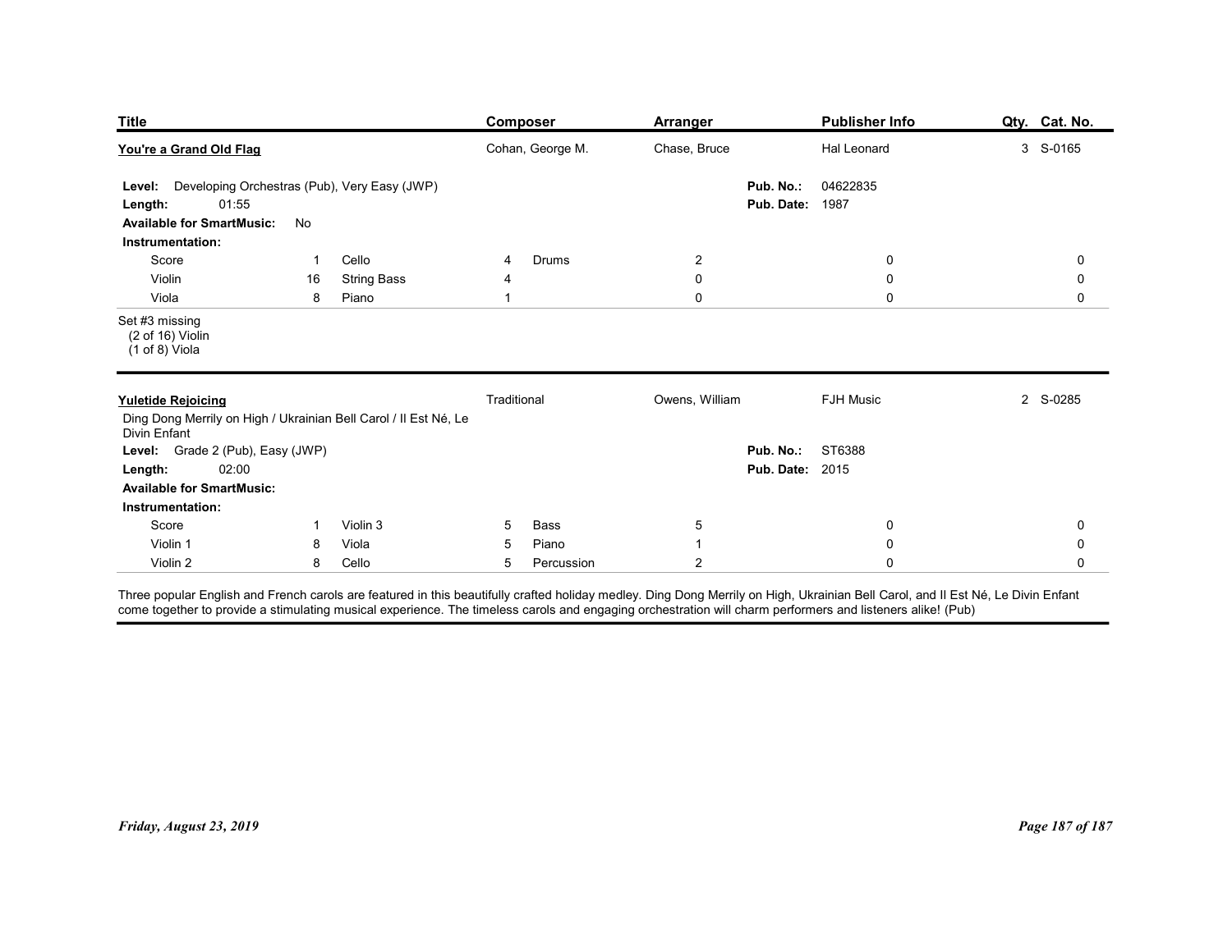| Title | Composer | Arranger | Publisher Info | Qty. | Cat. No. |
|---|---|---|---|---|---|
| **You're a Grand Old Flag** | Cohan, George M. | Chase, Bruce | Hal Leonard | 3 | S-0165 |

**Level:** Developing Orchestras (Pub), Very Easy (JWP)
**Length:** 01:55
**Available for SmartMusic:** No
**Pub. No.:** 04622835
**Pub. Date:** 1987

**Instrumentation:**

| | | | | | | | | |
|---|---|---|---|---|---|---|---|---|
| Score | 1 | Cello | 4 | Drums | 2 | | 0 | 0 |
| Violin | 16 | String Bass | 4 | | 0 | | 0 | 0 |
| Viola | 8 | Piano | 1 | | 0 | | 0 | 0 |

Set #3 missing
(2 of 16) Violin
(1 of 8) Viola

---

| Title | Composer | Arranger | Publisher Info | Qty. | Cat. No. |
|---|---|---|---|---|---|
| **Yuletide Rejoicing** | Traditional | Owens, William | FJH Music | 2 | S-0285 |

Ding Dong Merrily on High / Ukrainian Bell Carol / Il Est Né, Le Divin Enfant

**Level:** Grade 2 (Pub), Easy (JWP)
**Length:** 02:00
**Available for SmartMusic:**
**Pub. No.:** ST6388
**Pub. Date:** 2015

**Instrumentation:**

| | | | | | | | | |
|---|---|---|---|---|---|---|---|---|
| Score | 1 | Violin 3 | 5 | Bass | 5 | | 0 | 0 |
| Violin 1 | 8 | Viola | 5 | Piano | 1 | | 0 | 0 |
| Violin 2 | 8 | Cello | 5 | Percussion | 2 | | 0 | 0 |

Three popular English and French carols are featured in this beautifully crafted holiday medley. Ding Dong Merrily on High, Ukrainian Bell Carol, and Il Est Né, Le Divin Enfant come together to provide a stimulating musical experience. The timeless carols and engaging orchestration will charm performers and listeners alike! (Pub)

*Friday, August 23, 2019*